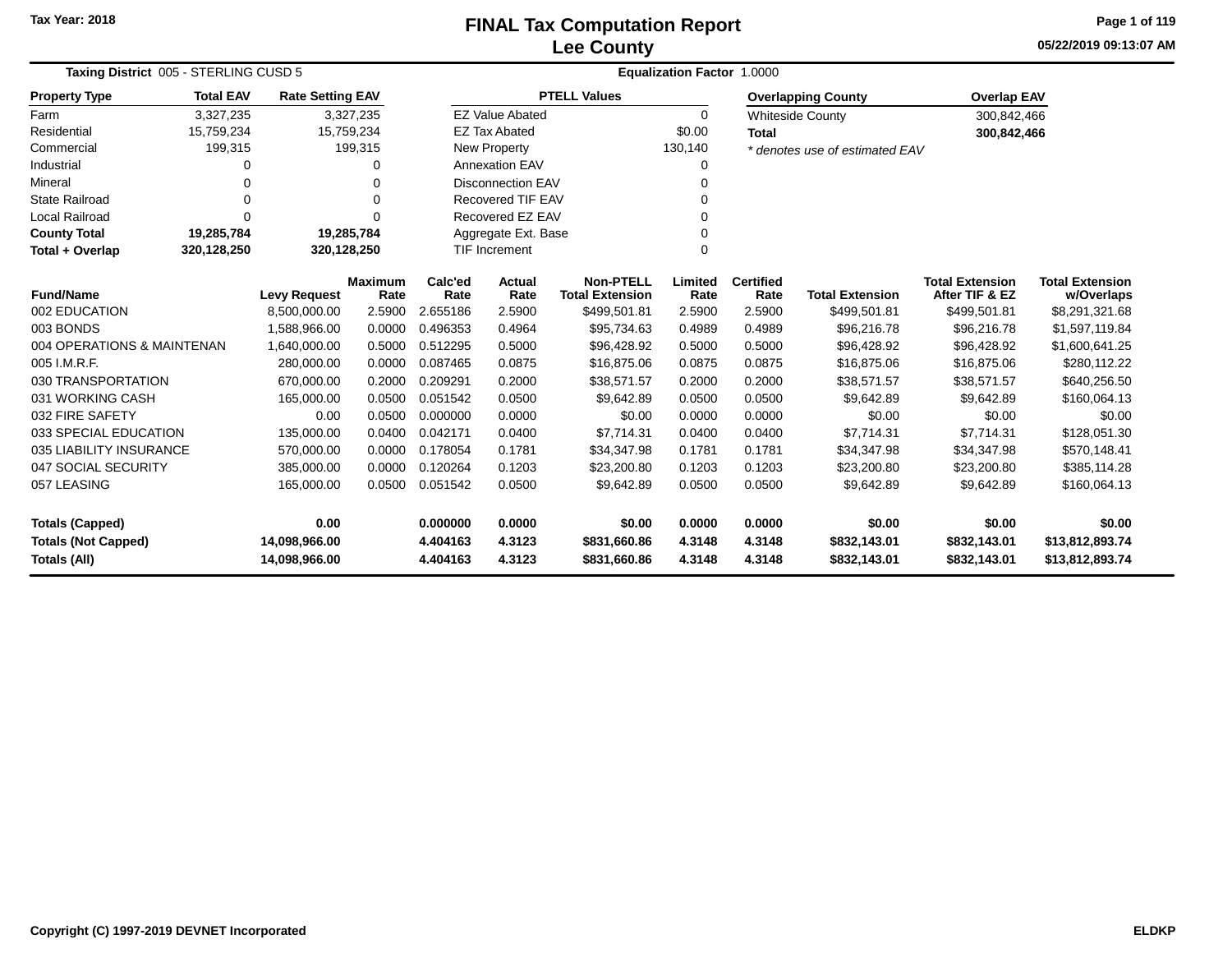Tax Year: 2018

# FINAL Tax Computation Report
## Lee County

05/22/2019 09:13:07 AM

**Taxing District** 005 - STERLING CUSD 5 | **Equalization Factor** 1.0000

| Property Type | Total EAV | Rate Setting EAV |
|---|---|---|
| Farm | 3,327,235 | 3,327,235 |
| Residential | 15,759,234 | 15,759,234 |
| Commercial | 199,315 | 199,315 |
| Industrial | 0 | 0 |
| Mineral | 0 | 0 |
| State Railroad | 0 | 0 |
| Local Railroad | 0 | 0 |
| **County Total** | **19,285,784** | **19,285,784** |
| **Total + Overlap** | **320,128,250** | **320,128,250** |

| PTELL Values | |
|---|---|
| EZ Value Abated | 0 |
| EZ Tax Abated | $0.00 |
| New Property | 130,140 |
| Annexation EAV | 0 |
| Disconnection EAV | 0 |
| Recovered TIF EAV | 0 |
| Recovered EZ EAV | 0 |
| Aggregate Ext. Base | 0 |
| TIF Increment | 0 |

| Overlapping County | Overlap EAV |
|---|---|
| Whiteside County | 300,842,466 |
| **Total** | **300,842,466** |

*\* denotes use of estimated EAV*

| Fund/Name | Levy Request | Maximum Rate | Calc'ed Rate | Actual Rate | Non-PTELL Total Extension | Limited Rate | Certified Rate | Total Extension | Total Extension After TIF & EZ | Total Extension w/Overlaps |
|---|---|---|---|---|---|---|---|---|---|---|
| 002 EDUCATION | 8,500,000.00 | 2.5900 | 2.655186 | 2.5900 | $499,501.81 | 2.5900 | 2.5900 | $499,501.81 | $499,501.81 | $8,291,321.68 |
| 003 BONDS | 1,588,966.00 | 0.0000 | 0.496353 | 0.4964 | $95,734.63 | 0.4989 | 0.4989 | $96,216.78 | $96,216.78 | $1,597,119.84 |
| 004 OPERATIONS & MAINTENAN | 1,640,000.00 | 0.5000 | 0.512295 | 0.5000 | $96,428.92 | 0.5000 | 0.5000 | $96,428.92 | $96,428.92 | $1,600,641.25 |
| 005 I.M.R.F. | 280,000.00 | 0.0000 | 0.087465 | 0.0875 | $16,875.06 | 0.0875 | 0.0875 | $16,875.06 | $16,875.06 | $280,112.22 |
| 030 TRANSPORTATION | 670,000.00 | 0.2000 | 0.209291 | 0.2000 | $38,571.57 | 0.2000 | 0.2000 | $38,571.57 | $38,571.57 | $640,256.50 |
| 031 WORKING CASH | 165,000.00 | 0.0500 | 0.051542 | 0.0500 | $9,642.89 | 0.0500 | 0.0500 | $9,642.89 | $9,642.89 | $160,064.13 |
| 032 FIRE SAFETY | 0.00 | 0.0500 | 0.000000 | 0.0000 | $0.00 | 0.0000 | 0.0000 | $0.00 | $0.00 | $0.00 |
| 033 SPECIAL EDUCATION | 135,000.00 | 0.0400 | 0.042171 | 0.0400 | $7,714.31 | 0.0400 | 0.0400 | $7,714.31 | $7,714.31 | $128,051.30 |
| 035 LIABILITY INSURANCE | 570,000.00 | 0.0000 | 0.178054 | 0.1781 | $34,347.98 | 0.1781 | 0.1781 | $34,347.98 | $34,347.98 | $570,148.41 |
| 047 SOCIAL SECURITY | 385,000.00 | 0.0000 | 0.120264 | 0.1203 | $23,200.80 | 0.1203 | 0.1203 | $23,200.80 | $23,200.80 | $385,114.28 |
| 057 LEASING | 165,000.00 | 0.0500 | 0.051542 | 0.0500 | $9,642.89 | 0.0500 | 0.0500 | $9,642.89 | $9,642.89 | $160,064.13 |
| **Totals (Capped)** | **0.00** | | **0.000000** | **0.0000** | **$0.00** | **0.0000** | **0.0000** | **$0.00** | **$0.00** | **$0.00** |
| **Totals (Not Capped)** | **14,098,966.00** | | **4.404163** | **4.3123** | **$831,660.86** | **4.3148** | **4.3148** | **$832,143.01** | **$832,143.01** | **$13,812,893.74** |
| **Totals (All)** | **14,098,966.00** | | **4.404163** | **4.3123** | **$831,660.86** | **4.3148** | **4.3148** | **$832,143.01** | **$832,143.01** | **$13,812,893.74** |

Copyright (C) 1997-2019 DEVNET Incorporated | ELDKP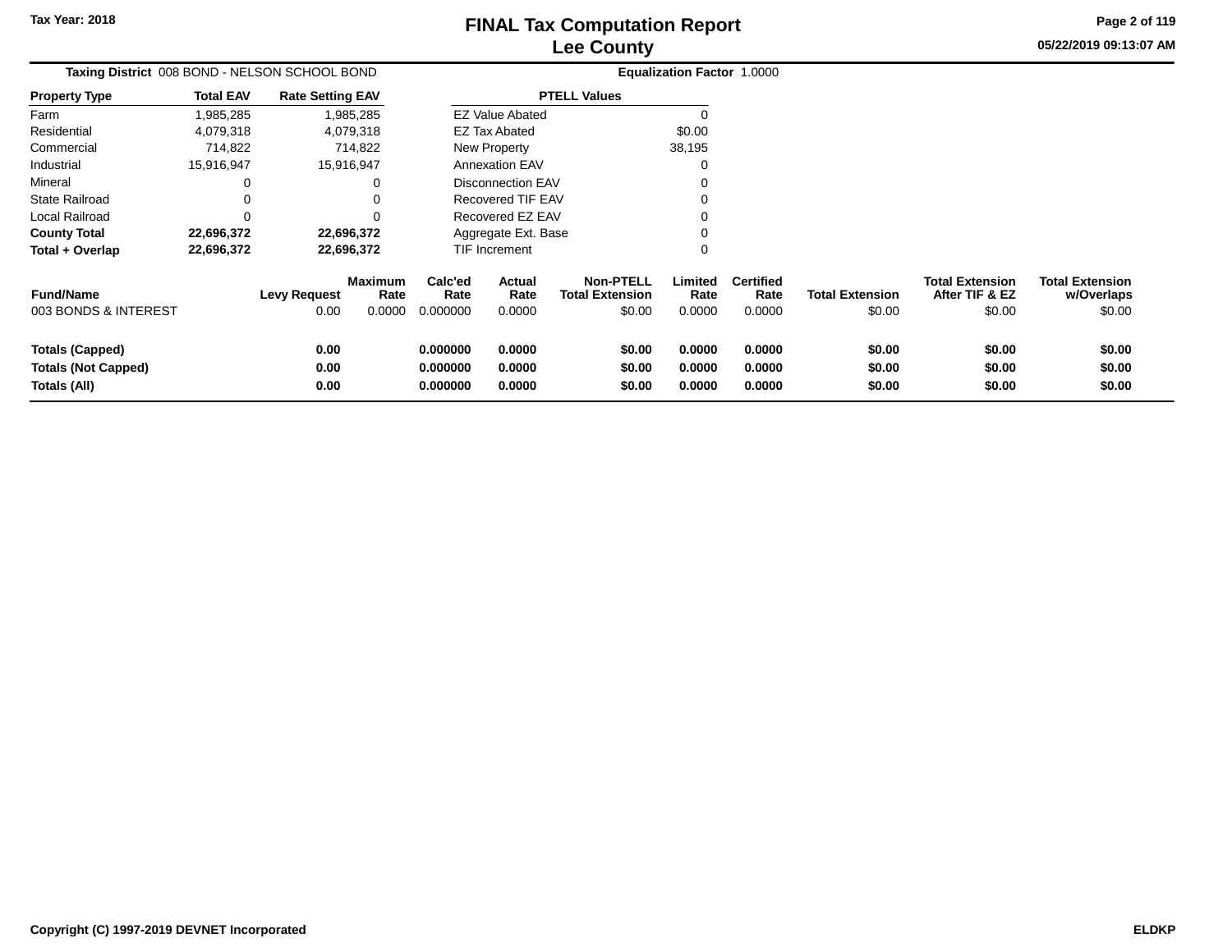**Taxing District** 008 BOND - NELSON SCHOOL BOND

**Equalization Factor** 1.0000

| Property Type | Total EAV | Rate Setting EAV |
|---|---|---|
| Farm | 1,985,285 | 1,985,285 |
| Residential | 4,079,318 | 4,079,318 |
| Commercial | 714,822 | 714,822 |
| Industrial | 15,916,947 | 15,916,947 |
| Mineral | 0 | 0 |
| State Railroad | 0 | 0 |
| Local Railroad | 0 | 0 |
| **County Total** | **22,696,372** | **22,696,372** |
| **Total + Overlap** | **22,696,372** | **22,696,372** |

| PTELL Values | |
|---|---|
| EZ Value Abated | 0 |
| EZ Tax Abated | $0.00 |
| New Property | 38,195 |
| Annexation EAV | 0 |
| Disconnection EAV | 0 |
| Recovered TIF EAV | 0 |
| Recovered EZ EAV | 0 |
| Aggregate Ext. Base | 0 |
| TIF Increment | 0 |

| Fund/Name | Levy Request | Maximum Rate | Calc'ed Rate | Actual Rate | Non-PTELL Total Extension | Limited Rate | Certified Rate | Total Extension | Total Extension After TIF & EZ | Total Extension w/Overlaps |
|---|---|---|---|---|---|---|---|---|---|---|
| 003 BONDS & INTEREST | 0.00 | 0.0000 | 0.000000 | 0.0000 | $0.00 | 0.0000 | 0.0000 | $0.00 | $0.00 | $0.00 |
| **Totals (Capped)** | **0.00** | | **0.000000** | **0.0000** | **$0.00** | **0.0000** | **0.0000** | **$0.00** | **$0.00** | **$0.00** |
| **Totals (Not Capped)** | **0.00** | | **0.000000** | **0.0000** | **$0.00** | **0.0000** | **0.0000** | **$0.00** | **$0.00** | **$0.00** |
| **Totals (All)** | **0.00** | | **0.000000** | **0.0000** | **$0.00** | **0.0000** | **0.0000** | **$0.00** | **$0.00** | **$0.00** |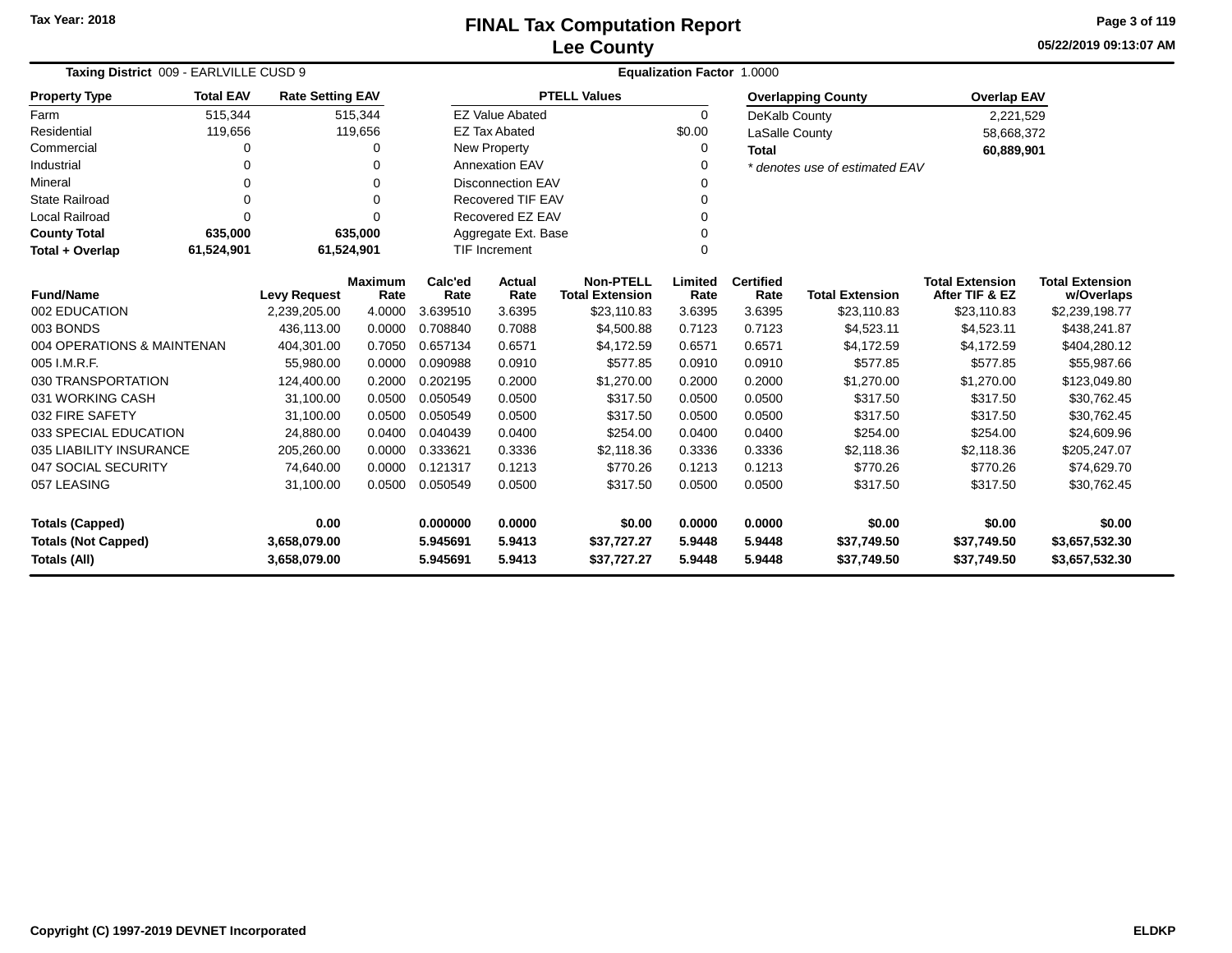Tax Year: 2018

# FINAL Tax Computation Report
## Lee County

05/22/2019 09:13:07 AM

**Taxing District** 009 - EARLVILLE CUSD 9 **Equalization Factor** 1.0000

| Property Type | Total EAV | Rate Setting EAV |
|---|---|---|
| Farm | 515,344 | 515,344 |
| Residential | 119,656 | 119,656 |
| Commercial | 0 | 0 |
| Industrial | 0 | 0 |
| Mineral | 0 | 0 |
| State Railroad | 0 | 0 |
| Local Railroad | 0 | 0 |
| **County Total** | **635,000** | **635,000** |
| **Total + Overlap** | **61,524,901** | **61,524,901** |

| PTELL Values | |
|---|---|
| EZ Value Abated | 0 |
| EZ Tax Abated | $0.00 |
| New Property | 0 |
| Annexation EAV | 0 |
| Disconnection EAV | 0 |
| Recovered TIF EAV | 0 |
| Recovered EZ EAV | 0 |
| Aggregate Ext. Base | 0 |
| TIF Increment | 0 |

| Overlapping County | Overlap EAV |
|---|---|
| DeKalb County | 2,221,529 |
| LaSalle County | 58,668,372 |
| **Total** | **60,889,901** |

*\* denotes use of estimated EAV*

| Fund/Name | Levy Request | Maximum Rate | Calc'ed Rate | Actual Rate | Non-PTELL Total Extension | Limited Rate | Certified Rate | Total Extension | Total Extension After TIF & EZ | Total Extension w/Overlaps |
|---|---|---|---|---|---|---|---|---|---|---|
| 002 EDUCATION | 2,239,205.00 | 4.0000 | 3.639510 | 3.6395 | $23,110.83 | 3.6395 | 3.6395 | $23,110.83 | $23,110.83 | $2,239,198.77 |
| 003 BONDS | 436,113.00 | 0.0000 | 0.708840 | 0.7088 | $4,500.88 | 0.7123 | 0.7123 | $4,523.11 | $4,523.11 | $438,241.87 |
| 004 OPERATIONS & MAINTENAN | 404,301.00 | 0.7050 | 0.657134 | 0.6571 | $4,172.59 | 0.6571 | 0.6571 | $4,172.59 | $4,172.59 | $404,280.12 |
| 005 I.M.R.F. | 55,980.00 | 0.0000 | 0.090988 | 0.0910 | $577.85 | 0.0910 | 0.0910 | $577.85 | $577.85 | $55,987.66 |
| 030 TRANSPORTATION | 124,400.00 | 0.2000 | 0.202195 | 0.2000 | $1,270.00 | 0.2000 | 0.2000 | $1,270.00 | $1,270.00 | $123,049.80 |
| 031 WORKING CASH | 31,100.00 | 0.0500 | 0.050549 | 0.0500 | $317.50 | 0.0500 | 0.0500 | $317.50 | $317.50 | $30,762.45 |
| 032 FIRE SAFETY | 31,100.00 | 0.0500 | 0.050549 | 0.0500 | $317.50 | 0.0500 | 0.0500 | $317.50 | $317.50 | $30,762.45 |
| 033 SPECIAL EDUCATION | 24,880.00 | 0.0400 | 0.040439 | 0.0400 | $254.00 | 0.0400 | 0.0400 | $254.00 | $254.00 | $24,609.96 |
| 035 LIABILITY INSURANCE | 205,260.00 | 0.0000 | 0.333621 | 0.3336 | $2,118.36 | 0.3336 | 0.3336 | $2,118.36 | $2,118.36 | $205,247.07 |
| 047 SOCIAL SECURITY | 74,640.00 | 0.0000 | 0.121317 | 0.1213 | $770.26 | 0.1213 | 0.1213 | $770.26 | $770.26 | $74,629.70 |
| 057 LEASING | 31,100.00 | 0.0500 | 0.050549 | 0.0500 | $317.50 | 0.0500 | 0.0500 | $317.50 | $317.50 | $30,762.45 |
| **Totals (Capped)** | **0.00** | | **0.000000** | **0.0000** | **$0.00** | **0.0000** | **0.0000** | **$0.00** | **$0.00** | **$0.00** |
| **Totals (Not Capped)** | **3,658,079.00** | | **5.945691** | **5.9413** | **$37,727.27** | **5.9448** | **5.9448** | **$37,749.50** | **$37,749.50** | **$3,657,532.30** |
| **Totals (All)** | **3,658,079.00** | | **5.945691** | **5.9413** | **$37,727.27** | **5.9448** | **5.9448** | **$37,749.50** | **$37,749.50** | **$3,657,532.30** |

Copyright (C) 1997-2019 DEVNET Incorporated ELDKP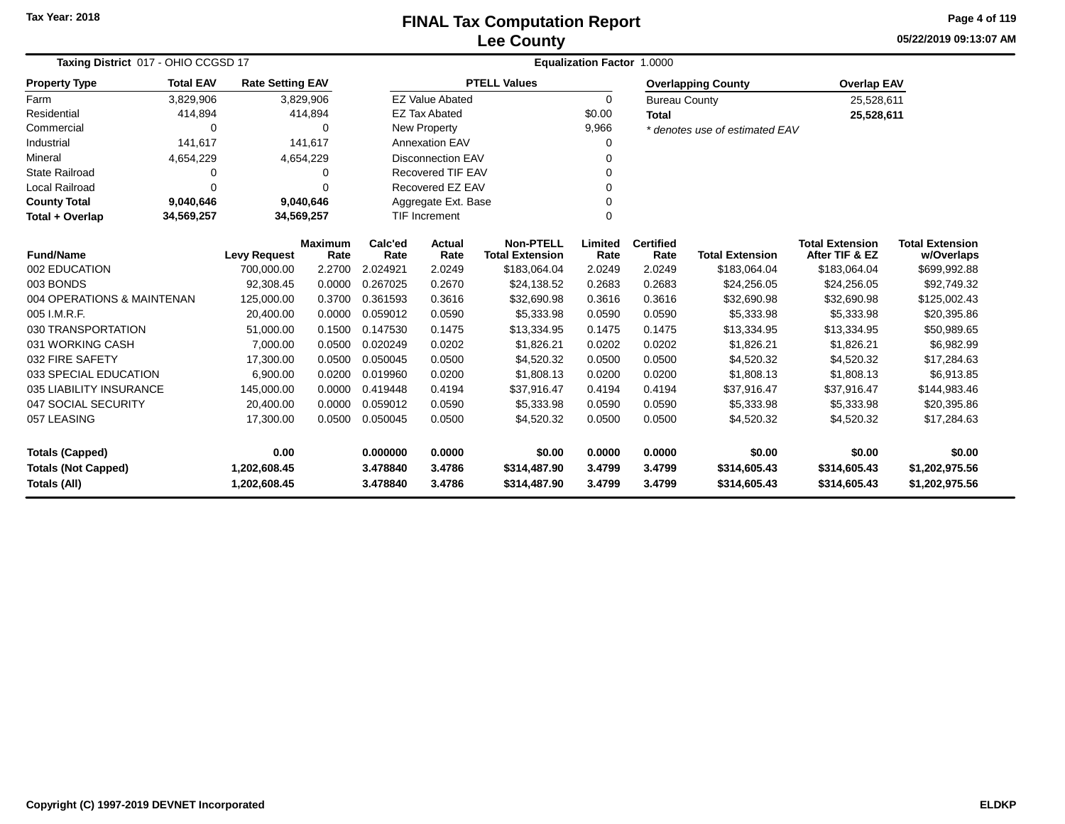Tax Year: 2018

# FINAL Tax Computation Report
## Lee County

05/22/2019 09:13:07 AM

**Taxing District** 017 - OHIO CCGSD 17 **Equalization Factor** 1.0000

| Property Type | Total EAV | Rate Setting EAV |
|---|---|---|
| Farm | 3,829,906 | 3,829,906 |
| Residential | 414,894 | 414,894 |
| Commercial | 0 | 0 |
| Industrial | 141,617 | 141,617 |
| Mineral | 4,654,229 | 4,654,229 |
| State Railroad | 0 | 0 |
| Local Railroad | 0 | 0 |
| **County Total** | **9,040,646** | **9,040,646** |
| **Total + Overlap** | **34,569,257** | **34,569,257** |

| PTELL Values | |
|---|---|
| EZ Value Abated | 0 |
| EZ Tax Abated | $0.00 |
| New Property | 9,966 |
| Annexation EAV | 0 |
| Disconnection EAV | 0 |
| Recovered TIF EAV | 0 |
| Recovered EZ EAV | 0 |
| Aggregate Ext. Base | 0 |
| TIF Increment | 0 |

| Overlapping County | Overlap EAV |
|---|---|
| Bureau County | 25,528,611 |
| **Total** | **25,528,611** |

*\* denotes use of estimated EAV*

| Fund/Name | Levy Request | Maximum Rate | Calc'ed Rate | Actual Rate | Non-PTELL Total Extension | Limited Rate | Certified Rate | Total Extension | Total Extension After TIF & EZ | Total Extension w/Overlaps |
|---|---|---|---|---|---|---|---|---|---|---|
| 002 EDUCATION | 700,000.00 | 2.2700 | 2.024921 | 2.0249 | $183,064.04 | 2.0249 | 2.0249 | $183,064.04 | $183,064.04 | $699,992.88 |
| 003 BONDS | 92,308.45 | 0.0000 | 0.267025 | 0.2670 | $24,138.52 | 0.2683 | 0.2683 | $24,256.05 | $24,256.05 | $92,749.32 |
| 004 OPERATIONS & MAINTENAN | 125,000.00 | 0.3700 | 0.361593 | 0.3616 | $32,690.98 | 0.3616 | 0.3616 | $32,690.98 | $32,690.98 | $125,002.43 |
| 005 I.M.R.F. | 20,400.00 | 0.0000 | 0.059012 | 0.0590 | $5,333.98 | 0.0590 | 0.0590 | $5,333.98 | $5,333.98 | $20,395.86 |
| 030 TRANSPORTATION | 51,000.00 | 0.1500 | 0.147530 | 0.1475 | $13,334.95 | 0.1475 | 0.1475 | $13,334.95 | $13,334.95 | $50,989.65 |
| 031 WORKING CASH | 7,000.00 | 0.0500 | 0.020249 | 0.0202 | $1,826.21 | 0.0202 | 0.0202 | $1,826.21 | $1,826.21 | $6,982.99 |
| 032 FIRE SAFETY | 17,300.00 | 0.0500 | 0.050045 | 0.0500 | $4,520.32 | 0.0500 | 0.0500 | $4,520.32 | $4,520.32 | $17,284.63 |
| 033 SPECIAL EDUCATION | 6,900.00 | 0.0200 | 0.019960 | 0.0200 | $1,808.13 | 0.0200 | 0.0200 | $1,808.13 | $1,808.13 | $6,913.85 |
| 035 LIABILITY INSURANCE | 145,000.00 | 0.0000 | 0.419448 | 0.4194 | $37,916.47 | 0.4194 | 0.4194 | $37,916.47 | $37,916.47 | $144,983.46 |
| 047 SOCIAL SECURITY | 20,400.00 | 0.0000 | 0.059012 | 0.0590 | $5,333.98 | 0.0590 | 0.0590 | $5,333.98 | $5,333.98 | $20,395.86 |
| 057 LEASING | 17,300.00 | 0.0500 | 0.050045 | 0.0500 | $4,520.32 | 0.0500 | 0.0500 | $4,520.32 | $4,520.32 | $17,284.63 |
| **Totals (Capped)** | **0.00** | | **0.000000** | **0.0000** | **$0.00** | **0.0000** | **0.0000** | **$0.00** | **$0.00** | **$0.00** |
| **Totals (Not Capped)** | **1,202,608.45** | | **3.478840** | **3.4786** | **$314,487.90** | **3.4799** | **3.4799** | **$314,605.43** | **$314,605.43** | **$1,202,975.56** |
| **Totals (All)** | **1,202,608.45** | | **3.478840** | **3.4786** | **$314,487.90** | **3.4799** | **3.4799** | **$314,605.43** | **$314,605.43** | **$1,202,975.56** |

Copyright (C) 1997-2019 DEVNET Incorporated ELDKP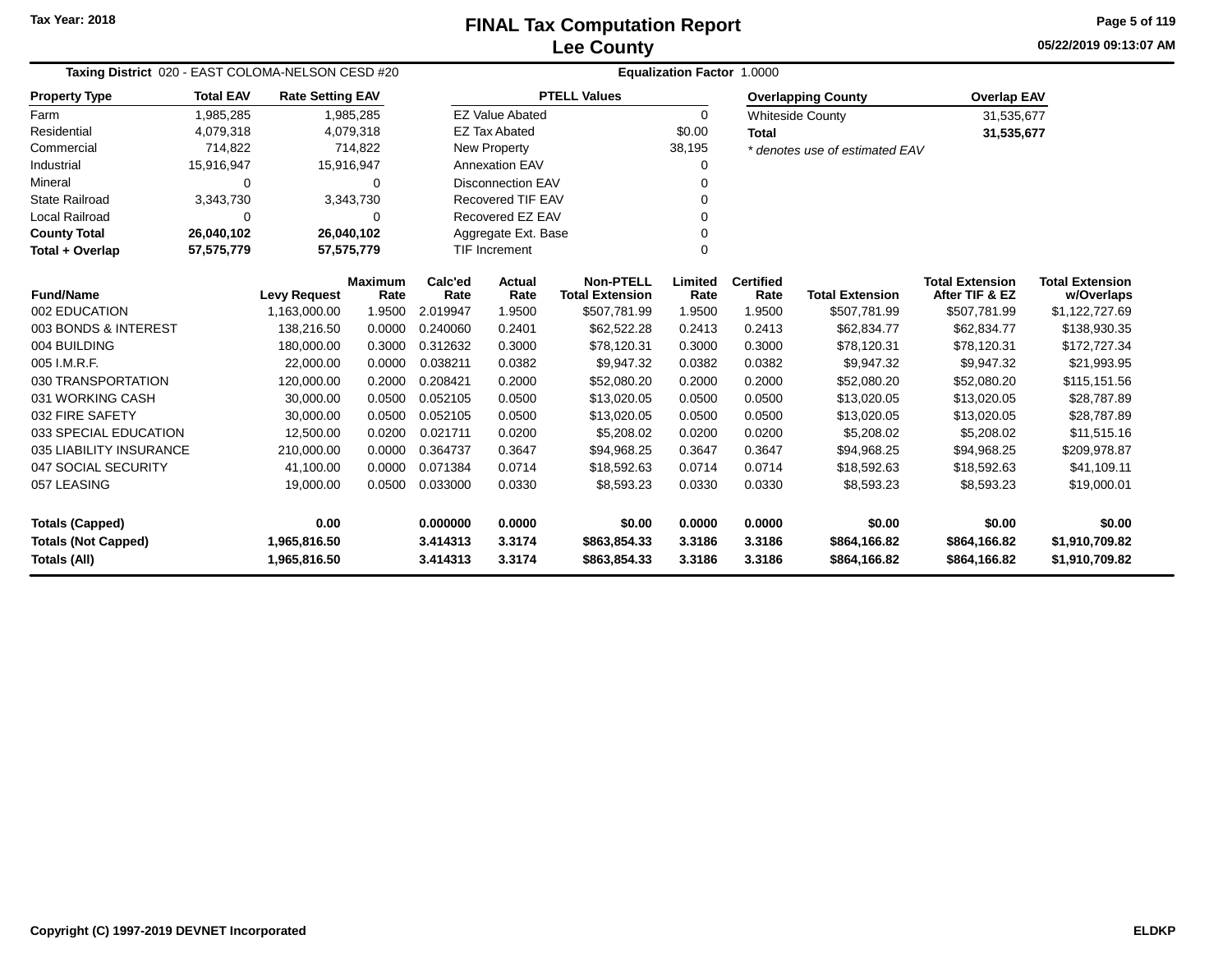# FINAL Tax Computation Report
## Lee County

Tax Year: 2018

05/22/2019 09:13:07 AM

**Taxing District** 020 - EAST COLOMA-NELSON CESD #20 **Equalization Factor** 1.0000

| Property Type | Total EAV | Rate Setting EAV |
|---|---|---|
| Farm | 1,985,285 | 1,985,285 |
| Residential | 4,079,318 | 4,079,318 |
| Commercial | 714,822 | 714,822 |
| Industrial | 15,916,947 | 15,916,947 |
| Mineral | 0 | 0 |
| State Railroad | 3,343,730 | 3,343,730 |
| Local Railroad | 0 | 0 |
| **County Total** | **26,040,102** | **26,040,102** |
| **Total + Overlap** | **57,575,779** | **57,575,779** |

| PTELL Values | |
|---|---|
| EZ Value Abated | 0 |
| EZ Tax Abated | $0.00 |
| New Property | 38,195 |
| Annexation EAV | 0 |
| Disconnection EAV | 0 |
| Recovered TIF EAV | 0 |
| Recovered EZ EAV | 0 |
| Aggregate Ext. Base | 0 |
| TIF Increment | 0 |

| Overlapping County | Overlap EAV |
|---|---|
| Whiteside County | 31,535,677 |
| **Total** | **31,535,677** |

*\* denotes use of estimated EAV*

| Fund/Name | Levy Request | Maximum Rate | Calc'ed Rate | Actual Rate | Non-PTELL Total Extension | Limited Rate | Certified Rate | Total Extension | Total Extension After TIF & EZ | Total Extension w/Overlaps |
|---|---|---|---|---|---|---|---|---|---|---|
| 002 EDUCATION | 1,163,000.00 | 1.9500 | 2.019947 | 1.9500 | $507,781.99 | 1.9500 | 1.9500 | $507,781.99 | $507,781.99 | $1,122,727.69 |
| 003 BONDS & INTEREST | 138,216.50 | 0.0000 | 0.240060 | 0.2401 | $62,522.28 | 0.2413 | 0.2413 | $62,834.77 | $62,834.77 | $138,930.35 |
| 004 BUILDING | 180,000.00 | 0.3000 | 0.312632 | 0.3000 | $78,120.31 | 0.3000 | 0.3000 | $78,120.31 | $78,120.31 | $172,727.34 |
| 005 I.M.R.F. | 22,000.00 | 0.0000 | 0.038211 | 0.0382 | $9,947.32 | 0.0382 | 0.0382 | $9,947.32 | $9,947.32 | $21,993.95 |
| 030 TRANSPORTATION | 120,000.00 | 0.2000 | 0.208421 | 0.2000 | $52,080.20 | 0.2000 | 0.2000 | $52,080.20 | $52,080.20 | $115,151.56 |
| 031 WORKING CASH | 30,000.00 | 0.0500 | 0.052105 | 0.0500 | $13,020.05 | 0.0500 | 0.0500 | $13,020.05 | $13,020.05 | $28,787.89 |
| 032 FIRE SAFETY | 30,000.00 | 0.0500 | 0.052105 | 0.0500 | $13,020.05 | 0.0500 | 0.0500 | $13,020.05 | $13,020.05 | $28,787.89 |
| 033 SPECIAL EDUCATION | 12,500.00 | 0.0200 | 0.021711 | 0.0200 | $5,208.02 | 0.0200 | 0.0200 | $5,208.02 | $5,208.02 | $11,515.16 |
| 035 LIABILITY INSURANCE | 210,000.00 | 0.0000 | 0.364737 | 0.3647 | $94,968.25 | 0.3647 | 0.3647 | $94,968.25 | $94,968.25 | $209,978.87 |
| 047 SOCIAL SECURITY | 41,100.00 | 0.0000 | 0.071384 | 0.0714 | $18,592.63 | 0.0714 | 0.0714 | $18,592.63 | $18,592.63 | $41,109.11 |
| 057 LEASING | 19,000.00 | 0.0500 | 0.033000 | 0.0330 | $8,593.23 | 0.0330 | 0.0330 | $8,593.23 | $8,593.23 | $19,000.01 |
| **Totals (Capped)** | **0.00** | | **0.000000** | **0.0000** | **$0.00** | **0.0000** | **0.0000** | **$0.00** | **$0.00** | **$0.00** |
| **Totals (Not Capped)** | **1,965,816.50** | | **3.414313** | **3.3174** | **$863,854.33** | **3.3186** | **3.3186** | **$864,166.82** | **$864,166.82** | **$1,910,709.82** |
| **Totals (All)** | **1,965,816.50** | | **3.414313** | **3.3174** | **$863,854.33** | **3.3186** | **3.3186** | **$864,166.82** | **$864,166.82** | **$1,910,709.82** |

Copyright (C) 1997-2019 DEVNET Incorporated ELDKP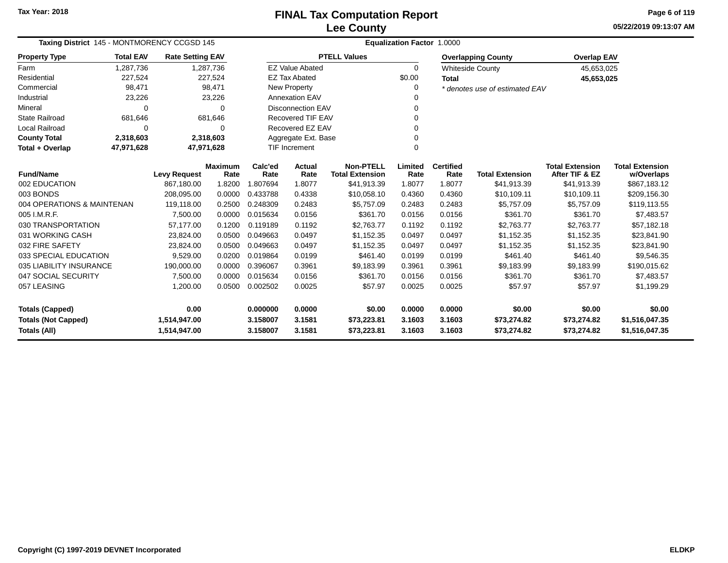Tax Year: 2018

# FINAL Tax Computation Report
## Lee County

05/22/2019 09:13:07 AM

**Taxing District** 145 - MONTMORENCY CCGSD 145 **Equalization Factor** 1.0000

| Property Type | Total EAV | Rate Setting EAV |
|---|---|---|
| Farm | 1,287,736 | 1,287,736 |
| Residential | 227,524 | 227,524 |
| Commercial | 98,471 | 98,471 |
| Industrial | 23,226 | 23,226 |
| Mineral | 0 | 0 |
| State Railroad | 681,646 | 681,646 |
| Local Railroad | 0 | 0 |
| **County Total** | **2,318,603** | **2,318,603** |
| **Total + Overlap** | **47,971,628** | **47,971,628** |

| PTELL Values | |
|---|---|
| EZ Value Abated | 0 |
| EZ Tax Abated | $0.00 |
| New Property | 0 |
| Annexation EAV | 0 |
| Disconnection EAV | 0 |
| Recovered TIF EAV | 0 |
| Recovered EZ EAV | 0 |
| Aggregate Ext. Base | 0 |
| TIF Increment | 0 |

| Overlapping County | Overlap EAV |
|---|---|
| Whiteside County | 45,653,025 |
| **Total** | **45,653,025** |

*\* denotes use of estimated EAV*

| Fund/Name | Levy Request | Maximum Rate | Calc'ed Rate | Actual Rate | Non-PTELL Total Extension | Limited Rate | Certified Rate | Total Extension | Total Extension After TIF & EZ | Total Extension w/Overlaps |
|---|---|---|---|---|---|---|---|---|---|---|
| 002 EDUCATION | 867,180.00 | 1.8200 | 1.807694 | 1.8077 | $41,913.39 | 1.8077 | 1.8077 | $41,913.39 | $41,913.39 | $867,183.12 |
| 003 BONDS | 208,095.00 | 0.0000 | 0.433788 | 0.4338 | $10,058.10 | 0.4360 | 0.4360 | $10,109.11 | $10,109.11 | $209,156.30 |
| 004 OPERATIONS & MAINTENAN | 119,118.00 | 0.2500 | 0.248309 | 0.2483 | $5,757.09 | 0.2483 | 0.2483 | $5,757.09 | $5,757.09 | $119,113.55 |
| 005 I.M.R.F. | 7,500.00 | 0.0000 | 0.015634 | 0.0156 | $361.70 | 0.0156 | 0.0156 | $361.70 | $361.70 | $7,483.57 |
| 030 TRANSPORTATION | 57,177.00 | 0.1200 | 0.119189 | 0.1192 | $2,763.77 | 0.1192 | 0.1192 | $2,763.77 | $2,763.77 | $57,182.18 |
| 031 WORKING CASH | 23,824.00 | 0.0500 | 0.049663 | 0.0497 | $1,152.35 | 0.0497 | 0.0497 | $1,152.35 | $1,152.35 | $23,841.90 |
| 032 FIRE SAFETY | 23,824.00 | 0.0500 | 0.049663 | 0.0497 | $1,152.35 | 0.0497 | 0.0497 | $1,152.35 | $1,152.35 | $23,841.90 |
| 033 SPECIAL EDUCATION | 9,529.00 | 0.0200 | 0.019864 | 0.0199 | $461.40 | 0.0199 | 0.0199 | $461.40 | $461.40 | $9,546.35 |
| 035 LIABILITY INSURANCE | 190,000.00 | 0.0000 | 0.396067 | 0.3961 | $9,183.99 | 0.3961 | 0.3961 | $9,183.99 | $9,183.99 | $190,015.62 |
| 047 SOCIAL SECURITY | 7,500.00 | 0.0000 | 0.015634 | 0.0156 | $361.70 | 0.0156 | 0.0156 | $361.70 | $361.70 | $7,483.57 |
| 057 LEASING | 1,200.00 | 0.0500 | 0.002502 | 0.0025 | $57.97 | 0.0025 | 0.0025 | $57.97 | $57.97 | $1,199.29 |
| **Totals (Capped)** | **0.00** | | **0.000000** | **0.0000** | **$0.00** | **0.0000** | **0.0000** | **$0.00** | **$0.00** | **$0.00** |
| **Totals (Not Capped)** | **1,514,947.00** | | **3.158007** | **3.1581** | **$73,223.81** | **3.1603** | **3.1603** | **$73,274.82** | **$73,274.82** | **$1,516,047.35** |
| **Totals (All)** | **1,514,947.00** | | **3.158007** | **3.1581** | **$73,223.81** | **3.1603** | **3.1603** | **$73,274.82** | **$73,274.82** | **$1,516,047.35** |

Copyright (C) 1997-2019 DEVNET Incorporated ELDKP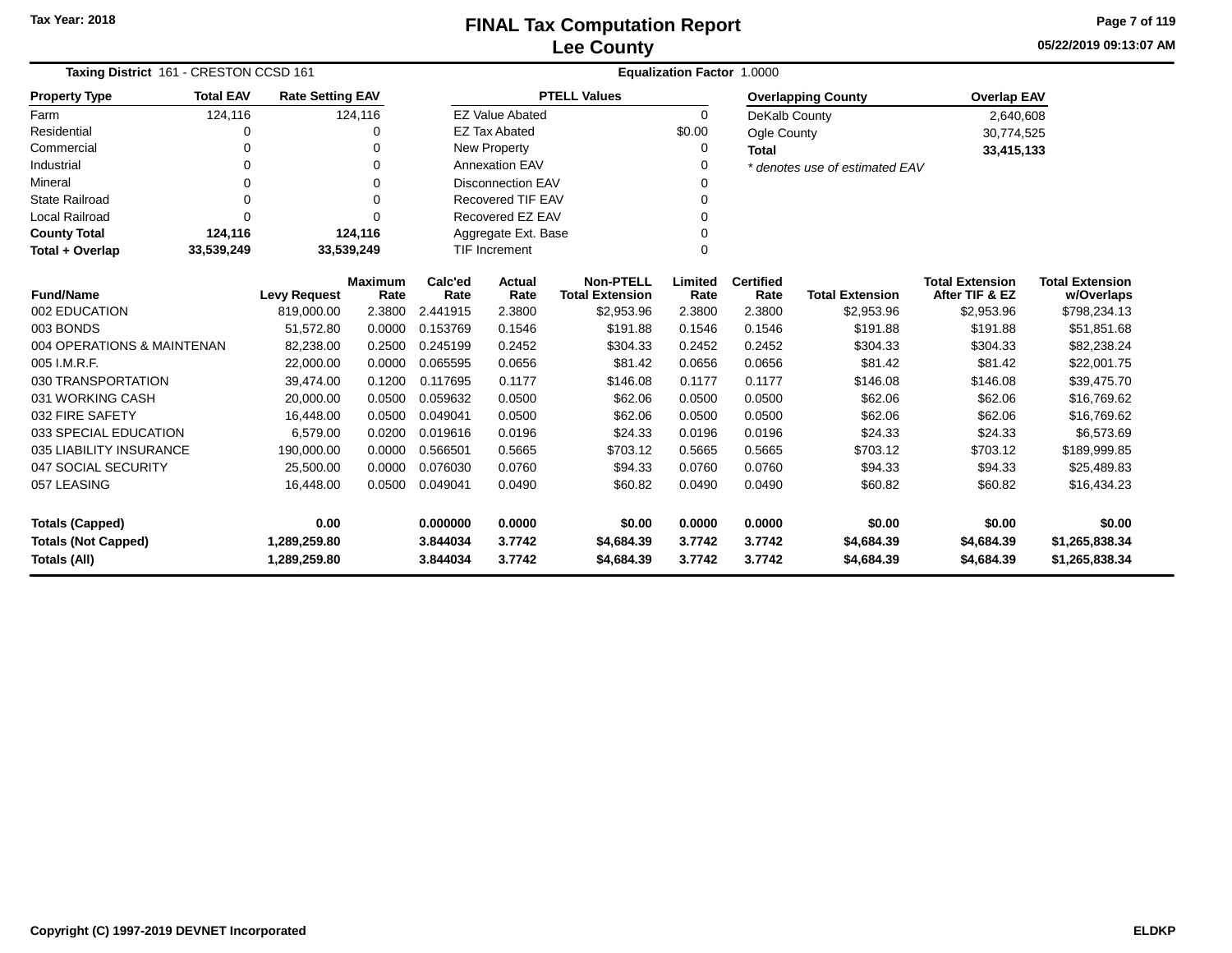# FINAL Tax Computation Report
## Lee County

Tax Year: 2018

05/22/2019 09:13:07 AM

**Taxing District** 161 - CRESTON CCSD 161 **Equalization Factor** 1.0000

| Property Type | Total EAV | Rate Setting EAV |
|---|---|---|
| Farm | 124,116 | 124,116 |
| Residential | 0 | 0 |
| Commercial | 0 | 0 |
| Industrial | 0 | 0 |
| Mineral | 0 | 0 |
| State Railroad | 0 | 0 |
| Local Railroad | 0 | 0 |
| **County Total** | **124,116** | **124,116** |
| **Total + Overlap** | **33,539,249** | **33,539,249** |

| PTELL Values | |
|---|---|
| EZ Value Abated | 0 |
| EZ Tax Abated | $0.00 |
| New Property | 0 |
| Annexation EAV | 0 |
| Disconnection EAV | 0 |
| Recovered TIF EAV | 0 |
| Recovered EZ EAV | 0 |
| Aggregate Ext. Base | 0 |
| TIF Increment | 0 |

| Overlapping County | Overlap EAV |
|---|---|
| DeKalb County | 2,640,608 |
| Ogle County | 30,774,525 |
| **Total** | **33,415,133** |

*\* denotes use of estimated EAV*

| Fund/Name | Levy Request | Maximum Rate | Calc'ed Rate | Actual Rate | Non-PTELL Total Extension | Limited Rate | Certified Rate | Total Extension | Total Extension After TIF & EZ | Total Extension w/Overlaps |
|---|---|---|---|---|---|---|---|---|---|---|
| 002 EDUCATION | 819,000.00 | 2.3800 | 2.441915 | 2.3800 | $2,953.96 | 2.3800 | 2.3800 | $2,953.96 | $2,953.96 | $798,234.13 |
| 003 BONDS | 51,572.80 | 0.0000 | 0.153769 | 0.1546 | $191.88 | 0.1546 | 0.1546 | $191.88 | $191.88 | $51,851.68 |
| 004 OPERATIONS & MAINTENAN | 82,238.00 | 0.2500 | 0.245199 | 0.2452 | $304.33 | 0.2452 | 0.2452 | $304.33 | $304.33 | $82,238.24 |
| 005 I.M.R.F. | 22,000.00 | 0.0000 | 0.065595 | 0.0656 | $81.42 | 0.0656 | 0.0656 | $81.42 | $81.42 | $22,001.75 |
| 030 TRANSPORTATION | 39,474.00 | 0.1200 | 0.117695 | 0.1177 | $146.08 | 0.1177 | 0.1177 | $146.08 | $146.08 | $39,475.70 |
| 031 WORKING CASH | 20,000.00 | 0.0500 | 0.059632 | 0.0500 | $62.06 | 0.0500 | 0.0500 | $62.06 | $62.06 | $16,769.62 |
| 032 FIRE SAFETY | 16,448.00 | 0.0500 | 0.049041 | 0.0500 | $62.06 | 0.0500 | 0.0500 | $62.06 | $62.06 | $16,769.62 |
| 033 SPECIAL EDUCATION | 6,579.00 | 0.0200 | 0.019616 | 0.0196 | $24.33 | 0.0196 | 0.0196 | $24.33 | $24.33 | $6,573.69 |
| 035 LIABILITY INSURANCE | 190,000.00 | 0.0000 | 0.566501 | 0.5665 | $703.12 | 0.5665 | 0.5665 | $703.12 | $703.12 | $189,999.85 |
| 047 SOCIAL SECURITY | 25,500.00 | 0.0000 | 0.076030 | 0.0760 | $94.33 | 0.0760 | 0.0760 | $94.33 | $94.33 | $25,489.83 |
| 057 LEASING | 16,448.00 | 0.0500 | 0.049041 | 0.0490 | $60.82 | 0.0490 | 0.0490 | $60.82 | $60.82 | $16,434.23 |
| **Totals (Capped)** | **0.00** | | **0.000000** | **0.0000** | **$0.00** | **0.0000** | **0.0000** | **$0.00** | **$0.00** | **$0.00** |
| **Totals (Not Capped)** | **1,289,259.80** | | **3.844034** | **3.7742** | **$4,684.39** | **3.7742** | **3.7742** | **$4,684.39** | **$4,684.39** | **$1,265,838.34** |
| **Totals (All)** | **1,289,259.80** | | **3.844034** | **3.7742** | **$4,684.39** | **3.7742** | **3.7742** | **$4,684.39** | **$4,684.39** | **$1,265,838.34** |

Copyright (C) 1997-2019 DEVNET Incorporated ELDKP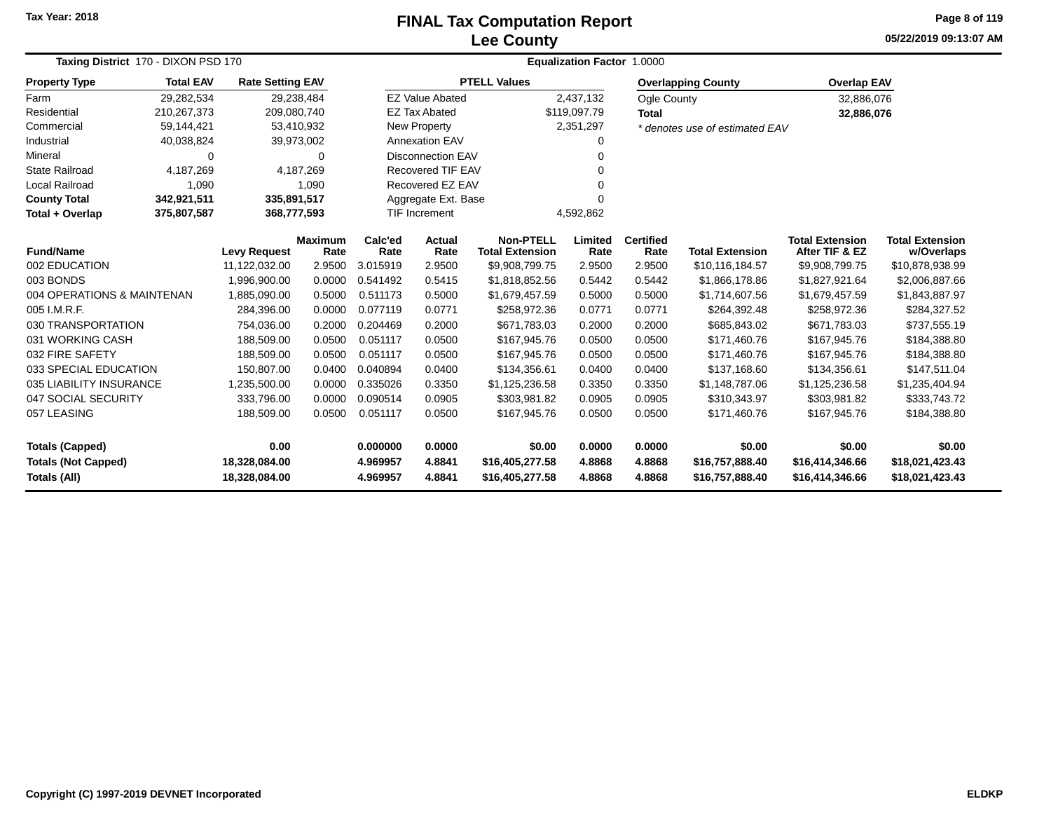Tax Year: 2018

# FINAL Tax Computation Report
## Lee County

05/22/2019 09:13:07 AM

**Taxing District** 170 - DIXON PSD 170 **Equalization Factor** 1.0000

| Property Type | Total EAV | Rate Setting EAV |
|---|---|---|
| Farm | 29,282,534 | 29,238,484 |
| Residential | 210,267,373 | 209,080,740 |
| Commercial | 59,144,421 | 53,410,932 |
| Industrial | 40,038,824 | 39,973,002 |
| Mineral | 0 | 0 |
| State Railroad | 4,187,269 | 4,187,269 |
| Local Railroad | 1,090 | 1,090 |
| **County Total** | **342,921,511** | **335,891,517** |
| **Total + Overlap** | **375,807,587** | **368,777,593** |

| PTELL Values | |
|---|---|
| EZ Value Abated | 2,437,132 |
| EZ Tax Abated | $119,097.79 |
| New Property | 2,351,297 |
| Annexation EAV | 0 |
| Disconnection EAV | 0 |
| Recovered TIF EAV | 0 |
| Recovered EZ EAV | 0 |
| Aggregate Ext. Base | 0 |
| TIF Increment | 4,592,862 |

| Overlapping County | Overlap EAV |
|---|---|
| Ogle County | 32,886,076 |
| **Total** | **32,886,076** |

*\* denotes use of estimated EAV*

| Fund/Name | Levy Request | Maximum Rate | Calc'ed Rate | Actual Rate | Non-PTELL Total Extension | Limited Rate | Certified Rate | Total Extension | Total Extension After TIF & EZ | Total Extension w/Overlaps |
|---|---|---|---|---|---|---|---|---|---|---|
| 002 EDUCATION | 11,122,032.00 | 2.9500 | 3.015919 | 2.9500 | $9,908,799.75 | 2.9500 | 2.9500 | $10,116,184.57 | $9,908,799.75 | $10,878,938.99 |
| 003 BONDS | 1,996,900.00 | 0.0000 | 0.541492 | 0.5415 | $1,818,852.56 | 0.5442 | 0.5442 | $1,866,178.86 | $1,827,921.64 | $2,006,887.66 |
| 004 OPERATIONS & MAINTENAN | 1,885,090.00 | 0.5000 | 0.511173 | 0.5000 | $1,679,457.59 | 0.5000 | 0.5000 | $1,714,607.56 | $1,679,457.59 | $1,843,887.97 |
| 005 I.M.R.F. | 284,396.00 | 0.0000 | 0.077119 | 0.0771 | $258,972.36 | 0.0771 | 0.0771 | $264,392.48 | $258,972.36 | $284,327.52 |
| 030 TRANSPORTATION | 754,036.00 | 0.2000 | 0.204469 | 0.2000 | $671,783.03 | 0.2000 | 0.2000 | $685,843.02 | $671,783.03 | $737,555.19 |
| 031 WORKING CASH | 188,509.00 | 0.0500 | 0.051117 | 0.0500 | $167,945.76 | 0.0500 | 0.0500 | $171,460.76 | $167,945.76 | $184,388.80 |
| 032 FIRE SAFETY | 188,509.00 | 0.0500 | 0.051117 | 0.0500 | $167,945.76 | 0.0500 | 0.0500 | $171,460.76 | $167,945.76 | $184,388.80 |
| 033 SPECIAL EDUCATION | 150,807.00 | 0.0400 | 0.040894 | 0.0400 | $134,356.61 | 0.0400 | 0.0400 | $137,168.60 | $134,356.61 | $147,511.04 |
| 035 LIABILITY INSURANCE | 1,235,500.00 | 0.0000 | 0.335026 | 0.3350 | $1,125,236.58 | 0.3350 | 0.3350 | $1,148,787.06 | $1,125,236.58 | $1,235,404.94 |
| 047 SOCIAL SECURITY | 333,796.00 | 0.0000 | 0.090514 | 0.0905 | $303,981.82 | 0.0905 | 0.0905 | $310,343.97 | $303,981.82 | $333,743.72 |
| 057 LEASING | 188,509.00 | 0.0500 | 0.051117 | 0.0500 | $167,945.76 | 0.0500 | 0.0500 | $171,460.76 | $167,945.76 | $184,388.80 |
| **Totals (Capped)** | **0.00** | | **0.000000** | **0.0000** | **$0.00** | **0.0000** | **0.0000** | **$0.00** | **$0.00** | **$0.00** |
| **Totals (Not Capped)** | **18,328,084.00** | | **4.969957** | **4.8841** | **$16,405,277.58** | **4.8868** | **4.8868** | **$16,757,888.40** | **$16,414,346.66** | **$18,021,423.43** |
| **Totals (All)** | **18,328,084.00** | | **4.969957** | **4.8841** | **$16,405,277.58** | **4.8868** | **4.8868** | **$16,757,888.40** | **$16,414,346.66** | **$18,021,423.43** |

**Copyright (C) 1997-2019 DEVNET Incorporated** **ELDKP**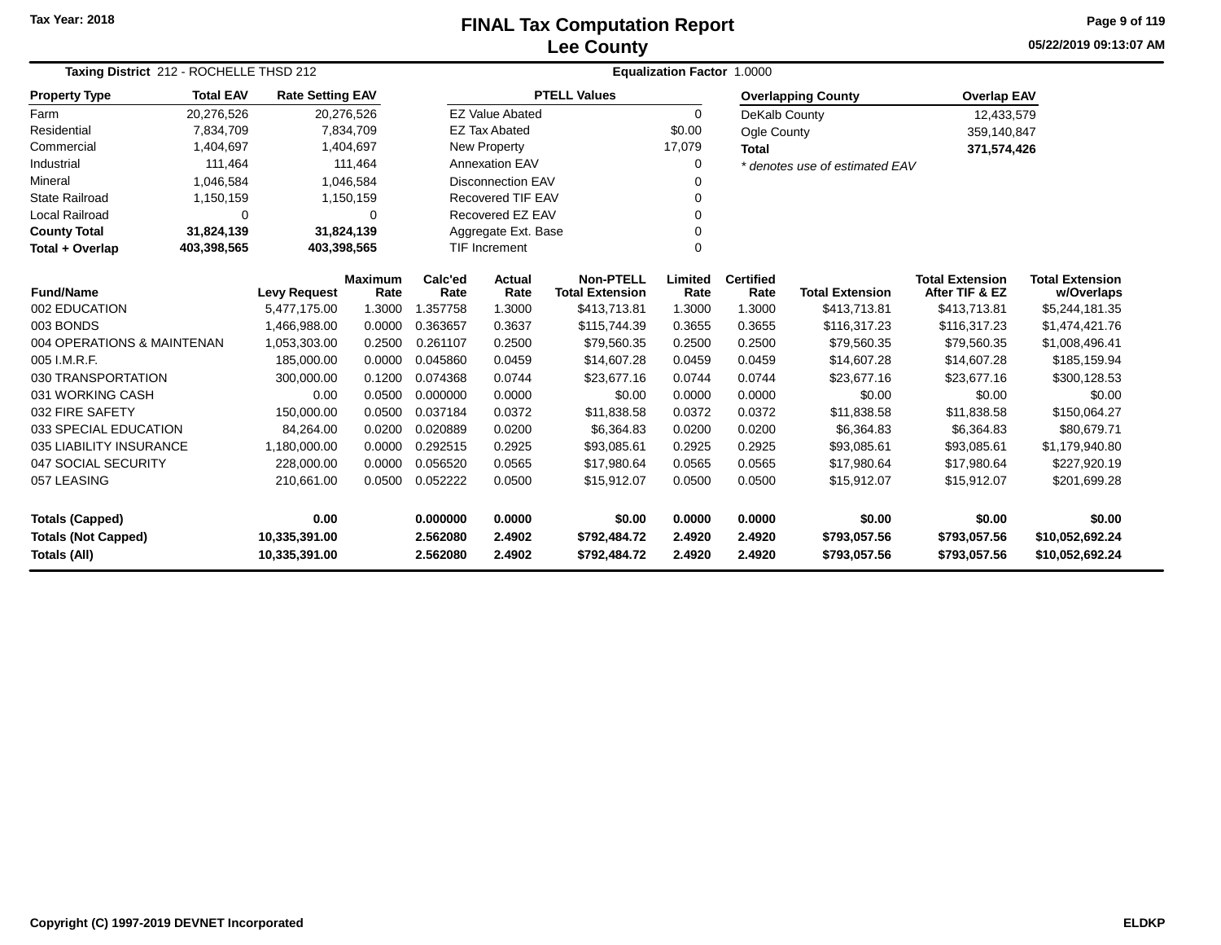Tax Year: 2018

# FINAL Tax Computation Report
## Lee County

05/22/2019 09:13:07 AM

**Taxing District** 212 - ROCHELLE THSD 212 | **Equalization Factor** 1.0000

| Property Type | Total EAV | Rate Setting EAV |
|---|---|---|
| Farm | 20,276,526 | 20,276,526 |
| Residential | 7,834,709 | 7,834,709 |
| Commercial | 1,404,697 | 1,404,697 |
| Industrial | 111,464 | 111,464 |
| Mineral | 1,046,584 | 1,046,584 |
| State Railroad | 1,150,159 | 1,150,159 |
| Local Railroad | 0 | 0 |
| **County Total** | **31,824,139** | **31,824,139** |
| **Total + Overlap** | **403,398,565** | **403,398,565** |

| PTELL Values | |
|---|---|
| EZ Value Abated | 0 |
| EZ Tax Abated | $0.00 |
| New Property | 17,079 |
| Annexation EAV | 0 |
| Disconnection EAV | 0 |
| Recovered TIF EAV | 0 |
| Recovered EZ EAV | 0 |
| Aggregate Ext. Base | 0 |
| TIF Increment | 0 |

| Overlapping County | Overlap EAV |
|---|---|
| DeKalb County | 12,433,579 |
| Ogle County | 359,140,847 |
| **Total** | **371,574,426** |

*\* denotes use of estimated EAV*

| Fund/Name | Levy Request | Maximum Rate | Calc'ed Rate | Actual Rate | Non-PTELL Total Extension | Limited Rate | Certified Rate | Total Extension | Total Extension After TIF & EZ | Total Extension w/Overlaps |
|---|---|---|---|---|---|---|---|---|---|---|
| 002 EDUCATION | 5,477,175.00 | 1.3000 | 1.357758 | 1.3000 | $413,713.81 | 1.3000 | 1.3000 | $413,713.81 | $413,713.81 | $5,244,181.35 |
| 003 BONDS | 1,466,988.00 | 0.0000 | 0.363657 | 0.3637 | $115,744.39 | 0.3655 | 0.3655 | $116,317.23 | $116,317.23 | $1,474,421.76 |
| 004 OPERATIONS & MAINTENAN | 1,053,303.00 | 0.2500 | 0.261107 | 0.2500 | $79,560.35 | 0.2500 | 0.2500 | $79,560.35 | $79,560.35 | $1,008,496.41 |
| 005 I.M.R.F. | 185,000.00 | 0.0000 | 0.045860 | 0.0459 | $14,607.28 | 0.0459 | 0.0459 | $14,607.28 | $14,607.28 | $185,159.94 |
| 030 TRANSPORTATION | 300,000.00 | 0.1200 | 0.074368 | 0.0744 | $23,677.16 | 0.0744 | 0.0744 | $23,677.16 | $23,677.16 | $300,128.53 |
| 031 WORKING CASH | 0.00 | 0.0500 | 0.000000 | 0.0000 | $0.00 | 0.0000 | 0.0000 | $0.00 | $0.00 | $0.00 |
| 032 FIRE SAFETY | 150,000.00 | 0.0500 | 0.037184 | 0.0372 | $11,838.58 | 0.0372 | 0.0372 | $11,838.58 | $11,838.58 | $150,064.27 |
| 033 SPECIAL EDUCATION | 84,264.00 | 0.0200 | 0.020889 | 0.0200 | $6,364.83 | 0.0200 | 0.0200 | $6,364.83 | $6,364.83 | $80,679.71 |
| 035 LIABILITY INSURANCE | 1,180,000.00 | 0.0000 | 0.292515 | 0.2925 | $93,085.61 | 0.2925 | 0.2925 | $93,085.61 | $93,085.61 | $1,179,940.80 |
| 047 SOCIAL SECURITY | 228,000.00 | 0.0000 | 0.056520 | 0.0565 | $17,980.64 | 0.0565 | 0.0565 | $17,980.64 | $17,980.64 | $227,920.19 |
| 057 LEASING | 210,661.00 | 0.0500 | 0.052222 | 0.0500 | $15,912.07 | 0.0500 | 0.0500 | $15,912.07 | $15,912.07 | $201,699.28 |
| **Totals (Capped)** | **0.00** | | **0.000000** | **0.0000** | **$0.00** | **0.0000** | **0.0000** | **$0.00** | **$0.00** | **$0.00** |
| **Totals (Not Capped)** | **10,335,391.00** | | **2.562080** | **2.4902** | **$792,484.72** | **2.4920** | **2.4920** | **$793,057.56** | **$793,057.56** | **$10,052,692.24** |
| **Totals (All)** | **10,335,391.00** | | **2.562080** | **2.4902** | **$792,484.72** | **2.4920** | **2.4920** | **$793,057.56** | **$793,057.56** | **$10,052,692.24** |

Copyright (C) 1997-2019 DEVNET Incorporated ELDKP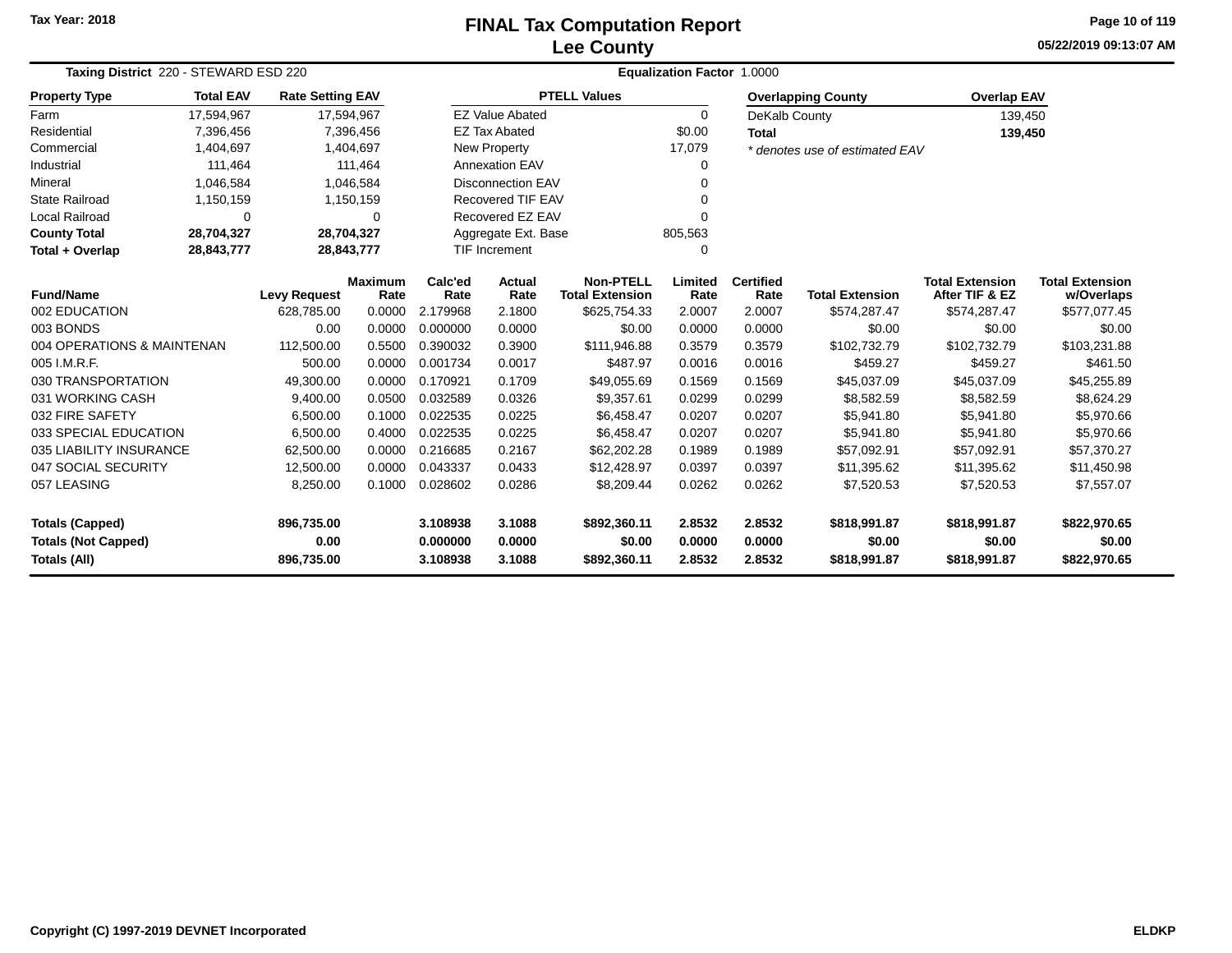Tax Year: 2018

# FINAL Tax Computation Report
## Lee County

05/22/2019 09:13:07 AM

**Taxing District** 220 - STEWARD ESD 220 **Equalization Factor** 1.0000

| Property Type | Total EAV | Rate Setting EAV |
|---|---|---|
| Farm | 17,594,967 | 17,594,967 |
| Residential | 7,396,456 | 7,396,456 |
| Commercial | 1,404,697 | 1,404,697 |
| Industrial | 111,464 | 111,464 |
| Mineral | 1,046,584 | 1,046,584 |
| State Railroad | 1,150,159 | 1,150,159 |
| Local Railroad | 0 | 0 |
| **County Total** | **28,704,327** | **28,704,327** |
| **Total + Overlap** | **28,843,777** | **28,843,777** |

| PTELL Values | |
|---|---|
| EZ Value Abated | 0 |
| EZ Tax Abated | $0.00 |
| New Property | 17,079 |
| Annexation EAV | 0 |
| Disconnection EAV | 0 |
| Recovered TIF EAV | 0 |
| Recovered EZ EAV | 0 |
| Aggregate Ext. Base | 805,563 |
| TIF Increment | 0 |

| Overlapping County | Overlap EAV |
|---|---|
| DeKalb County | 139,450 |
| **Total** | **139,450** |

* denotes use of estimated EAV

| Fund/Name | Levy Request | Maximum Rate | Calc'ed Rate | Actual Rate | Non-PTELL Total Extension | Limited Rate | Certified Rate | Total Extension | Total Extension After TIF & EZ | Total Extension w/Overlaps |
|---|---|---|---|---|---|---|---|---|---|---|
| 002 EDUCATION | 628,785.00 | 0.0000 | 2.179968 | 2.1800 | $625,754.33 | 2.0007 | 2.0007 | $574,287.47 | $574,287.47 | $577,077.45 |
| 003 BONDS | 0.00 | 0.0000 | 0.000000 | 0.0000 | $0.00 | 0.0000 | 0.0000 | $0.00 | $0.00 | $0.00 |
| 004 OPERATIONS & MAINTENAN | 112,500.00 | 0.5500 | 0.390032 | 0.3900 | $111,946.88 | 0.3579 | 0.3579 | $102,732.79 | $102,732.79 | $103,231.88 |
| 005 I.M.R.F. | 500.00 | 0.0000 | 0.001734 | 0.0017 | $487.97 | 0.0016 | 0.0016 | $459.27 | $459.27 | $461.50 |
| 030 TRANSPORTATION | 49,300.00 | 0.0000 | 0.170921 | 0.1709 | $49,055.69 | 0.1569 | 0.1569 | $45,037.09 | $45,037.09 | $45,255.89 |
| 031 WORKING CASH | 9,400.00 | 0.0500 | 0.032589 | 0.0326 | $9,357.61 | 0.0299 | 0.0299 | $8,582.59 | $8,582.59 | $8,624.29 |
| 032 FIRE SAFETY | 6,500.00 | 0.1000 | 0.022535 | 0.0225 | $6,458.47 | 0.0207 | 0.0207 | $5,941.80 | $5,941.80 | $5,970.66 |
| 033 SPECIAL EDUCATION | 6,500.00 | 0.4000 | 0.022535 | 0.0225 | $6,458.47 | 0.0207 | 0.0207 | $5,941.80 | $5,941.80 | $5,970.66 |
| 035 LIABILITY INSURANCE | 62,500.00 | 0.0000 | 0.216685 | 0.2167 | $62,202.28 | 0.1989 | 0.1989 | $57,092.91 | $57,092.91 | $57,370.27 |
| 047 SOCIAL SECURITY | 12,500.00 | 0.0000 | 0.043337 | 0.0433 | $12,428.97 | 0.0397 | 0.0397 | $11,395.62 | $11,395.62 | $11,450.98 |
| 057 LEASING | 8,250.00 | 0.1000 | 0.028602 | 0.0286 | $8,209.44 | 0.0262 | 0.0262 | $7,520.53 | $7,520.53 | $7,557.07 |
| **Totals (Capped)** | **896,735.00** | | **3.108938** | **3.1088** | **$892,360.11** | **2.8532** | **2.8532** | **$818,991.87** | **$818,991.87** | **$822,970.65** |
| **Totals (Not Capped)** | **0.00** | | **0.000000** | **0.0000** | **$0.00** | **0.0000** | **0.0000** | **$0.00** | **$0.00** | **$0.00** |
| **Totals (All)** | **896,735.00** | | **3.108938** | **3.1088** | **$892,360.11** | **2.8532** | **2.8532** | **$818,991.87** | **$818,991.87** | **$822,970.65** |

Copyright (C) 1997-2019 DEVNET Incorporated ELDKP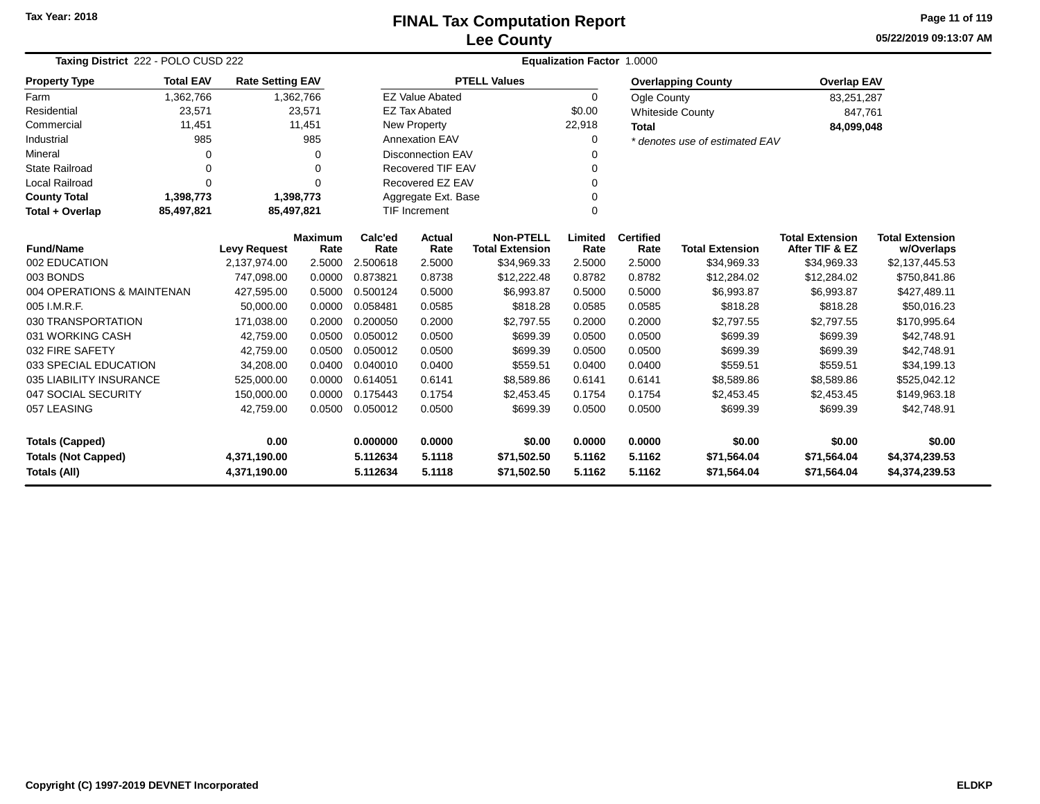Tax Year: 2018

# FINAL Tax Computation Report
## Lee County

05/22/2019 09:13:07 AM

**Taxing District** 222 - POLO CUSD 222 — **Equalization Factor** 1.0000

| Property Type | Total EAV | Rate Setting EAV |
|---|---|---|
| Farm | 1,362,766 | 1,362,766 |
| Residential | 23,571 | 23,571 |
| Commercial | 11,451 | 11,451 |
| Industrial | 985 | 985 |
| Mineral | 0 | 0 |
| State Railroad | 0 | 0 |
| Local Railroad | 0 | 0 |
| **County Total** | **1,398,773** | **1,398,773** |
| **Total + Overlap** | **85,497,821** | **85,497,821** |

| PTELL Values | |
|---|---|
| EZ Value Abated | 0 |
| EZ Tax Abated | $0.00 |
| New Property | 22,918 |
| Annexation EAV | 0 |
| Disconnection EAV | 0 |
| Recovered TIF EAV | 0 |
| Recovered EZ EAV | 0 |
| Aggregate Ext. Base | 0 |
| TIF Increment | 0 |

| Overlapping County | Overlap EAV |
|---|---|
| Ogle County | 83,251,287 |
| Whiteside County | 847,761 |
| **Total** | **84,099,048** |

*\* denotes use of estimated EAV*

| Fund/Name | Levy Request | Maximum Rate | Calc'ed Rate | Actual Rate | Non-PTELL Total Extension | Limited Rate | Certified Rate | Total Extension | Total Extension After TIF & EZ | Total Extension w/Overlaps |
|---|---|---|---|---|---|---|---|---|---|---|
| 002 EDUCATION | 2,137,974.00 | 2.5000 | 2.500618 | 2.5000 | $34,969.33 | 2.5000 | 2.5000 | $34,969.33 | $34,969.33 | $2,137,445.53 |
| 003 BONDS | 747,098.00 | 0.0000 | 0.873821 | 0.8738 | $12,222.48 | 0.8782 | 0.8782 | $12,284.02 | $12,284.02 | $750,841.86 |
| 004 OPERATIONS & MAINTENAN | 427,595.00 | 0.5000 | 0.500124 | 0.5000 | $6,993.87 | 0.5000 | 0.5000 | $6,993.87 | $6,993.87 | $427,489.11 |
| 005 I.M.R.F. | 50,000.00 | 0.0000 | 0.058481 | 0.0585 | $818.28 | 0.0585 | 0.0585 | $818.28 | $818.28 | $50,016.23 |
| 030 TRANSPORTATION | 171,038.00 | 0.2000 | 0.200050 | 0.2000 | $2,797.55 | 0.2000 | 0.2000 | $2,797.55 | $2,797.55 | $170,995.64 |
| 031 WORKING CASH | 42,759.00 | 0.0500 | 0.050012 | 0.0500 | $699.39 | 0.0500 | 0.0500 | $699.39 | $699.39 | $42,748.91 |
| 032 FIRE SAFETY | 42,759.00 | 0.0500 | 0.050012 | 0.0500 | $699.39 | 0.0500 | 0.0500 | $699.39 | $699.39 | $42,748.91 |
| 033 SPECIAL EDUCATION | 34,208.00 | 0.0400 | 0.040010 | 0.0400 | $559.51 | 0.0400 | 0.0400 | $559.51 | $559.51 | $34,199.13 |
| 035 LIABILITY INSURANCE | 525,000.00 | 0.0000 | 0.614051 | 0.6141 | $8,589.86 | 0.6141 | 0.6141 | $8,589.86 | $8,589.86 | $525,042.12 |
| 047 SOCIAL SECURITY | 150,000.00 | 0.0000 | 0.175443 | 0.1754 | $2,453.45 | 0.1754 | 0.1754 | $2,453.45 | $2,453.45 | $149,963.18 |
| 057 LEASING | 42,759.00 | 0.0500 | 0.050012 | 0.0500 | $699.39 | 0.0500 | 0.0500 | $699.39 | $699.39 | $42,748.91 |
| **Totals (Capped)** | **0.00** | | **0.000000** | **0.0000** | **$0.00** | **0.0000** | **0.0000** | **$0.00** | **$0.00** | **$0.00** |
| **Totals (Not Capped)** | **4,371,190.00** | | **5.112634** | **5.1118** | **$71,502.50** | **5.1162** | **5.1162** | **$71,564.04** | **$71,564.04** | **$4,374,239.53** |
| **Totals (All)** | **4,371,190.00** | | **5.112634** | **5.1118** | **$71,502.50** | **5.1162** | **5.1162** | **$71,564.04** | **$71,564.04** | **$4,374,239.53** |

Copyright (C) 1997-2019 DEVNET Incorporated — ELDKP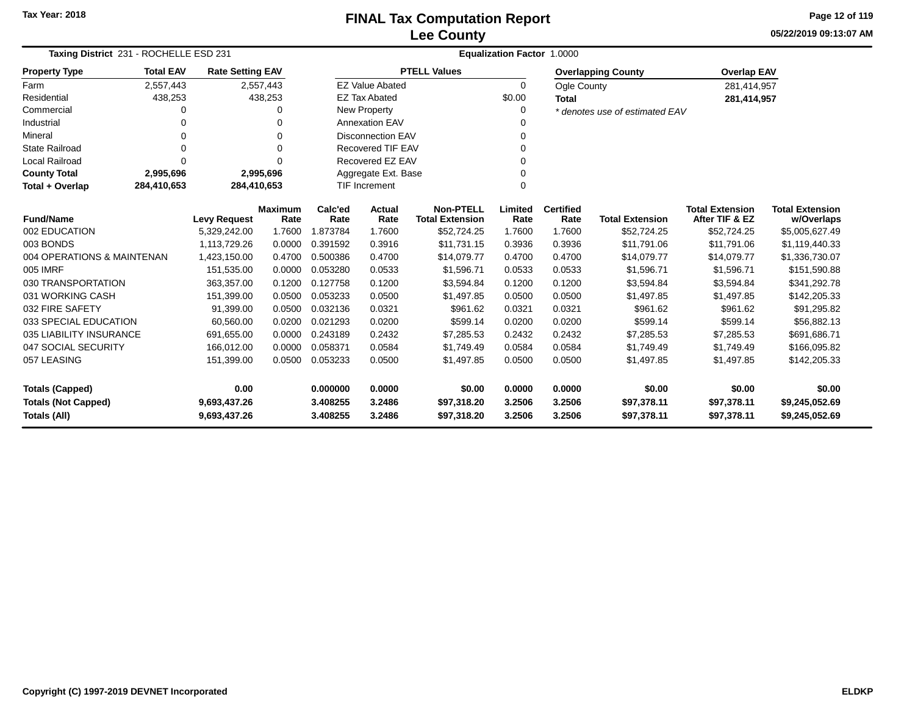Tax Year: 2018

# FINAL Tax Computation Report
## Lee County

05/22/2019 09:13:07 AM

**Taxing District** 231 - ROCHELLE ESD 231 | **Equalization Factor** 1.0000

| Property Type | Total EAV | Rate Setting EAV |
|---|---|---|
| Farm | 2,557,443 | 2,557,443 |
| Residential | 438,253 | 438,253 |
| Commercial | 0 | 0 |
| Industrial | 0 | 0 |
| Mineral | 0 | 0 |
| State Railroad | 0 | 0 |
| Local Railroad | 0 | 0 |
| **County Total** | **2,995,696** | **2,995,696** |
| **Total + Overlap** | **284,410,653** | **284,410,653** |

| PTELL Values | |
|---|---|
| EZ Value Abated | 0 |
| EZ Tax Abated | $0.00 |
| New Property | 0 |
| Annexation EAV | 0 |
| Disconnection EAV | 0 |
| Recovered TIF EAV | 0 |
| Recovered EZ EAV | 0 |
| Aggregate Ext. Base | 0 |
| TIF Increment | 0 |

| Overlapping County | Overlap EAV |
|---|---|
| Ogle County | 281,414,957 |
| **Total** | **281,414,957** |

*\* denotes use of estimated EAV*

| Fund/Name | Levy Request | Maximum Rate | Calc'ed Rate | Actual Rate | Non-PTELL Total Extension | Limited Rate | Certified Rate | Total Extension | Total Extension After TIF & EZ | Total Extension w/Overlaps |
|---|---|---|---|---|---|---|---|---|---|---|
| 002 EDUCATION | 5,329,242.00 | 1.7600 | 1.873784 | 1.7600 | $52,724.25 | 1.7600 | 1.7600 | $52,724.25 | $52,724.25 | $5,005,627.49 |
| 003 BONDS | 1,113,729.26 | 0.0000 | 0.391592 | 0.3916 | $11,731.15 | 0.3936 | 0.3936 | $11,791.06 | $11,791.06 | $1,119,440.33 |
| 004 OPERATIONS & MAINTENAN | 1,423,150.00 | 0.4700 | 0.500386 | 0.4700 | $14,079.77 | 0.4700 | 0.4700 | $14,079.77 | $14,079.77 | $1,336,730.07 |
| 005 IMRF | 151,535.00 | 0.0000 | 0.053280 | 0.0533 | $1,596.71 | 0.0533 | 0.0533 | $1,596.71 | $1,596.71 | $151,590.88 |
| 030 TRANSPORTATION | 363,357.00 | 0.1200 | 0.127758 | 0.1200 | $3,594.84 | 0.1200 | 0.1200 | $3,594.84 | $3,594.84 | $341,292.78 |
| 031 WORKING CASH | 151,399.00 | 0.0500 | 0.053233 | 0.0500 | $1,497.85 | 0.0500 | 0.0500 | $1,497.85 | $1,497.85 | $142,205.33 |
| 032 FIRE SAFETY | 91,399.00 | 0.0500 | 0.032136 | 0.0321 | $961.62 | 0.0321 | 0.0321 | $961.62 | $961.62 | $91,295.82 |
| 033 SPECIAL EDUCATION | 60,560.00 | 0.0200 | 0.021293 | 0.0200 | $599.14 | 0.0200 | 0.0200 | $599.14 | $599.14 | $56,882.13 |
| 035 LIABILITY INSURANCE | 691,655.00 | 0.0000 | 0.243189 | 0.2432 | $7,285.53 | 0.2432 | 0.2432 | $7,285.53 | $7,285.53 | $691,686.71 |
| 047 SOCIAL SECURITY | 166,012.00 | 0.0000 | 0.058371 | 0.0584 | $1,749.49 | 0.0584 | 0.0584 | $1,749.49 | $1,749.49 | $166,095.82 |
| 057 LEASING | 151,399.00 | 0.0500 | 0.053233 | 0.0500 | $1,497.85 | 0.0500 | 0.0500 | $1,497.85 | $1,497.85 | $142,205.33 |
| **Totals (Capped)** | **0.00** | | **0.000000** | **0.0000** | **$0.00** | **0.0000** | **0.0000** | **$0.00** | **$0.00** | **$0.00** |
| **Totals (Not Capped)** | **9,693,437.26** | | **3.408255** | **3.2486** | **$97,318.20** | **3.2506** | **3.2506** | **$97,378.11** | **$97,378.11** | **$9,245,052.69** |
| **Totals (All)** | **9,693,437.26** | | **3.408255** | **3.2486** | **$97,318.20** | **3.2506** | **3.2506** | **$97,378.11** | **$97,378.11** | **$9,245,052.69** |

Copyright (C) 1997-2019 DEVNET Incorporated — ELDKP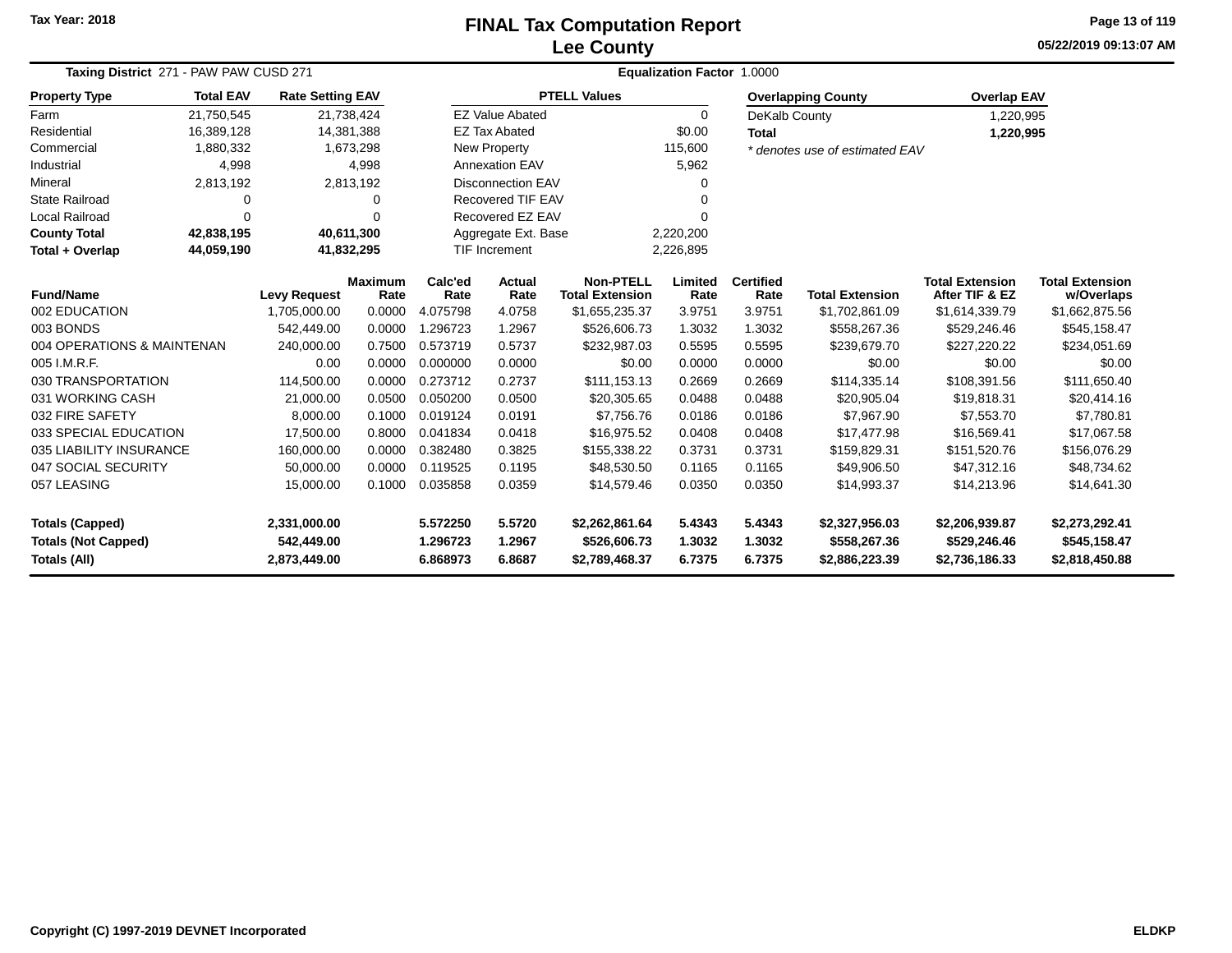Tax Year: 2018

# FINAL Tax Computation Report
## Lee County

05/22/2019 09:13:07 AM

**Taxing District** 271 - PAW PAW CUSD 271 | **Equalization Factor** 1.0000

| Property Type | Total EAV | Rate Setting EAV |
|---|---|---|
| Farm | 21,750,545 | 21,738,424 |
| Residential | 16,389,128 | 14,381,388 |
| Commercial | 1,880,332 | 1,673,298 |
| Industrial | 4,998 | 4,998 |
| Mineral | 2,813,192 | 2,813,192 |
| State Railroad | 0 | 0 |
| Local Railroad | 0 | 0 |
| **County Total** | **42,838,195** | **40,611,300** |
| **Total + Overlap** | **44,059,190** | **41,832,295** |

| PTELL Values | |
|---|---|
| EZ Value Abated | 0 |
| EZ Tax Abated | $0.00 |
| New Property | 115,600 |
| Annexation EAV | 5,962 |
| Disconnection EAV | 0 |
| Recovered TIF EAV | 0 |
| Recovered EZ EAV | 0 |
| Aggregate Ext. Base | 2,220,200 |
| TIF Increment | 2,226,895 |

| Overlapping County | Overlap EAV |
|---|---|
| DeKalb County | 1,220,995 |
| **Total** | **1,220,995** |

*\* denotes use of estimated EAV*

| Fund/Name | Levy Request | Maximum Rate | Calc'ed Rate | Actual Rate | Non-PTELL Total Extension | Limited Rate | Certified Rate | Total Extension | Total Extension After TIF & EZ | Total Extension w/Overlaps |
|---|---|---|---|---|---|---|---|---|---|---|
| 002 EDUCATION | 1,705,000.00 | 0.0000 | 4.075798 | 4.0758 | $1,655,235.37 | 3.9751 | 3.9751 | $1,702,861.09 | $1,614,339.79 | $1,662,875.56 |
| 003 BONDS | 542,449.00 | 0.0000 | 1.296723 | 1.2967 | $526,606.73 | 1.3032 | 1.3032 | $558,267.36 | $529,246.46 | $545,158.47 |
| 004 OPERATIONS & MAINTENAN | 240,000.00 | 0.7500 | 0.573719 | 0.5737 | $232,987.03 | 0.5595 | 0.5595 | $239,679.70 | $227,220.22 | $234,051.69 |
| 005 I.M.R.F. | 0.00 | 0.0000 | 0.000000 | 0.0000 | $0.00 | 0.0000 | 0.0000 | $0.00 | $0.00 | $0.00 |
| 030 TRANSPORTATION | 114,500.00 | 0.0000 | 0.273712 | 0.2737 | $111,153.13 | 0.2669 | 0.2669 | $114,335.14 | $108,391.56 | $111,650.40 |
| 031 WORKING CASH | 21,000.00 | 0.0500 | 0.050200 | 0.0500 | $20,305.65 | 0.0488 | 0.0488 | $20,905.04 | $19,818.31 | $20,414.16 |
| 032 FIRE SAFETY | 8,000.00 | 0.1000 | 0.019124 | 0.0191 | $7,756.76 | 0.0186 | 0.0186 | $7,967.90 | $7,553.70 | $7,780.81 |
| 033 SPECIAL EDUCATION | 17,500.00 | 0.8000 | 0.041834 | 0.0418 | $16,975.52 | 0.0408 | 0.0408 | $17,477.98 | $16,569.41 | $17,067.58 |
| 035 LIABILITY INSURANCE | 160,000.00 | 0.0000 | 0.382480 | 0.3825 | $155,338.22 | 0.3731 | 0.3731 | $159,829.31 | $151,520.76 | $156,076.29 |
| 047 SOCIAL SECURITY | 50,000.00 | 0.0000 | 0.119525 | 0.1195 | $48,530.50 | 0.1165 | 0.1165 | $49,906.50 | $47,312.16 | $48,734.62 |
| 057 LEASING | 15,000.00 | 0.1000 | 0.035858 | 0.0359 | $14,579.46 | 0.0350 | 0.0350 | $14,993.37 | $14,213.96 | $14,641.30 |
| **Totals (Capped)** | **2,331,000.00** | | **5.572250** | **5.5720** | **$2,262,861.64** | **5.4343** | **5.4343** | **$2,327,956.03** | **$2,206,939.87** | **$2,273,292.41** |
| **Totals (Not Capped)** | **542,449.00** | | **1.296723** | **1.2967** | **$526,606.73** | **1.3032** | **1.3032** | **$558,267.36** | **$529,246.46** | **$545,158.47** |
| **Totals (All)** | **2,873,449.00** | | **6.868973** | **6.8687** | **$2,789,468.37** | **6.7375** | **6.7375** | **$2,886,223.39** | **$2,736,186.33** | **$2,818,450.88** |

**Copyright (C) 1997-2019 DEVNET Incorporated** **ELDKP**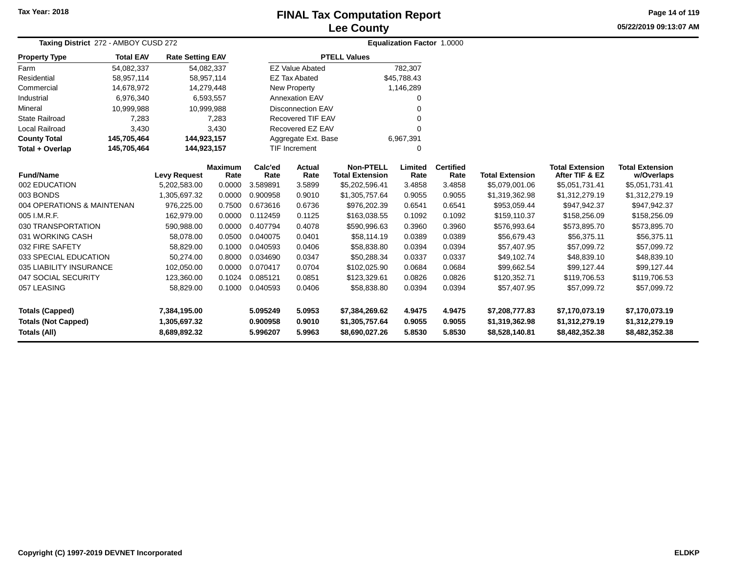# FINAL Tax Computation Report
# Lee County

Tax Year: 2018

05/22/2019 09:13:07 AM

**Taxing District** 272 - AMBOY CUSD 272 **Equalization Factor** 1.0000

| Property Type | Total EAV | Rate Setting EAV |
|---|---|---|
| Farm | 54,082,337 | 54,082,337 |
| Residential | 58,957,114 | 58,957,114 |
| Commercial | 14,678,972 | 14,279,448 |
| Industrial | 6,976,340 | 6,593,557 |
| Mineral | 10,999,988 | 10,999,988 |
| State Railroad | 7,283 | 7,283 |
| Local Railroad | 3,430 | 3,430 |
| **County Total** | **145,705,464** | **144,923,157** |
| **Total + Overlap** | **145,705,464** | **144,923,157** |

| PTELL Values | |
|---|---|
| EZ Value Abated | 782,307 |
| EZ Tax Abated | $45,788.43 |
| New Property | 1,146,289 |
| Annexation EAV | 0 |
| Disconnection EAV | 0 |
| Recovered TIF EAV | 0 |
| Recovered EZ EAV | 0 |
| Aggregate Ext. Base | 6,967,391 |
| TIF Increment | 0 |

| Fund/Name | Levy Request | Maximum Rate | Calc'ed Rate | Actual Rate | Non-PTELL Total Extension | Limited Rate | Certified Rate | Total Extension | Total Extension After TIF & EZ | Total Extension w/Overlaps |
|---|---|---|---|---|---|---|---|---|---|---|
| 002 EDUCATION | 5,202,583.00 | 0.0000 | 3.589891 | 3.5899 | $5,202,596.41 | 3.4858 | 3.4858 | $5,079,001.06 | $5,051,731.41 | $5,051,731.41 |
| 003 BONDS | 1,305,697.32 | 0.0000 | 0.900958 | 0.9010 | $1,305,757.64 | 0.9055 | 0.9055 | $1,319,362.98 | $1,312,279.19 | $1,312,279.19 |
| 004 OPERATIONS & MAINTENAN | 976,225.00 | 0.7500 | 0.673616 | 0.6736 | $976,202.39 | 0.6541 | 0.6541 | $953,059.44 | $947,942.37 | $947,942.37 |
| 005 I.M.R.F. | 162,979.00 | 0.0000 | 0.112459 | 0.1125 | $163,038.55 | 0.1092 | 0.1092 | $159,110.37 | $158,256.09 | $158,256.09 |
| 030 TRANSPORTATION | 590,988.00 | 0.0000 | 0.407794 | 0.4078 | $590,996.63 | 0.3960 | 0.3960 | $576,993.64 | $573,895.70 | $573,895.70 |
| 031 WORKING CASH | 58,078.00 | 0.0500 | 0.040075 | 0.0401 | $58,114.19 | 0.0389 | 0.0389 | $56,679.43 | $56,375.11 | $56,375.11 |
| 032 FIRE SAFETY | 58,829.00 | 0.1000 | 0.040593 | 0.0406 | $58,838.80 | 0.0394 | 0.0394 | $57,407.95 | $57,099.72 | $57,099.72 |
| 033 SPECIAL EDUCATION | 50,274.00 | 0.8000 | 0.034690 | 0.0347 | $50,288.34 | 0.0337 | 0.0337 | $49,102.74 | $48,839.10 | $48,839.10 |
| 035 LIABILITY INSURANCE | 102,050.00 | 0.0000 | 0.070417 | 0.0704 | $102,025.90 | 0.0684 | 0.0684 | $99,662.54 | $99,127.44 | $99,127.44 |
| 047 SOCIAL SECURITY | 123,360.00 | 0.1024 | 0.085121 | 0.0851 | $123,329.61 | 0.0826 | 0.0826 | $120,352.71 | $119,706.53 | $119,706.53 |
| 057 LEASING | 58,829.00 | 0.1000 | 0.040593 | 0.0406 | $58,838.80 | 0.0394 | 0.0394 | $57,407.95 | $57,099.72 | $57,099.72 |
| **Totals (Capped)** | **7,384,195.00** | | **5.095249** | **5.0953** | **$7,384,269.62** | **4.9475** | **4.9475** | **$7,208,777.83** | **$7,170,073.19** | **$7,170,073.19** |
| **Totals (Not Capped)** | **1,305,697.32** | | **0.900958** | **0.9010** | **$1,305,757.64** | **0.9055** | **0.9055** | **$1,319,362.98** | **$1,312,279.19** | **$1,312,279.19** |
| **Totals (All)** | **8,689,892.32** | | **5.996207** | **5.9963** | **$8,690,027.26** | **5.8530** | **5.8530** | **$8,528,140.81** | **$8,482,352.38** | **$8,482,352.38** |

Copyright (C) 1997-2019 DEVNET Incorporated

ELDKP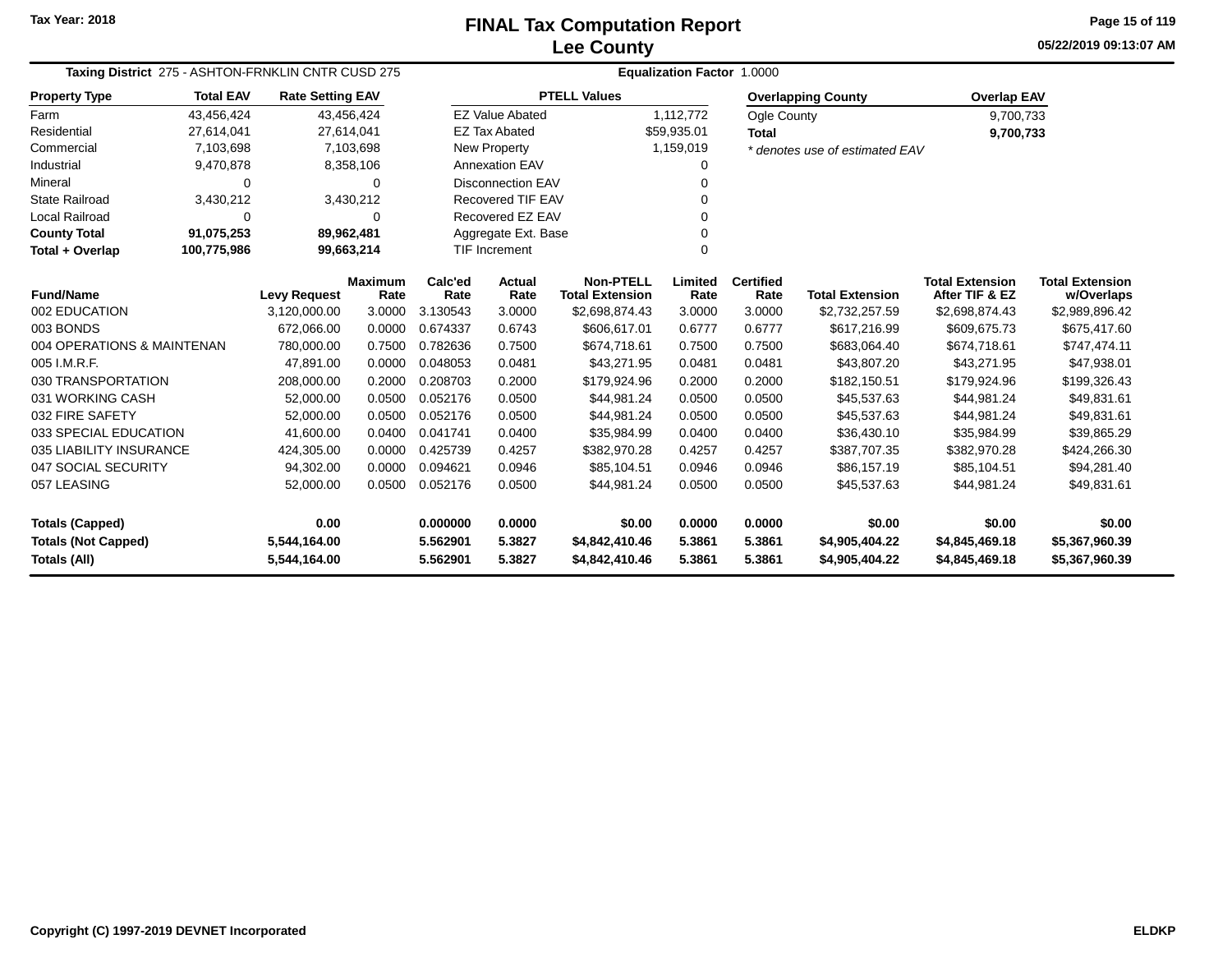Tax Year: 2018

# FINAL Tax Computation Report
## Lee County

05/22/2019 09:13:07 AM

**Taxing District** 275 - ASHTON-FRNKLIN CNTR CUSD 275 **Equalization Factor** 1.0000

| Property Type | Total EAV | Rate Setting EAV |
|---|---|---|
| Farm | 43,456,424 | 43,456,424 |
| Residential | 27,614,041 | 27,614,041 |
| Commercial | 7,103,698 | 7,103,698 |
| Industrial | 9,470,878 | 8,358,106 |
| Mineral | 0 | 0 |
| State Railroad | 3,430,212 | 3,430,212 |
| Local Railroad | 0 | 0 |
| **County Total** | **91,075,253** | **89,962,481** |
| **Total + Overlap** | **100,775,986** | **99,663,214** |

| PTELL Values | |
|---|---|
| EZ Value Abated | 1,112,772 |
| EZ Tax Abated | $59,935.01 |
| New Property | 1,159,019 |
| Annexation EAV | 0 |
| Disconnection EAV | 0 |
| Recovered TIF EAV | 0 |
| Recovered EZ EAV | 0 |
| Aggregate Ext. Base | 0 |
| TIF Increment | 0 |

| Overlapping County | Overlap EAV |
|---|---|
| Ogle County | 9,700,733 |
| **Total** | **9,700,733** |

*\* denotes use of estimated EAV*

| Fund/Name | Levy Request | Maximum Rate | Calc'ed Rate | Actual Rate | Non-PTELL Total Extension | Limited Rate | Certified Rate | Total Extension | Total Extension After TIF & EZ | Total Extension w/Overlaps |
|---|---|---|---|---|---|---|---|---|---|---|
| 002 EDUCATION | 3,120,000.00 | 3.0000 | 3.130543 | 3.0000 | $2,698,874.43 | 3.0000 | 3.0000 | $2,732,257.59 | $2,698,874.43 | $2,989,896.42 |
| 003 BONDS | 672,066.00 | 0.0000 | 0.674337 | 0.6743 | $606,617.01 | 0.6777 | 0.6777 | $617,216.99 | $609,675.73 | $675,417.60 |
| 004 OPERATIONS & MAINTENAN | 780,000.00 | 0.7500 | 0.782636 | 0.7500 | $674,718.61 | 0.7500 | 0.7500 | $683,064.40 | $674,718.61 | $747,474.11 |
| 005 I.M.R.F. | 47,891.00 | 0.0000 | 0.048053 | 0.0481 | $43,271.95 | 0.0481 | 0.0481 | $43,807.20 | $43,271.95 | $47,938.01 |
| 030 TRANSPORTATION | 208,000.00 | 0.2000 | 0.208703 | 0.2000 | $179,924.96 | 0.2000 | 0.2000 | $182,150.51 | $179,924.96 | $199,326.43 |
| 031 WORKING CASH | 52,000.00 | 0.0500 | 0.052176 | 0.0500 | $44,981.24 | 0.0500 | 0.0500 | $45,537.63 | $44,981.24 | $49,831.61 |
| 032 FIRE SAFETY | 52,000.00 | 0.0500 | 0.052176 | 0.0500 | $44,981.24 | 0.0500 | 0.0500 | $45,537.63 | $44,981.24 | $49,831.61 |
| 033 SPECIAL EDUCATION | 41,600.00 | 0.0400 | 0.041741 | 0.0400 | $35,984.99 | 0.0400 | 0.0400 | $36,430.10 | $35,984.99 | $39,865.29 |
| 035 LIABILITY INSURANCE | 424,305.00 | 0.0000 | 0.425739 | 0.4257 | $382,970.28 | 0.4257 | 0.4257 | $387,707.35 | $382,970.28 | $424,266.30 |
| 047 SOCIAL SECURITY | 94,302.00 | 0.0000 | 0.094621 | 0.0946 | $85,104.51 | 0.0946 | 0.0946 | $86,157.19 | $85,104.51 | $94,281.40 |
| 057 LEASING | 52,000.00 | 0.0500 | 0.052176 | 0.0500 | $44,981.24 | 0.0500 | 0.0500 | $45,537.63 | $44,981.24 | $49,831.61 |
| **Totals (Capped)** | **0.00** | | **0.000000** | **0.0000** | **$0.00** | **0.0000** | **0.0000** | **$0.00** | **$0.00** | **$0.00** |
| **Totals (Not Capped)** | **5,544,164.00** | | **5.562901** | **5.3827** | **$4,842,410.46** | **5.3861** | **5.3861** | **$4,905,404.22** | **$4,845,469.18** | **$5,367,960.39** |
| **Totals (All)** | **5,544,164.00** | | **5.562901** | **5.3827** | **$4,842,410.46** | **5.3861** | **5.3861** | **$4,905,404.22** | **$4,845,469.18** | **$5,367,960.39** |

Copyright (C) 1997-2019 DEVNET Incorporated ELDKP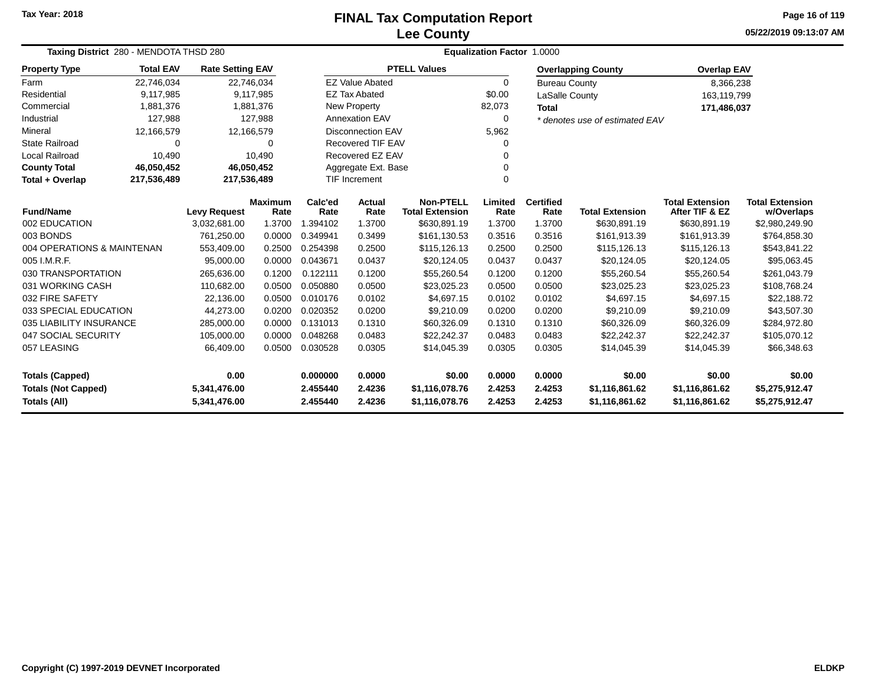Tax Year: 2018

# FINAL Tax Computation Report
## Lee County

05/22/2019 09:13:07 AM

**Taxing District** 280 - MENDOTA THSD 280 | **Equalization Factor** 1.0000

| Property Type | Total EAV | Rate Setting EAV |
|---|---|---|
| Farm | 22,746,034 | 22,746,034 |
| Residential | 9,117,985 | 9,117,985 |
| Commercial | 1,881,376 | 1,881,376 |
| Industrial | 127,988 | 127,988 |
| Mineral | 12,166,579 | 12,166,579 |
| State Railroad | 0 | 0 |
| Local Railroad | 10,490 | 10,490 |
| **County Total** | **46,050,452** | **46,050,452** |
| **Total + Overlap** | **217,536,489** | **217,536,489** |

| PTELL Values | |
|---|---|
| EZ Value Abated | 0 |
| EZ Tax Abated | $0.00 |
| New Property | 82,073 |
| Annexation EAV | 0 |
| Disconnection EAV | 5,962 |
| Recovered TIF EAV | 0 |
| Recovered EZ EAV | 0 |
| Aggregate Ext. Base | 0 |
| TIF Increment | 0 |

| Overlapping County | Overlap EAV |
|---|---|
| Bureau County | 8,366,238 |
| LaSalle County | 163,119,799 |
| **Total** | **171,486,037** |

*\* denotes use of estimated EAV*

| Fund/Name | Levy Request | Maximum Rate | Calc'ed Rate | Actual Rate | Non-PTELL Total Extension | Limited Rate | Certified Rate | Total Extension | Total Extension After TIF & EZ | Total Extension w/Overlaps |
|---|---|---|---|---|---|---|---|---|---|---|
| 002 EDUCATION | 3,032,681.00 | 1.3700 | 1.394102 | 1.3700 | $630,891.19 | 1.3700 | 1.3700 | $630,891.19 | $630,891.19 | $2,980,249.90 |
| 003 BONDS | 761,250.00 | 0.0000 | 0.349941 | 0.3499 | $161,130.53 | 0.3516 | 0.3516 | $161,913.39 | $161,913.39 | $764,858.30 |
| 004 OPERATIONS & MAINTENAN | 553,409.00 | 0.2500 | 0.254398 | 0.2500 | $115,126.13 | 0.2500 | 0.2500 | $115,126.13 | $115,126.13 | $543,841.22 |
| 005 I.M.R.F. | 95,000.00 | 0.0000 | 0.043671 | 0.0437 | $20,124.05 | 0.0437 | 0.0437 | $20,124.05 | $20,124.05 | $95,063.45 |
| 030 TRANSPORTATION | 265,636.00 | 0.1200 | 0.122111 | 0.1200 | $55,260.54 | 0.1200 | 0.1200 | $55,260.54 | $55,260.54 | $261,043.79 |
| 031 WORKING CASH | 110,682.00 | 0.0500 | 0.050880 | 0.0500 | $23,025.23 | 0.0500 | 0.0500 | $23,025.23 | $23,025.23 | $108,768.24 |
| 032 FIRE SAFETY | 22,136.00 | 0.0500 | 0.010176 | 0.0102 | $4,697.15 | 0.0102 | 0.0102 | $4,697.15 | $4,697.15 | $22,188.72 |
| 033 SPECIAL EDUCATION | 44,273.00 | 0.0200 | 0.020352 | 0.0200 | $9,210.09 | 0.0200 | 0.0200 | $9,210.09 | $9,210.09 | $43,507.30 |
| 035 LIABILITY INSURANCE | 285,000.00 | 0.0000 | 0.131013 | 0.1310 | $60,326.09 | 0.1310 | 0.1310 | $60,326.09 | $60,326.09 | $284,972.80 |
| 047 SOCIAL SECURITY | 105,000.00 | 0.0000 | 0.048268 | 0.0483 | $22,242.37 | 0.0483 | 0.0483 | $22,242.37 | $22,242.37 | $105,070.12 |
| 057 LEASING | 66,409.00 | 0.0500 | 0.030528 | 0.0305 | $14,045.39 | 0.0305 | 0.0305 | $14,045.39 | $14,045.39 | $66,348.63 |
| **Totals (Capped)** | **0.00** | | **0.000000** | **0.0000** | **$0.00** | **0.0000** | **0.0000** | **$0.00** | **$0.00** | **$0.00** |
| **Totals (Not Capped)** | **5,341,476.00** | | **2.455440** | **2.4236** | **$1,116,078.76** | **2.4253** | **2.4253** | **$1,116,861.62** | **$1,116,861.62** | **$5,275,912.47** |
| **Totals (All)** | **5,341,476.00** | | **2.455440** | **2.4236** | **$1,116,078.76** | **2.4253** | **2.4253** | **$1,116,861.62** | **$1,116,861.62** | **$5,275,912.47** |

Copyright (C) 1997-2019 DEVNET Incorporated — ELDKP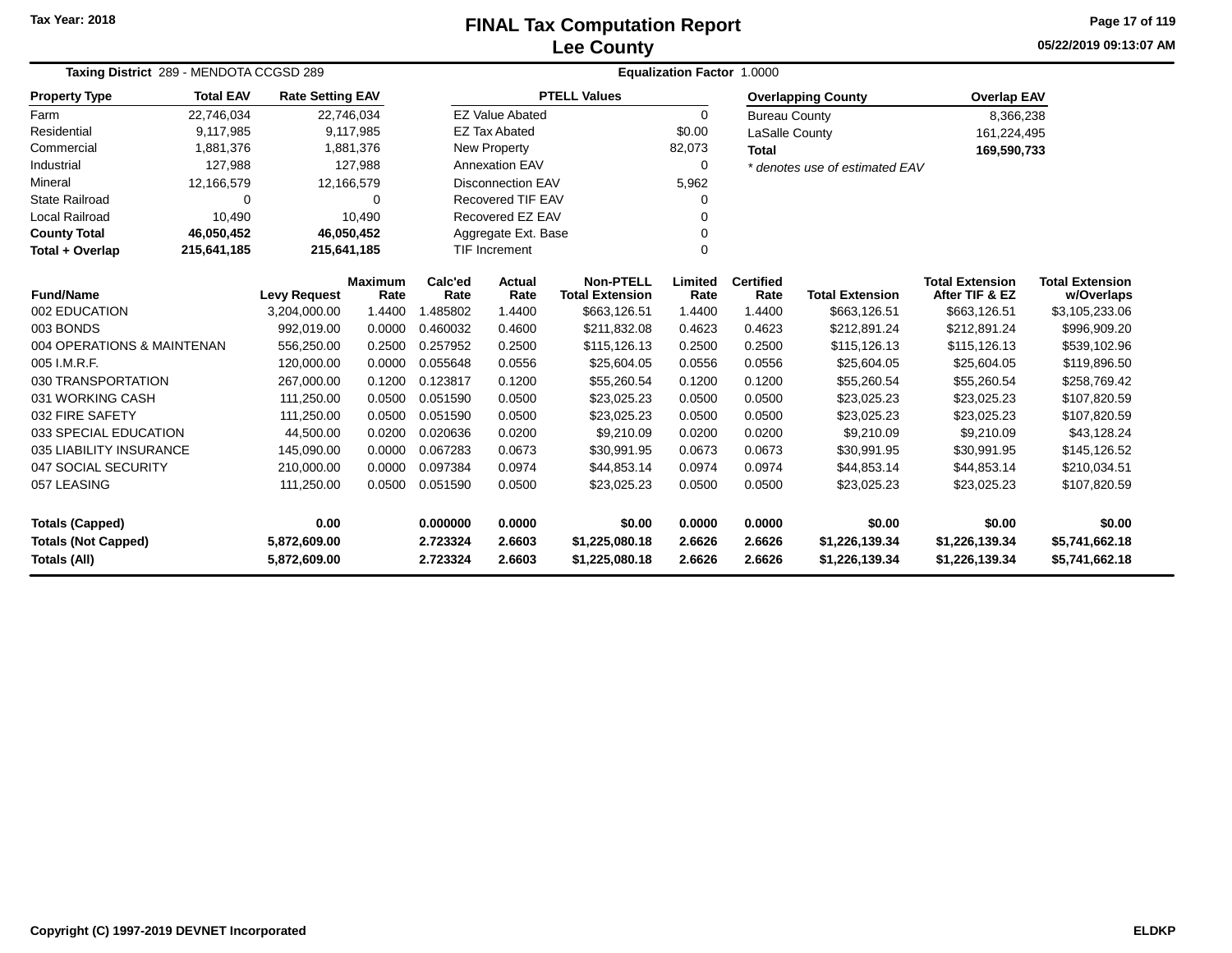Tax Year: 2018

# FINAL Tax Computation Report
## Lee County

05/22/2019 09:13:07 AM

**Taxing District** 289 - MENDOTA CCGSD 289 **Equalization Factor** 1.0000

| Property Type | Total EAV | Rate Setting EAV |
|---|---|---|
| Farm | 22,746,034 | 22,746,034 |
| Residential | 9,117,985 | 9,117,985 |
| Commercial | 1,881,376 | 1,881,376 |
| Industrial | 127,988 | 127,988 |
| Mineral | 12,166,579 | 12,166,579 |
| State Railroad | 0 | 0 |
| Local Railroad | 10,490 | 10,490 |
| **County Total** | **46,050,452** | **46,050,452** |
| **Total + Overlap** | **215,641,185** | **215,641,185** |

| PTELL Values | |
|---|---|
| EZ Value Abated | 0 |
| EZ Tax Abated | $0.00 |
| New Property | 82,073 |
| Annexation EAV | 0 |
| Disconnection EAV | 5,962 |
| Recovered TIF EAV | 0 |
| Recovered EZ EAV | 0 |
| Aggregate Ext. Base | 0 |
| TIF Increment | 0 |

| Overlapping County | Overlap EAV |
|---|---|
| Bureau County | 8,366,238 |
| LaSalle County | 161,224,495 |
| **Total** | **169,590,733** |

*\* denotes use of estimated EAV*

| Fund/Name | Levy Request | Maximum Rate | Calc'ed Rate | Actual Rate | Non-PTELL Total Extension | Limited Rate | Certified Rate | Total Extension | Total Extension After TIF & EZ | Total Extension w/Overlaps |
|---|---|---|---|---|---|---|---|---|---|---|
| 002 EDUCATION | 3,204,000.00 | 1.4400 | 1.485802 | 1.4400 | $663,126.51 | 1.4400 | 1.4400 | $663,126.51 | $663,126.51 | $3,105,233.06 |
| 003 BONDS | 992,019.00 | 0.0000 | 0.460032 | 0.4600 | $211,832.08 | 0.4623 | 0.4623 | $212,891.24 | $212,891.24 | $996,909.20 |
| 004 OPERATIONS & MAINTENAN | 556,250.00 | 0.2500 | 0.257952 | 0.2500 | $115,126.13 | 0.2500 | 0.2500 | $115,126.13 | $115,126.13 | $539,102.96 |
| 005 I.M.R.F. | 120,000.00 | 0.0000 | 0.055648 | 0.0556 | $25,604.05 | 0.0556 | 0.0556 | $25,604.05 | $25,604.05 | $119,896.50 |
| 030 TRANSPORTATION | 267,000.00 | 0.1200 | 0.123817 | 0.1200 | $55,260.54 | 0.1200 | 0.1200 | $55,260.54 | $55,260.54 | $258,769.42 |
| 031 WORKING CASH | 111,250.00 | 0.0500 | 0.051590 | 0.0500 | $23,025.23 | 0.0500 | 0.0500 | $23,025.23 | $23,025.23 | $107,820.59 |
| 032 FIRE SAFETY | 111,250.00 | 0.0500 | 0.051590 | 0.0500 | $23,025.23 | 0.0500 | 0.0500 | $23,025.23 | $23,025.23 | $107,820.59 |
| 033 SPECIAL EDUCATION | 44,500.00 | 0.0200 | 0.020636 | 0.0200 | $9,210.09 | 0.0200 | 0.0200 | $9,210.09 | $9,210.09 | $43,128.24 |
| 035 LIABILITY INSURANCE | 145,090.00 | 0.0000 | 0.067283 | 0.0673 | $30,991.95 | 0.0673 | 0.0673 | $30,991.95 | $30,991.95 | $145,126.52 |
| 047 SOCIAL SECURITY | 210,000.00 | 0.0000 | 0.097384 | 0.0974 | $44,853.14 | 0.0974 | 0.0974 | $44,853.14 | $44,853.14 | $210,034.51 |
| 057 LEASING | 111,250.00 | 0.0500 | 0.051590 | 0.0500 | $23,025.23 | 0.0500 | 0.0500 | $23,025.23 | $23,025.23 | $107,820.59 |
| **Totals (Capped)** | **0.00** | | **0.000000** | **0.0000** | **$0.00** | **0.0000** | **0.0000** | **$0.00** | **$0.00** | **$0.00** |
| **Totals (Not Capped)** | **5,872,609.00** | | **2.723324** | **2.6603** | **$1,225,080.18** | **2.6626** | **2.6626** | **$1,226,139.34** | **$1,226,139.34** | **$5,741,662.18** |
| **Totals (All)** | **5,872,609.00** | | **2.723324** | **2.6603** | **$1,225,080.18** | **2.6626** | **2.6626** | **$1,226,139.34** | **$1,226,139.34** | **$5,741,662.18** |

Copyright (C) 1997-2019 DEVNET Incorporated ELDKP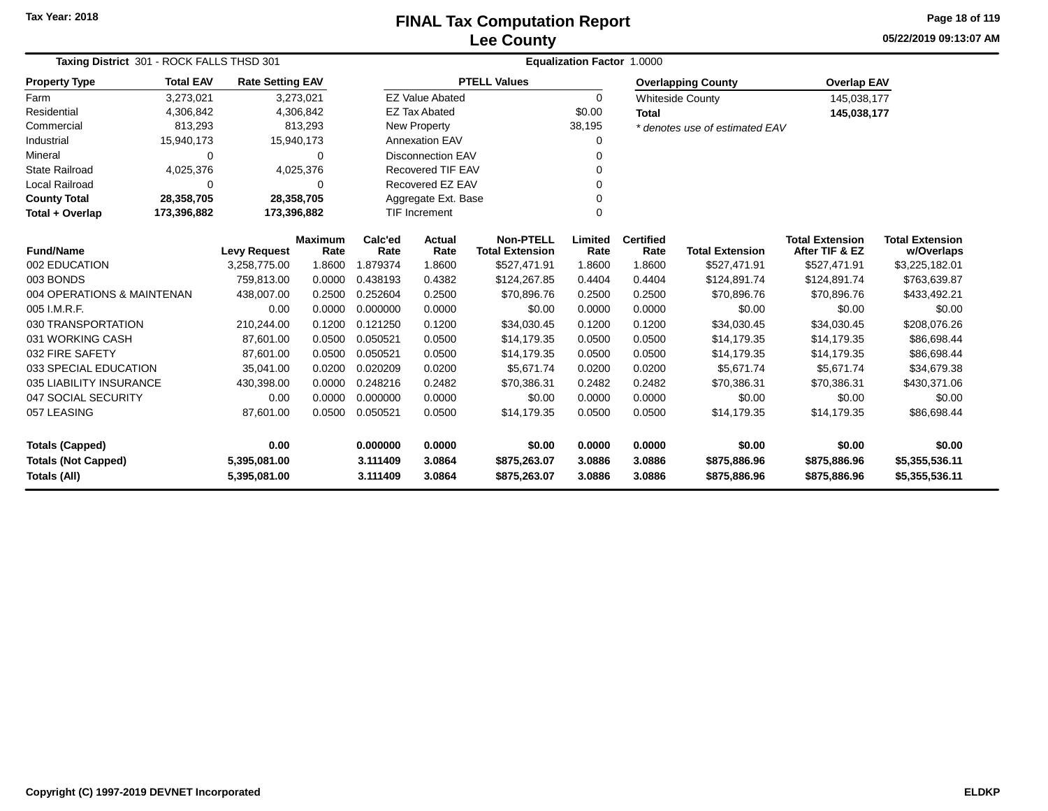Tax Year: 2018

# FINAL Tax Computation Report
## Lee County

05/22/2019 09:13:07 AM

**Taxing District** 301 - ROCK FALLS THSD 301 | **Equalization Factor** 1.0000

| Property Type | Total EAV | Rate Setting EAV |
|---|---|---|
| Farm | 3,273,021 | 3,273,021 |
| Residential | 4,306,842 | 4,306,842 |
| Commercial | 813,293 | 813,293 |
| Industrial | 15,940,173 | 15,940,173 |
| Mineral | 0 | 0 |
| State Railroad | 4,025,376 | 4,025,376 |
| Local Railroad | 0 | 0 |
| **County Total** | **28,358,705** | **28,358,705** |
| **Total + Overlap** | **173,396,882** | **173,396,882** |

| PTELL Values | |
|---|---|
| EZ Value Abated | 0 |
| EZ Tax Abated | $0.00 |
| New Property | 38,195 |
| Annexation EAV | 0 |
| Disconnection EAV | 0 |
| Recovered TIF EAV | 0 |
| Recovered EZ EAV | 0 |
| Aggregate Ext. Base | 0 |
| TIF Increment | 0 |

| Overlapping County | Overlap EAV |
|---|---|
| Whiteside County | 145,038,177 |
| **Total** | **145,038,177** |

*\* denotes use of estimated EAV*

| Fund/Name | Levy Request | Maximum Rate | Calc'ed Rate | Actual Rate | Non-PTELL Total Extension | Limited Rate | Certified Rate | Total Extension | Total Extension After TIF & EZ | Total Extension w/Overlaps |
|---|---|---|---|---|---|---|---|---|---|---|
| 002 EDUCATION | 3,258,775.00 | 1.8600 | 1.879374 | 1.8600 | $527,471.91 | 1.8600 | 1.8600 | $527,471.91 | $527,471.91 | $3,225,182.01 |
| 003 BONDS | 759,813.00 | 0.0000 | 0.438193 | 0.4382 | $124,267.85 | 0.4404 | 0.4404 | $124,891.74 | $124,891.74 | $763,639.87 |
| 004 OPERATIONS & MAINTENAN | 438,007.00 | 0.2500 | 0.252604 | 0.2500 | $70,896.76 | 0.2500 | 0.2500 | $70,896.76 | $70,896.76 | $433,492.21 |
| 005 I.M.R.F. | 0.00 | 0.0000 | 0.000000 | 0.0000 | $0.00 | 0.0000 | 0.0000 | $0.00 | $0.00 | $0.00 |
| 030 TRANSPORTATION | 210,244.00 | 0.1200 | 0.121250 | 0.1200 | $34,030.45 | 0.1200 | 0.1200 | $34,030.45 | $34,030.45 | $208,076.26 |
| 031 WORKING CASH | 87,601.00 | 0.0500 | 0.050521 | 0.0500 | $14,179.35 | 0.0500 | 0.0500 | $14,179.35 | $14,179.35 | $86,698.44 |
| 032 FIRE SAFETY | 87,601.00 | 0.0500 | 0.050521 | 0.0500 | $14,179.35 | 0.0500 | 0.0500 | $14,179.35 | $14,179.35 | $86,698.44 |
| 033 SPECIAL EDUCATION | 35,041.00 | 0.0200 | 0.020209 | 0.0200 | $5,671.74 | 0.0200 | 0.0200 | $5,671.74 | $5,671.74 | $34,679.38 |
| 035 LIABILITY INSURANCE | 430,398.00 | 0.0000 | 0.248216 | 0.2482 | $70,386.31 | 0.2482 | 0.2482 | $70,386.31 | $70,386.31 | $430,371.06 |
| 047 SOCIAL SECURITY | 0.00 | 0.0000 | 0.000000 | 0.0000 | $0.00 | 0.0000 | 0.0000 | $0.00 | $0.00 | $0.00 |
| 057 LEASING | 87,601.00 | 0.0500 | 0.050521 | 0.0500 | $14,179.35 | 0.0500 | 0.0500 | $14,179.35 | $14,179.35 | $86,698.44 |
| **Totals (Capped)** | **0.00** | | **0.000000** | **0.0000** | **$0.00** | **0.0000** | **0.0000** | **$0.00** | **$0.00** | **$0.00** |
| **Totals (Not Capped)** | **5,395,081.00** | | **3.111409** | **3.0864** | **$875,263.07** | **3.0886** | **3.0886** | **$875,886.96** | **$875,886.96** | **$5,355,536.11** |
| **Totals (All)** | **5,395,081.00** | | **3.111409** | **3.0864** | **$875,263.07** | **3.0886** | **3.0886** | **$875,886.96** | **$875,886.96** | **$5,355,536.11** |

Copyright (C) 1997-2019 DEVNET Incorporated

ELDKP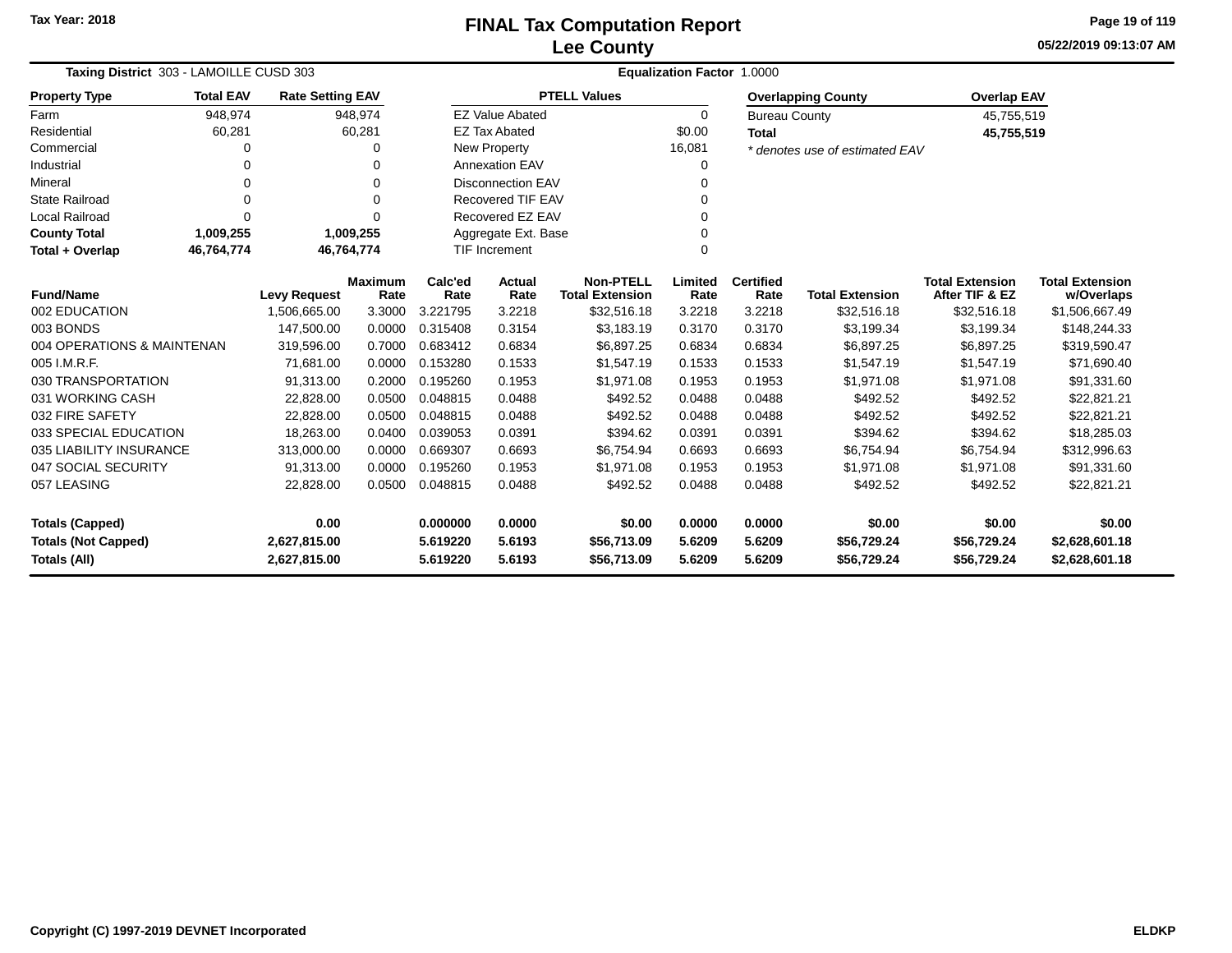# FINAL Tax Computation Report
# Lee County

Tax Year: 2018

05/22/2019 09:13:07 AM

**Taxing District** 303 - LAMOILLE CUSD 303 **Equalization Factor** 1.0000

| Property Type | Total EAV | Rate Setting EAV |
|---|---|---|
| Farm | 948,974 | 948,974 |
| Residential | 60,281 | 60,281 |
| Commercial | 0 | 0 |
| Industrial | 0 | 0 |
| Mineral | 0 | 0 |
| State Railroad | 0 | 0 |
| Local Railroad | 0 | 0 |
| **County Total** | **1,009,255** | **1,009,255** |
| **Total + Overlap** | **46,764,774** | **46,764,774** |

| PTELL Values | |
|---|---|
| EZ Value Abated | 0 |
| EZ Tax Abated | $0.00 |
| New Property | 16,081 |
| Annexation EAV | 0 |
| Disconnection EAV | 0 |
| Recovered TIF EAV | 0 |
| Recovered EZ EAV | 0 |
| Aggregate Ext. Base | 0 |
| TIF Increment | 0 |

| Overlapping County | Overlap EAV |
|---|---|
| Bureau County | 45,755,519 |
| **Total** | **45,755,519** |

*\* denotes use of estimated EAV*

| Fund/Name | Levy Request | Maximum Rate | Calc'ed Rate | Actual Rate | Non-PTELL Total Extension | Limited Rate | Certified Rate | Total Extension | Total Extension After TIF & EZ | Total Extension w/Overlaps |
|---|---|---|---|---|---|---|---|---|---|---|
| 002 EDUCATION | 1,506,665.00 | 3.3000 | 3.221795 | 3.2218 | $32,516.18 | 3.2218 | 3.2218 | $32,516.18 | $32,516.18 | $1,506,667.49 |
| 003 BONDS | 147,500.00 | 0.0000 | 0.315408 | 0.3154 | $3,183.19 | 0.3170 | 0.3170 | $3,199.34 | $3,199.34 | $148,244.33 |
| 004 OPERATIONS & MAINTENAN | 319,596.00 | 0.7000 | 0.683412 | 0.6834 | $6,897.25 | 0.6834 | 0.6834 | $6,897.25 | $6,897.25 | $319,590.47 |
| 005 I.M.R.F. | 71,681.00 | 0.0000 | 0.153280 | 0.1533 | $1,547.19 | 0.1533 | 0.1533 | $1,547.19 | $1,547.19 | $71,690.40 |
| 030 TRANSPORTATION | 91,313.00 | 0.2000 | 0.195260 | 0.1953 | $1,971.08 | 0.1953 | 0.1953 | $1,971.08 | $1,971.08 | $91,331.60 |
| 031 WORKING CASH | 22,828.00 | 0.0500 | 0.048815 | 0.0488 | $492.52 | 0.0488 | 0.0488 | $492.52 | $492.52 | $22,821.21 |
| 032 FIRE SAFETY | 22,828.00 | 0.0500 | 0.048815 | 0.0488 | $492.52 | 0.0488 | 0.0488 | $492.52 | $492.52 | $22,821.21 |
| 033 SPECIAL EDUCATION | 18,263.00 | 0.0400 | 0.039053 | 0.0391 | $394.62 | 0.0391 | 0.0391 | $394.62 | $394.62 | $18,285.03 |
| 035 LIABILITY INSURANCE | 313,000.00 | 0.0000 | 0.669307 | 0.6693 | $6,754.94 | 0.6693 | 0.6693 | $6,754.94 | $6,754.94 | $312,996.63 |
| 047 SOCIAL SECURITY | 91,313.00 | 0.0000 | 0.195260 | 0.1953 | $1,971.08 | 0.1953 | 0.1953 | $1,971.08 | $1,971.08 | $91,331.60 |
| 057 LEASING | 22,828.00 | 0.0500 | 0.048815 | 0.0488 | $492.52 | 0.0488 | 0.0488 | $492.52 | $492.52 | $22,821.21 |
| **Totals (Capped)** | **0.00** | | **0.000000** | **0.0000** | **$0.00** | **0.0000** | **0.0000** | **$0.00** | **$0.00** | **$0.00** |
| **Totals (Not Capped)** | **2,627,815.00** | | **5.619220** | **5.6193** | **$56,713.09** | **5.6209** | **5.6209** | **$56,729.24** | **$56,729.24** | **$2,628,601.18** |
| **Totals (All)** | **2,627,815.00** | | **5.619220** | **5.6193** | **$56,713.09** | **5.6209** | **5.6209** | **$56,729.24** | **$56,729.24** | **$2,628,601.18** |

Copyright (C) 1997-2019 DEVNET Incorporated ELDKP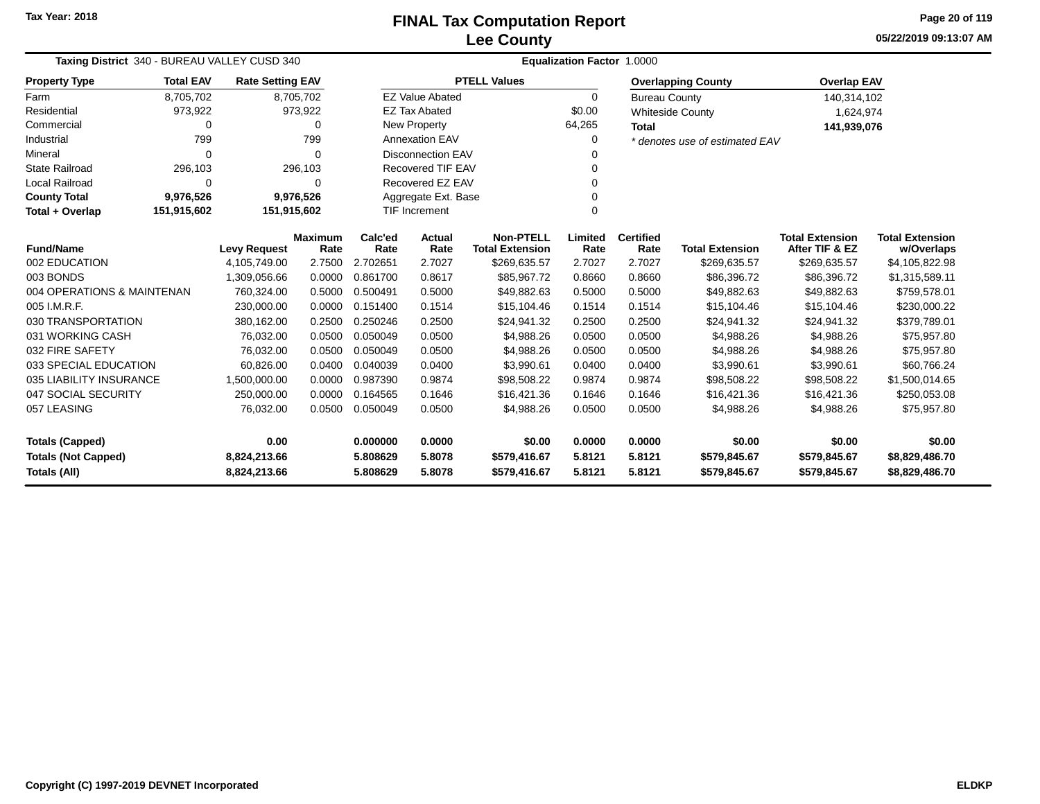Tax Year: 2018

# FINAL Tax Computation Report
## Lee County

05/22/2019 09:13:07 AM

**Taxing District** 340 - BUREAU VALLEY CUSD 340 **Equalization Factor** 1.0000

| Property Type | Total EAV | Rate Setting EAV |
|---|---|---|
| Farm | 8,705,702 | 8,705,702 |
| Residential | 973,922 | 973,922 |
| Commercial | 0 | 0 |
| Industrial | 799 | 799 |
| Mineral | 0 | 0 |
| State Railroad | 296,103 | 296,103 |
| Local Railroad | 0 | 0 |
| **County Total** | **9,976,526** | **9,976,526** |
| **Total + Overlap** | **151,915,602** | **151,915,602** |

| PTELL Values | |
|---|---|
| EZ Value Abated | 0 |
| EZ Tax Abated | $0.00 |
| New Property | 64,265 |
| Annexation EAV | 0 |
| Disconnection EAV | 0 |
| Recovered TIF EAV | 0 |
| Recovered EZ EAV | 0 |
| Aggregate Ext. Base | 0 |
| TIF Increment | 0 |

| Overlapping County | Overlap EAV |
|---|---|
| Bureau County | 140,314,102 |
| Whiteside County | 1,624,974 |
| **Total** | **141,939,076** |

*\* denotes use of estimated EAV*

| Fund/Name | Levy Request | Maximum Rate | Calc'ed Rate | Actual Rate | Non-PTELL Total Extension | Limited Rate | Certified Rate | Total Extension | Total Extension After TIF & EZ | Total Extension w/Overlaps |
|---|---|---|---|---|---|---|---|---|---|---|
| 002 EDUCATION | 4,105,749.00 | 2.7500 | 2.702651 | 2.7027 | $269,635.57 | 2.7027 | 2.7027 | $269,635.57 | $269,635.57 | $4,105,822.98 |
| 003 BONDS | 1,309,056.66 | 0.0000 | 0.861700 | 0.8617 | $85,967.72 | 0.8660 | 0.8660 | $86,396.72 | $86,396.72 | $1,315,589.11 |
| 004 OPERATIONS & MAINTENAN | 760,324.00 | 0.5000 | 0.500491 | 0.5000 | $49,882.63 | 0.5000 | 0.5000 | $49,882.63 | $49,882.63 | $759,578.01 |
| 005 I.M.R.F. | 230,000.00 | 0.0000 | 0.151400 | 0.1514 | $15,104.46 | 0.1514 | 0.1514 | $15,104.46 | $15,104.46 | $230,000.22 |
| 030 TRANSPORTATION | 380,162.00 | 0.2500 | 0.250246 | 0.2500 | $24,941.32 | 0.2500 | 0.2500 | $24,941.32 | $24,941.32 | $379,789.01 |
| 031 WORKING CASH | 76,032.00 | 0.0500 | 0.050049 | 0.0500 | $4,988.26 | 0.0500 | 0.0500 | $4,988.26 | $4,988.26 | $75,957.80 |
| 032 FIRE SAFETY | 76,032.00 | 0.0500 | 0.050049 | 0.0500 | $4,988.26 | 0.0500 | 0.0500 | $4,988.26 | $4,988.26 | $75,957.80 |
| 033 SPECIAL EDUCATION | 60,826.00 | 0.0400 | 0.040039 | 0.0400 | $3,990.61 | 0.0400 | 0.0400 | $3,990.61 | $3,990.61 | $60,766.24 |
| 035 LIABILITY INSURANCE | 1,500,000.00 | 0.0000 | 0.987390 | 0.9874 | $98,508.22 | 0.9874 | 0.9874 | $98,508.22 | $98,508.22 | $1,500,014.65 |
| 047 SOCIAL SECURITY | 250,000.00 | 0.0000 | 0.164565 | 0.1646 | $16,421.36 | 0.1646 | 0.1646 | $16,421.36 | $16,421.36 | $250,053.08 |
| 057 LEASING | 76,032.00 | 0.0500 | 0.050049 | 0.0500 | $4,988.26 | 0.0500 | 0.0500 | $4,988.26 | $4,988.26 | $75,957.80 |
| **Totals (Capped)** | **0.00** | | **0.000000** | **0.0000** | **$0.00** | **0.0000** | **0.0000** | **$0.00** | **$0.00** | **$0.00** |
| **Totals (Not Capped)** | **8,824,213.66** | | **5.808629** | **5.8078** | **$579,416.67** | **5.8121** | **5.8121** | **$579,845.67** | **$579,845.67** | **$8,829,486.70** |
| **Totals (All)** | **8,824,213.66** | | **5.808629** | **5.8078** | **$579,416.67** | **5.8121** | **5.8121** | **$579,845.67** | **$579,845.67** | **$8,829,486.70** |

Copyright (C) 1997-2019 DEVNET Incorporated ELDKP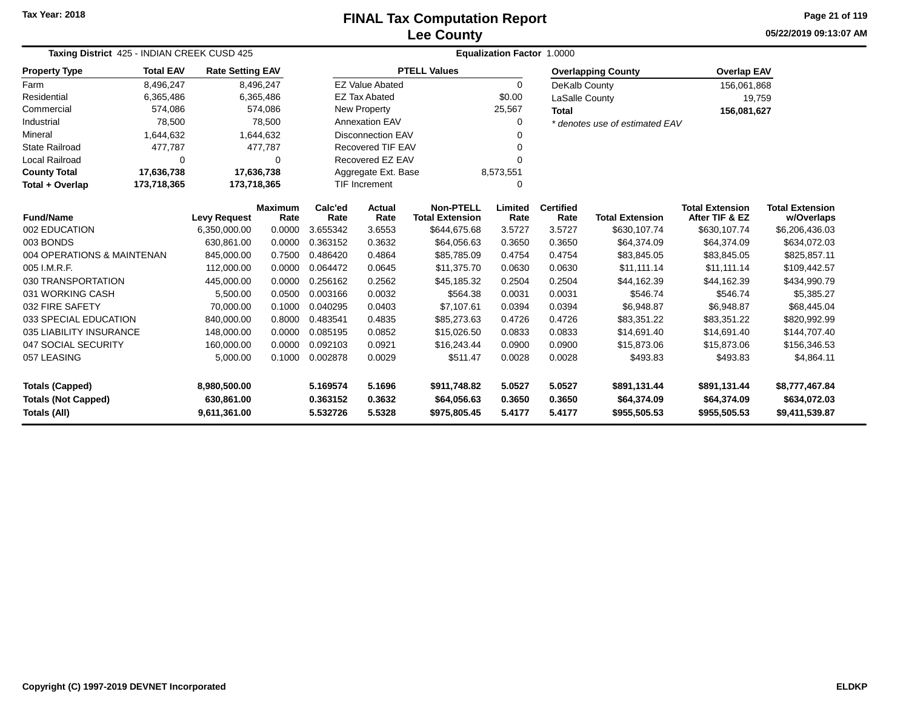Tax Year: 2018

# FINAL Tax Computation Report
## Lee County

05/22/2019 09:13:07 AM

**Taxing District** 425 - INDIAN CREEK CUSD 425 **Equalization Factor** 1.0000

| Property Type | Total EAV | Rate Setting EAV |
|---|---|---|
| Farm | 8,496,247 | 8,496,247 |
| Residential | 6,365,486 | 6,365,486 |
| Commercial | 574,086 | 574,086 |
| Industrial | 78,500 | 78,500 |
| Mineral | 1,644,632 | 1,644,632 |
| State Railroad | 477,787 | 477,787 |
| Local Railroad | 0 | 0 |
| **County Total** | **17,636,738** | **17,636,738** |
| **Total + Overlap** | **173,718,365** | **173,718,365** |

| PTELL Values | |
|---|---|
| EZ Value Abated | 0 |
| EZ Tax Abated | $0.00 |
| New Property | 25,567 |
| Annexation EAV | 0 |
| Disconnection EAV | 0 |
| Recovered TIF EAV | 0 |
| Recovered EZ EAV | 0 |
| Aggregate Ext. Base | 8,573,551 |
| TIF Increment | 0 |

| Overlapping County | Overlap EAV |
|---|---|
| DeKalb County | 156,061,868 |
| LaSalle County | 19,759 |
| **Total** | **156,081,627** |

*\* denotes use of estimated EAV*

| Fund/Name | Levy Request | Maximum Rate | Calc'ed Rate | Actual Rate | Non-PTELL Total Extension | Limited Rate | Certified Rate | Total Extension | Total Extension After TIF & EZ | Total Extension w/Overlaps |
|---|---|---|---|---|---|---|---|---|---|---|
| 002 EDUCATION | 6,350,000.00 | 0.0000 | 3.655342 | 3.6553 | $644,675.68 | 3.5727 | 3.5727 | $630,107.74 | $630,107.74 | $6,206,436.03 |
| 003 BONDS | 630,861.00 | 0.0000 | 0.363152 | 0.3632 | $64,056.63 | 0.3650 | 0.3650 | $64,374.09 | $64,374.09 | $634,072.03 |
| 004 OPERATIONS & MAINTENAN | 845,000.00 | 0.7500 | 0.486420 | 0.4864 | $85,785.09 | 0.4754 | 0.4754 | $83,845.05 | $83,845.05 | $825,857.11 |
| 005 I.M.R.F. | 112,000.00 | 0.0000 | 0.064472 | 0.0645 | $11,375.70 | 0.0630 | 0.0630 | $11,111.14 | $11,111.14 | $109,442.57 |
| 030 TRANSPORTATION | 445,000.00 | 0.0000 | 0.256162 | 0.2562 | $45,185.32 | 0.2504 | 0.2504 | $44,162.39 | $44,162.39 | $434,990.79 |
| 031 WORKING CASH | 5,500.00 | 0.0500 | 0.003166 | 0.0032 | $564.38 | 0.0031 | 0.0031 | $546.74 | $546.74 | $5,385.27 |
| 032 FIRE SAFETY | 70,000.00 | 0.1000 | 0.040295 | 0.0403 | $7,107.61 | 0.0394 | 0.0394 | $6,948.87 | $6,948.87 | $68,445.04 |
| 033 SPECIAL EDUCATION | 840,000.00 | 0.8000 | 0.483541 | 0.4835 | $85,273.63 | 0.4726 | 0.4726 | $83,351.22 | $83,351.22 | $820,992.99 |
| 035 LIABILITY INSURANCE | 148,000.00 | 0.0000 | 0.085195 | 0.0852 | $15,026.50 | 0.0833 | 0.0833 | $14,691.40 | $14,691.40 | $144,707.40 |
| 047 SOCIAL SECURITY | 160,000.00 | 0.0000 | 0.092103 | 0.0921 | $16,243.44 | 0.0900 | 0.0900 | $15,873.06 | $15,873.06 | $156,346.53 |
| 057 LEASING | 5,000.00 | 0.1000 | 0.002878 | 0.0029 | $511.47 | 0.0028 | 0.0028 | $493.83 | $493.83 | $4,864.11 |
| **Totals (Capped)** | **8,980,500.00** | | **5.169574** | **5.1696** | **$911,748.82** | **5.0527** | **5.0527** | **$891,131.44** | **$891,131.44** | **$8,777,467.84** |
| **Totals (Not Capped)** | **630,861.00** | | **0.363152** | **0.3632** | **$64,056.63** | **0.3650** | **0.3650** | **$64,374.09** | **$64,374.09** | **$634,072.03** |
| **Totals (All)** | **9,611,361.00** | | **5.532726** | **5.5328** | **$975,805.45** | **5.4177** | **5.4177** | **$955,505.53** | **$955,505.53** | **$9,411,539.87** |

Copyright (C) 1997-2019 DEVNET Incorporated ELDKP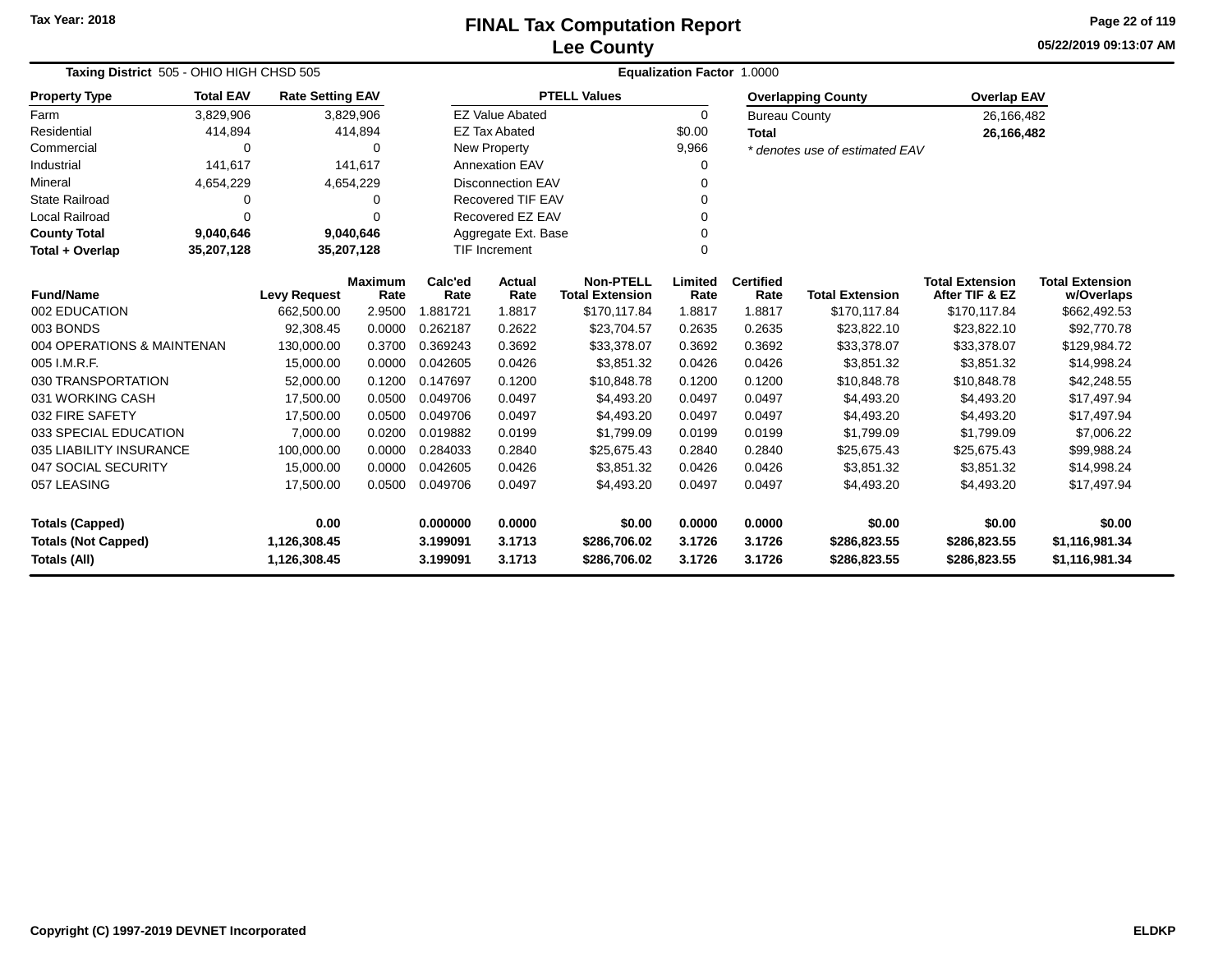Tax Year: 2018

# FINAL Tax Computation Report
## Lee County

05/22/2019 09:13:07 AM

**Taxing District** 505 - OHIO HIGH CHSD 505 **Equalization Factor** 1.0000

| Property Type | Total EAV | Rate Setting EAV |
|---|---|---|
| Farm | 3,829,906 | 3,829,906 |
| Residential | 414,894 | 414,894 |
| Commercial | 0 | 0 |
| Industrial | 141,617 | 141,617 |
| Mineral | 4,654,229 | 4,654,229 |
| State Railroad | 0 | 0 |
| Local Railroad | 0 | 0 |
| **County Total** | **9,040,646** | **9,040,646** |
| **Total + Overlap** | **35,207,128** | **35,207,128** |

| PTELL Values | |
|---|---|
| EZ Value Abated | 0 |
| EZ Tax Abated | $0.00 |
| New Property | 9,966 |
| Annexation EAV | 0 |
| Disconnection EAV | 0 |
| Recovered TIF EAV | 0 |
| Recovered EZ EAV | 0 |
| Aggregate Ext. Base | 0 |
| TIF Increment | 0 |

| Overlapping County | Overlap EAV |
|---|---|
| Bureau County | 26,166,482 |
| **Total** | **26,166,482** |

*\* denotes use of estimated EAV*

| Fund/Name | Levy Request | Maximum Rate | Calc'ed Rate | Actual Rate | Non-PTELL Total Extension | Limited Rate | Certified Rate | Total Extension | Total Extension After TIF & EZ | Total Extension w/Overlaps |
|---|---|---|---|---|---|---|---|---|---|---|
| 002 EDUCATION | 662,500.00 | 2.9500 | 1.881721 | 1.8817 | $170,117.84 | 1.8817 | 1.8817 | $170,117.84 | $170,117.84 | $662,492.53 |
| 003 BONDS | 92,308.45 | 0.0000 | 0.262187 | 0.2622 | $23,704.57 | 0.2635 | 0.2635 | $23,822.10 | $23,822.10 | $92,770.78 |
| 004 OPERATIONS & MAINTENAN | 130,000.00 | 0.3700 | 0.369243 | 0.3692 | $33,378.07 | 0.3692 | 0.3692 | $33,378.07 | $33,378.07 | $129,984.72 |
| 005 I.M.R.F. | 15,000.00 | 0.0000 | 0.042605 | 0.0426 | $3,851.32 | 0.0426 | 0.0426 | $3,851.32 | $3,851.32 | $14,998.24 |
| 030 TRANSPORTATION | 52,000.00 | 0.1200 | 0.147697 | 0.1200 | $10,848.78 | 0.1200 | 0.1200 | $10,848.78 | $10,848.78 | $42,248.55 |
| 031 WORKING CASH | 17,500.00 | 0.0500 | 0.049706 | 0.0497 | $4,493.20 | 0.0497 | 0.0497 | $4,493.20 | $4,493.20 | $17,497.94 |
| 032 FIRE SAFETY | 17,500.00 | 0.0500 | 0.049706 | 0.0497 | $4,493.20 | 0.0497 | 0.0497 | $4,493.20 | $4,493.20 | $17,497.94 |
| 033 SPECIAL EDUCATION | 7,000.00 | 0.0200 | 0.019882 | 0.0199 | $1,799.09 | 0.0199 | 0.0199 | $1,799.09 | $1,799.09 | $7,006.22 |
| 035 LIABILITY INSURANCE | 100,000.00 | 0.0000 | 0.284033 | 0.2840 | $25,675.43 | 0.2840 | 0.2840 | $25,675.43 | $25,675.43 | $99,988.24 |
| 047 SOCIAL SECURITY | 15,000.00 | 0.0000 | 0.042605 | 0.0426 | $3,851.32 | 0.0426 | 0.0426 | $3,851.32 | $3,851.32 | $14,998.24 |
| 057 LEASING | 17,500.00 | 0.0500 | 0.049706 | 0.0497 | $4,493.20 | 0.0497 | 0.0497 | $4,493.20 | $4,493.20 | $17,497.94 |
| **Totals (Capped)** | **0.00** | | **0.000000** | **0.0000** | **$0.00** | **0.0000** | **0.0000** | **$0.00** | **$0.00** | **$0.00** |
| **Totals (Not Capped)** | **1,126,308.45** | | **3.199091** | **3.1713** | **$286,706.02** | **3.1726** | **3.1726** | **$286,823.55** | **$286,823.55** | **$1,116,981.34** |
| **Totals (All)** | **1,126,308.45** | | **3.199091** | **3.1713** | **$286,706.02** | **3.1726** | **3.1726** | **$286,823.55** | **$286,823.55** | **$1,116,981.34** |

Copyright (C) 1997-2019 DEVNET Incorporated ELDKP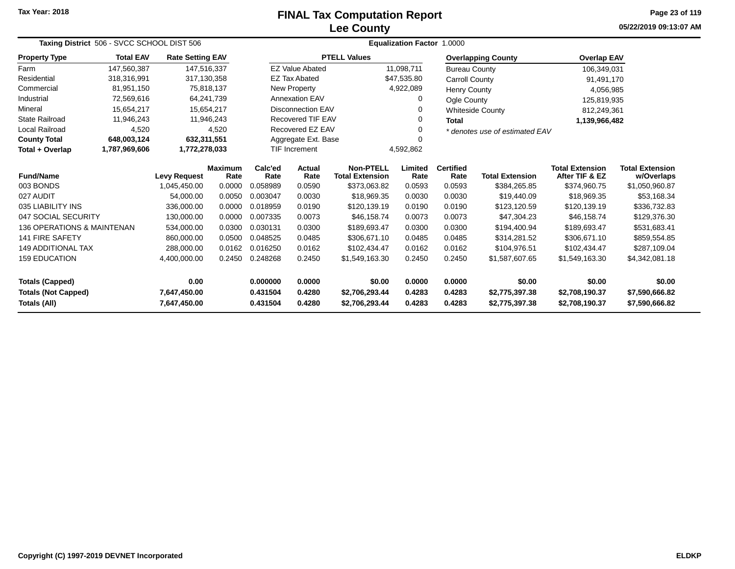Tax Year: 2018

# FINAL Tax Computation Report
## Lee County

05/22/2019 09:13:07 AM

**Taxing District** 506 - SVCC SCHOOL DIST 506 **Equalization Factor** 1.0000

| Property Type | Total EAV | Rate Setting EAV |
|---|---|---|
| Farm | 147,560,387 | 147,516,337 |
| Residential | 318,316,991 | 317,130,358 |
| Commercial | 81,951,150 | 75,818,137 |
| Industrial | 72,569,616 | 64,241,739 |
| Mineral | 15,654,217 | 15,654,217 |
| State Railroad | 11,946,243 | 11,946,243 |
| Local Railroad | 4,520 | 4,520 |
| **County Total** | **648,003,124** | **632,311,551** |
| **Total + Overlap** | **1,787,969,606** | **1,772,278,033** |

| PTELL Values | |
|---|---|
| EZ Value Abated | 11,098,711 |
| EZ Tax Abated | $47,535.80 |
| New Property | 4,922,089 |
| Annexation EAV | 0 |
| Disconnection EAV | 0 |
| Recovered TIF EAV | 0 |
| Recovered EZ EAV | 0 |
| Aggregate Ext. Base | 0 |
| TIF Increment | 4,592,862 |

| Overlapping County | Overlap EAV |
|---|---|
| Bureau County | 106,349,031 |
| Carroll County | 91,491,170 |
| Henry County | 4,056,985 |
| Ogle County | 125,819,935 |
| Whiteside County | 812,249,361 |
| **Total** | **1,139,966,482** |

*\* denotes use of estimated EAV*

| Fund/Name | Levy Request | Maximum Rate | Calc'ed Rate | Actual Rate | Non-PTELL Total Extension | Limited Rate | Certified Rate | Total Extension | Total Extension After TIF & EZ | Total Extension w/Overlaps |
|---|---|---|---|---|---|---|---|---|---|---|
| 003 BONDS | 1,045,450.00 | 0.0000 | 0.058989 | 0.0590 | $373,063.82 | 0.0593 | 0.0593 | $384,265.85 | $374,960.75 | $1,050,960.87 |
| 027 AUDIT | 54,000.00 | 0.0050 | 0.003047 | 0.0030 | $18,969.35 | 0.0030 | 0.0030 | $19,440.09 | $18,969.35 | $53,168.34 |
| 035 LIABILITY INS | 336,000.00 | 0.0000 | 0.018959 | 0.0190 | $120,139.19 | 0.0190 | 0.0190 | $123,120.59 | $120,139.19 | $336,732.83 |
| 047 SOCIAL SECURITY | 130,000.00 | 0.0000 | 0.007335 | 0.0073 | $46,158.74 | 0.0073 | 0.0073 | $47,304.23 | $46,158.74 | $129,376.30 |
| 136 OPERATIONS & MAINTENAN | 534,000.00 | 0.0300 | 0.030131 | 0.0300 | $189,693.47 | 0.0300 | 0.0300 | $194,400.94 | $189,693.47 | $531,683.41 |
| 141 FIRE SAFETY | 860,000.00 | 0.0500 | 0.048525 | 0.0485 | $306,671.10 | 0.0485 | 0.0485 | $314,281.52 | $306,671.10 | $859,554.85 |
| 149 ADDITIONAL TAX | 288,000.00 | 0.0162 | 0.016250 | 0.0162 | $102,434.47 | 0.0162 | 0.0162 | $104,976.51 | $102,434.47 | $287,109.04 |
| 159 EDUCATION | 4,400,000.00 | 0.2450 | 0.248268 | 0.2450 | $1,549,163.30 | 0.2450 | 0.2450 | $1,587,607.65 | $1,549,163.30 | $4,342,081.18 |
| **Totals (Capped)** | **0.00** | | **0.000000** | **0.0000** | **$0.00** | **0.0000** | **0.0000** | **$0.00** | **$0.00** | **$0.00** |
| **Totals (Not Capped)** | **7,647,450.00** | | **0.431504** | **0.4280** | **$2,706,293.44** | **0.4283** | **0.4283** | **$2,775,397.38** | **$2,708,190.37** | **$7,590,666.82** |
| **Totals (All)** | **7,647,450.00** | | **0.431504** | **0.4280** | **$2,706,293.44** | **0.4283** | **0.4283** | **$2,775,397.38** | **$2,708,190.37** | **$7,590,666.82** |

Copyright (C) 1997-2019 DEVNET Incorporated ELDKP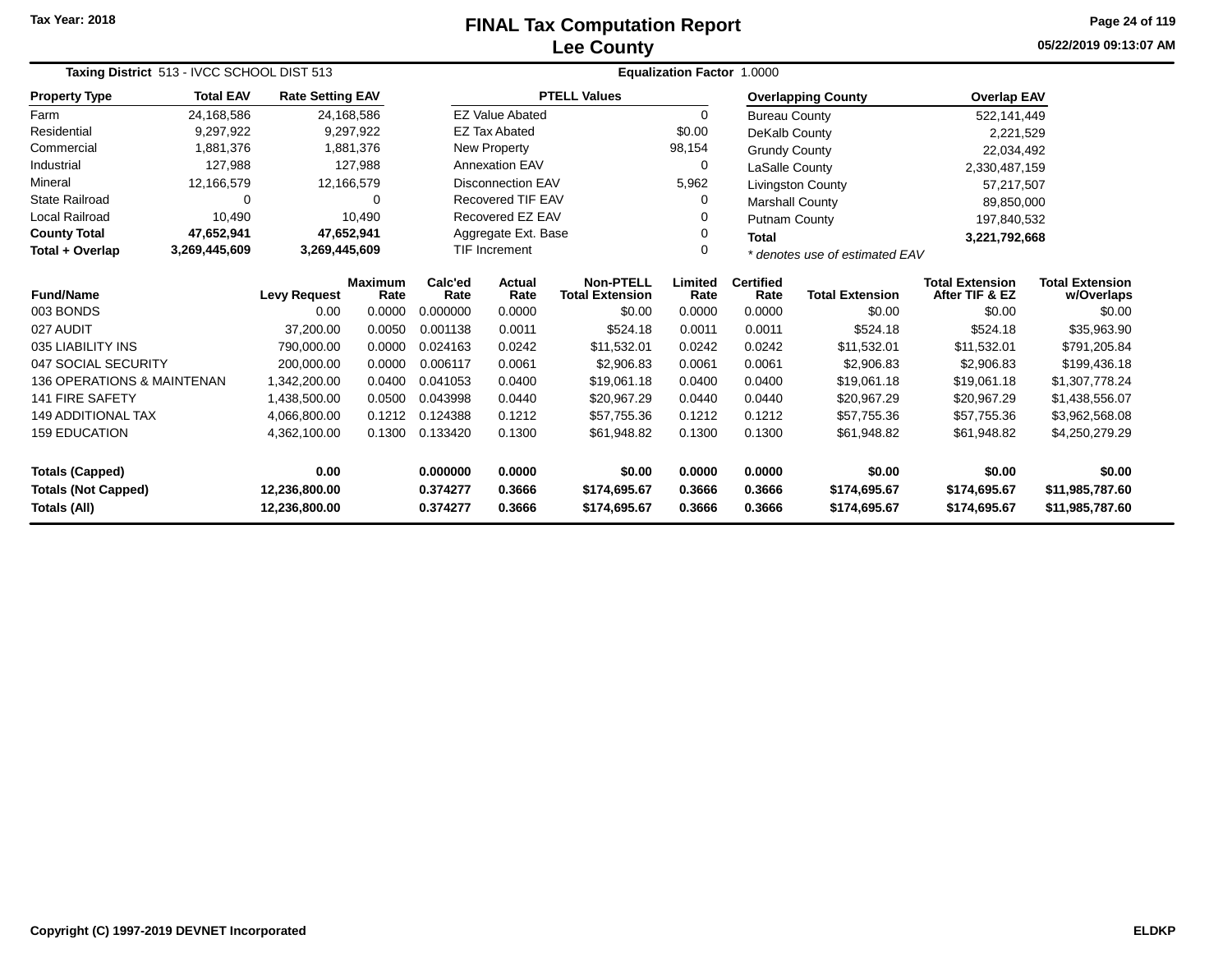Tax Year: 2018

# FINAL Tax Computation Report
## Lee County

05/22/2019 09:13:07 AM

**Taxing District** 513 - IVCC SCHOOL DIST 513 **Equalization Factor** 1.0000

| Property Type | Total EAV | Rate Setting EAV |
|---|---|---|
| Farm | 24,168,586 | 24,168,586 |
| Residential | 9,297,922 | 9,297,922 |
| Commercial | 1,881,376 | 1,881,376 |
| Industrial | 127,988 | 127,988 |
| Mineral | 12,166,579 | 12,166,579 |
| State Railroad | 0 | 0 |
| Local Railroad | 10,490 | 10,490 |
| **County Total** | **47,652,941** | **47,652,941** |
| **Total + Overlap** | **3,269,445,609** | **3,269,445,609** |

| PTELL Values | |
|---|---|
| EZ Value Abated | 0 |
| EZ Tax Abated | $0.00 |
| New Property | 98,154 |
| Annexation EAV | 0 |
| Disconnection EAV | 5,962 |
| Recovered TIF EAV | 0 |
| Recovered EZ EAV | 0 |
| Aggregate Ext. Base | 0 |
| TIF Increment | 0 |

| Overlapping County | Overlap EAV |
|---|---|
| Bureau County | 522,141,449 |
| DeKalb County | 2,221,529 |
| Grundy County | 22,034,492 |
| LaSalle County | 2,330,487,159 |
| Livingston County | 57,217,507 |
| Marshall County | 89,850,000 |
| Putnam County | 197,840,532 |
| **Total** | **3,221,792,668** |

*\* denotes use of estimated EAV*

| Fund/Name | Levy Request | Maximum Rate | Calc'ed Rate | Actual Rate | Non-PTELL Total Extension | Limited Rate | Certified Rate | Total Extension | Total Extension After TIF & EZ | Total Extension w/Overlaps |
|---|---|---|---|---|---|---|---|---|---|---|
| 003 BONDS | 0.00 | 0.0000 | 0.000000 | 0.0000 | $0.00 | 0.0000 | 0.0000 | $0.00 | $0.00 | $0.00 |
| 027 AUDIT | 37,200.00 | 0.0050 | 0.001138 | 0.0011 | $524.18 | 0.0011 | 0.0011 | $524.18 | $524.18 | $35,963.90 |
| 035 LIABILITY INS | 790,000.00 | 0.0000 | 0.024163 | 0.0242 | $11,532.01 | 0.0242 | 0.0242 | $11,532.01 | $11,532.01 | $791,205.84 |
| 047 SOCIAL SECURITY | 200,000.00 | 0.0000 | 0.006117 | 0.0061 | $2,906.83 | 0.0061 | 0.0061 | $2,906.83 | $2,906.83 | $199,436.18 |
| 136 OPERATIONS & MAINTENAN | 1,342,200.00 | 0.0400 | 0.041053 | 0.0400 | $19,061.18 | 0.0400 | 0.0400 | $19,061.18 | $19,061.18 | $1,307,778.24 |
| 141 FIRE SAFETY | 1,438,500.00 | 0.0500 | 0.043998 | 0.0440 | $20,967.29 | 0.0440 | 0.0440 | $20,967.29 | $20,967.29 | $1,438,556.07 |
| 149 ADDITIONAL TAX | 4,066,800.00 | 0.1212 | 0.124388 | 0.1212 | $57,755.36 | 0.1212 | 0.1212 | $57,755.36 | $57,755.36 | $3,962,568.08 |
| 159 EDUCATION | 4,362,100.00 | 0.1300 | 0.133420 | 0.1300 | $61,948.82 | 0.1300 | 0.1300 | $61,948.82 | $61,948.82 | $4,250,279.29 |
| **Totals (Capped)** | **0.00** | | **0.000000** | **0.0000** | **$0.00** | **0.0000** | **0.0000** | **$0.00** | **$0.00** | **$0.00** |
| **Totals (Not Capped)** | **12,236,800.00** | | **0.374277** | **0.3666** | **$174,695.67** | **0.3666** | **0.3666** | **$174,695.67** | **$174,695.67** | **$11,985,787.60** |
| **Totals (All)** | **12,236,800.00** | | **0.374277** | **0.3666** | **$174,695.67** | **0.3666** | **0.3666** | **$174,695.67** | **$174,695.67** | **$11,985,787.60** |

Copyright (C) 1997-2019 DEVNET Incorporated ELDKP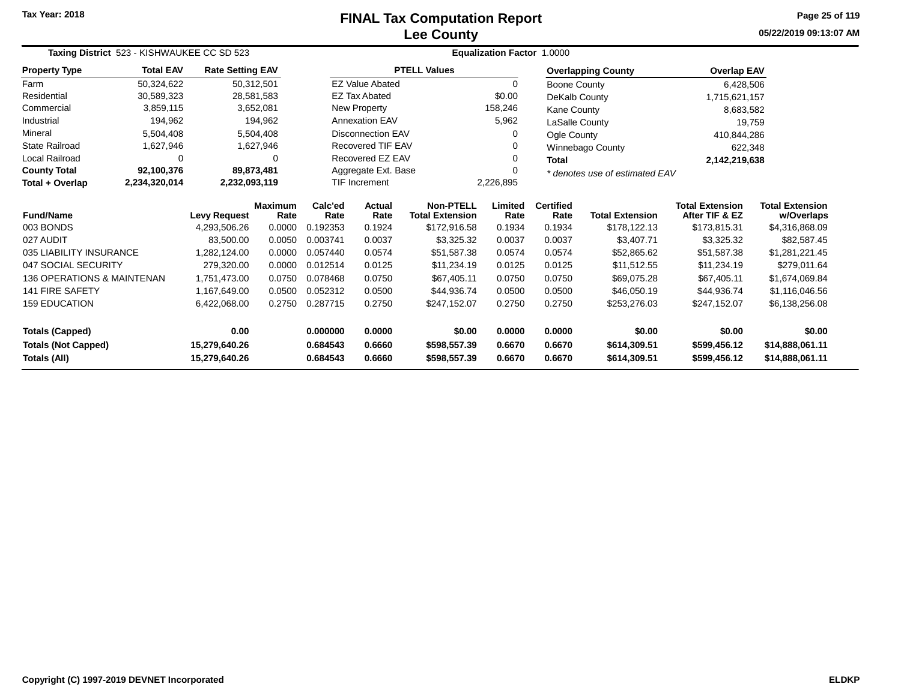# FINAL Tax Computation Report
## Lee County

Tax Year: 2018

05/22/2019 09:13:07 AM

**Taxing District** 523 - KISHWAUKEE CC SD 523 **Equalization Factor** 1.0000

| Property Type | Total EAV | Rate Setting EAV |
|---|---|---|
| Farm | 50,324,622 | 50,312,501 |
| Residential | 30,589,323 | 28,581,583 |
| Commercial | 3,859,115 | 3,652,081 |
| Industrial | 194,962 | 194,962 |
| Mineral | 5,504,408 | 5,504,408 |
| State Railroad | 1,627,946 | 1,627,946 |
| Local Railroad | 0 | 0 |
| **County Total** | **92,100,376** | **89,873,481** |
| **Total + Overlap** | **2,234,320,014** | **2,232,093,119** |

| PTELL Values | |
|---|---|
| EZ Value Abated | 0 |
| EZ Tax Abated | $0.00 |
| New Property | 158,246 |
| Annexation EAV | 5,962 |
| Disconnection EAV | 0 |
| Recovered TIF EAV | 0 |
| Recovered EZ EAV | 0 |
| Aggregate Ext. Base | 0 |
| TIF Increment | 2,226,895 |

| Overlapping County | Overlap EAV |
|---|---|
| Boone County | 6,428,506 |
| DeKalb County | 1,715,621,157 |
| Kane County | 8,683,582 |
| LaSalle County | 19,759 |
| Ogle County | 410,844,286 |
| Winnebago County | 622,348 |
| **Total** | **2,142,219,638** |

*\* denotes use of estimated EAV*

| Fund/Name | Levy Request | Maximum Rate | Calc'ed Rate | Actual Rate | Non-PTELL Total Extension | Limited Rate | Certified Rate | Total Extension | Total Extension After TIF & EZ | Total Extension w/Overlaps |
|---|---|---|---|---|---|---|---|---|---|---|
| 003 BONDS | 4,293,506.26 | 0.0000 | 0.192353 | 0.1924 | $172,916.58 | 0.1934 | 0.1934 | $178,122.13 | $173,815.31 | $4,316,868.09 |
| 027 AUDIT | 83,500.00 | 0.0050 | 0.003741 | 0.0037 | $3,325.32 | 0.0037 | 0.0037 | $3,407.71 | $3,325.32 | $82,587.45 |
| 035 LIABILITY INSURANCE | 1,282,124.00 | 0.0000 | 0.057440 | 0.0574 | $51,587.38 | 0.0574 | 0.0574 | $52,865.62 | $51,587.38 | $1,281,221.45 |
| 047 SOCIAL SECURITY | 279,320.00 | 0.0000 | 0.012514 | 0.0125 | $11,234.19 | 0.0125 | 0.0125 | $11,512.55 | $11,234.19 | $279,011.64 |
| 136 OPERATIONS & MAINTENAN | 1,751,473.00 | 0.0750 | 0.078468 | 0.0750 | $67,405.11 | 0.0750 | 0.0750 | $69,075.28 | $67,405.11 | $1,674,069.84 |
| 141 FIRE SAFETY | 1,167,649.00 | 0.0500 | 0.052312 | 0.0500 | $44,936.74 | 0.0500 | 0.0500 | $46,050.19 | $44,936.74 | $1,116,046.56 |
| 159 EDUCATION | 6,422,068.00 | 0.2750 | 0.287715 | 0.2750 | $247,152.07 | 0.2750 | 0.2750 | $253,276.03 | $247,152.07 | $6,138,256.08 |
| **Totals (Capped)** | **0.00** | | **0.000000** | **0.0000** | **$0.00** | **0.0000** | **0.0000** | **$0.00** | **$0.00** | **$0.00** |
| **Totals (Not Capped)** | **15,279,640.26** | | **0.684543** | **0.6660** | **$598,557.39** | **0.6670** | **0.6670** | **$614,309.51** | **$599,456.12** | **$14,888,061.11** |
| **Totals (All)** | **15,279,640.26** | | **0.684543** | **0.6660** | **$598,557.39** | **0.6670** | **0.6670** | **$614,309.51** | **$599,456.12** | **$14,888,061.11** |

Copyright (C) 1997-2019 DEVNET Incorporated ELDKP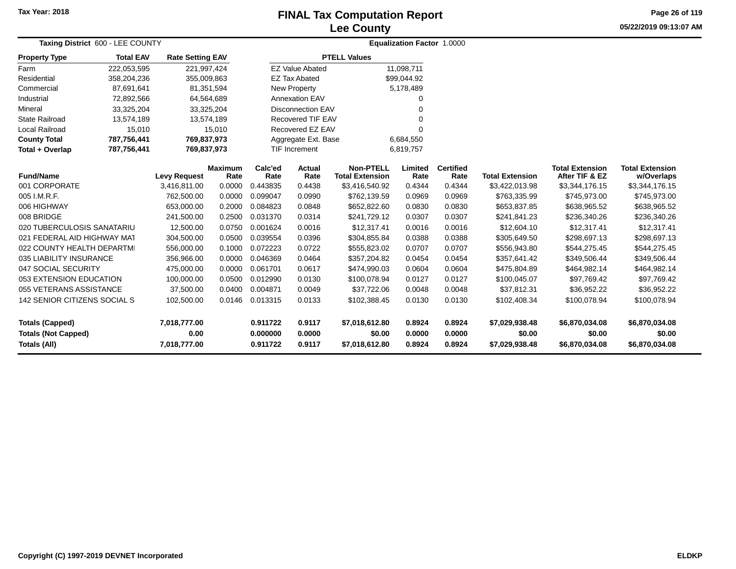Tax Year: 2018

# FINAL Tax Computation Report
## Lee County

05/22/2019 09:13:07 AM

**Taxing District** 600 - LEE COUNTY  **Equalization Factor** 1.0000

| Property Type | Total EAV | Rate Setting EAV |
|---|---|---|
| Farm | 222,053,595 | 221,997,424 |
| Residential | 358,204,236 | 355,009,863 |
| Commercial | 87,691,641 | 81,351,594 |
| Industrial | 72,892,566 | 64,564,689 |
| Mineral | 33,325,204 | 33,325,204 |
| State Railroad | 13,574,189 | 13,574,189 |
| Local Railroad | 15,010 | 15,010 |
| **County Total** | **787,756,441** | **769,837,973** |
| **Total + Overlap** | **787,756,441** | **769,837,973** |

| PTELL Values | |
|---|---|
| EZ Value Abated | 11,098,711 |
| EZ Tax Abated | $99,044.92 |
| New Property | 5,178,489 |
| Annexation EAV | 0 |
| Disconnection EAV | 0 |
| Recovered TIF EAV | 0 |
| Recovered EZ EAV | 0 |
| Aggregate Ext. Base | 6,684,550 |
| TIF Increment | 6,819,757 |

| Fund/Name | Levy Request | Maximum Rate | Calc'ed Rate | Actual Rate | Non-PTELL Total Extension | Limited Rate | Certified Rate | Total Extension | Total Extension After TIF & EZ | Total Extension w/Overlaps |
|---|---|---|---|---|---|---|---|---|---|---|
| 001 CORPORATE | 3,416,811.00 | 0.0000 | 0.443835 | 0.4438 | $3,416,540.92 | 0.4344 | 0.4344 | $3,422,013.98 | $3,344,176.15 | $3,344,176.15 |
| 005 I.M.R.F. | 762,500.00 | 0.0000 | 0.099047 | 0.0990 | $762,139.59 | 0.0969 | 0.0969 | $763,335.99 | $745,973.00 | $745,973.00 |
| 006 HIGHWAY | 653,000.00 | 0.2000 | 0.084823 | 0.0848 | $652,822.60 | 0.0830 | 0.0830 | $653,837.85 | $638,965.52 | $638,965.52 |
| 008 BRIDGE | 241,500.00 | 0.2500 | 0.031370 | 0.0314 | $241,729.12 | 0.0307 | 0.0307 | $241,841.23 | $236,340.26 | $236,340.26 |
| 020 TUBERCULOSIS SANATARIU | 12,500.00 | 0.0750 | 0.001624 | 0.0016 | $12,317.41 | 0.0016 | 0.0016 | $12,604.10 | $12,317.41 | $12,317.41 |
| 021 FEDERAL AID HIGHWAY MAT | 304,500.00 | 0.0500 | 0.039554 | 0.0396 | $304,855.84 | 0.0388 | 0.0388 | $305,649.50 | $298,697.13 | $298,697.13 |
| 022 COUNTY HEALTH DEPARTMI | 556,000.00 | 0.1000 | 0.072223 | 0.0722 | $555,823.02 | 0.0707 | 0.0707 | $556,943.80 | $544,275.45 | $544,275.45 |
| 035 LIABILITY INSURANCE | 356,966.00 | 0.0000 | 0.046369 | 0.0464 | $357,204.82 | 0.0454 | 0.0454 | $357,641.42 | $349,506.44 | $349,506.44 |
| 047 SOCIAL SECURITY | 475,000.00 | 0.0000 | 0.061701 | 0.0617 | $474,990.03 | 0.0604 | 0.0604 | $475,804.89 | $464,982.14 | $464,982.14 |
| 053 EXTENSION EDUCATION | 100,000.00 | 0.0500 | 0.012990 | 0.0130 | $100,078.94 | 0.0127 | 0.0127 | $100,045.07 | $97,769.42 | $97,769.42 |
| 055 VETERANS ASSISTANCE | 37,500.00 | 0.0400 | 0.004871 | 0.0049 | $37,722.06 | 0.0048 | 0.0048 | $37,812.31 | $36,952.22 | $36,952.22 |
| 142 SENIOR CITIZENS SOCIAL S | 102,500.00 | 0.0146 | 0.013315 | 0.0133 | $102,388.45 | 0.0130 | 0.0130 | $102,408.34 | $100,078.94 | $100,078.94 |
| **Totals (Capped)** | **7,018,777.00** | | **0.911722** | **0.9117** | **$7,018,612.80** | **0.8924** | **0.8924** | **$7,029,938.48** | **$6,870,034.08** | **$6,870,034.08** |
| **Totals (Not Capped)** | **0.00** | | **0.000000** | **0.0000** | **$0.00** | **0.0000** | **0.0000** | **$0.00** | **$0.00** | **$0.00** |
| **Totals (All)** | **7,018,777.00** | | **0.911722** | **0.9117** | **$7,018,612.80** | **0.8924** | **0.8924** | **$7,029,938.48** | **$6,870,034.08** | **$6,870,034.08** |

Copyright (C) 1997-2019 DEVNET Incorporated  ELDKP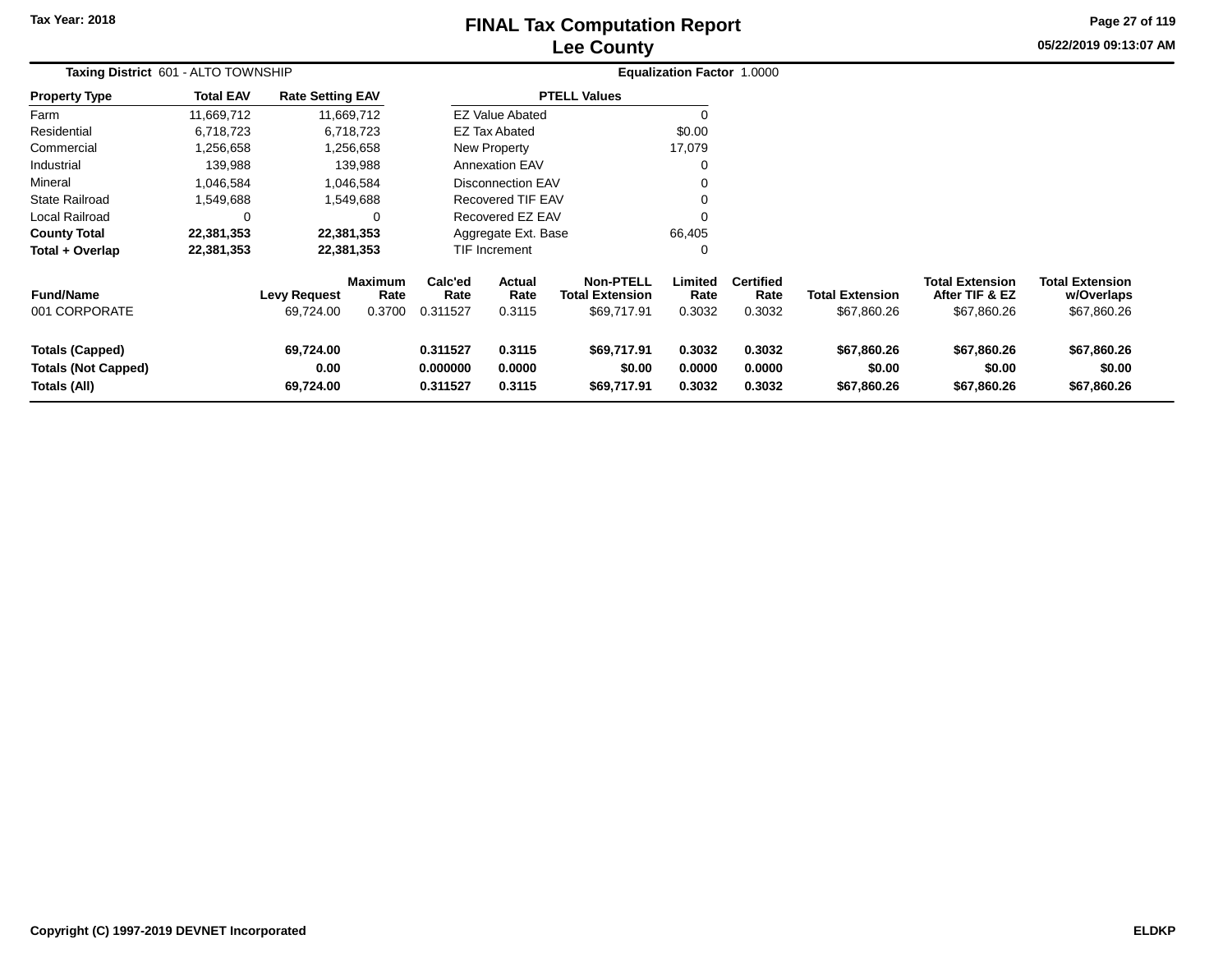# FINAL Tax Computation Report
## Lee County

Tax Year: 2018

05/22/2019 09:13:07 AM

**Taxing District** 601 - ALTO TOWNSHIP **Equalization Factor** 1.0000

| Property Type | Total EAV | Rate Setting EAV |
|---|---|---|
| Farm | 11,669,712 | 11,669,712 |
| Residential | 6,718,723 | 6,718,723 |
| Commercial | 1,256,658 | 1,256,658 |
| Industrial | 139,988 | 139,988 |
| Mineral | 1,046,584 | 1,046,584 |
| State Railroad | 1,549,688 | 1,549,688 |
| Local Railroad | 0 | 0 |
| **County Total** | **22,381,353** | **22,381,353** |
| **Total + Overlap** | **22,381,353** | **22,381,353** |

| PTELL Values | |
|---|---|
| EZ Value Abated | 0 |
| EZ Tax Abated | $0.00 |
| New Property | 17,079 |
| Annexation EAV | 0 |
| Disconnection EAV | 0 |
| Recovered TIF EAV | 0 |
| Recovered EZ EAV | 0 |
| Aggregate Ext. Base | 66,405 |
| TIF Increment | 0 |

| Fund/Name | Levy Request | Maximum Rate | Calc'ed Rate | Actual Rate | Non-PTELL Total Extension | Limited Rate | Certified Rate | Total Extension | Total Extension After TIF & EZ | Total Extension w/Overlaps |
|---|---|---|---|---|---|---|---|---|---|---|
| 001 CORPORATE | 69,724.00 | 0.3700 | 0.311527 | 0.3115 | $69,717.91 | 0.3032 | 0.3032 | $67,860.26 | $67,860.26 | $67,860.26 |
| **Totals (Capped)** | **69,724.00** | | **0.311527** | **0.3115** | **$69,717.91** | **0.3032** | **0.3032** | **$67,860.26** | **$67,860.26** | **$67,860.26** |
| **Totals (Not Capped)** | **0.00** | | **0.000000** | **0.0000** | **$0.00** | **0.0000** | **0.0000** | **$0.00** | **$0.00** | **$0.00** |
| **Totals (All)** | **69,724.00** | | **0.311527** | **0.3115** | **$69,717.91** | **0.3032** | **0.3032** | **$67,860.26** | **$67,860.26** | **$67,860.26** |

Copyright (C) 1997-2019 DEVNET Incorporated ELDKP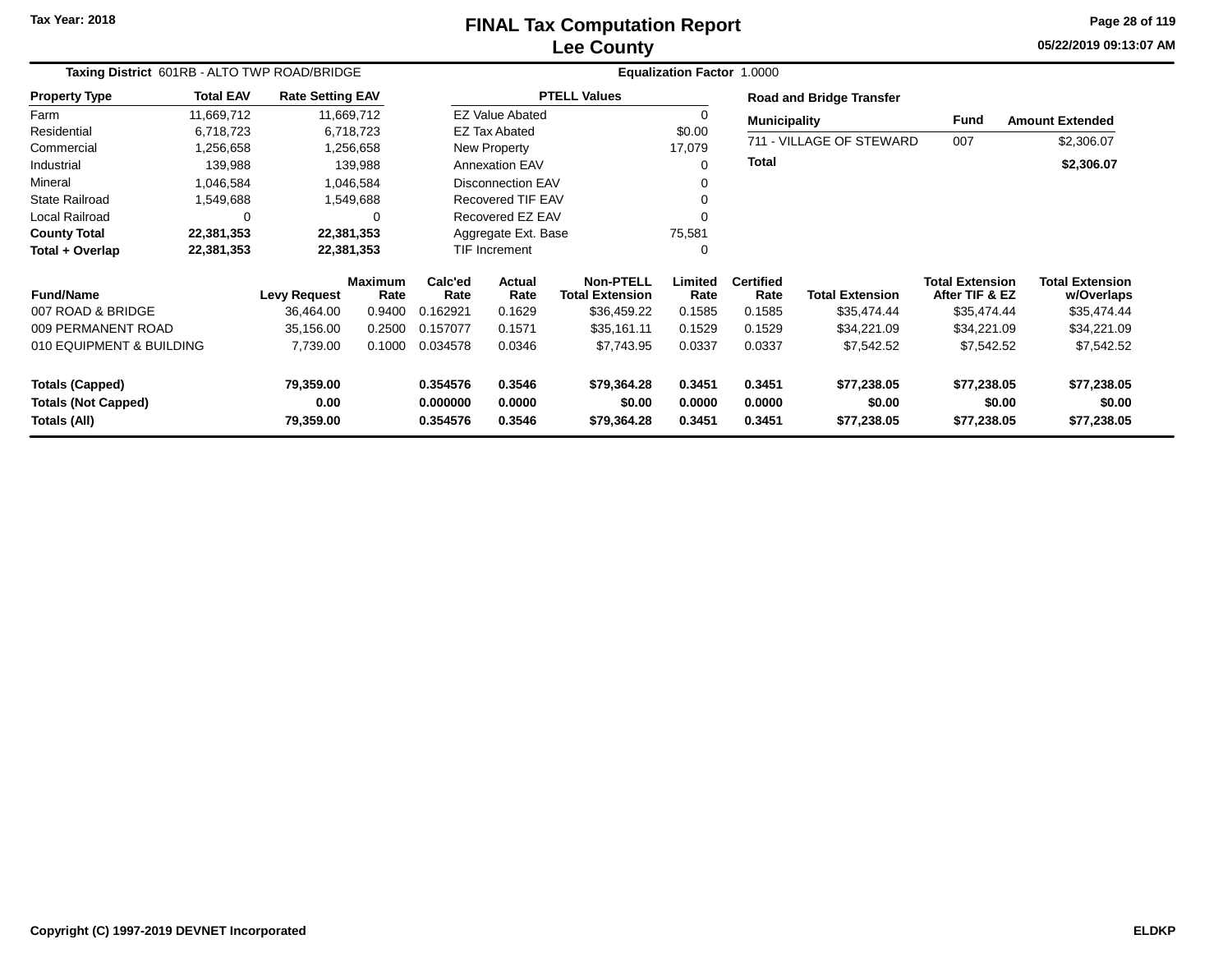# FINAL Tax Computation Report
## Lee County

Tax Year: 2018

05/22/2019 09:13:07 AM

**Taxing District** 601RB - ALTO TWP ROAD/BRIDGE **Equalization Factor** 1.0000

| Property Type | Total EAV | Rate Setting EAV |
|---|---|---|
| Farm | 11,669,712 | 11,669,712 |
| Residential | 6,718,723 | 6,718,723 |
| Commercial | 1,256,658 | 1,256,658 |
| Industrial | 139,988 | 139,988 |
| Mineral | 1,046,584 | 1,046,584 |
| State Railroad | 1,549,688 | 1,549,688 |
| Local Railroad | 0 | 0 |
| **County Total** | **22,381,353** | **22,381,353** |
| **Total + Overlap** | **22,381,353** | **22,381,353** |

| PTELL Values | |
|---|---|
| EZ Value Abated | 0 |
| EZ Tax Abated | $0.00 |
| New Property | 17,079 |
| Annexation EAV | 0 |
| Disconnection EAV | 0 |
| Recovered TIF EAV | 0 |
| Recovered EZ EAV | 0 |
| Aggregate Ext. Base | 75,581 |
| TIF Increment | 0 |

**Road and Bridge Transfer**

| Municipality | Fund | Amount Extended |
|---|---|---|
| 711 - VILLAGE OF STEWARD | 007 | $2,306.07 |
| **Total** | | **$2,306.07** |

| Fund/Name | Levy Request | Maximum Rate | Calc'ed Rate | Actual Rate | Non-PTELL Total Extension | Limited Rate | Certified Rate | Total Extension | Total Extension After TIF & EZ | Total Extension w/Overlaps |
|---|---|---|---|---|---|---|---|---|---|---|
| 007 ROAD & BRIDGE | 36,464.00 | 0.9400 | 0.162921 | 0.1629 | $36,459.22 | 0.1585 | 0.1585 | $35,474.44 | $35,474.44 | $35,474.44 |
| 009 PERMANENT ROAD | 35,156.00 | 0.2500 | 0.157077 | 0.1571 | $35,161.11 | 0.1529 | 0.1529 | $34,221.09 | $34,221.09 | $34,221.09 |
| 010 EQUIPMENT & BUILDING | 7,739.00 | 0.1000 | 0.034578 | 0.0346 | $7,743.95 | 0.0337 | 0.0337 | $7,542.52 | $7,542.52 | $7,542.52 |
| **Totals (Capped)** | **79,359.00** | | **0.354576** | **0.3546** | **$79,364.28** | **0.3451** | **0.3451** | **$77,238.05** | **$77,238.05** | **$77,238.05** |
| **Totals (Not Capped)** | **0.00** | | **0.000000** | **0.0000** | **$0.00** | **0.0000** | **0.0000** | **$0.00** | **$0.00** | **$0.00** |
| **Totals (All)** | **79,359.00** | | **0.354576** | **0.3546** | **$79,364.28** | **0.3451** | **0.3451** | **$77,238.05** | **$77,238.05** | **$77,238.05** |

Copyright (C) 1997-2019 DEVNET Incorporated ELDKP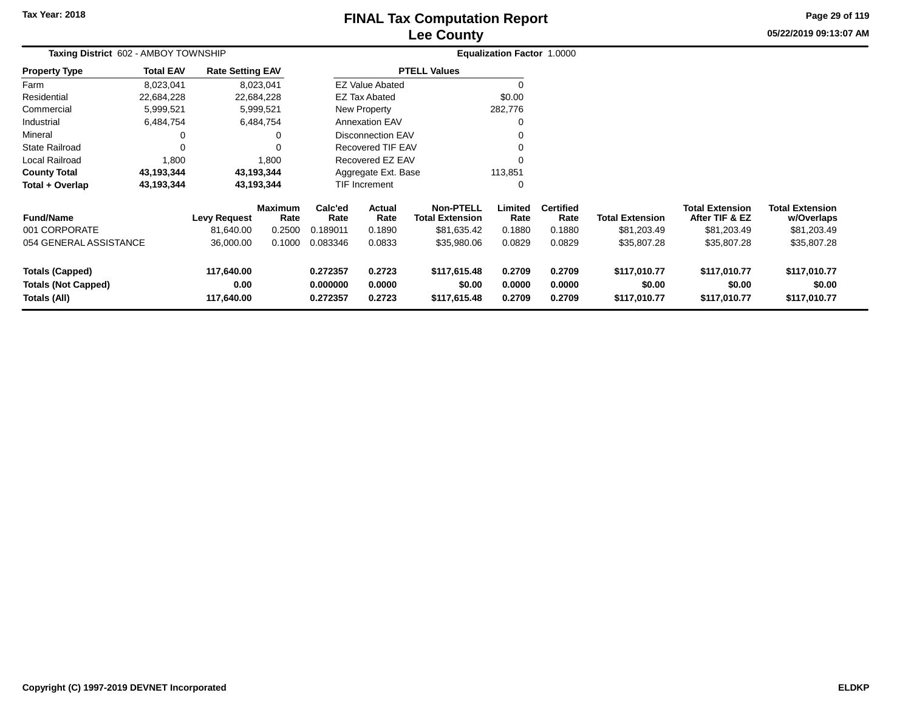Tax Year: 2018

# FINAL Tax Computation Report
## Lee County

05/22/2019 09:13:07 AM

**Taxing District** 602 - AMBOY TOWNSHIP **Equalization Factor** 1.0000

| Property Type | Total EAV | Rate Setting EAV |
|---|---|---|
| Farm | 8,023,041 | 8,023,041 |
| Residential | 22,684,228 | 22,684,228 |
| Commercial | 5,999,521 | 5,999,521 |
| Industrial | 6,484,754 | 6,484,754 |
| Mineral | 0 | 0 |
| State Railroad | 0 | 0 |
| Local Railroad | 1,800 | 1,800 |
| **County Total** | **43,193,344** | **43,193,344** |
| **Total + Overlap** | **43,193,344** | **43,193,344** |

| PTELL Values | |
|---|---|
| EZ Value Abated | 0 |
| EZ Tax Abated | $0.00 |
| New Property | 282,776 |
| Annexation EAV | 0 |
| Disconnection EAV | 0 |
| Recovered TIF EAV | 0 |
| Recovered EZ EAV | 0 |
| Aggregate Ext. Base | 113,851 |
| TIF Increment | 0 |

| Fund/Name | Levy Request | Maximum Rate | Calc'ed Rate | Actual Rate | Non-PTELL Total Extension | Limited Rate | Certified Rate | Total Extension | Total Extension After TIF & EZ | Total Extension w/Overlaps |
|---|---|---|---|---|---|---|---|---|---|---|
| 001 CORPORATE | 81,640.00 | 0.2500 | 0.189011 | 0.1890 | $81,635.42 | 0.1880 | 0.1880 | $81,203.49 | $81,203.49 | $81,203.49 |
| 054 GENERAL ASSISTANCE | 36,000.00 | 0.1000 | 0.083346 | 0.0833 | $35,980.06 | 0.0829 | 0.0829 | $35,807.28 | $35,807.28 | $35,807.28 |
| **Totals (Capped)** | **117,640.00** | | **0.272357** | **0.2723** | **$117,615.48** | **0.2709** | **0.2709** | **$117,010.77** | **$117,010.77** | **$117,010.77** |
| **Totals (Not Capped)** | **0.00** | | **0.000000** | **0.0000** | **$0.00** | **0.0000** | **0.0000** | **$0.00** | **$0.00** | **$0.00** |
| **Totals (All)** | **117,640.00** | | **0.272357** | **0.2723** | **$117,615.48** | **0.2709** | **0.2709** | **$117,010.77** | **$117,010.77** | **$117,010.77** |

Copyright (C) 1997-2019 DEVNET Incorporated ELDKP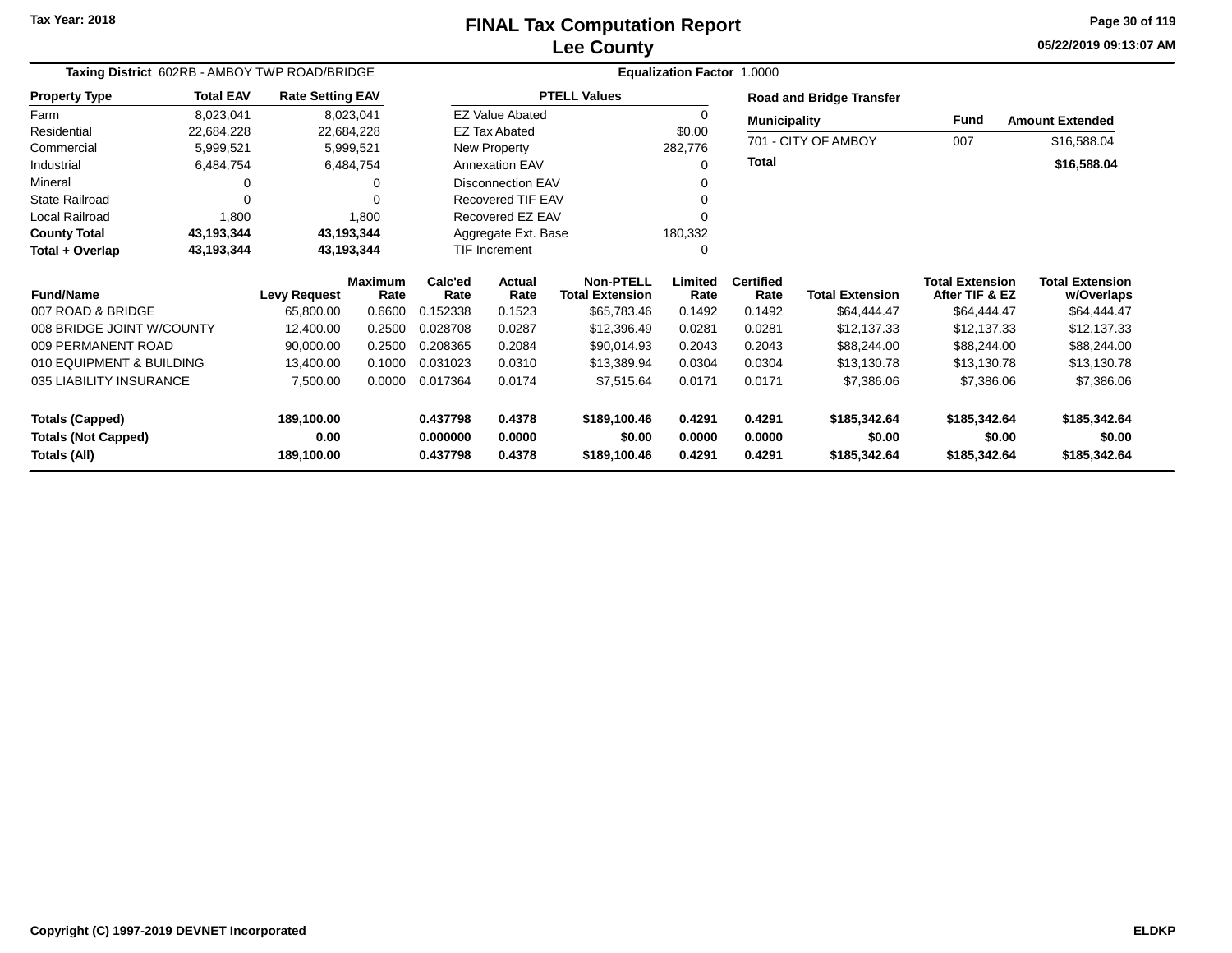# FINAL Tax Computation Report
## Lee County

Tax Year: 2018

05/22/2019 09:13:07 AM

**Taxing District** 602RB - AMBOY TWP ROAD/BRIDGE

**Equalization Factor** 1.0000

| Property Type | Total EAV | Rate Setting EAV |
|---|---|---|
| Farm | 8,023,041 | 8,023,041 |
| Residential | 22,684,228 | 22,684,228 |
| Commercial | 5,999,521 | 5,999,521 |
| Industrial | 6,484,754 | 6,484,754 |
| Mineral | 0 | 0 |
| State Railroad | 0 | 0 |
| Local Railroad | 1,800 | 1,800 |
| **County Total** | **43,193,344** | **43,193,344** |
| **Total + Overlap** | **43,193,344** | **43,193,344** |

| PTELL Values | |
|---|---|
| EZ Value Abated | 0 |
| EZ Tax Abated | $0.00 |
| New Property | 282,776 |
| Annexation EAV | 0 |
| Disconnection EAV | 0 |
| Recovered TIF EAV | 0 |
| Recovered EZ EAV | 0 |
| Aggregate Ext. Base | 180,332 |
| TIF Increment | 0 |

**Road and Bridge Transfer**

| Municipality | Fund | Amount Extended |
|---|---|---|
| 701 - CITY OF AMBOY | 007 | $16,588.04 |
| **Total** | | **$16,588.04** |

| Fund/Name | Levy Request | Maximum Rate | Calc'ed Rate | Actual Rate | Non-PTELL Total Extension | Limited Rate | Certified Rate | Total Extension | Total Extension After TIF & EZ | Total Extension w/Overlaps |
|---|---|---|---|---|---|---|---|---|---|---|
| 007 ROAD & BRIDGE | 65,800.00 | 0.6600 | 0.152338 | 0.1523 | $65,783.46 | 0.1492 | 0.1492 | $64,444.47 | $64,444.47 | $64,444.47 |
| 008 BRIDGE JOINT W/COUNTY | 12,400.00 | 0.2500 | 0.028708 | 0.0287 | $12,396.49 | 0.0281 | 0.0281 | $12,137.33 | $12,137.33 | $12,137.33 |
| 009 PERMANENT ROAD | 90,000.00 | 0.2500 | 0.208365 | 0.2084 | $90,014.93 | 0.2043 | 0.2043 | $88,244.00 | $88,244.00 | $88,244.00 |
| 010 EQUIPMENT & BUILDING | 13,400.00 | 0.1000 | 0.031023 | 0.0310 | $13,389.94 | 0.0304 | 0.0304 | $13,130.78 | $13,130.78 | $13,130.78 |
| 035 LIABILITY INSURANCE | 7,500.00 | 0.0000 | 0.017364 | 0.0174 | $7,515.64 | 0.0171 | 0.0171 | $7,386.06 | $7,386.06 | $7,386.06 |
| **Totals (Capped)** | **189,100.00** | | **0.437798** | **0.4378** | **$189,100.46** | **0.4291** | **0.4291** | **$185,342.64** | **$185,342.64** | **$185,342.64** |
| **Totals (Not Capped)** | **0.00** | | **0.000000** | **0.0000** | **$0.00** | **0.0000** | **0.0000** | **$0.00** | **$0.00** | **$0.00** |
| **Totals (All)** | **189,100.00** | | **0.437798** | **0.4378** | **$189,100.46** | **0.4291** | **0.4291** | **$185,342.64** | **$185,342.64** | **$185,342.64** |

Copyright (C) 1997-2019 DEVNET Incorporated

ELDKP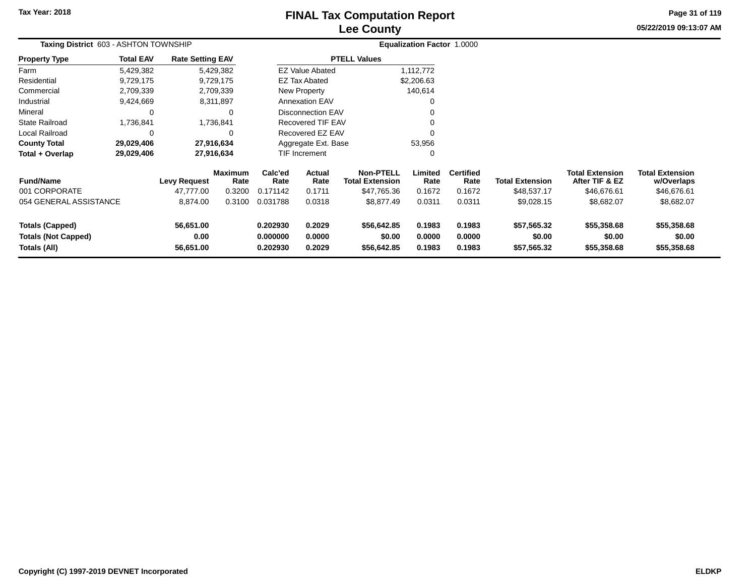Tax Year: 2018

# FINAL Tax Computation Report
## Lee County

05/22/2019 09:13:07 AM

**Taxing District** 603 - ASHTON TOWNSHIP | **Equalization Factor** 1.0000

| Property Type | Total EAV | Rate Setting EAV |
|---|---|---|
| Farm | 5,429,382 | 5,429,382 |
| Residential | 9,729,175 | 9,729,175 |
| Commercial | 2,709,339 | 2,709,339 |
| Industrial | 9,424,669 | 8,311,897 |
| Mineral | 0 | 0 |
| State Railroad | 1,736,841 | 1,736,841 |
| Local Railroad | 0 | 0 |
| **County Total** | **29,029,406** | **27,916,634** |
| **Total + Overlap** | **29,029,406** | **27,916,634** |

| PTELL Values | |
|---|---|
| EZ Value Abated | 1,112,772 |
| EZ Tax Abated | $2,206.63 |
| New Property | 140,614 |
| Annexation EAV | 0 |
| Disconnection EAV | 0 |
| Recovered TIF EAV | 0 |
| Recovered EZ EAV | 0 |
| Aggregate Ext. Base | 53,956 |
| TIF Increment | 0 |

| Fund/Name | Levy Request | Maximum Rate | Calc'ed Rate | Actual Rate | Non-PTELL Total Extension | Limited Rate | Certified Rate | Total Extension | Total Extension After TIF & EZ | Total Extension w/Overlaps |
|---|---|---|---|---|---|---|---|---|---|---|
| 001 CORPORATE | 47,777.00 | 0.3200 | 0.171142 | 0.1711 | $47,765.36 | 0.1672 | 0.1672 | $48,537.17 | $46,676.61 | $46,676.61 |
| 054 GENERAL ASSISTANCE | 8,874.00 | 0.3100 | 0.031788 | 0.0318 | $8,877.49 | 0.0311 | 0.0311 | $9,028.15 | $8,682.07 | $8,682.07 |
| **Totals (Capped)** | **56,651.00** | | **0.202930** | **0.2029** | **$56,642.85** | **0.1983** | **0.1983** | **$57,565.32** | **$55,358.68** | **$55,358.68** |
| **Totals (Not Capped)** | **0.00** | | **0.000000** | **0.0000** | **$0.00** | **0.0000** | **0.0000** | **$0.00** | **$0.00** | **$0.00** |
| **Totals (All)** | **56,651.00** | | **0.202930** | **0.2029** | **$56,642.85** | **0.1983** | **0.1983** | **$57,565.32** | **$55,358.68** | **$55,358.68** |

Copyright (C) 1997-2019 DEVNET Incorporated — ELDKP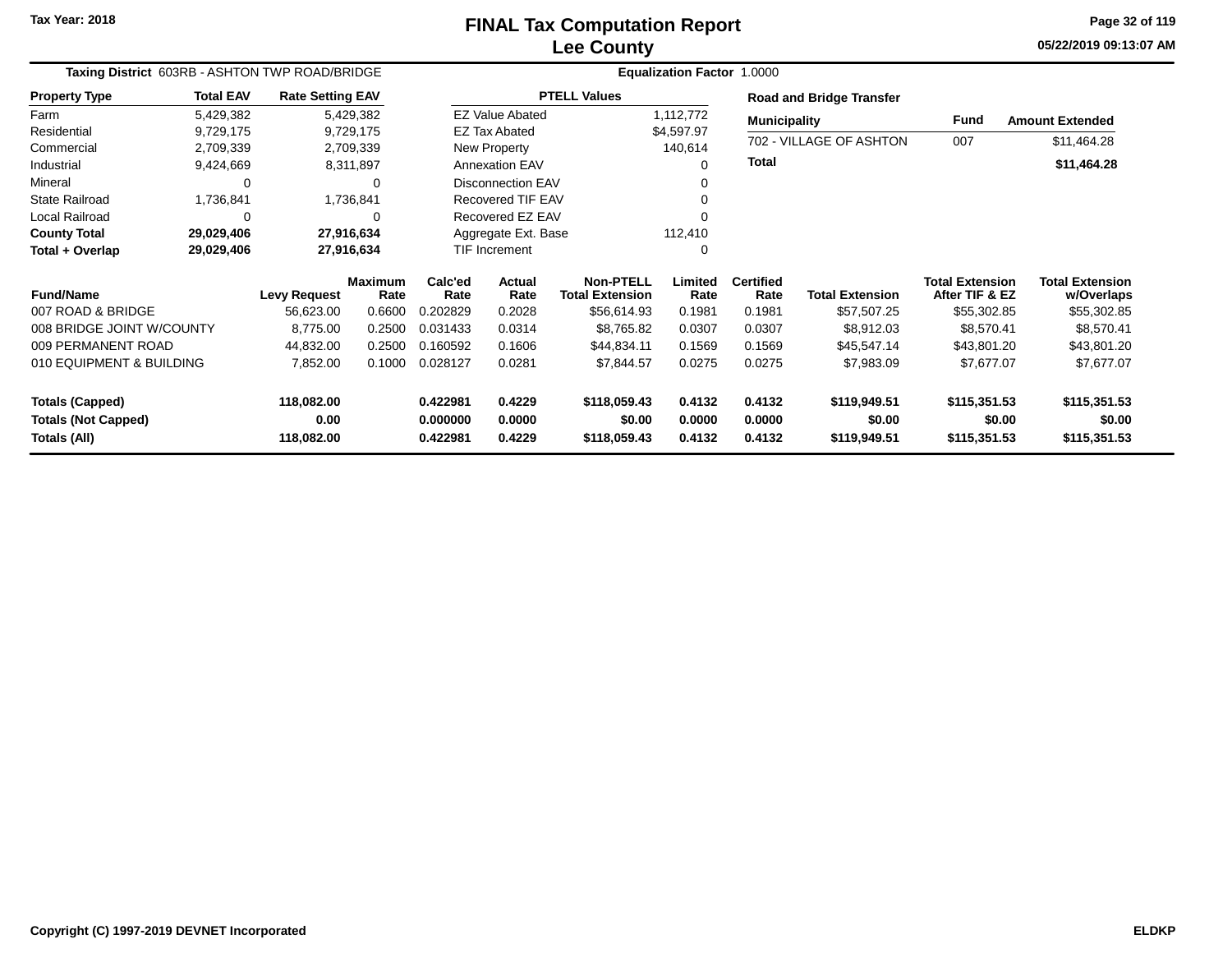# FINAL Tax Computation Report
## Lee County

Tax Year: 2018

05/22/2019 09:13:07 AM

**Taxing District** 603RB - ASHTON TWP ROAD/BRIDGE

**Equalization Factor** 1.0000

| Property Type | Total EAV | Rate Setting EAV |
|---|---|---|
| Farm | 5,429,382 | 5,429,382 |
| Residential | 9,729,175 | 9,729,175 |
| Commercial | 2,709,339 | 2,709,339 |
| Industrial | 9,424,669 | 8,311,897 |
| Mineral | 0 | 0 |
| State Railroad | 1,736,841 | 1,736,841 |
| Local Railroad | 0 | 0 |
| **County Total** | **29,029,406** | **27,916,634** |
| **Total + Overlap** | **29,029,406** | **27,916,634** |

| PTELL Values | |
|---|---|
| EZ Value Abated | 1,112,772 |
| EZ Tax Abated | $4,597.97 |
| New Property | 140,614 |
| Annexation EAV | 0 |
| Disconnection EAV | 0 |
| Recovered TIF EAV | 0 |
| Recovered EZ EAV | 0 |
| Aggregate Ext. Base | 112,410 |
| TIF Increment | 0 |

**Road and Bridge Transfer**

| Municipality | Fund | Amount Extended |
|---|---|---|
| 702 - VILLAGE OF ASHTON | 007 | $11,464.28 |
| **Total** | | **$11,464.28** |

| Fund/Name | Levy Request | Maximum Rate | Calc'ed Rate | Actual Rate | Non-PTELL Total Extension | Limited Rate | Certified Rate | Total Extension | Total Extension After TIF & EZ | Total Extension w/Overlaps |
|---|---|---|---|---|---|---|---|---|---|---|
| 007 ROAD & BRIDGE | 56,623.00 | 0.6600 | 0.202829 | 0.2028 | $56,614.93 | 0.1981 | 0.1981 | $57,507.25 | $55,302.85 | $55,302.85 |
| 008 BRIDGE JOINT W/COUNTY | 8,775.00 | 0.2500 | 0.031433 | 0.0314 | $8,765.82 | 0.0307 | 0.0307 | $8,912.03 | $8,570.41 | $8,570.41 |
| 009 PERMANENT ROAD | 44,832.00 | 0.2500 | 0.160592 | 0.1606 | $44,834.11 | 0.1569 | 0.1569 | $45,547.14 | $43,801.20 | $43,801.20 |
| 010 EQUIPMENT & BUILDING | 7,852.00 | 0.1000 | 0.028127 | 0.0281 | $7,844.57 | 0.0275 | 0.0275 | $7,983.09 | $7,677.07 | $7,677.07 |
| **Totals (Capped)** | **118,082.00** | | **0.422981** | **0.4229** | **$118,059.43** | **0.4132** | **0.4132** | **$119,949.51** | **$115,351.53** | **$115,351.53** |
| **Totals (Not Capped)** | **0.00** | | **0.000000** | **0.0000** | **$0.00** | **0.0000** | **0.0000** | **$0.00** | **$0.00** | **$0.00** |
| **Totals (All)** | **118,082.00** | | **0.422981** | **0.4229** | **$118,059.43** | **0.4132** | **0.4132** | **$119,949.51** | **$115,351.53** | **$115,351.53** |

Copyright (C) 1997-2019 DEVNET Incorporated

ELDKP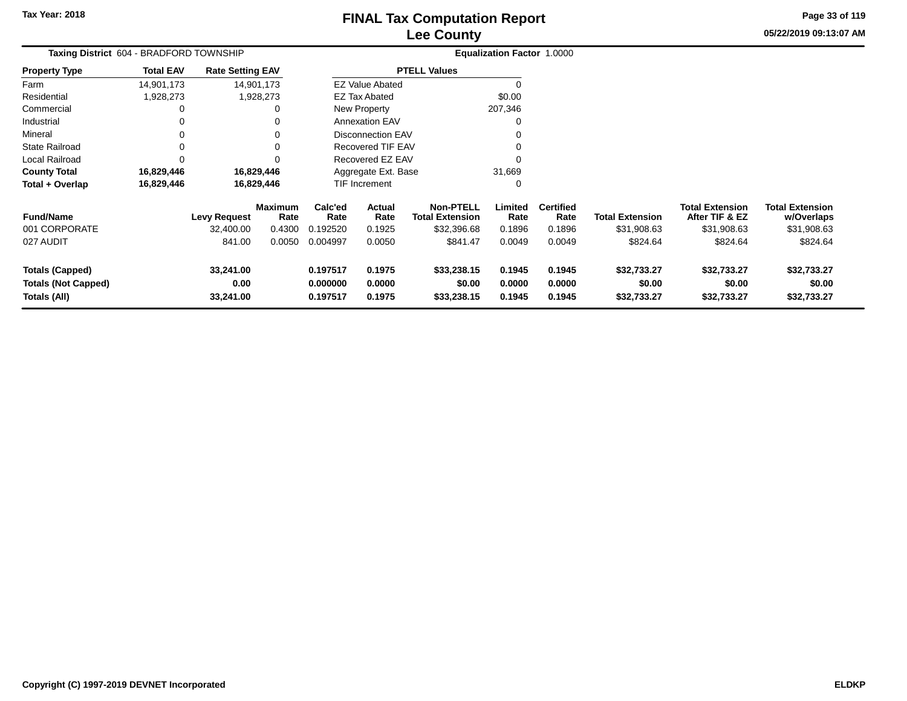# FINAL Tax Computation Report
## Lee County

Tax Year: 2018

05/22/2019 09:13:07 AM

**Taxing District** 604 - BRADFORD TOWNSHIP

**Equalization Factor** 1.0000

| Property Type | Total EAV | Rate Setting EAV |
|---|---|---|
| Farm | 14,901,173 | 14,901,173 |
| Residential | 1,928,273 | 1,928,273 |
| Commercial | 0 | 0 |
| Industrial | 0 | 0 |
| Mineral | 0 | 0 |
| State Railroad | 0 | 0 |
| Local Railroad | 0 | 0 |
| **County Total** | **16,829,446** | **16,829,446** |
| **Total + Overlap** | **16,829,446** | **16,829,446** |

| PTELL Values | |
|---|---|
| EZ Value Abated | 0 |
| EZ Tax Abated | $0.00 |
| New Property | 207,346 |
| Annexation EAV | 0 |
| Disconnection EAV | 0 |
| Recovered TIF EAV | 0 |
| Recovered EZ EAV | 0 |
| Aggregate Ext. Base | 31,669 |
| TIF Increment | 0 |

| Fund/Name | Levy Request | Maximum Rate | Calc'ed Rate | Actual Rate | Non-PTELL Total Extension | Limited Rate | Certified Rate | Total Extension | Total Extension After TIF & EZ | Total Extension w/Overlaps |
|---|---|---|---|---|---|---|---|---|---|---|
| 001 CORPORATE | 32,400.00 | 0.4300 | 0.192520 | 0.1925 | $32,396.68 | 0.1896 | 0.1896 | $31,908.63 | $31,908.63 | $31,908.63 |
| 027 AUDIT | 841.00 | 0.0050 | 0.004997 | 0.0050 | $841.47 | 0.0049 | 0.0049 | $824.64 | $824.64 | $824.64 |
| **Totals (Capped)** | **33,241.00** | | **0.197517** | **0.1975** | **$33,238.15** | **0.1945** | **0.1945** | **$32,733.27** | **$32,733.27** | **$32,733.27** |
| **Totals (Not Capped)** | **0.00** | | **0.000000** | **0.0000** | **$0.00** | **0.0000** | **0.0000** | **$0.00** | **$0.00** | **$0.00** |
| **Totals (All)** | **33,241.00** | | **0.197517** | **0.1975** | **$33,238.15** | **0.1945** | **0.1945** | **$32,733.27** | **$32,733.27** | **$32,733.27** |

**Copyright (C) 1997-2019 DEVNET Incorporated** **ELDKP**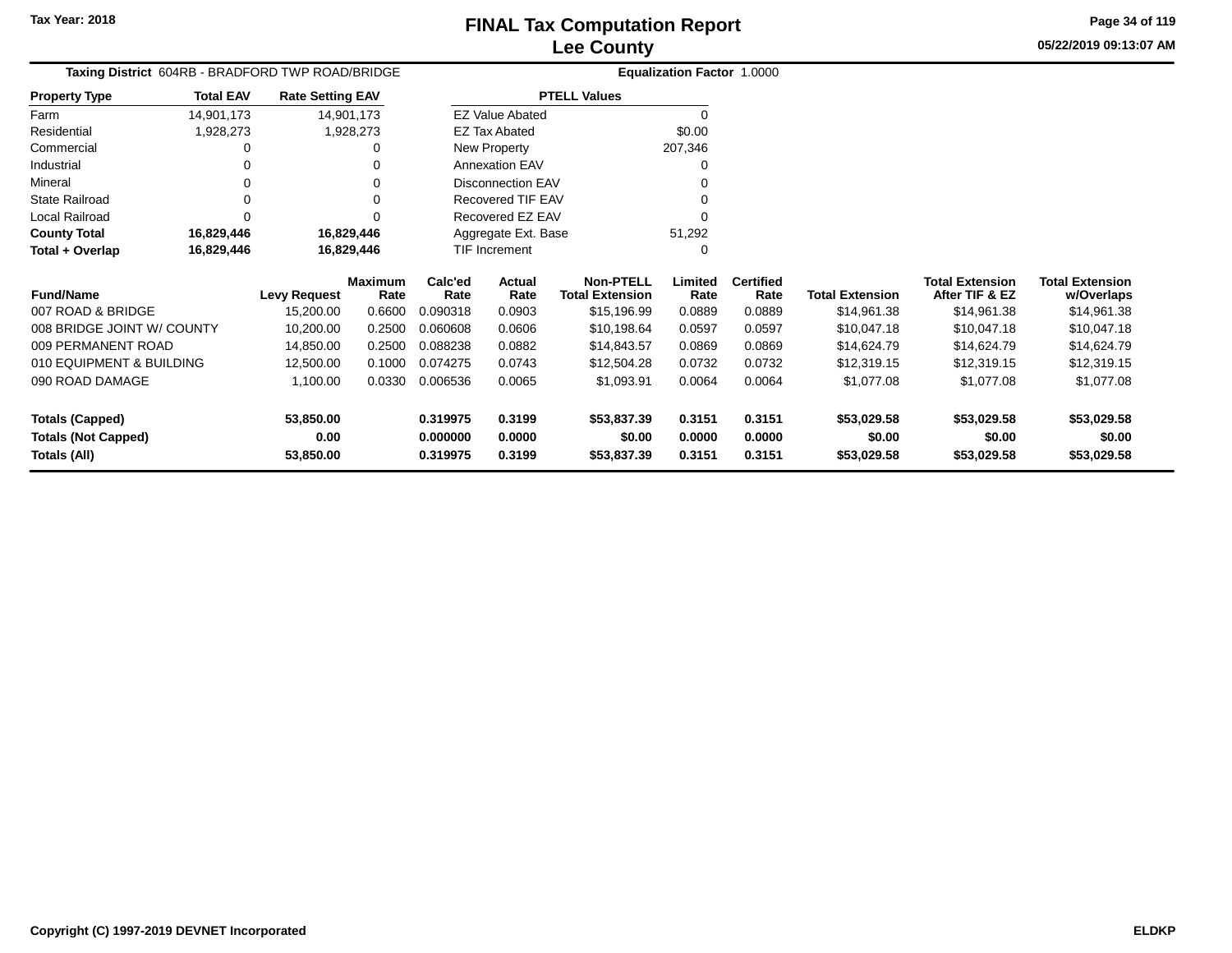Tax Year: 2018

# FINAL Tax Computation Report
## Lee County

05/22/2019 09:13:07 AM

**Taxing District** 604RB - BRADFORD TWP ROAD/BRIDGE

**Equalization Factor** 1.0000

| Property Type | Total EAV | Rate Setting EAV |
|---|---|---|
| Farm | 14,901,173 | 14,901,173 |
| Residential | 1,928,273 | 1,928,273 |
| Commercial | 0 | 0 |
| Industrial | 0 | 0 |
| Mineral | 0 | 0 |
| State Railroad | 0 | 0 |
| Local Railroad | 0 | 0 |
| **County Total** | **16,829,446** | **16,829,446** |
| **Total + Overlap** | **16,829,446** | **16,829,446** |

| PTELL Values | |
|---|---|
| EZ Value Abated | 0 |
| EZ Tax Abated | $0.00 |
| New Property | 207,346 |
| Annexation EAV | 0 |
| Disconnection EAV | 0 |
| Recovered TIF EAV | 0 |
| Recovered EZ EAV | 0 |
| Aggregate Ext. Base | 51,292 |
| TIF Increment | 0 |

| Fund/Name | Levy Request | Maximum Rate | Calc'ed Rate | Actual Rate | Non-PTELL Total Extension | Limited Rate | Certified Rate | Total Extension | Total Extension After TIF & EZ | Total Extension w/Overlaps |
|---|---|---|---|---|---|---|---|---|---|---|
| 007 ROAD & BRIDGE | 15,200.00 | 0.6600 | 0.090318 | 0.0903 | $15,196.99 | 0.0889 | 0.0889 | $14,961.38 | $14,961.38 | $14,961.38 |
| 008 BRIDGE JOINT W/ COUNTY | 10,200.00 | 0.2500 | 0.060608 | 0.0606 | $10,198.64 | 0.0597 | 0.0597 | $10,047.18 | $10,047.18 | $10,047.18 |
| 009 PERMANENT ROAD | 14,850.00 | 0.2500 | 0.088238 | 0.0882 | $14,843.57 | 0.0869 | 0.0869 | $14,624.79 | $14,624.79 | $14,624.79 |
| 010 EQUIPMENT & BUILDING | 12,500.00 | 0.1000 | 0.074275 | 0.0743 | $12,504.28 | 0.0732 | 0.0732 | $12,319.15 | $12,319.15 | $12,319.15 |
| 090 ROAD DAMAGE | 1,100.00 | 0.0330 | 0.006536 | 0.0065 | $1,093.91 | 0.0064 | 0.0064 | $1,077.08 | $1,077.08 | $1,077.08 |
| **Totals (Capped)** | **53,850.00** | | **0.319975** | **0.3199** | **$53,837.39** | **0.3151** | **0.3151** | **$53,029.58** | **$53,029.58** | **$53,029.58** |
| **Totals (Not Capped)** | **0.00** | | **0.000000** | **0.0000** | **$0.00** | **0.0000** | **0.0000** | **$0.00** | **$0.00** | **$0.00** |
| **Totals (All)** | **53,850.00** | | **0.319975** | **0.3199** | **$53,837.39** | **0.3151** | **0.3151** | **$53,029.58** | **$53,029.58** | **$53,029.58** |

Copyright (C) 1997-2019 DEVNET Incorporated

ELDKP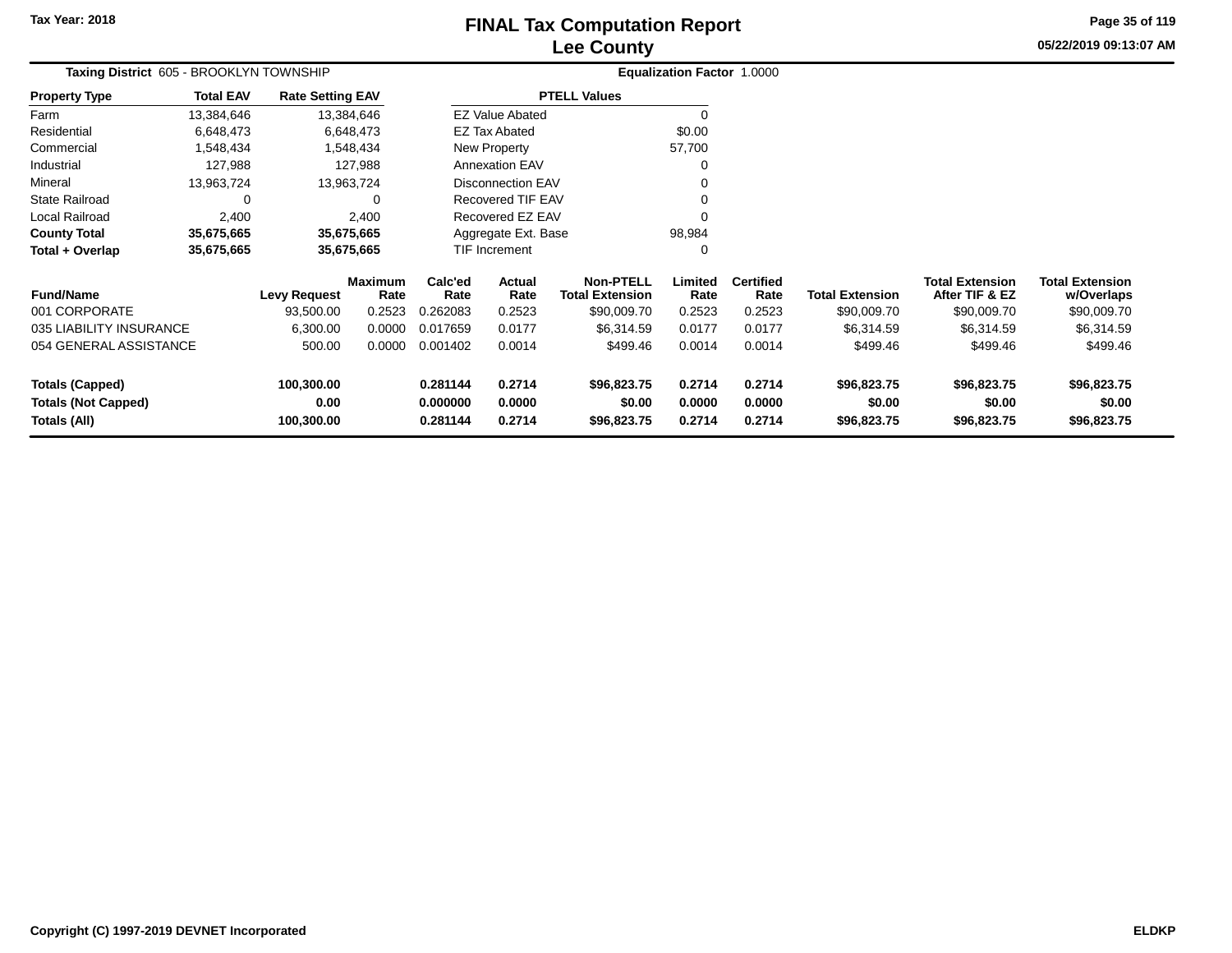Tax Year: 2018

# FINAL Tax Computation Report
## Lee County

05/22/2019 09:13:07 AM

**Taxing District** 605 - BROOKLYN TOWNSHIP

**Equalization Factor** 1.0000

| Property Type | Total EAV | Rate Setting EAV |
|---|---|---|
| Farm | 13,384,646 | 13,384,646 |
| Residential | 6,648,473 | 6,648,473 |
| Commercial | 1,548,434 | 1,548,434 |
| Industrial | 127,988 | 127,988 |
| Mineral | 13,963,724 | 13,963,724 |
| State Railroad | 0 | 0 |
| Local Railroad | 2,400 | 2,400 |
| **County Total** | **35,675,665** | **35,675,665** |
| **Total + Overlap** | **35,675,665** | **35,675,665** |

| PTELL Values | |
|---|---|
| EZ Value Abated | 0 |
| EZ Tax Abated | $0.00 |
| New Property | 57,700 |
| Annexation EAV | 0 |
| Disconnection EAV | 0 |
| Recovered TIF EAV | 0 |
| Recovered EZ EAV | 0 |
| Aggregate Ext. Base | 98,984 |
| TIF Increment | 0 |

| Fund/Name | Levy Request | Maximum Rate | Calc'ed Rate | Actual Rate | Non-PTELL Total Extension | Limited Rate | Certified Rate | Total Extension | Total Extension After TIF & EZ | Total Extension w/Overlaps |
|---|---|---|---|---|---|---|---|---|---|---|
| 001 CORPORATE | 93,500.00 | 0.2523 | 0.262083 | 0.2523 | $90,009.70 | 0.2523 | 0.2523 | $90,009.70 | $90,009.70 | $90,009.70 |
| 035 LIABILITY INSURANCE | 6,300.00 | 0.0000 | 0.017659 | 0.0177 | $6,314.59 | 0.0177 | 0.0177 | $6,314.59 | $6,314.59 | $6,314.59 |
| 054 GENERAL ASSISTANCE | 500.00 | 0.0000 | 0.001402 | 0.0014 | $499.46 | 0.0014 | 0.0014 | $499.46 | $499.46 | $499.46 |
| **Totals (Capped)** | **100,300.00** | | **0.281144** | **0.2714** | **$96,823.75** | **0.2714** | **0.2714** | **$96,823.75** | **$96,823.75** | **$96,823.75** |
| **Totals (Not Capped)** | **0.00** | | **0.000000** | **0.0000** | **$0.00** | **0.0000** | **0.0000** | **$0.00** | **$0.00** | **$0.00** |
| **Totals (All)** | **100,300.00** | | **0.281144** | **0.2714** | **$96,823.75** | **0.2714** | **0.2714** | **$96,823.75** | **$96,823.75** | **$96,823.75** |

Copyright (C) 1997-2019 DEVNET Incorporated

ELDKP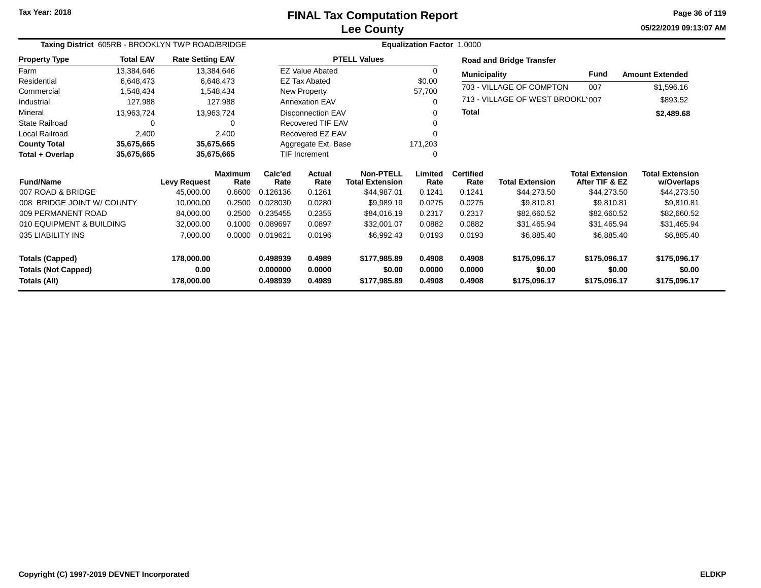# FINAL Tax Computation Report
## Lee County

Tax Year: 2018

**Taxing District** 605RB - BROOKLYN TWP ROAD/BRIDGE    **Equalization Factor** 1.0000

| Property Type | Total EAV | Rate Setting EAV |
|---|---|---|
| Farm | 13,384,646 | 13,384,646 |
| Residential | 6,648,473 | 6,648,473 |
| Commercial | 1,548,434 | 1,548,434 |
| Industrial | 127,988 | 127,988 |
| Mineral | 13,963,724 | 13,963,724 |
| State Railroad | 0 | 0 |
| Local Railroad | 2,400 | 2,400 |
| **County Total** | **35,675,665** | **35,675,665** |
| **Total + Overlap** | **35,675,665** | **35,675,665** |

| PTELL Values | |
|---|---|
| EZ Value Abated | 0 |
| EZ Tax Abated | $0.00 |
| New Property | 57,700 |
| Annexation EAV | 0 |
| Disconnection EAV | 0 |
| Recovered TIF EAV | 0 |
| Recovered EZ EAV | 0 |
| Aggregate Ext. Base | 171,203 |
| TIF Increment | 0 |

**Road and Bridge Transfer**

| Municipality | Fund | Amount Extended |
|---|---|---|
| 703 - VILLAGE OF COMPTON | 007 | $1,596.16 |
| 713 - VILLAGE OF WEST BROOKLYN | 007 | $893.52 |
| **Total** | | **$2,489.68** |

| Fund/Name | Levy Request | Maximum Rate | Calc'ed Rate | Actual Rate | Non-PTELL Total Extension | Limited Rate | Certified Rate | Total Extension | Total Extension After TIF & EZ | Total Extension w/Overlaps |
|---|---|---|---|---|---|---|---|---|---|---|
| 007 ROAD & BRIDGE | 45,000.00 | 0.6600 | 0.126136 | 0.1261 | $44,987.01 | 0.1241 | 0.1241 | $44,273.50 | $44,273.50 | $44,273.50 |
| 008 BRIDGE JOINT W/ COUNTY | 10,000.00 | 0.2500 | 0.028030 | 0.0280 | $9,989.19 | 0.0275 | 0.0275 | $9,810.81 | $9,810.81 | $9,810.81 |
| 009 PERMANENT ROAD | 84,000.00 | 0.2500 | 0.235455 | 0.2355 | $84,016.19 | 0.2317 | 0.2317 | $82,660.52 | $82,660.52 | $82,660.52 |
| 010 EQUIPMENT & BUILDING | 32,000.00 | 0.1000 | 0.089697 | 0.0897 | $32,001.07 | 0.0882 | 0.0882 | $31,465.94 | $31,465.94 | $31,465.94 |
| 035 LIABILITY INS | 7,000.00 | 0.0000 | 0.019621 | 0.0196 | $6,992.43 | 0.0193 | 0.0193 | $6,885.40 | $6,885.40 | $6,885.40 |
| **Totals (Capped)** | **178,000.00** | | **0.498939** | **0.4989** | **$177,985.89** | **0.4908** | **0.4908** | **$175,096.17** | **$175,096.17** | **$175,096.17** |
| **Totals (Not Capped)** | **0.00** | | **0.000000** | **0.0000** | **$0.00** | **0.0000** | **0.0000** | **$0.00** | **$0.00** | **$0.00** |
| **Totals (All)** | **178,000.00** | | **0.498939** | **0.4989** | **$177,985.89** | **0.4908** | **0.4908** | **$175,096.17** | **$175,096.17** | **$175,096.17** |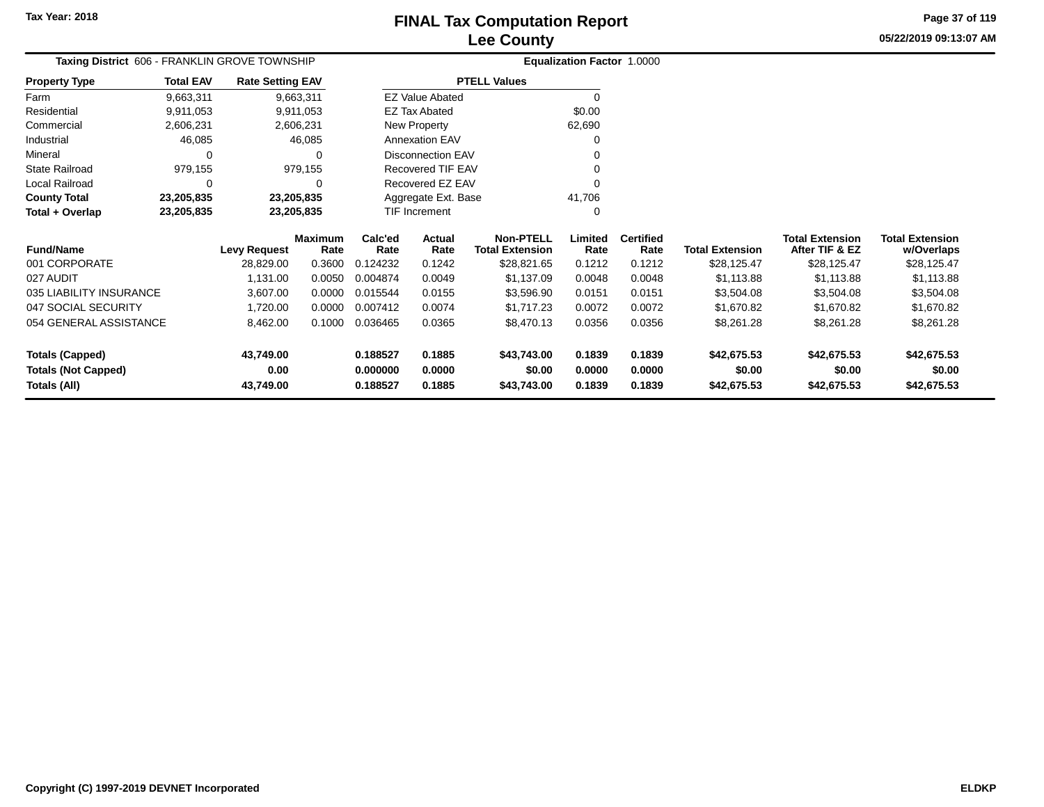# FINAL Tax Computation Report
## Lee County

Tax Year: 2018

05/22/2019 09:13:07 AM

**Taxing District** 606 - FRANKLIN GROVE TOWNSHIP

**Equalization Factor** 1.0000

| Property Type | Total EAV | Rate Setting EAV |
|---|---|---|
| Farm | 9,663,311 | 9,663,311 |
| Residential | 9,911,053 | 9,911,053 |
| Commercial | 2,606,231 | 2,606,231 |
| Industrial | 46,085 | 46,085 |
| Mineral | 0 | 0 |
| State Railroad | 979,155 | 979,155 |
| Local Railroad | 0 | 0 |
| **County Total** | **23,205,835** | **23,205,835** |
| **Total + Overlap** | **23,205,835** | **23,205,835** |

| PTELL Values | |
|---|---|
| EZ Value Abated | 0 |
| EZ Tax Abated | $0.00 |
| New Property | 62,690 |
| Annexation EAV | 0 |
| Disconnection EAV | 0 |
| Recovered TIF EAV | 0 |
| Recovered EZ EAV | 0 |
| Aggregate Ext. Base | 41,706 |
| TIF Increment | 0 |

| Fund/Name | Levy Request | Maximum Rate | Calc'ed Rate | Actual Rate | Non-PTELL Total Extension | Limited Rate | Certified Rate | Total Extension | Total Extension After TIF & EZ | Total Extension w/Overlaps |
|---|---|---|---|---|---|---|---|---|---|---|
| 001 CORPORATE | 28,829.00 | 0.3600 | 0.124232 | 0.1242 | $28,821.65 | 0.1212 | 0.1212 | $28,125.47 | $28,125.47 | $28,125.47 |
| 027 AUDIT | 1,131.00 | 0.0050 | 0.004874 | 0.0049 | $1,137.09 | 0.0048 | 0.0048 | $1,113.88 | $1,113.88 | $1,113.88 |
| 035 LIABILITY INSURANCE | 3,607.00 | 0.0000 | 0.015544 | 0.0155 | $3,596.90 | 0.0151 | 0.0151 | $3,504.08 | $3,504.08 | $3,504.08 |
| 047 SOCIAL SECURITY | 1,720.00 | 0.0000 | 0.007412 | 0.0074 | $1,717.23 | 0.0072 | 0.0072 | $1,670.82 | $1,670.82 | $1,670.82 |
| 054 GENERAL ASSISTANCE | 8,462.00 | 0.1000 | 0.036465 | 0.0365 | $8,470.13 | 0.0356 | 0.0356 | $8,261.28 | $8,261.28 | $8,261.28 |
| **Totals (Capped)** | **43,749.00** | | **0.188527** | **0.1885** | **$43,743.00** | **0.1839** | **0.1839** | **$42,675.53** | **$42,675.53** | **$42,675.53** |
| **Totals (Not Capped)** | **0.00** | | **0.000000** | **0.0000** | **$0.00** | **0.0000** | **0.0000** | **$0.00** | **$0.00** | **$0.00** |
| **Totals (All)** | **43,749.00** | | **0.188527** | **0.1885** | **$43,743.00** | **0.1839** | **0.1839** | **$42,675.53** | **$42,675.53** | **$42,675.53** |

Copyright (C) 1997-2019 DEVNET Incorporated

ELDKP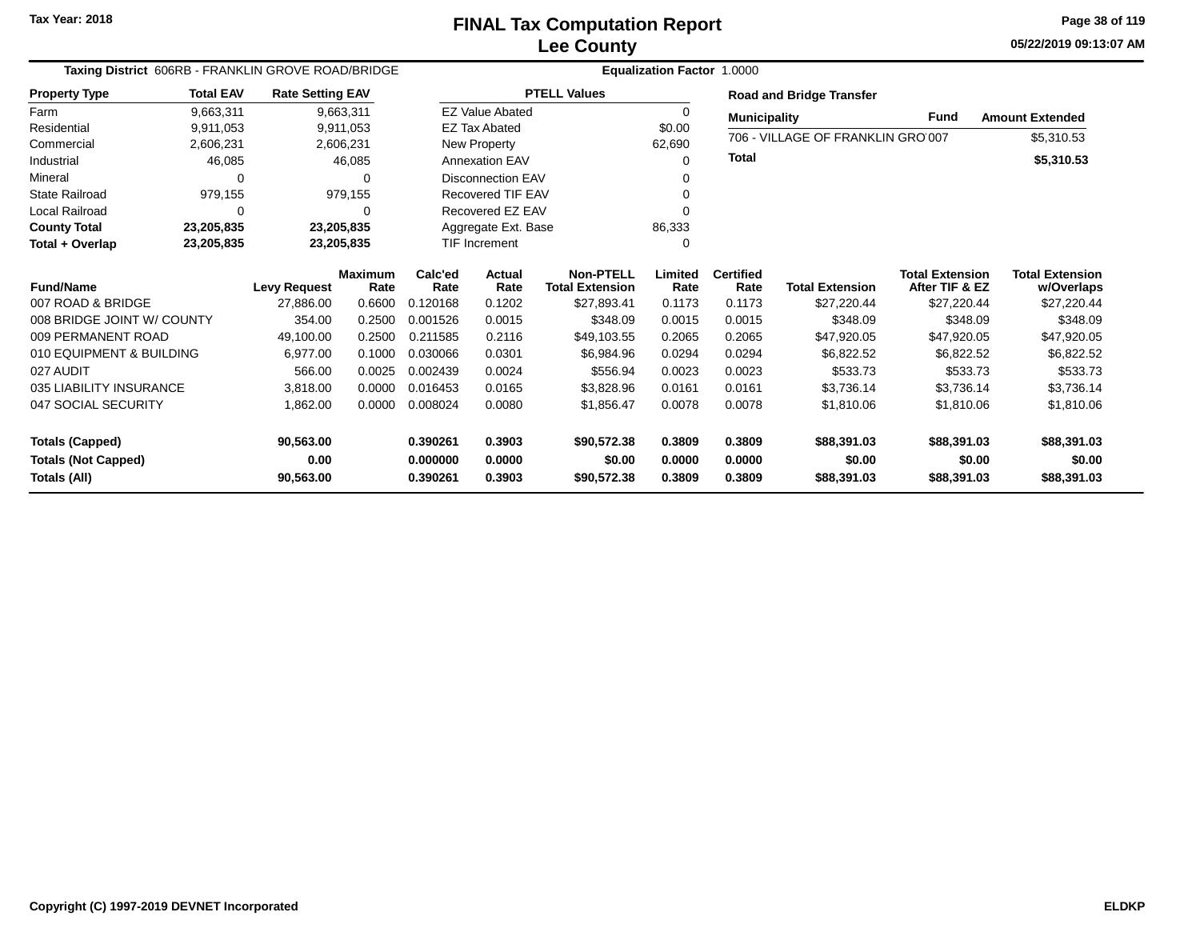Tax Year: 2018

# FINAL Tax Computation Report
## Lee County

05/22/2019 09:13:07 AM

**Taxing District** 606RB - FRANKLIN GROVE ROAD/BRIDGE **Equalization Factor** 1.0000

| Property Type | Total EAV | Rate Setting EAV |
|---|---|---|
| Farm | 9,663,311 | 9,663,311 |
| Residential | 9,911,053 | 9,911,053 |
| Commercial | 2,606,231 | 2,606,231 |
| Industrial | 46,085 | 46,085 |
| Mineral | 0 | 0 |
| State Railroad | 979,155 | 979,155 |
| Local Railroad | 0 | 0 |
| **County Total** | **23,205,835** | **23,205,835** |
| **Total + Overlap** | **23,205,835** | **23,205,835** |

| PTELL Values | |
|---|---|
| EZ Value Abated | 0 |
| EZ Tax Abated | $0.00 |
| New Property | 62,690 |
| Annexation EAV | 0 |
| Disconnection EAV | 0 |
| Recovered TIF EAV | 0 |
| Recovered EZ EAV | 0 |
| Aggregate Ext. Base | 86,333 |
| TIF Increment | 0 |

**Road and Bridge Transfer**

| Municipality | Fund | Amount Extended |
|---|---|---|
| 706 - VILLAGE OF FRANKLIN GRO | 007 | $5,310.53 |
| **Total** | | **$5,310.53** |

| Fund/Name | Levy Request | Maximum Rate | Calc'ed Rate | Actual Rate | Non-PTELL Total Extension | Limited Rate | Certified Rate | Total Extension | Total Extension After TIF & EZ | Total Extension w/Overlaps |
|---|---|---|---|---|---|---|---|---|---|---|
| 007 ROAD & BRIDGE | 27,886.00 | 0.6600 | 0.120168 | 0.1202 | $27,893.41 | 0.1173 | 0.1173 | $27,220.44 | $27,220.44 | $27,220.44 |
| 008 BRIDGE JOINT W/ COUNTY | 354.00 | 0.2500 | 0.001526 | 0.0015 | $348.09 | 0.0015 | 0.0015 | $348.09 | $348.09 | $348.09 |
| 009 PERMANENT ROAD | 49,100.00 | 0.2500 | 0.211585 | 0.2116 | $49,103.55 | 0.2065 | 0.2065 | $47,920.05 | $47,920.05 | $47,920.05 |
| 010 EQUIPMENT & BUILDING | 6,977.00 | 0.1000 | 0.030066 | 0.0301 | $6,984.96 | 0.0294 | 0.0294 | $6,822.52 | $6,822.52 | $6,822.52 |
| 027 AUDIT | 566.00 | 0.0025 | 0.002439 | 0.0024 | $556.94 | 0.0023 | 0.0023 | $533.73 | $533.73 | $533.73 |
| 035 LIABILITY INSURANCE | 3,818.00 | 0.0000 | 0.016453 | 0.0165 | $3,828.96 | 0.0161 | 0.0161 | $3,736.14 | $3,736.14 | $3,736.14 |
| 047 SOCIAL SECURITY | 1,862.00 | 0.0000 | 0.008024 | 0.0080 | $1,856.47 | 0.0078 | 0.0078 | $1,810.06 | $1,810.06 | $1,810.06 |
| **Totals (Capped)** | **90,563.00** | | **0.390261** | **0.3903** | **$90,572.38** | **0.3809** | **0.3809** | **$88,391.03** | **$88,391.03** | **$88,391.03** |
| **Totals (Not Capped)** | **0.00** | | **0.000000** | **0.0000** | **$0.00** | **0.0000** | **0.0000** | **$0.00** | **$0.00** | **$0.00** |
| **Totals (All)** | **90,563.00** | | **0.390261** | **0.3903** | **$90,572.38** | **0.3809** | **0.3809** | **$88,391.03** | **$88,391.03** | **$88,391.03** |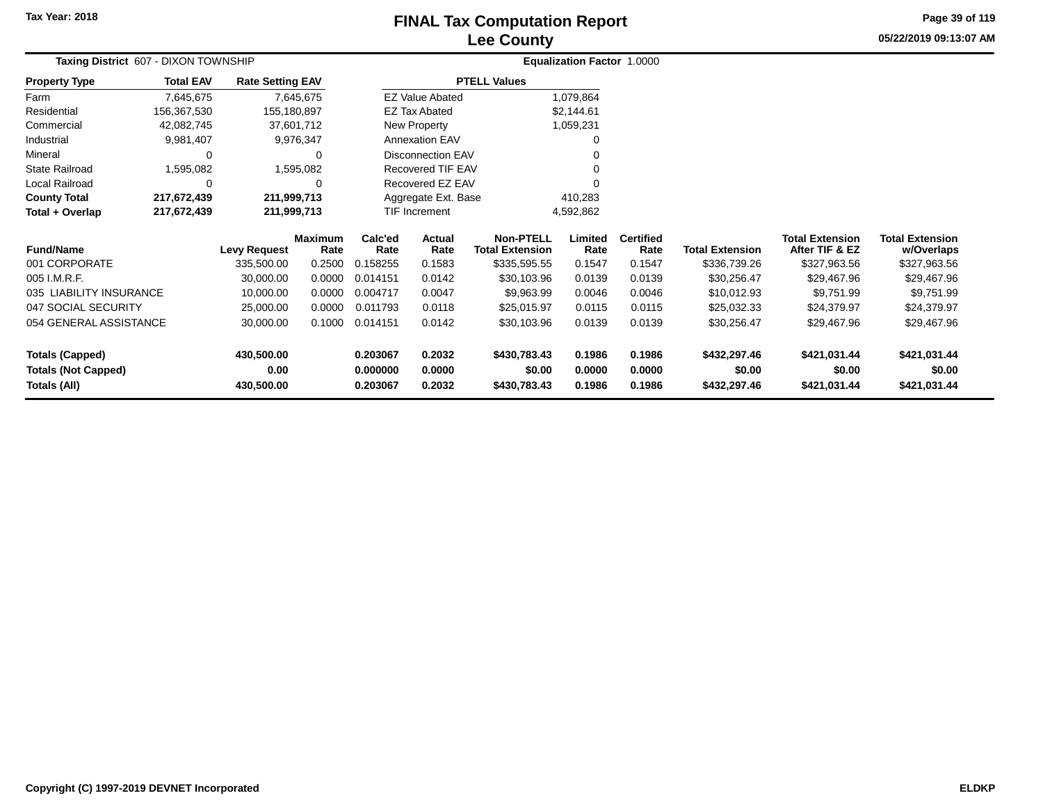# FINAL Tax Computation Report
## Lee County

Tax Year: 2018

05/22/2019 09:13:07 AM

**Taxing District** 607 - DIXON TOWNSHIP

**Equalization Factor** 1.0000

| Property Type | Total EAV | Rate Setting EAV |
|---|---|---|
| Farm | 7,645,675 | 7,645,675 |
| Residential | 156,367,530 | 155,180,897 |
| Commercial | 42,082,745 | 37,601,712 |
| Industrial | 9,981,407 | 9,976,347 |
| Mineral | 0 | 0 |
| State Railroad | 1,595,082 | 1,595,082 |
| Local Railroad | 0 | 0 |
| **County Total** | **217,672,439** | **211,999,713** |
| **Total + Overlap** | **217,672,439** | **211,999,713** |

| PTELL Values | |
|---|---|
| EZ Value Abated | 1,079,864 |
| EZ Tax Abated | $2,144.61 |
| New Property | 1,059,231 |
| Annexation EAV | 0 |
| Disconnection EAV | 0 |
| Recovered TIF EAV | 0 |
| Recovered EZ EAV | 0 |
| Aggregate Ext. Base | 410,283 |
| TIF Increment | 4,592,862 |

| Fund/Name | Levy Request | Maximum Rate | Calc'ed Rate | Actual Rate | Non-PTELL Total Extension | Limited Rate | Certified Rate | Total Extension | Total Extension After TIF & EZ | Total Extension w/Overlaps |
|---|---|---|---|---|---|---|---|---|---|---|
| 001 CORPORATE | 335,500.00 | 0.2500 | 0.158255 | 0.1583 | $335,595.55 | 0.1547 | 0.1547 | $336,739.26 | $327,963.56 | $327,963.56 |
| 005 I.M.R.F. | 30,000.00 | 0.0000 | 0.014151 | 0.0142 | $30,103.96 | 0.0139 | 0.0139 | $30,256.47 | $29,467.96 | $29,467.96 |
| 035 LIABILITY INSURANCE | 10,000.00 | 0.0000 | 0.004717 | 0.0047 | $9,963.99 | 0.0046 | 0.0046 | $10,012.93 | $9,751.99 | $9,751.99 |
| 047 SOCIAL SECURITY | 25,000.00 | 0.0000 | 0.011793 | 0.0118 | $25,015.97 | 0.0115 | 0.0115 | $25,032.33 | $24,379.97 | $24,379.97 |
| 054 GENERAL ASSISTANCE | 30,000.00 | 0.1000 | 0.014151 | 0.0142 | $30,103.96 | 0.0139 | 0.0139 | $30,256.47 | $29,467.96 | $29,467.96 |
| **Totals (Capped)** | **430,500.00** | | **0.203067** | **0.2032** | **$430,783.43** | **0.1986** | **0.1986** | **$432,297.46** | **$421,031.44** | **$421,031.44** |
| **Totals (Not Capped)** | **0.00** | | **0.000000** | **0.0000** | **$0.00** | **0.0000** | **0.0000** | **$0.00** | **$0.00** | **$0.00** |
| **Totals (All)** | **430,500.00** | | **0.203067** | **0.2032** | **$430,783.43** | **0.1986** | **0.1986** | **$432,297.46** | **$421,031.44** | **$421,031.44** |

Copyright (C) 1997-2019 DEVNET Incorporated

ELDKP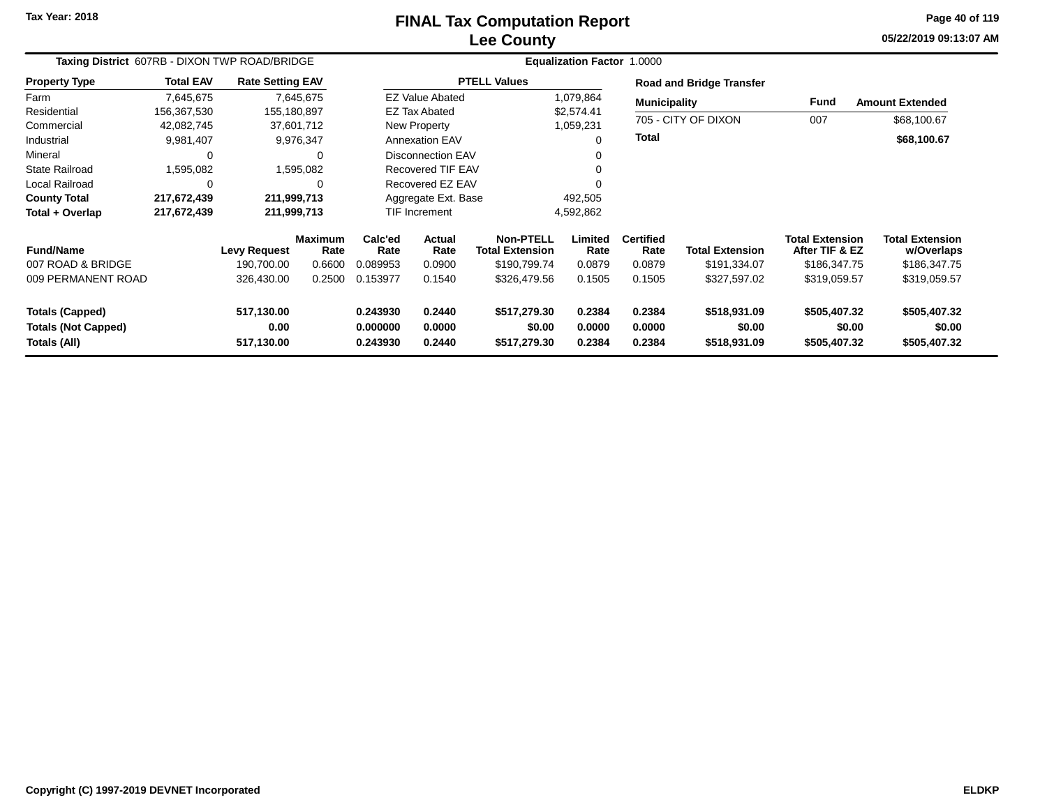Tax Year: 2018

# FINAL Tax Computation Report
## Lee County

05/22/2019 09:13:07 AM

**Taxing District** 607RB - DIXON TWP ROAD/BRIDGE **Equalization Factor** 1.0000

| Property Type | Total EAV | Rate Setting EAV |
|---|---|---|
| Farm | 7,645,675 | 7,645,675 |
| Residential | 156,367,530 | 155,180,897 |
| Commercial | 42,082,745 | 37,601,712 |
| Industrial | 9,981,407 | 9,976,347 |
| Mineral | 0 | 0 |
| State Railroad | 1,595,082 | 1,595,082 |
| Local Railroad | 0 | 0 |
| **County Total** | **217,672,439** | **211,999,713** |
| **Total + Overlap** | **217,672,439** | **211,999,713** |

| PTELL Values | |
|---|---|
| EZ Value Abated | 1,079,864 |
| EZ Tax Abated | $2,574.41 |
| New Property | 1,059,231 |
| Annexation EAV | 0 |
| Disconnection EAV | 0 |
| Recovered TIF EAV | 0 |
| Recovered EZ EAV | 0 |
| Aggregate Ext. Base | 492,505 |
| TIF Increment | 4,592,862 |

**Road and Bridge Transfer**

| Municipality | Fund | Amount Extended |
|---|---|---|
| 705 - CITY OF DIXON | 007 | $68,100.67 |
| **Total** | | **$68,100.67** |

| Fund/Name | Levy Request | Maximum Rate | Calc'ed Rate | Actual Rate | Non-PTELL Total Extension | Limited Rate | Certified Rate | Total Extension | Total Extension After TIF & EZ | Total Extension w/Overlaps |
|---|---|---|---|---|---|---|---|---|---|---|
| 007 ROAD & BRIDGE | 190,700.00 | 0.6600 | 0.089953 | 0.0900 | $190,799.74 | 0.0879 | 0.0879 | $191,334.07 | $186,347.75 | $186,347.75 |
| 009 PERMANENT ROAD | 326,430.00 | 0.2500 | 0.153977 | 0.1540 | $326,479.56 | 0.1505 | 0.1505 | $327,597.02 | $319,059.57 | $319,059.57 |
| **Totals (Capped)** | **517,130.00** | | **0.243930** | **0.2440** | **$517,279.30** | **0.2384** | **0.2384** | **$518,931.09** | **$505,407.32** | **$505,407.32** |
| **Totals (Not Capped)** | **0.00** | | **0.000000** | **0.0000** | **$0.00** | **0.0000** | **0.0000** | **$0.00** | **$0.00** | **$0.00** |
| **Totals (All)** | **517,130.00** | | **0.243930** | **0.2440** | **$517,279.30** | **0.2384** | **0.2384** | **$518,931.09** | **$505,407.32** | **$505,407.32** |

Copyright (C) 1997-2019 DEVNET Incorporated ELDKP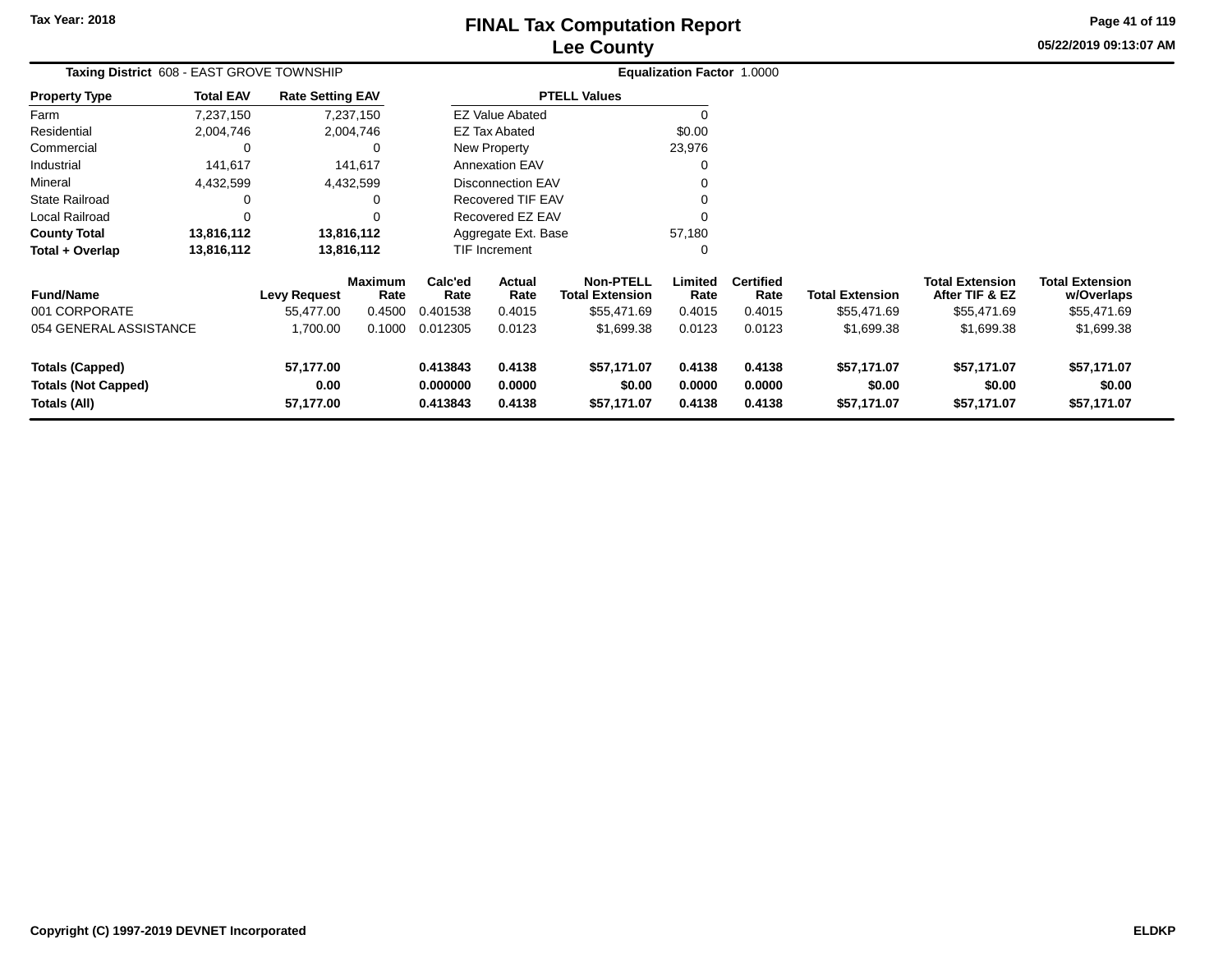Tax Year: 2018

# FINAL Tax Computation Report
## Lee County

05/22/2019 09:13:07 AM

**Taxing District** 608 - EAST GROVE TOWNSHIP

**Equalization Factor** 1.0000

| Property Type | Total EAV | Rate Setting EAV |
|---|---|---|
| Farm | 7,237,150 | 7,237,150 |
| Residential | 2,004,746 | 2,004,746 |
| Commercial | 0 | 0 |
| Industrial | 141,617 | 141,617 |
| Mineral | 4,432,599 | 4,432,599 |
| State Railroad | 0 | 0 |
| Local Railroad | 0 | 0 |
| **County Total** | **13,816,112** | **13,816,112** |
| **Total + Overlap** | **13,816,112** | **13,816,112** |

| PTELL Values | |
|---|---|
| EZ Value Abated | 0 |
| EZ Tax Abated | $0.00 |
| New Property | 23,976 |
| Annexation EAV | 0 |
| Disconnection EAV | 0 |
| Recovered TIF EAV | 0 |
| Recovered EZ EAV | 0 |
| Aggregate Ext. Base | 57,180 |
| TIF Increment | 0 |

| Fund/Name | Levy Request | Maximum Rate | Calc'ed Rate | Actual Rate | Non-PTELL Total Extension | Limited Rate | Certified Rate | Total Extension | Total Extension After TIF & EZ | Total Extension w/Overlaps |
|---|---|---|---|---|---|---|---|---|---|---|
| 001 CORPORATE | 55,477.00 | 0.4500 | 0.401538 | 0.4015 | $55,471.69 | 0.4015 | 0.4015 | $55,471.69 | $55,471.69 | $55,471.69 |
| 054 GENERAL ASSISTANCE | 1,700.00 | 0.1000 | 0.012305 | 0.0123 | $1,699.38 | 0.0123 | 0.0123 | $1,699.38 | $1,699.38 | $1,699.38 |
| **Totals (Capped)** | **57,177.00** | | **0.413843** | **0.4138** | **$57,171.07** | **0.4138** | **0.4138** | **$57,171.07** | **$57,171.07** | **$57,171.07** |
| **Totals (Not Capped)** | **0.00** | | **0.000000** | **0.0000** | **$0.00** | **0.0000** | **0.0000** | **$0.00** | **$0.00** | **$0.00** |
| **Totals (All)** | **57,177.00** | | **0.413843** | **0.4138** | **$57,171.07** | **0.4138** | **0.4138** | **$57,171.07** | **$57,171.07** | **$57,171.07** |

Copyright (C) 1997-2019 DEVNET Incorporated

ELDKP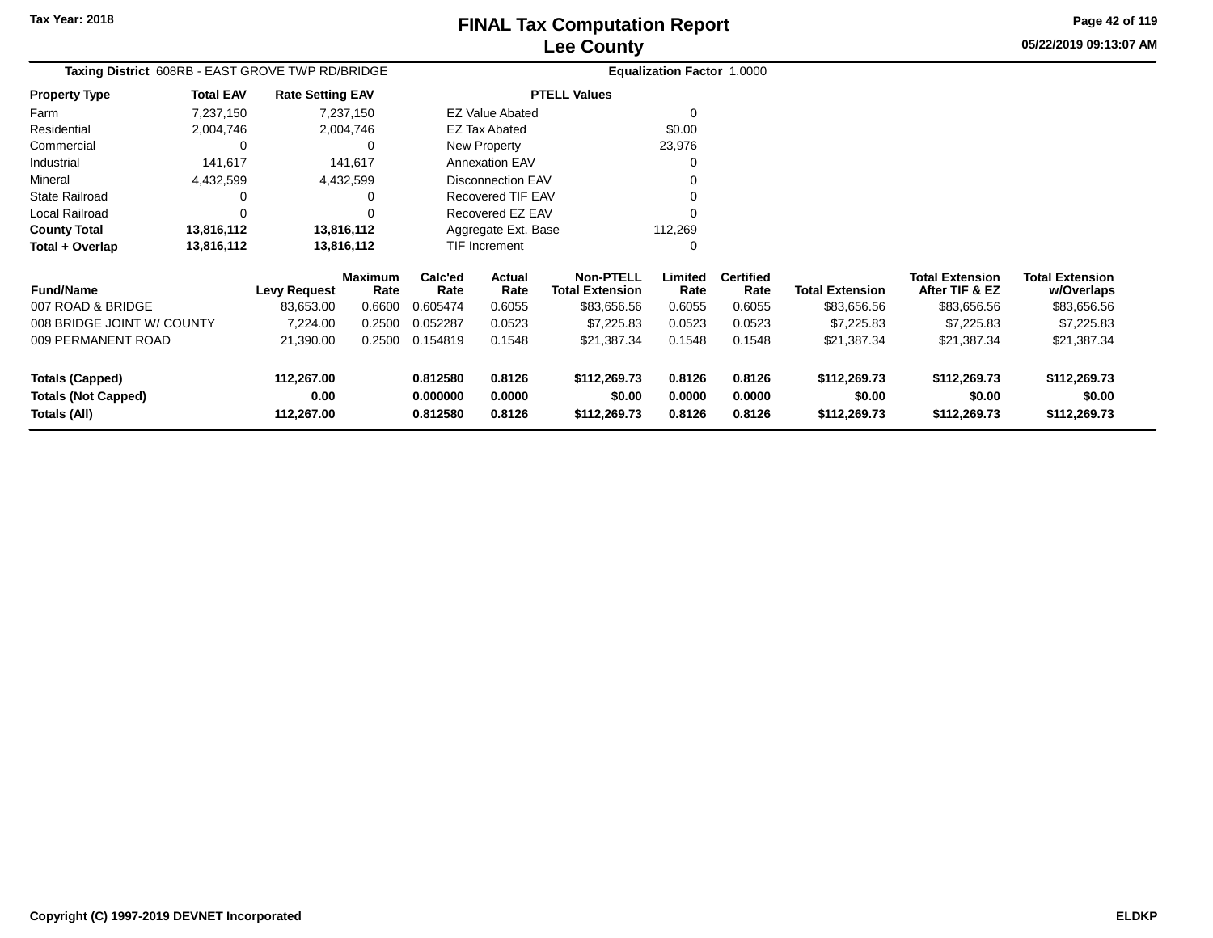Tax Year: 2018

# FINAL Tax Computation Report
## Lee County

05/22/2019 09:13:07 AM

**Taxing District** 608RB - EAST GROVE TWP RD/BRIDGE **Equalization Factor** 1.0000

| Property Type | Total EAV | Rate Setting EAV |
|---|---|---|
| Farm | 7,237,150 | 7,237,150 |
| Residential | 2,004,746 | 2,004,746 |
| Commercial | 0 | 0 |
| Industrial | 141,617 | 141,617 |
| Mineral | 4,432,599 | 4,432,599 |
| State Railroad | 0 | 0 |
| Local Railroad | 0 | 0 |
| **County Total** | **13,816,112** | **13,816,112** |
| **Total + Overlap** | **13,816,112** | **13,816,112** |

| PTELL Values | |
|---|---|
| EZ Value Abated | 0 |
| EZ Tax Abated | $0.00 |
| New Property | 23,976 |
| Annexation EAV | 0 |
| Disconnection EAV | 0 |
| Recovered TIF EAV | 0 |
| Recovered EZ EAV | 0 |
| Aggregate Ext. Base | 112,269 |
| TIF Increment | 0 |

| Fund/Name | Levy Request | Maximum Rate | Calc'ed Rate | Actual Rate | Non-PTELL Total Extension | Limited Rate | Certified Rate | Total Extension | Total Extension After TIF & EZ | Total Extension w/Overlaps |
|---|---|---|---|---|---|---|---|---|---|---|
| 007 ROAD & BRIDGE | 83,653.00 | 0.6600 | 0.605474 | 0.6055 | $83,656.56 | 0.6055 | 0.6055 | $83,656.56 | $83,656.56 | $83,656.56 |
| 008 BRIDGE JOINT W/ COUNTY | 7,224.00 | 0.2500 | 0.052287 | 0.0523 | $7,225.83 | 0.0523 | 0.0523 | $7,225.83 | $7,225.83 | $7,225.83 |
| 009 PERMANENT ROAD | 21,390.00 | 0.2500 | 0.154819 | 0.1548 | $21,387.34 | 0.1548 | 0.1548 | $21,387.34 | $21,387.34 | $21,387.34 |
| **Totals (Capped)** | **112,267.00** | | **0.812580** | **0.8126** | **$112,269.73** | **0.8126** | **0.8126** | **$112,269.73** | **$112,269.73** | **$112,269.73** |
| **Totals (Not Capped)** | **0.00** | | **0.000000** | **0.0000** | **$0.00** | **0.0000** | **0.0000** | **$0.00** | **$0.00** | **$0.00** |
| **Totals (All)** | **112,267.00** | | **0.812580** | **0.8126** | **$112,269.73** | **0.8126** | **0.8126** | **$112,269.73** | **$112,269.73** | **$112,269.73** |

**Copyright (C) 1997-2019 DEVNET Incorporated** **ELDKP**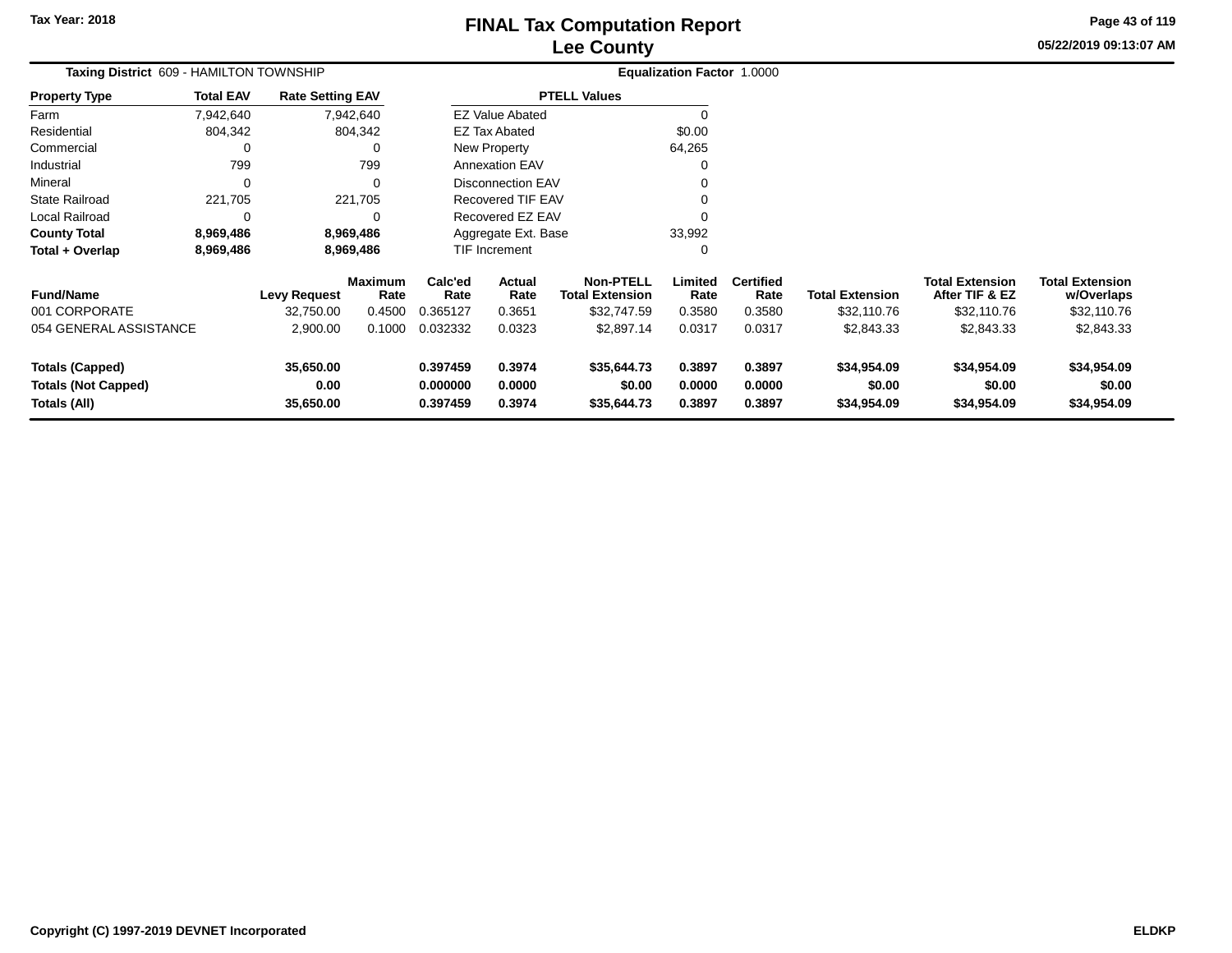Tax Year: 2018

# FINAL Tax Computation Report
## Lee County

05/22/2019 09:13:07 AM

**Taxing District** 609 - HAMILTON TOWNSHIP **Equalization Factor** 1.0000

| Property Type | Total EAV | Rate Setting EAV |
|---|---|---|
| Farm | 7,942,640 | 7,942,640 |
| Residential | 804,342 | 804,342 |
| Commercial | 0 | 0 |
| Industrial | 799 | 799 |
| Mineral | 0 | 0 |
| State Railroad | 221,705 | 221,705 |
| Local Railroad | 0 | 0 |
| **County Total** | **8,969,486** | **8,969,486** |
| **Total + Overlap** | **8,969,486** | **8,969,486** |

| PTELL Values | |
|---|---|
| EZ Value Abated | 0 |
| EZ Tax Abated | $0.00 |
| New Property | 64,265 |
| Annexation EAV | 0 |
| Disconnection EAV | 0 |
| Recovered TIF EAV | 0 |
| Recovered EZ EAV | 0 |
| Aggregate Ext. Base | 33,992 |
| TIF Increment | 0 |

| Fund/Name | Levy Request | Maximum Rate | Calc'ed Rate | Actual Rate | Non-PTELL Total Extension | Limited Rate | Certified Rate | Total Extension | Total Extension After TIF & EZ | Total Extension w/Overlaps |
|---|---|---|---|---|---|---|---|---|---|---|
| 001 CORPORATE | 32,750.00 | 0.4500 | 0.365127 | 0.3651 | $32,747.59 | 0.3580 | 0.3580 | $32,110.76 | $32,110.76 | $32,110.76 |
| 054 GENERAL ASSISTANCE | 2,900.00 | 0.1000 | 0.032332 | 0.0323 | $2,897.14 | 0.0317 | 0.0317 | $2,843.33 | $2,843.33 | $2,843.33 |
| **Totals (Capped)** | **35,650.00** | | **0.397459** | **0.3974** | **$35,644.73** | **0.3897** | **0.3897** | **$34,954.09** | **$34,954.09** | **$34,954.09** |
| **Totals (Not Capped)** | **0.00** | | **0.000000** | **0.0000** | **$0.00** | **0.0000** | **0.0000** | **$0.00** | **$0.00** | **$0.00** |
| **Totals (All)** | **35,650.00** | | **0.397459** | **0.3974** | **$35,644.73** | **0.3897** | **0.3897** | **$34,954.09** | **$34,954.09** | **$34,954.09** |

Copyright (C) 1997-2019 DEVNET Incorporated ELDKP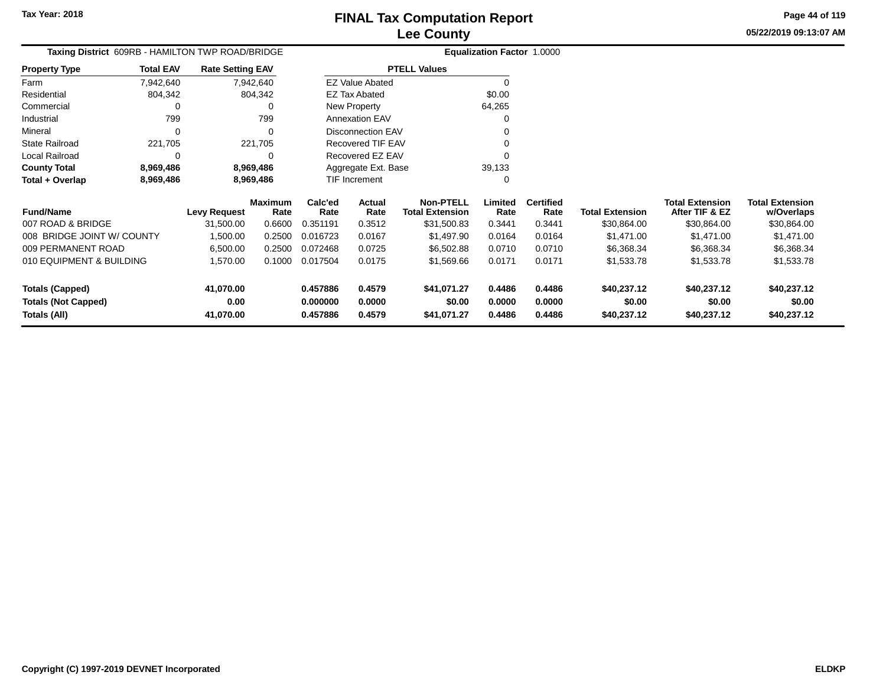# FINAL Tax Computation Report
# Lee County

Tax Year: 2018

05/22/2019 09:13:07 AM

**Taxing District** 609RB - HAMILTON TWP ROAD/BRIDGE

**Equalization Factor** 1.0000

| Property Type | Total EAV | Rate Setting EAV |
|---|---|---|
| Farm | 7,942,640 | 7,942,640 |
| Residential | 804,342 | 804,342 |
| Commercial | 0 | 0 |
| Industrial | 799 | 799 |
| Mineral | 0 | 0 |
| State Railroad | 221,705 | 221,705 |
| Local Railroad | 0 | 0 |
| **County Total** | **8,969,486** | **8,969,486** |
| **Total + Overlap** | **8,969,486** | **8,969,486** |

| PTELL Values | |
|---|---|
| EZ Value Abated | 0 |
| EZ Tax Abated | $0.00 |
| New Property | 64,265 |
| Annexation EAV | 0 |
| Disconnection EAV | 0 |
| Recovered TIF EAV | 0 |
| Recovered EZ EAV | 0 |
| Aggregate Ext. Base | 39,133 |
| TIF Increment | 0 |

| Fund/Name | Levy Request | Maximum Rate | Calc'ed Rate | Actual Rate | Non-PTELL Total Extension | Limited Rate | Certified Rate | Total Extension | Total Extension After TIF & EZ | Total Extension w/Overlaps |
|---|---|---|---|---|---|---|---|---|---|---|
| 007 ROAD & BRIDGE | 31,500.00 | 0.6600 | 0.351191 | 0.3512 | $31,500.83 | 0.3441 | 0.3441 | $30,864.00 | $30,864.00 | $30,864.00 |
| 008 BRIDGE JOINT W/ COUNTY | 1,500.00 | 0.2500 | 0.016723 | 0.0167 | $1,497.90 | 0.0164 | 0.0164 | $1,471.00 | $1,471.00 | $1,471.00 |
| 009 PERMANENT ROAD | 6,500.00 | 0.2500 | 0.072468 | 0.0725 | $6,502.88 | 0.0710 | 0.0710 | $6,368.34 | $6,368.34 | $6,368.34 |
| 010 EQUIPMENT & BUILDING | 1,570.00 | 0.1000 | 0.017504 | 0.0175 | $1,569.66 | 0.0171 | 0.0171 | $1,533.78 | $1,533.78 | $1,533.78 |
| **Totals (Capped)** | **41,070.00** | | **0.457886** | **0.4579** | **$41,071.27** | **0.4486** | **0.4486** | **$40,237.12** | **$40,237.12** | **$40,237.12** |
| **Totals (Not Capped)** | **0.00** | | **0.000000** | **0.0000** | **$0.00** | **0.0000** | **0.0000** | **$0.00** | **$0.00** | **$0.00** |
| **Totals (All)** | **41,070.00** | | **0.457886** | **0.4579** | **$41,071.27** | **0.4486** | **0.4486** | **$40,237.12** | **$40,237.12** | **$40,237.12** |

Copyright (C) 1997-2019 DEVNET Incorporated

ELDKP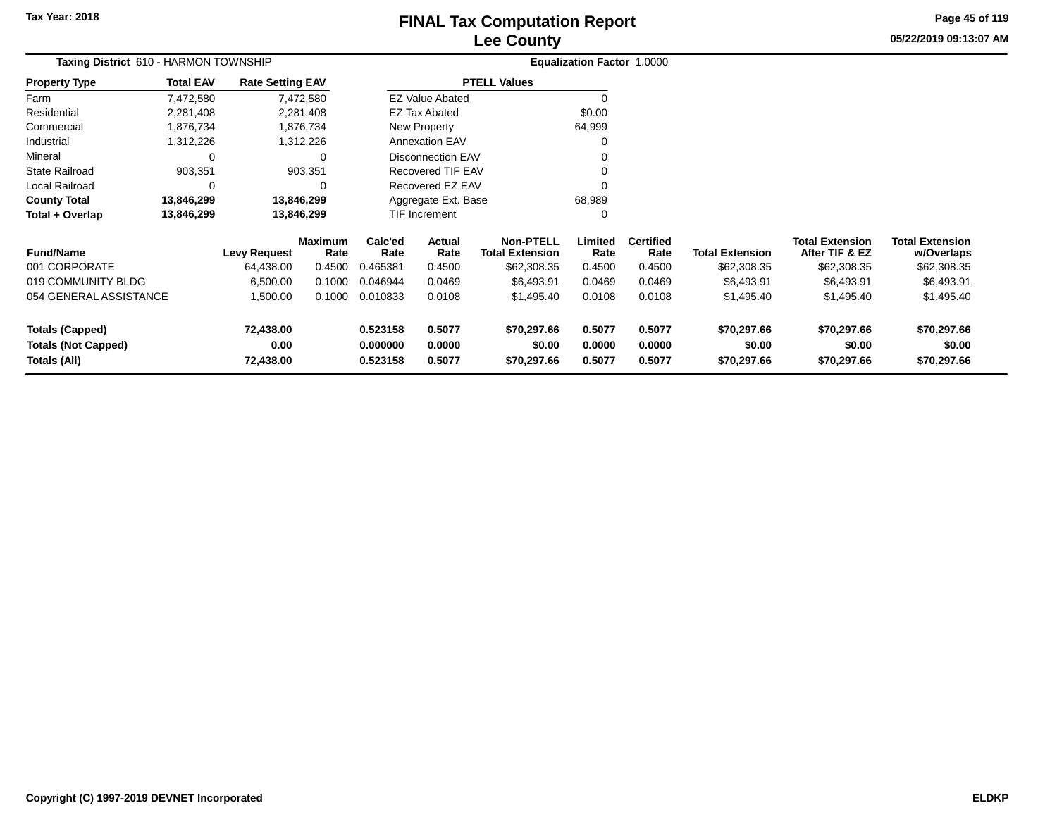Tax Year: 2018

# FINAL Tax Computation Report
## Lee County

05/22/2019 09:13:07 AM

**Taxing District** 610 - HARMON TOWNSHIP **Equalization Factor** 1.0000

| Property Type | Total EAV | Rate Setting EAV |
|---|---|---|
| Farm | 7,472,580 | 7,472,580 |
| Residential | 2,281,408 | 2,281,408 |
| Commercial | 1,876,734 | 1,876,734 |
| Industrial | 1,312,226 | 1,312,226 |
| Mineral | 0 | 0 |
| State Railroad | 903,351 | 903,351 |
| Local Railroad | 0 | 0 |
| **County Total** | **13,846,299** | **13,846,299** |
| **Total + Overlap** | **13,846,299** | **13,846,299** |

| PTELL Values | |
|---|---|
| EZ Value Abated | 0 |
| EZ Tax Abated | $0.00 |
| New Property | 64,999 |
| Annexation EAV | 0 |
| Disconnection EAV | 0 |
| Recovered TIF EAV | 0 |
| Recovered EZ EAV | 0 |
| Aggregate Ext. Base | 68,989 |
| TIF Increment | 0 |

| Fund/Name | Levy Request | Maximum Rate | Calc'ed Rate | Actual Rate | Non-PTELL Total Extension | Limited Rate | Certified Rate | Total Extension | Total Extension After TIF & EZ | Total Extension w/Overlaps |
|---|---|---|---|---|---|---|---|---|---|---|
| 001 CORPORATE | 64,438.00 | 0.4500 | 0.465381 | 0.4500 | $62,308.35 | 0.4500 | 0.4500 | $62,308.35 | $62,308.35 | $62,308.35 |
| 019 COMMUNITY BLDG | 6,500.00 | 0.1000 | 0.046944 | 0.0469 | $6,493.91 | 0.0469 | 0.0469 | $6,493.91 | $6,493.91 | $6,493.91 |
| 054 GENERAL ASSISTANCE | 1,500.00 | 0.1000 | 0.010833 | 0.0108 | $1,495.40 | 0.0108 | 0.0108 | $1,495.40 | $1,495.40 | $1,495.40 |
| **Totals (Capped)** | **72,438.00** | | **0.523158** | **0.5077** | **$70,297.66** | **0.5077** | **0.5077** | **$70,297.66** | **$70,297.66** | **$70,297.66** |
| **Totals (Not Capped)** | **0.00** | | **0.000000** | **0.0000** | **$0.00** | **0.0000** | **0.0000** | **$0.00** | **$0.00** | **$0.00** |
| **Totals (All)** | **72,438.00** | | **0.523158** | **0.5077** | **$70,297.66** | **0.5077** | **0.5077** | **$70,297.66** | **$70,297.66** | **$70,297.66** |

Copyright (C) 1997-2019 DEVNET Incorporated

ELDKP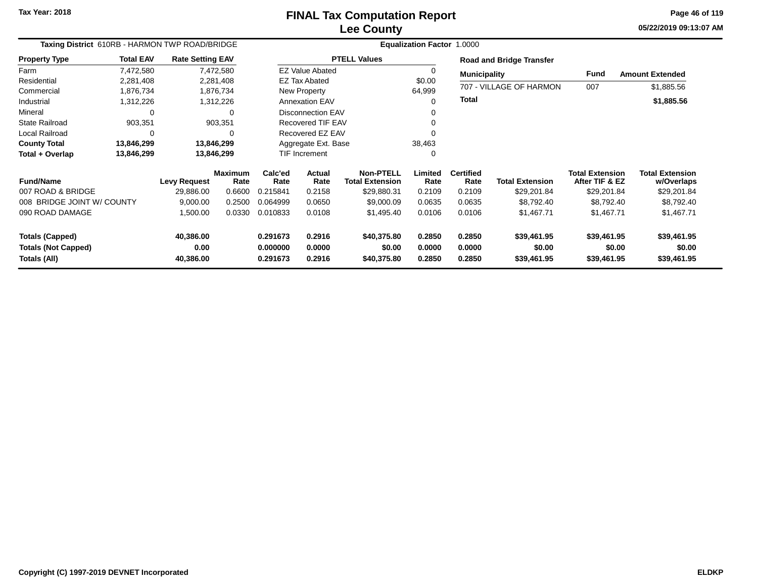# FINAL Tax Computation Report
## Lee County

Tax Year: 2018

05/22/2019 09:13:07 AM

**Taxing District** 610RB - HARMON TWP ROAD/BRIDGE

**Equalization Factor** 1.0000

| Property Type | Total EAV | Rate Setting EAV |
|---|---|---|
| Farm | 7,472,580 | 7,472,580 |
| Residential | 2,281,408 | 2,281,408 |
| Commercial | 1,876,734 | 1,876,734 |
| Industrial | 1,312,226 | 1,312,226 |
| Mineral | 0 | 0 |
| State Railroad | 903,351 | 903,351 |
| Local Railroad | 0 | 0 |
| **County Total** | **13,846,299** | **13,846,299** |
| **Total + Overlap** | **13,846,299** | **13,846,299** |

| PTELL Values | |
|---|---|
| EZ Value Abated | 0 |
| EZ Tax Abated | $0.00 |
| New Property | 64,999 |
| Annexation EAV | 0 |
| Disconnection EAV | 0 |
| Recovered TIF EAV | 0 |
| Recovered EZ EAV | 0 |
| Aggregate Ext. Base | 38,463 |
| TIF Increment | 0 |

**Road and Bridge Transfer**

| Municipality | Fund | Amount Extended |
|---|---|---|
| 707 - VILLAGE OF HARMON | 007 | $1,885.56 |
| **Total** | | **$1,885.56** |

| Fund/Name | Levy Request | Maximum Rate | Calc'ed Rate | Actual Rate | Non-PTELL Total Extension | Limited Rate | Certified Rate | Total Extension | Total Extension After TIF & EZ | Total Extension w/Overlaps |
|---|---|---|---|---|---|---|---|---|---|---|
| 007 ROAD & BRIDGE | 29,886.00 | 0.6600 | 0.215841 | 0.2158 | $29,880.31 | 0.2109 | 0.2109 | $29,201.84 | $29,201.84 | $29,201.84 |
| 008 BRIDGE JOINT W/ COUNTY | 9,000.00 | 0.2500 | 0.064999 | 0.0650 | $9,000.09 | 0.0635 | 0.0635 | $8,792.40 | $8,792.40 | $8,792.40 |
| 090 ROAD DAMAGE | 1,500.00 | 0.0330 | 0.010833 | 0.0108 | $1,495.40 | 0.0106 | 0.0106 | $1,467.71 | $1,467.71 | $1,467.71 |
| **Totals (Capped)** | **40,386.00** | | **0.291673** | **0.2916** | **$40,375.80** | **0.2850** | **0.2850** | **$39,461.95** | **$39,461.95** | **$39,461.95** |
| **Totals (Not Capped)** | **0.00** | | **0.000000** | **0.0000** | **$0.00** | **0.0000** | **0.0000** | **$0.00** | **$0.00** | **$0.00** |
| **Totals (All)** | **40,386.00** | | **0.291673** | **0.2916** | **$40,375.80** | **0.2850** | **0.2850** | **$39,461.95** | **$39,461.95** | **$39,461.95** |

Copyright (C) 1997-2019 DEVNET Incorporated

ELDKP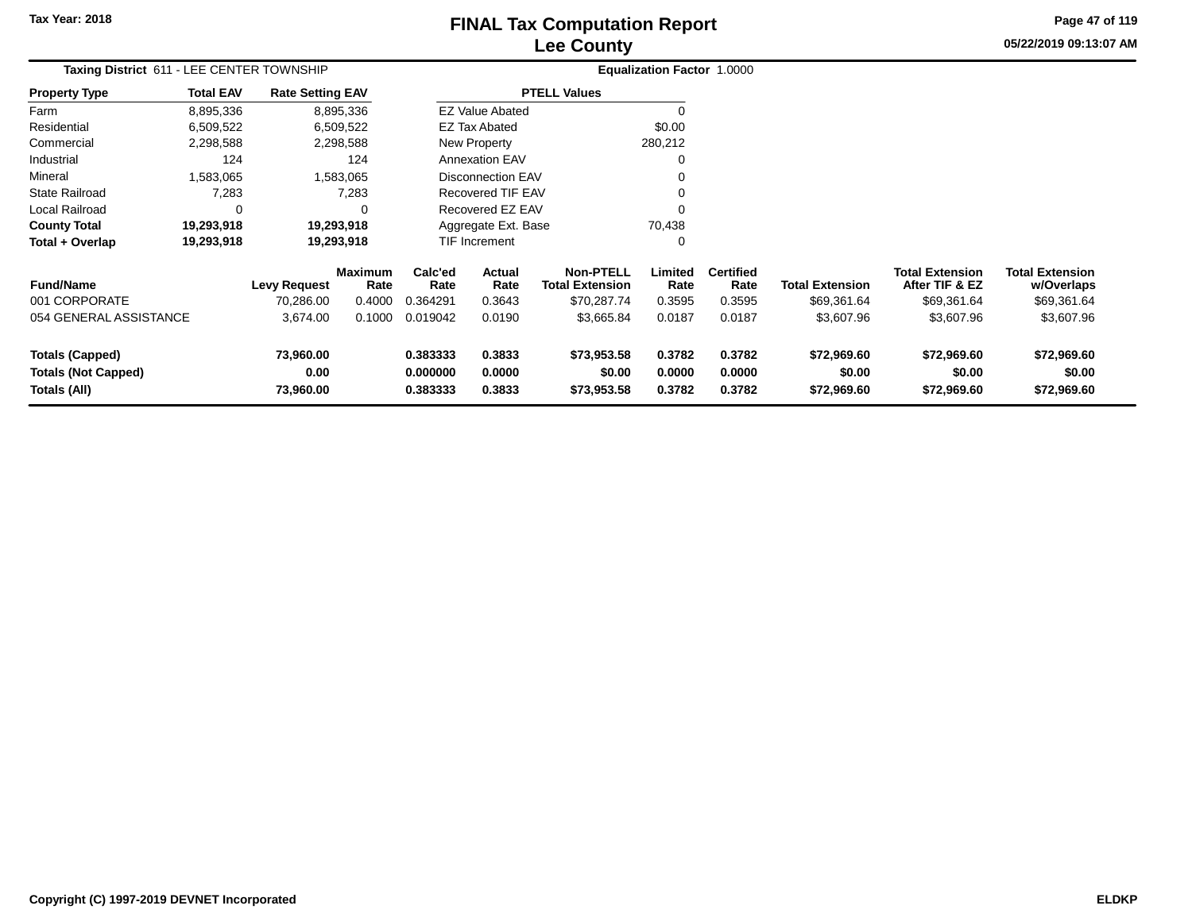# FINAL Tax Computation Report
## Lee County

Tax Year: 2018

05/22/2019 09:13:07 AM

**Taxing District** 611 - LEE CENTER TOWNSHIP

**Equalization Factor** 1.0000

| Property Type | Total EAV | Rate Setting EAV |
|---|---|---|
| Farm | 8,895,336 | 8,895,336 |
| Residential | 6,509,522 | 6,509,522 |
| Commercial | 2,298,588 | 2,298,588 |
| Industrial | 124 | 124 |
| Mineral | 1,583,065 | 1,583,065 |
| State Railroad | 7,283 | 7,283 |
| Local Railroad | 0 | 0 |
| **County Total** | **19,293,918** | **19,293,918** |
| **Total + Overlap** | **19,293,918** | **19,293,918** |

| PTELL Values | |
|---|---|
| EZ Value Abated | 0 |
| EZ Tax Abated | $0.00 |
| New Property | 280,212 |
| Annexation EAV | 0 |
| Disconnection EAV | 0 |
| Recovered TIF EAV | 0 |
| Recovered EZ EAV | 0 |
| Aggregate Ext. Base | 70,438 |
| TIF Increment | 0 |

| Fund/Name | Levy Request | Maximum Rate | Calc'ed Rate | Actual Rate | Non-PTELL Total Extension | Limited Rate | Certified Rate | Total Extension | Total Extension After TIF & EZ | Total Extension w/Overlaps |
|---|---|---|---|---|---|---|---|---|---|---|
| 001 CORPORATE | 70,286.00 | 0.4000 | 0.364291 | 0.3643 | $70,287.74 | 0.3595 | 0.3595 | $69,361.64 | $69,361.64 | $69,361.64 |
| 054 GENERAL ASSISTANCE | 3,674.00 | 0.1000 | 0.019042 | 0.0190 | $3,665.84 | 0.0187 | 0.0187 | $3,607.96 | $3,607.96 | $3,607.96 |
| **Totals (Capped)** | **73,960.00** | | **0.383333** | **0.3833** | **$73,953.58** | **0.3782** | **0.3782** | **$72,969.60** | **$72,969.60** | **$72,969.60** |
| **Totals (Not Capped)** | **0.00** | | **0.000000** | **0.0000** | **$0.00** | **0.0000** | **0.0000** | **$0.00** | **$0.00** | **$0.00** |
| **Totals (All)** | **73,960.00** | | **0.383333** | **0.3833** | **$73,953.58** | **0.3782** | **0.3782** | **$72,969.60** | **$72,969.60** | **$72,969.60** |

Copyright (C) 1997-2019 DEVNET Incorporated

ELDKP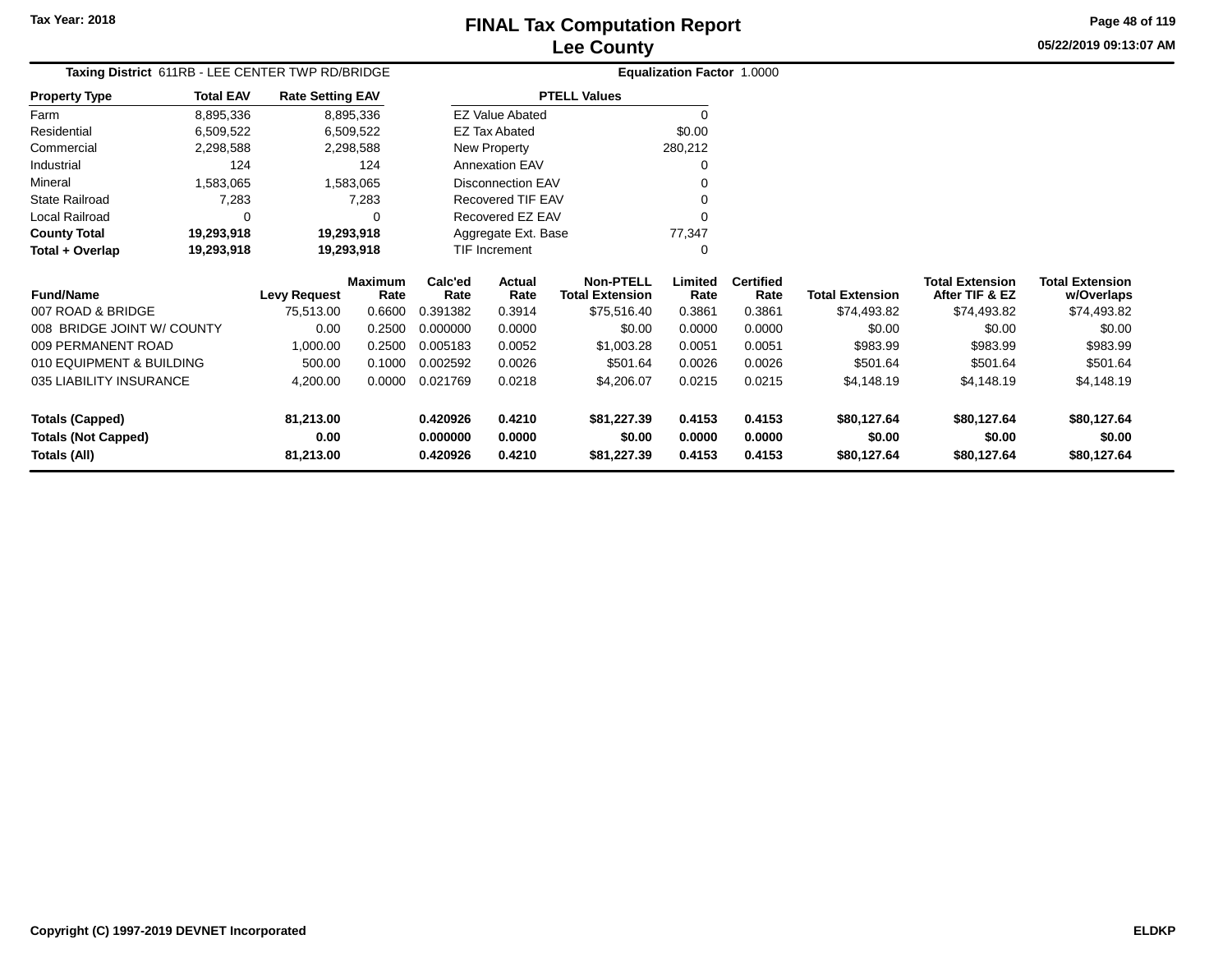# FINAL Tax Computation Report
## Lee County

Tax Year: 2018

05/22/2019 09:13:07 AM

**Taxing District** 611RB - LEE CENTER TWP RD/BRIDGE

**Equalization Factor** 1.0000

| Property Type | Total EAV | Rate Setting EAV |
|---|---|---|
| Farm | 8,895,336 | 8,895,336 |
| Residential | 6,509,522 | 6,509,522 |
| Commercial | 2,298,588 | 2,298,588 |
| Industrial | 124 | 124 |
| Mineral | 1,583,065 | 1,583,065 |
| State Railroad | 7,283 | 7,283 |
| Local Railroad | 0 | 0 |
| **County Total** | **19,293,918** | **19,293,918** |
| **Total + Overlap** | **19,293,918** | **19,293,918** |

| PTELL Values | |
|---|---|
| EZ Value Abated | 0 |
| EZ Tax Abated | $0.00 |
| New Property | 280,212 |
| Annexation EAV | 0 |
| Disconnection EAV | 0 |
| Recovered TIF EAV | 0 |
| Recovered EZ EAV | 0 |
| Aggregate Ext. Base | 77,347 |
| TIF Increment | 0 |

| Fund/Name | Levy Request | Maximum Rate | Calc'ed Rate | Actual Rate | Non-PTELL Total Extension | Limited Rate | Certified Rate | Total Extension | Total Extension After TIF & EZ | Total Extension w/Overlaps |
|---|---|---|---|---|---|---|---|---|---|---|
| 007 ROAD & BRIDGE | 75,513.00 | 0.6600 | 0.391382 | 0.3914 | $75,516.40 | 0.3861 | 0.3861 | $74,493.82 | $74,493.82 | $74,493.82 |
| 008 BRIDGE JOINT W/ COUNTY | 0.00 | 0.2500 | 0.000000 | 0.0000 | $0.00 | 0.0000 | 0.0000 | $0.00 | $0.00 | $0.00 |
| 009 PERMANENT ROAD | 1,000.00 | 0.2500 | 0.005183 | 0.0052 | $1,003.28 | 0.0051 | 0.0051 | $983.99 | $983.99 | $983.99 |
| 010 EQUIPMENT & BUILDING | 500.00 | 0.1000 | 0.002592 | 0.0026 | $501.64 | 0.0026 | 0.0026 | $501.64 | $501.64 | $501.64 |
| 035 LIABILITY INSURANCE | 4,200.00 | 0.0000 | 0.021769 | 0.0218 | $4,206.07 | 0.0215 | 0.0215 | $4,148.19 | $4,148.19 | $4,148.19 |
| **Totals (Capped)** | **81,213.00** | | **0.420926** | **0.4210** | **$81,227.39** | **0.4153** | **0.4153** | **$80,127.64** | **$80,127.64** | **$80,127.64** |
| **Totals (Not Capped)** | **0.00** | | **0.000000** | **0.0000** | **$0.00** | **0.0000** | **0.0000** | **$0.00** | **$0.00** | **$0.00** |
| **Totals (All)** | **81,213.00** | | **0.420926** | **0.4210** | **$81,227.39** | **0.4153** | **0.4153** | **$80,127.64** | **$80,127.64** | **$80,127.64** |

Copyright (C) 1997-2019 DEVNET Incorporated

ELDKP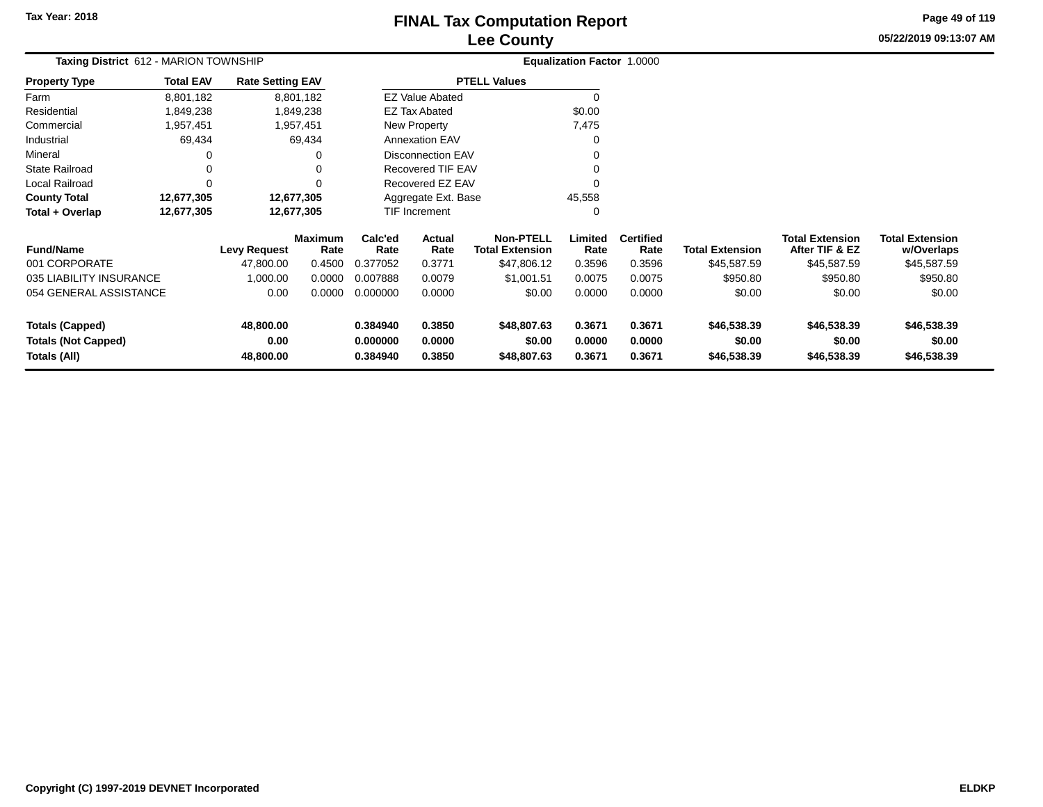# FINAL Tax Computation Report
# Lee County

Tax Year: 2018

05/22/2019 09:13:07 AM

**Taxing District** 612 - MARION TOWNSHIP **Equalization Factor** 1.0000

| Property Type | Total EAV | Rate Setting EAV |
|---|---|---|
| Farm | 8,801,182 | 8,801,182 |
| Residential | 1,849,238 | 1,849,238 |
| Commercial | 1,957,451 | 1,957,451 |
| Industrial | 69,434 | 69,434 |
| Mineral | 0 | 0 |
| State Railroad | 0 | 0 |
| Local Railroad | 0 | 0 |
| **County Total** | **12,677,305** | **12,677,305** |
| **Total + Overlap** | **12,677,305** | **12,677,305** |

| PTELL Values | |
|---|---|
| EZ Value Abated | 0 |
| EZ Tax Abated | $0.00 |
| New Property | 7,475 |
| Annexation EAV | 0 |
| Disconnection EAV | 0 |
| Recovered TIF EAV | 0 |
| Recovered EZ EAV | 0 |
| Aggregate Ext. Base | 45,558 |
| TIF Increment | 0 |

| Fund/Name | Levy Request | Maximum Rate | Calc'ed Rate | Actual Rate | Non-PTELL Total Extension | Limited Rate | Certified Rate | Total Extension | Total Extension After TIF & EZ | Total Extension w/Overlaps |
|---|---|---|---|---|---|---|---|---|---|---|
| 001 CORPORATE | 47,800.00 | 0.4500 | 0.377052 | 0.3771 | $47,806.12 | 0.3596 | 0.3596 | $45,587.59 | $45,587.59 | $45,587.59 |
| 035 LIABILITY INSURANCE | 1,000.00 | 0.0000 | 0.007888 | 0.0079 | $1,001.51 | 0.0075 | 0.0075 | $950.80 | $950.80 | $950.80 |
| 054 GENERAL ASSISTANCE | 0.00 | 0.0000 | 0.000000 | 0.0000 | $0.00 | 0.0000 | 0.0000 | $0.00 | $0.00 | $0.00 |
| **Totals (Capped)** | **48,800.00** | | **0.384940** | **0.3850** | **$48,807.63** | **0.3671** | **0.3671** | **$46,538.39** | **$46,538.39** | **$46,538.39** |
| **Totals (Not Capped)** | **0.00** | | **0.000000** | **0.0000** | **$0.00** | **0.0000** | **0.0000** | **$0.00** | **$0.00** | **$0.00** |
| **Totals (All)** | **48,800.00** | | **0.384940** | **0.3850** | **$48,807.63** | **0.3671** | **0.3671** | **$46,538.39** | **$46,538.39** | **$46,538.39** |

Copyright (C) 1997-2019 DEVNET Incorporated ELDKP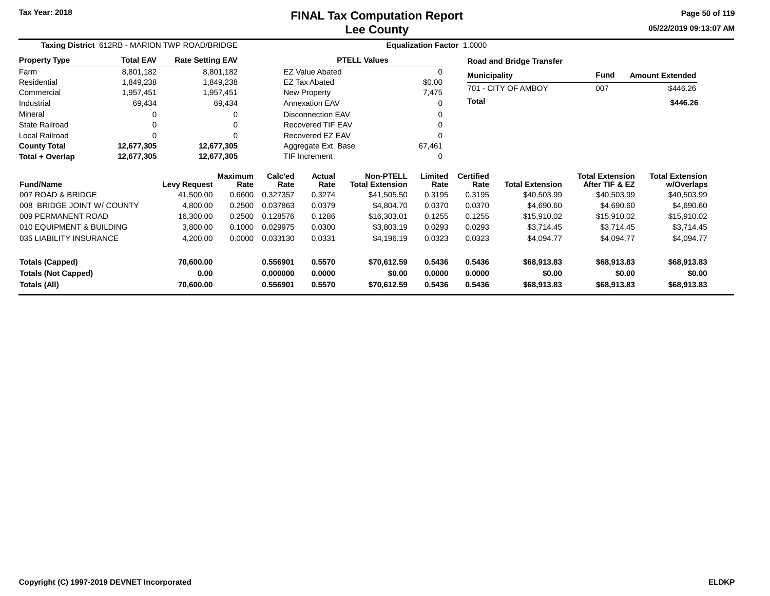# FINAL Tax Computation Report
## Lee County

Tax Year: 2018

05/22/2019 09:13:07 AM

**Taxing District** 612RB - MARION TWP ROAD/BRIDGE  **Equalization Factor** 1.0000

| Property Type | Total EAV | Rate Setting EAV |
|---|---|---|
| Farm | 8,801,182 | 8,801,182 |
| Residential | 1,849,238 | 1,849,238 |
| Commercial | 1,957,451 | 1,957,451 |
| Industrial | 69,434 | 69,434 |
| Mineral | 0 | 0 |
| State Railroad | 0 | 0 |
| Local Railroad | 0 | 0 |
| **County Total** | **12,677,305** | **12,677,305** |
| **Total + Overlap** | **12,677,305** | **12,677,305** |

| PTELL Values | |
|---|---|
| EZ Value Abated | 0 |
| EZ Tax Abated | $0.00 |
| New Property | 7,475 |
| Annexation EAV | 0 |
| Disconnection EAV | 0 |
| Recovered TIF EAV | 0 |
| Recovered EZ EAV | 0 |
| Aggregate Ext. Base | 67,461 |
| TIF Increment | 0 |

**Road and Bridge Transfer**

| Municipality | Fund | Amount Extended |
|---|---|---|
| 701 - CITY OF AMBOY | 007 | $446.26 |
| **Total** | | **$446.26** |

| Fund/Name | Levy Request | Maximum Rate | Calc'ed Rate | Actual Rate | Non-PTELL Total Extension | Limited Rate | Certified Rate | Total Extension | Total Extension After TIF & EZ | Total Extension w/Overlaps |
|---|---|---|---|---|---|---|---|---|---|---|
| 007 ROAD & BRIDGE | 41,500.00 | 0.6600 | 0.327357 | 0.3274 | $41,505.50 | 0.3195 | 0.3195 | $40,503.99 | $40,503.99 | $40,503.99 |
| 008 BRIDGE JOINT W/ COUNTY | 4,800.00 | 0.2500 | 0.037863 | 0.0379 | $4,804.70 | 0.0370 | 0.0370 | $4,690.60 | $4,690.60 | $4,690.60 |
| 009 PERMANENT ROAD | 16,300.00 | 0.2500 | 0.128576 | 0.1286 | $16,303.01 | 0.1255 | 0.1255 | $15,910.02 | $15,910.02 | $15,910.02 |
| 010 EQUIPMENT & BUILDING | 3,800.00 | 0.1000 | 0.029975 | 0.0300 | $3,803.19 | 0.0293 | 0.0293 | $3,714.45 | $3,714.45 | $3,714.45 |
| 035 LIABILITY INSURANCE | 4,200.00 | 0.0000 | 0.033130 | 0.0331 | $4,196.19 | 0.0323 | 0.0323 | $4,094.77 | $4,094.77 | $4,094.77 |
| **Totals (Capped)** | **70,600.00** | | **0.556901** | **0.5570** | **$70,612.59** | **0.5436** | **0.5436** | **$68,913.83** | **$68,913.83** | **$68,913.83** |
| **Totals (Not Capped)** | **0.00** | | **0.000000** | **0.0000** | **$0.00** | **0.0000** | **0.0000** | **$0.00** | **$0.00** | **$0.00** |
| **Totals (All)** | **70,600.00** | | **0.556901** | **0.5570** | **$70,612.59** | **0.5436** | **0.5436** | **$68,913.83** | **$68,913.83** | **$68,913.83** |

Copyright (C) 1997-2019 DEVNET Incorporated  ELDKP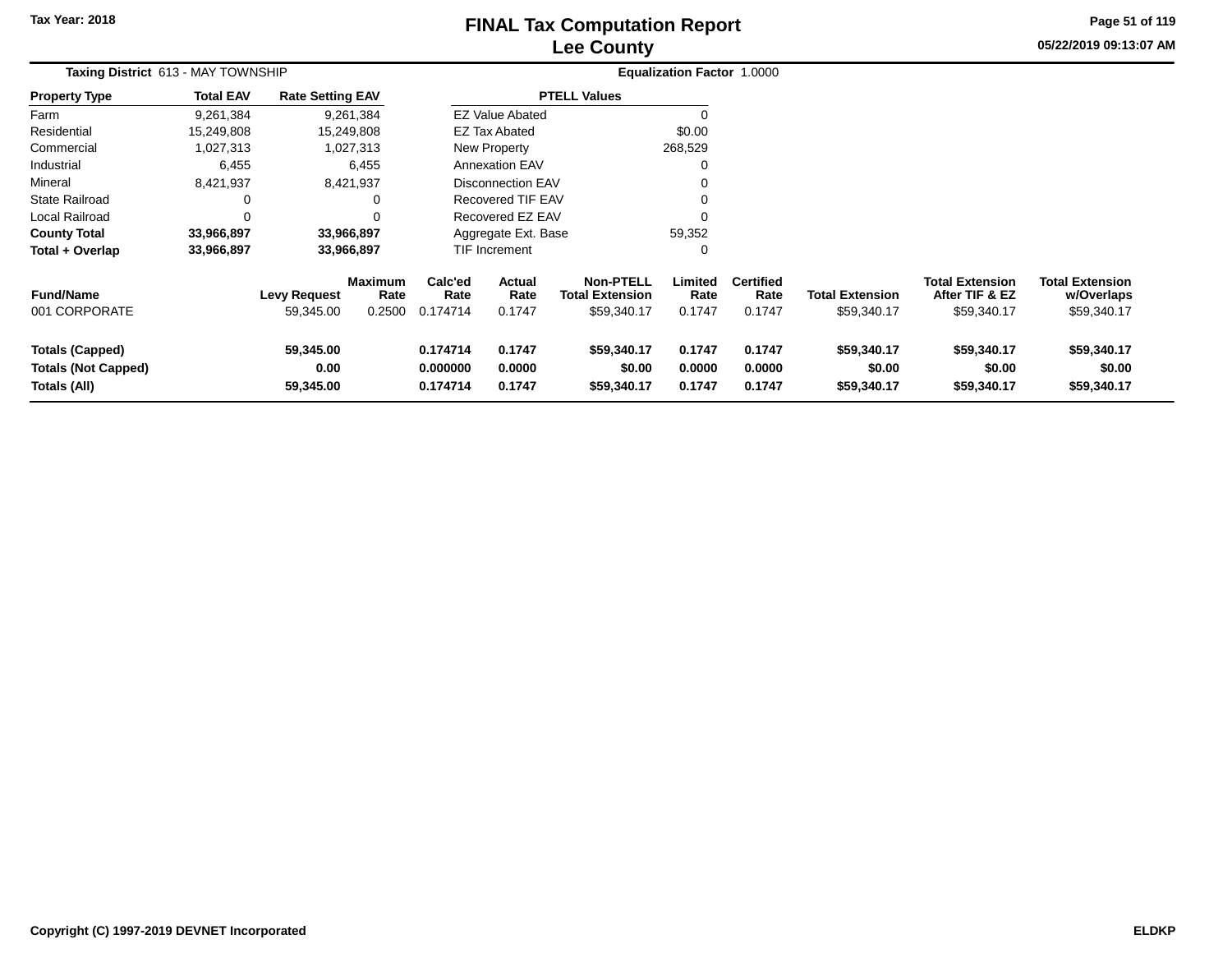# FINAL Tax Computation Report
# Lee County

Tax Year: 2018

05/22/2019 09:13:07 AM

**Taxing District** 613 - MAY TOWNSHIP

**Equalization Factor** 1.0000

| Property Type | Total EAV | Rate Setting EAV |
|---|---|---|
| Farm | 9,261,384 | 9,261,384 |
| Residential | 15,249,808 | 15,249,808 |
| Commercial | 1,027,313 | 1,027,313 |
| Industrial | 6,455 | 6,455 |
| Mineral | 8,421,937 | 8,421,937 |
| State Railroad | 0 | 0 |
| Local Railroad | 0 | 0 |
| **County Total** | **33,966,897** | **33,966,897** |
| **Total + Overlap** | **33,966,897** | **33,966,897** |

| PTELL Values | |
|---|---|
| EZ Value Abated | 0 |
| EZ Tax Abated | $0.00 |
| New Property | 268,529 |
| Annexation EAV | 0 |
| Disconnection EAV | 0 |
| Recovered TIF EAV | 0 |
| Recovered EZ EAV | 0 |
| Aggregate Ext. Base | 59,352 |
| TIF Increment | 0 |

| Fund/Name | Levy Request | Maximum Rate | Calc'ed Rate | Actual Rate | Non-PTELL Total Extension | Limited Rate | Certified Rate | Total Extension | Total Extension After TIF & EZ | Total Extension w/Overlaps |
|---|---|---|---|---|---|---|---|---|---|---|
| 001 CORPORATE | 59,345.00 | 0.2500 | 0.174714 | 0.1747 | $59,340.17 | 0.1747 | 0.1747 | $59,340.17 | $59,340.17 | $59,340.17 |
| **Totals (Capped)** | **59,345.00** | | **0.174714** | **0.1747** | **$59,340.17** | **0.1747** | **0.1747** | **$59,340.17** | **$59,340.17** | **$59,340.17** |
| **Totals (Not Capped)** | **0.00** | | **0.000000** | **0.0000** | **$0.00** | **0.0000** | **0.0000** | **$0.00** | **$0.00** | **$0.00** |
| **Totals (All)** | **59,345.00** | | **0.174714** | **0.1747** | **$59,340.17** | **0.1747** | **0.1747** | **$59,340.17** | **$59,340.17** | **$59,340.17** |

Copyright (C) 1997-2019 DEVNET Incorporated

ELDKP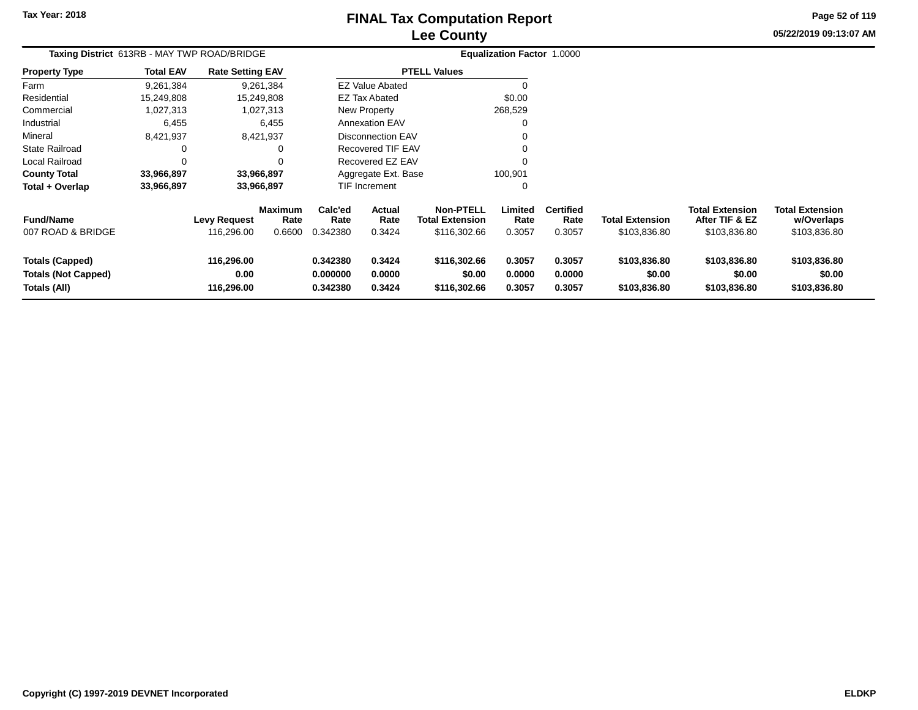# FINAL Tax Computation Report
## Lee County

Tax Year: 2018

05/22/2019 09:13:07 AM

**Taxing District** 613RB - MAY TWP ROAD/BRIDGE **Equalization Factor** 1.0000

| Property Type | Total EAV | Rate Setting EAV |
|---|---|---|
| Farm | 9,261,384 | 9,261,384 |
| Residential | 15,249,808 | 15,249,808 |
| Commercial | 1,027,313 | 1,027,313 |
| Industrial | 6,455 | 6,455 |
| Mineral | 8,421,937 | 8,421,937 |
| State Railroad | 0 | 0 |
| Local Railroad | 0 | 0 |
| **County Total** | **33,966,897** | **33,966,897** |
| **Total + Overlap** | **33,966,897** | **33,966,897** |

| PTELL Values | |
|---|---|
| EZ Value Abated | 0 |
| EZ Tax Abated | $0.00 |
| New Property | 268,529 |
| Annexation EAV | 0 |
| Disconnection EAV | 0 |
| Recovered TIF EAV | 0 |
| Recovered EZ EAV | 0 |
| Aggregate Ext. Base | 100,901 |
| TIF Increment | 0 |

| Fund/Name | Levy Request | Maximum Rate | Calc'ed Rate | Actual Rate | Non-PTELL Total Extension | Limited Rate | Certified Rate | Total Extension | Total Extension After TIF & EZ | Total Extension w/Overlaps |
|---|---|---|---|---|---|---|---|---|---|---|
| 007 ROAD & BRIDGE | 116,296.00 | 0.6600 | 0.342380 | 0.3424 | $116,302.66 | 0.3057 | 0.3057 | $103,836.80 | $103,836.80 | $103,836.80 |
| **Totals (Capped)** | **116,296.00** | | **0.342380** | **0.3424** | **$116,302.66** | **0.3057** | **0.3057** | **$103,836.80** | **$103,836.80** | **$103,836.80** |
| **Totals (Not Capped)** | **0.00** | | **0.000000** | **0.0000** | **$0.00** | **0.0000** | **0.0000** | **$0.00** | **$0.00** | **$0.00** |
| **Totals (All)** | **116,296.00** | | **0.342380** | **0.3424** | **$116,302.66** | **0.3057** | **0.3057** | **$103,836.80** | **$103,836.80** | **$103,836.80** |

Copyright (C) 1997-2019 DEVNET Incorporated

ELDKP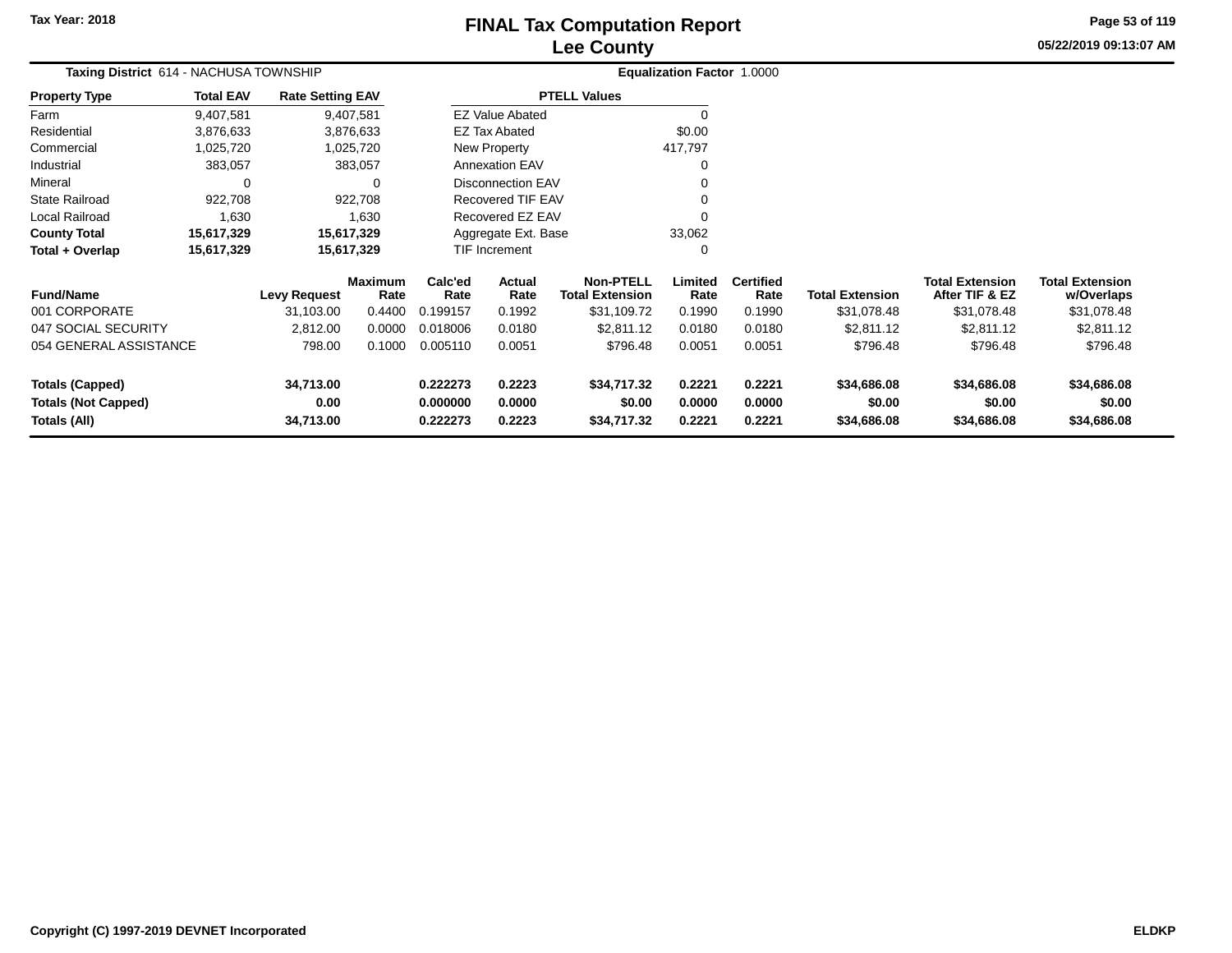# FINAL Tax Computation Report
## Lee County

Tax Year: 2018

05/22/2019 09:13:07 AM

**Taxing District** 614 - NACHUSA TOWNSHIP

**Equalization Factor** 1.0000

| Property Type | Total EAV | Rate Setting EAV |
|---|---|---|
| Farm | 9,407,581 | 9,407,581 |
| Residential | 3,876,633 | 3,876,633 |
| Commercial | 1,025,720 | 1,025,720 |
| Industrial | 383,057 | 383,057 |
| Mineral | 0 | 0 |
| State Railroad | 922,708 | 922,708 |
| Local Railroad | 1,630 | 1,630 |
| **County Total** | **15,617,329** | **15,617,329** |
| **Total + Overlap** | **15,617,329** | **15,617,329** |

| PTELL Values | |
|---|---|
| EZ Value Abated | 0 |
| EZ Tax Abated | $0.00 |
| New Property | 417,797 |
| Annexation EAV | 0 |
| Disconnection EAV | 0 |
| Recovered TIF EAV | 0 |
| Recovered EZ EAV | 0 |
| Aggregate Ext. Base | 33,062 |
| TIF Increment | 0 |

| Fund/Name | Levy Request | Maximum Rate | Calc'ed Rate | Actual Rate | Non-PTELL Total Extension | Limited Rate | Certified Rate | Total Extension | Total Extension After TIF & EZ | Total Extension w/Overlaps |
|---|---|---|---|---|---|---|---|---|---|---|
| 001 CORPORATE | 31,103.00 | 0.4400 | 0.199157 | 0.1992 | $31,109.72 | 0.1990 | 0.1990 | $31,078.48 | $31,078.48 | $31,078.48 |
| 047 SOCIAL SECURITY | 2,812.00 | 0.0000 | 0.018006 | 0.0180 | $2,811.12 | 0.0180 | 0.0180 | $2,811.12 | $2,811.12 | $2,811.12 |
| 054 GENERAL ASSISTANCE | 798.00 | 0.1000 | 0.005110 | 0.0051 | $796.48 | 0.0051 | 0.0051 | $796.48 | $796.48 | $796.48 |
| **Totals (Capped)** | **34,713.00** | | **0.222273** | **0.2223** | **$34,717.32** | **0.2221** | **0.2221** | **$34,686.08** | **$34,686.08** | **$34,686.08** |
| **Totals (Not Capped)** | **0.00** | | **0.000000** | **0.0000** | **$0.00** | **0.0000** | **0.0000** | **$0.00** | **$0.00** | **$0.00** |
| **Totals (All)** | **34,713.00** | | **0.222273** | **0.2223** | **$34,717.32** | **0.2221** | **0.2221** | **$34,686.08** | **$34,686.08** | **$34,686.08** |

Copyright (C) 1997-2019 DEVNET Incorporated

ELDKP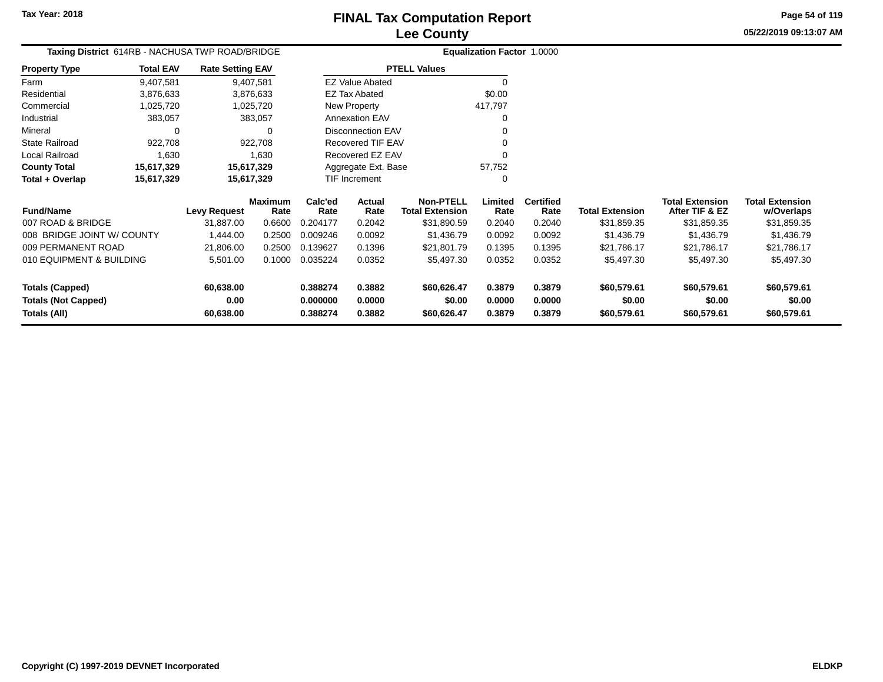Tax Year: 2018

# FINAL Tax Computation Report
## Lee County

05/22/2019 09:13:07 AM

**Taxing District** 614RB - NACHUSA TWP ROAD/BRIDGE

**Equalization Factor** 1.0000

| Property Type | Total EAV | Rate Setting EAV |
|---|---|---|
| Farm | 9,407,581 | 9,407,581 |
| Residential | 3,876,633 | 3,876,633 |
| Commercial | 1,025,720 | 1,025,720 |
| Industrial | 383,057 | 383,057 |
| Mineral | 0 | 0 |
| State Railroad | 922,708 | 922,708 |
| Local Railroad | 1,630 | 1,630 |
| **County Total** | **15,617,329** | **15,617,329** |
| **Total + Overlap** | **15,617,329** | **15,617,329** |

| PTELL Values | |
|---|---|
| EZ Value Abated | 0 |
| EZ Tax Abated | $0.00 |
| New Property | 417,797 |
| Annexation EAV | 0 |
| Disconnection EAV | 0 |
| Recovered TIF EAV | 0 |
| Recovered EZ EAV | 0 |
| Aggregate Ext. Base | 57,752 |
| TIF Increment | 0 |

| Fund/Name | Levy Request | Maximum Rate | Calc'ed Rate | Actual Rate | Non-PTELL Total Extension | Limited Rate | Certified Rate | Total Extension | Total Extension After TIF & EZ | Total Extension w/Overlaps |
|---|---|---|---|---|---|---|---|---|---|---|
| 007 ROAD & BRIDGE | 31,887.00 | 0.6600 | 0.204177 | 0.2042 | $31,890.59 | 0.2040 | 0.2040 | $31,859.35 | $31,859.35 | $31,859.35 |
| 008 BRIDGE JOINT W/ COUNTY | 1,444.00 | 0.2500 | 0.009246 | 0.0092 | $1,436.79 | 0.0092 | 0.0092 | $1,436.79 | $1,436.79 | $1,436.79 |
| 009 PERMANENT ROAD | 21,806.00 | 0.2500 | 0.139627 | 0.1396 | $21,801.79 | 0.1395 | 0.1395 | $21,786.17 | $21,786.17 | $21,786.17 |
| 010 EQUIPMENT & BUILDING | 5,501.00 | 0.1000 | 0.035224 | 0.0352 | $5,497.30 | 0.0352 | 0.0352 | $5,497.30 | $5,497.30 | $5,497.30 |
| **Totals (Capped)** | **60,638.00** | | **0.388274** | **0.3882** | **$60,626.47** | **0.3879** | **0.3879** | **$60,579.61** | **$60,579.61** | **$60,579.61** |
| **Totals (Not Capped)** | **0.00** | | **0.000000** | **0.0000** | **$0.00** | **0.0000** | **0.0000** | **$0.00** | **$0.00** | **$0.00** |
| **Totals (All)** | **60,638.00** | | **0.388274** | **0.3882** | **$60,626.47** | **0.3879** | **0.3879** | **$60,579.61** | **$60,579.61** | **$60,579.61** |

Copyright (C) 1997-2019 DEVNET Incorporated

ELDKP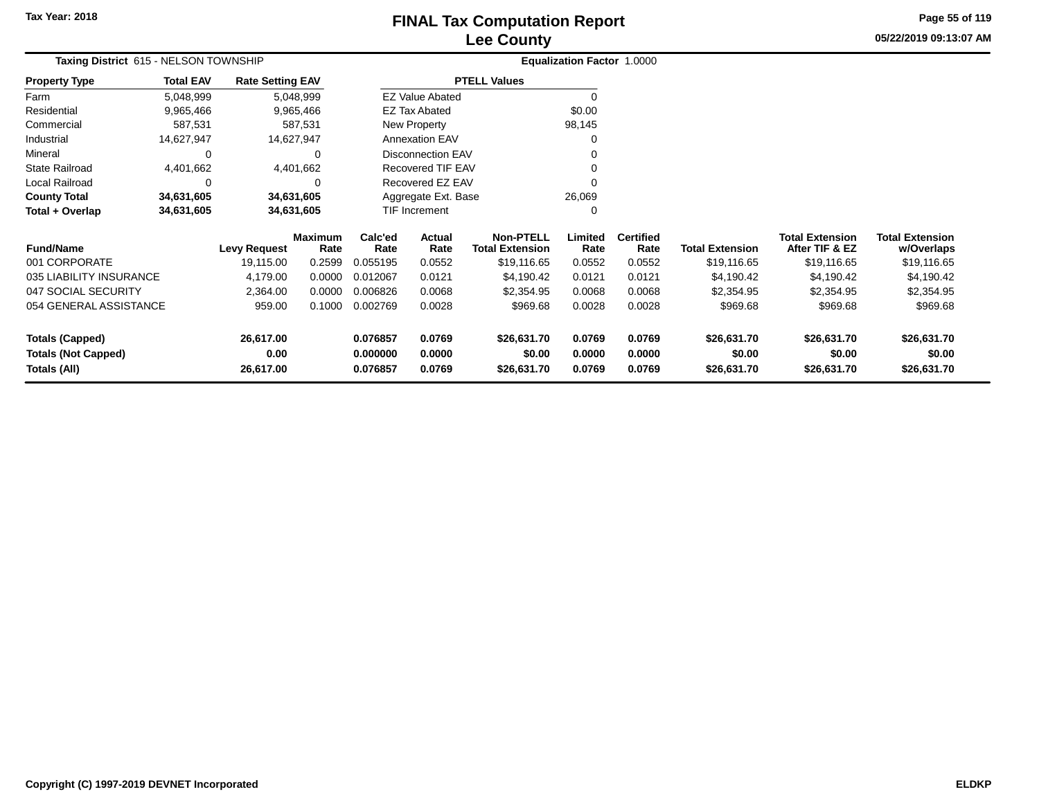Tax Year: 2018

# FINAL Tax Computation Report
## Lee County

05/22/2019 09:13:07 AM

**Taxing District** 615 - NELSON TOWNSHIP

**Equalization Factor** 1.0000

| Property Type | Total EAV | Rate Setting EAV |
|---|---|---|
| Farm | 5,048,999 | 5,048,999 |
| Residential | 9,965,466 | 9,965,466 |
| Commercial | 587,531 | 587,531 |
| Industrial | 14,627,947 | 14,627,947 |
| Mineral | 0 | 0 |
| State Railroad | 4,401,662 | 4,401,662 |
| Local Railroad | 0 | 0 |
| **County Total** | **34,631,605** | **34,631,605** |
| **Total + Overlap** | **34,631,605** | **34,631,605** |

| PTELL Values | |
|---|---|
| EZ Value Abated | 0 |
| EZ Tax Abated | $0.00 |
| New Property | 98,145 |
| Annexation EAV | 0 |
| Disconnection EAV | 0 |
| Recovered TIF EAV | 0 |
| Recovered EZ EAV | 0 |
| Aggregate Ext. Base | 26,069 |
| TIF Increment | 0 |

| Fund/Name | Levy Request | Maximum Rate | Calc'ed Rate | Actual Rate | Non-PTELL Total Extension | Limited Rate | Certified Rate | Total Extension | Total Extension After TIF & EZ | Total Extension w/Overlaps |
|---|---|---|---|---|---|---|---|---|---|---|
| 001 CORPORATE | 19,115.00 | 0.2599 | 0.055195 | 0.0552 | $19,116.65 | 0.0552 | 0.0552 | $19,116.65 | $19,116.65 | $19,116.65 |
| 035 LIABILITY INSURANCE | 4,179.00 | 0.0000 | 0.012067 | 0.0121 | $4,190.42 | 0.0121 | 0.0121 | $4,190.42 | $4,190.42 | $4,190.42 |
| 047 SOCIAL SECURITY | 2,364.00 | 0.0000 | 0.006826 | 0.0068 | $2,354.95 | 0.0068 | 0.0068 | $2,354.95 | $2,354.95 | $2,354.95 |
| 054 GENERAL ASSISTANCE | 959.00 | 0.1000 | 0.002769 | 0.0028 | $969.68 | 0.0028 | 0.0028 | $969.68 | $969.68 | $969.68 |
| **Totals (Capped)** | **26,617.00** | | **0.076857** | **0.0769** | **$26,631.70** | **0.0769** | **0.0769** | **$26,631.70** | **$26,631.70** | **$26,631.70** |
| **Totals (Not Capped)** | **0.00** | | **0.000000** | **0.0000** | **$0.00** | **0.0000** | **0.0000** | **$0.00** | **$0.00** | **$0.00** |
| **Totals (All)** | **26,617.00** | | **0.076857** | **0.0769** | **$26,631.70** | **0.0769** | **0.0769** | **$26,631.70** | **$26,631.70** | **$26,631.70** |

Copyright (C) 1997-2019 DEVNET Incorporated

ELDKP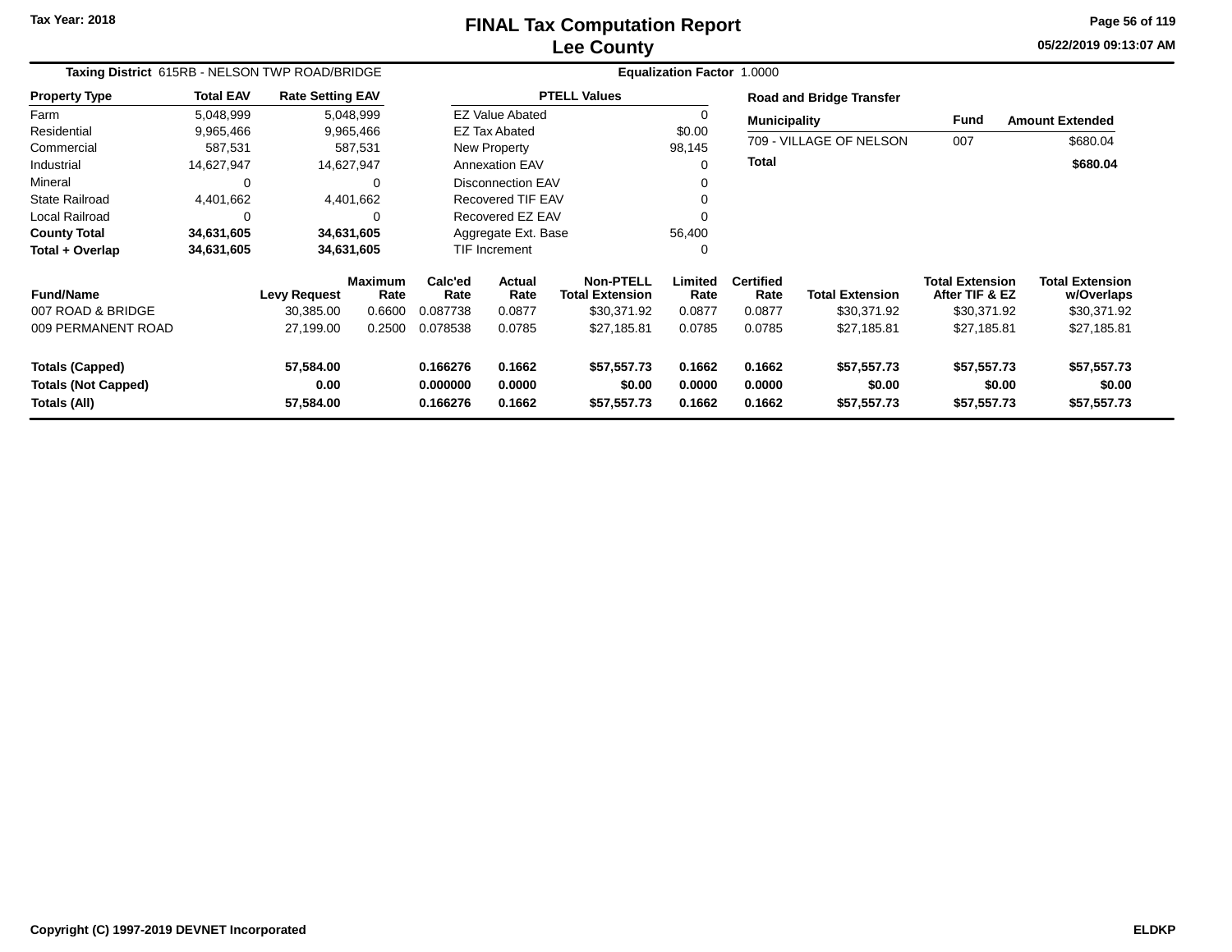# FINAL Tax Computation Report
## Lee County

Tax Year: 2018

05/22/2019 09:13:07 AM

**Taxing District** 615RB - NELSON TWP ROAD/BRIDGE

**Equalization Factor** 1.0000

| Property Type | Total EAV | Rate Setting EAV |
|---|---|---|
| Farm | 5,048,999 | 5,048,999 |
| Residential | 9,965,466 | 9,965,466 |
| Commercial | 587,531 | 587,531 |
| Industrial | 14,627,947 | 14,627,947 |
| Mineral | 0 | 0 |
| State Railroad | 4,401,662 | 4,401,662 |
| Local Railroad | 0 | 0 |
| **County Total** | **34,631,605** | **34,631,605** |
| **Total + Overlap** | **34,631,605** | **34,631,605** |

| PTELL Values | |
|---|---|
| EZ Value Abated | 0 |
| EZ Tax Abated | $0.00 |
| New Property | 98,145 |
| Annexation EAV | 0 |
| Disconnection EAV | 0 |
| Recovered TIF EAV | 0 |
| Recovered EZ EAV | 0 |
| Aggregate Ext. Base | 56,400 |
| TIF Increment | 0 |

**Road and Bridge Transfer**

| Municipality | Fund | Amount Extended |
|---|---|---|
| 709 - VILLAGE OF NELSON | 007 | $680.04 |
| **Total** | | **$680.04** |

| Fund/Name | Levy Request | Maximum Rate | Calc'ed Rate | Actual Rate | Non-PTELL Total Extension | Limited Rate | Certified Rate | Total Extension | Total Extension After TIF & EZ | Total Extension w/Overlaps |
|---|---|---|---|---|---|---|---|---|---|---|
| 007 ROAD & BRIDGE | 30,385.00 | 0.6600 | 0.087738 | 0.0877 | $30,371.92 | 0.0877 | 0.0877 | $30,371.92 | $30,371.92 | $30,371.92 |
| 009 PERMANENT ROAD | 27,199.00 | 0.2500 | 0.078538 | 0.0785 | $27,185.81 | 0.0785 | 0.0785 | $27,185.81 | $27,185.81 | $27,185.81 |
| **Totals (Capped)** | **57,584.00** | | **0.166276** | **0.1662** | **$57,557.73** | **0.1662** | **0.1662** | **$57,557.73** | **$57,557.73** | **$57,557.73** |
| **Totals (Not Capped)** | **0.00** | | **0.000000** | **0.0000** | **$0.00** | **0.0000** | **0.0000** | **$0.00** | **$0.00** | **$0.00** |
| **Totals (All)** | **57,584.00** | | **0.166276** | **0.1662** | **$57,557.73** | **0.1662** | **0.1662** | **$57,557.73** | **$57,557.73** | **$57,557.73** |

Copyright (C) 1997-2019 DEVNET Incorporated

ELDKP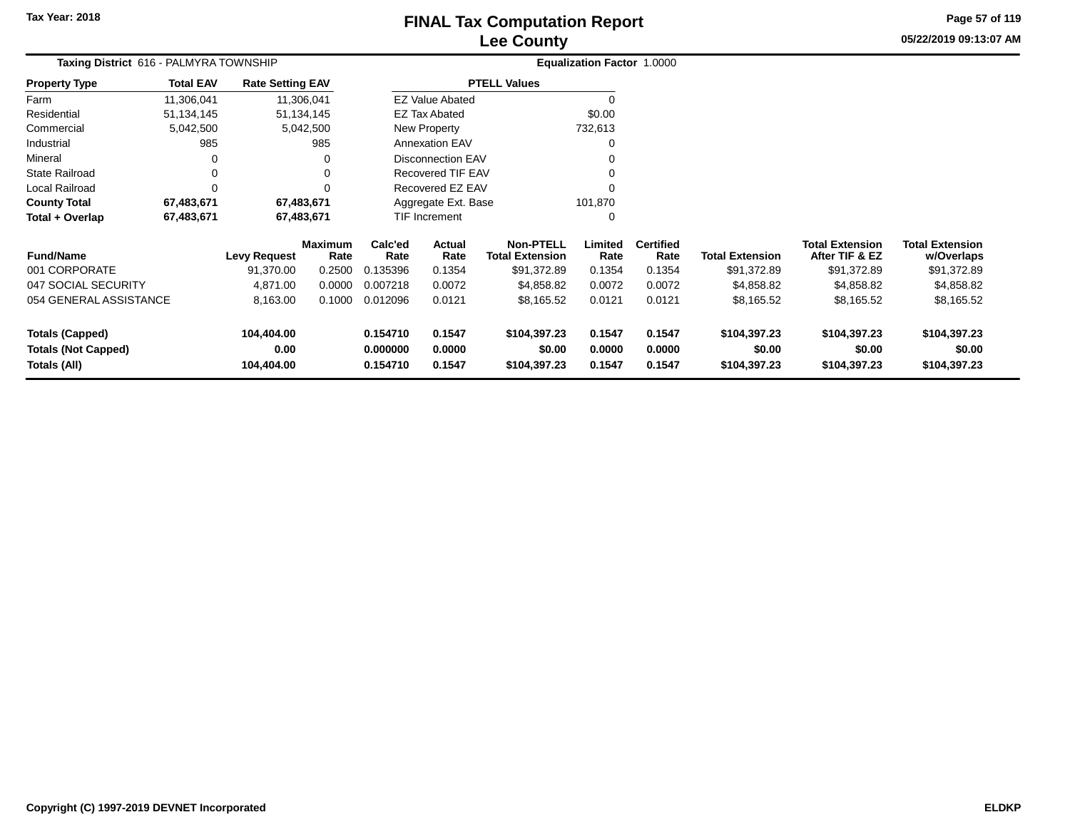Tax Year: 2018

# FINAL Tax Computation Report
## Lee County

05/22/2019 09:13:07 AM

**Taxing District** 616 - PALMYRA TOWNSHIP | **Equalization Factor** 1.0000

| Property Type | Total EAV | Rate Setting EAV |
|---|---|---|
| Farm | 11,306,041 | 11,306,041 |
| Residential | 51,134,145 | 51,134,145 |
| Commercial | 5,042,500 | 5,042,500 |
| Industrial | 985 | 985 |
| Mineral | 0 | 0 |
| State Railroad | 0 | 0 |
| Local Railroad | 0 | 0 |
| **County Total** | **67,483,671** | **67,483,671** |
| **Total + Overlap** | **67,483,671** | **67,483,671** |

| PTELL Values | |
|---|---|
| EZ Value Abated | 0 |
| EZ Tax Abated | $0.00 |
| New Property | 732,613 |
| Annexation EAV | 0 |
| Disconnection EAV | 0 |
| Recovered TIF EAV | 0 |
| Recovered EZ EAV | 0 |
| Aggregate Ext. Base | 101,870 |
| TIF Increment | 0 |

| Fund/Name | Levy Request | Maximum Rate | Calc'ed Rate | Actual Rate | Non-PTELL Total Extension | Limited Rate | Certified Rate | Total Extension | Total Extension After TIF & EZ | Total Extension w/Overlaps |
|---|---|---|---|---|---|---|---|---|---|---|
| 001 CORPORATE | 91,370.00 | 0.2500 | 0.135396 | 0.1354 | $91,372.89 | 0.1354 | 0.1354 | $91,372.89 | $91,372.89 | $91,372.89 |
| 047 SOCIAL SECURITY | 4,871.00 | 0.0000 | 0.007218 | 0.0072 | $4,858.82 | 0.0072 | 0.0072 | $4,858.82 | $4,858.82 | $4,858.82 |
| 054 GENERAL ASSISTANCE | 8,163.00 | 0.1000 | 0.012096 | 0.0121 | $8,165.52 | 0.0121 | 0.0121 | $8,165.52 | $8,165.52 | $8,165.52 |
| **Totals (Capped)** | **104,404.00** | | **0.154710** | **0.1547** | **$104,397.23** | **0.1547** | **0.1547** | **$104,397.23** | **$104,397.23** | **$104,397.23** |
| **Totals (Not Capped)** | **0.00** | | **0.000000** | **0.0000** | **$0.00** | **0.0000** | **0.0000** | **$0.00** | **$0.00** | **$0.00** |
| **Totals (All)** | **104,404.00** | | **0.154710** | **0.1547** | **$104,397.23** | **0.1547** | **0.1547** | **$104,397.23** | **$104,397.23** | **$104,397.23** |

Copyright (C) 1997-2019 DEVNET Incorporated — ELDKP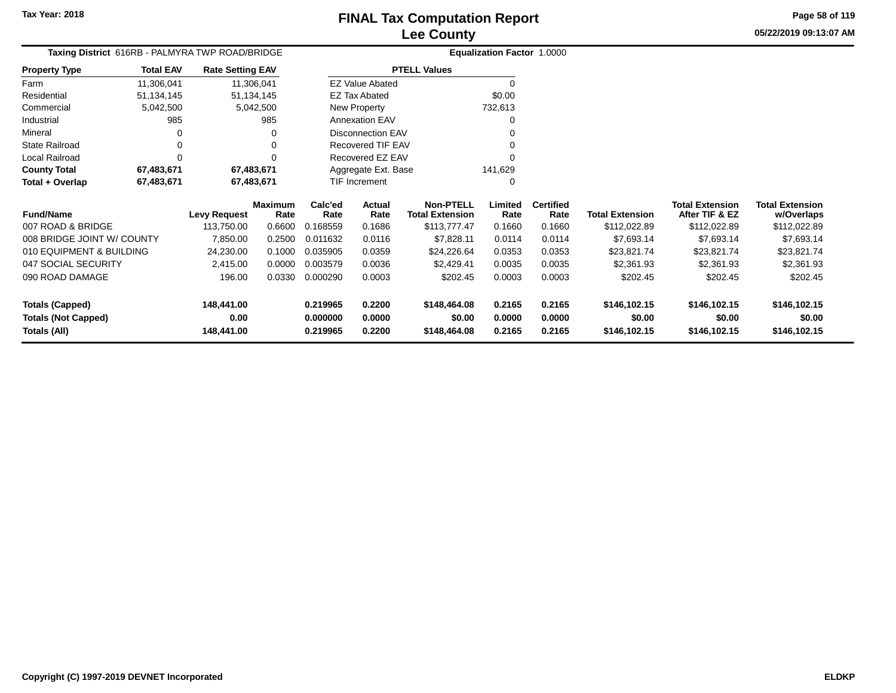# FINAL Tax Computation Report
## Lee County

Tax Year: 2018

05/22/2019 09:13:07 AM

**Taxing District** 616RB - PALMYRA TWP ROAD/BRIDGE

**Equalization Factor** 1.0000

| Property Type | Total EAV | Rate Setting EAV |
|---|---|---|
| Farm | 11,306,041 | 11,306,041 |
| Residential | 51,134,145 | 51,134,145 |
| Commercial | 5,042,500 | 5,042,500 |
| Industrial | 985 | 985 |
| Mineral | 0 | 0 |
| State Railroad | 0 | 0 |
| Local Railroad | 0 | 0 |
| **County Total** | **67,483,671** | **67,483,671** |
| **Total + Overlap** | **67,483,671** | **67,483,671** |

| PTELL Values | |
|---|---|
| EZ Value Abated | 0 |
| EZ Tax Abated | $0.00 |
| New Property | 732,613 |
| Annexation EAV | 0 |
| Disconnection EAV | 0 |
| Recovered TIF EAV | 0 |
| Recovered EZ EAV | 0 |
| Aggregate Ext. Base | 141,629 |
| TIF Increment | 0 |

| Fund/Name | Levy Request | Maximum Rate | Calc'ed Rate | Actual Rate | Non-PTELL Total Extension | Limited Rate | Certified Rate | Total Extension | Total Extension After TIF & EZ | Total Extension w/Overlaps |
|---|---|---|---|---|---|---|---|---|---|---|
| 007 ROAD & BRIDGE | 113,750.00 | 0.6600 | 0.168559 | 0.1686 | $113,777.47 | 0.1660 | 0.1660 | $112,022.89 | $112,022.89 | $112,022.89 |
| 008 BRIDGE JOINT W/ COUNTY | 7,850.00 | 0.2500 | 0.011632 | 0.0116 | $7,828.11 | 0.0114 | 0.0114 | $7,693.14 | $7,693.14 | $7,693.14 |
| 010 EQUIPMENT & BUILDING | 24,230.00 | 0.1000 | 0.035905 | 0.0359 | $24,226.64 | 0.0353 | 0.0353 | $23,821.74 | $23,821.74 | $23,821.74 |
| 047 SOCIAL SECURITY | 2,415.00 | 0.0000 | 0.003579 | 0.0036 | $2,429.41 | 0.0035 | 0.0035 | $2,361.93 | $2,361.93 | $2,361.93 |
| 090 ROAD DAMAGE | 196.00 | 0.0330 | 0.000290 | 0.0003 | $202.45 | 0.0003 | 0.0003 | $202.45 | $202.45 | $202.45 |
| **Totals (Capped)** | **148,441.00** | | **0.219965** | **0.2200** | **$148,464.08** | **0.2165** | **0.2165** | **$146,102.15** | **$146,102.15** | **$146,102.15** |
| **Totals (Not Capped)** | **0.00** | | **0.000000** | **0.0000** | **$0.00** | **0.0000** | **0.0000** | **$0.00** | **$0.00** | **$0.00** |
| **Totals (All)** | **148,441.00** | | **0.219965** | **0.2200** | **$148,464.08** | **0.2165** | **0.2165** | **$146,102.15** | **$146,102.15** | **$146,102.15** |

Copyright (C) 1997-2019 DEVNET Incorporated

ELDKP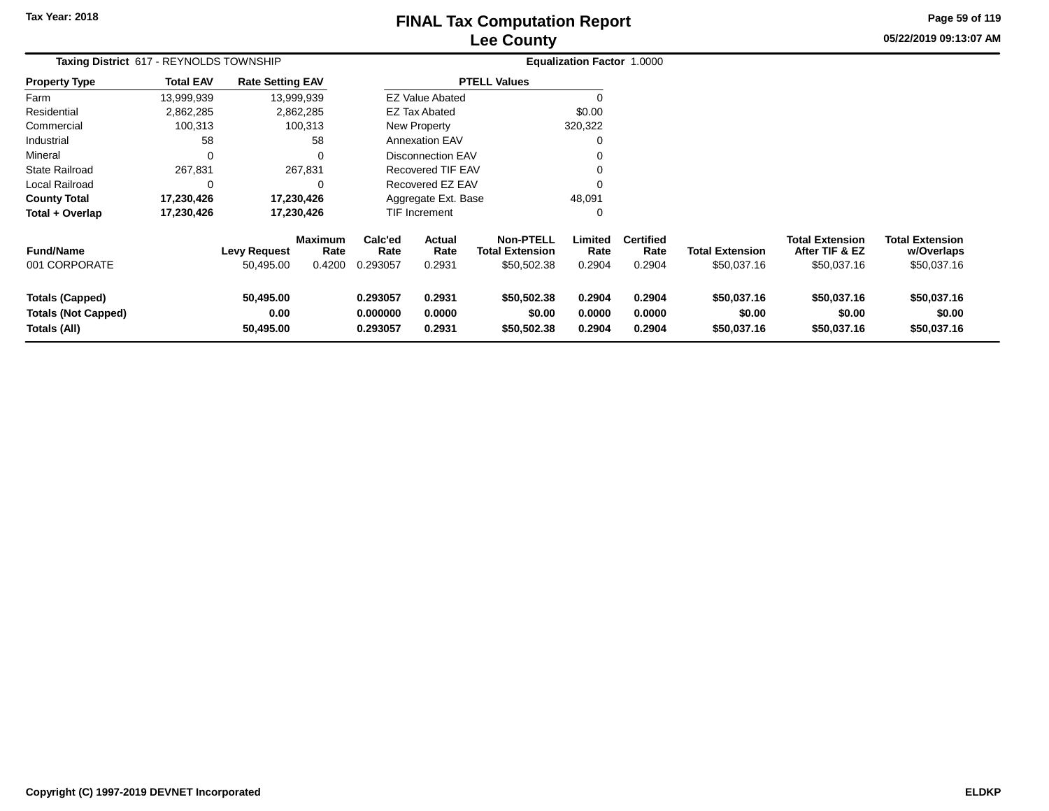Tax Year: 2018

# FINAL Tax Computation Report
## Lee County

05/22/2019 09:13:07 AM

**Taxing District** 617 - REYNOLDS TOWNSHIP

**Equalization Factor** 1.0000

| Property Type | Total EAV | Rate Setting EAV |
|---|---|---|
| Farm | 13,999,939 | 13,999,939 |
| Residential | 2,862,285 | 2,862,285 |
| Commercial | 100,313 | 100,313 |
| Industrial | 58 | 58 |
| Mineral | 0 | 0 |
| State Railroad | 267,831 | 267,831 |
| Local Railroad | 0 | 0 |
| **County Total** | **17,230,426** | **17,230,426** |
| **Total + Overlap** | **17,230,426** | **17,230,426** |

| PTELL Values | |
|---|---|
| EZ Value Abated | 0 |
| EZ Tax Abated | $0.00 |
| New Property | 320,322 |
| Annexation EAV | 0 |
| Disconnection EAV | 0 |
| Recovered TIF EAV | 0 |
| Recovered EZ EAV | 0 |
| Aggregate Ext. Base | 48,091 |
| TIF Increment | 0 |

| Fund/Name | Levy Request | Maximum Rate | Calc'ed Rate | Actual Rate | Non-PTELL Total Extension | Limited Rate | Certified Rate | Total Extension | Total Extension After TIF & EZ | Total Extension w/Overlaps |
|---|---|---|---|---|---|---|---|---|---|---|
| 001 CORPORATE | 50,495.00 | 0.4200 | 0.293057 | 0.2931 | $50,502.38 | 0.2904 | 0.2904 | $50,037.16 | $50,037.16 | $50,037.16 |
| **Totals (Capped)** | **50,495.00** | | **0.293057** | **0.2931** | **$50,502.38** | **0.2904** | **0.2904** | **$50,037.16** | **$50,037.16** | **$50,037.16** |
| **Totals (Not Capped)** | **0.00** | | **0.000000** | **0.0000** | **$0.00** | **0.0000** | **0.0000** | **$0.00** | **$0.00** | **$0.00** |
| **Totals (All)** | **50,495.00** | | **0.293057** | **0.2931** | **$50,502.38** | **0.2904** | **0.2904** | **$50,037.16** | **$50,037.16** | **$50,037.16** |

Copyright (C) 1997-2019 DEVNET Incorporated

ELDKP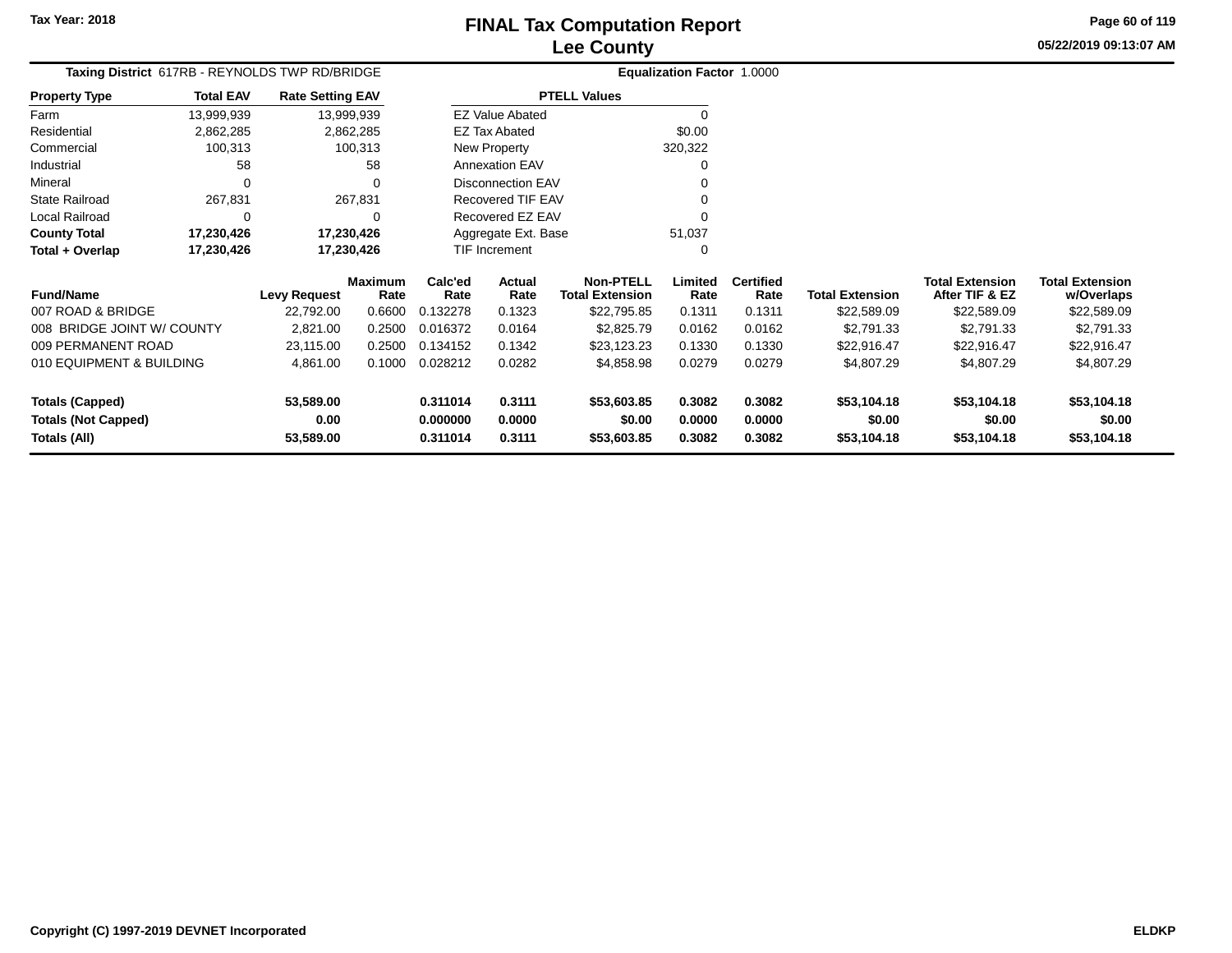# FINAL Tax Computation Report
# Lee County

Tax Year: 2018

05/22/2019 09:13:07 AM

**Taxing District** 617RB - REYNOLDS TWP RD/BRIDGE

**Equalization Factor** 1.0000

| Property Type | Total EAV | Rate Setting EAV |
|---|---|---|
| Farm | 13,999,939 | 13,999,939 |
| Residential | 2,862,285 | 2,862,285 |
| Commercial | 100,313 | 100,313 |
| Industrial | 58 | 58 |
| Mineral | 0 | 0 |
| State Railroad | 267,831 | 267,831 |
| Local Railroad | 0 | 0 |
| **County Total** | **17,230,426** | **17,230,426** |
| **Total + Overlap** | **17,230,426** | **17,230,426** |

| PTELL Values | |
|---|---|
| EZ Value Abated | 0 |
| EZ Tax Abated | $0.00 |
| New Property | 320,322 |
| Annexation EAV | 0 |
| Disconnection EAV | 0 |
| Recovered TIF EAV | 0 |
| Recovered EZ EAV | 0 |
| Aggregate Ext. Base | 51,037 |
| TIF Increment | 0 |

| Fund/Name | Levy Request | Maximum Rate | Calc'ed Rate | Actual Rate | Non-PTELL Total Extension | Limited Rate | Certified Rate | Total Extension | Total Extension After TIF & EZ | Total Extension w/Overlaps |
|---|---|---|---|---|---|---|---|---|---|---|
| 007 ROAD & BRIDGE | 22,792.00 | 0.6600 | 0.132278 | 0.1323 | $22,795.85 | 0.1311 | 0.1311 | $22,589.09 | $22,589.09 | $22,589.09 |
| 008 BRIDGE JOINT W/ COUNTY | 2,821.00 | 0.2500 | 0.016372 | 0.0164 | $2,825.79 | 0.0162 | 0.0162 | $2,791.33 | $2,791.33 | $2,791.33 |
| 009 PERMANENT ROAD | 23,115.00 | 0.2500 | 0.134152 | 0.1342 | $23,123.23 | 0.1330 | 0.1330 | $22,916.47 | $22,916.47 | $22,916.47 |
| 010 EQUIPMENT & BUILDING | 4,861.00 | 0.1000 | 0.028212 | 0.0282 | $4,858.98 | 0.0279 | 0.0279 | $4,807.29 | $4,807.29 | $4,807.29 |
| **Totals (Capped)** | **53,589.00** | | **0.311014** | **0.3111** | **$53,603.85** | **0.3082** | **0.3082** | **$53,104.18** | **$53,104.18** | **$53,104.18** |
| **Totals (Not Capped)** | **0.00** | | **0.000000** | **0.0000** | **$0.00** | **0.0000** | **0.0000** | **$0.00** | **$0.00** | **$0.00** |
| **Totals (All)** | **53,589.00** | | **0.311014** | **0.3111** | **$53,603.85** | **0.3082** | **0.3082** | **$53,104.18** | **$53,104.18** | **$53,104.18** |

Copyright (C) 1997-2019 DEVNET Incorporated

ELDKP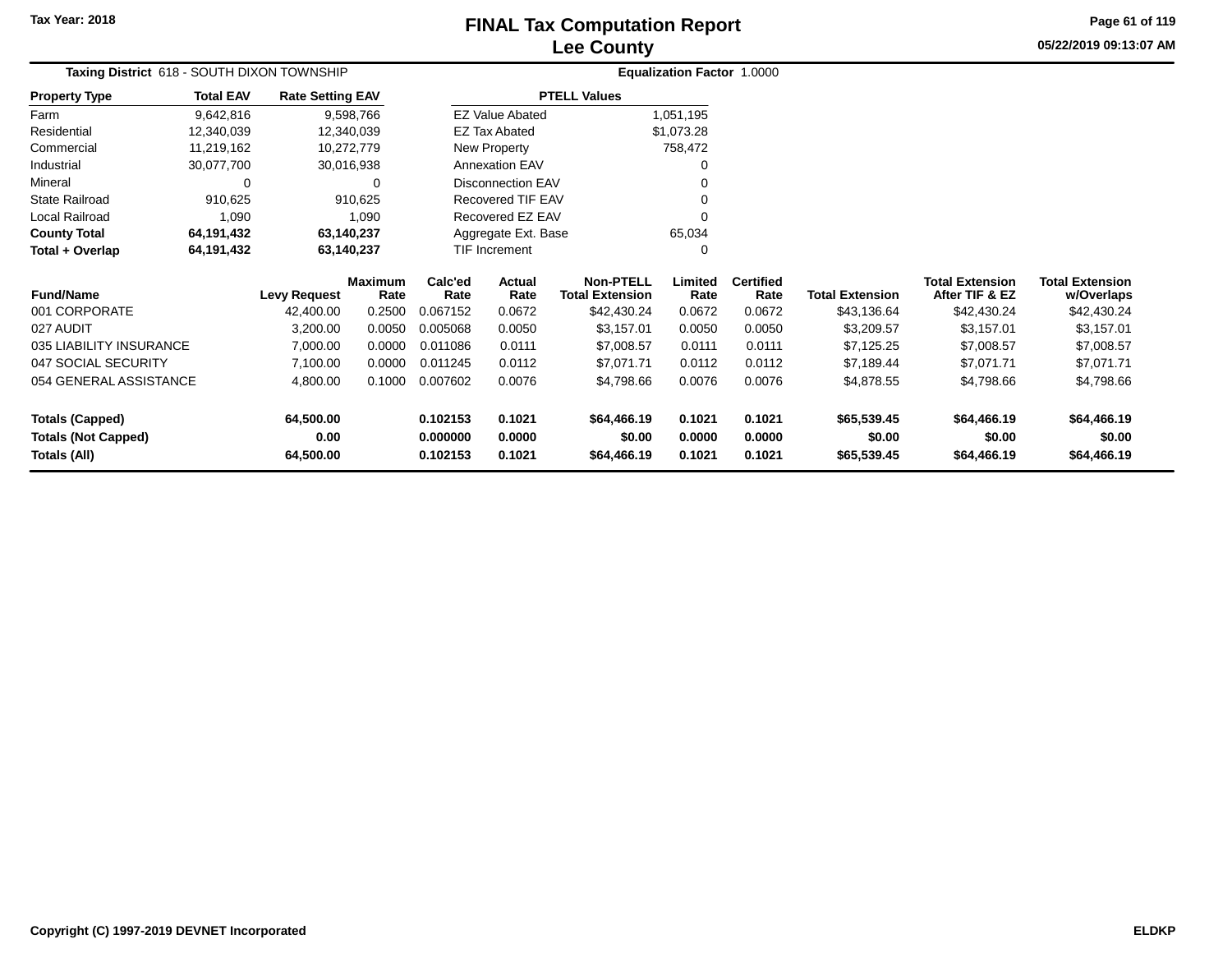# FINAL Tax Computation Report
# Lee County

Tax Year: 2018

05/22/2019 09:13:07 AM

**Taxing District** 618 - SOUTH DIXON TOWNSHIP

**Equalization Factor** 1.0000

| Property Type | Total EAV | Rate Setting EAV |
|---|---|---|
| Farm | 9,642,816 | 9,598,766 |
| Residential | 12,340,039 | 12,340,039 |
| Commercial | 11,219,162 | 10,272,779 |
| Industrial | 30,077,700 | 30,016,938 |
| Mineral | 0 | 0 |
| State Railroad | 910,625 | 910,625 |
| Local Railroad | 1,090 | 1,090 |
| **County Total** | **64,191,432** | **63,140,237** |
| **Total + Overlap** | **64,191,432** | **63,140,237** |

| PTELL Values | |
|---|---|
| EZ Value Abated | 1,051,195 |
| EZ Tax Abated | $1,073.28 |
| New Property | 758,472 |
| Annexation EAV | 0 |
| Disconnection EAV | 0 |
| Recovered TIF EAV | 0 |
| Recovered EZ EAV | 0 |
| Aggregate Ext. Base | 65,034 |
| TIF Increment | 0 |

| Fund/Name | Levy Request | Maximum Rate | Calc'ed Rate | Actual Rate | Non-PTELL Total Extension | Limited Rate | Certified Rate | Total Extension | Total Extension After TIF & EZ | Total Extension w/Overlaps |
|---|---|---|---|---|---|---|---|---|---|---|
| 001 CORPORATE | 42,400.00 | 0.2500 | 0.067152 | 0.0672 | $42,430.24 | 0.0672 | 0.0672 | $43,136.64 | $42,430.24 | $42,430.24 |
| 027 AUDIT | 3,200.00 | 0.0050 | 0.005068 | 0.0050 | $3,157.01 | 0.0050 | 0.0050 | $3,209.57 | $3,157.01 | $3,157.01 |
| 035 LIABILITY INSURANCE | 7,000.00 | 0.0000 | 0.011086 | 0.0111 | $7,008.57 | 0.0111 | 0.0111 | $7,125.25 | $7,008.57 | $7,008.57 |
| 047 SOCIAL SECURITY | 7,100.00 | 0.0000 | 0.011245 | 0.0112 | $7,071.71 | 0.0112 | 0.0112 | $7,189.44 | $7,071.71 | $7,071.71 |
| 054 GENERAL ASSISTANCE | 4,800.00 | 0.1000 | 0.007602 | 0.0076 | $4,798.66 | 0.0076 | 0.0076 | $4,878.55 | $4,798.66 | $4,798.66 |
| **Totals (Capped)** | **64,500.00** | | **0.102153** | **0.1021** | **$64,466.19** | **0.1021** | **0.1021** | **$65,539.45** | **$64,466.19** | **$64,466.19** |
| **Totals (Not Capped)** | **0.00** | | **0.000000** | **0.0000** | **$0.00** | **0.0000** | **0.0000** | **$0.00** | **$0.00** | **$0.00** |
| **Totals (All)** | **64,500.00** | | **0.102153** | **0.1021** | **$64,466.19** | **0.1021** | **0.1021** | **$65,539.45** | **$64,466.19** | **$64,466.19** |

Copyright (C) 1997-2019 DEVNET Incorporated

ELDKP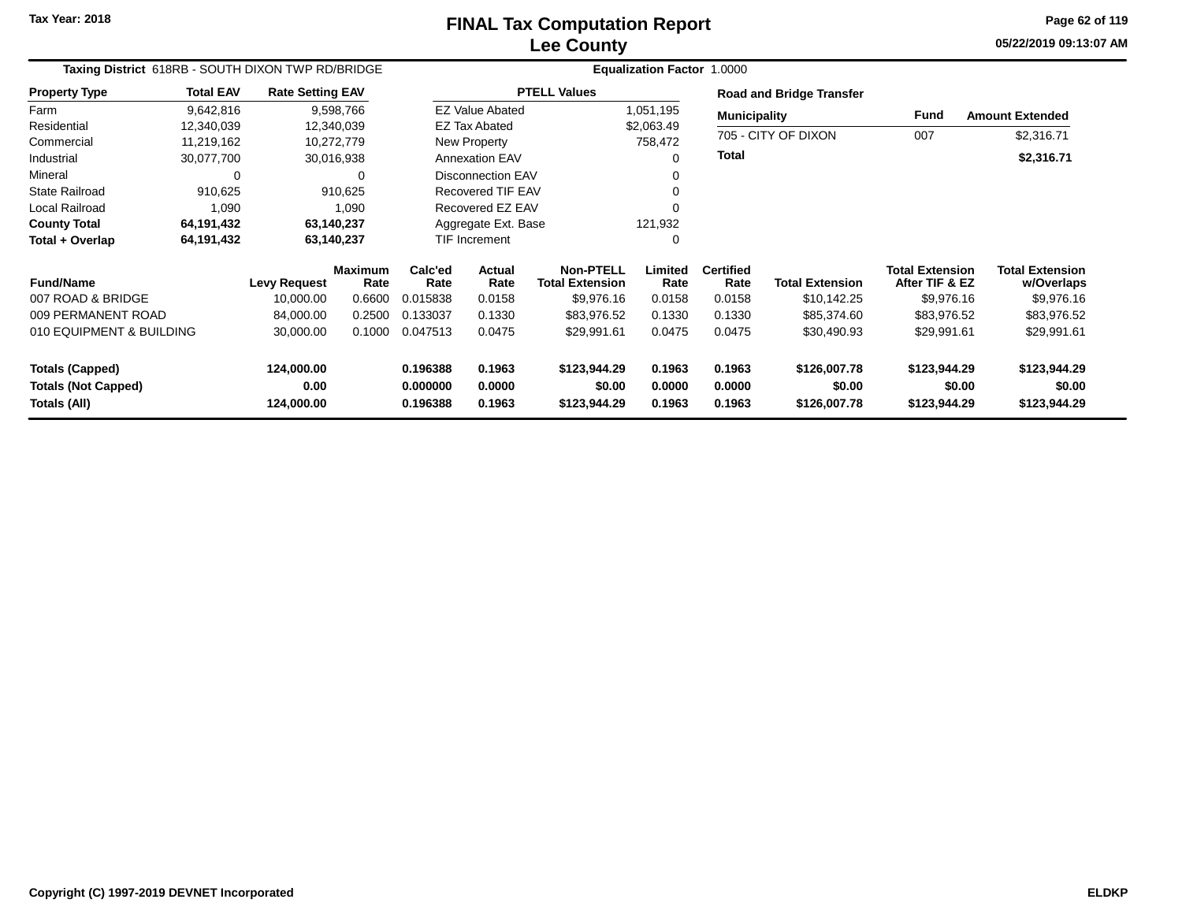# FINAL Tax Computation Report
# Lee County

Tax Year: 2018

05/22/2019 09:13:07 AM

**Taxing District** 618RB - SOUTH DIXON TWP RD/BRIDGE

**Equalization Factor** 1.0000

| Property Type | Total EAV | Rate Setting EAV |
|---|---|---|
| Farm | 9,642,816 | 9,598,766 |
| Residential | 12,340,039 | 12,340,039 |
| Commercial | 11,219,162 | 10,272,779 |
| Industrial | 30,077,700 | 30,016,938 |
| Mineral | 0 | 0 |
| State Railroad | 910,625 | 910,625 |
| Local Railroad | 1,090 | 1,090 |
| **County Total** | **64,191,432** | **63,140,237** |
| **Total + Overlap** | **64,191,432** | **63,140,237** |

| PTELL Values | |
|---|---|
| EZ Value Abated | 1,051,195 |
| EZ Tax Abated | $2,063.49 |
| New Property | 758,472 |
| Annexation EAV | 0 |
| Disconnection EAV | 0 |
| Recovered TIF EAV | 0 |
| Recovered EZ EAV | 0 |
| Aggregate Ext. Base | 121,932 |
| TIF Increment | 0 |

**Road and Bridge Transfer**

| Municipality | Fund | Amount Extended |
|---|---|---|
| 705 - CITY OF DIXON | 007 | $2,316.71 |
| **Total** | | **$2,316.71** |

| Fund/Name | Levy Request | Maximum Rate | Calc'ed Rate | Actual Rate | Non-PTELL Total Extension | Limited Rate | Certified Rate | Total Extension | Total Extension After TIF & EZ | Total Extension w/Overlaps |
|---|---|---|---|---|---|---|---|---|---|---|
| 007 ROAD & BRIDGE | 10,000.00 | 0.6600 | 0.015838 | 0.0158 | $9,976.16 | 0.0158 | 0.0158 | $10,142.25 | $9,976.16 | $9,976.16 |
| 009 PERMANENT ROAD | 84,000.00 | 0.2500 | 0.133037 | 0.1330 | $83,976.52 | 0.1330 | 0.1330 | $85,374.60 | $83,976.52 | $83,976.52 |
| 010 EQUIPMENT & BUILDING | 30,000.00 | 0.1000 | 0.047513 | 0.0475 | $29,991.61 | 0.0475 | 0.0475 | $30,490.93 | $29,991.61 | $29,991.61 |
| **Totals (Capped)** | **124,000.00** | | **0.196388** | **0.1963** | **$123,944.29** | **0.1963** | **0.1963** | **$126,007.78** | **$123,944.29** | **$123,944.29** |
| **Totals (Not Capped)** | **0.00** | | **0.000000** | **0.0000** | **$0.00** | **0.0000** | **0.0000** | **$0.00** | **$0.00** | **$0.00** |
| **Totals (All)** | **124,000.00** | | **0.196388** | **0.1963** | **$123,944.29** | **0.1963** | **0.1963** | **$126,007.78** | **$123,944.29** | **$123,944.29** |

Copyright (C) 1997-2019 DEVNET Incorporated

ELDKP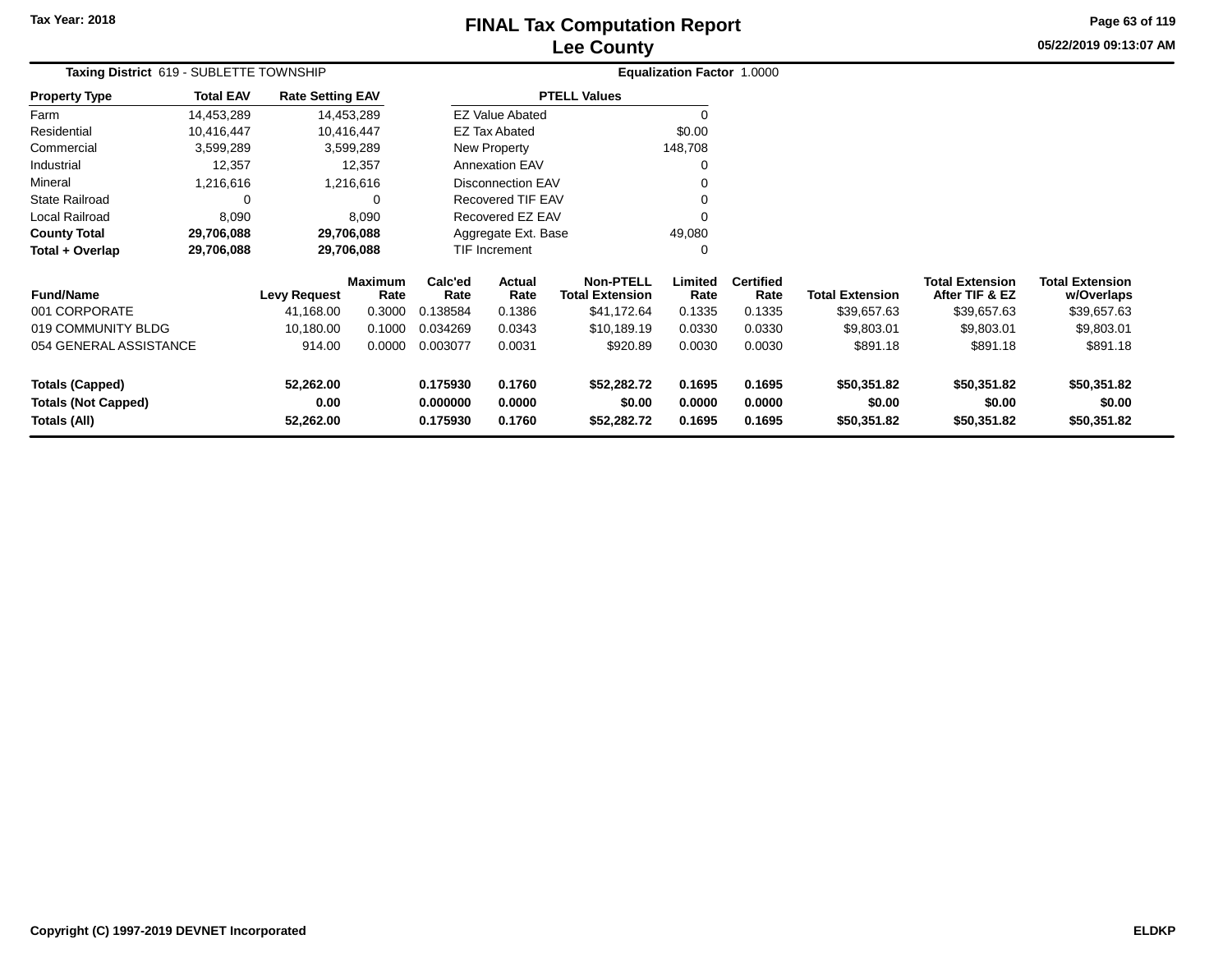# FINAL Tax Computation Report
## Lee County

Tax Year: 2018

05/22/2019 09:13:07 AM

**Taxing District** 619 - SUBLETTE TOWNSHIP

**Equalization Factor** 1.0000

| Property Type | Total EAV | Rate Setting EAV |
|---|---|---|
| Farm | 14,453,289 | 14,453,289 |
| Residential | 10,416,447 | 10,416,447 |
| Commercial | 3,599,289 | 3,599,289 |
| Industrial | 12,357 | 12,357 |
| Mineral | 1,216,616 | 1,216,616 |
| State Railroad | 0 | 0 |
| Local Railroad | 8,090 | 8,090 |
| **County Total** | **29,706,088** | **29,706,088** |
| **Total + Overlap** | **29,706,088** | **29,706,088** |

| PTELL Values | |
|---|---|
| EZ Value Abated | 0 |
| EZ Tax Abated | $0.00 |
| New Property | 148,708 |
| Annexation EAV | 0 |
| Disconnection EAV | 0 |
| Recovered TIF EAV | 0 |
| Recovered EZ EAV | 0 |
| Aggregate Ext. Base | 49,080 |
| TIF Increment | 0 |

| Fund/Name | Levy Request | Maximum Rate | Calc'ed Rate | Actual Rate | Non-PTELL Total Extension | Limited Rate | Certified Rate | Total Extension | Total Extension After TIF & EZ | Total Extension w/Overlaps |
|---|---|---|---|---|---|---|---|---|---|---|
| 001 CORPORATE | 41,168.00 | 0.3000 | 0.138584 | 0.1386 | $41,172.64 | 0.1335 | 0.1335 | $39,657.63 | $39,657.63 | $39,657.63 |
| 019 COMMUNITY BLDG | 10,180.00 | 0.1000 | 0.034269 | 0.0343 | $10,189.19 | 0.0330 | 0.0330 | $9,803.01 | $9,803.01 | $9,803.01 |
| 054 GENERAL ASSISTANCE | 914.00 | 0.0000 | 0.003077 | 0.0031 | $920.89 | 0.0030 | 0.0030 | $891.18 | $891.18 | $891.18 |
| **Totals (Capped)** | **52,262.00** | | **0.175930** | **0.1760** | **$52,282.72** | **0.1695** | **0.1695** | **$50,351.82** | **$50,351.82** | **$50,351.82** |
| **Totals (Not Capped)** | **0.00** | | **0.000000** | **0.0000** | **$0.00** | **0.0000** | **0.0000** | **$0.00** | **$0.00** | **$0.00** |
| **Totals (All)** | **52,262.00** | | **0.175930** | **0.1760** | **$52,282.72** | **0.1695** | **0.1695** | **$50,351.82** | **$50,351.82** | **$50,351.82** |

Copyright (C) 1997-2019 DEVNET Incorporated

ELDKP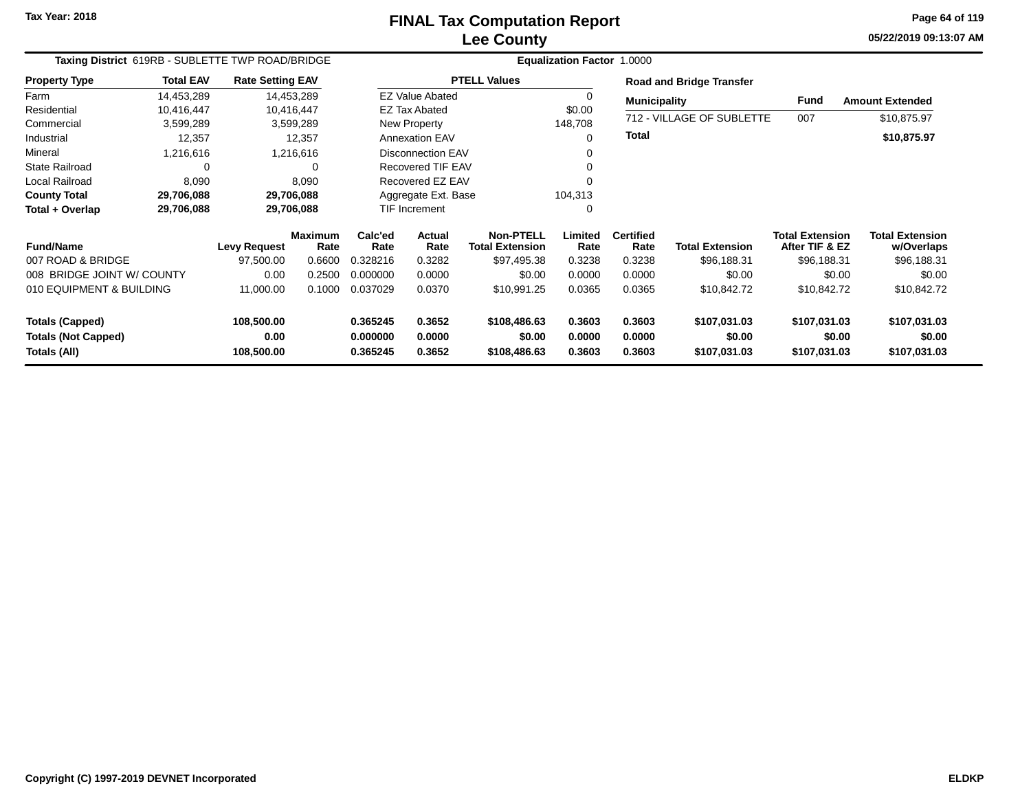# FINAL Tax Computation Report
# Lee County

Tax Year: 2018

05/22/2019 09:13:07 AM

**Taxing District** 619RB - SUBLETTE TWP ROAD/BRIDGE

**Equalization Factor** 1.0000

| Property Type | Total EAV | Rate Setting EAV |
|---|---|---|
| Farm | 14,453,289 | 14,453,289 |
| Residential | 10,416,447 | 10,416,447 |
| Commercial | 3,599,289 | 3,599,289 |
| Industrial | 12,357 | 12,357 |
| Mineral | 1,216,616 | 1,216,616 |
| State Railroad | 0 | 0 |
| Local Railroad | 8,090 | 8,090 |
| **County Total** | **29,706,088** | **29,706,088** |
| **Total + Overlap** | **29,706,088** | **29,706,088** |

| PTELL Values | |
|---|---|
| EZ Value Abated | 0 |
| EZ Tax Abated | $0.00 |
| New Property | 148,708 |
| Annexation EAV | 0 |
| Disconnection EAV | 0 |
| Recovered TIF EAV | 0 |
| Recovered EZ EAV | 0 |
| Aggregate Ext. Base | 104,313 |
| TIF Increment | 0 |

**Road and Bridge Transfer**

| Municipality | Fund | Amount Extended |
|---|---|---|
| 712 - VILLAGE OF SUBLETTE | 007 | $10,875.97 |
| **Total** | | **$10,875.97** |

| Fund/Name | Levy Request | Maximum Rate | Calc'ed Rate | Actual Rate | Non-PTELL Total Extension | Limited Rate | Certified Rate | Total Extension | Total Extension After TIF & EZ | Total Extension w/Overlaps |
|---|---|---|---|---|---|---|---|---|---|---|
| 007 ROAD & BRIDGE | 97,500.00 | 0.6600 | 0.328216 | 0.3282 | $97,495.38 | 0.3238 | 0.3238 | $96,188.31 | $96,188.31 | $96,188.31 |
| 008 BRIDGE JOINT W/ COUNTY | 0.00 | 0.2500 | 0.000000 | 0.0000 | $0.00 | 0.0000 | 0.0000 | $0.00 | $0.00 | $0.00 |
| 010 EQUIPMENT & BUILDING | 11,000.00 | 0.1000 | 0.037029 | 0.0370 | $10,991.25 | 0.0365 | 0.0365 | $10,842.72 | $10,842.72 | $10,842.72 |
| **Totals (Capped)** | **108,500.00** | | **0.365245** | **0.3652** | **$108,486.63** | **0.3603** | **0.3603** | **$107,031.03** | **$107,031.03** | **$107,031.03** |
| **Totals (Not Capped)** | **0.00** | | **0.000000** | **0.0000** | **$0.00** | **0.0000** | **0.0000** | **$0.00** | **$0.00** | **$0.00** |
| **Totals (All)** | **108,500.00** | | **0.365245** | **0.3652** | **$108,486.63** | **0.3603** | **0.3603** | **$107,031.03** | **$107,031.03** | **$107,031.03** |

Copyright (C) 1997-2019 DEVNET Incorporated

ELDKP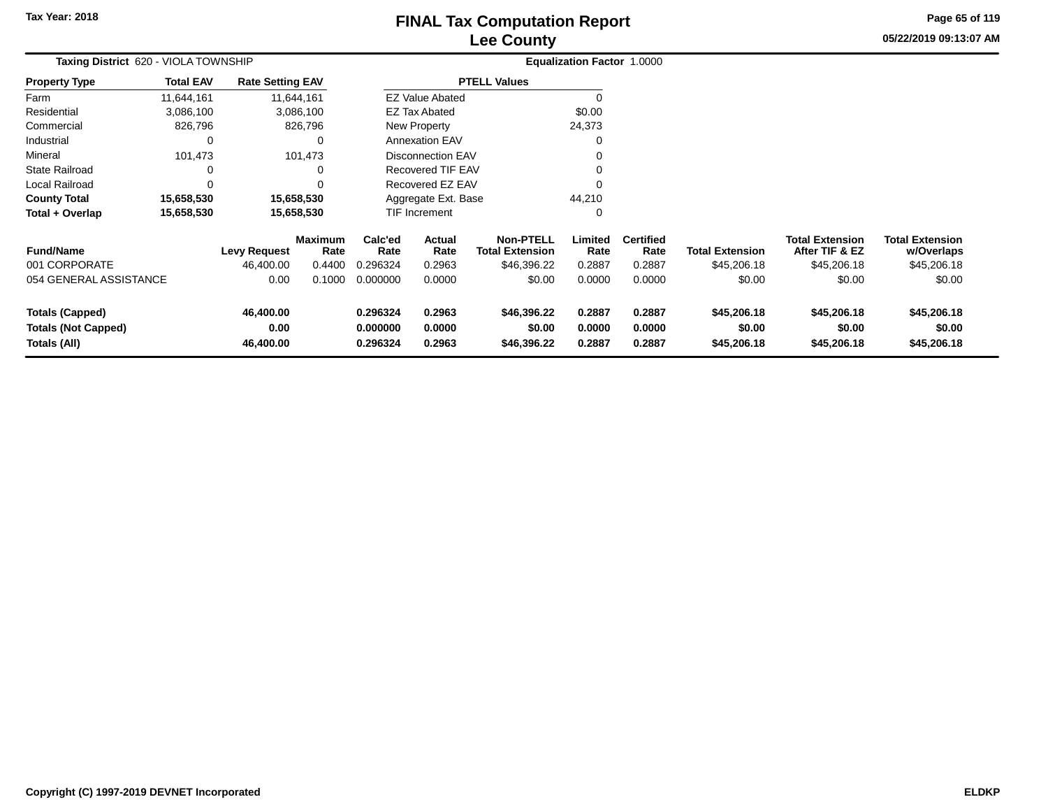# FINAL Tax Computation Report
# Lee County

Tax Year: 2018

05/22/2019 09:13:07 AM

**Taxing District** 620 - VIOLA TOWNSHIP

**Equalization Factor** 1.0000

| Property Type | Total EAV | Rate Setting EAV |
|---|---|---|
| Farm | 11,644,161 | 11,644,161 |
| Residential | 3,086,100 | 3,086,100 |
| Commercial | 826,796 | 826,796 |
| Industrial | 0 | 0 |
| Mineral | 101,473 | 101,473 |
| State Railroad | 0 | 0 |
| Local Railroad | 0 | 0 |
| **County Total** | **15,658,530** | **15,658,530** |
| **Total + Overlap** | **15,658,530** | **15,658,530** |

| PTELL Values | |
|---|---|
| EZ Value Abated | 0 |
| EZ Tax Abated | $0.00 |
| New Property | 24,373 |
| Annexation EAV | 0 |
| Disconnection EAV | 0 |
| Recovered TIF EAV | 0 |
| Recovered EZ EAV | 0 |
| Aggregate Ext. Base | 44,210 |
| TIF Increment | 0 |

| Fund/Name | Levy Request | Maximum Rate | Calc'ed Rate | Actual Rate | Non-PTELL Total Extension | Limited Rate | Certified Rate | Total Extension | Total Extension After TIF & EZ | Total Extension w/Overlaps |
|---|---|---|---|---|---|---|---|---|---|---|
| 001 CORPORATE | 46,400.00 | 0.4400 | 0.296324 | 0.2963 | $46,396.22 | 0.2887 | 0.2887 | $45,206.18 | $45,206.18 | $45,206.18 |
| 054 GENERAL ASSISTANCE | 0.00 | 0.1000 | 0.000000 | 0.0000 | $0.00 | 0.0000 | 0.0000 | $0.00 | $0.00 | $0.00 |
| **Totals (Capped)** | **46,400.00** | | **0.296324** | **0.2963** | **$46,396.22** | **0.2887** | **0.2887** | **$45,206.18** | **$45,206.18** | **$45,206.18** |
| **Totals (Not Capped)** | **0.00** | | **0.000000** | **0.0000** | **$0.00** | **0.0000** | **0.0000** | **$0.00** | **$0.00** | **$0.00** |
| **Totals (All)** | **46,400.00** | | **0.296324** | **0.2963** | **$46,396.22** | **0.2887** | **0.2887** | **$45,206.18** | **$45,206.18** | **$45,206.18** |

Copyright (C) 1997-2019 DEVNET Incorporated

ELDKP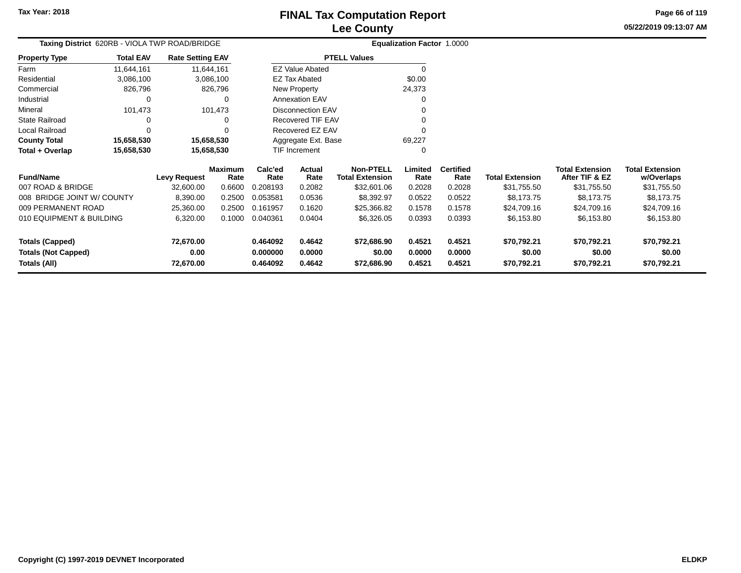Tax Year: 2018

# FINAL Tax Computation Report
## Lee County

05/22/2019 09:13:07 AM

**Taxing District** 620RB - VIOLA TWP ROAD/BRIDGE

**Equalization Factor** 1.0000

| Property Type | Total EAV | Rate Setting EAV |
|---|---|---|
| Farm | 11,644,161 | 11,644,161 |
| Residential | 3,086,100 | 3,086,100 |
| Commercial | 826,796 | 826,796 |
| Industrial | 0 | 0 |
| Mineral | 101,473 | 101,473 |
| State Railroad | 0 | 0 |
| Local Railroad | 0 | 0 |
| **County Total** | **15,658,530** | **15,658,530** |
| **Total + Overlap** | **15,658,530** | **15,658,530** |

| PTELL Values | |
|---|---|
| EZ Value Abated | 0 |
| EZ Tax Abated | $0.00 |
| New Property | 24,373 |
| Annexation EAV | 0 |
| Disconnection EAV | 0 |
| Recovered TIF EAV | 0 |
| Recovered EZ EAV | 0 |
| Aggregate Ext. Base | 69,227 |
| TIF Increment | 0 |

| Fund/Name | Levy Request | Maximum Rate | Calc'ed Rate | Actual Rate | Non-PTELL Total Extension | Limited Rate | Certified Rate | Total Extension | Total Extension After TIF & EZ | Total Extension w/Overlaps |
|---|---|---|---|---|---|---|---|---|---|---|
| 007 ROAD & BRIDGE | 32,600.00 | 0.6600 | 0.208193 | 0.2082 | $32,601.06 | 0.2028 | 0.2028 | $31,755.50 | $31,755.50 | $31,755.50 |
| 008 BRIDGE JOINT W/ COUNTY | 8,390.00 | 0.2500 | 0.053581 | 0.0536 | $8,392.97 | 0.0522 | 0.0522 | $8,173.75 | $8,173.75 | $8,173.75 |
| 009 PERMANENT ROAD | 25,360.00 | 0.2500 | 0.161957 | 0.1620 | $25,366.82 | 0.1578 | 0.1578 | $24,709.16 | $24,709.16 | $24,709.16 |
| 010 EQUIPMENT & BUILDING | 6,320.00 | 0.1000 | 0.040361 | 0.0404 | $6,326.05 | 0.0393 | 0.0393 | $6,153.80 | $6,153.80 | $6,153.80 |
| **Totals (Capped)** | **72,670.00** | | **0.464092** | **0.4642** | **$72,686.90** | **0.4521** | **0.4521** | **$70,792.21** | **$70,792.21** | **$70,792.21** |
| **Totals (Not Capped)** | **0.00** | | **0.000000** | **0.0000** | **$0.00** | **0.0000** | **0.0000** | **$0.00** | **$0.00** | **$0.00** |
| **Totals (All)** | **72,670.00** | | **0.464092** | **0.4642** | **$72,686.90** | **0.4521** | **0.4521** | **$70,792.21** | **$70,792.21** | **$70,792.21** |

Copyright (C) 1997-2019 DEVNET Incorporated

ELDKP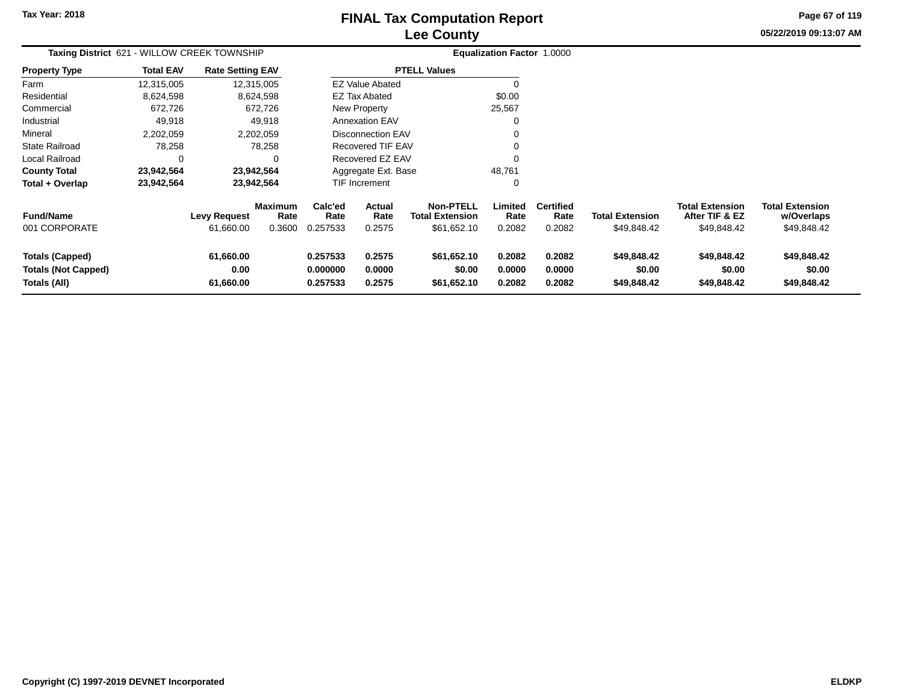# FINAL Tax Computation Report
# Lee County

Tax Year: 2018

05/22/2019 09:13:07 AM

**Taxing District** 621 - WILLOW CREEK TOWNSHIP

**Equalization Factor** 1.0000

| Property Type | Total EAV | Rate Setting EAV |
|---|---|---|
| Farm | 12,315,005 | 12,315,005 |
| Residential | 8,624,598 | 8,624,598 |
| Commercial | 672,726 | 672,726 |
| Industrial | 49,918 | 49,918 |
| Mineral | 2,202,059 | 2,202,059 |
| State Railroad | 78,258 | 78,258 |
| Local Railroad | 0 | 0 |
| **County Total** | **23,942,564** | **23,942,564** |
| **Total + Overlap** | **23,942,564** | **23,942,564** |

| PTELL Values | |
|---|---|
| EZ Value Abated | 0 |
| EZ Tax Abated | $0.00 |
| New Property | 25,567 |
| Annexation EAV | 0 |
| Disconnection EAV | 0 |
| Recovered TIF EAV | 0 |
| Recovered EZ EAV | 0 |
| Aggregate Ext. Base | 48,761 |
| TIF Increment | 0 |

| Fund/Name | Levy Request | Maximum Rate | Calc'ed Rate | Actual Rate | Non-PTELL Total Extension | Limited Rate | Certified Rate | Total Extension | Total Extension After TIF & EZ | Total Extension w/Overlaps |
|---|---|---|---|---|---|---|---|---|---|---|
| 001 CORPORATE | 61,660.00 | 0.3600 | 0.257533 | 0.2575 | $61,652.10 | 0.2082 | 0.2082 | $49,848.42 | $49,848.42 | $49,848.42 |
| **Totals (Capped)** | **61,660.00** | | **0.257533** | **0.2575** | **$61,652.10** | **0.2082** | **0.2082** | **$49,848.42** | **$49,848.42** | **$49,848.42** |
| **Totals (Not Capped)** | **0.00** | | **0.000000** | **0.0000** | **$0.00** | **0.0000** | **0.0000** | **$0.00** | **$0.00** | **$0.00** |
| **Totals (All)** | **61,660.00** | | **0.257533** | **0.2575** | **$61,652.10** | **0.2082** | **0.2082** | **$49,848.42** | **$49,848.42** | **$49,848.42** |

Copyright (C) 1997-2019 DEVNET Incorporated

ELDKP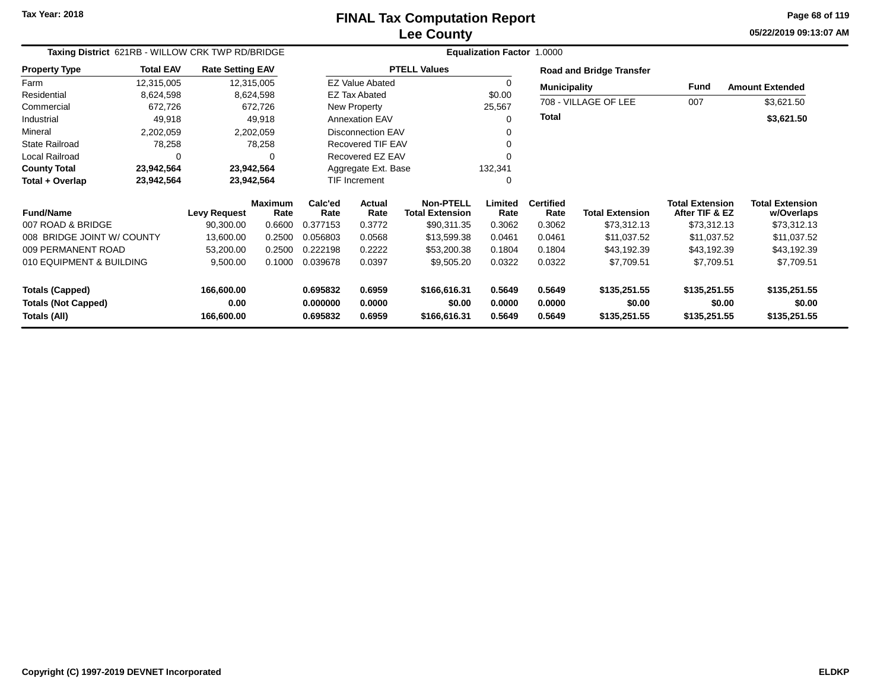# FINAL Tax Computation Report
## Lee County

Tax Year: 2018

**Taxing District** 621RB - WILLOW CRK TWP RD/BRIDGE

**Equalization Factor** 1.0000

| Property Type | Total EAV | Rate Setting EAV |
|---|---|---|
| Farm | 12,315,005 | 12,315,005 |
| Residential | 8,624,598 | 8,624,598 |
| Commercial | 672,726 | 672,726 |
| Industrial | 49,918 | 49,918 |
| Mineral | 2,202,059 | 2,202,059 |
| State Railroad | 78,258 | 78,258 |
| Local Railroad | 0 | 0 |
| **County Total** | **23,942,564** | **23,942,564** |
| **Total + Overlap** | **23,942,564** | **23,942,564** |

| PTELL Values | |
|---|---|
| EZ Value Abated | 0 |
| EZ Tax Abated | $0.00 |
| New Property | 25,567 |
| Annexation EAV | 0 |
| Disconnection EAV | 0 |
| Recovered TIF EAV | 0 |
| Recovered EZ EAV | 0 |
| Aggregate Ext. Base | 132,341 |
| TIF Increment | 0 |

**Road and Bridge Transfer**

| Municipality | Fund | Amount Extended |
|---|---|---|
| 708 - VILLAGE OF LEE | 007 | $3,621.50 |
| **Total** | | **$3,621.50** |

| Fund/Name | Levy Request | Maximum Rate | Calc'ed Rate | Actual Rate | Non-PTELL Total Extension | Limited Rate | Certified Rate | Total Extension | Total Extension After TIF & EZ | Total Extension w/Overlaps |
|---|---|---|---|---|---|---|---|---|---|---|
| 007 ROAD & BRIDGE | 90,300.00 | 0.6600 | 0.377153 | 0.3772 | $90,311.35 | 0.3062 | 0.3062 | $73,312.13 | $73,312.13 | $73,312.13 |
| 008 BRIDGE JOINT W/ COUNTY | 13,600.00 | 0.2500 | 0.056803 | 0.0568 | $13,599.38 | 0.0461 | 0.0461 | $11,037.52 | $11,037.52 | $11,037.52 |
| 009 PERMANENT ROAD | 53,200.00 | 0.2500 | 0.222198 | 0.2222 | $53,200.38 | 0.1804 | 0.1804 | $43,192.39 | $43,192.39 | $43,192.39 |
| 010 EQUIPMENT & BUILDING | 9,500.00 | 0.1000 | 0.039678 | 0.0397 | $9,505.20 | 0.0322 | 0.0322 | $7,709.51 | $7,709.51 | $7,709.51 |
| **Totals (Capped)** | **166,600.00** | | **0.695832** | **0.6959** | **$166,616.31** | **0.5649** | **0.5649** | **$135,251.55** | **$135,251.55** | **$135,251.55** |
| **Totals (Not Capped)** | **0.00** | | **0.000000** | **0.0000** | **$0.00** | **0.0000** | **0.0000** | **$0.00** | **$0.00** | **$0.00** |
| **Totals (All)** | **166,600.00** | | **0.695832** | **0.6959** | **$166,616.31** | **0.5649** | **0.5649** | **$135,251.55** | **$135,251.55** | **$135,251.55** |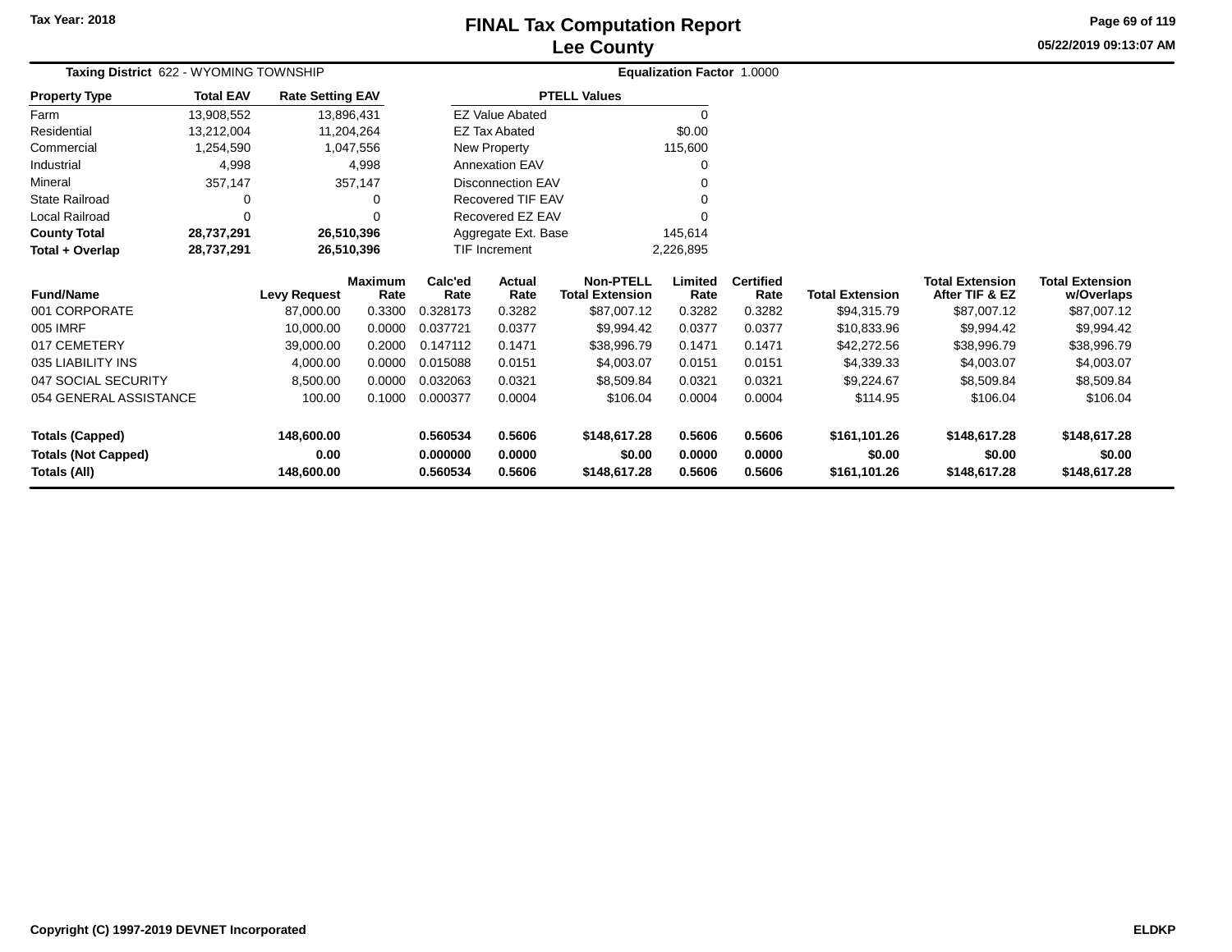# FINAL Tax Computation Report
## Lee County

Tax Year: 2018

05/22/2019 09:13:07 AM

**Taxing District** 622 - WYOMING TOWNSHIP

**Equalization Factor** 1.0000

| Property Type | Total EAV | Rate Setting EAV |
|---|---|---|
| Farm | 13,908,552 | 13,896,431 |
| Residential | 13,212,004 | 11,204,264 |
| Commercial | 1,254,590 | 1,047,556 |
| Industrial | 4,998 | 4,998 |
| Mineral | 357,147 | 357,147 |
| State Railroad | 0 | 0 |
| Local Railroad | 0 | 0 |
| **County Total** | **28,737,291** | **26,510,396** |
| **Total + Overlap** | **28,737,291** | **26,510,396** |

| PTELL Values | |
|---|---|
| EZ Value Abated | 0 |
| EZ Tax Abated | $0.00 |
| New Property | 115,600 |
| Annexation EAV | 0 |
| Disconnection EAV | 0 |
| Recovered TIF EAV | 0 |
| Recovered EZ EAV | 0 |
| Aggregate Ext. Base | 145,614 |
| TIF Increment | 2,226,895 |

| Fund/Name | Levy Request | Maximum Rate | Calc'ed Rate | Actual Rate | Non-PTELL Total Extension | Limited Rate | Certified Rate | Total Extension | Total Extension After TIF & EZ | Total Extension w/Overlaps |
|---|---|---|---|---|---|---|---|---|---|---|
| 001 CORPORATE | 87,000.00 | 0.3300 | 0.328173 | 0.3282 | $87,007.12 | 0.3282 | 0.3282 | $94,315.79 | $87,007.12 | $87,007.12 |
| 005 IMRF | 10,000.00 | 0.0000 | 0.037721 | 0.0377 | $9,994.42 | 0.0377 | 0.0377 | $10,833.96 | $9,994.42 | $9,994.42 |
| 017 CEMETERY | 39,000.00 | 0.2000 | 0.147112 | 0.1471 | $38,996.79 | 0.1471 | 0.1471 | $42,272.56 | $38,996.79 | $38,996.79 |
| 035 LIABILITY INS | 4,000.00 | 0.0000 | 0.015088 | 0.0151 | $4,003.07 | 0.0151 | 0.0151 | $4,339.33 | $4,003.07 | $4,003.07 |
| 047 SOCIAL SECURITY | 8,500.00 | 0.0000 | 0.032063 | 0.0321 | $8,509.84 | 0.0321 | 0.0321 | $9,224.67 | $8,509.84 | $8,509.84 |
| 054 GENERAL ASSISTANCE | 100.00 | 0.1000 | 0.000377 | 0.0004 | $106.04 | 0.0004 | 0.0004 | $114.95 | $106.04 | $106.04 |
| **Totals (Capped)** | **148,600.00** | | **0.560534** | **0.5606** | **$148,617.28** | **0.5606** | **0.5606** | **$161,101.26** | **$148,617.28** | **$148,617.28** |
| **Totals (Not Capped)** | **0.00** | | **0.000000** | **0.0000** | **$0.00** | **0.0000** | **0.0000** | **$0.00** | **$0.00** | **$0.00** |
| **Totals (All)** | **148,600.00** | | **0.560534** | **0.5606** | **$148,617.28** | **0.5606** | **0.5606** | **$161,101.26** | **$148,617.28** | **$148,617.28** |

Copyright (C) 1997-2019 DEVNET Incorporated

ELDKP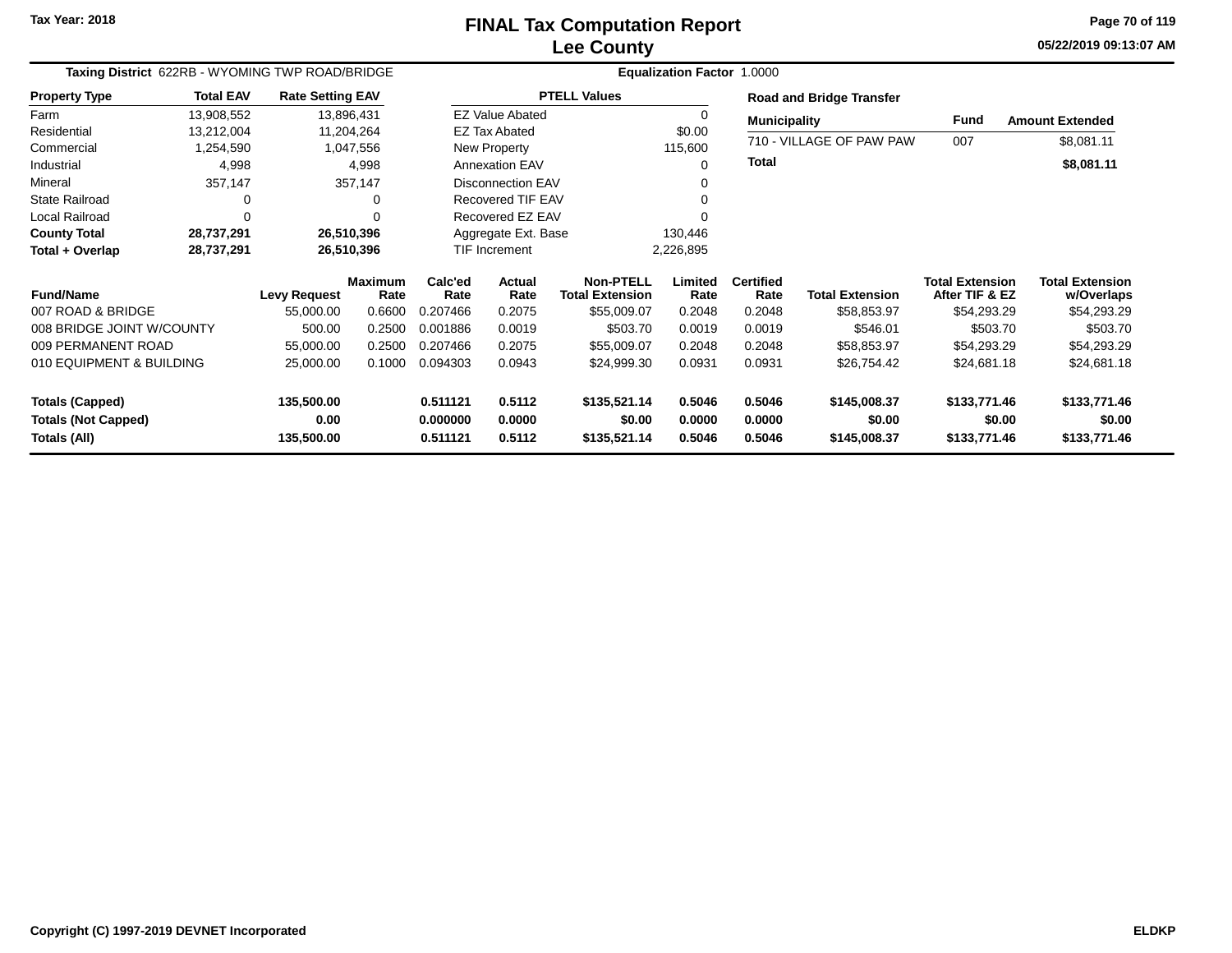Tax Year: 2018

# FINAL Tax Computation Report
## Lee County

05/22/2019 09:13:07 AM

**Taxing District** 622RB - WYOMING TWP ROAD/BRIDGE **Equalization Factor** 1.0000

| Property Type | Total EAV | Rate Setting EAV |
|---|---|---|
| Farm | 13,908,552 | 13,896,431 |
| Residential | 13,212,004 | 11,204,264 |
| Commercial | 1,254,590 | 1,047,556 |
| Industrial | 4,998 | 4,998 |
| Mineral | 357,147 | 357,147 |
| State Railroad | 0 | 0 |
| Local Railroad | 0 | 0 |
| **County Total** | **28,737,291** | **26,510,396** |
| **Total + Overlap** | **28,737,291** | **26,510,396** |

| PTELL Values | |
|---|---|
| EZ Value Abated | 0 |
| EZ Tax Abated | $0.00 |
| New Property | 115,600 |
| Annexation EAV | 0 |
| Disconnection EAV | 0 |
| Recovered TIF EAV | 0 |
| Recovered EZ EAV | 0 |
| Aggregate Ext. Base | 130,446 |
| TIF Increment | 2,226,895 |

**Road and Bridge Transfer**

| Municipality | Fund | Amount Extended |
|---|---|---|
| 710 - VILLAGE OF PAW PAW | 007 | $8,081.11 |
| **Total** | | **$8,081.11** |

| Fund/Name | Levy Request | Maximum Rate | Calc'ed Rate | Actual Rate | Non-PTELL Total Extension | Limited Rate | Certified Rate | Total Extension | Total Extension After TIF & EZ | Total Extension w/Overlaps |
|---|---|---|---|---|---|---|---|---|---|---|
| 007 ROAD & BRIDGE | 55,000.00 | 0.6600 | 0.207466 | 0.2075 | $55,009.07 | 0.2048 | 0.2048 | $58,853.97 | $54,293.29 | $54,293.29 |
| 008 BRIDGE JOINT W/COUNTY | 500.00 | 0.2500 | 0.001886 | 0.0019 | $503.70 | 0.0019 | 0.0019 | $546.01 | $503.70 | $503.70 |
| 009 PERMANENT ROAD | 55,000.00 | 0.2500 | 0.207466 | 0.2075 | $55,009.07 | 0.2048 | 0.2048 | $58,853.97 | $54,293.29 | $54,293.29 |
| 010 EQUIPMENT & BUILDING | 25,000.00 | 0.1000 | 0.094303 | 0.0943 | $24,999.30 | 0.0931 | 0.0931 | $26,754.42 | $24,681.18 | $24,681.18 |
| **Totals (Capped)** | **135,500.00** | | **0.511121** | **0.5112** | **$135,521.14** | **0.5046** | **0.5046** | **$145,008.37** | **$133,771.46** | **$133,771.46** |
| **Totals (Not Capped)** | **0.00** | | **0.000000** | **0.0000** | **$0.00** | **0.0000** | **0.0000** | **$0.00** | **$0.00** | **$0.00** |
| **Totals (All)** | **135,500.00** | | **0.511121** | **0.5112** | **$135,521.14** | **0.5046** | **0.5046** | **$145,008.37** | **$133,771.46** | **$133,771.46** |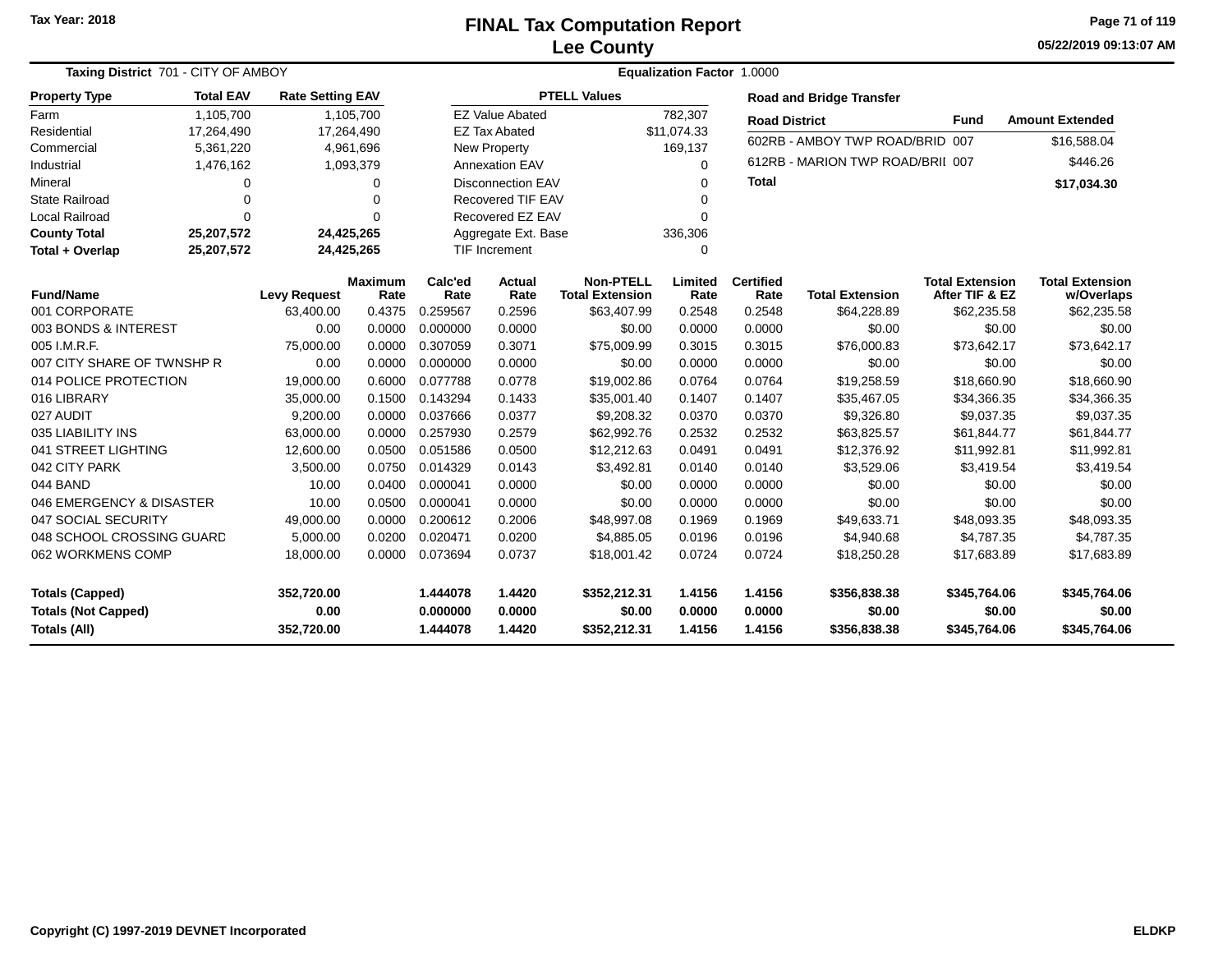Tax Year: 2018

# FINAL Tax Computation Report
## Lee County

05/22/2019 09:13:07 AM

**Taxing District** 701 - CITY OF AMBOY  **Equalization Factor** 1.0000

| Property Type | Total EAV | Rate Setting EAV |
|---|---|---|
| Farm | 1,105,700 | 1,105,700 |
| Residential | 17,264,490 | 17,264,490 |
| Commercial | 5,361,220 | 4,961,696 |
| Industrial | 1,476,162 | 1,093,379 |
| Mineral | 0 | 0 |
| State Railroad | 0 | 0 |
| Local Railroad | 0 | 0 |
| **County Total** | **25,207,572** | **24,425,265** |
| **Total + Overlap** | **25,207,572** | **24,425,265** |

| PTELL Values | |
|---|---|
| EZ Value Abated | 782,307 |
| EZ Tax Abated | $11,074.33 |
| New Property | 169,137 |
| Annexation EAV | 0 |
| Disconnection EAV | 0 |
| Recovered TIF EAV | 0 |
| Recovered EZ EAV | 0 |
| Aggregate Ext. Base | 336,306 |
| TIF Increment | 0 |

**Road and Bridge Transfer**

| Road District | Fund | Amount Extended |
|---|---|---|
| 602RB - AMBOY TWP ROAD/BRID | 007 | $16,588.04 |
| 612RB - MARION TWP ROAD/BRII | 007 | $446.26 |
| **Total** | | **$17,034.30** |

| Fund/Name | Levy Request | Maximum Rate | Calc'ed Rate | Actual Rate | Non-PTELL Total Extension | Limited Rate | Certified Rate | Total Extension | Total Extension After TIF & EZ | Total Extension w/Overlaps |
|---|---|---|---|---|---|---|---|---|---|---|
| 001 CORPORATE | 63,400.00 | 0.4375 | 0.259567 | 0.2596 | $63,407.99 | 0.2548 | 0.2548 | $64,228.89 | $62,235.58 | $62,235.58 |
| 003 BONDS & INTEREST | 0.00 | 0.0000 | 0.000000 | 0.0000 | $0.00 | 0.0000 | 0.0000 | $0.00 | $0.00 | $0.00 |
| 005 I.M.R.F. | 75,000.00 | 0.0000 | 0.307059 | 0.3071 | $75,009.99 | 0.3015 | 0.3015 | $76,000.83 | $73,642.17 | $73,642.17 |
| 007 CITY SHARE OF TWNSHP R | 0.00 | 0.0000 | 0.000000 | 0.0000 | $0.00 | 0.0000 | 0.0000 | $0.00 | $0.00 | $0.00 |
| 014 POLICE PROTECTION | 19,000.00 | 0.6000 | 0.077788 | 0.0778 | $19,002.86 | 0.0764 | 0.0764 | $19,258.59 | $18,660.90 | $18,660.90 |
| 016 LIBRARY | 35,000.00 | 0.1500 | 0.143294 | 0.1433 | $35,001.40 | 0.1407 | 0.1407 | $35,467.05 | $34,366.35 | $34,366.35 |
| 027 AUDIT | 9,200.00 | 0.0000 | 0.037666 | 0.0377 | $9,208.32 | 0.0370 | 0.0370 | $9,326.80 | $9,037.35 | $9,037.35 |
| 035 LIABILITY INS | 63,000.00 | 0.0000 | 0.257930 | 0.2579 | $62,992.76 | 0.2532 | 0.2532 | $63,825.57 | $61,844.77 | $61,844.77 |
| 041 STREET LIGHTING | 12,600.00 | 0.0500 | 0.051586 | 0.0500 | $12,212.63 | 0.0491 | 0.0491 | $12,376.92 | $11,992.81 | $11,992.81 |
| 042 CITY PARK | 3,500.00 | 0.0750 | 0.014329 | 0.0143 | $3,492.81 | 0.0140 | 0.0140 | $3,529.06 | $3,419.54 | $3,419.54 |
| 044 BAND | 10.00 | 0.0400 | 0.000041 | 0.0000 | $0.00 | 0.0000 | 0.0000 | $0.00 | $0.00 | $0.00 |
| 046 EMERGENCY & DISASTER | 10.00 | 0.0500 | 0.000041 | 0.0000 | $0.00 | 0.0000 | 0.0000 | $0.00 | $0.00 | $0.00 |
| 047 SOCIAL SECURITY | 49,000.00 | 0.0000 | 0.200612 | 0.2006 | $48,997.08 | 0.1969 | 0.1969 | $49,633.71 | $48,093.35 | $48,093.35 |
| 048 SCHOOL CROSSING GUARD | 5,000.00 | 0.0200 | 0.020471 | 0.0200 | $4,885.05 | 0.0196 | 0.0196 | $4,940.68 | $4,787.35 | $4,787.35 |
| 062 WORKMENS COMP | 18,000.00 | 0.0000 | 0.073694 | 0.0737 | $18,001.42 | 0.0724 | 0.0724 | $18,250.28 | $17,683.89 | $17,683.89 |
| **Totals (Capped)** | **352,720.00** | | **1.444078** | **1.4420** | **$352,212.31** | **1.4156** | **1.4156** | **$356,838.38** | **$345,764.06** | **$345,764.06** |
| **Totals (Not Capped)** | **0.00** | | **0.000000** | **0.0000** | **$0.00** | **0.0000** | **0.0000** | **$0.00** | **$0.00** | **$0.00** |
| **Totals (All)** | **352,720.00** | | **1.444078** | **1.4420** | **$352,212.31** | **1.4156** | **1.4156** | **$356,838.38** | **$345,764.06** | **$345,764.06** |

Copyright (C) 1997-2019 DEVNET Incorporated  ELDKP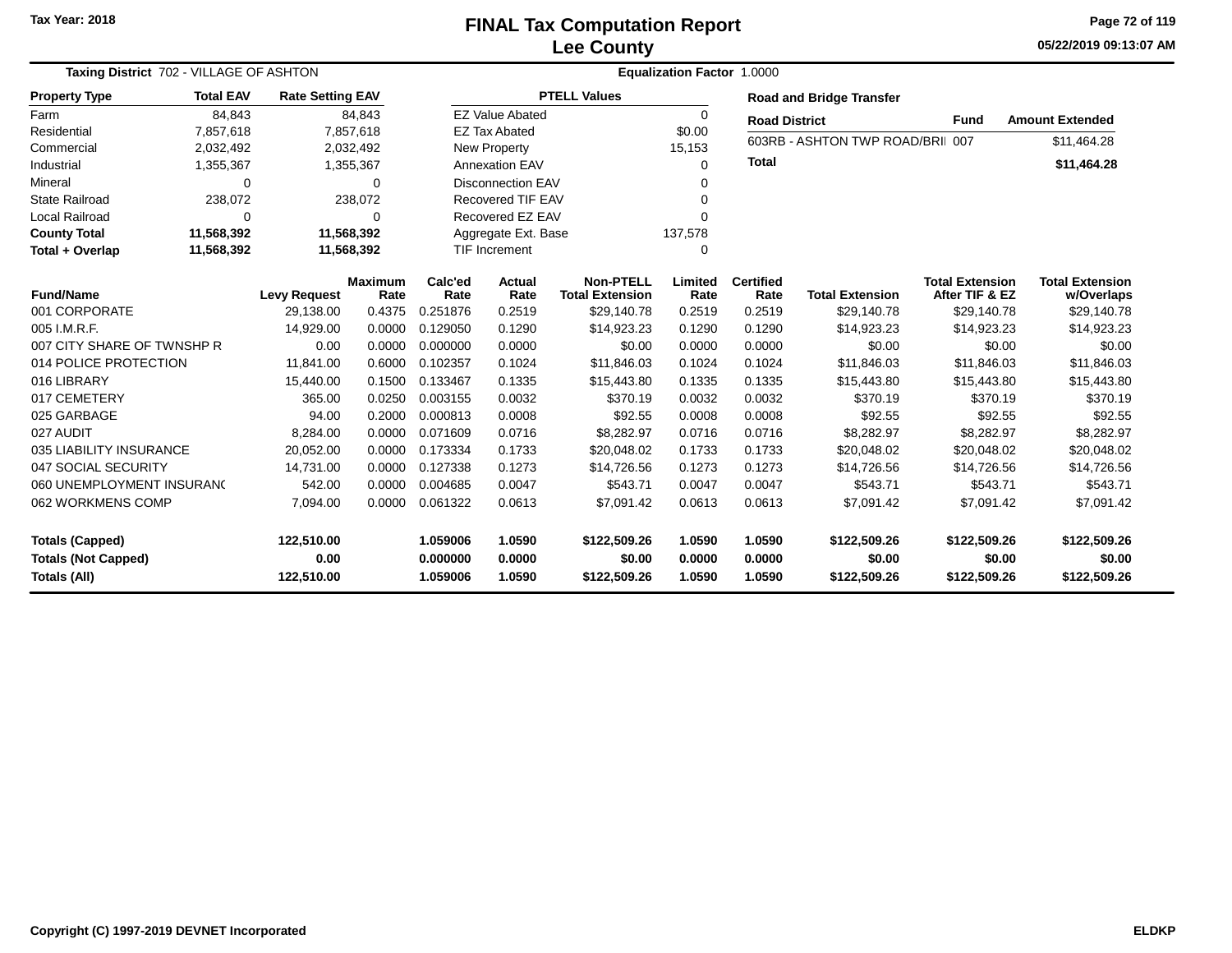Tax Year: 2018

# FINAL Tax Computation Report
## Lee County

05/22/2019 09:13:07 AM

**Taxing District** 702 - VILLAGE OF ASHTON

**Equalization Factor** 1.0000

| Property Type | Total EAV | Rate Setting EAV |
|---|---|---|
| Farm | 84,843 | 84,843 |
| Residential | 7,857,618 | 7,857,618 |
| Commercial | 2,032,492 | 2,032,492 |
| Industrial | 1,355,367 | 1,355,367 |
| Mineral | 0 | 0 |
| State Railroad | 238,072 | 238,072 |
| Local Railroad | 0 | 0 |
| **County Total** | **11,568,392** | **11,568,392** |
| **Total + Overlap** | **11,568,392** | **11,568,392** |

| PTELL Values | |
|---|---|
| EZ Value Abated | 0 |
| EZ Tax Abated | $0.00 |
| New Property | 15,153 |
| Annexation EAV | 0 |
| Disconnection EAV | 0 |
| Recovered TIF EAV | 0 |
| Recovered EZ EAV | 0 |
| Aggregate Ext. Base | 137,578 |
| TIF Increment | 0 |

**Road and Bridge Transfer**

| Road District | Fund | Amount Extended |
|---|---|---|
| 603RB - ASHTON TWP ROAD/BRII | 007 | $11,464.28 |
| **Total** | | **$11,464.28** |

| Fund/Name | Levy Request | Maximum Rate | Calc'ed Rate | Actual Rate | Non-PTELL Total Extension | Limited Rate | Certified Rate | Total Extension | Total Extension After TIF & EZ | Total Extension w/Overlaps |
|---|---|---|---|---|---|---|---|---|---|---|
| 001 CORPORATE | 29,138.00 | 0.4375 | 0.251876 | 0.2519 | $29,140.78 | 0.2519 | 0.2519 | $29,140.78 | $29,140.78 | $29,140.78 |
| 005 I.M.R.F. | 14,929.00 | 0.0000 | 0.129050 | 0.1290 | $14,923.23 | 0.1290 | 0.1290 | $14,923.23 | $14,923.23 | $14,923.23 |
| 007 CITY SHARE OF TWNSHP R | 0.00 | 0.0000 | 0.000000 | 0.0000 | $0.00 | 0.0000 | 0.0000 | $0.00 | $0.00 | $0.00 |
| 014 POLICE PROTECTION | 11,841.00 | 0.6000 | 0.102357 | 0.1024 | $11,846.03 | 0.1024 | 0.1024 | $11,846.03 | $11,846.03 | $11,846.03 |
| 016 LIBRARY | 15,440.00 | 0.1500 | 0.133467 | 0.1335 | $15,443.80 | 0.1335 | 0.1335 | $15,443.80 | $15,443.80 | $15,443.80 |
| 017 CEMETERY | 365.00 | 0.0250 | 0.003155 | 0.0032 | $370.19 | 0.0032 | 0.0032 | $370.19 | $370.19 | $370.19 |
| 025 GARBAGE | 94.00 | 0.2000 | 0.000813 | 0.0008 | $92.55 | 0.0008 | 0.0008 | $92.55 | $92.55 | $92.55 |
| 027 AUDIT | 8,284.00 | 0.0000 | 0.071609 | 0.0716 | $8,282.97 | 0.0716 | 0.0716 | $8,282.97 | $8,282.97 | $8,282.97 |
| 035 LIABILITY INSURANCE | 20,052.00 | 0.0000 | 0.173334 | 0.1733 | $20,048.02 | 0.1733 | 0.1733 | $20,048.02 | $20,048.02 | $20,048.02 |
| 047 SOCIAL SECURITY | 14,731.00 | 0.0000 | 0.127338 | 0.1273 | $14,726.56 | 0.1273 | 0.1273 | $14,726.56 | $14,726.56 | $14,726.56 |
| 060 UNEMPLOYMENT INSURANC | 542.00 | 0.0000 | 0.004685 | 0.0047 | $543.71 | 0.0047 | 0.0047 | $543.71 | $543.71 | $543.71 |
| 062 WORKMENS COMP | 7,094.00 | 0.0000 | 0.061322 | 0.0613 | $7,091.42 | 0.0613 | 0.0613 | $7,091.42 | $7,091.42 | $7,091.42 |
| **Totals (Capped)** | **122,510.00** | | **1.059006** | **1.0590** | **$122,509.26** | **1.0590** | **1.0590** | **$122,509.26** | **$122,509.26** | **$122,509.26** |
| **Totals (Not Capped)** | **0.00** | | **0.000000** | **0.0000** | **$0.00** | **0.0000** | **0.0000** | **$0.00** | **$0.00** | **$0.00** |
| **Totals (All)** | **122,510.00** | | **1.059006** | **1.0590** | **$122,509.26** | **1.0590** | **1.0590** | **$122,509.26** | **$122,509.26** | **$122,509.26** |

Copyright (C) 1997-2019 DEVNET Incorporated

ELDKP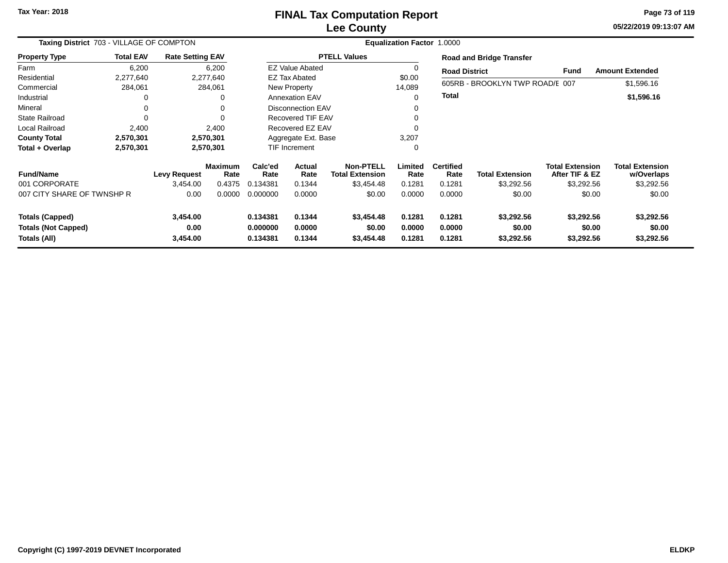Tax Year: 2018

# FINAL Tax Computation Report
## Lee County

05/22/2019 09:13:07 AM

**Taxing District** 703 - VILLAGE OF COMPTON | **Equalization Factor** 1.0000

| Property Type | Total EAV | Rate Setting EAV |
|---|---|---|
| Farm | 6,200 | 6,200 |
| Residential | 2,277,640 | 2,277,640 |
| Commercial | 284,061 | 284,061 |
| Industrial | 0 | 0 |
| Mineral | 0 | 0 |
| State Railroad | 0 | 0 |
| Local Railroad | 2,400 | 2,400 |
| **County Total** | **2,570,301** | **2,570,301** |
| **Total + Overlap** | **2,570,301** | **2,570,301** |

| PTELL Values | |
|---|---|
| EZ Value Abated | 0 |
| EZ Tax Abated | $0.00 |
| New Property | 14,089 |
| Annexation EAV | 0 |
| Disconnection EAV | 0 |
| Recovered TIF EAV | 0 |
| Recovered EZ EAV | 0 |
| Aggregate Ext. Base | 3,207 |
| TIF Increment | 0 |

**Road and Bridge Transfer**

| Road District | Fund | Amount Extended |
|---|---|---|
| 605RB - BROOKLYN TWP ROAD/E | 007 | $1,596.16 |
| **Total** | | **$1,596.16** |

| Fund/Name | Levy Request | Maximum Rate | Calc'ed Rate | Actual Rate | Non-PTELL Total Extension | Limited Rate | Certified Rate | Total Extension | Total Extension After TIF & EZ | Total Extension w/Overlaps |
|---|---|---|---|---|---|---|---|---|---|---|
| 001 CORPORATE | 3,454.00 | 0.4375 | 0.134381 | 0.1344 | $3,454.48 | 0.1281 | 0.1281 | $3,292.56 | $3,292.56 | $3,292.56 |
| 007 CITY SHARE OF TWNSHP R | 0.00 | 0.0000 | 0.000000 | 0.0000 | $0.00 | 0.0000 | 0.0000 | $0.00 | $0.00 | $0.00 |
| **Totals (Capped)** | **3,454.00** | | **0.134381** | **0.1344** | **$3,454.48** | **0.1281** | **0.1281** | **$3,292.56** | **$3,292.56** | **$3,292.56** |
| **Totals (Not Capped)** | **0.00** | | **0.000000** | **0.0000** | **$0.00** | **0.0000** | **0.0000** | **$0.00** | **$0.00** | **$0.00** |
| **Totals (All)** | **3,454.00** | | **0.134381** | **0.1344** | **$3,454.48** | **0.1281** | **0.1281** | **$3,292.56** | **$3,292.56** | **$3,292.56** |

Copyright (C) 1997-2019 DEVNET Incorporated — ELDKP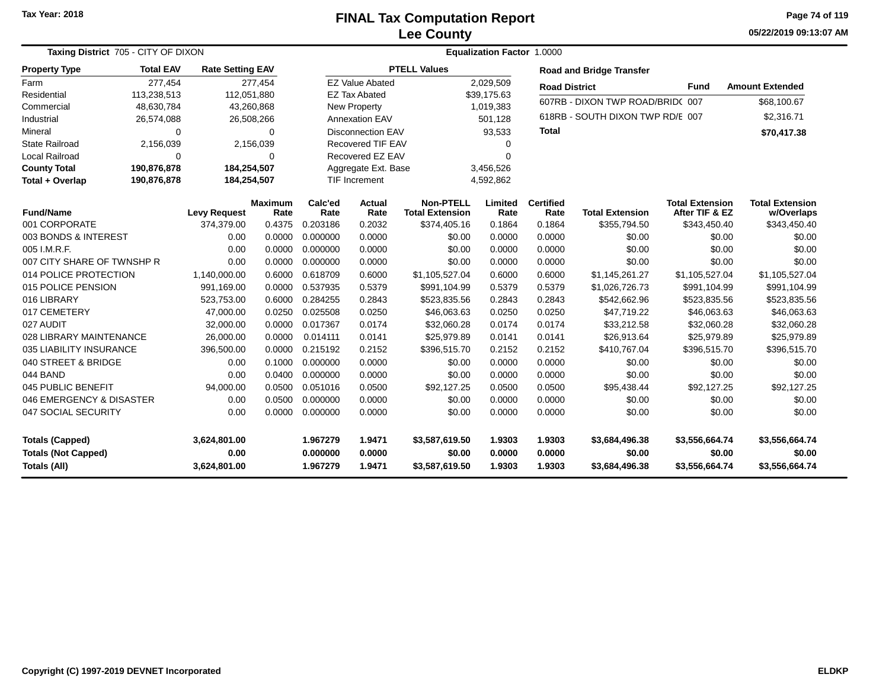Tax Year: 2018

# FINAL Tax Computation Report
## Lee County

05/22/2019 09:13:07 AM

**Taxing District** 705 - CITY OF DIXON **Equalization Factor** 1.0000

| Property Type | Total EAV | Rate Setting EAV |
|---|---|---|
| Farm | 277,454 | 277,454 |
| Residential | 113,238,513 | 112,051,880 |
| Commercial | 48,630,784 | 43,260,868 |
| Industrial | 26,574,088 | 26,508,266 |
| Mineral | 0 | 0 |
| State Railroad | 2,156,039 | 2,156,039 |
| Local Railroad | 0 | 0 |
| **County Total** | **190,876,878** | **184,254,507** |
| **Total + Overlap** | **190,876,878** | **184,254,507** |

| PTELL Values | |
|---|---|
| EZ Value Abated | 2,029,509 |
| EZ Tax Abated | $39,175.63 |
| New Property | 1,019,383 |
| Annexation EAV | 501,128 |
| Disconnection EAV | 93,533 |
| Recovered TIF EAV | 0 |
| Recovered EZ EAV | 0 |
| Aggregate Ext. Base | 3,456,526 |
| TIF Increment | 4,592,862 |

**Road and Bridge Transfer**

| Road District | Fund | Amount Extended |
|---|---|---|
| 607RB - DIXON TWP ROAD/BRIDC | 007 | $68,100.67 |
| 618RB - SOUTH DIXON TWP RD/E | 007 | $2,316.71 |
| **Total** | | **$70,417.38** |

| Fund/Name | Levy Request | Maximum Rate | Calc'ed Rate | Actual Rate | Non-PTELL Total Extension | Limited Rate | Certified Rate | Total Extension | Total Extension After TIF & EZ | Total Extension w/Overlaps |
|---|---|---|---|---|---|---|---|---|---|---|
| 001 CORPORATE | 374,379.00 | 0.4375 | 0.203186 | 0.2032 | $374,405.16 | 0.1864 | 0.1864 | $355,794.50 | $343,450.40 | $343,450.40 |
| 003 BONDS & INTEREST | 0.00 | 0.0000 | 0.000000 | 0.0000 | $0.00 | 0.0000 | 0.0000 | $0.00 | $0.00 | $0.00 |
| 005 I.M.R.F. | 0.00 | 0.0000 | 0.000000 | 0.0000 | $0.00 | 0.0000 | 0.0000 | $0.00 | $0.00 | $0.00 |
| 007 CITY SHARE OF TWNSHP R | 0.00 | 0.0000 | 0.000000 | 0.0000 | $0.00 | 0.0000 | 0.0000 | $0.00 | $0.00 | $0.00 |
| 014 POLICE PROTECTION | 1,140,000.00 | 0.6000 | 0.618709 | 0.6000 | $1,105,527.04 | 0.6000 | 0.6000 | $1,145,261.27 | $1,105,527.04 | $1,105,527.04 |
| 015 POLICE PENSION | 991,169.00 | 0.0000 | 0.537935 | 0.5379 | $991,104.99 | 0.5379 | 0.5379 | $1,026,726.73 | $991,104.99 | $991,104.99 |
| 016 LIBRARY | 523,753.00 | 0.6000 | 0.284255 | 0.2843 | $523,835.56 | 0.2843 | 0.2843 | $542,662.96 | $523,835.56 | $523,835.56 |
| 017 CEMETERY | 47,000.00 | 0.0250 | 0.025508 | 0.0250 | $46,063.63 | 0.0250 | 0.0250 | $47,719.22 | $46,063.63 | $46,063.63 |
| 027 AUDIT | 32,000.00 | 0.0000 | 0.017367 | 0.0174 | $32,060.28 | 0.0174 | 0.0174 | $33,212.58 | $32,060.28 | $32,060.28 |
| 028 LIBRARY MAINTENANCE | 26,000.00 | 0.0000 | 0.014111 | 0.0141 | $25,979.89 | 0.0141 | 0.0141 | $26,913.64 | $25,979.89 | $25,979.89 |
| 035 LIABILITY INSURANCE | 396,500.00 | 0.0000 | 0.215192 | 0.2152 | $396,515.70 | 0.2152 | 0.2152 | $410,767.04 | $396,515.70 | $396,515.70 |
| 040 STREET & BRIDGE | 0.00 | 0.1000 | 0.000000 | 0.0000 | $0.00 | 0.0000 | 0.0000 | $0.00 | $0.00 | $0.00 |
| 044 BAND | 0.00 | 0.0400 | 0.000000 | 0.0000 | $0.00 | 0.0000 | 0.0000 | $0.00 | $0.00 | $0.00 |
| 045 PUBLIC BENEFIT | 94,000.00 | 0.0500 | 0.051016 | 0.0500 | $92,127.25 | 0.0500 | 0.0500 | $95,438.44 | $92,127.25 | $92,127.25 |
| 046 EMERGENCY & DISASTER | 0.00 | 0.0500 | 0.000000 | 0.0000 | $0.00 | 0.0000 | 0.0000 | $0.00 | $0.00 | $0.00 |
| 047 SOCIAL SECURITY | 0.00 | 0.0000 | 0.000000 | 0.0000 | $0.00 | 0.0000 | 0.0000 | $0.00 | $0.00 | $0.00 |
| **Totals (Capped)** | **3,624,801.00** | | **1.967279** | **1.9471** | **$3,587,619.50** | **1.9303** | **1.9303** | **$3,684,496.38** | **$3,556,664.74** | **$3,556,664.74** |
| **Totals (Not Capped)** | **0.00** | | **0.000000** | **0.0000** | **$0.00** | **0.0000** | **0.0000** | **$0.00** | **$0.00** | **$0.00** |
| **Totals (All)** | **3,624,801.00** | | **1.967279** | **1.9471** | **$3,587,619.50** | **1.9303** | **1.9303** | **$3,684,496.38** | **$3,556,664.74** | **$3,556,664.74** |

Copyright (C) 1997-2019 DEVNET Incorporated ELDKP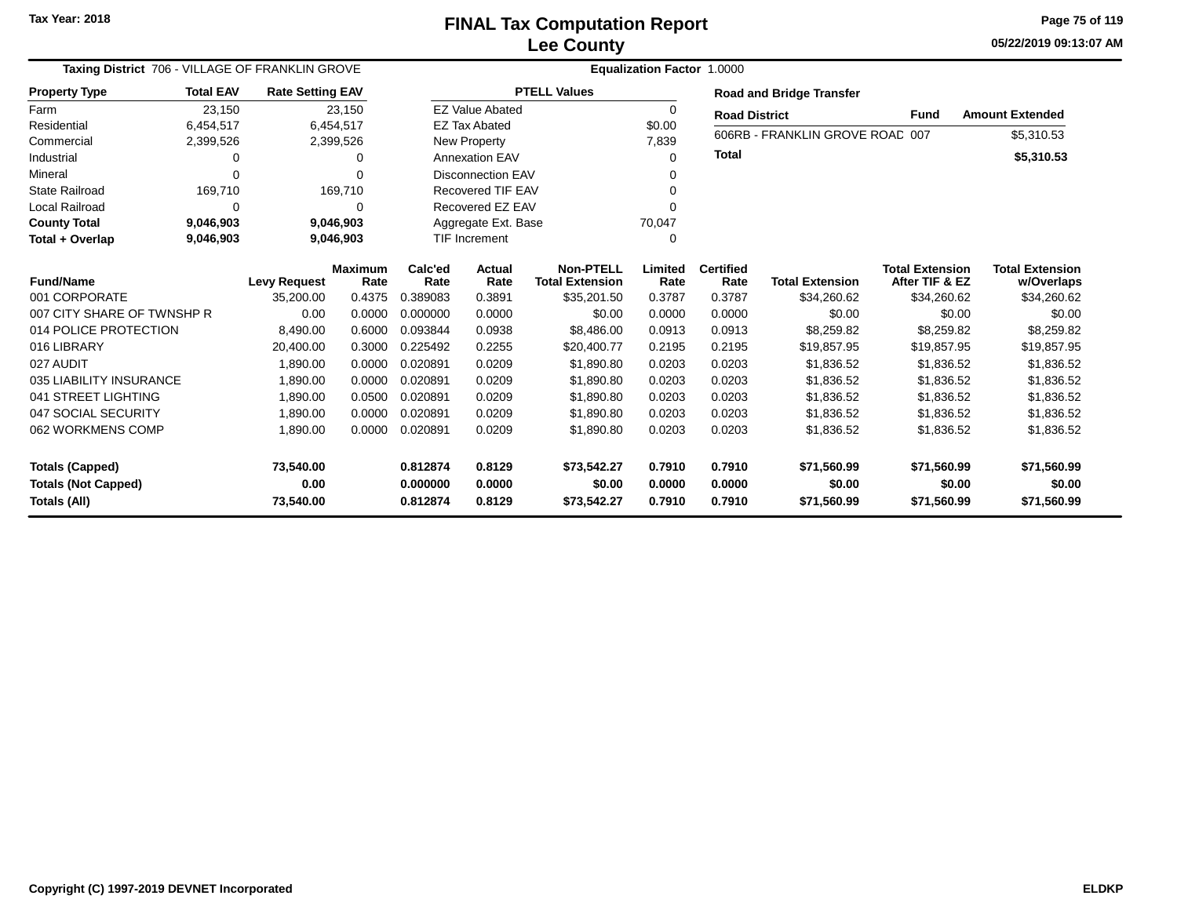Tax Year: 2018

# FINAL Tax Computation Report
## Lee County

05/22/2019 09:13:07 AM

**Taxing District** 706 - VILLAGE OF FRANKLIN GROVE | **Equalization Factor** 1.0000

| Property Type | Total EAV | Rate Setting EAV |
|---|---|---|
| Farm | 23,150 | 23,150 |
| Residential | 6,454,517 | 6,454,517 |
| Commercial | 2,399,526 | 2,399,526 |
| Industrial | 0 | 0 |
| Mineral | 0 | 0 |
| State Railroad | 169,710 | 169,710 |
| Local Railroad | 0 | 0 |
| **County Total** | **9,046,903** | **9,046,903** |
| **Total + Overlap** | **9,046,903** | **9,046,903** |

| PTELL Values | |
|---|---|
| EZ Value Abated | 0 |
| EZ Tax Abated | $0.00 |
| New Property | 7,839 |
| Annexation EAV | 0 |
| Disconnection EAV | 0 |
| Recovered TIF EAV | 0 |
| Recovered EZ EAV | 0 |
| Aggregate Ext. Base | 70,047 |
| TIF Increment | 0 |

**Road and Bridge Transfer**

| Road District | Fund | Amount Extended |
|---|---|---|
| 606RB - FRANKLIN GROVE ROAD | 007 | $5,310.53 |
| **Total** | | **$5,310.53** |

| Fund/Name | Levy Request | Maximum Rate | Calc'ed Rate | Actual Rate | Non-PTELL Total Extension | Limited Rate | Certified Rate | Total Extension | Total Extension After TIF & EZ | Total Extension w/Overlaps |
|---|---|---|---|---|---|---|---|---|---|---|
| 001 CORPORATE | 35,200.00 | 0.4375 | 0.389083 | 0.3891 | $35,201.50 | 0.3787 | 0.3787 | $34,260.62 | $34,260.62 | $34,260.62 |
| 007 CITY SHARE OF TWNSHP R | 0.00 | 0.0000 | 0.000000 | 0.0000 | $0.00 | 0.0000 | 0.0000 | $0.00 | $0.00 | $0.00 |
| 014 POLICE PROTECTION | 8,490.00 | 0.6000 | 0.093844 | 0.0938 | $8,486.00 | 0.0913 | 0.0913 | $8,259.82 | $8,259.82 | $8,259.82 |
| 016 LIBRARY | 20,400.00 | 0.3000 | 0.225492 | 0.2255 | $20,400.77 | 0.2195 | 0.2195 | $19,857.95 | $19,857.95 | $19,857.95 |
| 027 AUDIT | 1,890.00 | 0.0000 | 0.020891 | 0.0209 | $1,890.80 | 0.0203 | 0.0203 | $1,836.52 | $1,836.52 | $1,836.52 |
| 035 LIABILITY INSURANCE | 1,890.00 | 0.0000 | 0.020891 | 0.0209 | $1,890.80 | 0.0203 | 0.0203 | $1,836.52 | $1,836.52 | $1,836.52 |
| 041 STREET LIGHTING | 1,890.00 | 0.0500 | 0.020891 | 0.0209 | $1,890.80 | 0.0203 | 0.0203 | $1,836.52 | $1,836.52 | $1,836.52 |
| 047 SOCIAL SECURITY | 1,890.00 | 0.0000 | 0.020891 | 0.0209 | $1,890.80 | 0.0203 | 0.0203 | $1,836.52 | $1,836.52 | $1,836.52 |
| 062 WORKMENS COMP | 1,890.00 | 0.0000 | 0.020891 | 0.0209 | $1,890.80 | 0.0203 | 0.0203 | $1,836.52 | $1,836.52 | $1,836.52 |
| **Totals (Capped)** | **73,540.00** | | **0.812874** | **0.8129** | **$73,542.27** | **0.7910** | **0.7910** | **$71,560.99** | **$71,560.99** | **$71,560.99** |
| **Totals (Not Capped)** | **0.00** | | **0.000000** | **0.0000** | **$0.00** | **0.0000** | **0.0000** | **$0.00** | **$0.00** | **$0.00** |
| **Totals (All)** | **73,540.00** | | **0.812874** | **0.8129** | **$73,542.27** | **0.7910** | **0.7910** | **$71,560.99** | **$71,560.99** | **$71,560.99** |

Copyright (C) 1997-2019 DEVNET Incorporated | ELDKP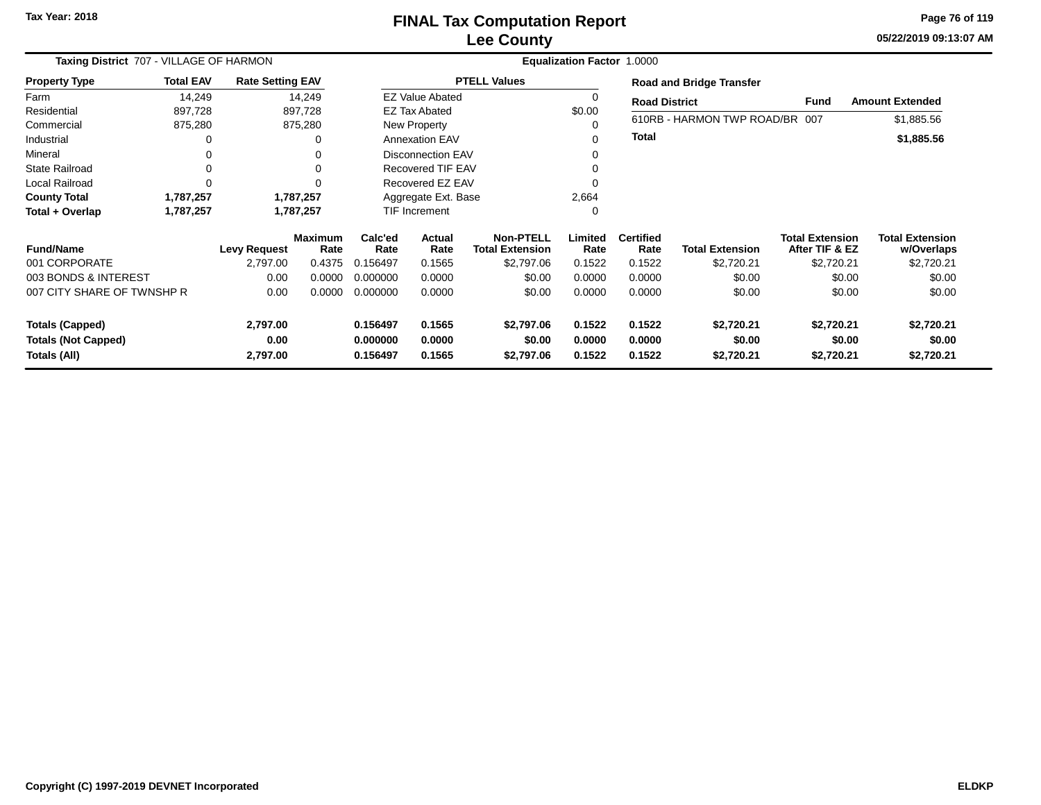# FINAL Tax Computation Report
## Lee County

Tax Year: 2018

**Taxing District** 707 - VILLAGE OF HARMON **Equalization Factor** 1.0000

| Property Type | Total EAV | Rate Setting EAV |
|---|---|---|
| Farm | 14,249 | 14,249 |
| Residential | 897,728 | 897,728 |
| Commercial | 875,280 | 875,280 |
| Industrial | 0 | 0 |
| Mineral | 0 | 0 |
| State Railroad | 0 | 0 |
| Local Railroad | 0 | 0 |
| **County Total** | **1,787,257** | **1,787,257** |
| **Total + Overlap** | **1,787,257** | **1,787,257** |

| PTELL Values | |
|---|---|
| EZ Value Abated | 0 |
| EZ Tax Abated | $0.00 |
| New Property | 0 |
| Annexation EAV | 0 |
| Disconnection EAV | 0 |
| Recovered TIF EAV | 0 |
| Recovered EZ EAV | 0 |
| Aggregate Ext. Base | 2,664 |
| TIF Increment | 0 |

**Road and Bridge Transfer**

| Road District | Fund | Amount Extended |
|---|---|---|
| 610RB - HARMON TWP ROAD/BR | 007 | $1,885.56 |
| **Total** | | **$1,885.56** |

| Fund/Name | Levy Request | Maximum Rate | Calc'ed Rate | Actual Rate | Non-PTELL Total Extension | Limited Rate | Certified Rate | Total Extension | Total Extension After TIF & EZ | Total Extension w/Overlaps |
|---|---|---|---|---|---|---|---|---|---|---|
| 001 CORPORATE | 2,797.00 | 0.4375 | 0.156497 | 0.1565 | $2,797.06 | 0.1522 | 0.1522 | $2,720.21 | $2,720.21 | $2,720.21 |
| 003 BONDS & INTEREST | 0.00 | 0.0000 | 0.000000 | 0.0000 | $0.00 | 0.0000 | 0.0000 | $0.00 | $0.00 | $0.00 |
| 007 CITY SHARE OF TWNSHP R | 0.00 | 0.0000 | 0.000000 | 0.0000 | $0.00 | 0.0000 | 0.0000 | $0.00 | $0.00 | $0.00 |
| **Totals (Capped)** | **2,797.00** | | **0.156497** | **0.1565** | **$2,797.06** | **0.1522** | **0.1522** | **$2,720.21** | **$2,720.21** | **$2,720.21** |
| **Totals (Not Capped)** | **0.00** | | **0.000000** | **0.0000** | **$0.00** | **0.0000** | **0.0000** | **$0.00** | **$0.00** | **$0.00** |
| **Totals (All)** | **2,797.00** | | **0.156497** | **0.1565** | **$2,797.06** | **0.1522** | **0.1522** | **$2,720.21** | **$2,720.21** | **$2,720.21** |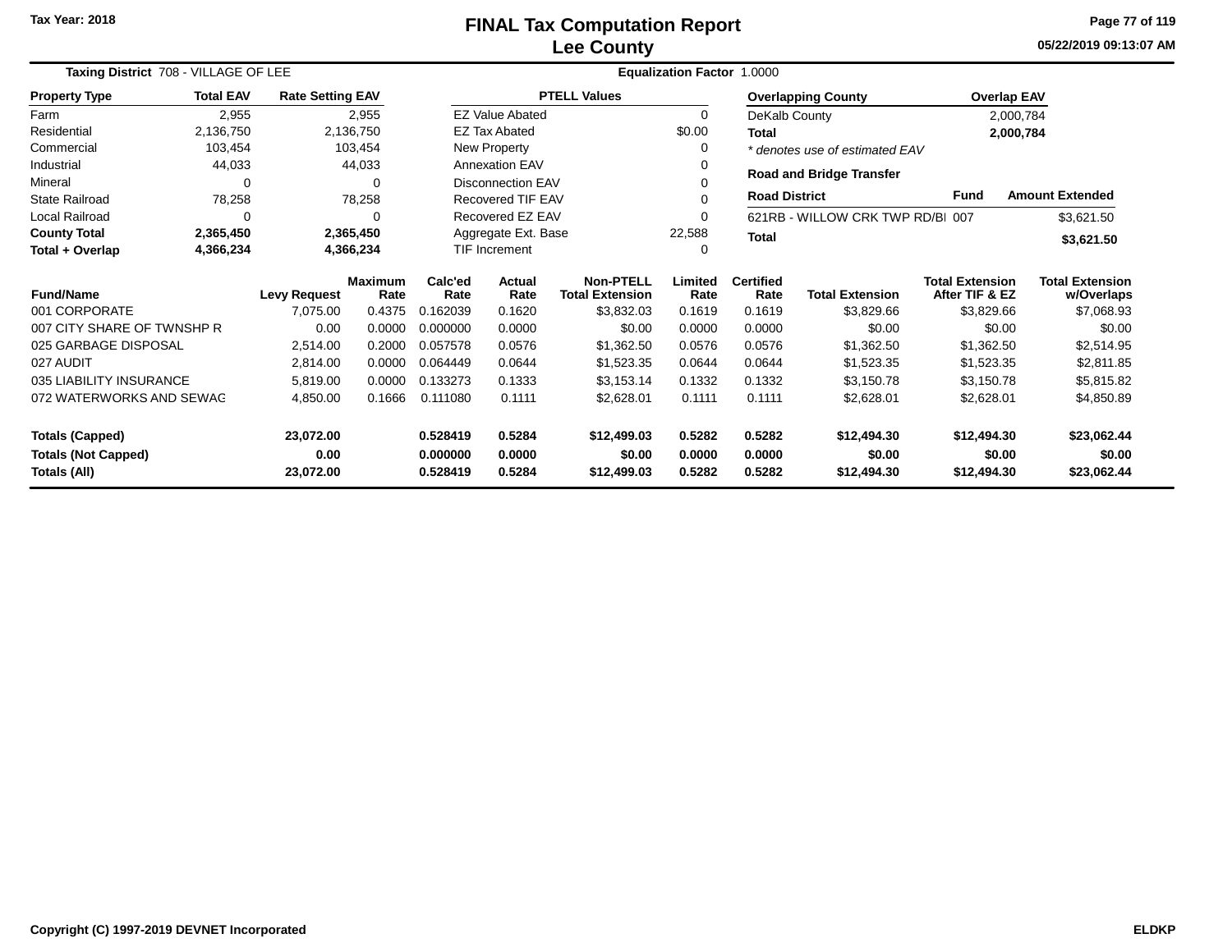Tax Year: 2018

# FINAL Tax Computation Report
## Lee County

05/22/2019 09:13:07 AM

**Taxing District** 708 - VILLAGE OF LEE **Equalization Factor** 1.0000

| Property Type | Total EAV | Rate Setting EAV |
|---|---|---|
| Farm | 2,955 | 2,955 |
| Residential | 2,136,750 | 2,136,750 |
| Commercial | 103,454 | 103,454 |
| Industrial | 44,033 | 44,033 |
| Mineral | 0 | 0 |
| State Railroad | 78,258 | 78,258 |
| Local Railroad | 0 | 0 |
| **County Total** | **2,365,450** | **2,365,450** |
| **Total + Overlap** | **4,366,234** | **4,366,234** |

| PTELL Values | |
|---|---|
| EZ Value Abated | 0 |
| EZ Tax Abated | $0.00 |
| New Property | 0 |
| Annexation EAV | 0 |
| Disconnection EAV | 0 |
| Recovered TIF EAV | 0 |
| Recovered EZ EAV | 0 |
| Aggregate Ext. Base | 22,588 |
| TIF Increment | 0 |

| Overlapping County | Overlap EAV |
|---|---|
| DeKalb County | 2,000,784 |
| **Total** | **2,000,784** |

*\* denotes use of estimated EAV*

**Road and Bridge Transfer**

| Road District | Fund | Amount Extended |
|---|---|---|
| 621RB - WILLOW CRK TWP RD/BI | 007 | $3,621.50 |
| **Total** | | **$3,621.50** |

| Fund/Name | Levy Request | Maximum Rate | Calc'ed Rate | Actual Rate | Non-PTELL Total Extension | Limited Rate | Certified Rate | Total Extension | Total Extension After TIF & EZ | Total Extension w/Overlaps |
|---|---|---|---|---|---|---|---|---|---|---|
| 001 CORPORATE | 7,075.00 | 0.4375 | 0.162039 | 0.1620 | $3,832.03 | 0.1619 | 0.1619 | $3,829.66 | $3,829.66 | $7,068.93 |
| 007 CITY SHARE OF TWNSHP R | 0.00 | 0.0000 | 0.000000 | 0.0000 | $0.00 | 0.0000 | 0.0000 | $0.00 | $0.00 | $0.00 |
| 025 GARBAGE DISPOSAL | 2,514.00 | 0.2000 | 0.057578 | 0.0576 | $1,362.50 | 0.0576 | 0.0576 | $1,362.50 | $1,362.50 | $2,514.95 |
| 027 AUDIT | 2,814.00 | 0.0000 | 0.064449 | 0.0644 | $1,523.35 | 0.0644 | 0.0644 | $1,523.35 | $1,523.35 | $2,811.85 |
| 035 LIABILITY INSURANCE | 5,819.00 | 0.0000 | 0.133273 | 0.1333 | $3,153.14 | 0.1332 | 0.1332 | $3,150.78 | $3,150.78 | $5,815.82 |
| 072 WATERWORKS AND SEWAG | 4,850.00 | 0.1666 | 0.111080 | 0.1111 | $2,628.01 | 0.1111 | 0.1111 | $2,628.01 | $2,628.01 | $4,850.89 |
| **Totals (Capped)** | **23,072.00** | | **0.528419** | **0.5284** | **$12,499.03** | **0.5282** | **0.5282** | **$12,494.30** | **$12,494.30** | **$23,062.44** |
| **Totals (Not Capped)** | **0.00** | | **0.000000** | **0.0000** | **$0.00** | **0.0000** | **0.0000** | **$0.00** | **$0.00** | **$0.00** |
| **Totals (All)** | **23,072.00** | | **0.528419** | **0.5284** | **$12,499.03** | **0.5282** | **0.5282** | **$12,494.30** | **$12,494.30** | **$23,062.44** |

Copyright (C) 1997-2019 DEVNET Incorporated ELDKP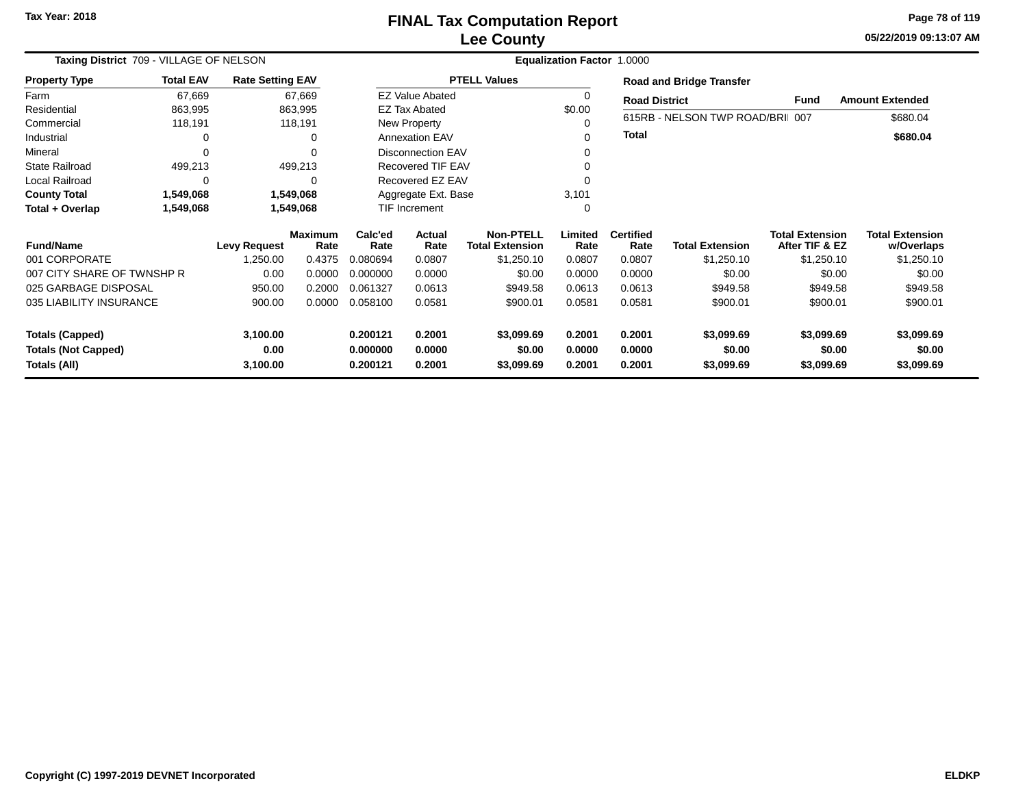Tax Year: 2018

# FINAL Tax Computation Report
## Lee County

05/22/2019 09:13:07 AM

**Taxing District** 709 - VILLAGE OF NELSON **Equalization Factor** 1.0000

| Property Type | Total EAV | Rate Setting EAV |
|---|---|---|
| Farm | 67,669 | 67,669 |
| Residential | 863,995 | 863,995 |
| Commercial | 118,191 | 118,191 |
| Industrial | 0 | 0 |
| Mineral | 0 | 0 |
| State Railroad | 499,213 | 499,213 |
| Local Railroad | 0 | 0 |
| **County Total** | **1,549,068** | **1,549,068** |
| **Total + Overlap** | **1,549,068** | **1,549,068** |

| PTELL Values | |
|---|---|
| EZ Value Abated | 0 |
| EZ Tax Abated | $0.00 |
| New Property | 0 |
| Annexation EAV | 0 |
| Disconnection EAV | 0 |
| Recovered TIF EAV | 0 |
| Recovered EZ EAV | 0 |
| Aggregate Ext. Base | 3,101 |
| TIF Increment | 0 |

**Road and Bridge Transfer**

| Road District | Fund | Amount Extended |
|---|---|---|
| 615RB - NELSON TWP ROAD/BRI | 007 | $680.04 |
| **Total** | | **$680.04** |

| Fund/Name | Levy Request | Maximum Rate | Calc'ed Rate | Actual Rate | Non-PTELL Total Extension | Limited Rate | Certified Rate | Total Extension | Total Extension After TIF & EZ | Total Extension w/Overlaps |
|---|---|---|---|---|---|---|---|---|---|---|
| 001 CORPORATE | 1,250.00 | 0.4375 | 0.080694 | 0.0807 | $1,250.10 | 0.0807 | 0.0807 | $1,250.10 | $1,250.10 | $1,250.10 |
| 007 CITY SHARE OF TWNSHP R | 0.00 | 0.0000 | 0.000000 | 0.0000 | $0.00 | 0.0000 | 0.0000 | $0.00 | $0.00 | $0.00 |
| 025 GARBAGE DISPOSAL | 950.00 | 0.2000 | 0.061327 | 0.0613 | $949.58 | 0.0613 | 0.0613 | $949.58 | $949.58 | $949.58 |
| 035 LIABILITY INSURANCE | 900.00 | 0.0000 | 0.058100 | 0.0581 | $900.01 | 0.0581 | 0.0581 | $900.01 | $900.01 | $900.01 |
| **Totals (Capped)** | **3,100.00** | | **0.200121** | **0.2001** | **$3,099.69** | **0.2001** | **0.2001** | **$3,099.69** | **$3,099.69** | **$3,099.69** |
| **Totals (Not Capped)** | **0.00** | | **0.000000** | **0.0000** | **$0.00** | **0.0000** | **0.0000** | **$0.00** | **$0.00** | **$0.00** |
| **Totals (All)** | **3,100.00** | | **0.200121** | **0.2001** | **$3,099.69** | **0.2001** | **0.2001** | **$3,099.69** | **$3,099.69** | **$3,099.69** |

Copyright (C) 1997-2019 DEVNET Incorporated ELDKP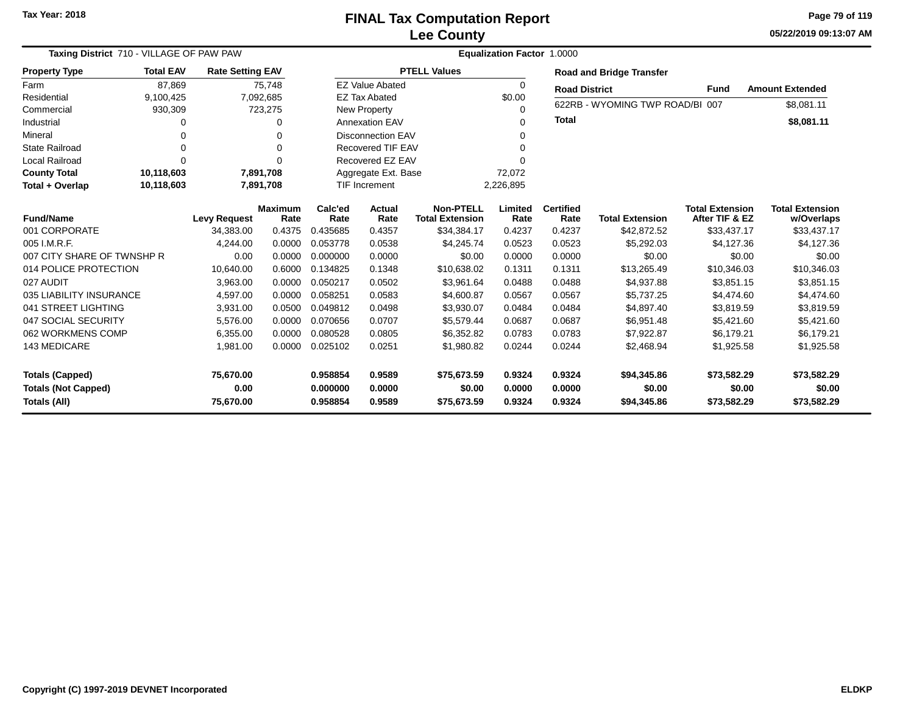# FINAL Tax Computation Report
## Lee County

Tax Year: 2018

**Taxing District** 710 - VILLAGE OF PAW PAW

**Equalization Factor** 1.0000

| Property Type | Total EAV | Rate Setting EAV |
|---|---|---|
| Farm | 87,869 | 75,748 |
| Residential | 9,100,425 | 7,092,685 |
| Commercial | 930,309 | 723,275 |
| Industrial | 0 | 0 |
| Mineral | 0 | 0 |
| State Railroad | 0 | 0 |
| Local Railroad | 0 | 0 |
| **County Total** | **10,118,603** | **7,891,708** |
| **Total + Overlap** | **10,118,603** | **7,891,708** |

| PTELL Values | |
|---|---|
| EZ Value Abated | 0 |
| EZ Tax Abated | $0.00 |
| New Property | 0 |
| Annexation EAV | 0 |
| Disconnection EAV | 0 |
| Recovered TIF EAV | 0 |
| Recovered EZ EAV | 0 |
| Aggregate Ext. Base | 72,072 |
| TIF Increment | 2,226,895 |

**Road and Bridge Transfer**

| Road District | Fund | Amount Extended |
|---|---|---|
| 622RB - WYOMING TWP ROAD/BI | 007 | $8,081.11 |
| **Total** | | **$8,081.11** |

| Fund/Name | Levy Request | Maximum Rate | Calc'ed Rate | Actual Rate | Non-PTELL Total Extension | Limited Rate | Certified Rate | Total Extension | Total Extension After TIF & EZ | Total Extension w/Overlaps |
|---|---|---|---|---|---|---|---|---|---|---|
| 001 CORPORATE | 34,383.00 | 0.4375 | 0.435685 | 0.4357 | $34,384.17 | 0.4237 | 0.4237 | $42,872.52 | $33,437.17 | $33,437.17 |
| 005 I.M.R.F. | 4,244.00 | 0.0000 | 0.053778 | 0.0538 | $4,245.74 | 0.0523 | 0.0523 | $5,292.03 | $4,127.36 | $4,127.36 |
| 007 CITY SHARE OF TWNSHP R | 0.00 | 0.0000 | 0.000000 | 0.0000 | $0.00 | 0.0000 | 0.0000 | $0.00 | $0.00 | $0.00 |
| 014 POLICE PROTECTION | 10,640.00 | 0.6000 | 0.134825 | 0.1348 | $10,638.02 | 0.1311 | 0.1311 | $13,265.49 | $10,346.03 | $10,346.03 |
| 027 AUDIT | 3,963.00 | 0.0000 | 0.050217 | 0.0502 | $3,961.64 | 0.0488 | 0.0488 | $4,937.88 | $3,851.15 | $3,851.15 |
| 035 LIABILITY INSURANCE | 4,597.00 | 0.0000 | 0.058251 | 0.0583 | $4,600.87 | 0.0567 | 0.0567 | $5,737.25 | $4,474.60 | $4,474.60 |
| 041 STREET LIGHTING | 3,931.00 | 0.0500 | 0.049812 | 0.0498 | $3,930.07 | 0.0484 | 0.0484 | $4,897.40 | $3,819.59 | $3,819.59 |
| 047 SOCIAL SECURITY | 5,576.00 | 0.0000 | 0.070656 | 0.0707 | $5,579.44 | 0.0687 | 0.0687 | $6,951.48 | $5,421.60 | $5,421.60 |
| 062 WORKMENS COMP | 6,355.00 | 0.0000 | 0.080528 | 0.0805 | $6,352.82 | 0.0783 | 0.0783 | $7,922.87 | $6,179.21 | $6,179.21 |
| 143 MEDICARE | 1,981.00 | 0.0000 | 0.025102 | 0.0251 | $1,980.82 | 0.0244 | 0.0244 | $2,468.94 | $1,925.58 | $1,925.58 |
| **Totals (Capped)** | **75,670.00** | | **0.958854** | **0.9589** | **$75,673.59** | **0.9324** | **0.9324** | **$94,345.86** | **$73,582.29** | **$73,582.29** |
| **Totals (Not Capped)** | **0.00** | | **0.000000** | **0.0000** | **$0.00** | **0.0000** | **0.0000** | **$0.00** | **$0.00** | **$0.00** |
| **Totals (All)** | **75,670.00** | | **0.958854** | **0.9589** | **$75,673.59** | **0.9324** | **0.9324** | **$94,345.86** | **$73,582.29** | **$73,582.29** |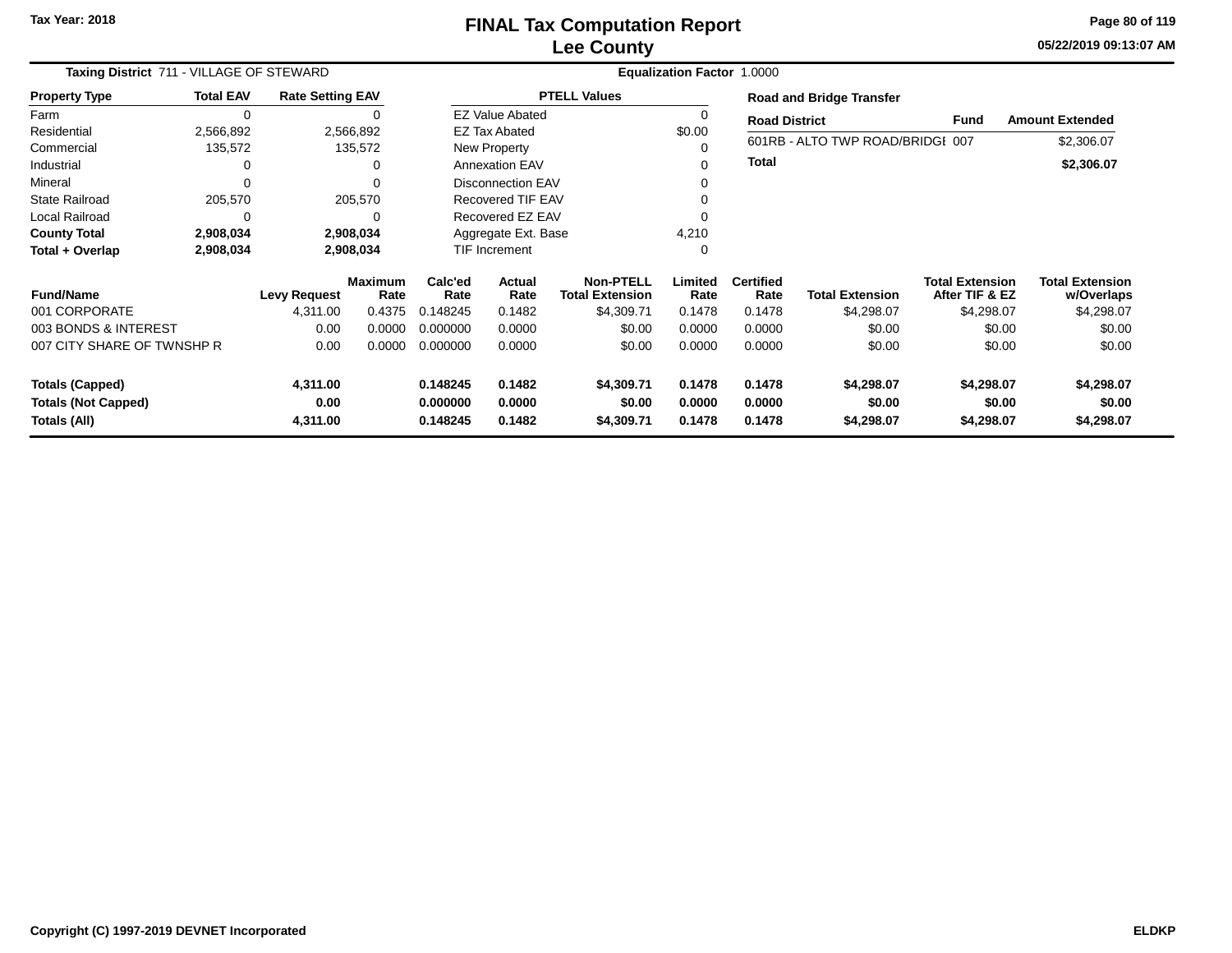Tax Year: 2018

# FINAL Tax Computation Report
## Lee County

05/22/2019 09:13:07 AM

**Taxing District** 711 - VILLAGE OF STEWARD | **Equalization Factor** 1.0000

| Property Type | Total EAV | Rate Setting EAV |
|---|---|---|
| Farm | 0 | 0 |
| Residential | 2,566,892 | 2,566,892 |
| Commercial | 135,572 | 135,572 |
| Industrial | 0 | 0 |
| Mineral | 0 | 0 |
| State Railroad | 205,570 | 205,570 |
| Local Railroad | 0 | 0 |
| **County Total** | **2,908,034** | **2,908,034** |
| **Total + Overlap** | **2,908,034** | **2,908,034** |

| PTELL Values | |
|---|---|
| EZ Value Abated | 0 |
| EZ Tax Abated | $0.00 |
| New Property | 0 |
| Annexation EAV | 0 |
| Disconnection EAV | 0 |
| Recovered TIF EAV | 0 |
| Recovered EZ EAV | 0 |
| Aggregate Ext. Base | 4,210 |
| TIF Increment | 0 |

**Road and Bridge Transfer**

| Road District | Fund | Amount Extended |
|---|---|---|
| 601RB - ALTO TWP ROAD/BRIDGI | 007 | $2,306.07 |
| **Total** | | **$2,306.07** |

| Fund/Name | Levy Request | Maximum Rate | Calc'ed Rate | Actual Rate | Non-PTELL Total Extension | Limited Rate | Certified Rate | Total Extension | Total Extension After TIF & EZ | Total Extension w/Overlaps |
|---|---|---|---|---|---|---|---|---|---|---|
| 001 CORPORATE | 4,311.00 | 0.4375 | 0.148245 | 0.1482 | $4,309.71 | 0.1478 | 0.1478 | $4,298.07 | $4,298.07 | $4,298.07 |
| 003 BONDS & INTEREST | 0.00 | 0.0000 | 0.000000 | 0.0000 | $0.00 | 0.0000 | 0.0000 | $0.00 | $0.00 | $0.00 |
| 007 CITY SHARE OF TWNSHP R | 0.00 | 0.0000 | 0.000000 | 0.0000 | $0.00 | 0.0000 | 0.0000 | $0.00 | $0.00 | $0.00 |
| **Totals (Capped)** | **4,311.00** | | **0.148245** | **0.1482** | **$4,309.71** | **0.1478** | **0.1478** | **$4,298.07** | **$4,298.07** | **$4,298.07** |
| **Totals (Not Capped)** | **0.00** | | **0.000000** | **0.0000** | **$0.00** | **0.0000** | **0.0000** | **$0.00** | **$0.00** | **$0.00** |
| **Totals (All)** | **4,311.00** | | **0.148245** | **0.1482** | **$4,309.71** | **0.1478** | **0.1478** | **$4,298.07** | **$4,298.07** | **$4,298.07** |

Copyright (C) 1997-2019 DEVNET Incorporated

ELDKP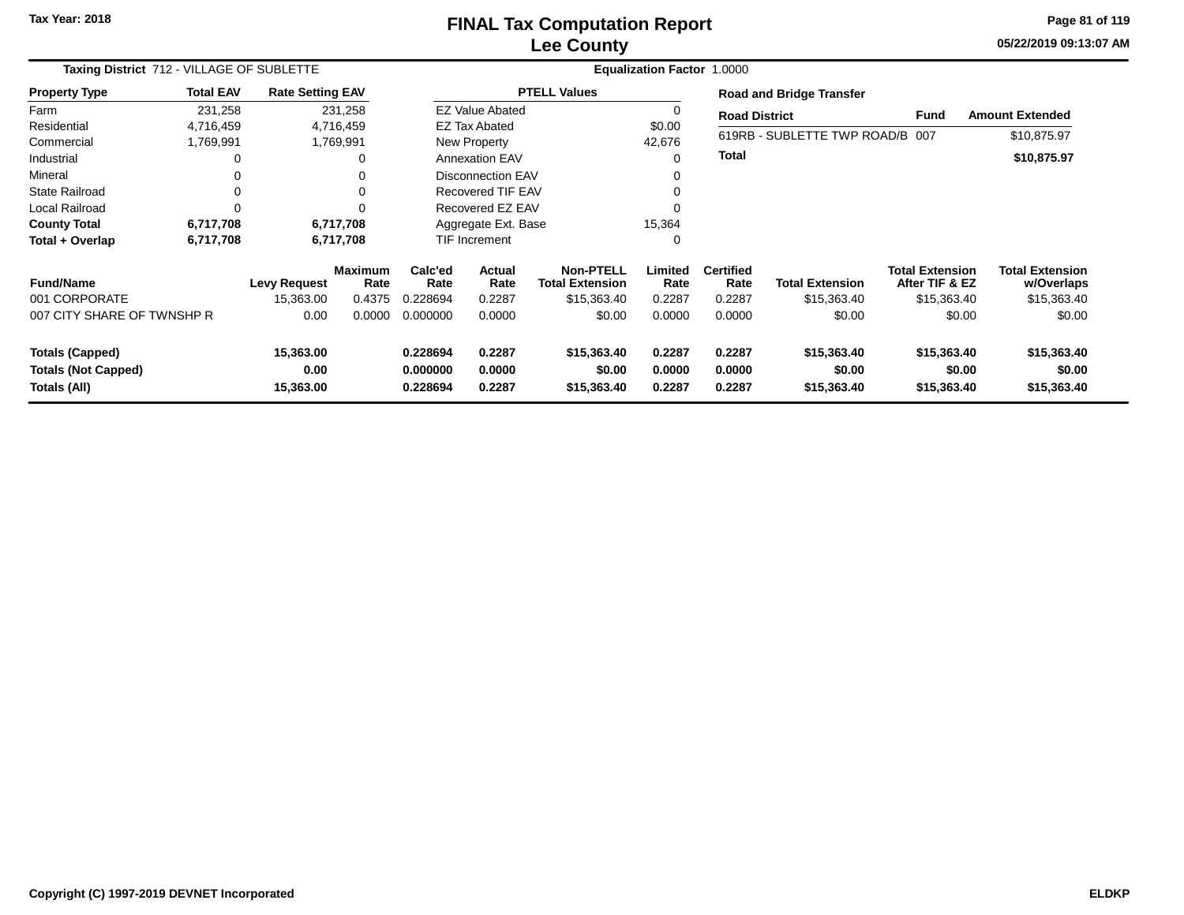Tax Year: 2018

# FINAL Tax Computation Report
## Lee County

05/22/2019 09:13:07 AM

**Taxing District** 712 - VILLAGE OF SUBLETTE **Equalization Factor** 1.0000

| Property Type | Total EAV | Rate Setting EAV |
|---|---|---|
| Farm | 231,258 | 231,258 |
| Residential | 4,716,459 | 4,716,459 |
| Commercial | 1,769,991 | 1,769,991 |
| Industrial | 0 | 0 |
| Mineral | 0 | 0 |
| State Railroad | 0 | 0 |
| Local Railroad | 0 | 0 |
| **County Total** | **6,717,708** | **6,717,708** |
| **Total + Overlap** | **6,717,708** | **6,717,708** |

| PTELL Values | |
|---|---|
| EZ Value Abated | 0 |
| EZ Tax Abated | $0.00 |
| New Property | 42,676 |
| Annexation EAV | 0 |
| Disconnection EAV | 0 |
| Recovered TIF EAV | 0 |
| Recovered EZ EAV | 0 |
| Aggregate Ext. Base | 15,364 |
| TIF Increment | 0 |

**Road and Bridge Transfer**

| Road District | Fund | Amount Extended |
|---|---|---|
| 619RB - SUBLETTE TWP ROAD/B | 007 | $10,875.97 |
| **Total** | | **$10,875.97** |

| Fund/Name | Levy Request | Maximum Rate | Calc'ed Rate | Actual Rate | Non-PTELL Total Extension | Limited Rate | Certified Rate | Total Extension | Total Extension After TIF & EZ | Total Extension w/Overlaps |
|---|---|---|---|---|---|---|---|---|---|---|
| 001 CORPORATE | 15,363.00 | 0.4375 | 0.228694 | 0.2287 | $15,363.40 | 0.2287 | 0.2287 | $15,363.40 | $15,363.40 | $15,363.40 |
| 007 CITY SHARE OF TWNSHP R | 0.00 | 0.0000 | 0.000000 | 0.0000 | $0.00 | 0.0000 | 0.0000 | $0.00 | $0.00 | $0.00 |
| **Totals (Capped)** | **15,363.00** | | **0.228694** | **0.2287** | **$15,363.40** | **0.2287** | **0.2287** | **$15,363.40** | **$15,363.40** | **$15,363.40** |
| **Totals (Not Capped)** | **0.00** | | **0.000000** | **0.0000** | **$0.00** | **0.0000** | **0.0000** | **$0.00** | **$0.00** | **$0.00** |
| **Totals (All)** | **15,363.00** | | **0.228694** | **0.2287** | **$15,363.40** | **0.2287** | **0.2287** | **$15,363.40** | **$15,363.40** | **$15,363.40** |

Copyright (C) 1997-2019 DEVNET Incorporated ELDKP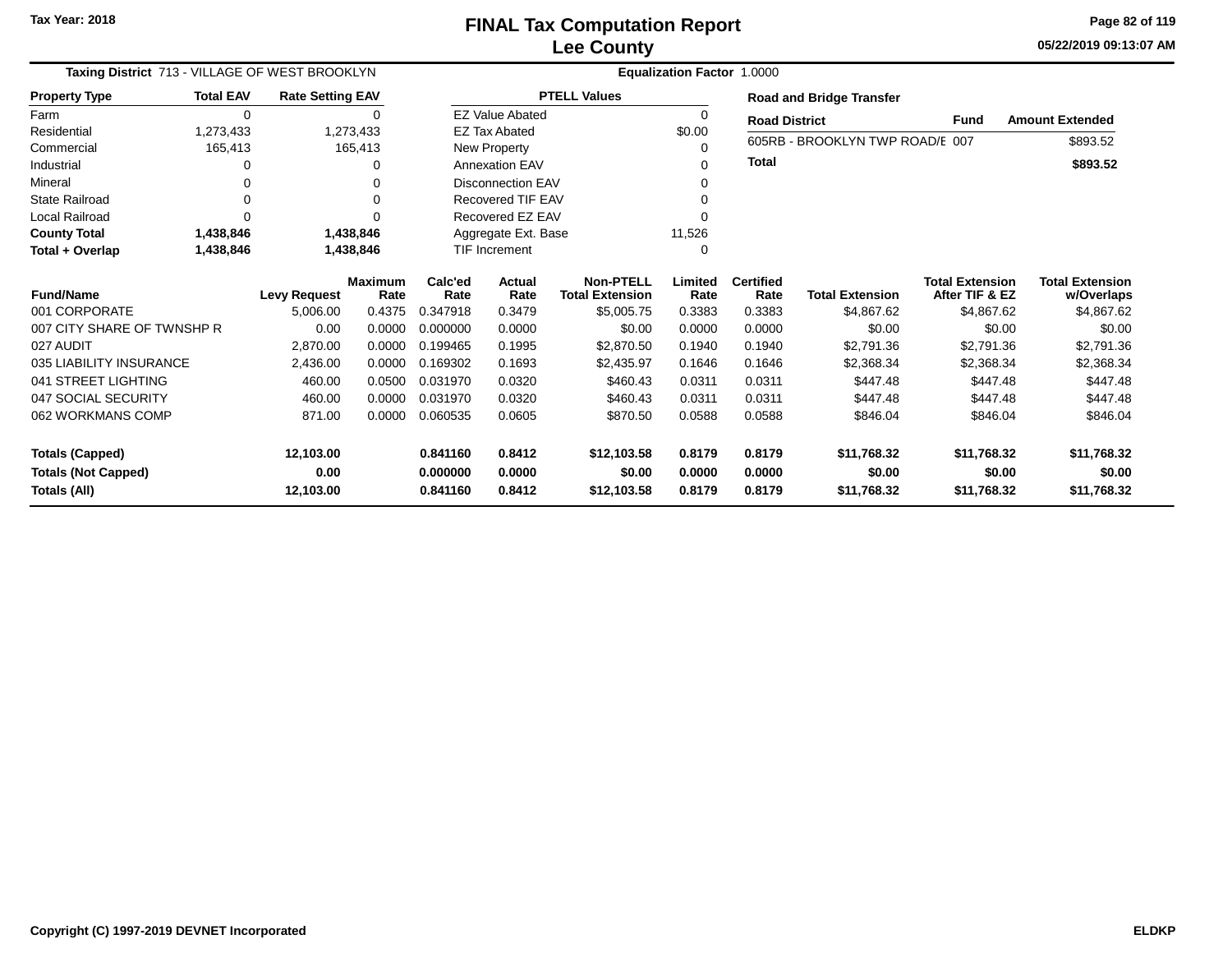Tax Year: 2018

# FINAL Tax Computation Report
## Lee County

05/22/2019 09:13:07 AM

**Taxing District** 713 - VILLAGE OF WEST BROOKLYN

**Equalization Factor** 1.0000

| Property Type | Total EAV | Rate Setting EAV |
|---|---|---|
| Farm | 0 | 0 |
| Residential | 1,273,433 | 1,273,433 |
| Commercial | 165,413 | 165,413 |
| Industrial | 0 | 0 |
| Mineral | 0 | 0 |
| State Railroad | 0 | 0 |
| Local Railroad | 0 | 0 |
| **County Total** | **1,438,846** | **1,438,846** |
| **Total + Overlap** | **1,438,846** | **1,438,846** |

| PTELL Values | |
|---|---|
| EZ Value Abated | 0 |
| EZ Tax Abated | $0.00 |
| New Property | 0 |
| Annexation EAV | 0 |
| Disconnection EAV | 0 |
| Recovered TIF EAV | 0 |
| Recovered EZ EAV | 0 |
| Aggregate Ext. Base | 11,526 |
| TIF Increment | 0 |

**Road and Bridge Transfer**

| Road District | Fund | Amount Extended |
|---|---|---|
| 605RB - BROOKLYN TWP ROAD/E | 007 | $893.52 |
| **Total** | | **$893.52** |

| Fund/Name | Levy Request | Maximum Rate | Calc'ed Rate | Actual Rate | Non-PTELL Total Extension | Limited Rate | Certified Rate | Total Extension | Total Extension After TIF & EZ | Total Extension w/Overlaps |
|---|---|---|---|---|---|---|---|---|---|---|
| 001 CORPORATE | 5,006.00 | 0.4375 | 0.347918 | 0.3479 | $5,005.75 | 0.3383 | 0.3383 | $4,867.62 | $4,867.62 | $4,867.62 |
| 007 CITY SHARE OF TWNSHP R | 0.00 | 0.0000 | 0.000000 | 0.0000 | $0.00 | 0.0000 | 0.0000 | $0.00 | $0.00 | $0.00 |
| 027 AUDIT | 2,870.00 | 0.0000 | 0.199465 | 0.1995 | $2,870.50 | 0.1940 | 0.1940 | $2,791.36 | $2,791.36 | $2,791.36 |
| 035 LIABILITY INSURANCE | 2,436.00 | 0.0000 | 0.169302 | 0.1693 | $2,435.97 | 0.1646 | 0.1646 | $2,368.34 | $2,368.34 | $2,368.34 |
| 041 STREET LIGHTING | 460.00 | 0.0500 | 0.031970 | 0.0320 | $460.43 | 0.0311 | 0.0311 | $447.48 | $447.48 | $447.48 |
| 047 SOCIAL SECURITY | 460.00 | 0.0000 | 0.031970 | 0.0320 | $460.43 | 0.0311 | 0.0311 | $447.48 | $447.48 | $447.48 |
| 062 WORKMANS COMP | 871.00 | 0.0000 | 0.060535 | 0.0605 | $870.50 | 0.0588 | 0.0588 | $846.04 | $846.04 | $846.04 |
| **Totals (Capped)** | **12,103.00** | | **0.841160** | **0.8412** | **$12,103.58** | **0.8179** | **0.8179** | **$11,768.32** | **$11,768.32** | **$11,768.32** |
| **Totals (Not Capped)** | **0.00** | | **0.000000** | **0.0000** | **$0.00** | **0.0000** | **0.0000** | **$0.00** | **$0.00** | **$0.00** |
| **Totals (All)** | **12,103.00** | | **0.841160** | **0.8412** | **$12,103.58** | **0.8179** | **0.8179** | **$11,768.32** | **$11,768.32** | **$11,768.32** |

Copyright (C) 1997-2019 DEVNET Incorporated

ELDKP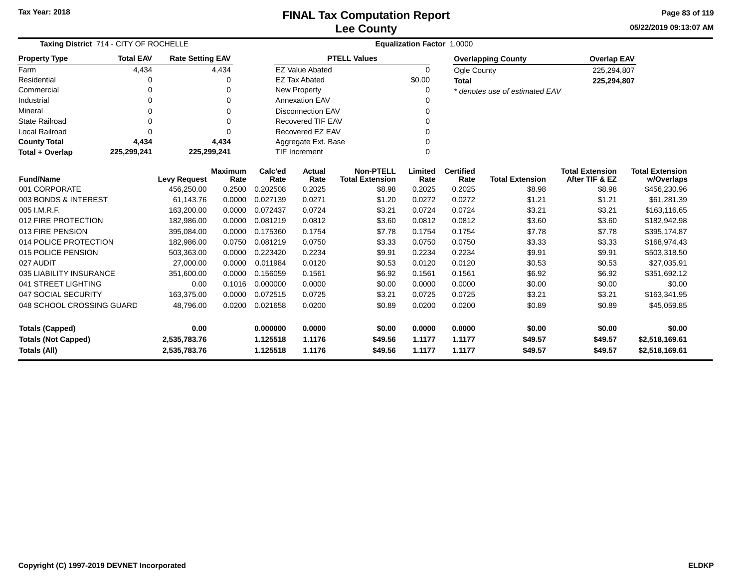Tax Year: 2018

# FINAL Tax Computation Report
## Lee County

05/22/2019 09:13:07 AM

**Taxing District** 714 - CITY OF ROCHELLE

**Equalization Factor** 1.0000

| Property Type | Total EAV | Rate Setting EAV |
|---|---|---|
| Farm | 4,434 | 4,434 |
| Residential | 0 | 0 |
| Commercial | 0 | 0 |
| Industrial | 0 | 0 |
| Mineral | 0 | 0 |
| State Railroad | 0 | 0 |
| Local Railroad | 0 | 0 |
| **County Total** | **4,434** | **4,434** |
| **Total + Overlap** | **225,299,241** | **225,299,241** |

| PTELL Values | |
|---|---|
| EZ Value Abated | 0 |
| EZ Tax Abated | $0.00 |
| New Property | 0 |
| Annexation EAV | 0 |
| Disconnection EAV | 0 |
| Recovered TIF EAV | 0 |
| Recovered EZ EAV | 0 |
| Aggregate Ext. Base | 0 |
| TIF Increment | 0 |

| Overlapping County | Overlap EAV |
|---|---|
| Ogle County | 225,294,807 |
| **Total** | **225,294,807** |

*\* denotes use of estimated EAV*

| Fund/Name | Levy Request | Maximum Rate | Calc'ed Rate | Actual Rate | Non-PTELL Total Extension | Limited Rate | Certified Rate | Total Extension | Total Extension After TIF & EZ | Total Extension w/Overlaps |
|---|---|---|---|---|---|---|---|---|---|---|
| 001 CORPORATE | 456,250.00 | 0.2500 | 0.202508 | 0.2025 | $8.98 | 0.2025 | 0.2025 | $8.98 | $8.98 | $456,230.96 |
| 003 BONDS & INTEREST | 61,143.76 | 0.0000 | 0.027139 | 0.0271 | $1.20 | 0.0272 | 0.0272 | $1.21 | $1.21 | $61,281.39 |
| 005 I.M.R.F. | 163,200.00 | 0.0000 | 0.072437 | 0.0724 | $3.21 | 0.0724 | 0.0724 | $3.21 | $3.21 | $163,116.65 |
| 012 FIRE PROTECTION | 182,986.00 | 0.0000 | 0.081219 | 0.0812 | $3.60 | 0.0812 | 0.0812 | $3.60 | $3.60 | $182,942.98 |
| 013 FIRE PENSION | 395,084.00 | 0.0000 | 0.175360 | 0.1754 | $7.78 | 0.1754 | 0.1754 | $7.78 | $7.78 | $395,174.87 |
| 014 POLICE PROTECTION | 182,986.00 | 0.0750 | 0.081219 | 0.0750 | $3.33 | 0.0750 | 0.0750 | $3.33 | $3.33 | $168,974.43 |
| 015 POLICE PENSION | 503,363.00 | 0.0000 | 0.223420 | 0.2234 | $9.91 | 0.2234 | 0.2234 | $9.91 | $9.91 | $503,318.50 |
| 027 AUDIT | 27,000.00 | 0.0000 | 0.011984 | 0.0120 | $0.53 | 0.0120 | 0.0120 | $0.53 | $0.53 | $27,035.91 |
| 035 LIABILITY INSURANCE | 351,600.00 | 0.0000 | 0.156059 | 0.1561 | $6.92 | 0.1561 | 0.1561 | $6.92 | $6.92 | $351,692.12 |
| 041 STREET LIGHTING | 0.00 | 0.1016 | 0.000000 | 0.0000 | $0.00 | 0.0000 | 0.0000 | $0.00 | $0.00 | $0.00 |
| 047 SOCIAL SECURITY | 163,375.00 | 0.0000 | 0.072515 | 0.0725 | $3.21 | 0.0725 | 0.0725 | $3.21 | $3.21 | $163,341.95 |
| 048 SCHOOL CROSSING GUARD | 48,796.00 | 0.0200 | 0.021658 | 0.0200 | $0.89 | 0.0200 | 0.0200 | $0.89 | $0.89 | $45,059.85 |
| **Totals (Capped)** | **0.00** | | **0.000000** | **0.0000** | **$0.00** | **0.0000** | **0.0000** | **$0.00** | **$0.00** | **$0.00** |
| **Totals (Not Capped)** | **2,535,783.76** | | **1.125518** | **1.1176** | **$49.56** | **1.1177** | **1.1177** | **$49.57** | **$49.57** | **$2,518,169.61** |
| **Totals (All)** | **2,535,783.76** | | **1.125518** | **1.1176** | **$49.56** | **1.1177** | **1.1177** | **$49.57** | **$49.57** | **$2,518,169.61** |

Copyright (C) 1997-2019 DEVNET Incorporated

ELDKP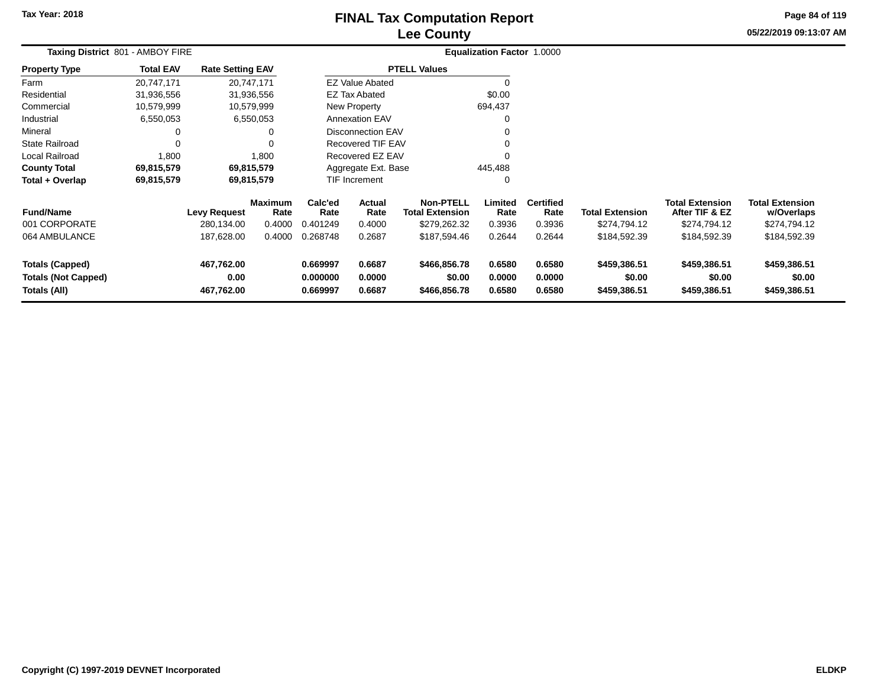# FINAL Tax Computation Report
## Lee County

Tax Year: 2018

05/22/2019 09:13:07 AM

**Taxing District** 801 - AMBOY FIRE

**Equalization Factor** 1.0000

| Property Type | Total EAV | Rate Setting EAV |
|---|---|---|
| Farm | 20,747,171 | 20,747,171 |
| Residential | 31,936,556 | 31,936,556 |
| Commercial | 10,579,999 | 10,579,999 |
| Industrial | 6,550,053 | 6,550,053 |
| Mineral | 0 | 0 |
| State Railroad | 0 | 0 |
| Local Railroad | 1,800 | 1,800 |
| **County Total** | **69,815,579** | **69,815,579** |
| **Total + Overlap** | **69,815,579** | **69,815,579** |

| PTELL Values | |
|---|---|
| EZ Value Abated | 0 |
| EZ Tax Abated | $0.00 |
| New Property | 694,437 |
| Annexation EAV | 0 |
| Disconnection EAV | 0 |
| Recovered TIF EAV | 0 |
| Recovered EZ EAV | 0 |
| Aggregate Ext. Base | 445,488 |
| TIF Increment | 0 |

| Fund/Name | Levy Request | Maximum Rate | Calc'ed Rate | Actual Rate | Non-PTELL Total Extension | Limited Rate | Certified Rate | Total Extension | Total Extension After TIF & EZ | Total Extension w/Overlaps |
|---|---|---|---|---|---|---|---|---|---|---|
| 001 CORPORATE | 280,134.00 | 0.4000 | 0.401249 | 0.4000 | $279,262.32 | 0.3936 | 0.3936 | $274,794.12 | $274,794.12 | $274,794.12 |
| 064 AMBULANCE | 187,628.00 | 0.4000 | 0.268748 | 0.2687 | $187,594.46 | 0.2644 | 0.2644 | $184,592.39 | $184,592.39 | $184,592.39 |
| **Totals (Capped)** | **467,762.00** | | **0.669997** | **0.6687** | **$466,856.78** | **0.6580** | **0.6580** | **$459,386.51** | **$459,386.51** | **$459,386.51** |
| **Totals (Not Capped)** | **0.00** | | **0.000000** | **0.0000** | **$0.00** | **0.0000** | **0.0000** | **$0.00** | **$0.00** | **$0.00** |
| **Totals (All)** | **467,762.00** | | **0.669997** | **0.6687** | **$466,856.78** | **0.6580** | **0.6580** | **$459,386.51** | **$459,386.51** | **$459,386.51** |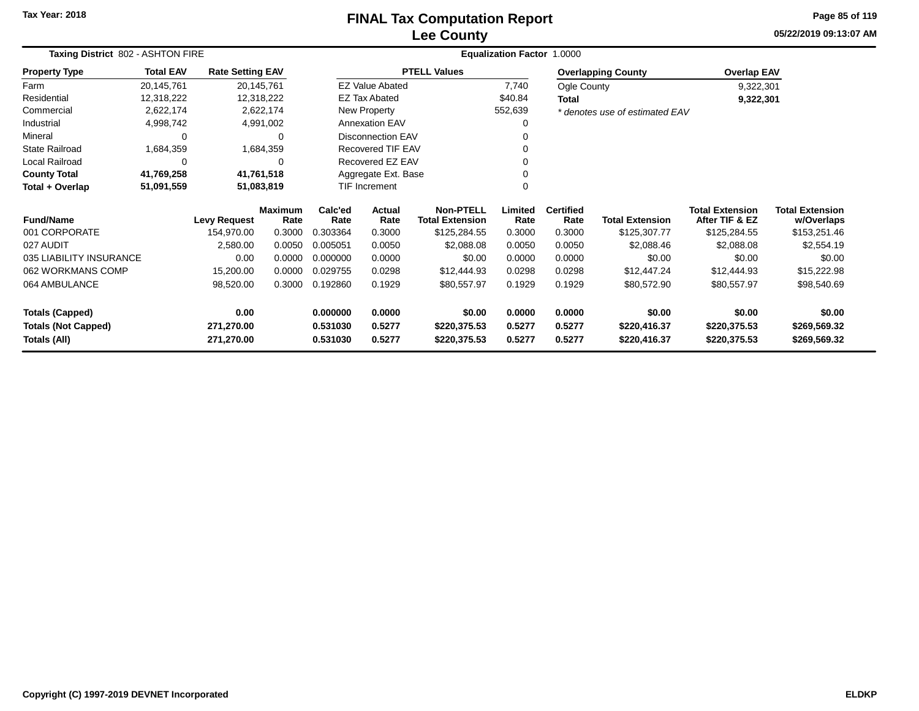Tax Year: 2018

# FINAL Tax Computation Report
## Lee County

05/22/2019 09:13:07 AM

**Taxing District** 802 - ASHTON FIRE **Equalization Factor** 1.0000

| Property Type | Total EAV | Rate Setting EAV |
|---|---|---|
| Farm | 20,145,761 | 20,145,761 |
| Residential | 12,318,222 | 12,318,222 |
| Commercial | 2,622,174 | 2,622,174 |
| Industrial | 4,998,742 | 4,991,002 |
| Mineral | 0 | 0 |
| State Railroad | 1,684,359 | 1,684,359 |
| Local Railroad | 0 | 0 |
| **County Total** | **41,769,258** | **41,761,518** |
| **Total + Overlap** | **51,091,559** | **51,083,819** |

| PTELL Values | |
|---|---|
| EZ Value Abated | 7,740 |
| EZ Tax Abated | $40.84 |
| New Property | 552,639 |
| Annexation EAV | 0 |
| Disconnection EAV | 0 |
| Recovered TIF EAV | 0 |
| Recovered EZ EAV | 0 |
| Aggregate Ext. Base | 0 |
| TIF Increment | 0 |

| Overlapping County | Overlap EAV |
|---|---|
| Ogle County | 9,322,301 |
| **Total** | **9,322,301** |

*\* denotes use of estimated EAV*

| Fund/Name | Levy Request | Maximum Rate | Calc'ed Rate | Actual Rate | Non-PTELL Total Extension | Limited Rate | Certified Rate | Total Extension | Total Extension After TIF & EZ | Total Extension w/Overlaps |
|---|---|---|---|---|---|---|---|---|---|---|
| 001 CORPORATE | 154,970.00 | 0.3000 | 0.303364 | 0.3000 | $125,284.55 | 0.3000 | 0.3000 | $125,307.77 | $125,284.55 | $153,251.46 |
| 027 AUDIT | 2,580.00 | 0.0050 | 0.005051 | 0.0050 | $2,088.08 | 0.0050 | 0.0050 | $2,088.46 | $2,088.08 | $2,554.19 |
| 035 LIABILITY INSURANCE | 0.00 | 0.0000 | 0.000000 | 0.0000 | $0.00 | 0.0000 | 0.0000 | $0.00 | $0.00 | $0.00 |
| 062 WORKMANS COMP | 15,200.00 | 0.0000 | 0.029755 | 0.0298 | $12,444.93 | 0.0298 | 0.0298 | $12,447.24 | $12,444.93 | $15,222.98 |
| 064 AMBULANCE | 98,520.00 | 0.3000 | 0.192860 | 0.1929 | $80,557.97 | 0.1929 | 0.1929 | $80,572.90 | $80,557.97 | $98,540.69 |
| **Totals (Capped)** | **0.00** | | **0.000000** | **0.0000** | **$0.00** | **0.0000** | **0.0000** | **$0.00** | **$0.00** | **$0.00** |
| **Totals (Not Capped)** | **271,270.00** | | **0.531030** | **0.5277** | **$220,375.53** | **0.5277** | **0.5277** | **$220,416.37** | **$220,375.53** | **$269,569.32** |
| **Totals (All)** | **271,270.00** | | **0.531030** | **0.5277** | **$220,375.53** | **0.5277** | **0.5277** | **$220,416.37** | **$220,375.53** | **$269,569.32** |

Copyright (C) 1997-2019 DEVNET Incorporated ELDKP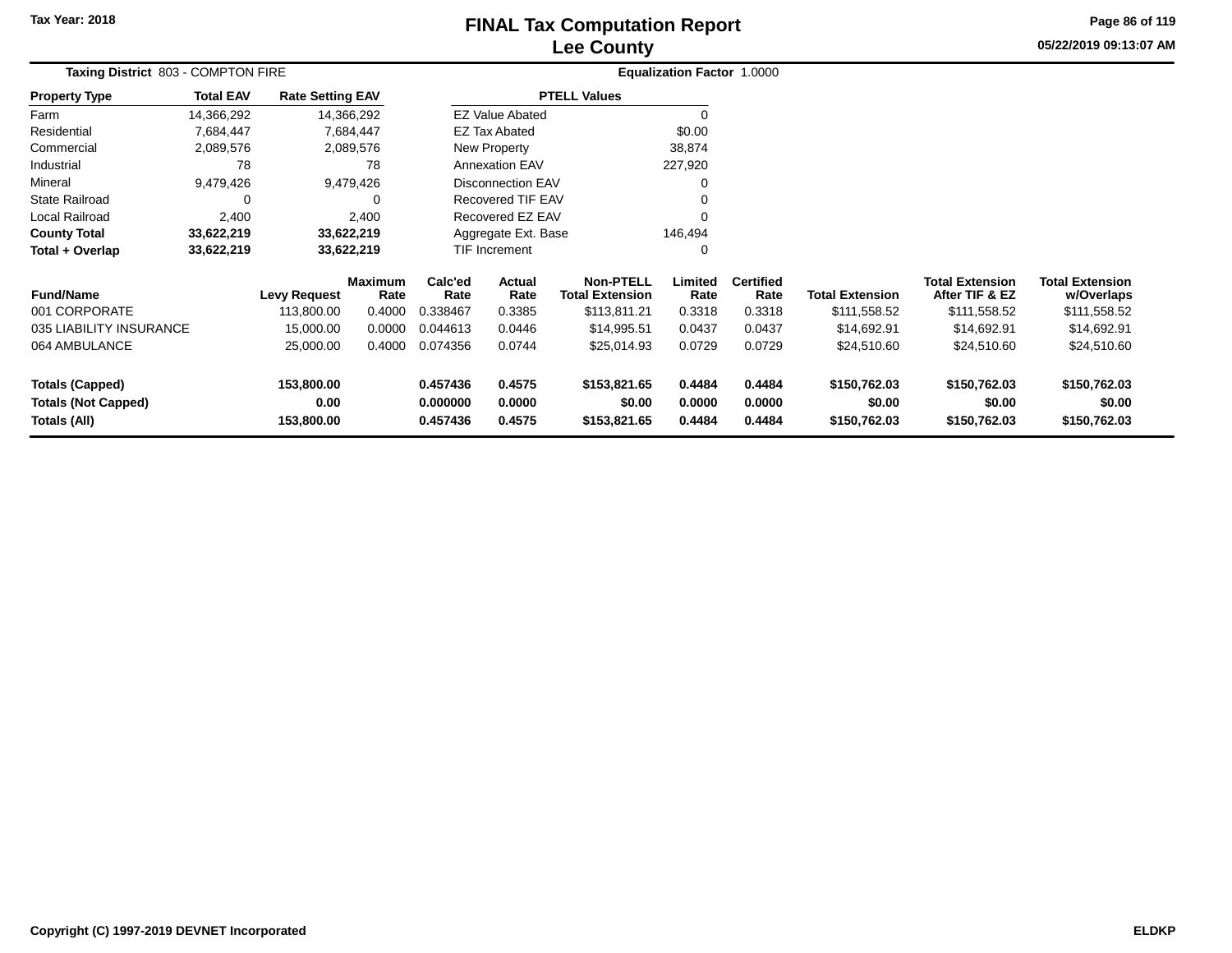# FINAL Tax Computation Report
## Lee County

Tax Year: 2018

**Taxing District** 803 - COMPTON FIRE

**Equalization Factor** 1.0000

| Property Type | Total EAV | Rate Setting EAV |
|---|---|---|
| Farm | 14,366,292 | 14,366,292 |
| Residential | 7,684,447 | 7,684,447 |
| Commercial | 2,089,576 | 2,089,576 |
| Industrial | 78 | 78 |
| Mineral | 9,479,426 | 9,479,426 |
| State Railroad | 0 | 0 |
| Local Railroad | 2,400 | 2,400 |
| **County Total** | **33,622,219** | **33,622,219** |
| **Total + Overlap** | **33,622,219** | **33,622,219** |

| PTELL Values | |
|---|---|
| EZ Value Abated | 0 |
| EZ Tax Abated | $0.00 |
| New Property | 38,874 |
| Annexation EAV | 227,920 |
| Disconnection EAV | 0 |
| Recovered TIF EAV | 0 |
| Recovered EZ EAV | 0 |
| Aggregate Ext. Base | 146,494 |
| TIF Increment | 0 |

| Fund/Name | Levy Request | Maximum Rate | Calc'ed Rate | Actual Rate | Non-PTELL Total Extension | Limited Rate | Certified Rate | Total Extension | Total Extension After TIF & EZ | Total Extension w/Overlaps |
|---|---|---|---|---|---|---|---|---|---|---|
| 001 CORPORATE | 113,800.00 | 0.4000 | 0.338467 | 0.3385 | $113,811.21 | 0.3318 | 0.3318 | $111,558.52 | $111,558.52 | $111,558.52 |
| 035 LIABILITY INSURANCE | 15,000.00 | 0.0000 | 0.044613 | 0.0446 | $14,995.51 | 0.0437 | 0.0437 | $14,692.91 | $14,692.91 | $14,692.91 |
| 064 AMBULANCE | 25,000.00 | 0.4000 | 0.074356 | 0.0744 | $25,014.93 | 0.0729 | 0.0729 | $24,510.60 | $24,510.60 | $24,510.60 |
| **Totals (Capped)** | **153,800.00** | | **0.457436** | **0.4575** | **$153,821.65** | **0.4484** | **0.4484** | **$150,762.03** | **$150,762.03** | **$150,762.03** |
| **Totals (Not Capped)** | **0.00** | | **0.000000** | **0.0000** | **$0.00** | **0.0000** | **0.0000** | **$0.00** | **$0.00** | **$0.00** |
| **Totals (All)** | **153,800.00** | | **0.457436** | **0.4575** | **$153,821.65** | **0.4484** | **0.4484** | **$150,762.03** | **$150,762.03** | **$150,762.03** |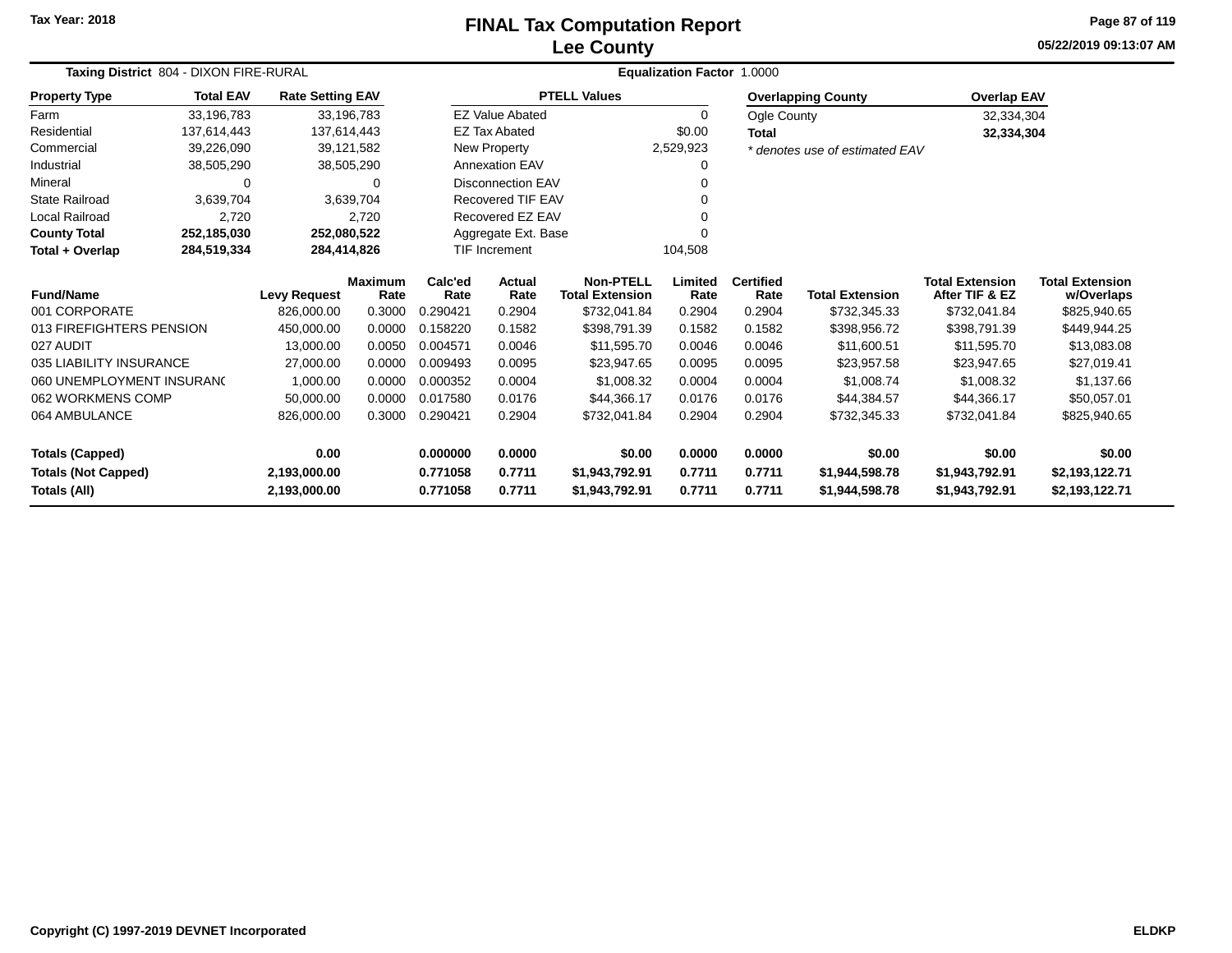Tax Year: 2018

# FINAL Tax Computation Report
## Lee County

05/22/2019 09:13:07 AM

**Taxing District** 804 - DIXON FIRE-RURAL **Equalization Factor** 1.0000

| Property Type | Total EAV | Rate Setting EAV |
|---|---|---|
| Farm | 33,196,783 | 33,196,783 |
| Residential | 137,614,443 | 137,614,443 |
| Commercial | 39,226,090 | 39,121,582 |
| Industrial | 38,505,290 | 38,505,290 |
| Mineral | 0 | 0 |
| State Railroad | 3,639,704 | 3,639,704 |
| Local Railroad | 2,720 | 2,720 |
| **County Total** | **252,185,030** | **252,080,522** |
| **Total + Overlap** | **284,519,334** | **284,414,826** |

| PTELL Values | |
|---|---|
| EZ Value Abated | 0 |
| EZ Tax Abated | $0.00 |
| New Property | 2,529,923 |
| Annexation EAV | 0 |
| Disconnection EAV | 0 |
| Recovered TIF EAV | 0 |
| Recovered EZ EAV | 0 |
| Aggregate Ext. Base | 0 |
| TIF Increment | 104,508 |

| Overlapping County | Overlap EAV |
|---|---|
| Ogle County | 32,334,304 |
| **Total** | **32,334,304** |

*\* denotes use of estimated EAV*

| Fund/Name | Levy Request | Maximum Rate | Calc'ed Rate | Actual Rate | Non-PTELL Total Extension | Limited Rate | Certified Rate | Total Extension | Total Extension After TIF & EZ | Total Extension w/Overlaps |
|---|---|---|---|---|---|---|---|---|---|---|
| 001 CORPORATE | 826,000.00 | 0.3000 | 0.290421 | 0.2904 | $732,041.84 | 0.2904 | 0.2904 | $732,345.33 | $732,041.84 | $825,940.65 |
| 013 FIREFIGHTERS PENSION | 450,000.00 | 0.0000 | 0.158220 | 0.1582 | $398,791.39 | 0.1582 | 0.1582 | $398,956.72 | $398,791.39 | $449,944.25 |
| 027 AUDIT | 13,000.00 | 0.0050 | 0.004571 | 0.0046 | $11,595.70 | 0.0046 | 0.0046 | $11,600.51 | $11,595.70 | $13,083.08 |
| 035 LIABILITY INSURANCE | 27,000.00 | 0.0000 | 0.009493 | 0.0095 | $23,947.65 | 0.0095 | 0.0095 | $23,957.58 | $23,947.65 | $27,019.41 |
| 060 UNEMPLOYMENT INSURANC | 1,000.00 | 0.0000 | 0.000352 | 0.0004 | $1,008.32 | 0.0004 | 0.0004 | $1,008.74 | $1,008.32 | $1,137.66 |
| 062 WORKMENS COMP | 50,000.00 | 0.0000 | 0.017580 | 0.0176 | $44,366.17 | 0.0176 | 0.0176 | $44,384.57 | $44,366.17 | $50,057.01 |
| 064 AMBULANCE | 826,000.00 | 0.3000 | 0.290421 | 0.2904 | $732,041.84 | 0.2904 | 0.2904 | $732,345.33 | $732,041.84 | $825,940.65 |
| **Totals (Capped)** | **0.00** | | **0.000000** | **0.0000** | **$0.00** | **0.0000** | **0.0000** | **$0.00** | **$0.00** | **$0.00** |
| **Totals (Not Capped)** | **2,193,000.00** | | **0.771058** | **0.7711** | **$1,943,792.91** | **0.7711** | **0.7711** | **$1,944,598.78** | **$1,943,792.91** | **$2,193,122.71** |
| **Totals (All)** | **2,193,000.00** | | **0.771058** | **0.7711** | **$1,943,792.91** | **0.7711** | **0.7711** | **$1,944,598.78** | **$1,943,792.91** | **$2,193,122.71** |

Copyright (C) 1997-2019 DEVNET Incorporated ELDKP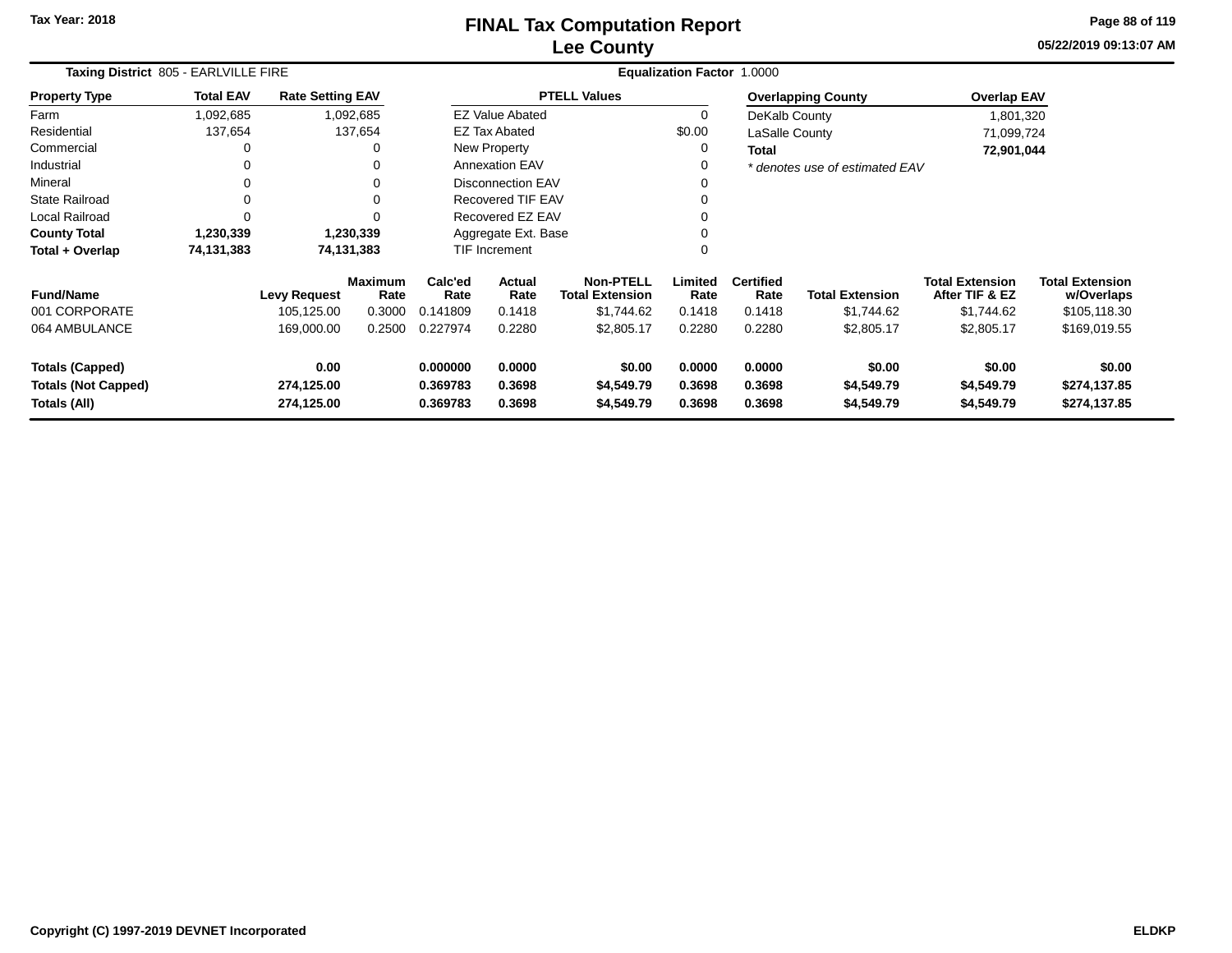# FINAL Tax Computation Report
## Lee County

Tax Year: 2018

05/22/2019 09:13:07 AM

**Taxing District** 805 - EARLVILLE FIRE

**Equalization Factor** 1.0000

| Property Type | Total EAV | Rate Setting EAV |
|---|---|---|
| Farm | 1,092,685 | 1,092,685 |
| Residential | 137,654 | 137,654 |
| Commercial | 0 | 0 |
| Industrial | 0 | 0 |
| Mineral | 0 | 0 |
| State Railroad | 0 | 0 |
| Local Railroad | 0 | 0 |
| **County Total** | **1,230,339** | **1,230,339** |
| **Total + Overlap** | **74,131,383** | **74,131,383** |

| PTELL Values | |
|---|---|
| EZ Value Abated | 0 |
| EZ Tax Abated | $0.00 |
| New Property | 0 |
| Annexation EAV | 0 |
| Disconnection EAV | 0 |
| Recovered TIF EAV | 0 |
| Recovered EZ EAV | 0 |
| Aggregate Ext. Base | 0 |
| TIF Increment | 0 |

| Overlapping County | Overlap EAV |
|---|---|
| DeKalb County | 1,801,320 |
| LaSalle County | 71,099,724 |
| **Total** | **72,901,044** |

*\* denotes use of estimated EAV*

| Fund/Name | Levy Request | Maximum Rate | Calc'ed Rate | Actual Rate | Non-PTELL Total Extension | Limited Rate | Certified Rate | Total Extension | Total Extension After TIF & EZ | Total Extension w/Overlaps |
|---|---|---|---|---|---|---|---|---|---|---|
| 001 CORPORATE | 105,125.00 | 0.3000 | 0.141809 | 0.1418 | $1,744.62 | 0.1418 | 0.1418 | $1,744.62 | $1,744.62 | $105,118.30 |
| 064 AMBULANCE | 169,000.00 | 0.2500 | 0.227974 | 0.2280 | $2,805.17 | 0.2280 | 0.2280 | $2,805.17 | $2,805.17 | $169,019.55 |
| **Totals (Capped)** | **0.00** | | **0.000000** | **0.0000** | **$0.00** | **0.0000** | **0.0000** | **$0.00** | **$0.00** | **$0.00** |
| **Totals (Not Capped)** | **274,125.00** | | **0.369783** | **0.3698** | **$4,549.79** | **0.3698** | **0.3698** | **$4,549.79** | **$4,549.79** | **$274,137.85** |
| **Totals (All)** | **274,125.00** | | **0.369783** | **0.3698** | **$4,549.79** | **0.3698** | **0.3698** | **$4,549.79** | **$4,549.79** | **$274,137.85** |

Copyright (C) 1997-2019 DEVNET Incorporated

ELDKP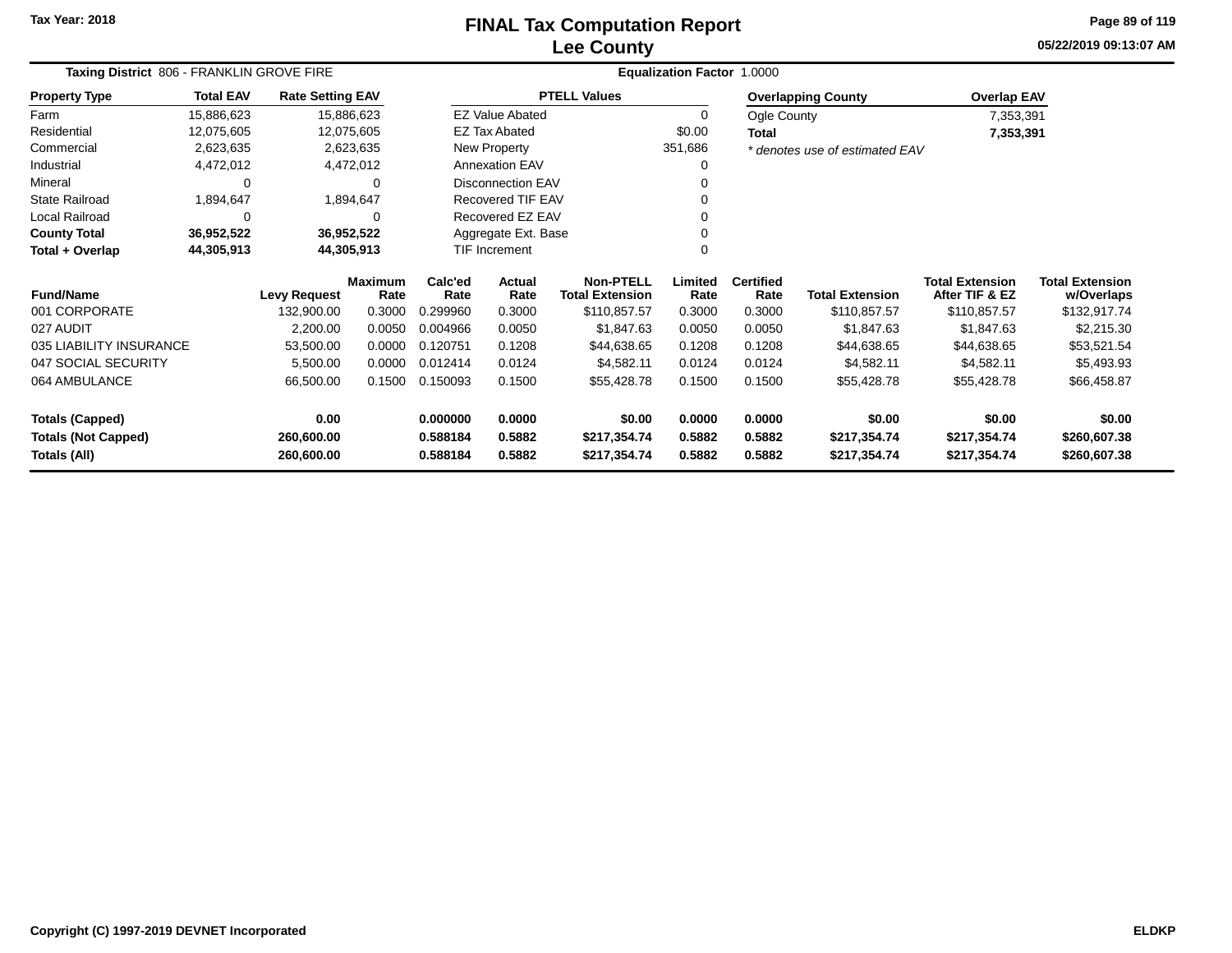Tax Year: 2018

# FINAL Tax Computation Report
## Lee County

05/22/2019 09:13:07 AM

**Taxing District** 806 - FRANKLIN GROVE FIRE **Equalization Factor** 1.0000

| Property Type | Total EAV | Rate Setting EAV |
|---|---|---|
| Farm | 15,886,623 | 15,886,623 |
| Residential | 12,075,605 | 12,075,605 |
| Commercial | 2,623,635 | 2,623,635 |
| Industrial | 4,472,012 | 4,472,012 |
| Mineral | 0 | 0 |
| State Railroad | 1,894,647 | 1,894,647 |
| Local Railroad | 0 | 0 |
| **County Total** | **36,952,522** | **36,952,522** |
| **Total + Overlap** | **44,305,913** | **44,305,913** |

| PTELL Values | |
|---|---|
| EZ Value Abated | 0 |
| EZ Tax Abated | $0.00 |
| New Property | 351,686 |
| Annexation EAV | 0 |
| Disconnection EAV | 0 |
| Recovered TIF EAV | 0 |
| Recovered EZ EAV | 0 |
| Aggregate Ext. Base | 0 |
| TIF Increment | 0 |

| Overlapping County | Overlap EAV |
|---|---|
| Ogle County | 7,353,391 |
| **Total** | **7,353,391** |

*\* denotes use of estimated EAV*

| Fund/Name | Levy Request | Maximum Rate | Calc'ed Rate | Actual Rate | Non-PTELL Total Extension | Limited Rate | Certified Rate | Total Extension | Total Extension After TIF & EZ | Total Extension w/Overlaps |
|---|---|---|---|---|---|---|---|---|---|---|
| 001 CORPORATE | 132,900.00 | 0.3000 | 0.299960 | 0.3000 | $110,857.57 | 0.3000 | 0.3000 | $110,857.57 | $110,857.57 | $132,917.74 |
| 027 AUDIT | 2,200.00 | 0.0050 | 0.004966 | 0.0050 | $1,847.63 | 0.0050 | 0.0050 | $1,847.63 | $1,847.63 | $2,215.30 |
| 035 LIABILITY INSURANCE | 53,500.00 | 0.0000 | 0.120751 | 0.1208 | $44,638.65 | 0.1208 | 0.1208 | $44,638.65 | $44,638.65 | $53,521.54 |
| 047 SOCIAL SECURITY | 5,500.00 | 0.0000 | 0.012414 | 0.0124 | $4,582.11 | 0.0124 | 0.0124 | $4,582.11 | $4,582.11 | $5,493.93 |
| 064 AMBULANCE | 66,500.00 | 0.1500 | 0.150093 | 0.1500 | $55,428.78 | 0.1500 | 0.1500 | $55,428.78 | $55,428.78 | $66,458.87 |
| **Totals (Capped)** | **0.00** | | **0.000000** | **0.0000** | **$0.00** | **0.0000** | **0.0000** | **$0.00** | **$0.00** | **$0.00** |
| **Totals (Not Capped)** | **260,600.00** | | **0.588184** | **0.5882** | **$217,354.74** | **0.5882** | **0.5882** | **$217,354.74** | **$217,354.74** | **$260,607.38** |
| **Totals (All)** | **260,600.00** | | **0.588184** | **0.5882** | **$217,354.74** | **0.5882** | **0.5882** | **$217,354.74** | **$217,354.74** | **$260,607.38** |

Copyright (C) 1997-2019 DEVNET Incorporated ELDKP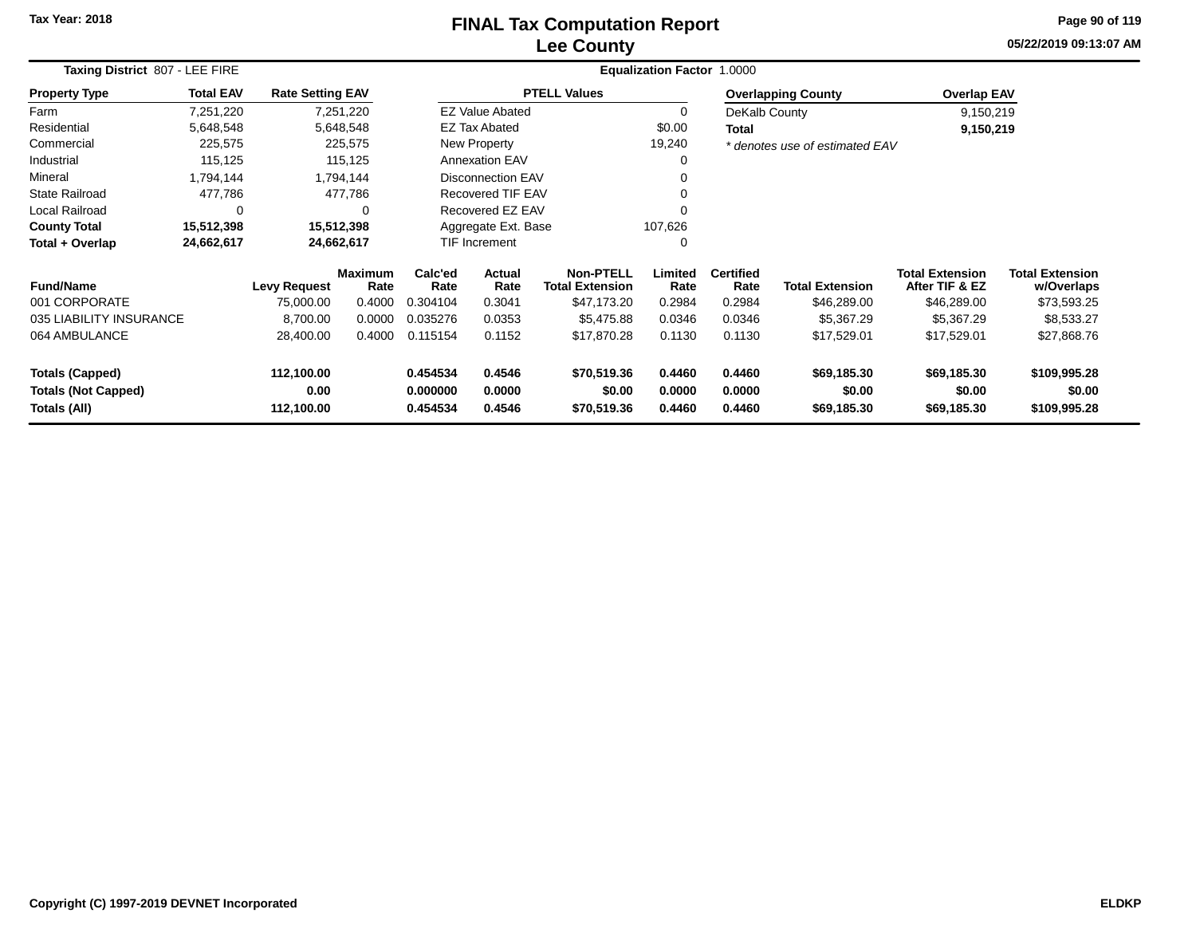# FINAL Tax Computation Report
## Lee County

Tax Year: 2018

05/22/2019 09:13:07 AM

**Taxing District** 807 - LEE FIRE

**Equalization Factor** 1.0000

| Property Type | Total EAV | Rate Setting EAV |
|---|---|---|
| Farm | 7,251,220 | 7,251,220 |
| Residential | 5,648,548 | 5,648,548 |
| Commercial | 225,575 | 225,575 |
| Industrial | 115,125 | 115,125 |
| Mineral | 1,794,144 | 1,794,144 |
| State Railroad | 477,786 | 477,786 |
| Local Railroad | 0 | 0 |
| **County Total** | **15,512,398** | **15,512,398** |
| **Total + Overlap** | **24,662,617** | **24,662,617** |

| PTELL Values | |
|---|---|
| EZ Value Abated | 0 |
| EZ Tax Abated | $0.00 |
| New Property | 19,240 |
| Annexation EAV | 0 |
| Disconnection EAV | 0 |
| Recovered TIF EAV | 0 |
| Recovered EZ EAV | 0 |
| Aggregate Ext. Base | 107,626 |
| TIF Increment | 0 |

| Overlapping County | Overlap EAV |
|---|---|
| DeKalb County | 9,150,219 |
| **Total** | **9,150,219** |

*\* denotes use of estimated EAV*

| Fund/Name | Levy Request | Maximum Rate | Calc'ed Rate | Actual Rate | Non-PTELL Total Extension | Limited Rate | Certified Rate | Total Extension | Total Extension After TIF & EZ | Total Extension w/Overlaps |
|---|---|---|---|---|---|---|---|---|---|---|
| 001 CORPORATE | 75,000.00 | 0.4000 | 0.304104 | 0.3041 | $47,173.20 | 0.2984 | 0.2984 | $46,289.00 | $46,289.00 | $73,593.25 |
| 035 LIABILITY INSURANCE | 8,700.00 | 0.0000 | 0.035276 | 0.0353 | $5,475.88 | 0.0346 | 0.0346 | $5,367.29 | $5,367.29 | $8,533.27 |
| 064 AMBULANCE | 28,400.00 | 0.4000 | 0.115154 | 0.1152 | $17,870.28 | 0.1130 | 0.1130 | $17,529.01 | $17,529.01 | $27,868.76 |
| **Totals (Capped)** | **112,100.00** | | **0.454534** | **0.4546** | **$70,519.36** | **0.4460** | **0.4460** | **$69,185.30** | **$69,185.30** | **$109,995.28** |
| **Totals (Not Capped)** | **0.00** | | **0.000000** | **0.0000** | **$0.00** | **0.0000** | **0.0000** | **$0.00** | **$0.00** | **$0.00** |
| **Totals (All)** | **112,100.00** | | **0.454534** | **0.4546** | **$70,519.36** | **0.4460** | **0.4460** | **$69,185.30** | **$69,185.30** | **$109,995.28** |

Copyright (C) 1997-2019 DEVNET Incorporated

ELDKP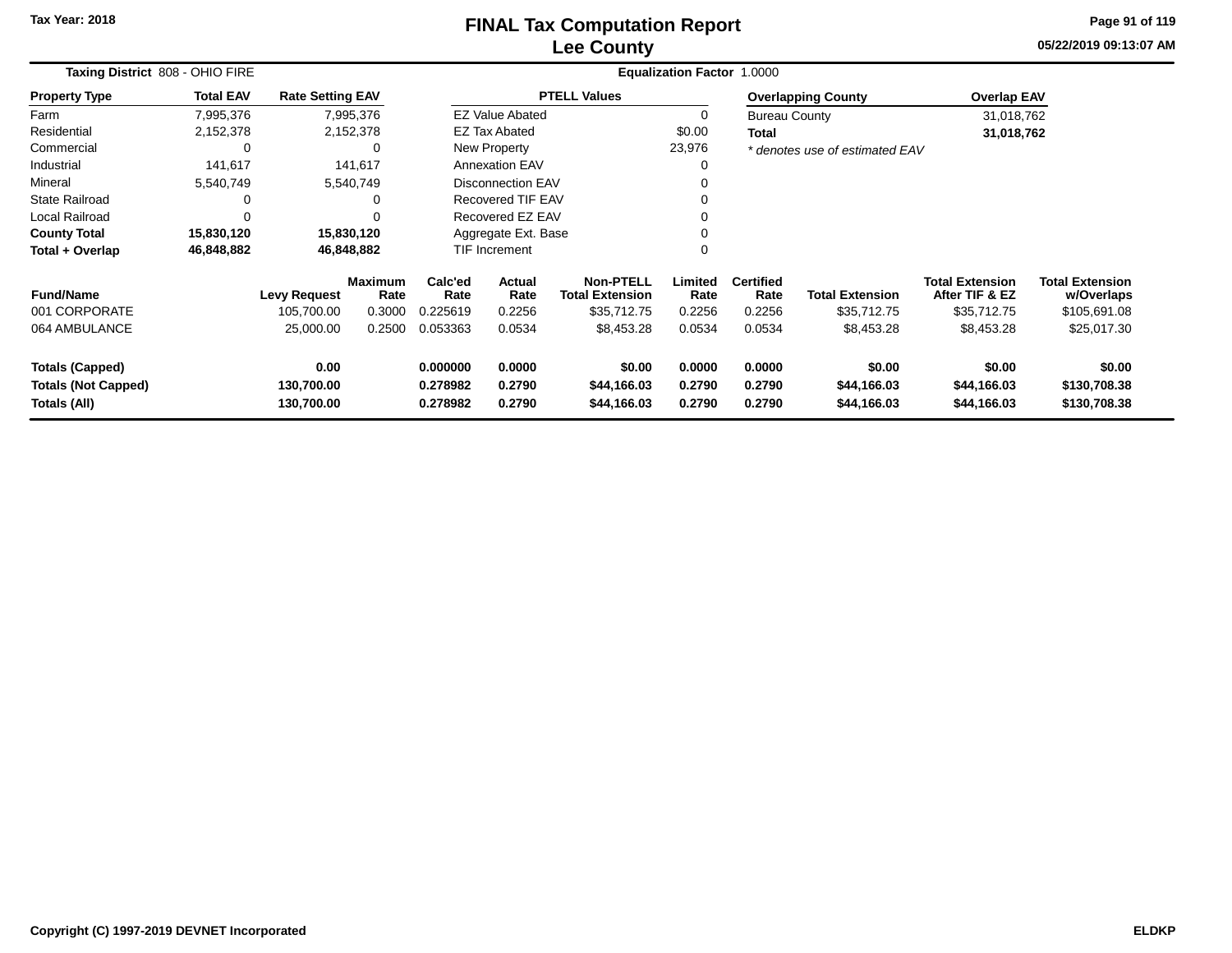Tax Year: 2018

# FINAL Tax Computation Report
## Lee County

05/22/2019 09:13:07 AM

**Taxing District** 808 - OHIO FIRE | **Equalization Factor** 1.0000

| Property Type | Total EAV | Rate Setting EAV |
|---|---|---|
| Farm | 7,995,376 | 7,995,376 |
| Residential | 2,152,378 | 2,152,378 |
| Commercial | 0 | 0 |
| Industrial | 141,617 | 141,617 |
| Mineral | 5,540,749 | 5,540,749 |
| State Railroad | 0 | 0 |
| Local Railroad | 0 | 0 |
| **County Total** | **15,830,120** | **15,830,120** |
| **Total + Overlap** | **46,848,882** | **46,848,882** |

| PTELL Values | |
|---|---|
| EZ Value Abated | 0 |
| EZ Tax Abated | $0.00 |
| New Property | 23,976 |
| Annexation EAV | 0 |
| Disconnection EAV | 0 |
| Recovered TIF EAV | 0 |
| Recovered EZ EAV | 0 |
| Aggregate Ext. Base | 0 |
| TIF Increment | 0 |

| Overlapping County | Overlap EAV |
|---|---|
| Bureau County | 31,018,762 |
| **Total** | **31,018,762** |

* denotes use of estimated EAV

| Fund/Name | Levy Request | Maximum Rate | Calc'ed Rate | Actual Rate | Non-PTELL Total Extension | Limited Rate | Certified Rate | Total Extension | Total Extension After TIF & EZ | Total Extension w/Overlaps |
|---|---|---|---|---|---|---|---|---|---|---|
| 001 CORPORATE | 105,700.00 | 0.3000 | 0.225619 | 0.2256 | $35,712.75 | 0.2256 | 0.2256 | $35,712.75 | $35,712.75 | $105,691.08 |
| 064 AMBULANCE | 25,000.00 | 0.2500 | 0.053363 | 0.0534 | $8,453.28 | 0.0534 | 0.0534 | $8,453.28 | $8,453.28 | $25,017.30 |
| **Totals (Capped)** | **0.00** | | **0.000000** | **0.0000** | **$0.00** | **0.0000** | **0.0000** | **$0.00** | **$0.00** | **$0.00** |
| **Totals (Not Capped)** | **130,700.00** | | **0.278982** | **0.2790** | **$44,166.03** | **0.2790** | **0.2790** | **$44,166.03** | **$44,166.03** | **$130,708.38** |
| **Totals (All)** | **130,700.00** | | **0.278982** | **0.2790** | **$44,166.03** | **0.2790** | **0.2790** | **$44,166.03** | **$44,166.03** | **$130,708.38** |

Copyright (C) 1997-2019 DEVNET Incorporated — ELDKP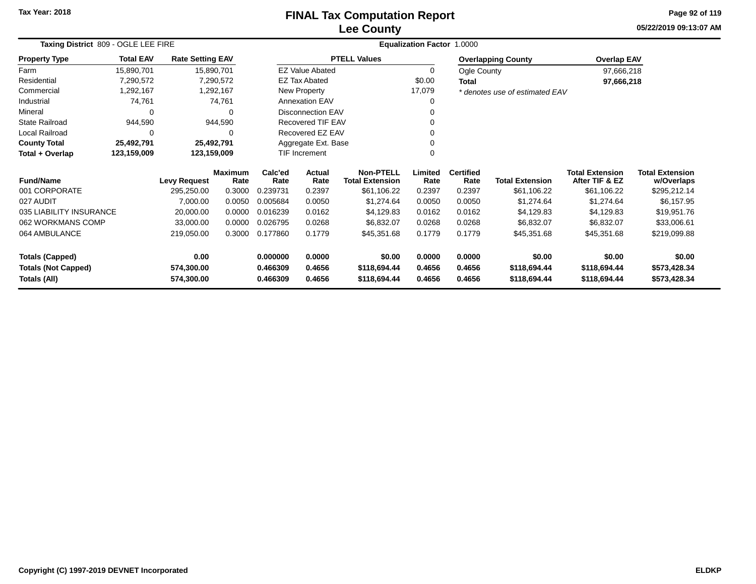# FINAL Tax Computation Report
## Lee County

Tax Year: 2018

05/22/2019 09:13:07 AM

**Taxing District** 809 - OGLE LEE FIRE

**Equalization Factor** 1.0000

| Property Type | Total EAV | Rate Setting EAV |
|---|---|---|
| Farm | 15,890,701 | 15,890,701 |
| Residential | 7,290,572 | 7,290,572 |
| Commercial | 1,292,167 | 1,292,167 |
| Industrial | 74,761 | 74,761 |
| Mineral | 0 | 0 |
| State Railroad | 944,590 | 944,590 |
| Local Railroad | 0 | 0 |
| **County Total** | **25,492,791** | **25,492,791** |
| **Total + Overlap** | **123,159,009** | **123,159,009** |

| PTELL Values | |
|---|---|
| EZ Value Abated | 0 |
| EZ Tax Abated | $0.00 |
| New Property | 17,079 |
| Annexation EAV | 0 |
| Disconnection EAV | 0 |
| Recovered TIF EAV | 0 |
| Recovered EZ EAV | 0 |
| Aggregate Ext. Base | 0 |
| TIF Increment | 0 |

| Overlapping County | Overlap EAV |
|---|---|
| Ogle County | 97,666,218 |
| **Total** | **97,666,218** |

*\* denotes use of estimated EAV*

| Fund/Name | Levy Request | Maximum Rate | Calc'ed Rate | Actual Rate | Non-PTELL Total Extension | Limited Rate | Certified Rate | Total Extension | Total Extension After TIF & EZ | Total Extension w/Overlaps |
|---|---|---|---|---|---|---|---|---|---|---|
| 001 CORPORATE | 295,250.00 | 0.3000 | 0.239731 | 0.2397 | $61,106.22 | 0.2397 | 0.2397 | $61,106.22 | $61,106.22 | $295,212.14 |
| 027 AUDIT | 7,000.00 | 0.0050 | 0.005684 | 0.0050 | $1,274.64 | 0.0050 | 0.0050 | $1,274.64 | $1,274.64 | $6,157.95 |
| 035 LIABILITY INSURANCE | 20,000.00 | 0.0000 | 0.016239 | 0.0162 | $4,129.83 | 0.0162 | 0.0162 | $4,129.83 | $4,129.83 | $19,951.76 |
| 062 WORKMANS COMP | 33,000.00 | 0.0000 | 0.026795 | 0.0268 | $6,832.07 | 0.0268 | 0.0268 | $6,832.07 | $6,832.07 | $33,006.61 |
| 064 AMBULANCE | 219,050.00 | 0.3000 | 0.177860 | 0.1779 | $45,351.68 | 0.1779 | 0.1779 | $45,351.68 | $45,351.68 | $219,099.88 |
| **Totals (Capped)** | **0.00** | | **0.000000** | **0.0000** | **$0.00** | **0.0000** | **0.0000** | **$0.00** | **$0.00** | **$0.00** |
| **Totals (Not Capped)** | **574,300.00** | | **0.466309** | **0.4656** | **$118,694.44** | **0.4656** | **0.4656** | **$118,694.44** | **$118,694.44** | **$573,428.34** |
| **Totals (All)** | **574,300.00** | | **0.466309** | **0.4656** | **$118,694.44** | **0.4656** | **0.4656** | **$118,694.44** | **$118,694.44** | **$573,428.34** |

Copyright (C) 1997-2019 DEVNET Incorporated

ELDKP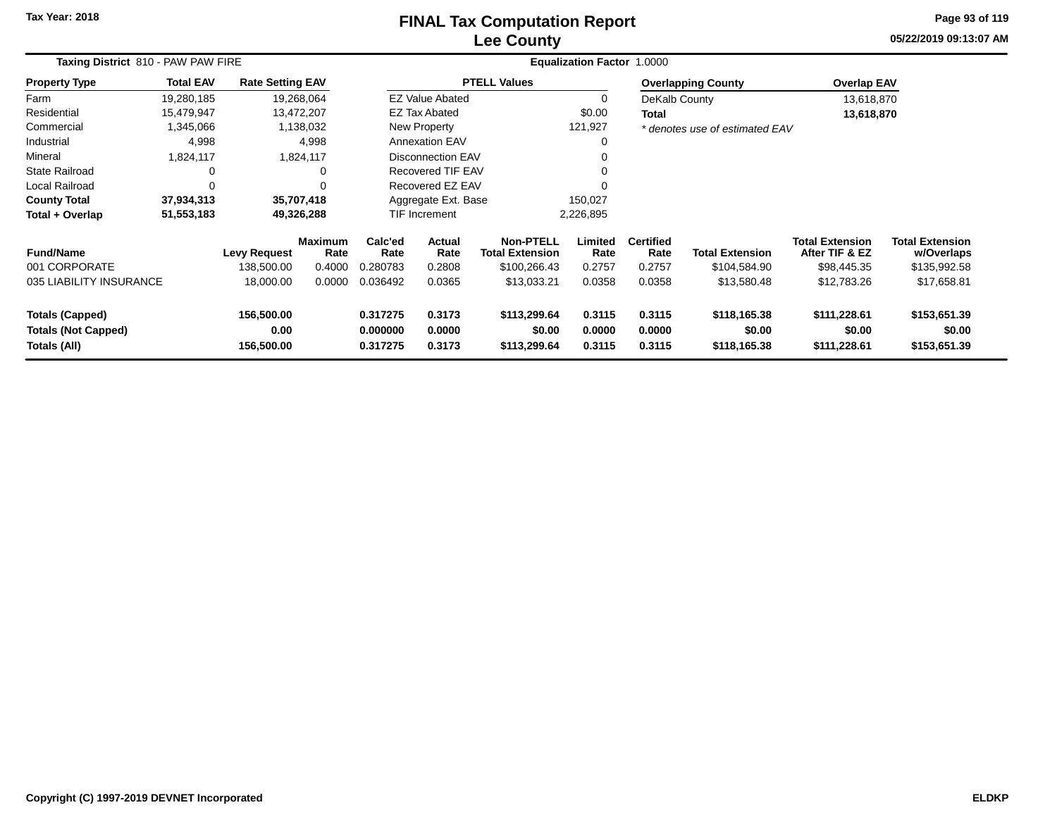Tax Year: 2018

# FINAL Tax Computation Report
## Lee County

05/22/2019 09:13:07 AM

**Taxing District** 810 - PAW PAW FIRE | **Equalization Factor** 1.0000

| Property Type | Total EAV | Rate Setting EAV |
|---|---|---|
| Farm | 19,280,185 | 19,268,064 |
| Residential | 15,479,947 | 13,472,207 |
| Commercial | 1,345,066 | 1,138,032 |
| Industrial | 4,998 | 4,998 |
| Mineral | 1,824,117 | 1,824,117 |
| State Railroad | 0 | 0 |
| Local Railroad | 0 | 0 |
| **County Total** | **37,934,313** | **35,707,418** |
| **Total + Overlap** | **51,553,183** | **49,326,288** |

| PTELL Values | |
|---|---|
| EZ Value Abated | 0 |
| EZ Tax Abated | $0.00 |
| New Property | 121,927 |
| Annexation EAV | 0 |
| Disconnection EAV | 0 |
| Recovered TIF EAV | 0 |
| Recovered EZ EAV | 0 |
| Aggregate Ext. Base | 150,027 |
| TIF Increment | 2,226,895 |

| Overlapping County | Overlap EAV |
|---|---|
| DeKalb County | 13,618,870 |
| **Total** | **13,618,870** |

*\* denotes use of estimated EAV*

| Fund/Name | Levy Request | Maximum Rate | Calc'ed Rate | Actual Rate | Non-PTELL Total Extension | Limited Rate | Certified Rate | Total Extension | Total Extension After TIF & EZ | Total Extension w/Overlaps |
|---|---|---|---|---|---|---|---|---|---|---|
| 001 CORPORATE | 138,500.00 | 0.4000 | 0.280783 | 0.2808 | $100,266.43 | 0.2757 | 0.2757 | $104,584.90 | $98,445.35 | $135,992.58 |
| 035 LIABILITY INSURANCE | 18,000.00 | 0.0000 | 0.036492 | 0.0365 | $13,033.21 | 0.0358 | 0.0358 | $13,580.48 | $12,783.26 | $17,658.81 |
| **Totals (Capped)** | **156,500.00** | | **0.317275** | **0.3173** | **$113,299.64** | **0.3115** | **0.3115** | **$118,165.38** | **$111,228.61** | **$153,651.39** |
| **Totals (Not Capped)** | **0.00** | | **0.000000** | **0.0000** | **$0.00** | **0.0000** | **0.0000** | **$0.00** | **$0.00** | **$0.00** |
| **Totals (All)** | **156,500.00** | | **0.317275** | **0.3173** | **$113,299.64** | **0.3115** | **0.3115** | **$118,165.38** | **$111,228.61** | **$153,651.39** |

Copyright (C) 1997-2019 DEVNET Incorporated | ELDKP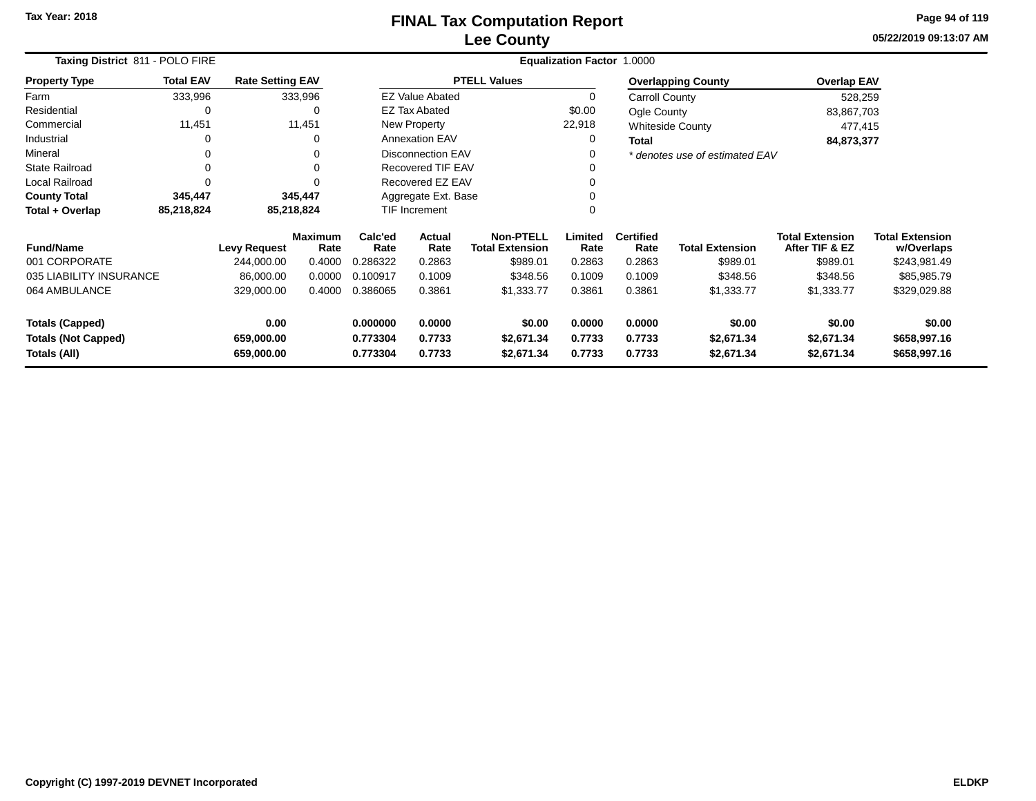Tax Year: 2018

# FINAL Tax Computation Report
## Lee County

05/22/2019 09:13:07 AM

**Taxing District** 811 - POLO FIRE **Equalization Factor** 1.0000

| Property Type | Total EAV | Rate Setting EAV |
|---|---|---|
| Farm | 333,996 | 333,996 |
| Residential | 0 | 0 |
| Commercial | 11,451 | 11,451 |
| Industrial | 0 | 0 |
| Mineral | 0 | 0 |
| State Railroad | 0 | 0 |
| Local Railroad | 0 | 0 |
| **County Total** | **345,447** | **345,447** |
| **Total + Overlap** | **85,218,824** | **85,218,824** |

| PTELL Values | |
|---|---|
| EZ Value Abated | 0 |
| EZ Tax Abated | $0.00 |
| New Property | 22,918 |
| Annexation EAV | 0 |
| Disconnection EAV | 0 |
| Recovered TIF EAV | 0 |
| Recovered EZ EAV | 0 |
| Aggregate Ext. Base | 0 |
| TIF Increment | 0 |

| Overlapping County | Overlap EAV |
|---|---|
| Carroll County | 528,259 |
| Ogle County | 83,867,703 |
| Whiteside County | 477,415 |
| **Total** | **84,873,377** |

*\* denotes use of estimated EAV*

| Fund/Name | Levy Request | Maximum Rate | Calc'ed Rate | Actual Rate | Non-PTELL Total Extension | Limited Rate | Certified Rate | Total Extension | Total Extension After TIF & EZ | Total Extension w/Overlaps |
|---|---|---|---|---|---|---|---|---|---|---|
| 001 CORPORATE | 244,000.00 | 0.4000 | 0.286322 | 0.2863 | $989.01 | 0.2863 | 0.2863 | $989.01 | $989.01 | $243,981.49 |
| 035 LIABILITY INSURANCE | 86,000.00 | 0.0000 | 0.100917 | 0.1009 | $348.56 | 0.1009 | 0.1009 | $348.56 | $348.56 | $85,985.79 |
| 064 AMBULANCE | 329,000.00 | 0.4000 | 0.386065 | 0.3861 | $1,333.77 | 0.3861 | 0.3861 | $1,333.77 | $1,333.77 | $329,029.88 |
| **Totals (Capped)** | **0.00** | | **0.000000** | **0.0000** | **$0.00** | **0.0000** | **0.0000** | **$0.00** | **$0.00** | **$0.00** |
| **Totals (Not Capped)** | **659,000.00** | | **0.773304** | **0.7733** | **$2,671.34** | **0.7733** | **0.7733** | **$2,671.34** | **$2,671.34** | **$658,997.16** |
| **Totals (All)** | **659,000.00** | | **0.773304** | **0.7733** | **$2,671.34** | **0.7733** | **0.7733** | **$2,671.34** | **$2,671.34** | **$658,997.16** |

Copyright (C) 1997-2019 DEVNET Incorporated

ELDKP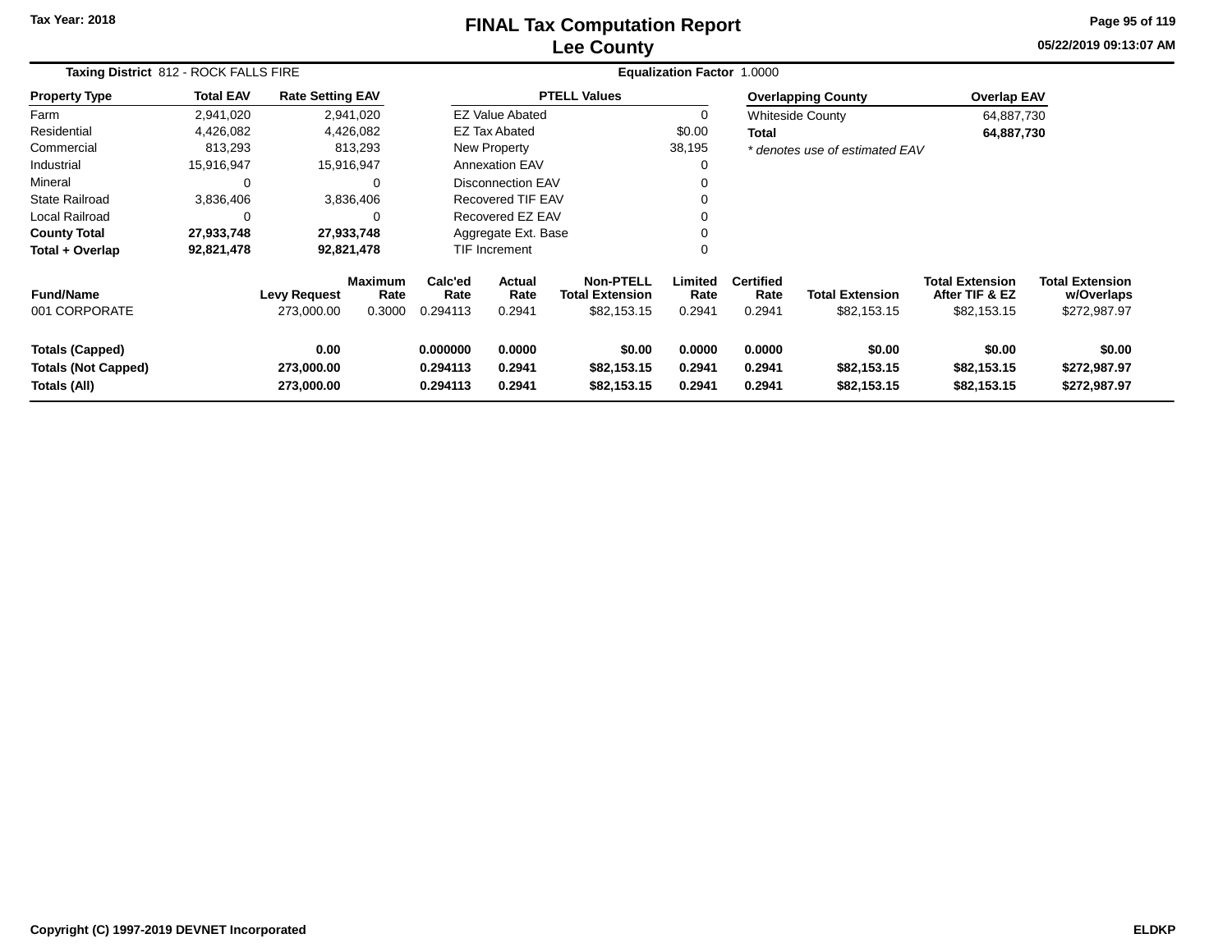# FINAL Tax Computation Report
## Lee County

Tax Year: 2018

05/22/2019 09:13:07 AM

**Taxing District** 812 - ROCK FALLS FIRE

**Equalization Factor** 1.0000

| Property Type | Total EAV | Rate Setting EAV |
|---|---|---|
| Farm | 2,941,020 | 2,941,020 |
| Residential | 4,426,082 | 4,426,082 |
| Commercial | 813,293 | 813,293 |
| Industrial | 15,916,947 | 15,916,947 |
| Mineral | 0 | 0 |
| State Railroad | 3,836,406 | 3,836,406 |
| Local Railroad | 0 | 0 |
| **County Total** | **27,933,748** | **27,933,748** |
| **Total + Overlap** | **92,821,478** | **92,821,478** |

| PTELL Values | |
|---|---|
| EZ Value Abated | 0 |
| EZ Tax Abated | $0.00 |
| New Property | 38,195 |
| Annexation EAV | 0 |
| Disconnection EAV | 0 |
| Recovered TIF EAV | 0 |
| Recovered EZ EAV | 0 |
| Aggregate Ext. Base | 0 |
| TIF Increment | 0 |

| Overlapping County | Overlap EAV |
|---|---|
| Whiteside County | 64,887,730 |
| **Total** | **64,887,730** |

*\* denotes use of estimated EAV*

| Fund/Name | Levy Request | Maximum Rate | Calc'ed Rate | Actual Rate | Non-PTELL Total Extension | Limited Rate | Certified Rate | Total Extension | Total Extension After TIF & EZ | Total Extension w/Overlaps |
|---|---|---|---|---|---|---|---|---|---|---|
| 001 CORPORATE | 273,000.00 | 0.3000 | 0.294113 | 0.2941 | $82,153.15 | 0.2941 | 0.2941 | $82,153.15 | $82,153.15 | $272,987.97 |
| **Totals (Capped)** | **0.00** | | **0.000000** | **0.0000** | **$0.00** | **0.0000** | **0.0000** | **$0.00** | **$0.00** | **$0.00** |
| **Totals (Not Capped)** | **273,000.00** | | **0.294113** | **0.2941** | **$82,153.15** | **0.2941** | **0.2941** | **$82,153.15** | **$82,153.15** | **$272,987.97** |
| **Totals (All)** | **273,000.00** | | **0.294113** | **0.2941** | **$82,153.15** | **0.2941** | **0.2941** | **$82,153.15** | **$82,153.15** | **$272,987.97** |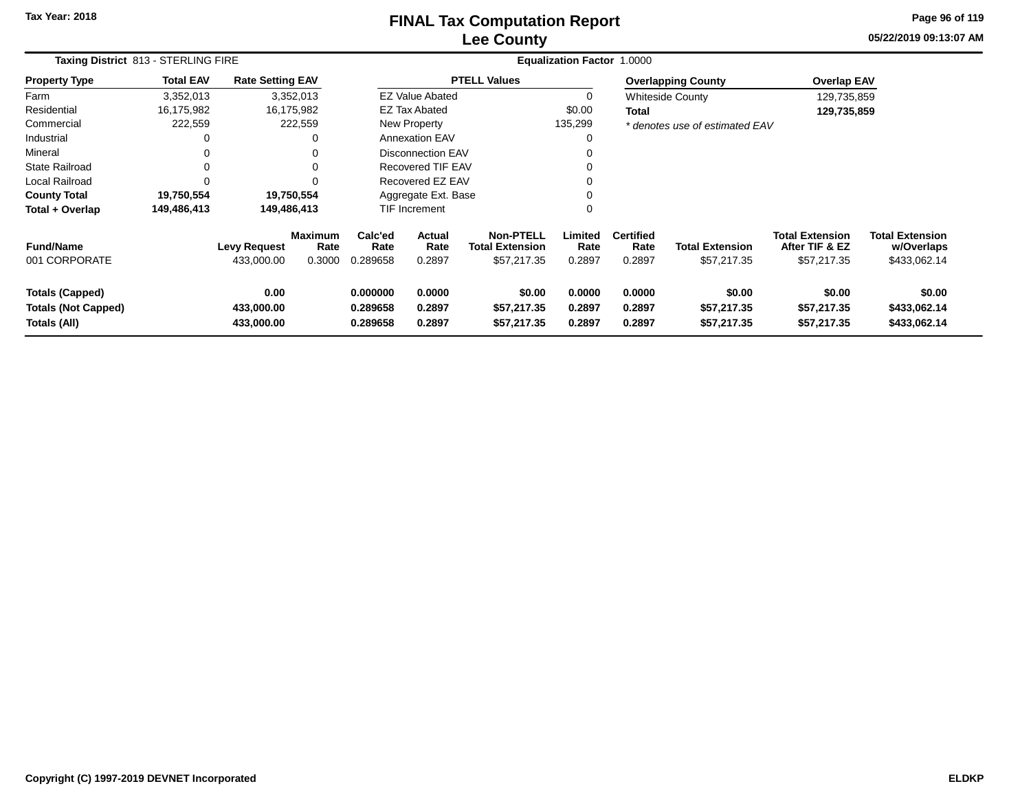Tax Year: 2018

# FINAL Tax Computation Report
## Lee County

05/22/2019 09:13:07 AM

**Taxing District** 813 - STERLING FIRE

**Equalization Factor** 1.0000

| Property Type | Total EAV | Rate Setting EAV |
|---|---|---|
| Farm | 3,352,013 | 3,352,013 |
| Residential | 16,175,982 | 16,175,982 |
| Commercial | 222,559 | 222,559 |
| Industrial | 0 | 0 |
| Mineral | 0 | 0 |
| State Railroad | 0 | 0 |
| Local Railroad | 0 | 0 |
| **County Total** | **19,750,554** | **19,750,554** |
| **Total + Overlap** | **149,486,413** | **149,486,413** |

| PTELL Values | |
|---|---|
| EZ Value Abated | 0 |
| EZ Tax Abated | $0.00 |
| New Property | 135,299 |
| Annexation EAV | 0 |
| Disconnection EAV | 0 |
| Recovered TIF EAV | 0 |
| Recovered EZ EAV | 0 |
| Aggregate Ext. Base | 0 |
| TIF Increment | 0 |

| Overlapping County | Overlap EAV |
|---|---|
| Whiteside County | 129,735,859 |
| **Total** | **129,735,859** |

*\* denotes use of estimated EAV*

| Fund/Name | Levy Request | Maximum Rate | Calc'ed Rate | Actual Rate | Non-PTELL Total Extension | Limited Rate | Certified Rate | Total Extension | Total Extension After TIF & EZ | Total Extension w/Overlaps |
|---|---|---|---|---|---|---|---|---|---|---|
| 001 CORPORATE | 433,000.00 | 0.3000 | 0.289658 | 0.2897 | $57,217.35 | 0.2897 | 0.2897 | $57,217.35 | $57,217.35 | $433,062.14 |
| **Totals (Capped)** | **0.00** | | **0.000000** | **0.0000** | **$0.00** | **0.0000** | **0.0000** | **$0.00** | **$0.00** | **$0.00** |
| **Totals (Not Capped)** | **433,000.00** | | **0.289658** | **0.2897** | **$57,217.35** | **0.2897** | **0.2897** | **$57,217.35** | **$57,217.35** | **$433,062.14** |
| **Totals (All)** | **433,000.00** | | **0.289658** | **0.2897** | **$57,217.35** | **0.2897** | **0.2897** | **$57,217.35** | **$57,217.35** | **$433,062.14** |

Copyright (C) 1997-2019 DEVNET Incorporated

ELDKP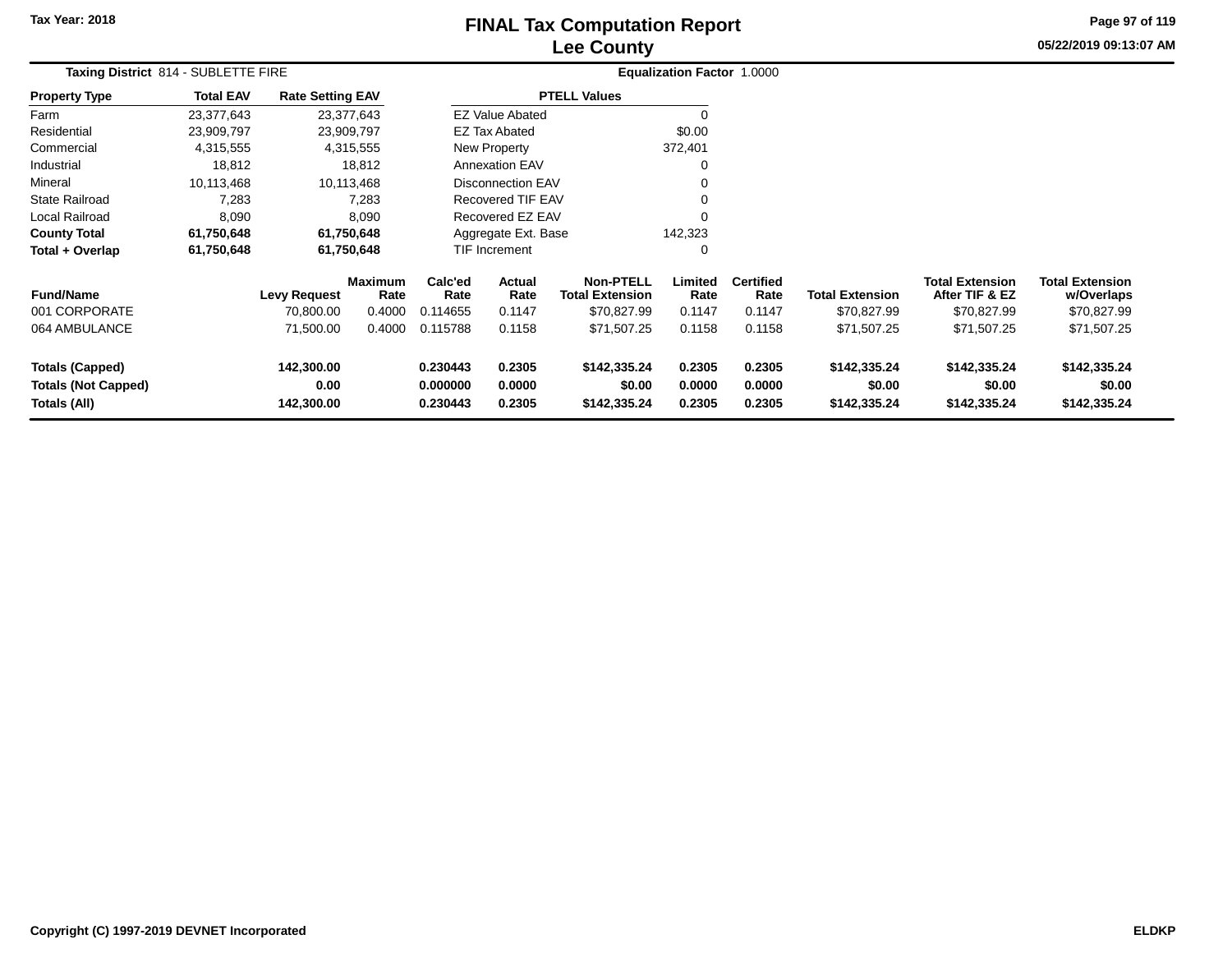Tax Year: 2018

# FINAL Tax Computation Report
## Lee County

05/22/2019 09:13:07 AM

**Taxing District** 814 - SUBLETTE FIRE

**Equalization Factor** 1.0000

| Property Type | Total EAV | Rate Setting EAV |
|---|---|---|
| Farm | 23,377,643 | 23,377,643 |
| Residential | 23,909,797 | 23,909,797 |
| Commercial | 4,315,555 | 4,315,555 |
| Industrial | 18,812 | 18,812 |
| Mineral | 10,113,468 | 10,113,468 |
| State Railroad | 7,283 | 7,283 |
| Local Railroad | 8,090 | 8,090 |
| **County Total** | **61,750,648** | **61,750,648** |
| **Total + Overlap** | **61,750,648** | **61,750,648** |

| PTELL Values | |
|---|---|
| EZ Value Abated | 0 |
| EZ Tax Abated | $0.00 |
| New Property | 372,401 |
| Annexation EAV | 0 |
| Disconnection EAV | 0 |
| Recovered TIF EAV | 0 |
| Recovered EZ EAV | 0 |
| Aggregate Ext. Base | 142,323 |
| TIF Increment | 0 |

| Fund/Name | Levy Request | Maximum Rate | Calc'ed Rate | Actual Rate | Non-PTELL Total Extension | Limited Rate | Certified Rate | Total Extension | Total Extension After TIF & EZ | Total Extension w/Overlaps |
|---|---|---|---|---|---|---|---|---|---|---|
| 001 CORPORATE | 70,800.00 | 0.4000 | 0.114655 | 0.1147 | $70,827.99 | 0.1147 | 0.1147 | $70,827.99 | $70,827.99 | $70,827.99 |
| 064 AMBULANCE | 71,500.00 | 0.4000 | 0.115788 | 0.1158 | $71,507.25 | 0.1158 | 0.1158 | $71,507.25 | $71,507.25 | $71,507.25 |
| **Totals (Capped)** | **142,300.00** | | **0.230443** | **0.2305** | **$142,335.24** | **0.2305** | **0.2305** | **$142,335.24** | **$142,335.24** | **$142,335.24** |
| **Totals (Not Capped)** | **0.00** | | **0.000000** | **0.0000** | **$0.00** | **0.0000** | **0.0000** | **$0.00** | **$0.00** | **$0.00** |
| **Totals (All)** | **142,300.00** | | **0.230443** | **0.2305** | **$142,335.24** | **0.2305** | **0.2305** | **$142,335.24** | **$142,335.24** | **$142,335.24** |

Copyright (C) 1997-2019 DEVNET Incorporated

ELDKP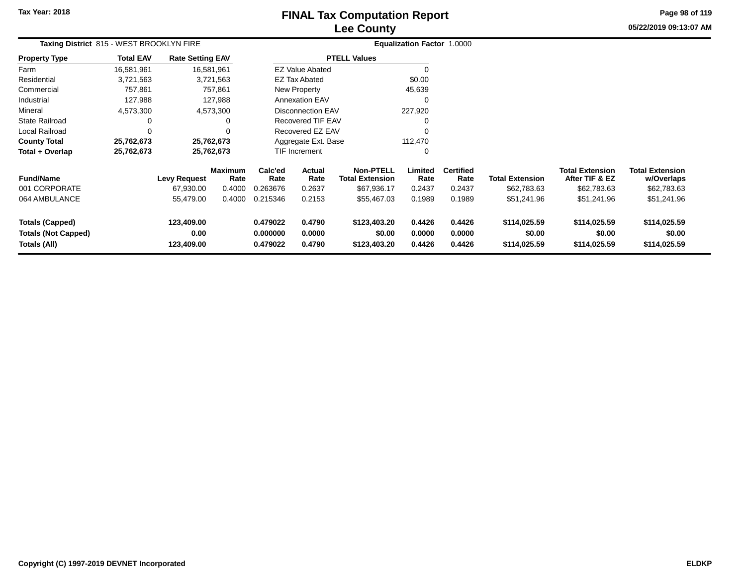# FINAL Tax Computation Report
# Lee County

Tax Year: 2018

05/22/2019 09:13:07 AM

**Taxing District** 815 - WEST BROOKLYN FIRE

**Equalization Factor** 1.0000

| Property Type | Total EAV | Rate Setting EAV |
|---|---|---|
| Farm | 16,581,961 | 16,581,961 |
| Residential | 3,721,563 | 3,721,563 |
| Commercial | 757,861 | 757,861 |
| Industrial | 127,988 | 127,988 |
| Mineral | 4,573,300 | 4,573,300 |
| State Railroad | 0 | 0 |
| Local Railroad | 0 | 0 |
| **County Total** | **25,762,673** | **25,762,673** |
| **Total + Overlap** | **25,762,673** | **25,762,673** |

| PTELL Values | |
|---|---|
| EZ Value Abated | 0 |
| EZ Tax Abated | $0.00 |
| New Property | 45,639 |
| Annexation EAV | 0 |
| Disconnection EAV | 227,920 |
| Recovered TIF EAV | 0 |
| Recovered EZ EAV | 0 |
| Aggregate Ext. Base | 112,470 |
| TIF Increment | 0 |

| Fund/Name | Levy Request | Maximum Rate | Calc'ed Rate | Actual Rate | Non-PTELL Total Extension | Limited Rate | Certified Rate | Total Extension | Total Extension After TIF & EZ | Total Extension w/Overlaps |
|---|---|---|---|---|---|---|---|---|---|---|
| 001 CORPORATE | 67,930.00 | 0.4000 | 0.263676 | 0.2637 | $67,936.17 | 0.2437 | 0.2437 | $62,783.63 | $62,783.63 | $62,783.63 |
| 064 AMBULANCE | 55,479.00 | 0.4000 | 0.215346 | 0.2153 | $55,467.03 | 0.1989 | 0.1989 | $51,241.96 | $51,241.96 | $51,241.96 |
| **Totals (Capped)** | **123,409.00** | | **0.479022** | **0.4790** | **$123,403.20** | **0.4426** | **0.4426** | **$114,025.59** | **$114,025.59** | **$114,025.59** |
| **Totals (Not Capped)** | **0.00** | | **0.000000** | **0.0000** | **$0.00** | **0.0000** | **0.0000** | **$0.00** | **$0.00** | **$0.00** |
| **Totals (All)** | **123,409.00** | | **0.479022** | **0.4790** | **$123,403.20** | **0.4426** | **0.4426** | **$114,025.59** | **$114,025.59** | **$114,025.59** |

Copyright (C) 1997-2019 DEVNET Incorporated

ELDKP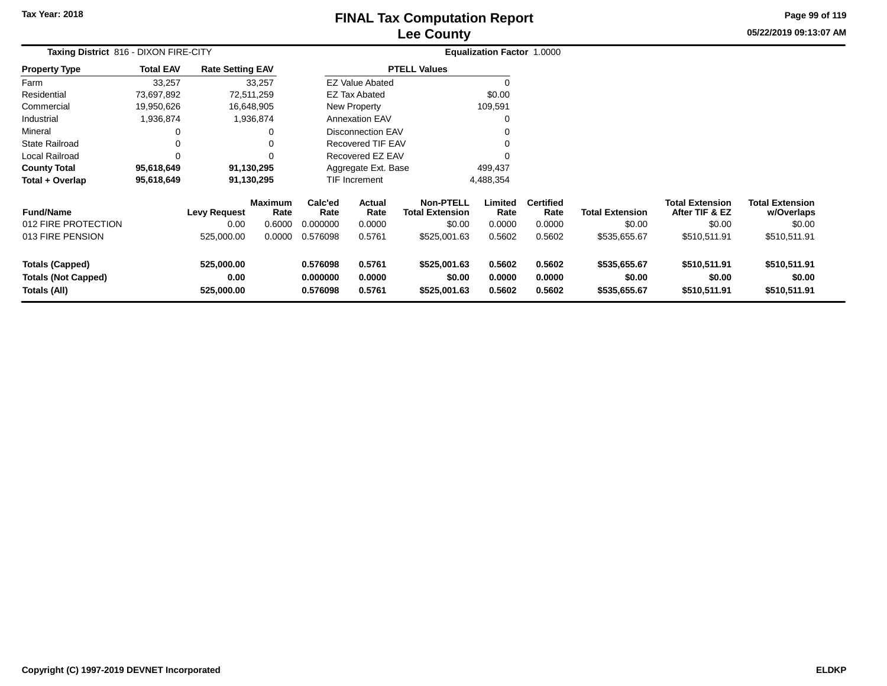Tax Year: 2018

# FINAL Tax Computation Report
## Lee County

05/22/2019 09:13:07 AM

**Taxing District** 816 - DIXON FIRE-CITY **Equalization Factor** 1.0000

| Property Type | Total EAV | Rate Setting EAV |
|---|---|---|
| Farm | 33,257 | 33,257 |
| Residential | 73,697,892 | 72,511,259 |
| Commercial | 19,950,626 | 16,648,905 |
| Industrial | 1,936,874 | 1,936,874 |
| Mineral | 0 | 0 |
| State Railroad | 0 | 0 |
| Local Railroad | 0 | 0 |
| **County Total** | **95,618,649** | **91,130,295** |
| **Total + Overlap** | **95,618,649** | **91,130,295** |

| PTELL Values | |
|---|---|
| EZ Value Abated | 0 |
| EZ Tax Abated | $0.00 |
| New Property | 109,591 |
| Annexation EAV | 0 |
| Disconnection EAV | 0 |
| Recovered TIF EAV | 0 |
| Recovered EZ EAV | 0 |
| Aggregate Ext. Base | 499,437 |
| TIF Increment | 4,488,354 |

| Fund/Name | Levy Request | Maximum Rate | Calc'ed Rate | Actual Rate | Non-PTELL Total Extension | Limited Rate | Certified Rate | Total Extension | Total Extension After TIF & EZ | Total Extension w/Overlaps |
|---|---|---|---|---|---|---|---|---|---|---|
| 012 FIRE PROTECTION | 0.00 | 0.6000 | 0.000000 | 0.0000 | $0.00 | 0.0000 | 0.0000 | $0.00 | $0.00 | $0.00 |
| 013 FIRE PENSION | 525,000.00 | 0.0000 | 0.576098 | 0.5761 | $525,001.63 | 0.5602 | 0.5602 | $535,655.67 | $510,511.91 | $510,511.91 |
| **Totals (Capped)** | **525,000.00** | | **0.576098** | **0.5761** | **$525,001.63** | **0.5602** | **0.5602** | **$535,655.67** | **$510,511.91** | **$510,511.91** |
| **Totals (Not Capped)** | **0.00** | | **0.000000** | **0.0000** | **$0.00** | **0.0000** | **0.0000** | **$0.00** | **$0.00** | **$0.00** |
| **Totals (All)** | **525,000.00** | | **0.576098** | **0.5761** | **$525,001.63** | **0.5602** | **0.5602** | **$535,655.67** | **$510,511.91** | **$510,511.91** |

Copyright (C) 1997-2019 DEVNET Incorporated ELDKP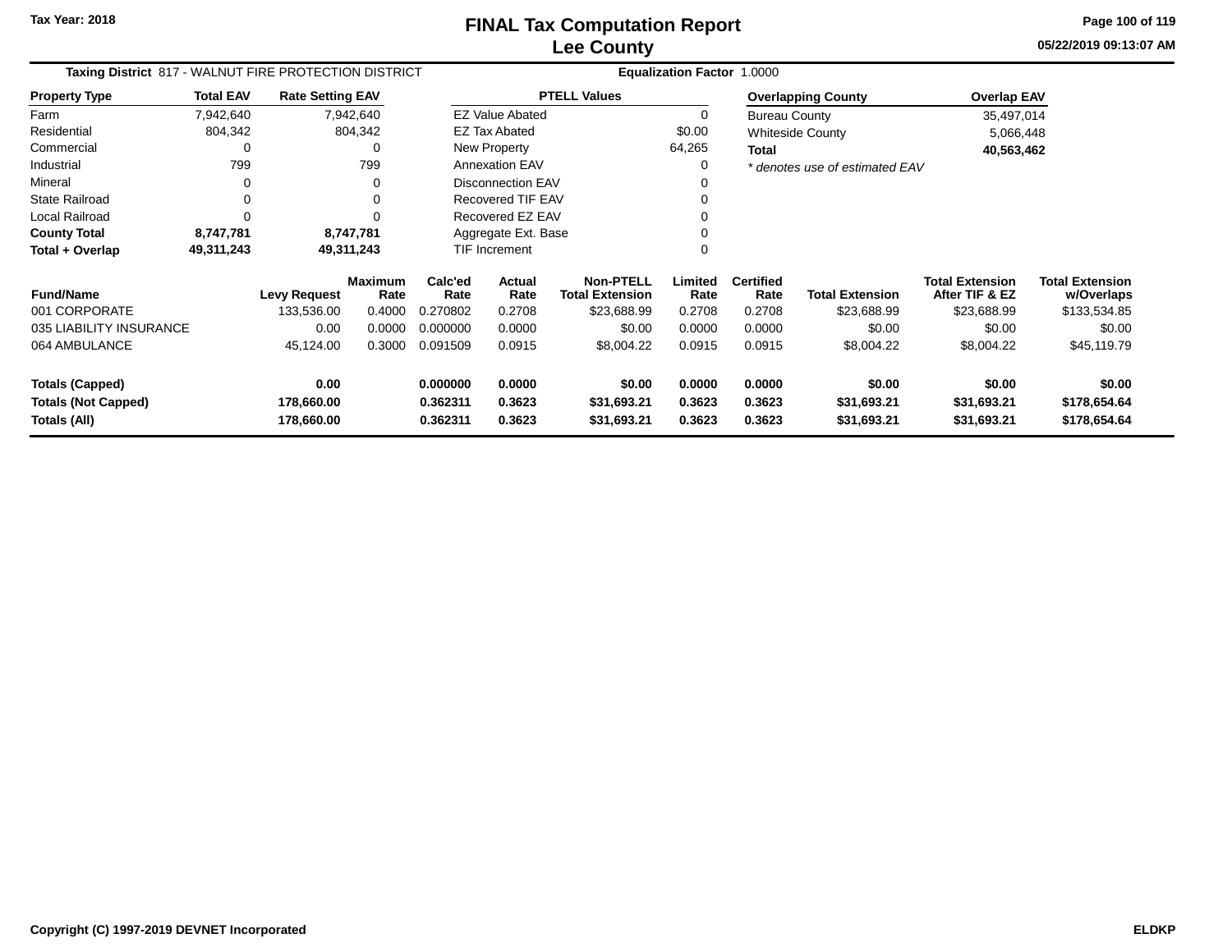Tax Year: 2018

# FINAL Tax Computation Report
## Lee County

05/22/2019 09:13:07 AM

**Taxing District** 817 - WALNUT FIRE PROTECTION DISTRICT **Equalization Factor** 1.0000

| Property Type | Total EAV | Rate Setting EAV |
|---|---|---|
| Farm | 7,942,640 | 7,942,640 |
| Residential | 804,342 | 804,342 |
| Commercial | 0 | 0 |
| Industrial | 799 | 799 |
| Mineral | 0 | 0 |
| State Railroad | 0 | 0 |
| Local Railroad | 0 | 0 |
| **County Total** | **8,747,781** | **8,747,781** |
| **Total + Overlap** | **49,311,243** | **49,311,243** |

| PTELL Values | |
|---|---|
| EZ Value Abated | 0 |
| EZ Tax Abated | $0.00 |
| New Property | 64,265 |
| Annexation EAV | 0 |
| Disconnection EAV | 0 |
| Recovered TIF EAV | 0 |
| Recovered EZ EAV | 0 |
| Aggregate Ext. Base | 0 |
| TIF Increment | 0 |

| Overlapping County | Overlap EAV |
|---|---|
| Bureau County | 35,497,014 |
| Whiteside County | 5,066,448 |
| **Total** | **40,563,462** |

*\* denotes use of estimated EAV*

| Fund/Name | Levy Request | Maximum Rate | Calc'ed Rate | Actual Rate | Non-PTELL Total Extension | Limited Rate | Certified Rate | Total Extension | Total Extension After TIF & EZ | Total Extension w/Overlaps |
|---|---|---|---|---|---|---|---|---|---|---|
| 001 CORPORATE | 133,536.00 | 0.4000 | 0.270802 | 0.2708 | $23,688.99 | 0.2708 | 0.2708 | $23,688.99 | $23,688.99 | $133,534.85 |
| 035 LIABILITY INSURANCE | 0.00 | 0.0000 | 0.000000 | 0.0000 | $0.00 | 0.0000 | 0.0000 | $0.00 | $0.00 | $0.00 |
| 064 AMBULANCE | 45,124.00 | 0.3000 | 0.091509 | 0.0915 | $8,004.22 | 0.0915 | 0.0915 | $8,004.22 | $8,004.22 | $45,119.79 |
| **Totals (Capped)** | **0.00** | | **0.000000** | **0.0000** | **$0.00** | **0.0000** | **0.0000** | **$0.00** | **$0.00** | **$0.00** |
| **Totals (Not Capped)** | **178,660.00** | | **0.362311** | **0.3623** | **$31,693.21** | **0.3623** | **0.3623** | **$31,693.21** | **$31,693.21** | **$178,654.64** |
| **Totals (All)** | **178,660.00** | | **0.362311** | **0.3623** | **$31,693.21** | **0.3623** | **0.3623** | **$31,693.21** | **$31,693.21** | **$178,654.64** |

Copyright (C) 1997-2019 DEVNET Incorporated

ELDKP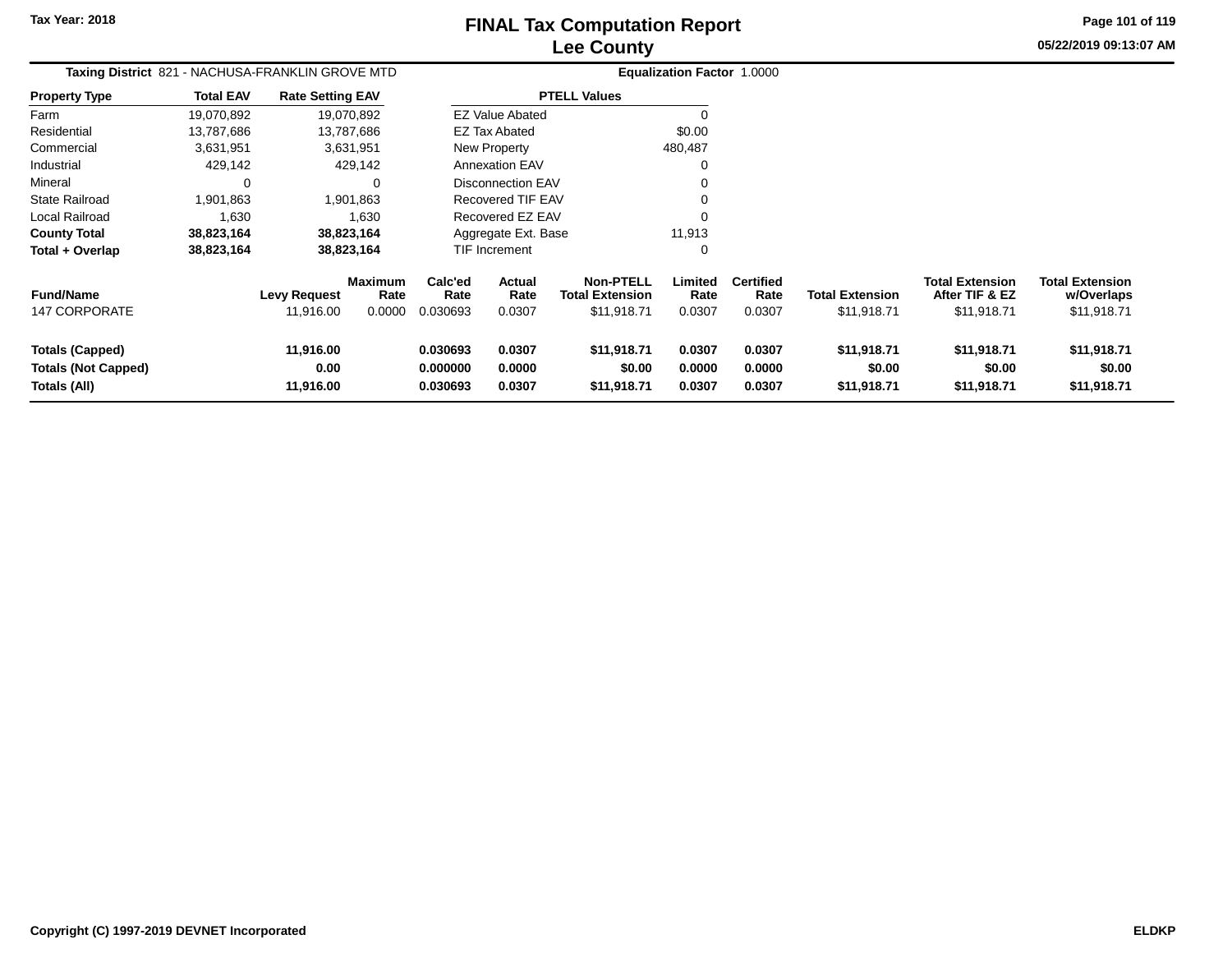# FINAL Tax Computation Report
## Lee County

Tax Year: 2018

**Taxing District** 821 - NACHUSA-FRANKLIN GROVE MTD

**Equalization Factor** 1.0000

| Property Type | Total EAV | Rate Setting EAV |
|---|---|---|
| Farm | 19,070,892 | 19,070,892 |
| Residential | 13,787,686 | 13,787,686 |
| Commercial | 3,631,951 | 3,631,951 |
| Industrial | 429,142 | 429,142 |
| Mineral | 0 | 0 |
| State Railroad | 1,901,863 | 1,901,863 |
| Local Railroad | 1,630 | 1,630 |
| **County Total** | **38,823,164** | **38,823,164** |
| **Total + Overlap** | **38,823,164** | **38,823,164** |

| PTELL Values | |
|---|---|
| EZ Value Abated | 0 |
| EZ Tax Abated | $0.00 |
| New Property | 480,487 |
| Annexation EAV | 0 |
| Disconnection EAV | 0 |
| Recovered TIF EAV | 0 |
| Recovered EZ EAV | 0 |
| Aggregate Ext. Base | 11,913 |
| TIF Increment | 0 |

| Fund/Name | Levy Request | Maximum Rate | Calc'ed Rate | Actual Rate | Non-PTELL Total Extension | Limited Rate | Certified Rate | Total Extension | Total Extension After TIF & EZ | Total Extension w/Overlaps |
|---|---|---|---|---|---|---|---|---|---|---|
| 147 CORPORATE | 11,916.00 | 0.0000 | 0.030693 | 0.0307 | $11,918.71 | 0.0307 | 0.0307 | $11,918.71 | $11,918.71 | $11,918.71 |
| **Totals (Capped)** | **11,916.00** | | **0.030693** | **0.0307** | **$11,918.71** | **0.0307** | **0.0307** | **$11,918.71** | **$11,918.71** | **$11,918.71** |
| **Totals (Not Capped)** | **0.00** | | **0.000000** | **0.0000** | **$0.00** | **0.0000** | **0.0000** | **$0.00** | **$0.00** | **$0.00** |
| **Totals (All)** | **11,916.00** | | **0.030693** | **0.0307** | **$11,918.71** | **0.0307** | **0.0307** | **$11,918.71** | **$11,918.71** | **$11,918.71** |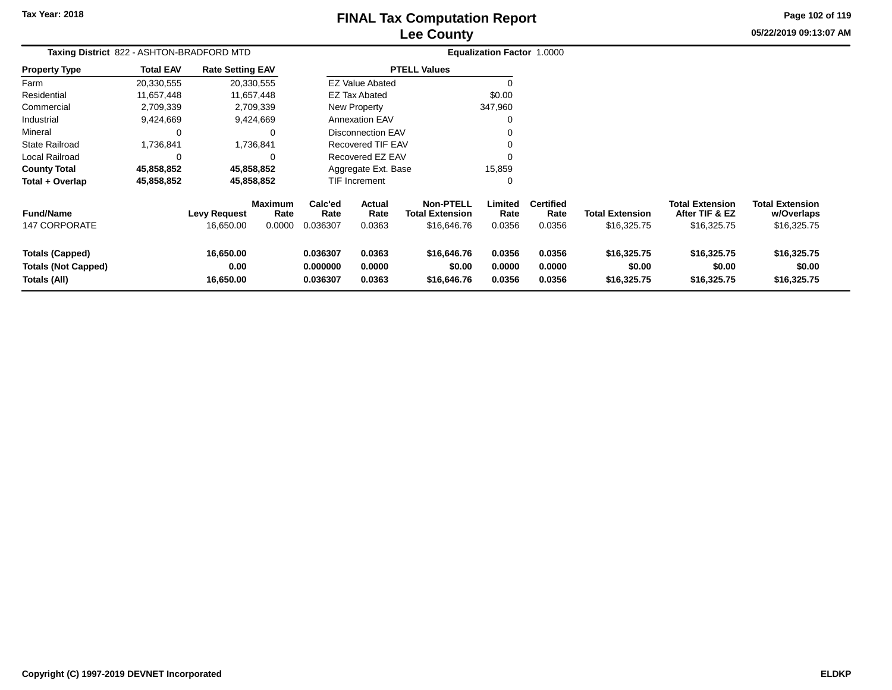# FINAL Tax Computation Report
## Lee County

Tax Year: 2018

05/22/2019 09:13:07 AM

**Taxing District** 822 - ASHTON-BRADFORD MTD

**Equalization Factor** 1.0000

| Property Type | Total EAV | Rate Setting EAV |
|---|---|---|
| Farm | 20,330,555 | 20,330,555 |
| Residential | 11,657,448 | 11,657,448 |
| Commercial | 2,709,339 | 2,709,339 |
| Industrial | 9,424,669 | 9,424,669 |
| Mineral | 0 | 0 |
| State Railroad | 1,736,841 | 1,736,841 |
| Local Railroad | 0 | 0 |
| **County Total** | **45,858,852** | **45,858,852** |
| **Total + Overlap** | **45,858,852** | **45,858,852** |

| PTELL Values | |
|---|---|
| EZ Value Abated | 0 |
| EZ Tax Abated | $0.00 |
| New Property | 347,960 |
| Annexation EAV | 0 |
| Disconnection EAV | 0 |
| Recovered TIF EAV | 0 |
| Recovered EZ EAV | 0 |
| Aggregate Ext. Base | 15,859 |
| TIF Increment | 0 |

| Fund/Name | Levy Request | Maximum Rate | Calc'ed Rate | Actual Rate | Non-PTELL Total Extension | Limited Rate | Certified Rate | Total Extension | Total Extension After TIF & EZ | Total Extension w/Overlaps |
|---|---|---|---|---|---|---|---|---|---|---|
| 147 CORPORATE | 16,650.00 | 0.0000 | 0.036307 | 0.0363 | $16,646.76 | 0.0356 | 0.0356 | $16,325.75 | $16,325.75 | $16,325.75 |
| **Totals (Capped)** | **16,650.00** | | **0.036307** | **0.0363** | **$16,646.76** | **0.0356** | **0.0356** | **$16,325.75** | **$16,325.75** | **$16,325.75** |
| **Totals (Not Capped)** | **0.00** | | **0.000000** | **0.0000** | **$0.00** | **0.0000** | **0.0000** | **$0.00** | **$0.00** | **$0.00** |
| **Totals (All)** | **16,650.00** | | **0.036307** | **0.0363** | **$16,646.76** | **0.0356** | **0.0356** | **$16,325.75** | **$16,325.75** | **$16,325.75** |

Copyright (C) 1997-2019 DEVNET Incorporated

ELDKP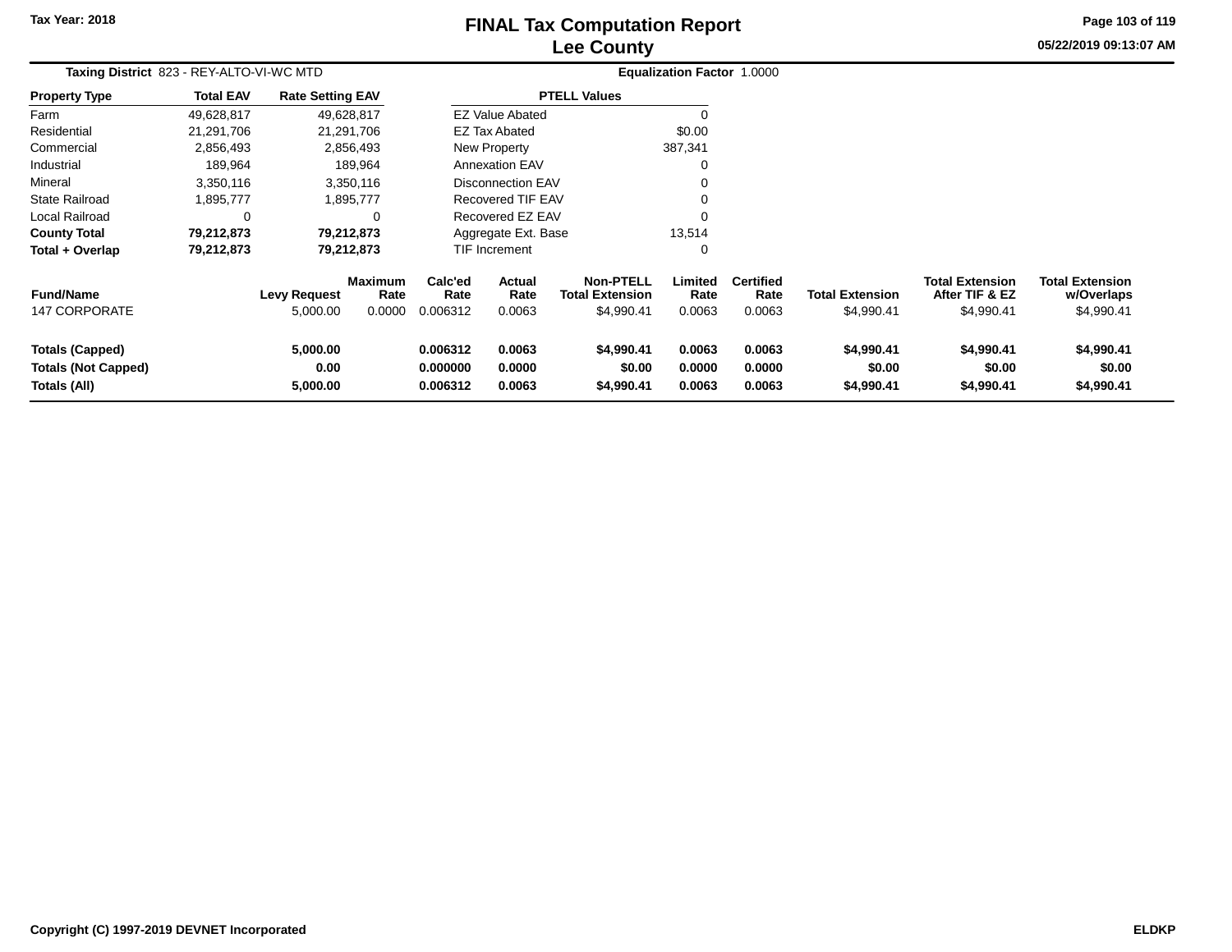# FINAL Tax Computation Report
## Lee County

Tax Year: 2018

05/22/2019 09:13:07 AM

**Taxing District** 823 - REY-ALTO-VI-WC MTD

**Equalization Factor** 1.0000

| Property Type | Total EAV | Rate Setting EAV |
|---|---|---|
| Farm | 49,628,817 | 49,628,817 |
| Residential | 21,291,706 | 21,291,706 |
| Commercial | 2,856,493 | 2,856,493 |
| Industrial | 189,964 | 189,964 |
| Mineral | 3,350,116 | 3,350,116 |
| State Railroad | 1,895,777 | 1,895,777 |
| Local Railroad | 0 | 0 |
| **County Total** | **79,212,873** | **79,212,873** |
| **Total + Overlap** | **79,212,873** | **79,212,873** |

| PTELL Values | |
|---|---|
| EZ Value Abated | 0 |
| EZ Tax Abated | $0.00 |
| New Property | 387,341 |
| Annexation EAV | 0 |
| Disconnection EAV | 0 |
| Recovered TIF EAV | 0 |
| Recovered EZ EAV | 0 |
| Aggregate Ext. Base | 13,514 |
| TIF Increment | 0 |

| Fund/Name | Levy Request | Maximum Rate | Calc'ed Rate | Actual Rate | Non-PTELL Total Extension | Limited Rate | Certified Rate | Total Extension | Total Extension After TIF & EZ | Total Extension w/Overlaps |
|---|---|---|---|---|---|---|---|---|---|---|
| 147 CORPORATE | 5,000.00 | 0.0000 | 0.006312 | 0.0063 | $4,990.41 | 0.0063 | 0.0063 | $4,990.41 | $4,990.41 | $4,990.41 |
| **Totals (Capped)** | **5,000.00** | | **0.006312** | **0.0063** | **$4,990.41** | **0.0063** | **0.0063** | **$4,990.41** | **$4,990.41** | **$4,990.41** |
| **Totals (Not Capped)** | **0.00** | | **0.000000** | **0.0000** | **$0.00** | **0.0000** | **0.0000** | **$0.00** | **$0.00** | **$0.00** |
| **Totals (All)** | **5,000.00** | | **0.006312** | **0.0063** | **$4,990.41** | **0.0063** | **0.0063** | **$4,990.41** | **$4,990.41** | **$4,990.41** |

Copyright (C) 1997-2019 DEVNET Incorporated

ELDKP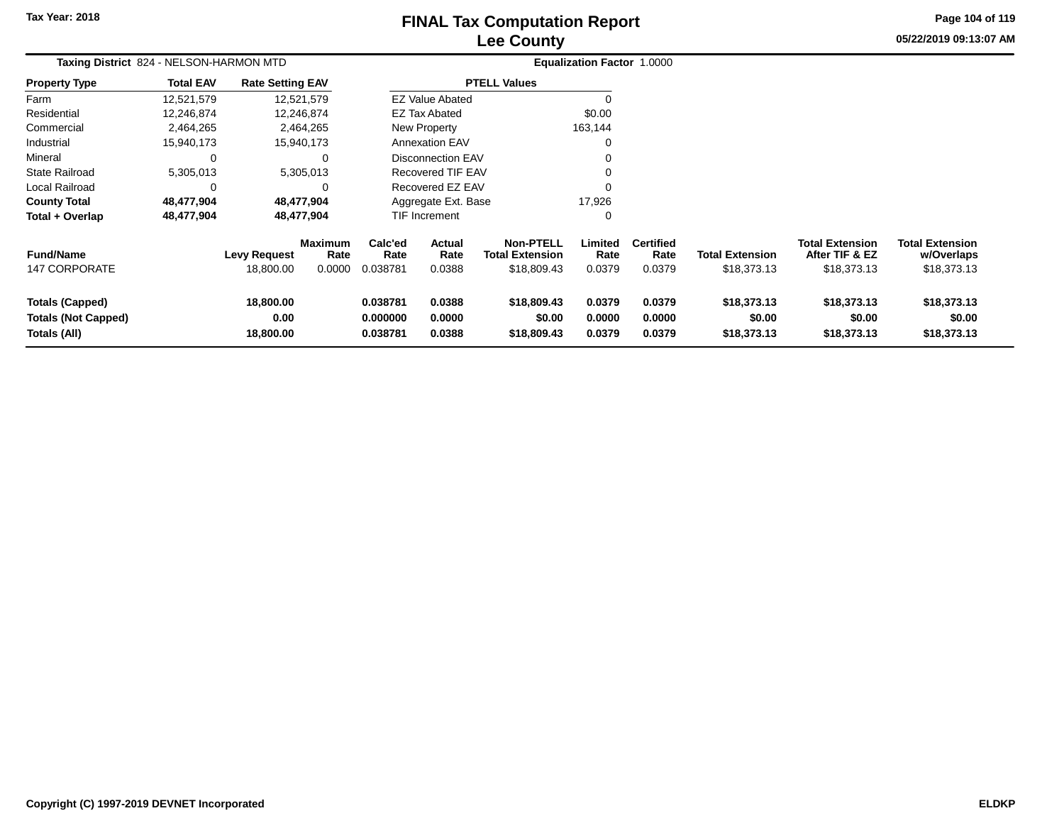# FINAL Tax Computation Report
## Lee County

Tax Year: 2018

05/22/2019 09:13:07 AM

**Taxing District** 824 - NELSON-HARMON MTD **Equalization Factor** 1.0000

| Property Type | Total EAV | Rate Setting EAV |
|---|---|---|
| Farm | 12,521,579 | 12,521,579 |
| Residential | 12,246,874 | 12,246,874 |
| Commercial | 2,464,265 | 2,464,265 |
| Industrial | 15,940,173 | 15,940,173 |
| Mineral | 0 | 0 |
| State Railroad | 5,305,013 | 5,305,013 |
| Local Railroad | 0 | 0 |
| **County Total** | **48,477,904** | **48,477,904** |
| **Total + Overlap** | **48,477,904** | **48,477,904** |

| PTELL Values | |
|---|---|
| EZ Value Abated | 0 |
| EZ Tax Abated | $0.00 |
| New Property | 163,144 |
| Annexation EAV | 0 |
| Disconnection EAV | 0 |
| Recovered TIF EAV | 0 |
| Recovered EZ EAV | 0 |
| Aggregate Ext. Base | 17,926 |
| TIF Increment | 0 |

| Fund/Name | Levy Request | Maximum Rate | Calc'ed Rate | Actual Rate | Non-PTELL Total Extension | Limited Rate | Certified Rate | Total Extension | Total Extension After TIF & EZ | Total Extension w/Overlaps |
|---|---|---|---|---|---|---|---|---|---|---|
| 147 CORPORATE | 18,800.00 | 0.0000 | 0.038781 | 0.0388 | $18,809.43 | 0.0379 | 0.0379 | $18,373.13 | $18,373.13 | $18,373.13 |
| **Totals (Capped)** | **18,800.00** | | **0.038781** | **0.0388** | **$18,809.43** | **0.0379** | **0.0379** | **$18,373.13** | **$18,373.13** | **$18,373.13** |
| **Totals (Not Capped)** | **0.00** | | **0.000000** | **0.0000** | **$0.00** | **0.0000** | **0.0000** | **$0.00** | **$0.00** | **$0.00** |
| **Totals (All)** | **18,800.00** | | **0.038781** | **0.0388** | **$18,809.43** | **0.0379** | **0.0379** | **$18,373.13** | **$18,373.13** | **$18,373.13** |

Copyright (C) 1997-2019 DEVNET Incorporated ELDKP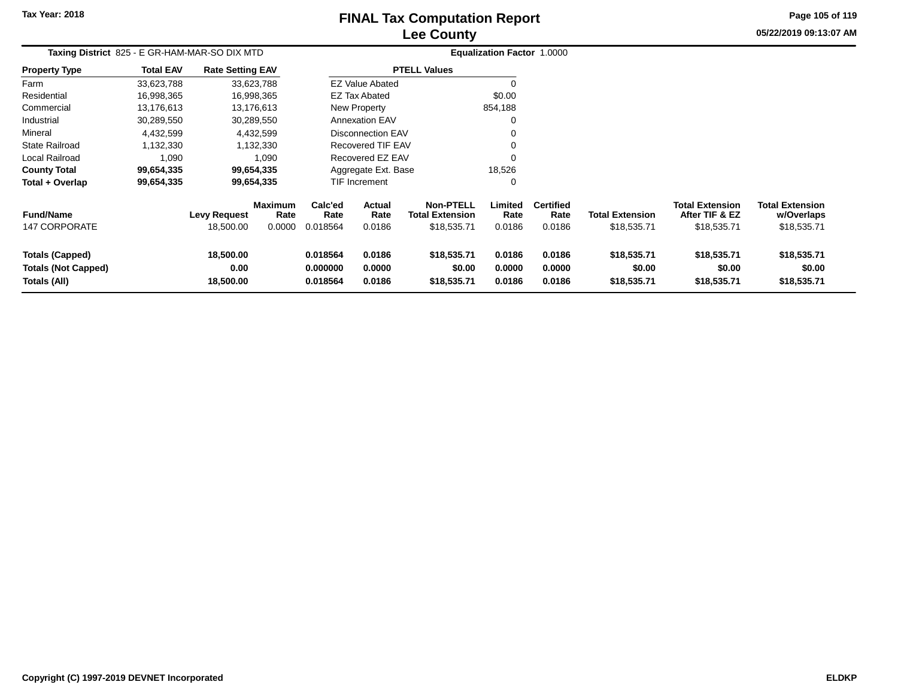Tax Year: 2018

# FINAL Tax Computation Report
## Lee County

05/22/2019 09:13:07 AM

**Taxing District** 825 - E GR-HAM-MAR-SO DIX MTD **Equalization Factor** 1.0000

| Property Type | Total EAV | Rate Setting EAV |
|---|---|---|
| Farm | 33,623,788 | 33,623,788 |
| Residential | 16,998,365 | 16,998,365 |
| Commercial | 13,176,613 | 13,176,613 |
| Industrial | 30,289,550 | 30,289,550 |
| Mineral | 4,432,599 | 4,432,599 |
| State Railroad | 1,132,330 | 1,132,330 |
| Local Railroad | 1,090 | 1,090 |
| **County Total** | **99,654,335** | **99,654,335** |
| **Total + Overlap** | **99,654,335** | **99,654,335** |

| PTELL Values | |
|---|---|
| EZ Value Abated | 0 |
| EZ Tax Abated | $0.00 |
| New Property | 854,188 |
| Annexation EAV | 0 |
| Disconnection EAV | 0 |
| Recovered TIF EAV | 0 |
| Recovered EZ EAV | 0 |
| Aggregate Ext. Base | 18,526 |
| TIF Increment | 0 |

| Fund/Name | Levy Request | Maximum Rate | Calc'ed Rate | Actual Rate | Non-PTELL Total Extension | Limited Rate | Certified Rate | Total Extension | Total Extension After TIF & EZ | Total Extension w/Overlaps |
|---|---|---|---|---|---|---|---|---|---|---|
| 147 CORPORATE | 18,500.00 | 0.0000 | 0.018564 | 0.0186 | $18,535.71 | 0.0186 | 0.0186 | $18,535.71 | $18,535.71 | $18,535.71 |
| **Totals (Capped)** | **18,500.00** | | **0.018564** | **0.0186** | **$18,535.71** | **0.0186** | **0.0186** | **$18,535.71** | **$18,535.71** | **$18,535.71** |
| **Totals (Not Capped)** | **0.00** | | **0.000000** | **0.0000** | **$0.00** | **0.0000** | **0.0000** | **$0.00** | **$0.00** | **$0.00** |
| **Totals (All)** | **18,500.00** | | **0.018564** | **0.0186** | **$18,535.71** | **0.0186** | **0.0186** | **$18,535.71** | **$18,535.71** | **$18,535.71** |

Copyright (C) 1997-2019 DEVNET Incorporated ELDKP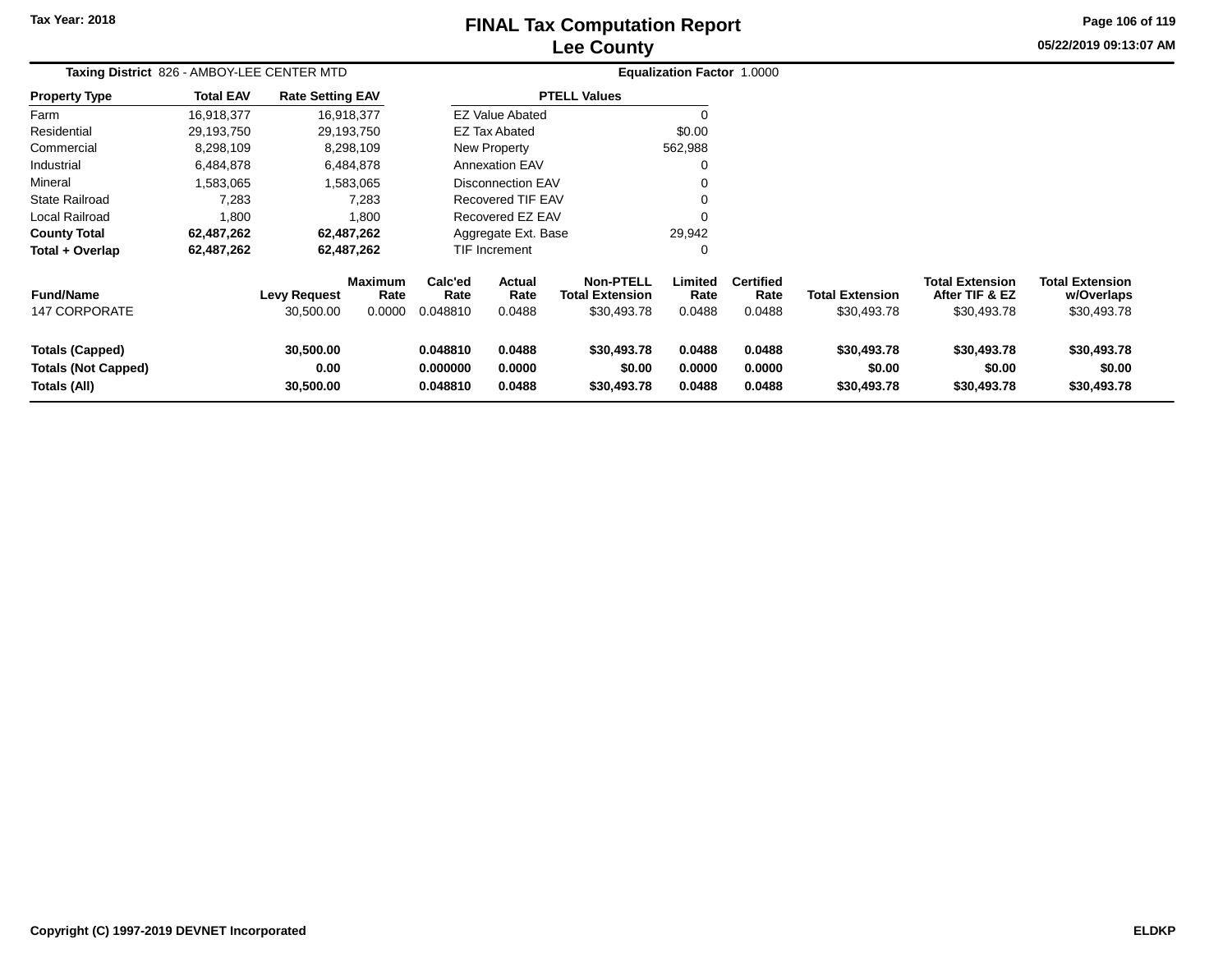**Tax Year: 2018**

# FINAL Tax Computation Report
## Lee County

**Taxing District** 826 - AMBOY-LEE CENTER MTD

**Equalization Factor** 1.0000

| Property Type | Total EAV | Rate Setting EAV |
|---|---|---|
| Farm | 16,918,377 | 16,918,377 |
| Residential | 29,193,750 | 29,193,750 |
| Commercial | 8,298,109 | 8,298,109 |
| Industrial | 6,484,878 | 6,484,878 |
| Mineral | 1,583,065 | 1,583,065 |
| State Railroad | 7,283 | 7,283 |
| Local Railroad | 1,800 | 1,800 |
| **County Total** | **62,487,262** | **62,487,262** |
| **Total + Overlap** | **62,487,262** | **62,487,262** |

| PTELL Values | |
|---|---|
| EZ Value Abated | 0 |
| EZ Tax Abated | $0.00 |
| New Property | 562,988 |
| Annexation EAV | 0 |
| Disconnection EAV | 0 |
| Recovered TIF EAV | 0 |
| Recovered EZ EAV | 0 |
| Aggregate Ext. Base | 29,942 |
| TIF Increment | 0 |

| Fund/Name | Levy Request | Maximum Rate | Calc'ed Rate | Actual Rate | Non-PTELL Total Extension | Limited Rate | Certified Rate | Total Extension | Total Extension After TIF & EZ | Total Extension w/Overlaps |
|---|---|---|---|---|---|---|---|---|---|---|
| 147 CORPORATE | 30,500.00 | 0.0000 | 0.048810 | 0.0488 | $30,493.78 | 0.0488 | 0.0488 | $30,493.78 | $30,493.78 | $30,493.78 |
| **Totals (Capped)** | **30,500.00** | | **0.048810** | **0.0488** | **$30,493.78** | **0.0488** | **0.0488** | **$30,493.78** | **$30,493.78** | **$30,493.78** |
| **Totals (Not Capped)** | **0.00** | | **0.000000** | **0.0000** | **$0.00** | **0.0000** | **0.0000** | **$0.00** | **$0.00** | **$0.00** |
| **Totals (All)** | **30,500.00** | | **0.048810** | **0.0488** | **$30,493.78** | **0.0488** | **0.0488** | **$30,493.78** | **$30,493.78** | **$30,493.78** |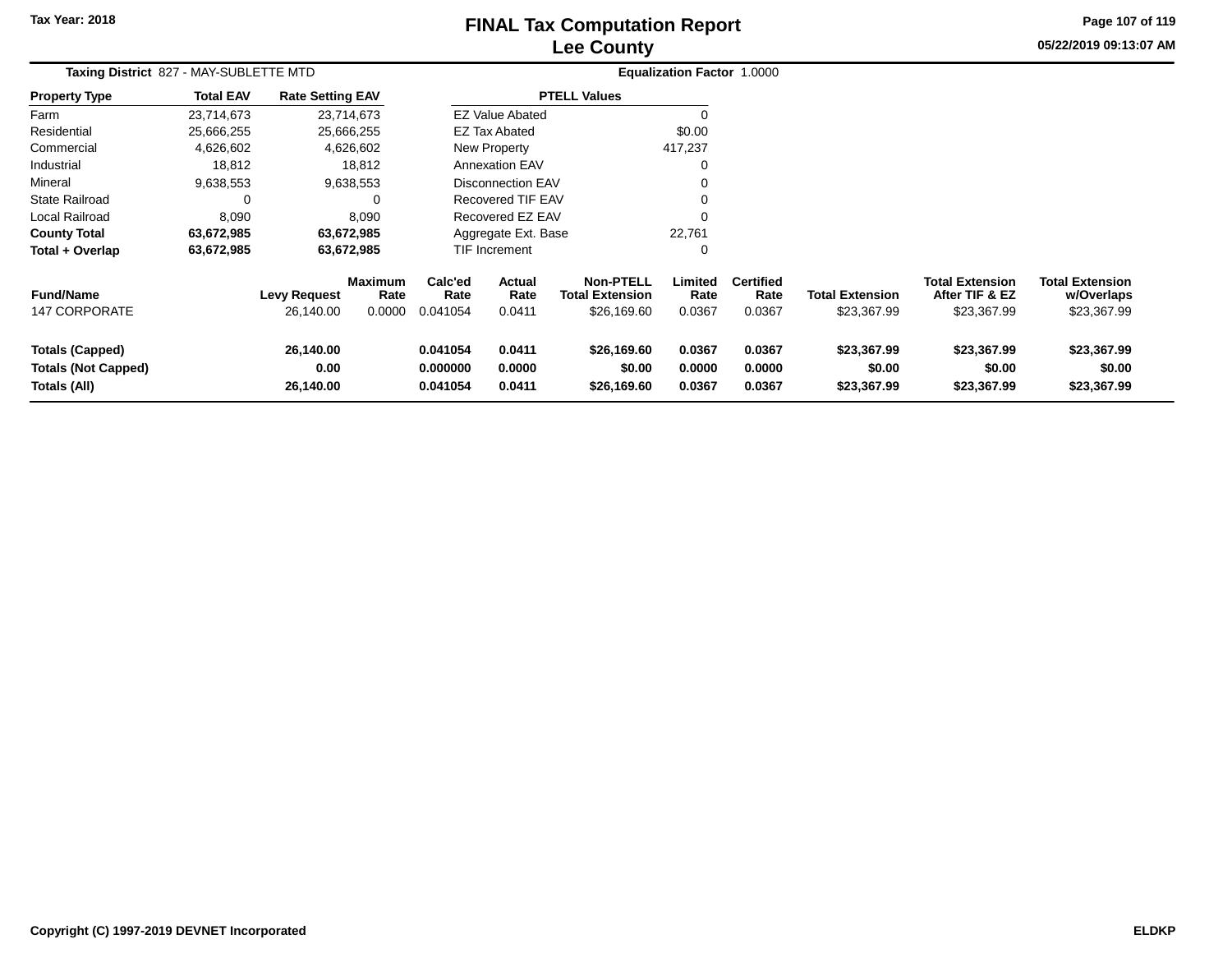# FINAL Tax Computation Report
# Lee County

Tax Year: 2018

05/22/2019 09:13:07 AM

**Taxing District** 827 - MAY-SUBLETTE MTD

**Equalization Factor** 1.0000

| Property Type | Total EAV | Rate Setting EAV |
|---|---|---|
| Farm | 23,714,673 | 23,714,673 |
| Residential | 25,666,255 | 25,666,255 |
| Commercial | 4,626,602 | 4,626,602 |
| Industrial | 18,812 | 18,812 |
| Mineral | 9,638,553 | 9,638,553 |
| State Railroad | 0 | 0 |
| Local Railroad | 8,090 | 8,090 |
| **County Total** | **63,672,985** | **63,672,985** |
| **Total + Overlap** | **63,672,985** | **63,672,985** |

| PTELL Values | |
|---|---|
| EZ Value Abated | 0 |
| EZ Tax Abated | $0.00 |
| New Property | 417,237 |
| Annexation EAV | 0 |
| Disconnection EAV | 0 |
| Recovered TIF EAV | 0 |
| Recovered EZ EAV | 0 |
| Aggregate Ext. Base | 22,761 |
| TIF Increment | 0 |

| Fund/Name | Levy Request | Maximum Rate | Calc'ed Rate | Actual Rate | Non-PTELL Total Extension | Limited Rate | Certified Rate | Total Extension | Total Extension After TIF & EZ | Total Extension w/Overlaps |
|---|---|---|---|---|---|---|---|---|---|---|
| 147 CORPORATE | 26,140.00 | 0.0000 | 0.041054 | 0.0411 | $26,169.60 | 0.0367 | 0.0367 | $23,367.99 | $23,367.99 | $23,367.99 |
| **Totals (Capped)** | **26,140.00** | | **0.041054** | **0.0411** | **$26,169.60** | **0.0367** | **0.0367** | **$23,367.99** | **$23,367.99** | **$23,367.99** |
| **Totals (Not Capped)** | **0.00** | | **0.000000** | **0.0000** | **$0.00** | **0.0000** | **0.0000** | **$0.00** | **$0.00** | **$0.00** |
| **Totals (All)** | **26,140.00** | | **0.041054** | **0.0411** | **$26,169.60** | **0.0367** | **0.0367** | **$23,367.99** | **$23,367.99** | **$23,367.99** |

Copyright (C) 1997-2019 DEVNET Incorporated

ELDKP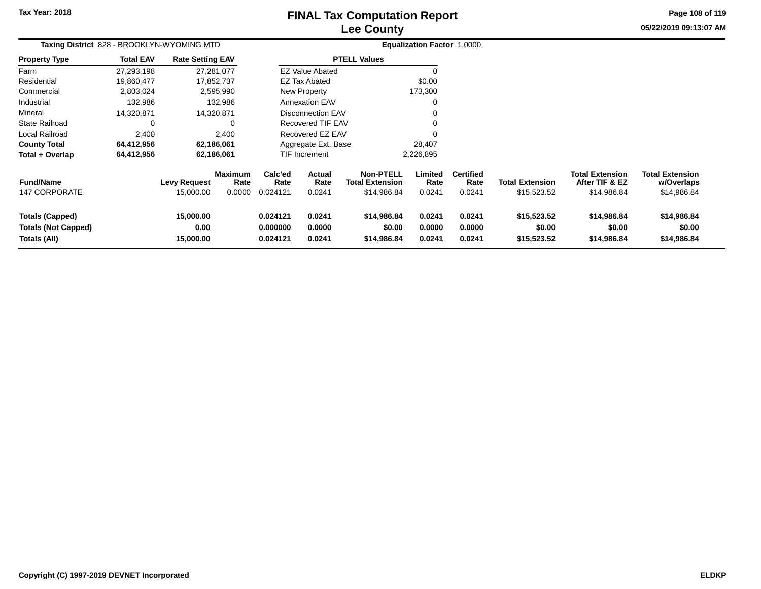# FINAL Tax Computation Report
# Lee County

Tax Year: 2018

**Taxing District** 828 - BROOKLYN-WYOMING MTD

**Equalization Factor** 1.0000

| Property Type | Total EAV | Rate Setting EAV |
|---|---|---|
| Farm | 27,293,198 | 27,281,077 |
| Residential | 19,860,477 | 17,852,737 |
| Commercial | 2,803,024 | 2,595,990 |
| Industrial | 132,986 | 132,986 |
| Mineral | 14,320,871 | 14,320,871 |
| State Railroad | 0 | 0 |
| Local Railroad | 2,400 | 2,400 |
| **County Total** | **64,412,956** | **62,186,061** |
| **Total + Overlap** | **64,412,956** | **62,186,061** |

| PTELL Values | |
|---|---|
| EZ Value Abated | 0 |
| EZ Tax Abated | $0.00 |
| New Property | 173,300 |
| Annexation EAV | 0 |
| Disconnection EAV | 0 |
| Recovered TIF EAV | 0 |
| Recovered EZ EAV | 0 |
| Aggregate Ext. Base | 28,407 |
| TIF Increment | 2,226,895 |

| Fund/Name | Levy Request | Maximum Rate | Calc'ed Rate | Actual Rate | Non-PTELL Total Extension | Limited Rate | Certified Rate | Total Extension | Total Extension After TIF & EZ | Total Extension w/Overlaps |
|---|---|---|---|---|---|---|---|---|---|---|
| 147 CORPORATE | 15,000.00 | 0.0000 | 0.024121 | 0.0241 | $14,986.84 | 0.0241 | 0.0241 | $15,523.52 | $14,986.84 | $14,986.84 |
| **Totals (Capped)** | **15,000.00** | | **0.024121** | **0.0241** | **$14,986.84** | **0.0241** | **0.0241** | **$15,523.52** | **$14,986.84** | **$14,986.84** |
| **Totals (Not Capped)** | **0.00** | | **0.000000** | **0.0000** | **$0.00** | **0.0000** | **0.0000** | **$0.00** | **$0.00** | **$0.00** |
| **Totals (All)** | **15,000.00** | | **0.024121** | **0.0241** | **$14,986.84** | **0.0241** | **0.0241** | **$15,523.52** | **$14,986.84** | **$14,986.84** |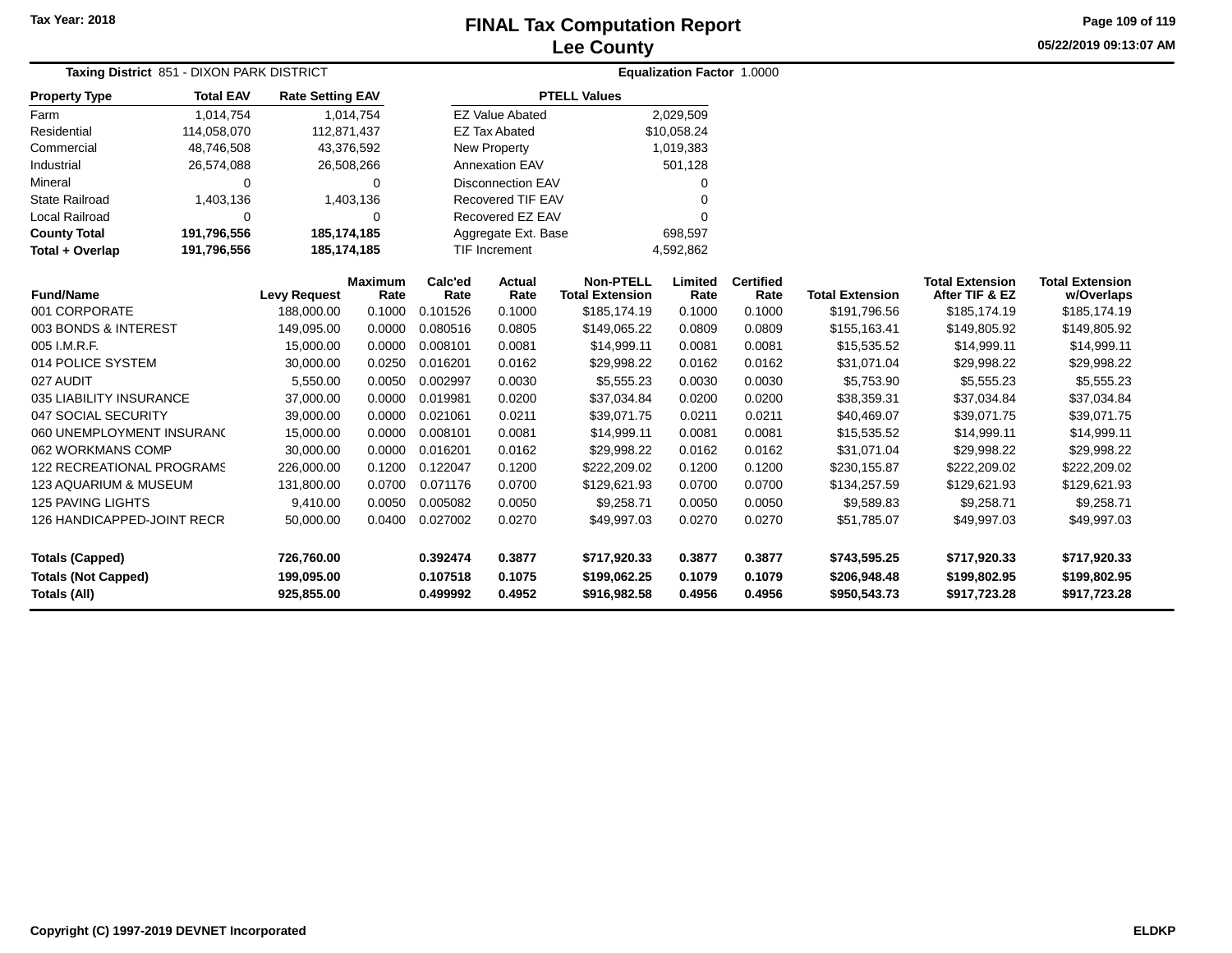# FINAL Tax Computation Report
## Lee County

Tax Year: 2018

05/22/2019 09:13:07 AM

**Taxing District** 851 - DIXON PARK DISTRICT

**Equalization Factor** 1.0000

| Property Type | Total EAV | Rate Setting EAV |
|---|---|---|
| Farm | 1,014,754 | 1,014,754 |
| Residential | 114,058,070 | 112,871,437 |
| Commercial | 48,746,508 | 43,376,592 |
| Industrial | 26,574,088 | 26,508,266 |
| Mineral | 0 | 0 |
| State Railroad | 1,403,136 | 1,403,136 |
| Local Railroad | 0 | 0 |
| **County Total** | **191,796,556** | **185,174,185** |
| **Total + Overlap** | **191,796,556** | **185,174,185** |

| PTELL Values | |
|---|---|
| EZ Value Abated | 2,029,509 |
| EZ Tax Abated | $10,058.24 |
| New Property | 1,019,383 |
| Annexation EAV | 501,128 |
| Disconnection EAV | 0 |
| Recovered TIF EAV | 0 |
| Recovered EZ EAV | 0 |
| Aggregate Ext. Base | 698,597 |
| TIF Increment | 4,592,862 |

| Fund/Name | Levy Request | Maximum Rate | Calc'ed Rate | Actual Rate | Non-PTELL Total Extension | Limited Rate | Certified Rate | Total Extension | Total Extension After TIF & EZ | Total Extension w/Overlaps |
|---|---|---|---|---|---|---|---|---|---|---|
| 001 CORPORATE | 188,000.00 | 0.1000 | 0.101526 | 0.1000 | $185,174.19 | 0.1000 | 0.1000 | $191,796.56 | $185,174.19 | $185,174.19 |
| 003 BONDS & INTEREST | 149,095.00 | 0.0000 | 0.080516 | 0.0805 | $149,065.22 | 0.0809 | 0.0809 | $155,163.41 | $149,805.92 | $149,805.92 |
| 005 I.M.R.F. | 15,000.00 | 0.0000 | 0.008101 | 0.0081 | $14,999.11 | 0.0081 | 0.0081 | $15,535.52 | $14,999.11 | $14,999.11 |
| 014 POLICE SYSTEM | 30,000.00 | 0.0250 | 0.016201 | 0.0162 | $29,998.22 | 0.0162 | 0.0162 | $31,071.04 | $29,998.22 | $29,998.22 |
| 027 AUDIT | 5,550.00 | 0.0050 | 0.002997 | 0.0030 | $5,555.23 | 0.0030 | 0.0030 | $5,753.90 | $5,555.23 | $5,555.23 |
| 035 LIABILITY INSURANCE | 37,000.00 | 0.0000 | 0.019981 | 0.0200 | $37,034.84 | 0.0200 | 0.0200 | $38,359.31 | $37,034.84 | $37,034.84 |
| 047 SOCIAL SECURITY | 39,000.00 | 0.0000 | 0.021061 | 0.0211 | $39,071.75 | 0.0211 | 0.0211 | $40,469.07 | $39,071.75 | $39,071.75 |
| 060 UNEMPLOYMENT INSURANC | 15,000.00 | 0.0000 | 0.008101 | 0.0081 | $14,999.11 | 0.0081 | 0.0081 | $15,535.52 | $14,999.11 | $14,999.11 |
| 062 WORKMANS COMP | 30,000.00 | 0.0000 | 0.016201 | 0.0162 | $29,998.22 | 0.0162 | 0.0162 | $31,071.04 | $29,998.22 | $29,998.22 |
| 122 RECREATIONAL PROGRAMS | 226,000.00 | 0.1200 | 0.122047 | 0.1200 | $222,209.02 | 0.1200 | 0.1200 | $230,155.87 | $222,209.02 | $222,209.02 |
| 123 AQUARIUM & MUSEUM | 131,800.00 | 0.0700 | 0.071176 | 0.0700 | $129,621.93 | 0.0700 | 0.0700 | $134,257.59 | $129,621.93 | $129,621.93 |
| 125 PAVING LIGHTS | 9,410.00 | 0.0050 | 0.005082 | 0.0050 | $9,258.71 | 0.0050 | 0.0050 | $9,589.83 | $9,258.71 | $9,258.71 |
| 126 HANDICAPPED-JOINT RECR | 50,000.00 | 0.0400 | 0.027002 | 0.0270 | $49,997.03 | 0.0270 | 0.0270 | $51,785.07 | $49,997.03 | $49,997.03 |
| **Totals (Capped)** | **726,760.00** | | **0.392474** | **0.3877** | **$717,920.33** | **0.3877** | **0.3877** | **$743,595.25** | **$717,920.33** | **$717,920.33** |
| **Totals (Not Capped)** | **199,095.00** | | **0.107518** | **0.1075** | **$199,062.25** | **0.1079** | **0.1079** | **$206,948.48** | **$199,802.95** | **$199,802.95** |
| **Totals (All)** | **925,855.00** | | **0.499992** | **0.4952** | **$916,982.58** | **0.4956** | **0.4956** | **$950,543.73** | **$917,723.28** | **$917,723.28** |

Copyright (C) 1997-2019 DEVNET Incorporated

ELDKP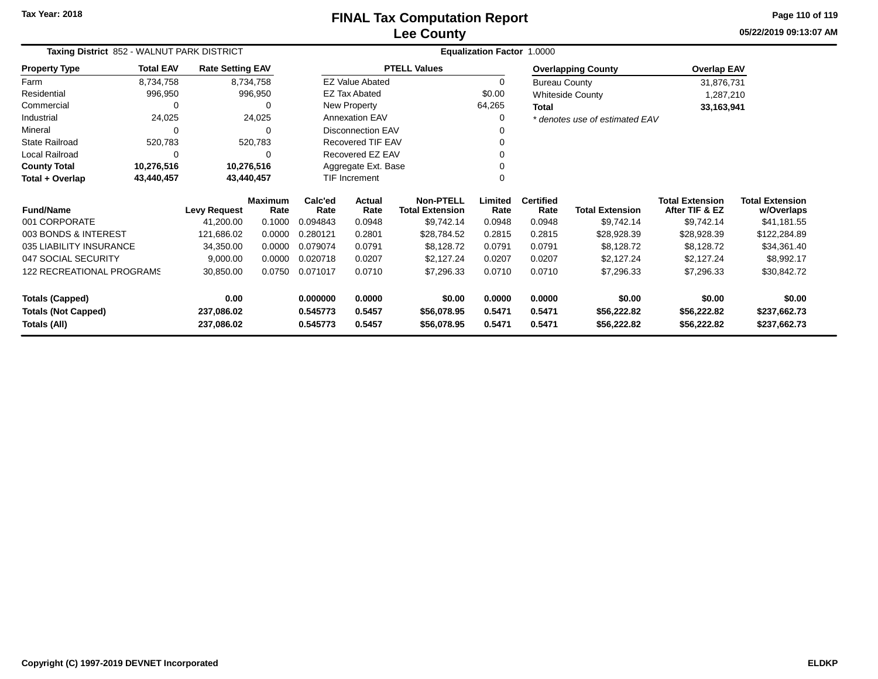Tax Year: 2018

# FINAL Tax Computation Report
## Lee County

05/22/2019 09:13:07 AM

**Taxing District** 852 - WALNUT PARK DISTRICT **Equalization Factor** 1.0000

| Property Type | Total EAV | Rate Setting EAV |
|---|---|---|
| Farm | 8,734,758 | 8,734,758 |
| Residential | 996,950 | 996,950 |
| Commercial | 0 | 0 |
| Industrial | 24,025 | 24,025 |
| Mineral | 0 | 0 |
| State Railroad | 520,783 | 520,783 |
| Local Railroad | 0 | 0 |
| **County Total** | **10,276,516** | **10,276,516** |
| **Total + Overlap** | **43,440,457** | **43,440,457** |

| PTELL Values | |
|---|---|
| EZ Value Abated | 0 |
| EZ Tax Abated | $0.00 |
| New Property | 64,265 |
| Annexation EAV | 0 |
| Disconnection EAV | 0 |
| Recovered TIF EAV | 0 |
| Recovered EZ EAV | 0 |
| Aggregate Ext. Base | 0 |
| TIF Increment | 0 |

| Overlapping County | Overlap EAV |
|---|---|
| Bureau County | 31,876,731 |
| Whiteside County | 1,287,210 |
| **Total** | **33,163,941** |

*\* denotes use of estimated EAV*

| Fund/Name | Levy Request | Maximum Rate | Calc'ed Rate | Actual Rate | Non-PTELL Total Extension | Limited Rate | Certified Rate | Total Extension | Total Extension After TIF & EZ | Total Extension w/Overlaps |
|---|---|---|---|---|---|---|---|---|---|---|
| 001 CORPORATE | 41,200.00 | 0.1000 | 0.094843 | 0.0948 | $9,742.14 | 0.0948 | 0.0948 | $9,742.14 | $9,742.14 | $41,181.55 |
| 003 BONDS & INTEREST | 121,686.02 | 0.0000 | 0.280121 | 0.2801 | $28,784.52 | 0.2815 | 0.2815 | $28,928.39 | $28,928.39 | $122,284.89 |
| 035 LIABILITY INSURANCE | 34,350.00 | 0.0000 | 0.079074 | 0.0791 | $8,128.72 | 0.0791 | 0.0791 | $8,128.72 | $8,128.72 | $34,361.40 |
| 047 SOCIAL SECURITY | 9,000.00 | 0.0000 | 0.020718 | 0.0207 | $2,127.24 | 0.0207 | 0.0207 | $2,127.24 | $2,127.24 | $8,992.17 |
| 122 RECREATIONAL PROGRAMS | 30,850.00 | 0.0750 | 0.071017 | 0.0710 | $7,296.33 | 0.0710 | 0.0710 | $7,296.33 | $7,296.33 | $30,842.72 |
| **Totals (Capped)** | **0.00** | | **0.000000** | **0.0000** | **$0.00** | **0.0000** | **0.0000** | **$0.00** | **$0.00** | **$0.00** |
| **Totals (Not Capped)** | **237,086.02** | | **0.545773** | **0.5457** | **$56,078.95** | **0.5471** | **0.5471** | **$56,222.82** | **$56,222.82** | **$237,662.73** |
| **Totals (All)** | **237,086.02** | | **0.545773** | **0.5457** | **$56,078.95** | **0.5471** | **0.5471** | **$56,222.82** | **$56,222.82** | **$237,662.73** |

Copyright (C) 1997-2019 DEVNET Incorporated ELDKP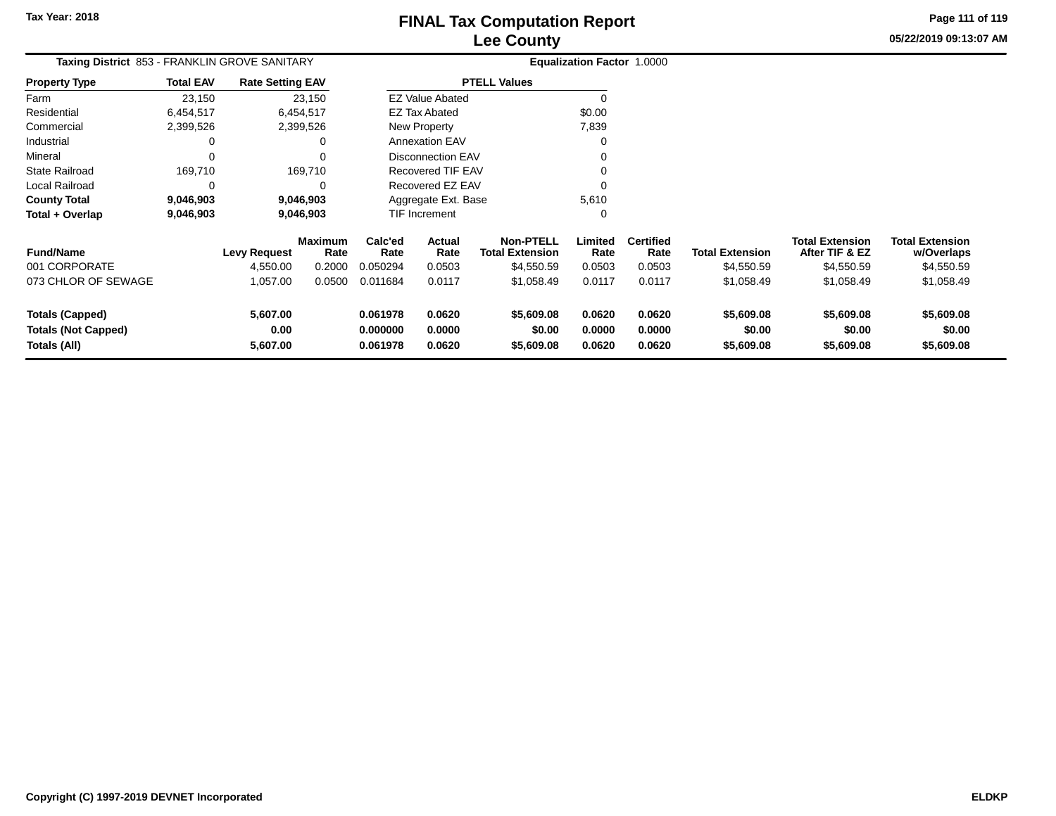# FINAL Tax Computation Report
## Lee County

Tax Year: 2018

05/22/2019 09:13:07 AM

**Taxing District** 853 - FRANKLIN GROVE SANITARY **Equalization Factor** 1.0000

| Property Type | Total EAV | Rate Setting EAV |
|---|---|---|
| Farm | 23,150 | 23,150 |
| Residential | 6,454,517 | 6,454,517 |
| Commercial | 2,399,526 | 2,399,526 |
| Industrial | 0 | 0 |
| Mineral | 0 | 0 |
| State Railroad | 169,710 | 169,710 |
| Local Railroad | 0 | 0 |
| **County Total** | **9,046,903** | **9,046,903** |
| **Total + Overlap** | **9,046,903** | **9,046,903** |

| PTELL Values | |
|---|---|
| EZ Value Abated | 0 |
| EZ Tax Abated | $0.00 |
| New Property | 7,839 |
| Annexation EAV | 0 |
| Disconnection EAV | 0 |
| Recovered TIF EAV | 0 |
| Recovered EZ EAV | 0 |
| Aggregate Ext. Base | 5,610 |
| TIF Increment | 0 |

| Fund/Name | Levy Request | Maximum Rate | Calc'ed Rate | Actual Rate | Non-PTELL Total Extension | Limited Rate | Certified Rate | Total Extension | Total Extension After TIF & EZ | Total Extension w/Overlaps |
|---|---|---|---|---|---|---|---|---|---|---|
| 001 CORPORATE | 4,550.00 | 0.2000 | 0.050294 | 0.0503 | $4,550.59 | 0.0503 | 0.0503 | $4,550.59 | $4,550.59 | $4,550.59 |
| 073 CHLOR OF SEWAGE | 1,057.00 | 0.0500 | 0.011684 | 0.0117 | $1,058.49 | 0.0117 | 0.0117 | $1,058.49 | $1,058.49 | $1,058.49 |
| **Totals (Capped)** | **5,607.00** | | **0.061978** | **0.0620** | **$5,609.08** | **0.0620** | **0.0620** | **$5,609.08** | **$5,609.08** | **$5,609.08** |
| **Totals (Not Capped)** | **0.00** | | **0.000000** | **0.0000** | **$0.00** | **0.0000** | **0.0000** | **$0.00** | **$0.00** | **$0.00** |
| **Totals (All)** | **5,607.00** | | **0.061978** | **0.0620** | **$5,609.08** | **0.0620** | **0.0620** | **$5,609.08** | **$5,609.08** | **$5,609.08** |

Copyright (C) 1997-2019 DEVNET Incorporated ELDKP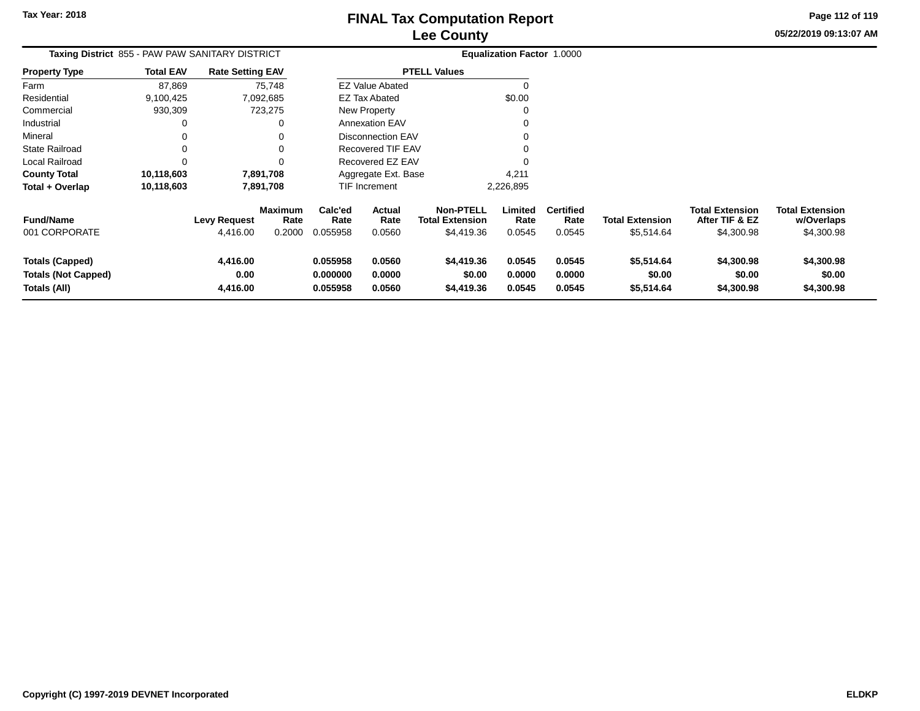Tax Year: 2018

# FINAL Tax Computation Report
## Lee County

05/22/2019 09:13:07 AM

**Taxing District** 855 - PAW PAW SANITARY DISTRICT  **Equalization Factor** 1.0000

| Property Type | Total EAV | Rate Setting EAV |
|---|---|---|
| Farm | 87,869 | 75,748 |
| Residential | 9,100,425 | 7,092,685 |
| Commercial | 930,309 | 723,275 |
| Industrial | 0 | 0 |
| Mineral | 0 | 0 |
| State Railroad | 0 | 0 |
| Local Railroad | 0 | 0 |
| **County Total** | **10,118,603** | **7,891,708** |
| **Total + Overlap** | **10,118,603** | **7,891,708** |

| PTELL Values | |
|---|---|
| EZ Value Abated | 0 |
| EZ Tax Abated | $0.00 |
| New Property | 0 |
| Annexation EAV | 0 |
| Disconnection EAV | 0 |
| Recovered TIF EAV | 0 |
| Recovered EZ EAV | 0 |
| Aggregate Ext. Base | 4,211 |
| TIF Increment | 2,226,895 |

| Fund/Name | Levy Request | Maximum Rate | Calc'ed Rate | Actual Rate | Non-PTELL Total Extension | Limited Rate | Certified Rate | Total Extension | Total Extension After TIF & EZ | Total Extension w/Overlaps |
|---|---|---|---|---|---|---|---|---|---|---|
| 001 CORPORATE | 4,416.00 | 0.2000 | 0.055958 | 0.0560 | $4,419.36 | 0.0545 | 0.0545 | $5,514.64 | $4,300.98 | $4,300.98 |
| **Totals (Capped)** | **4,416.00** | | **0.055958** | **0.0560** | **$4,419.36** | **0.0545** | **0.0545** | **$5,514.64** | **$4,300.98** | **$4,300.98** |
| **Totals (Not Capped)** | **0.00** | | **0.000000** | **0.0000** | **$0.00** | **0.0000** | **0.0000** | **$0.00** | **$0.00** | **$0.00** |
| **Totals (All)** | **4,416.00** | | **0.055958** | **0.0560** | **$4,419.36** | **0.0545** | **0.0545** | **$5,514.64** | **$4,300.98** | **$4,300.98** |

Copyright (C) 1997-2019 DEVNET Incorporated  ELDKP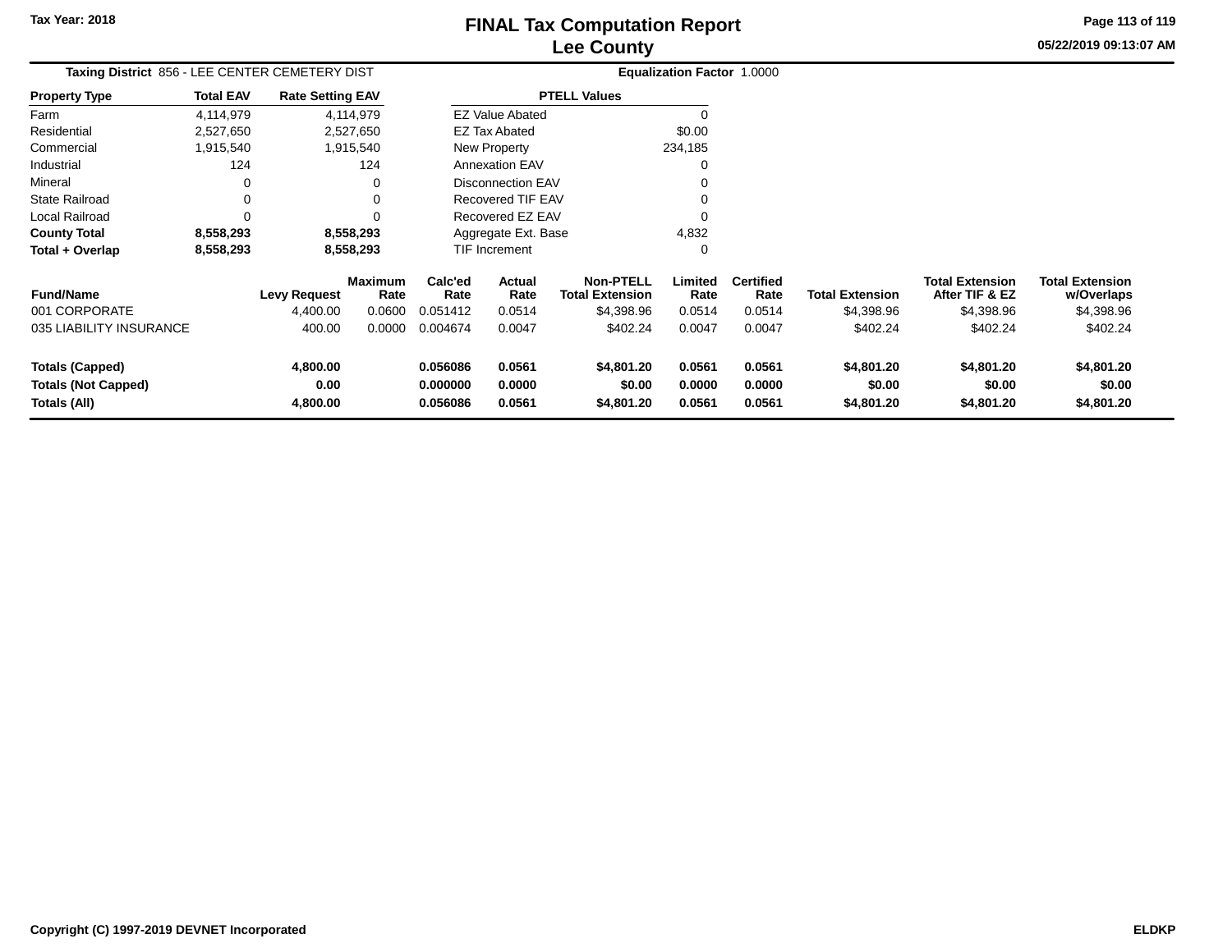Tax Year: 2018

# FINAL Tax Computation Report
## Lee County

05/22/2019 09:13:07 AM

**Taxing District** 856 - LEE CENTER CEMETERY DIST

**Equalization Factor** 1.0000

| Property Type | Total EAV | Rate Setting EAV |
|---|---|---|
| Farm | 4,114,979 | 4,114,979 |
| Residential | 2,527,650 | 2,527,650 |
| Commercial | 1,915,540 | 1,915,540 |
| Industrial | 124 | 124 |
| Mineral | 0 | 0 |
| State Railroad | 0 | 0 |
| Local Railroad | 0 | 0 |
| **County Total** | **8,558,293** | **8,558,293** |
| **Total + Overlap** | **8,558,293** | **8,558,293** |

| PTELL Values | |
|---|---|
| EZ Value Abated | 0 |
| EZ Tax Abated | $0.00 |
| New Property | 234,185 |
| Annexation EAV | 0 |
| Disconnection EAV | 0 |
| Recovered TIF EAV | 0 |
| Recovered EZ EAV | 0 |
| Aggregate Ext. Base | 4,832 |
| TIF Increment | 0 |

| Fund/Name | Levy Request | Maximum Rate | Calc'ed Rate | Actual Rate | Non-PTELL Total Extension | Limited Rate | Certified Rate | Total Extension | Total Extension After TIF & EZ | Total Extension w/Overlaps |
|---|---|---|---|---|---|---|---|---|---|---|
| 001 CORPORATE | 4,400.00 | 0.0600 | 0.051412 | 0.0514 | $4,398.96 | 0.0514 | 0.0514 | $4,398.96 | $4,398.96 | $4,398.96 |
| 035 LIABILITY INSURANCE | 400.00 | 0.0000 | 0.004674 | 0.0047 | $402.24 | 0.0047 | 0.0047 | $402.24 | $402.24 | $402.24 |
| **Totals (Capped)** | **4,800.00** | | **0.056086** | **0.0561** | **$4,801.20** | **0.0561** | **0.0561** | **$4,801.20** | **$4,801.20** | **$4,801.20** |
| **Totals (Not Capped)** | **0.00** | | **0.000000** | **0.0000** | **$0.00** | **0.0000** | **0.0000** | **$0.00** | **$0.00** | **$0.00** |
| **Totals (All)** | **4,800.00** | | **0.056086** | **0.0561** | **$4,801.20** | **0.0561** | **0.0561** | **$4,801.20** | **$4,801.20** | **$4,801.20** |

Copyright (C) 1997-2019 DEVNET Incorporated

ELDKP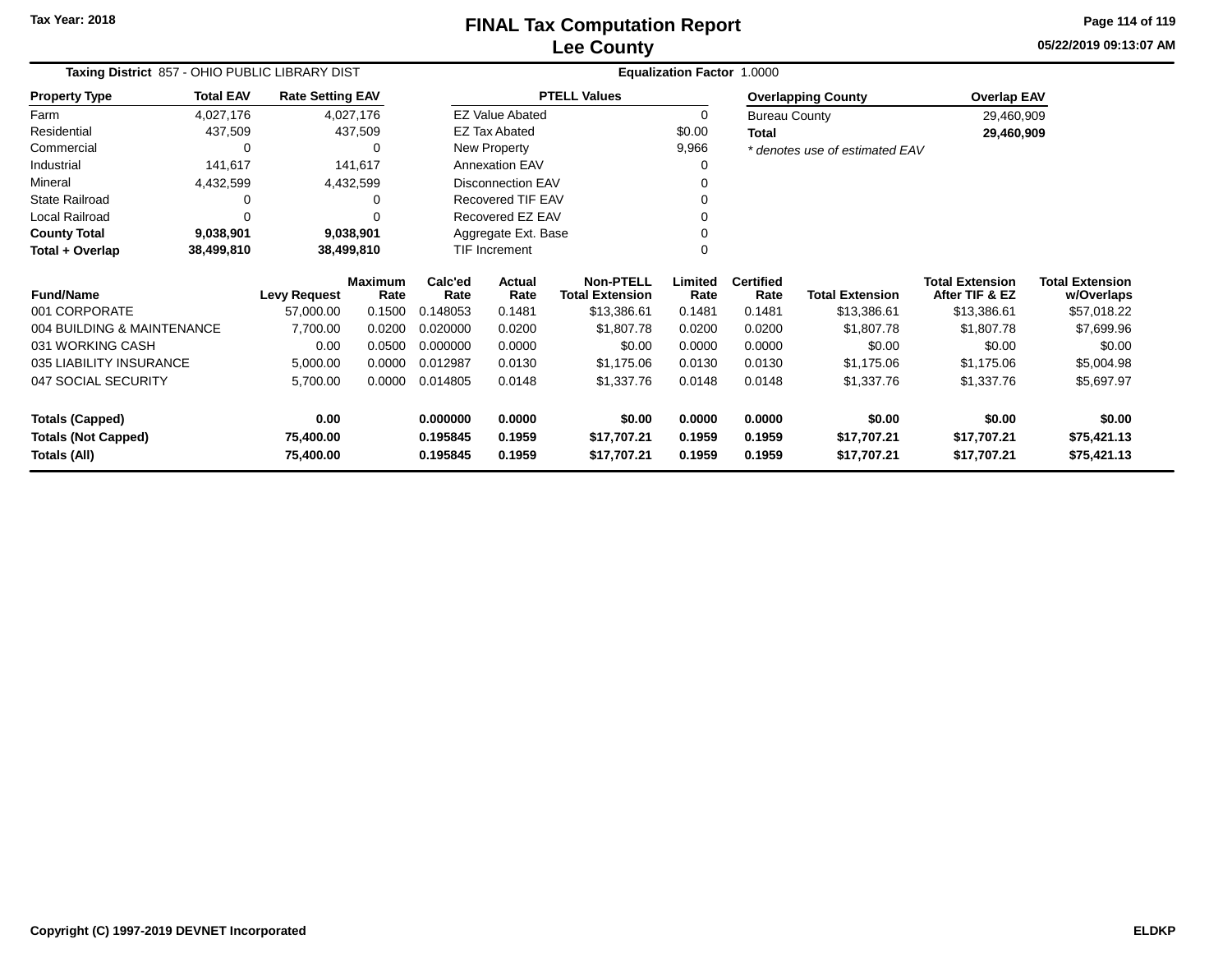# FINAL Tax Computation Report
## Lee County

Tax Year: 2018

05/22/2019 09:13:07 AM

**Taxing District** 857 - OHIO PUBLIC LIBRARY DIST

**Equalization Factor** 1.0000

| Property Type | Total EAV | Rate Setting EAV |
|---|---|---|
| Farm | 4,027,176 | 4,027,176 |
| Residential | 437,509 | 437,509 |
| Commercial | 0 | 0 |
| Industrial | 141,617 | 141,617 |
| Mineral | 4,432,599 | 4,432,599 |
| State Railroad | 0 | 0 |
| Local Railroad | 0 | 0 |
| **County Total** | **9,038,901** | **9,038,901** |
| **Total + Overlap** | **38,499,810** | **38,499,810** |

| PTELL Values | |
|---|---|
| EZ Value Abated | 0 |
| EZ Tax Abated | $0.00 |
| New Property | 9,966 |
| Annexation EAV | 0 |
| Disconnection EAV | 0 |
| Recovered TIF EAV | 0 |
| Recovered EZ EAV | 0 |
| Aggregate Ext. Base | 0 |
| TIF Increment | 0 |

| Overlapping County | Overlap EAV |
|---|---|
| Bureau County | 29,460,909 |
| **Total** | **29,460,909** |

*\* denotes use of estimated EAV*

| Fund/Name | Levy Request | Maximum Rate | Calc'ed Rate | Actual Rate | Non-PTELL Total Extension | Limited Rate | Certified Rate | Total Extension | Total Extension After TIF & EZ | Total Extension w/Overlaps |
|---|---|---|---|---|---|---|---|---|---|---|
| 001 CORPORATE | 57,000.00 | 0.1500 | 0.148053 | 0.1481 | $13,386.61 | 0.1481 | 0.1481 | $13,386.61 | $13,386.61 | $57,018.22 |
| 004 BUILDING & MAINTENANCE | 7,700.00 | 0.0200 | 0.020000 | 0.0200 | $1,807.78 | 0.0200 | 0.0200 | $1,807.78 | $1,807.78 | $7,699.96 |
| 031 WORKING CASH | 0.00 | 0.0500 | 0.000000 | 0.0000 | $0.00 | 0.0000 | 0.0000 | $0.00 | $0.00 | $0.00 |
| 035 LIABILITY INSURANCE | 5,000.00 | 0.0000 | 0.012987 | 0.0130 | $1,175.06 | 0.0130 | 0.0130 | $1,175.06 | $1,175.06 | $5,004.98 |
| 047 SOCIAL SECURITY | 5,700.00 | 0.0000 | 0.014805 | 0.0148 | $1,337.76 | 0.0148 | 0.0148 | $1,337.76 | $1,337.76 | $5,697.97 |
| **Totals (Capped)** | **0.00** | | **0.000000** | **0.0000** | **$0.00** | **0.0000** | **0.0000** | **$0.00** | **$0.00** | **$0.00** |
| **Totals (Not Capped)** | **75,400.00** | | **0.195845** | **0.1959** | **$17,707.21** | **0.1959** | **0.1959** | **$17,707.21** | **$17,707.21** | **$75,421.13** |
| **Totals (All)** | **75,400.00** | | **0.195845** | **0.1959** | **$17,707.21** | **0.1959** | **0.1959** | **$17,707.21** | **$17,707.21** | **$75,421.13** |

Copyright (C) 1997-2019 DEVNET Incorporated

ELDKP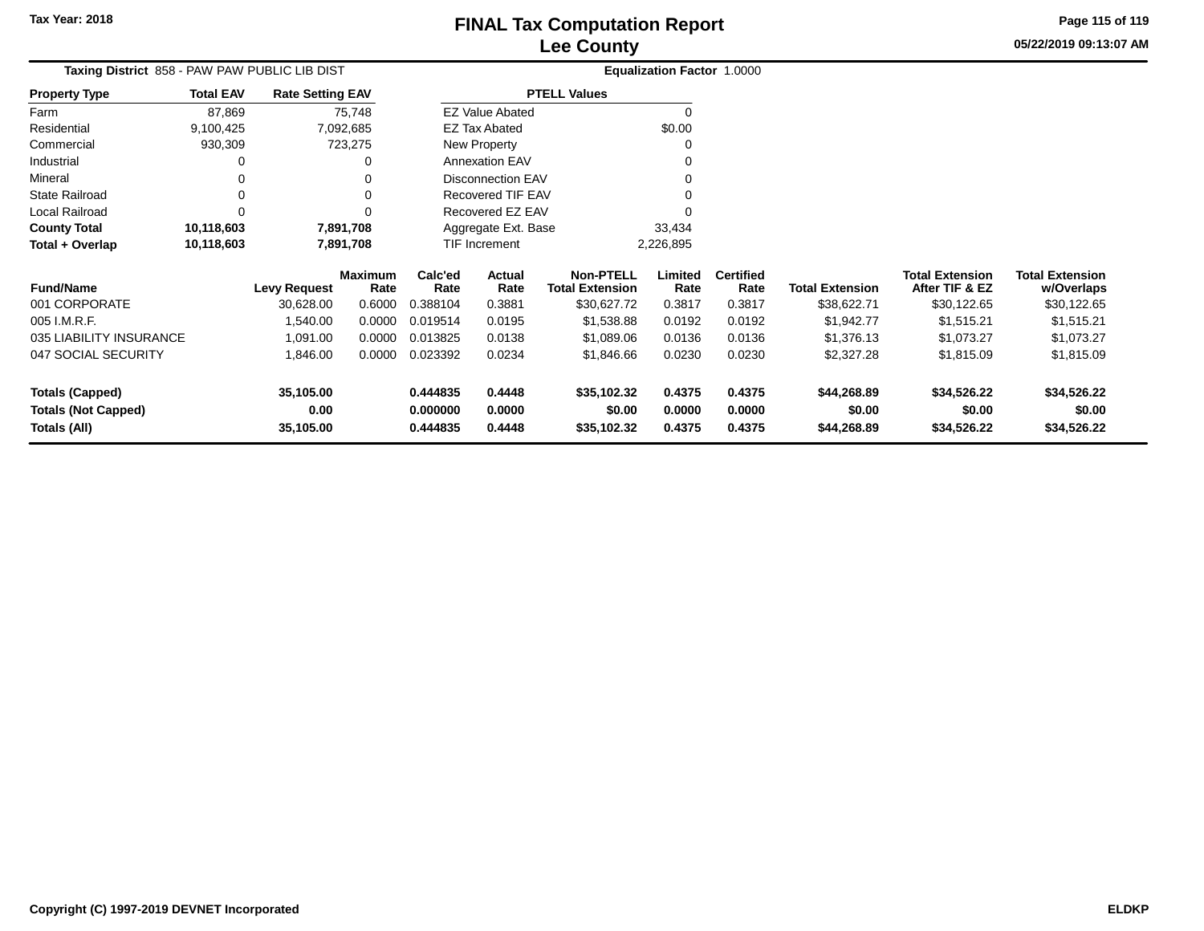Tax Year: 2018

# FINAL Tax Computation Report
# Lee County

05/22/2019 09:13:07 AM

**Taxing District** 858 - PAW PAW PUBLIC LIB DIST — **Equalization Factor** 1.0000

| Property Type | Total EAV | Rate Setting EAV |
|---|---|---|
| Farm | 87,869 | 75,748 |
| Residential | 9,100,425 | 7,092,685 |
| Commercial | 930,309 | 723,275 |
| Industrial | 0 | 0 |
| Mineral | 0 | 0 |
| State Railroad | 0 | 0 |
| Local Railroad | 0 | 0 |
| **County Total** | **10,118,603** | **7,891,708** |
| **Total + Overlap** | **10,118,603** | **7,891,708** |

| PTELL Values | |
|---|---|
| EZ Value Abated | 0 |
| EZ Tax Abated | $0.00 |
| New Property | 0 |
| Annexation EAV | 0 |
| Disconnection EAV | 0 |
| Recovered TIF EAV | 0 |
| Recovered EZ EAV | 0 |
| Aggregate Ext. Base | 33,434 |
| TIF Increment | 2,226,895 |

| Fund/Name | Levy Request | Maximum Rate | Calc'ed Rate | Actual Rate | Non-PTELL Total Extension | Limited Rate | Certified Rate | Total Extension | Total Extension After TIF & EZ | Total Extension w/Overlaps |
|---|---|---|---|---|---|---|---|---|---|---|
| 001 CORPORATE | 30,628.00 | 0.6000 | 0.388104 | 0.3881 | $30,627.72 | 0.3817 | 0.3817 | $38,622.71 | $30,122.65 | $30,122.65 |
| 005 I.M.R.F. | 1,540.00 | 0.0000 | 0.019514 | 0.0195 | $1,538.88 | 0.0192 | 0.0192 | $1,942.77 | $1,515.21 | $1,515.21 |
| 035 LIABILITY INSURANCE | 1,091.00 | 0.0000 | 0.013825 | 0.0138 | $1,089.06 | 0.0136 | 0.0136 | $1,376.13 | $1,073.27 | $1,073.27 |
| 047 SOCIAL SECURITY | 1,846.00 | 0.0000 | 0.023392 | 0.0234 | $1,846.66 | 0.0230 | 0.0230 | $2,327.28 | $1,815.09 | $1,815.09 |
| **Totals (Capped)** | **35,105.00** | | **0.444835** | **0.4448** | **$35,102.32** | **0.4375** | **0.4375** | **$44,268.89** | **$34,526.22** | **$34,526.22** |
| **Totals (Not Capped)** | **0.00** | | **0.000000** | **0.0000** | **$0.00** | **0.0000** | **0.0000** | **$0.00** | **$0.00** | **$0.00** |
| **Totals (All)** | **35,105.00** | | **0.444835** | **0.4448** | **$35,102.32** | **0.4375** | **0.4375** | **$44,268.89** | **$34,526.22** | **$34,526.22** |

Copyright (C) 1997-2019 DEVNET Incorporated — ELDKP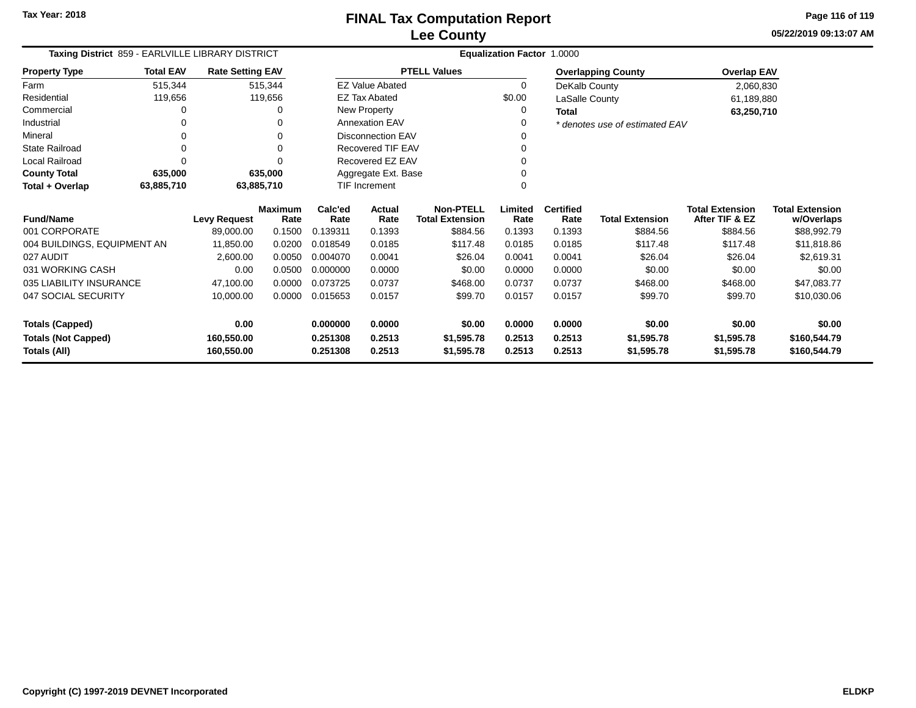# FINAL Tax Computation Report
## Lee County

Tax Year: 2018

05/22/2019 09:13:07 AM

**Taxing District** 859 - EARLVILLE LIBRARY DISTRICT

**Equalization Factor** 1.0000

| Property Type | Total EAV | Rate Setting EAV |
|---|---|---|
| Farm | 515,344 | 515,344 |
| Residential | 119,656 | 119,656 |
| Commercial | 0 | 0 |
| Industrial | 0 | 0 |
| Mineral | 0 | 0 |
| State Railroad | 0 | 0 |
| Local Railroad | 0 | 0 |
| **County Total** | **635,000** | **635,000** |
| **Total + Overlap** | **63,885,710** | **63,885,710** |

| PTELL Values | |
|---|---|
| EZ Value Abated | 0 |
| EZ Tax Abated | $0.00 |
| New Property | 0 |
| Annexation EAV | 0 |
| Disconnection EAV | 0 |
| Recovered TIF EAV | 0 |
| Recovered EZ EAV | 0 |
| Aggregate Ext. Base | 0 |
| TIF Increment | 0 |

| Overlapping County | Overlap EAV |
|---|---|
| DeKalb County | 2,060,830 |
| LaSalle County | 61,189,880 |
| **Total** | **63,250,710** |

*\* denotes use of estimated EAV*

| Fund/Name | Levy Request | Maximum Rate | Calc'ed Rate | Actual Rate | Non-PTELL Total Extension | Limited Rate | Certified Rate | Total Extension | Total Extension After TIF & EZ | Total Extension w/Overlaps |
|---|---|---|---|---|---|---|---|---|---|---|
| 001 CORPORATE | 89,000.00 | 0.1500 | 0.139311 | 0.1393 | $884.56 | 0.1393 | 0.1393 | $884.56 | $884.56 | $88,992.79 |
| 004 BUILDINGS, EQUIPMENT AN | 11,850.00 | 0.0200 | 0.018549 | 0.0185 | $117.48 | 0.0185 | 0.0185 | $117.48 | $117.48 | $11,818.86 |
| 027 AUDIT | 2,600.00 | 0.0050 | 0.004070 | 0.0041 | $26.04 | 0.0041 | 0.0041 | $26.04 | $26.04 | $2,619.31 |
| 031 WORKING CASH | 0.00 | 0.0500 | 0.000000 | 0.0000 | $0.00 | 0.0000 | 0.0000 | $0.00 | $0.00 | $0.00 |
| 035 LIABILITY INSURANCE | 47,100.00 | 0.0000 | 0.073725 | 0.0737 | $468.00 | 0.0737 | 0.0737 | $468.00 | $468.00 | $47,083.77 |
| 047 SOCIAL SECURITY | 10,000.00 | 0.0000 | 0.015653 | 0.0157 | $99.70 | 0.0157 | 0.0157 | $99.70 | $99.70 | $10,030.06 |
| **Totals (Capped)** | **0.00** | | **0.000000** | **0.0000** | **$0.00** | **0.0000** | **0.0000** | **$0.00** | **$0.00** | **$0.00** |
| **Totals (Not Capped)** | **160,550.00** | | **0.251308** | **0.2513** | **$1,595.78** | **0.2513** | **0.2513** | **$1,595.78** | **$1,595.78** | **$160,544.79** |
| **Totals (All)** | **160,550.00** | | **0.251308** | **0.2513** | **$1,595.78** | **0.2513** | **0.2513** | **$1,595.78** | **$1,595.78** | **$160,544.79** |

Copyright (C) 1997-2019 DEVNET Incorporated

ELDKP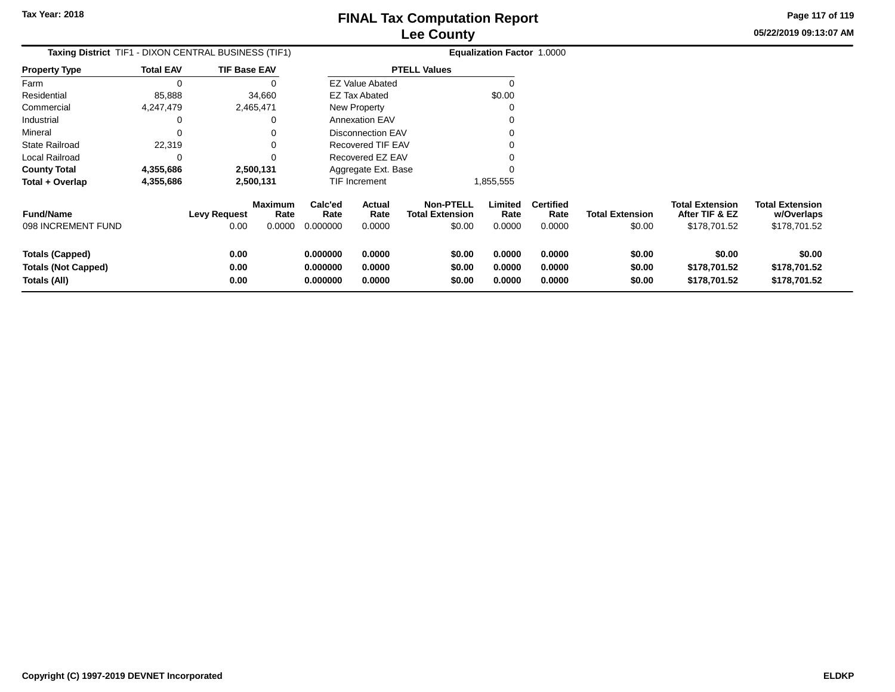Tax Year: 2018

# FINAL Tax Computation Report
## Lee County

05/22/2019 09:13:07 AM

**Taxing District** TIF1 - DIXON CENTRAL BUSINESS (TIF1) **Equalization Factor** 1.0000

| Property Type | Total EAV | TIF Base EAV |
|---|---|---|
| Farm | 0 | 0 |
| Residential | 85,888 | 34,660 |
| Commercial | 4,247,479 | 2,465,471 |
| Industrial | 0 | 0 |
| Mineral | 0 | 0 |
| State Railroad | 22,319 | 0 |
| Local Railroad | 0 | 0 |
| **County Total** | **4,355,686** | **2,500,131** |
| **Total + Overlap** | **4,355,686** | **2,500,131** |

| PTELL Values | |
|---|---|
| EZ Value Abated | 0 |
| EZ Tax Abated | $0.00 |
| New Property | 0 |
| Annexation EAV | 0 |
| Disconnection EAV | 0 |
| Recovered TIF EAV | 0 |
| Recovered EZ EAV | 0 |
| Aggregate Ext. Base | 0 |
| TIF Increment | 1,855,555 |

| Fund/Name | Levy Request | Maximum Rate | Calc'ed Rate | Actual Rate | Non-PTELL Total Extension | Limited Rate | Certified Rate | Total Extension | Total Extension After TIF & EZ | Total Extension w/Overlaps |
|---|---|---|---|---|---|---|---|---|---|---|
| 098 INCREMENT FUND | 0.00 | 0.0000 | 0.000000 | 0.0000 | $0.00 | 0.0000 | 0.0000 | $0.00 | $178,701.52 | $178,701.52 |
| **Totals (Capped)** | **0.00** | | **0.000000** | **0.0000** | **$0.00** | **0.0000** | **0.0000** | **$0.00** | **$0.00** | **$0.00** |
| **Totals (Not Capped)** | **0.00** | | **0.000000** | **0.0000** | **$0.00** | **0.0000** | **0.0000** | **$0.00** | **$178,701.52** | **$178,701.52** |
| **Totals (All)** | **0.00** | | **0.000000** | **0.0000** | **$0.00** | **0.0000** | **0.0000** | **$0.00** | **$178,701.52** | **$178,701.52** |

Copyright (C) 1997-2019 DEVNET Incorporated ELDKP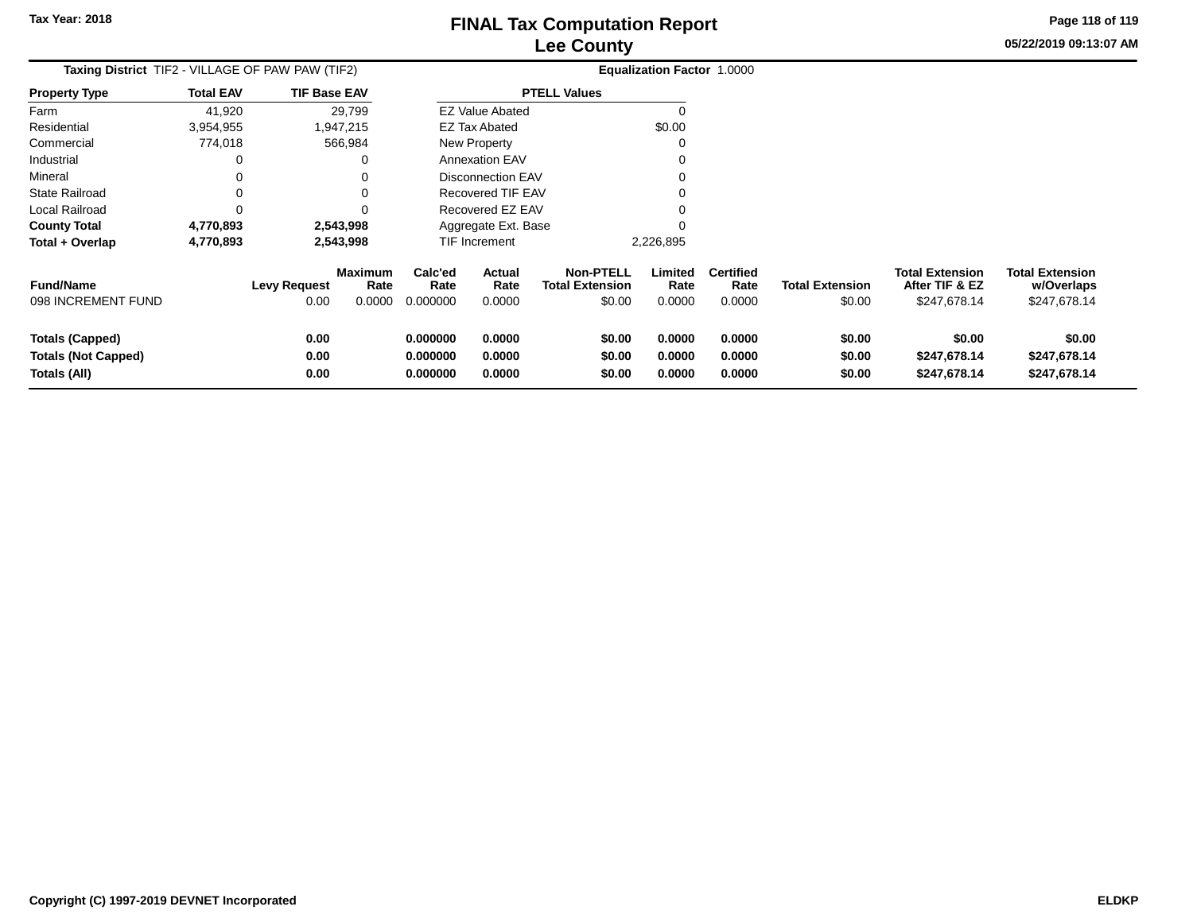# FINAL Tax Computation Report
## Lee County

Tax Year: 2018

05/22/2019 09:13:07 AM

**Taxing District** TIF2 - VILLAGE OF PAW PAW (TIF2) **Equalization Factor** 1.0000

| Property Type | Total EAV | TIF Base EAV |
|---|---|---|
| Farm | 41,920 | 29,799 |
| Residential | 3,954,955 | 1,947,215 |
| Commercial | 774,018 | 566,984 |
| Industrial | 0 | 0 |
| Mineral | 0 | 0 |
| State Railroad | 0 | 0 |
| Local Railroad | 0 | 0 |
| **County Total** | **4,770,893** | **2,543,998** |
| **Total + Overlap** | **4,770,893** | **2,543,998** |

| PTELL Values | |
|---|---|
| EZ Value Abated | 0 |
| EZ Tax Abated | $0.00 |
| New Property | 0 |
| Annexation EAV | 0 |
| Disconnection EAV | 0 |
| Recovered TIF EAV | 0 |
| Recovered EZ EAV | 0 |
| Aggregate Ext. Base | 0 |
| TIF Increment | 2,226,895 |

| Fund/Name | Levy Request | Maximum Rate | Calc'ed Rate | Actual Rate | Non-PTELL Total Extension | Limited Rate | Certified Rate | Total Extension | Total Extension After TIF & EZ | Total Extension w/Overlaps |
|---|---|---|---|---|---|---|---|---|---|---|
| 098 INCREMENT FUND | 0.00 | 0.0000 | 0.000000 | 0.0000 | $0.00 | 0.0000 | 0.0000 | $0.00 | $247,678.14 | $247,678.14 |
| **Totals (Capped)** | **0.00** | | **0.000000** | **0.0000** | **$0.00** | **0.0000** | **0.0000** | **$0.00** | **$0.00** | **$0.00** |
| **Totals (Not Capped)** | **0.00** | | **0.000000** | **0.0000** | **$0.00** | **0.0000** | **0.0000** | **$0.00** | **$247,678.14** | **$247,678.14** |
| **Totals (All)** | **0.00** | | **0.000000** | **0.0000** | **$0.00** | **0.0000** | **0.0000** | **$0.00** | **$247,678.14** | **$247,678.14** |

Copyright (C) 1997-2019 DEVNET Incorporated ELDKP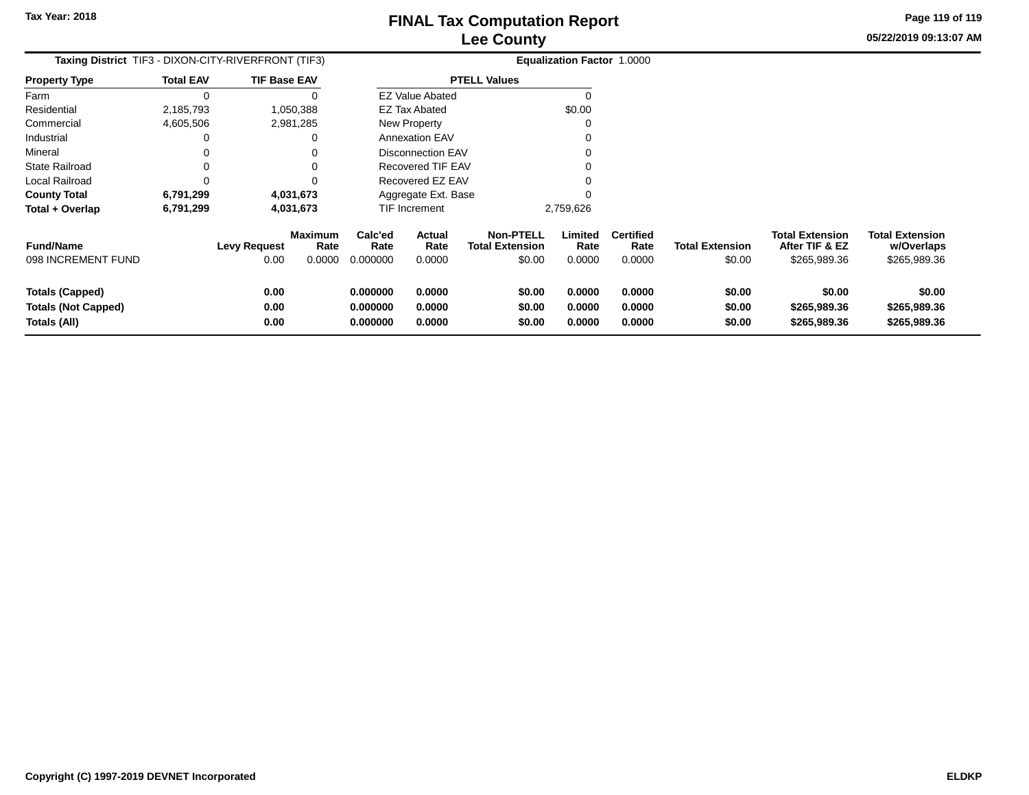**Taxing District** TIF3 - DIXON-CITY-RIVERFRONT (TIF3) **Equalization Factor** 1.0000

| Property Type | Total EAV | TIF Base EAV |
|---|---|---|
| Farm | 0 | 0 |
| Residential | 2,185,793 | 1,050,388 |
| Commercial | 4,605,506 | 2,981,285 |
| Industrial | 0 | 0 |
| Mineral | 0 | 0 |
| State Railroad | 0 | 0 |
| Local Railroad | 0 | 0 |
| **County Total** | **6,791,299** | **4,031,673** |
| **Total + Overlap** | **6,791,299** | **4,031,673** |

| PTELL Values | |
|---|---|
| EZ Value Abated | 0 |
| EZ Tax Abated | $0.00 |
| New Property | 0 |
| Annexation EAV | 0 |
| Disconnection EAV | 0 |
| Recovered TIF EAV | 0 |
| Recovered EZ EAV | 0 |
| Aggregate Ext. Base | 0 |
| TIF Increment | 2,759,626 |

| Fund/Name | Levy Request | Maximum Rate | Calc'ed Rate | Actual Rate | Non-PTELL Total Extension | Limited Rate | Certified Rate | Total Extension | Total Extension After TIF & EZ | Total Extension w/Overlaps |
|---|---|---|---|---|---|---|---|---|---|---|
| 098 INCREMENT FUND | 0.00 | 0.0000 | 0.000000 | 0.0000 | $0.00 | 0.0000 | 0.0000 | $0.00 | $265,989.36 | $265,989.36 |
| **Totals (Capped)** | **0.00** | | **0.000000** | **0.0000** | **$0.00** | **0.0000** | **0.0000** | **$0.00** | **$0.00** | **$0.00** |
| **Totals (Not Capped)** | **0.00** | | **0.000000** | **0.0000** | **$0.00** | **0.0000** | **0.0000** | **$0.00** | **$265,989.36** | **$265,989.36** |
| **Totals (All)** | **0.00** | | **0.000000** | **0.0000** | **$0.00** | **0.0000** | **0.0000** | **$0.00** | **$265,989.36** | **$265,989.36** |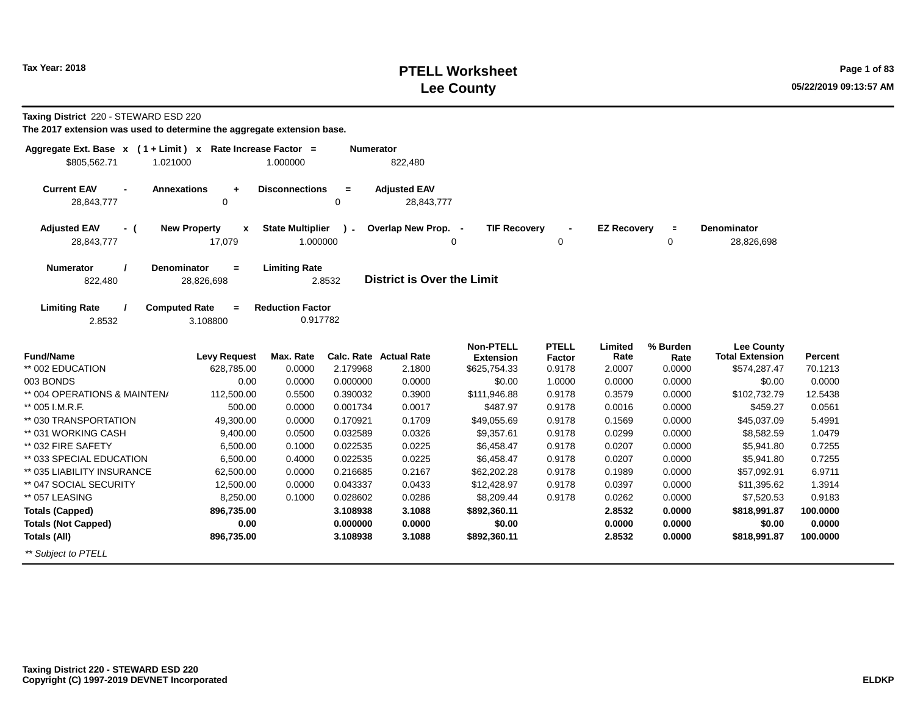# PTELL Worksheet
# Lee County

Tax Year: 2018

05/22/2019 09:13:57 AM

**Taxing District** 220 - STEWARD ESD 220

**The 2017 extension was used to determine the aggregate extension base.**

| Aggregate Ext. Base | x | ( 1 + Limit ) | x | Rate Increase Factor | = | Numerator |
|---|---|---|---|---|---|---|
| $805,562.71 | | 1.021000 | | 1.000000 | | 822,480 |

| Current EAV | - | Annexations | + | Disconnections | = | Adjusted EAV |
|---|---|---|---|---|---|---|
| 28,843,777 | | 0 | | 0 | | 28,843,777 |

| Adjusted EAV | - ( | New Property | x | State Multiplier | ) - | Overlap New Prop. | - | TIF Recovery | - | EZ Recovery | = | Denominator |
|---|---|---|---|---|---|---|---|---|---|---|---|---|
| 28,843,777 | | 17,079 | | 1.000000 | | 0 | | 0 | | 0 | | 28,826,698 |

| Numerator | / | Denominator | = | Limiting Rate |
|---|---|---|---|---|
| 822,480 | | 28,826,698 | | 2.8532 |

**District is Over the Limit**

| Limiting Rate | / | Computed Rate | = | Reduction Factor |
|---|---|---|---|---|
| 2.8532 | | 3.108800 | | 0.917782 |

| Fund/Name | Levy Request | Max. Rate | Calc. Rate | Actual Rate | Non-PTELL Extension | PTELL Factor | Limited Rate | % Burden Rate | Lee County Total Extension | Percent |
|---|---|---|---|---|---|---|---|---|---|---|
| ** 002 EDUCATION | 628,785.00 | 0.0000 | 2.179968 | 2.1800 | $625,754.33 | 0.9178 | 2.0007 | 0.0000 | $574,287.47 | 70.1213 |
| 003 BONDS | 0.00 | 0.0000 | 0.000000 | 0.0000 | $0.00 | 1.0000 | 0.0000 | 0.0000 | $0.00 | 0.0000 |
| ** 004 OPERATIONS & MAINTEN/ | 112,500.00 | 0.5500 | 0.390032 | 0.3900 | $111,946.88 | 0.9178 | 0.3579 | 0.0000 | $102,732.79 | 12.5438 |
| ** 005 I.M.R.F. | 500.00 | 0.0000 | 0.001734 | 0.0017 | $487.97 | 0.9178 | 0.0016 | 0.0000 | $459.27 | 0.0561 |
| ** 030 TRANSPORTATION | 49,300.00 | 0.0000 | 0.170921 | 0.1709 | $49,055.69 | 0.9178 | 0.1569 | 0.0000 | $45,037.09 | 5.4991 |
| ** 031 WORKING CASH | 9,400.00 | 0.0500 | 0.032589 | 0.0326 | $9,357.61 | 0.9178 | 0.0299 | 0.0000 | $8,582.59 | 1.0479 |
| ** 032 FIRE SAFETY | 6,500.00 | 0.1000 | 0.022535 | 0.0225 | $6,458.47 | 0.9178 | 0.0207 | 0.0000 | $5,941.80 | 0.7255 |
| ** 033 SPECIAL EDUCATION | 6,500.00 | 0.4000 | 0.022535 | 0.0225 | $6,458.47 | 0.9178 | 0.0207 | 0.0000 | $5,941.80 | 0.7255 |
| ** 035 LIABILITY INSURANCE | 62,500.00 | 0.0000 | 0.216685 | 0.2167 | $62,202.28 | 0.9178 | 0.1989 | 0.0000 | $57,092.91 | 6.9711 |
| ** 047 SOCIAL SECURITY | 12,500.00 | 0.0000 | 0.043337 | 0.0433 | $12,428.97 | 0.9178 | 0.0397 | 0.0000 | $11,395.62 | 1.3914 |
| ** 057 LEASING | 8,250.00 | 0.1000 | 0.028602 | 0.0286 | $8,209.44 | 0.9178 | 0.0262 | 0.0000 | $7,520.53 | 0.9183 |
| **Totals (Capped)** | **896,735.00** | | **3.108938** | **3.1088** | **$892,360.11** | | **2.8532** | **0.0000** | **$818,991.87** | **100.0000** |
| **Totals (Not Capped)** | **0.00** | | **0.000000** | **0.0000** | **$0.00** | | **0.0000** | **0.0000** | **$0.00** | **0.0000** |
| **Totals (All)** | **896,735.00** | | **3.108938** | **3.1088** | **$892,360.11** | | **2.8532** | **0.0000** | **$818,991.87** | **100.0000** |

*** Subject to PTELL*

**Taxing District 220 - STEWARD ESD 220**
**Copyright (C) 1997-2019 DEVNET Incorporated**

**ELDKP**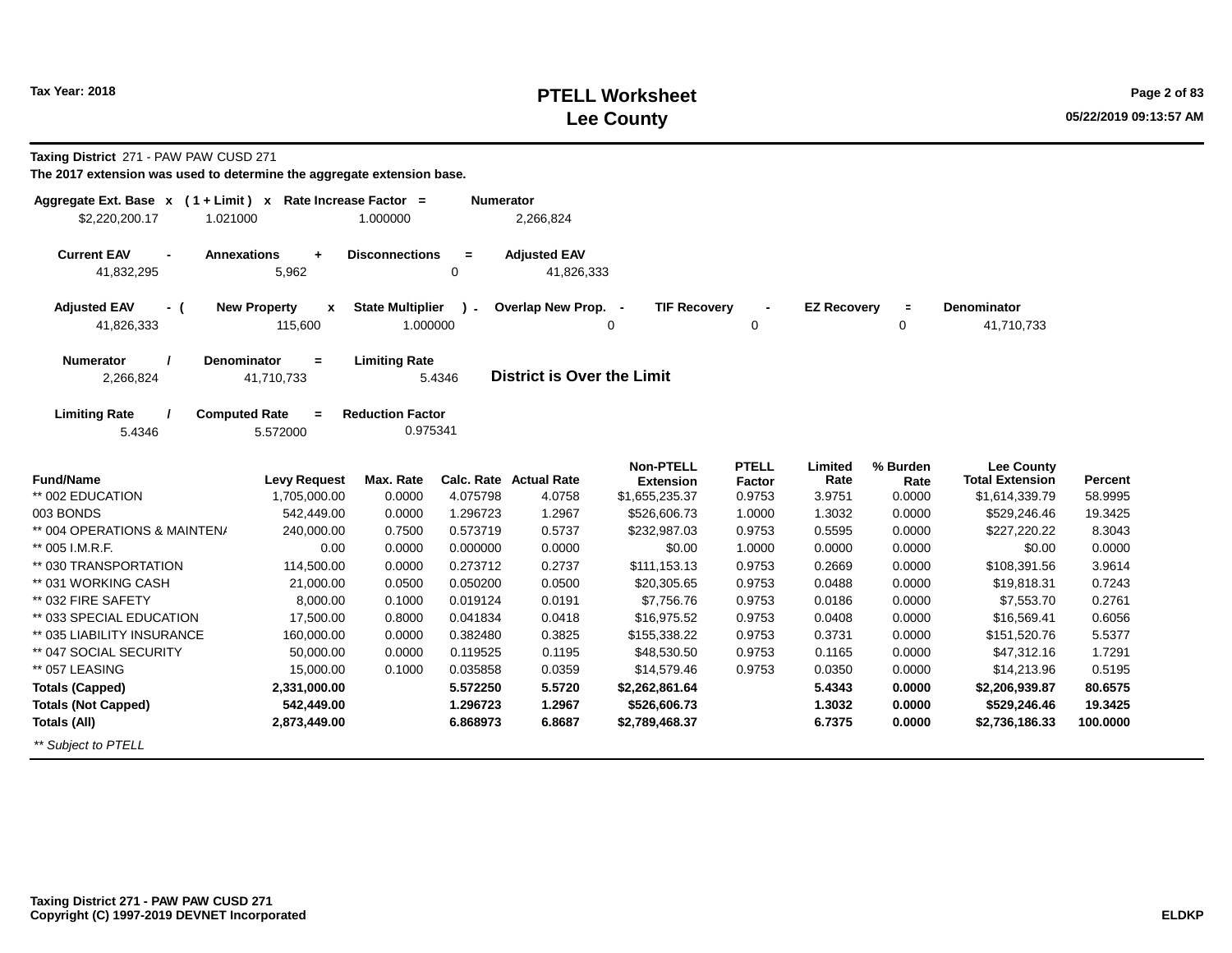# PTELL Worksheet
# Lee County

Tax Year: 2018

05/22/2019 09:13:57 AM

**Taxing District** 271 - PAW PAW CUSD 271

**The 2017 extension was used to determine the aggregate extension base.**

| Aggregate Ext. Base | x | ( 1 + Limit ) | x | Rate Increase Factor | = | Numerator |
|---|---|---|---|---|---|---|
| $2,220,200.17 | | 1.021000 | | 1.000000 | | 2,266,824 |

| Current EAV | - | Annexations | + | Disconnections | = | Adjusted EAV |
|---|---|---|---|---|---|---|
| 41,832,295 | | 5,962 | | 0 | | 41,826,333 |

| Adjusted EAV | - ( | New Property | x | State Multiplier | ) - | Overlap New Prop. | - | TIF Recovery | - | EZ Recovery | = | Denominator |
|---|---|---|---|---|---|---|---|---|---|---|---|---|
| 41,826,333 | | 115,600 | | 1.000000 | | 0 | | 0 | | 0 | | 41,710,733 |

| Numerator | / | Denominator | = | Limiting Rate |
|---|---|---|---|---|
| 2,266,824 | | 41,710,733 | | 5.4346 |

**District is Over the Limit**

| Limiting Rate | / | Computed Rate | = | Reduction Factor |
|---|---|---|---|---|
| 5.4346 | | 5.572000 | | 0.975341 |

| Fund/Name | Levy Request | Max. Rate | Calc. Rate | Actual Rate | Non-PTELL Extension | PTELL Factor | Limited Rate | % Burden Rate | Lee County Total Extension | Percent |
|---|---|---|---|---|---|---|---|---|---|---|
| ** 002 EDUCATION | 1,705,000.00 | 0.0000 | 4.075798 | 4.0758 | $1,655,235.37 | 0.9753 | 3.9751 | 0.0000 | $1,614,339.79 | 58.9995 |
| 003 BONDS | 542,449.00 | 0.0000 | 1.296723 | 1.2967 | $526,606.73 | 1.0000 | 1.3032 | 0.0000 | $529,246.46 | 19.3425 |
| ** 004 OPERATIONS & MAINTENA | 240,000.00 | 0.7500 | 0.573719 | 0.5737 | $232,987.03 | 0.9753 | 0.5595 | 0.0000 | $227,220.22 | 8.3043 |
| ** 005 I.M.R.F. | 0.00 | 0.0000 | 0.000000 | 0.0000 | $0.00 | 1.0000 | 0.0000 | 0.0000 | $0.00 | 0.0000 |
| ** 030 TRANSPORTATION | 114,500.00 | 0.0000 | 0.273712 | 0.2737 | $111,153.13 | 0.9753 | 0.2669 | 0.0000 | $108,391.56 | 3.9614 |
| ** 031 WORKING CASH | 21,000.00 | 0.0500 | 0.050200 | 0.0500 | $20,305.65 | 0.9753 | 0.0488 | 0.0000 | $19,818.31 | 0.7243 |
| ** 032 FIRE SAFETY | 8,000.00 | 0.1000 | 0.019124 | 0.0191 | $7,756.76 | 0.9753 | 0.0186 | 0.0000 | $7,553.70 | 0.2761 |
| ** 033 SPECIAL EDUCATION | 17,500.00 | 0.8000 | 0.041834 | 0.0418 | $16,975.52 | 0.9753 | 0.0408 | 0.0000 | $16,569.41 | 0.6056 |
| ** 035 LIABILITY INSURANCE | 160,000.00 | 0.0000 | 0.382480 | 0.3825 | $155,338.22 | 0.9753 | 0.3731 | 0.0000 | $151,520.76 | 5.5377 |
| ** 047 SOCIAL SECURITY | 50,000.00 | 0.0000 | 0.119525 | 0.1195 | $48,530.50 | 0.9753 | 0.1165 | 0.0000 | $47,312.16 | 1.7291 |
| ** 057 LEASING | 15,000.00 | 0.1000 | 0.035858 | 0.0359 | $14,579.46 | 0.9753 | 0.0350 | 0.0000 | $14,213.96 | 0.5195 |
| **Totals (Capped)** | **2,331,000.00** | | **5.572250** | **5.5720** | **$2,262,861.64** | | **5.4343** | **0.0000** | **$2,206,939.87** | **80.6575** |
| **Totals (Not Capped)** | **542,449.00** | | **1.296723** | **1.2967** | **$526,606.73** | | **1.3032** | **0.0000** | **$529,246.46** | **19.3425** |
| **Totals (All)** | **2,873,449.00** | | **6.868973** | **6.8687** | **$2,789,468.37** | | **6.7375** | **0.0000** | **$2,736,186.33** | **100.0000** |

*** Subject to PTELL*

**Taxing District 271 - PAW PAW CUSD 271**
**Copyright (C) 1997-2019 DEVNET Incorporated**

**ELDKP**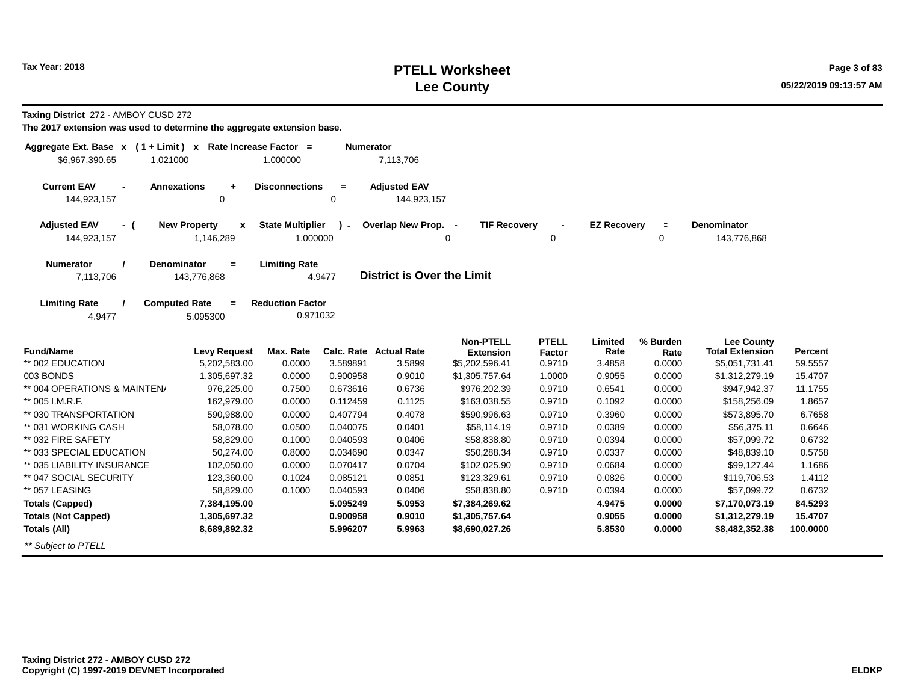# PTELL Worksheet
# Lee County

Tax Year: 2018

05/22/2019 09:13:57 AM

**Taxing District** 272 - AMBOY CUSD 272

**The 2017 extension was used to determine the aggregate extension base.**

| Aggregate Ext. Base x | ( 1 + Limit ) x | Rate Increase Factor = | Numerator |
|---|---|---|---|
| $6,967,390.65 | 1.021000 | 1.000000 | 7,113,706 |

| Current EAV - | Annexations + | Disconnections = | Adjusted EAV |
|---|---|---|---|
| 144,923,157 | 0 | 0 | 144,923,157 |

| Adjusted EAV - ( | New Property x | State Multiplier ) - | Overlap New Prop. - | TIF Recovery - | EZ Recovery = | Denominator |
|---|---|---|---|---|---|---|
| 144,923,157 | 1,146,289 | 1.000000 | 0 | 0 | 0 | 143,776,868 |

| Numerator / | Denominator = | Limiting Rate |
|---|---|---|
| 7,113,706 | 143,776,868 | 4.9477 |

**District is Over the Limit**

| Limiting Rate / | Computed Rate = | Reduction Factor |
|---|---|---|
| 4.9477 | 5.095300 | 0.971032 |

| Fund/Name | Levy Request | Max. Rate | Calc. Rate | Actual Rate | Non-PTELL Extension | PTELL Factor | Limited Rate | % Burden Rate | Lee County Total Extension | Percent |
|---|---|---|---|---|---|---|---|---|---|---|
| ** 002 EDUCATION | 5,202,583.00 | 0.0000 | 3.589891 | 3.5899 | $5,202,596.41 | 0.9710 | 3.4858 | 0.0000 | $5,051,731.41 | 59.5557 |
| 003 BONDS | 1,305,697.32 | 0.0000 | 0.900958 | 0.9010 | $1,305,757.64 | 1.0000 | 0.9055 | 0.0000 | $1,312,279.19 | 15.4707 |
| ** 004 OPERATIONS & MAINTEN/ | 976,225.00 | 0.7500 | 0.673616 | 0.6736 | $976,202.39 | 0.9710 | 0.6541 | 0.0000 | $947,942.37 | 11.1755 |
| ** 005 I.M.R.F. | 162,979.00 | 0.0000 | 0.112459 | 0.1125 | $163,038.55 | 0.9710 | 0.1092 | 0.0000 | $158,256.09 | 1.8657 |
| ** 030 TRANSPORTATION | 590,988.00 | 0.0000 | 0.407794 | 0.4078 | $590,996.63 | 0.9710 | 0.3960 | 0.0000 | $573,895.70 | 6.7658 |
| ** 031 WORKING CASH | 58,078.00 | 0.0500 | 0.040075 | 0.0401 | $58,114.19 | 0.9710 | 0.0389 | 0.0000 | $56,375.11 | 0.6646 |
| ** 032 FIRE SAFETY | 58,829.00 | 0.1000 | 0.040593 | 0.0406 | $58,838.80 | 0.9710 | 0.0394 | 0.0000 | $57,099.72 | 0.6732 |
| ** 033 SPECIAL EDUCATION | 50,274.00 | 0.8000 | 0.034690 | 0.0347 | $50,288.34 | 0.9710 | 0.0337 | 0.0000 | $48,839.10 | 0.5758 |
| ** 035 LIABILITY INSURANCE | 102,050.00 | 0.0000 | 0.070417 | 0.0704 | $102,025.90 | 0.9710 | 0.0684 | 0.0000 | $99,127.44 | 1.1686 |
| ** 047 SOCIAL SECURITY | 123,360.00 | 0.1024 | 0.085121 | 0.0851 | $123,329.61 | 0.9710 | 0.0826 | 0.0000 | $119,706.53 | 1.4112 |
| ** 057 LEASING | 58,829.00 | 0.1000 | 0.040593 | 0.0406 | $58,838.80 | 0.9710 | 0.0394 | 0.0000 | $57,099.72 | 0.6732 |
| **Totals (Capped)** | **7,384,195.00** | | **5.095249** | **5.0953** | **$7,384,269.62** | | **4.9475** | **0.0000** | **$7,170,073.19** | **84.5293** |
| **Totals (Not Capped)** | **1,305,697.32** | | **0.900958** | **0.9010** | **$1,305,757.64** | | **0.9055** | **0.0000** | **$1,312,279.19** | **15.4707** |
| **Totals (All)** | **8,689,892.32** | | **5.996207** | **5.9963** | **$8,690,027.26** | | **5.8530** | **0.0000** | **$8,482,352.38** | **100.0000** |

*** Subject to PTELL*

**Taxing District 272 - AMBOY CUSD 272**
**Copyright (C) 1997-2019 DEVNET Incorporated**

**ELDKP**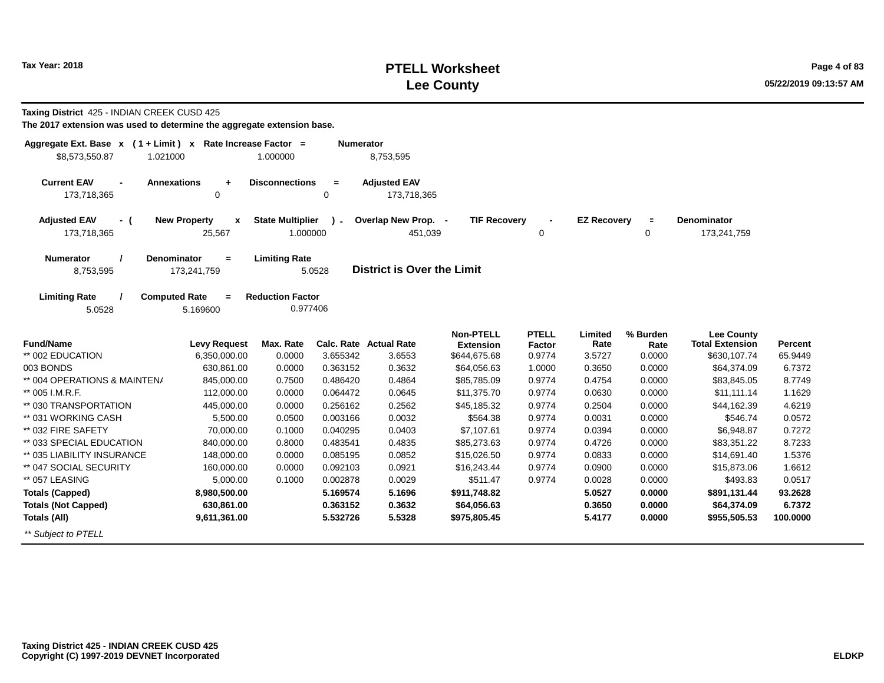Tax Year: 2018

# PTELL Worksheet
# Lee County

**Taxing District** 425 - INDIAN CREEK CUSD 425

**The 2017 extension was used to determine the aggregate extension base.**

| Aggregate Ext. Base | x | ( 1 + Limit ) | x | Rate Increase Factor | = | Numerator |
|---|---|---|---|---|---|---|
| $8,573,550.87 | | 1.021000 | | 1.000000 | | 8,753,595 |

| Current EAV | - | Annexations | + | Disconnections | = | Adjusted EAV |
|---|---|---|---|---|---|---|
| 173,718,365 | | 0 | | 0 | | 173,718,365 |

| Adjusted EAV | - ( | New Property | x | State Multiplier | ) - | Overlap New Prop. | - | TIF Recovery | - | EZ Recovery | = | Denominator |
|---|---|---|---|---|---|---|---|---|---|---|---|---|
| 173,718,365 | | 25,567 | | 1.000000 | | 451,039 | | 0 | | 0 | | 173,241,759 |

| Numerator | / | Denominator | = | Limiting Rate |
|---|---|---|---|---|
| 8,753,595 | | 173,241,759 | | 5.0528 |

**District is Over the Limit**

| Limiting Rate | / | Computed Rate | = | Reduction Factor |
|---|---|---|---|---|
| 5.0528 | | 5.169600 | | 0.977406 |

| Fund/Name | Levy Request | Max. Rate | Calc. Rate | Actual Rate | Non-PTELL Extension | PTELL Factor | Limited Rate | % Burden Rate | Lee County Total Extension | Percent |
|---|---|---|---|---|---|---|---|---|---|---|
| ** 002 EDUCATION | 6,350,000.00 | 0.0000 | 3.655342 | 3.6553 | $644,675.68 | 0.9774 | 3.5727 | 0.0000 | $630,107.74 | 65.9449 |
| 003 BONDS | 630,861.00 | 0.0000 | 0.363152 | 0.3632 | $64,056.63 | 1.0000 | 0.3650 | 0.0000 | $64,374.09 | 6.7372 |
| ** 004 OPERATIONS & MAINTEN/ | 845,000.00 | 0.7500 | 0.486420 | 0.4864 | $85,785.09 | 0.9774 | 0.4754 | 0.0000 | $83,845.05 | 8.7749 |
| ** 005 I.M.R.F. | 112,000.00 | 0.0000 | 0.064472 | 0.0645 | $11,375.70 | 0.9774 | 0.0630 | 0.0000 | $11,111.14 | 1.1629 |
| ** 030 TRANSPORTATION | 445,000.00 | 0.0000 | 0.256162 | 0.2562 | $45,185.32 | 0.9774 | 0.2504 | 0.0000 | $44,162.39 | 4.6219 |
| ** 031 WORKING CASH | 5,500.00 | 0.0500 | 0.003166 | 0.0032 | $564.38 | 0.9774 | 0.0031 | 0.0000 | $546.74 | 0.0572 |
| ** 032 FIRE SAFETY | 70,000.00 | 0.1000 | 0.040295 | 0.0403 | $7,107.61 | 0.9774 | 0.0394 | 0.0000 | $6,948.87 | 0.7272 |
| ** 033 SPECIAL EDUCATION | 840,000.00 | 0.8000 | 0.483541 | 0.4835 | $85,273.63 | 0.9774 | 0.4726 | 0.0000 | $83,351.22 | 8.7233 |
| ** 035 LIABILITY INSURANCE | 148,000.00 | 0.0000 | 0.085195 | 0.0852 | $15,026.50 | 0.9774 | 0.0833 | 0.0000 | $14,691.40 | 1.5376 |
| ** 047 SOCIAL SECURITY | 160,000.00 | 0.0000 | 0.092103 | 0.0921 | $16,243.44 | 0.9774 | 0.0900 | 0.0000 | $15,873.06 | 1.6612 |
| ** 057 LEASING | 5,000.00 | 0.1000 | 0.002878 | 0.0029 | $511.47 | 0.9774 | 0.0028 | 0.0000 | $493.83 | 0.0517 |
| **Totals (Capped)** | **8,980,500.00** | | **5.169574** | **5.1696** | **$911,748.82** | | **5.0527** | **0.0000** | **$891,131.44** | **93.2628** |
| **Totals (Not Capped)** | **630,861.00** | | **0.363152** | **0.3632** | **$64,056.63** | | **0.3650** | **0.0000** | **$64,374.09** | **6.7372** |
| **Totals (All)** | **9,611,361.00** | | **5.532726** | **5.5328** | **$975,805.45** | | **5.4177** | **0.0000** | **$955,505.53** | **100.0000** |

*\*\* Subject to PTELL*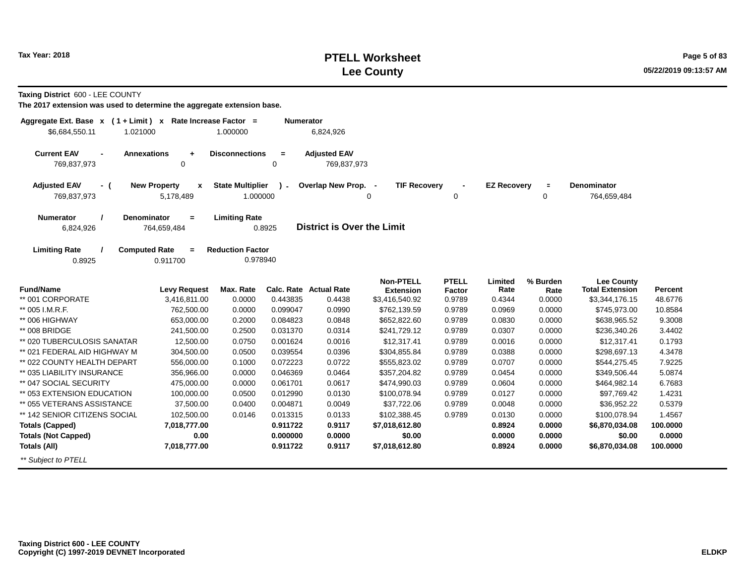Tax Year: 2018

# PTELL Worksheet
# Lee County

**Taxing District** 600 - LEE COUNTY

**The 2017 extension was used to determine the aggregate extension base.**

| Aggregate Ext. Base | x | ( 1 + Limit ) | x | Rate Increase Factor | = | Numerator |
|---|---|---|---|---|---|---|
| $6,684,550.11 | | 1.021000 | | 1.000000 | | 6,824,926 |

| Current EAV | - | Annexations | + | Disconnections | = | Adjusted EAV |
|---|---|---|---|---|---|---|
| 769,837,973 | | 0 | | 0 | | 769,837,973 |

| Adjusted EAV | - ( | New Property | x | State Multiplier | ) - | Overlap New Prop. | - | TIF Recovery | - | EZ Recovery | = | Denominator |
|---|---|---|---|---|---|---|---|---|---|---|---|---|
| 769,837,973 | | 5,178,489 | | 1.000000 | | 0 | | 0 | | 0 | | 764,659,484 |

| Numerator | / | Denominator | = | Limiting Rate |
|---|---|---|---|---|
| 6,824,926 | | 764,659,484 | | 0.8925 |

**District is Over the Limit**

| Limiting Rate | / | Computed Rate | = | Reduction Factor |
|---|---|---|---|---|
| 0.8925 | | 0.911700 | | 0.978940 |

| Fund/Name | Levy Request | Max. Rate | Calc. Rate | Actual Rate | Non-PTELL Extension | PTELL Factor | Limited Rate | % Burden Rate | Lee County Total Extension | Percent |
|---|---|---|---|---|---|---|---|---|---|---|
| ** 001 CORPORATE | 3,416,811.00 | 0.0000 | 0.443835 | 0.4438 | $3,416,540.92 | 0.9789 | 0.4344 | 0.0000 | $3,344,176.15 | 48.6776 |
| ** 005 I.M.R.F. | 762,500.00 | 0.0000 | 0.099047 | 0.0990 | $762,139.59 | 0.9789 | 0.0969 | 0.0000 | $745,973.00 | 10.8584 |
| ** 006 HIGHWAY | 653,000.00 | 0.2000 | 0.084823 | 0.0848 | $652,822.60 | 0.9789 | 0.0830 | 0.0000 | $638,965.52 | 9.3008 |
| ** 008 BRIDGE | 241,500.00 | 0.2500 | 0.031370 | 0.0314 | $241,729.12 | 0.9789 | 0.0307 | 0.0000 | $236,340.26 | 3.4402 |
| ** 020 TUBERCULOSIS SANATAR | 12,500.00 | 0.0750 | 0.001624 | 0.0016 | $12,317.41 | 0.9789 | 0.0016 | 0.0000 | $12,317.41 | 0.1793 |
| ** 021 FEDERAL AID HIGHWAY M | 304,500.00 | 0.0500 | 0.039554 | 0.0396 | $304,855.84 | 0.9789 | 0.0388 | 0.0000 | $298,697.13 | 4.3478 |
| ** 022 COUNTY HEALTH DEPART | 556,000.00 | 0.1000 | 0.072223 | 0.0722 | $555,823.02 | 0.9789 | 0.0707 | 0.0000 | $544,275.45 | 7.9225 |
| ** 035 LIABILITY INSURANCE | 356,966.00 | 0.0000 | 0.046369 | 0.0464 | $357,204.82 | 0.9789 | 0.0454 | 0.0000 | $349,506.44 | 5.0874 |
| ** 047 SOCIAL SECURITY | 475,000.00 | 0.0000 | 0.061701 | 0.0617 | $474,990.03 | 0.9789 | 0.0604 | 0.0000 | $464,982.14 | 6.7683 |
| ** 053 EXTENSION EDUCATION | 100,000.00 | 0.0500 | 0.012990 | 0.0130 | $100,078.94 | 0.9789 | 0.0127 | 0.0000 | $97,769.42 | 1.4231 |
| ** 055 VETERANS ASSISTANCE | 37,500.00 | 0.0400 | 0.004871 | 0.0049 | $37,722.06 | 0.9789 | 0.0048 | 0.0000 | $36,952.22 | 0.5379 |
| ** 142 SENIOR CITIZENS SOCIAL | 102,500.00 | 0.0146 | 0.013315 | 0.0133 | $102,388.45 | 0.9789 | 0.0130 | 0.0000 | $100,078.94 | 1.4567 |
| **Totals (Capped)** | **7,018,777.00** | | **0.911722** | **0.9117** | **$7,018,612.80** | | **0.8924** | **0.0000** | **$6,870,034.08** | **100.0000** |
| **Totals (Not Capped)** | **0.00** | | **0.000000** | **0.0000** | **$0.00** | | **0.0000** | **0.0000** | **$0.00** | **0.0000** |
| **Totals (All)** | **7,018,777.00** | | **0.911722** | **0.9117** | **$7,018,612.80** | | **0.8924** | **0.0000** | **$6,870,034.08** | **100.0000** |

*** Subject to PTELL*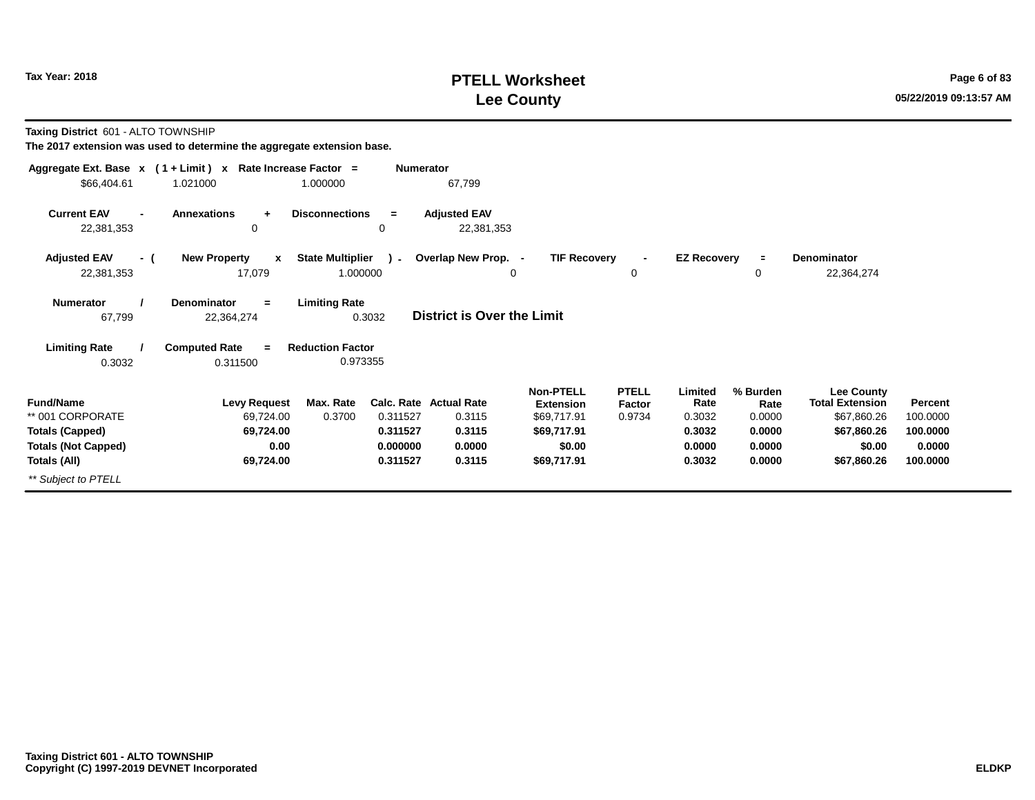**Taxing District** 601 - ALTO TOWNSHIP

**The 2017 extension was used to determine the aggregate extension base.**

| Aggregate Ext. Base | x | ( 1 + Limit ) | x | Rate Increase Factor | = | Numerator |
|---|---|---|---|---|---|---|
| $66,404.61 | | 1.021000 | | 1.000000 | | 67,799 |

| Current EAV | - | Annexations | + | Disconnections | = | Adjusted EAV |
|---|---|---|---|---|---|---|
| 22,381,353 | | 0 | | 0 | | 22,381,353 |

| Adjusted EAV | - ( | New Property | x | State Multiplier | ) - | Overlap New Prop. | - | TIF Recovery | - | EZ Recovery | = | Denominator |
|---|---|---|---|---|---|---|---|---|---|---|---|---|
| 22,381,353 | | 17,079 | | 1.000000 | | 0 | | 0 | | 0 | | 22,364,274 |

| Numerator | / | Denominator | = | Limiting Rate |
|---|---|---|---|---|
| 67,799 | | 22,364,274 | | 0.3032 |

**District is Over the Limit**

| Limiting Rate | / | Computed Rate | = | Reduction Factor |
|---|---|---|---|---|
| 0.3032 | | 0.311500 | | 0.973355 |

| Fund/Name | Levy Request | Max. Rate | Calc. Rate | Actual Rate | Non-PTELL Extension | PTELL Factor | Limited Rate | % Burden Rate | Lee County Total Extension | Percent |
|---|---|---|---|---|---|---|---|---|---|---|
| ** 001 CORPORATE | 69,724.00 | 0.3700 | 0.311527 | 0.3115 | $69,717.91 | 0.9734 | 0.3032 | 0.0000 | $67,860.26 | 100.0000 |
| **Totals (Capped)** | **69,724.00** | | **0.311527** | **0.3115** | **$69,717.91** | | **0.3032** | **0.0000** | **$67,860.26** | **100.0000** |
| **Totals (Not Capped)** | **0.00** | | **0.000000** | **0.0000** | **$0.00** | | **0.0000** | **0.0000** | **$0.00** | **0.0000** |
| **Totals (All)** | **69,724.00** | | **0.311527** | **0.3115** | **$69,717.91** | | **0.3032** | **0.0000** | **$67,860.26** | **100.0000** |

*** Subject to PTELL*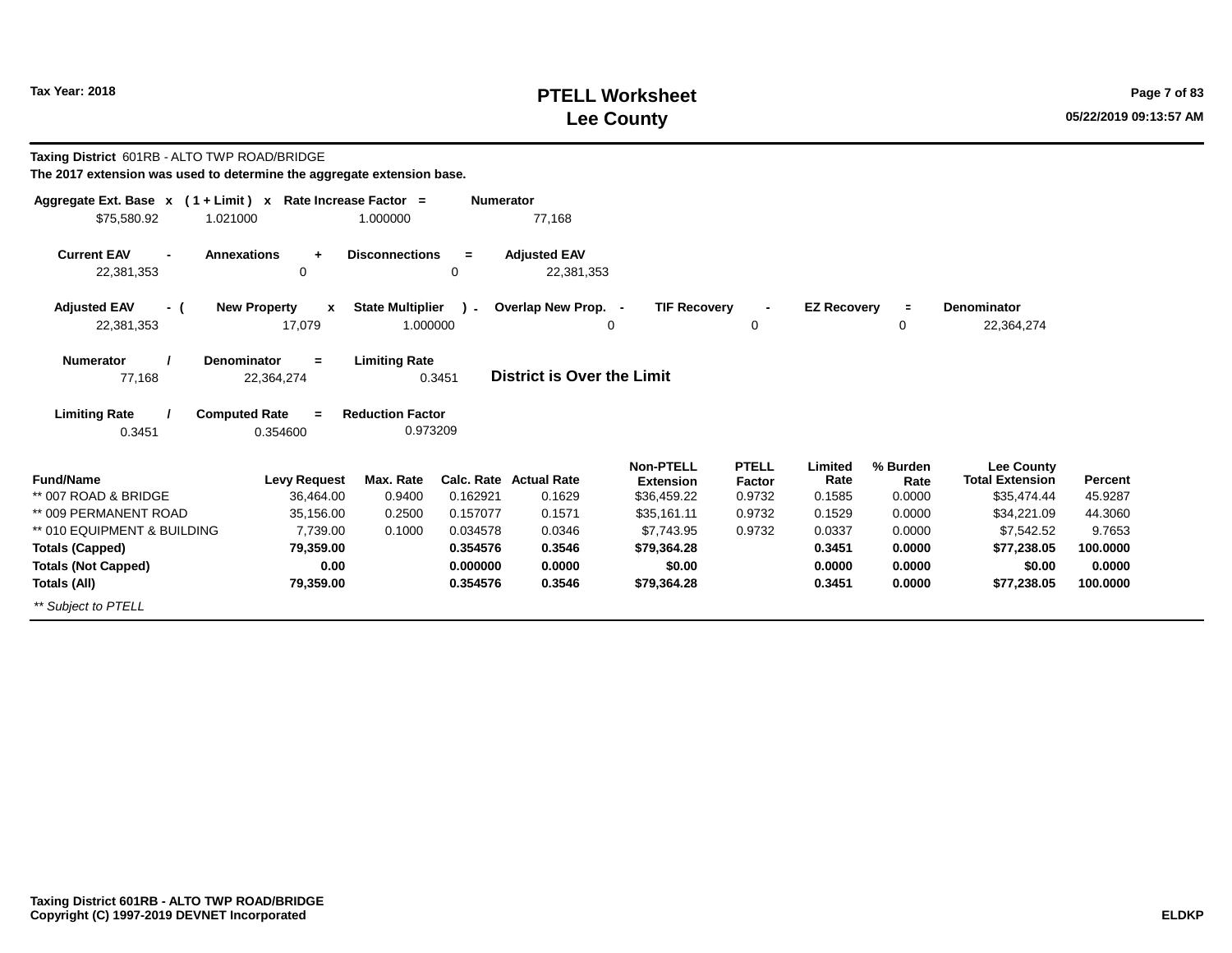# PTELL Worksheet
# Lee County

Tax Year: 2018

05/22/2019 09:13:57 AM

**Taxing District** 601RB - ALTO TWP ROAD/BRIDGE

**The 2017 extension was used to determine the aggregate extension base.**

| Aggregate Ext. Base x | ( 1 + Limit ) x | Rate Increase Factor = | Numerator |
|---|---|---|---|
| $75,580.92 | 1.021000 | 1.000000 | 77,168 |

| Current EAV - | Annexations + | Disconnections = | Adjusted EAV |
|---|---|---|---|
| 22,381,353 | 0 | 0 | 22,381,353 |

| Adjusted EAV - ( | New Property x | State Multiplier ) - | Overlap New Prop. - | TIF Recovery - | EZ Recovery = | Denominator |
|---|---|---|---|---|---|---|
| 22,381,353 | 17,079 | 1.000000 | 0 | 0 | 0 | 22,364,274 |

| Numerator / | Denominator = | Limiting Rate |
|---|---|---|
| 77,168 | 22,364,274 | 0.3451 |

**District is Over the Limit**

| Limiting Rate / | Computed Rate = | Reduction Factor |
|---|---|---|
| 0.3451 | 0.354600 | 0.973209 |

| Fund/Name | Levy Request | Max. Rate | Calc. Rate | Actual Rate | Non-PTELL Extension | PTELL Factor | Limited Rate | % Burden Rate | Lee County Total Extension | Percent |
|---|---|---|---|---|---|---|---|---|---|---|
| ** 007 ROAD & BRIDGE | 36,464.00 | 0.9400 | 0.162921 | 0.1629 | $36,459.22 | 0.9732 | 0.1585 | 0.0000 | $35,474.44 | 45.9287 |
| ** 009 PERMANENT ROAD | 35,156.00 | 0.2500 | 0.157077 | 0.1571 | $35,161.11 | 0.9732 | 0.1529 | 0.0000 | $34,221.09 | 44.3060 |
| ** 010 EQUIPMENT & BUILDING | 7,739.00 | 0.1000 | 0.034578 | 0.0346 | $7,743.95 | 0.9732 | 0.0337 | 0.0000 | $7,542.52 | 9.7653 |
| **Totals (Capped)** | **79,359.00** | | **0.354576** | **0.3546** | **$79,364.28** | | **0.3451** | **0.0000** | **$77,238.05** | **100.0000** |
| **Totals (Not Capped)** | **0.00** | | **0.000000** | **0.0000** | **$0.00** | | **0.0000** | **0.0000** | **$0.00** | **0.0000** |
| **Totals (All)** | **79,359.00** | | **0.354576** | **0.3546** | **$79,364.28** | | **0.3451** | **0.0000** | **$77,238.05** | **100.0000** |

*** Subject to PTELL*

**Taxing District 601RB - ALTO TWP ROAD/BRIDGE**
**Copyright (C) 1997-2019 DEVNET Incorporated**

**ELDKP**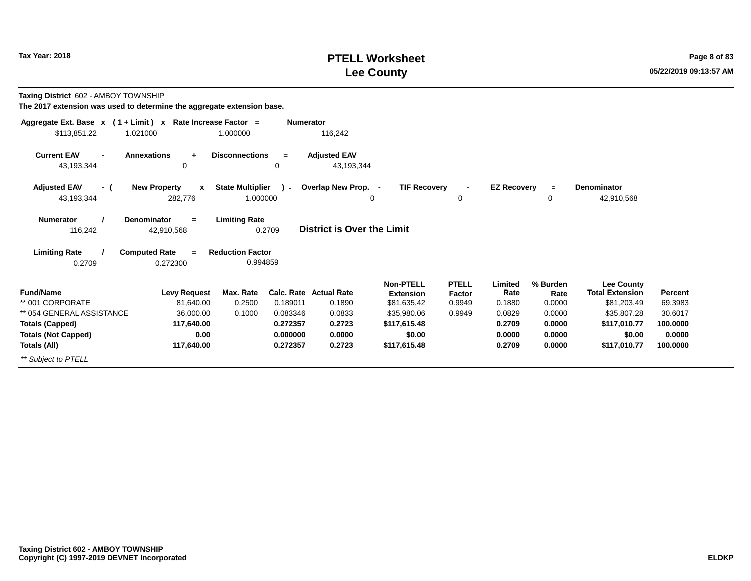Tax Year: 2018

# PTELL Worksheet
# Lee County

**Taxing District** 602 - AMBOY TOWNSHIP

**The 2017 extension was used to determine the aggregate extension base.**

| Aggregate Ext. Base | x | ( 1 + Limit ) | x | Rate Increase Factor | = | Numerator |
|---|---|---|---|---|---|---|
| $113,851.22 | | 1.021000 | | 1.000000 | | 116,242 |

| Current EAV | - | Annexations | + | Disconnections | = | Adjusted EAV |
|---|---|---|---|---|---|---|
| 43,193,344 | | 0 | | 0 | | 43,193,344 |

| Adjusted EAV | - ( | New Property | x | State Multiplier | ) - | Overlap New Prop. | - | TIF Recovery | - | EZ Recovery | = | Denominator |
|---|---|---|---|---|---|---|---|---|---|---|---|---|
| 43,193,344 | | 282,776 | | 1.000000 | | 0 | | 0 | | 0 | | 42,910,568 |

| Numerator | / | Denominator | = | Limiting Rate |
|---|---|---|---|---|
| 116,242 | | 42,910,568 | | 0.2709 |

**District is Over the Limit**

| Limiting Rate | / | Computed Rate | = | Reduction Factor |
|---|---|---|---|---|
| 0.2709 | | 0.272300 | | 0.994859 |

| Fund/Name | Levy Request | Max. Rate | Calc. Rate | Actual Rate | Non-PTELL Extension | PTELL Factor | Limited Rate | % Burden Rate | Lee County Total Extension | Percent |
|---|---|---|---|---|---|---|---|---|---|---|
| ** 001 CORPORATE | 81,640.00 | 0.2500 | 0.189011 | 0.1890 | $81,635.42 | 0.9949 | 0.1880 | 0.0000 | $81,203.49 | 69.3983 |
| ** 054 GENERAL ASSISTANCE | 36,000.00 | 0.1000 | 0.083346 | 0.0833 | $35,980.06 | 0.9949 | 0.0829 | 0.0000 | $35,807.28 | 30.6017 |
| **Totals (Capped)** | **117,640.00** | | **0.272357** | **0.2723** | **$117,615.48** | | **0.2709** | **0.0000** | **$117,010.77** | **100.0000** |
| **Totals (Not Capped)** | **0.00** | | **0.000000** | **0.0000** | **$0.00** | | **0.0000** | **0.0000** | **$0.00** | **0.0000** |
| **Totals (All)** | **117,640.00** | | **0.272357** | **0.2723** | **$117,615.48** | | **0.2709** | **0.0000** | **$117,010.77** | **100.0000** |

*** Subject to PTELL*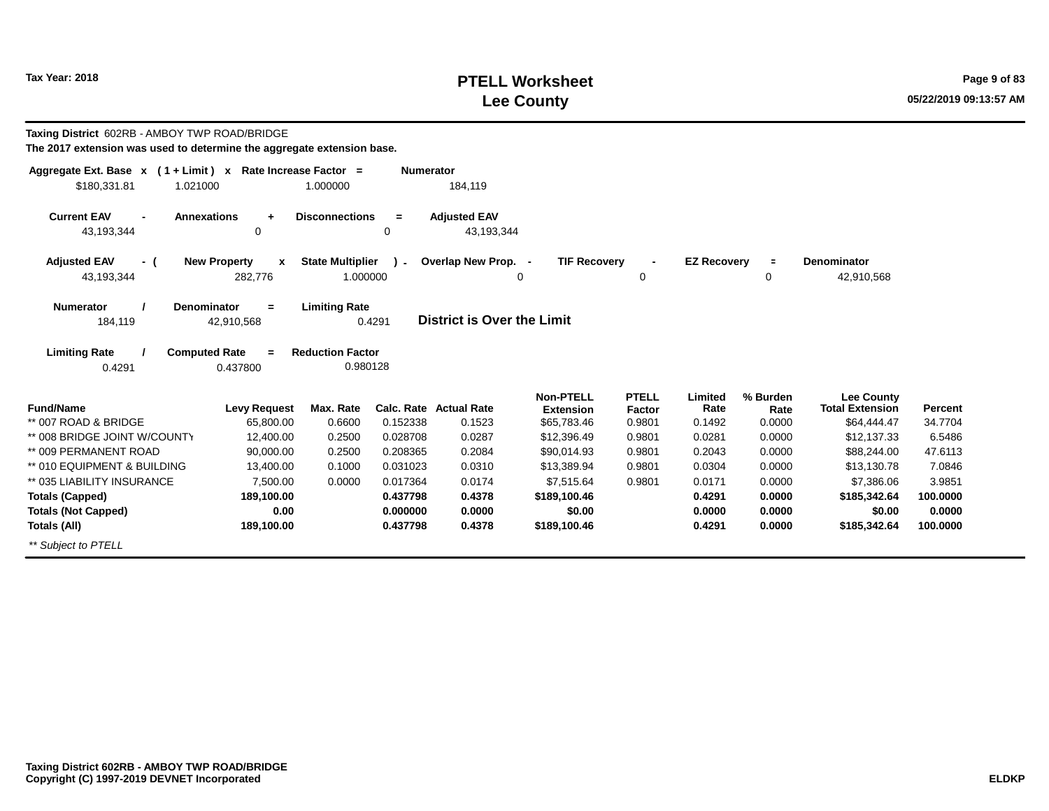**Tax Year: 2018**

# PTELL Worksheet
# Lee County

**Taxing District** 602RB - AMBOY TWP ROAD/BRIDGE

**The 2017 extension was used to determine the aggregate extension base.**

| Aggregate Ext. Base | x | ( 1 + Limit ) | x | Rate Increase Factor | = | Numerator |
|---|---|---|---|---|---|---|
| $180,331.81 | | 1.021000 | | 1.000000 | | 184,119 |

| Current EAV | - | Annexations | + | Disconnections | = | Adjusted EAV |
|---|---|---|---|---|---|---|
| 43,193,344 | | 0 | | 0 | | 43,193,344 |

| Adjusted EAV | - ( | New Property | x | State Multiplier | ) - | Overlap New Prop. | - | TIF Recovery | - | EZ Recovery | = | Denominator |
|---|---|---|---|---|---|---|---|---|---|---|---|---|
| 43,193,344 | | 282,776 | | 1.000000 | | 0 | | 0 | | 0 | | 42,910,568 |

| Numerator | / | Denominator | = | Limiting Rate |
|---|---|---|---|---|
| 184,119 | | 42,910,568 | | 0.4291 |

**District is Over the Limit**

| Limiting Rate | / | Computed Rate | = | Reduction Factor |
|---|---|---|---|---|
| 0.4291 | | 0.437800 | | 0.980128 |

| Fund/Name | Levy Request | Max. Rate | Calc. Rate | Actual Rate | Non-PTELL Extension | PTELL Factor | Limited Rate | % Burden Rate | Lee County Total Extension | Percent |
|---|---|---|---|---|---|---|---|---|---|---|
| ** 007 ROAD & BRIDGE | 65,800.00 | 0.6600 | 0.152338 | 0.1523 | $65,783.46 | 0.9801 | 0.1492 | 0.0000 | $64,444.47 | 34.7704 |
| ** 008 BRIDGE JOINT W/COUNTY | 12,400.00 | 0.2500 | 0.028708 | 0.0287 | $12,396.49 | 0.9801 | 0.0281 | 0.0000 | $12,137.33 | 6.5486 |
| ** 009 PERMANENT ROAD | 90,000.00 | 0.2500 | 0.208365 | 0.2084 | $90,014.93 | 0.9801 | 0.2043 | 0.0000 | $88,244.00 | 47.6113 |
| ** 010 EQUIPMENT & BUILDING | 13,400.00 | 0.1000 | 0.031023 | 0.0310 | $13,389.94 | 0.9801 | 0.0304 | 0.0000 | $13,130.78 | 7.0846 |
| ** 035 LIABILITY INSURANCE | 7,500.00 | 0.0000 | 0.017364 | 0.0174 | $7,515.64 | 0.9801 | 0.0171 | 0.0000 | $7,386.06 | 3.9851 |
| **Totals (Capped)** | **189,100.00** | | **0.437798** | **0.4378** | **$189,100.46** | | **0.4291** | **0.0000** | **$185,342.64** | **100.0000** |
| **Totals (Not Capped)** | **0.00** | | **0.000000** | **0.0000** | **$0.00** | | **0.0000** | **0.0000** | **$0.00** | **0.0000** |
| **Totals (All)** | **189,100.00** | | **0.437798** | **0.4378** | **$189,100.46** | | **0.4291** | **0.0000** | **$185,342.64** | **100.0000** |

*** Subject to PTELL*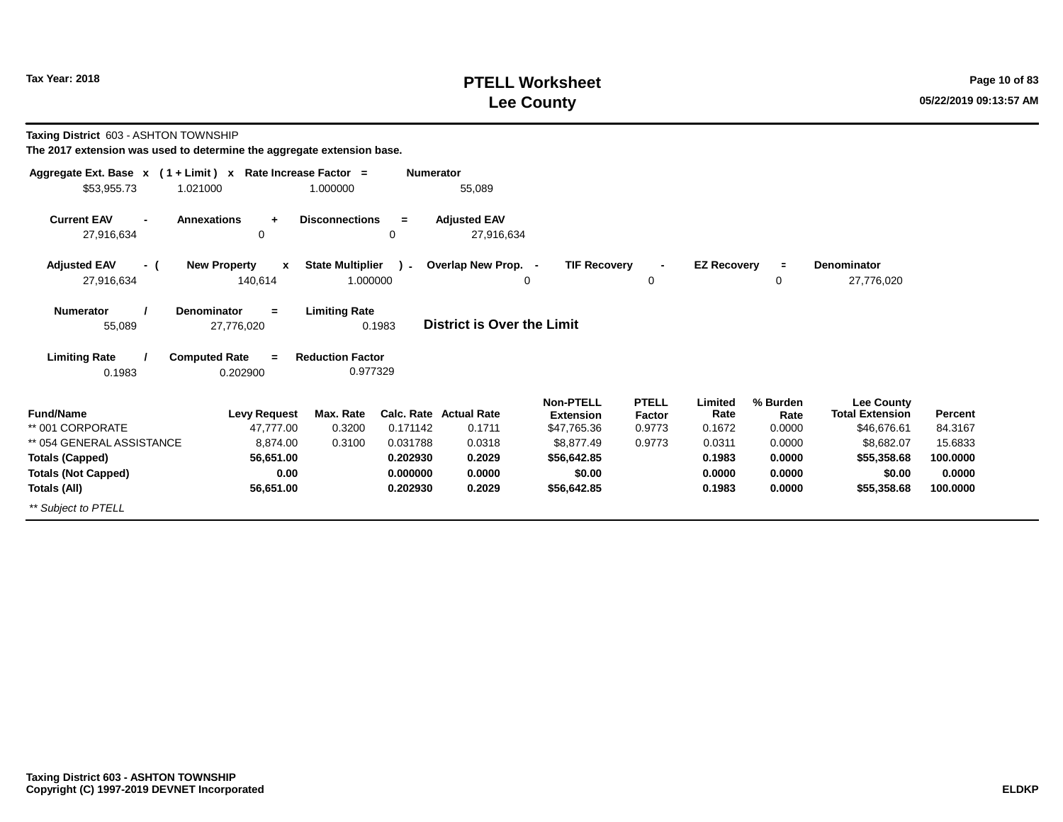Tax Year: 2018

# PTELL Worksheet
## Lee County

**Taxing District** 603 - ASHTON TOWNSHIP

**The 2017 extension was used to determine the aggregate extension base.**

| Aggregate Ext. Base | x | ( 1 + Limit ) | x | Rate Increase Factor | = | Numerator |
|---|---|---|---|---|---|---|
| $53,955.73 | | 1.021000 | | 1.000000 | | 55,089 |

| Current EAV | - | Annexations | + | Disconnections | = | Adjusted EAV |
|---|---|---|---|---|---|---|
| 27,916,634 | | 0 | | 0 | | 27,916,634 |

| Adjusted EAV | - ( | New Property | x | State Multiplier | ) - | Overlap New Prop. | - | TIF Recovery | - | EZ Recovery | = | Denominator |
|---|---|---|---|---|---|---|---|---|---|---|---|---|
| 27,916,634 | | 140,614 | | 1.000000 | | 0 | | 0 | | 0 | | 27,776,020 |

| Numerator | / | Denominator | = | Limiting Rate |
|---|---|---|---|---|
| 55,089 | | 27,776,020 | | 0.1983 |

**District is Over the Limit**

| Limiting Rate | / | Computed Rate | = | Reduction Factor |
|---|---|---|---|---|
| 0.1983 | | 0.202900 | | 0.977329 |

| Fund/Name | Levy Request | Max. Rate | Calc. Rate | Actual Rate | Non-PTELL Extension | PTELL Factor | Limited Rate | % Burden Rate | Lee County Total Extension | Percent |
|---|---|---|---|---|---|---|---|---|---|---|
| ** 001 CORPORATE | 47,777.00 | 0.3200 | 0.171142 | 0.1711 | $47,765.36 | 0.9773 | 0.1672 | 0.0000 | $46,676.61 | 84.3167 |
| ** 054 GENERAL ASSISTANCE | 8,874.00 | 0.3100 | 0.031788 | 0.0318 | $8,877.49 | 0.9773 | 0.0311 | 0.0000 | $8,682.07 | 15.6833 |
| **Totals (Capped)** | **56,651.00** | | **0.202930** | **0.2029** | **$56,642.85** | | **0.1983** | **0.0000** | **$55,358.68** | **100.0000** |
| **Totals (Not Capped)** | **0.00** | | **0.000000** | **0.0000** | **$0.00** | | **0.0000** | **0.0000** | **$0.00** | **0.0000** |
| **Totals (All)** | **56,651.00** | | **0.202930** | **0.2029** | **$56,642.85** | | **0.1983** | **0.0000** | **$55,358.68** | **100.0000** |

*** Subject to PTELL*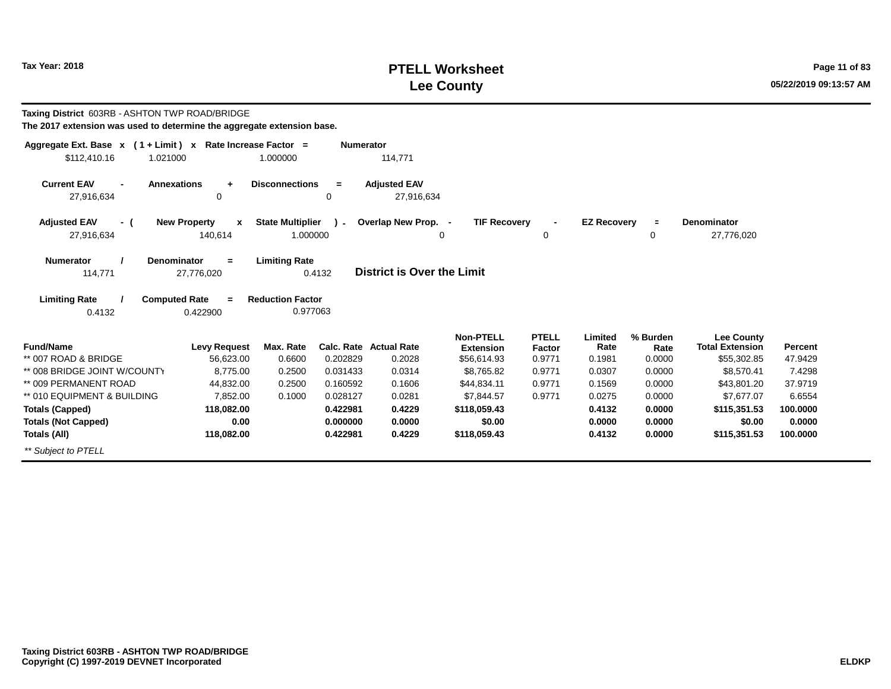# PTELL Worksheet
# Lee County

Tax Year: 2018

**Taxing District** 603RB - ASHTON TWP ROAD/BRIDGE

**The 2017 extension was used to determine the aggregate extension base.**

| Aggregate Ext. Base | x | ( 1 + Limit ) | x | Rate Increase Factor | = | Numerator |
|---|---|---|---|---|---|---|
| $112,410.16 | | 1.021000 | | 1.000000 | | 114,771 |

| Current EAV | - | Annexations | + | Disconnections | = | Adjusted EAV |
|---|---|---|---|---|---|---|
| 27,916,634 | | 0 | | 0 | | 27,916,634 |

| Adjusted EAV | - ( | New Property | x | State Multiplier | ) - | Overlap New Prop. | - | TIF Recovery | - | EZ Recovery | = | Denominator |
|---|---|---|---|---|---|---|---|---|---|---|---|---|
| 27,916,634 | | 140,614 | | 1.000000 | | 0 | | 0 | | 0 | | 27,776,020 |

| Numerator | / | Denominator | = | Limiting Rate |
|---|---|---|---|---|
| 114,771 | | 27,776,020 | | 0.4132 |

**District is Over the Limit**

| Limiting Rate | / | Computed Rate | = | Reduction Factor |
|---|---|---|---|---|
| 0.4132 | | 0.422900 | | 0.977063 |

| Fund/Name | Levy Request | Max. Rate | Calc. Rate | Actual Rate | Non-PTELL Extension | PTELL Factor | Limited Rate | % Burden Rate | Lee County Total Extension | Percent |
|---|---|---|---|---|---|---|---|---|---|---|
| ** 007 ROAD & BRIDGE | 56,623.00 | 0.6600 | 0.202829 | 0.2028 | $56,614.93 | 0.9771 | 0.1981 | 0.0000 | $55,302.85 | 47.9429 |
| ** 008 BRIDGE JOINT W/COUNTY | 8,775.00 | 0.2500 | 0.031433 | 0.0314 | $8,765.82 | 0.9771 | 0.0307 | 0.0000 | $8,570.41 | 7.4298 |
| ** 009 PERMANENT ROAD | 44,832.00 | 0.2500 | 0.160592 | 0.1606 | $44,834.11 | 0.9771 | 0.1569 | 0.0000 | $43,801.20 | 37.9719 |
| ** 010 EQUIPMENT & BUILDING | 7,852.00 | 0.1000 | 0.028127 | 0.0281 | $7,844.57 | 0.9771 | 0.0275 | 0.0000 | $7,677.07 | 6.6554 |
| **Totals (Capped)** | **118,082.00** | | **0.422981** | **0.4229** | **$118,059.43** | | **0.4132** | **0.0000** | **$115,351.53** | **100.0000** |
| **Totals (Not Capped)** | **0.00** | | **0.000000** | **0.0000** | **$0.00** | | **0.0000** | **0.0000** | **$0.00** | **0.0000** |
| **Totals (All)** | **118,082.00** | | **0.422981** | **0.4229** | **$118,059.43** | | **0.4132** | **0.0000** | **$115,351.53** | **100.0000** |

*** Subject to PTELL*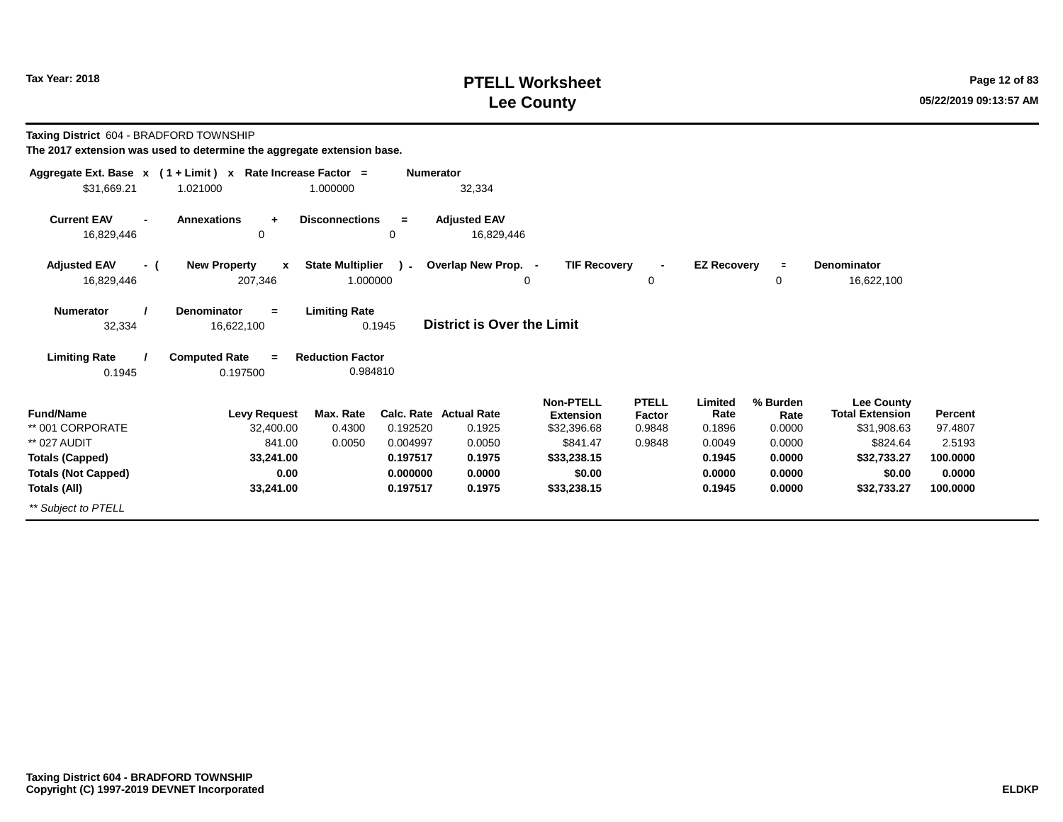# PTELL Worksheet
# Lee County

Tax Year: 2018

**Taxing District** 604 - BRADFORD TOWNSHIP

**The 2017 extension was used to determine the aggregate extension base.**

| Aggregate Ext. Base | x | ( 1 + Limit ) | x | Rate Increase Factor | = | Numerator |
|---|---|---|---|---|---|---|
| $31,669.21 | | 1.021000 | | 1.000000 | | 32,334 |

| Current EAV | - | Annexations | + | Disconnections | = | Adjusted EAV |
|---|---|---|---|---|---|---|
| 16,829,446 | | 0 | | 0 | | 16,829,446 |

| Adjusted EAV | - ( | New Property | x | State Multiplier | ) - | Overlap New Prop. | - | TIF Recovery | - | EZ Recovery | = | Denominator |
|---|---|---|---|---|---|---|---|---|---|---|---|---|
| 16,829,446 | | 207,346 | | 1.000000 | | 0 | | 0 | | 0 | | 16,622,100 |

| Numerator | / | Denominator | = | Limiting Rate |
|---|---|---|---|---|
| 32,334 | | 16,622,100 | | 0.1945 |

**District is Over the Limit**

| Limiting Rate | / | Computed Rate | = | Reduction Factor |
|---|---|---|---|---|
| 0.1945 | | 0.197500 | | 0.984810 |

| Fund/Name | Levy Request | Max. Rate | Calc. Rate | Actual Rate | Non-PTELL Extension | PTELL Factor | Limited Rate | % Burden Rate | Lee County Total Extension | Percent |
|---|---|---|---|---|---|---|---|---|---|---|
| ** 001 CORPORATE | 32,400.00 | 0.4300 | 0.192520 | 0.1925 | $32,396.68 | 0.9848 | 0.1896 | 0.0000 | $31,908.63 | 97.4807 |
| ** 027 AUDIT | 841.00 | 0.0050 | 0.004997 | 0.0050 | $841.47 | 0.9848 | 0.0049 | 0.0000 | $824.64 | 2.5193 |
| **Totals (Capped)** | **33,241.00** | | **0.197517** | **0.1975** | **$33,238.15** | | **0.1945** | **0.0000** | **$32,733.27** | **100.0000** |
| **Totals (Not Capped)** | **0.00** | | **0.000000** | **0.0000** | **$0.00** | | **0.0000** | **0.0000** | **$0.00** | **0.0000** |
| **Totals (All)** | **33,241.00** | | **0.197517** | **0.1975** | **$33,238.15** | | **0.1945** | **0.0000** | **$32,733.27** | **100.0000** |

*** Subject to PTELL*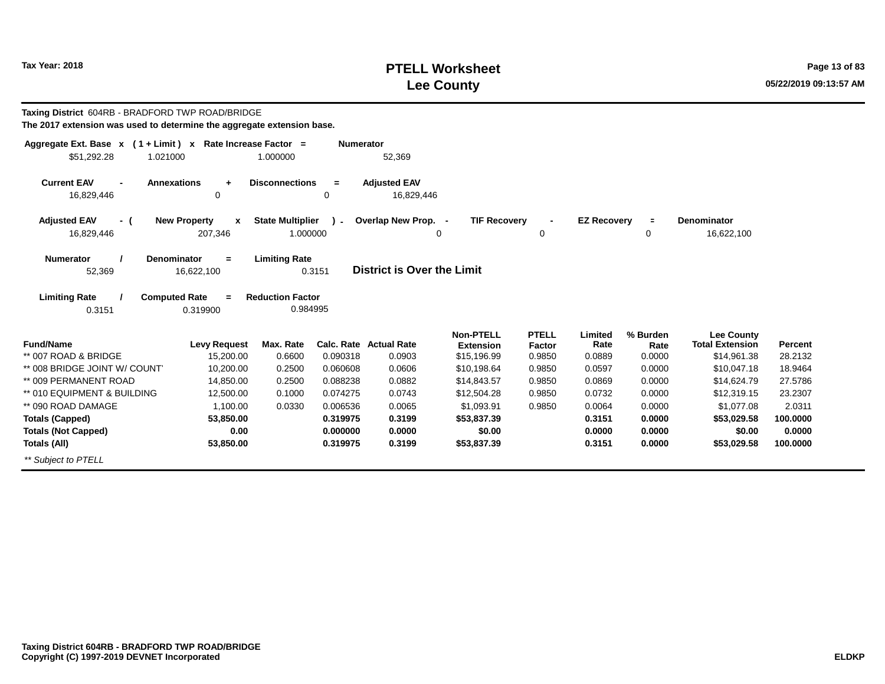Tax Year: 2018

# PTELL Worksheet
# Lee County

**Taxing District** 604RB - BRADFORD TWP ROAD/BRIDGE
**The 2017 extension was used to determine the aggregate extension base.**

| Aggregate Ext. Base | x | ( 1 + Limit ) | x | Rate Increase Factor | = | Numerator |
|---|---|---|---|---|---|---|
| $51,292.28 | | 1.021000 | | 1.000000 | | 52,369 |

| Current EAV | - | Annexations | + | Disconnections | = | Adjusted EAV |
|---|---|---|---|---|---|---|
| 16,829,446 | | 0 | | 0 | | 16,829,446 |

| Adjusted EAV | - ( | New Property | x | State Multiplier | ) - | Overlap New Prop. | - | TIF Recovery | - | EZ Recovery | = | Denominator |
|---|---|---|---|---|---|---|---|---|---|---|---|---|
| 16,829,446 | | 207,346 | | 1.000000 | | 0 | | 0 | | 0 | | 16,622,100 |

| Numerator | / | Denominator | = | Limiting Rate |
|---|---|---|---|---|
| 52,369 | | 16,622,100 | | 0.3151 |

**District is Over the Limit**

| Limiting Rate | / | Computed Rate | = | Reduction Factor |
|---|---|---|---|---|
| 0.3151 | | 0.319900 | | 0.984995 |

| Fund/Name | Levy Request | Max. Rate | Calc. Rate | Actual Rate | Non-PTELL Extension | PTELL Factor | Limited Rate | % Burden Rate | Lee County Total Extension | Percent |
|---|---|---|---|---|---|---|---|---|---|---|
| ** 007 ROAD & BRIDGE | 15,200.00 | 0.6600 | 0.090318 | 0.0903 | $15,196.99 | 0.9850 | 0.0889 | 0.0000 | $14,961.38 | 28.2132 |
| ** 008 BRIDGE JOINT W/ COUNTY | 10,200.00 | 0.2500 | 0.060608 | 0.0606 | $10,198.64 | 0.9850 | 0.0597 | 0.0000 | $10,047.18 | 18.9464 |
| ** 009 PERMANENT ROAD | 14,850.00 | 0.2500 | 0.088238 | 0.0882 | $14,843.57 | 0.9850 | 0.0869 | 0.0000 | $14,624.79 | 27.5786 |
| ** 010 EQUIPMENT & BUILDING | 12,500.00 | 0.1000 | 0.074275 | 0.0743 | $12,504.28 | 0.9850 | 0.0732 | 0.0000 | $12,319.15 | 23.2307 |
| ** 090 ROAD DAMAGE | 1,100.00 | 0.0330 | 0.006536 | 0.0065 | $1,093.91 | 0.9850 | 0.0064 | 0.0000 | $1,077.08 | 2.0311 |
| **Totals (Capped)** | **53,850.00** | | **0.319975** | **0.3199** | **$53,837.39** | | **0.3151** | **0.0000** | **$53,029.58** | **100.0000** |
| **Totals (Not Capped)** | **0.00** | | **0.000000** | **0.0000** | **$0.00** | | **0.0000** | **0.0000** | **$0.00** | **0.0000** |
| **Totals (All)** | **53,850.00** | | **0.319975** | **0.3199** | **$53,837.39** | | **0.3151** | **0.0000** | **$53,029.58** | **100.0000** |

*** Subject to PTELL*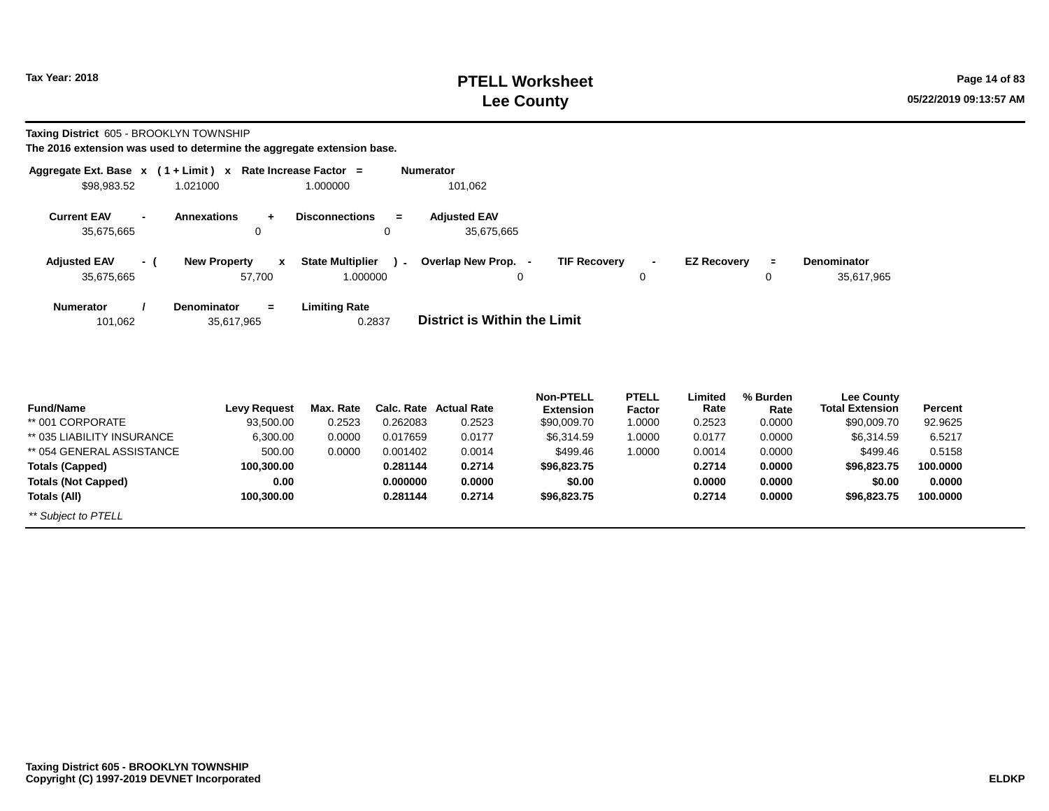# PTELL Worksheet
# Lee County

Tax Year: 2018

**Taxing District** 605 - BROOKLYN TOWNSHIP

**The 2016 extension was used to determine the aggregate extension base.**

| Aggregate Ext. Base | x | ( 1 + Limit ) | x | Rate Increase Factor | = | Numerator |
|---|---|---|---|---|---|---|
| $98,983.52 | | 1.021000 | | 1.000000 | | 101,062 |

| Current EAV | - | Annexations | + | Disconnections | = | Adjusted EAV |
|---|---|---|---|---|---|---|
| 35,675,665 | | 0 | | 0 | | 35,675,665 |

| Adjusted EAV | - ( | New Property | x | State Multiplier | ) - | Overlap New Prop. | - | TIF Recovery | - | EZ Recovery | = | Denominator |
|---|---|---|---|---|---|---|---|---|---|---|---|---|
| 35,675,665 | | 57,700 | | 1.000000 | | 0 | | 0 | | 0 | | 35,617,965 |

| Numerator | / | Denominator | = | Limiting Rate |
|---|---|---|---|---|
| 101,062 | | 35,617,965 | | 0.2837 |

**District is Within the Limit**

| Fund/Name | Levy Request | Max. Rate | Calc. Rate | Actual Rate | Non-PTELL Extension | PTELL Factor | Limited Rate | % Burden Rate | Lee County Total Extension | Percent |
|---|---|---|---|---|---|---|---|---|---|---|
| ** 001 CORPORATE | 93,500.00 | 0.2523 | 0.262083 | 0.2523 | $90,009.70 | 1.0000 | 0.2523 | 0.0000 | $90,009.70 | 92.9625 |
| ** 035 LIABILITY INSURANCE | 6,300.00 | 0.0000 | 0.017659 | 0.0177 | $6,314.59 | 1.0000 | 0.0177 | 0.0000 | $6,314.59 | 6.5217 |
| ** 054 GENERAL ASSISTANCE | 500.00 | 0.0000 | 0.001402 | 0.0014 | $499.46 | 1.0000 | 0.0014 | 0.0000 | $499.46 | 0.5158 |
| **Totals (Capped)** | **100,300.00** | | **0.281144** | **0.2714** | **$96,823.75** | | **0.2714** | **0.0000** | **$96,823.75** | **100.0000** |
| **Totals (Not Capped)** | **0.00** | | **0.000000** | **0.0000** | **$0.00** | | **0.0000** | **0.0000** | **$0.00** | **0.0000** |
| **Totals (All)** | **100,300.00** | | **0.281144** | **0.2714** | **$96,823.75** | | **0.2714** | **0.0000** | **$96,823.75** | **100.0000** |

*** Subject to PTELL*

**Taxing District 605 - BROOKLYN TOWNSHIP**
**Copyright (C) 1997-2019 DEVNET Incorporated**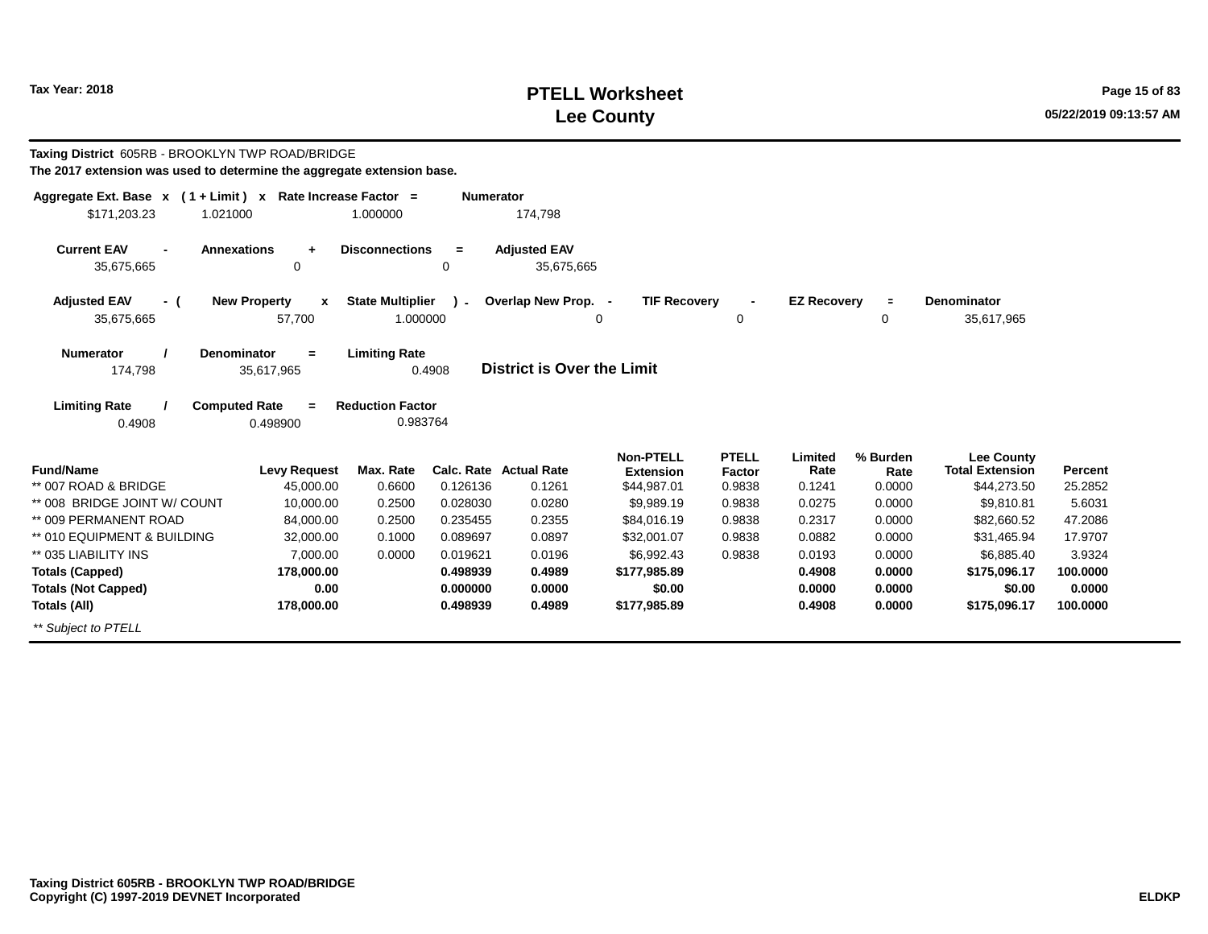Tax Year: 2018

# PTELL Worksheet
# Lee County

**Taxing District** 605RB - BROOKLYN TWP ROAD/BRIDGE
**The 2017 extension was used to determine the aggregate extension base.**

| Aggregate Ext. Base | x | ( 1 + Limit ) | x | Rate Increase Factor | = | Numerator |
|---|---|---|---|---|---|---|
| $171,203.23 | | 1.021000 | | 1.000000 | | 174,798 |

| Current EAV | - | Annexations | + | Disconnections | = | Adjusted EAV |
|---|---|---|---|---|---|---|
| 35,675,665 | | 0 | | 0 | | 35,675,665 |

| Adjusted EAV | - ( | New Property | x | State Multiplier | ) - | Overlap New Prop. | - | TIF Recovery | - | EZ Recovery | = | Denominator |
|---|---|---|---|---|---|---|---|---|---|---|---|---|
| 35,675,665 | | 57,700 | | 1.000000 | | 0 | | 0 | | 0 | | 35,617,965 |

| Numerator | / | Denominator | = | Limiting Rate |
|---|---|---|---|---|
| 174,798 | | 35,617,965 | | 0.4908 |

**District is Over the Limit**

| Limiting Rate | / | Computed Rate | = | Reduction Factor |
|---|---|---|---|---|
| 0.4908 | | 0.498900 | | 0.983764 |

| Fund/Name | Levy Request | Max. Rate | Calc. Rate | Actual Rate | Non-PTELL Extension | PTELL Factor | Limited Rate | % Burden Rate | Lee County Total Extension | Percent |
|---|---|---|---|---|---|---|---|---|---|---|
| ** 007 ROAD & BRIDGE | 45,000.00 | 0.6600 | 0.126136 | 0.1261 | $44,987.01 | 0.9838 | 0.1241 | 0.0000 | $44,273.50 | 25.2852 |
| ** 008 BRIDGE JOINT W/ COUNT | 10,000.00 | 0.2500 | 0.028030 | 0.0280 | $9,989.19 | 0.9838 | 0.0275 | 0.0000 | $9,810.81 | 5.6031 |
| ** 009 PERMANENT ROAD | 84,000.00 | 0.2500 | 0.235455 | 0.2355 | $84,016.19 | 0.9838 | 0.2317 | 0.0000 | $82,660.52 | 47.2086 |
| ** 010 EQUIPMENT & BUILDING | 32,000.00 | 0.1000 | 0.089697 | 0.0897 | $32,001.07 | 0.9838 | 0.0882 | 0.0000 | $31,465.94 | 17.9707 |
| ** 035 LIABILITY INS | 7,000.00 | 0.0000 | 0.019621 | 0.0196 | $6,992.43 | 0.9838 | 0.0193 | 0.0000 | $6,885.40 | 3.9324 |
| **Totals (Capped)** | **178,000.00** | | **0.498939** | **0.4989** | **$177,985.89** | | **0.4908** | **0.0000** | **$175,096.17** | **100.0000** |
| **Totals (Not Capped)** | **0.00** | | **0.000000** | **0.0000** | **$0.00** | | **0.0000** | **0.0000** | **$0.00** | **0.0000** |
| **Totals (All)** | **178,000.00** | | **0.498939** | **0.4989** | **$177,985.89** | | **0.4908** | **0.0000** | **$175,096.17** | **100.0000** |

*** Subject to PTELL*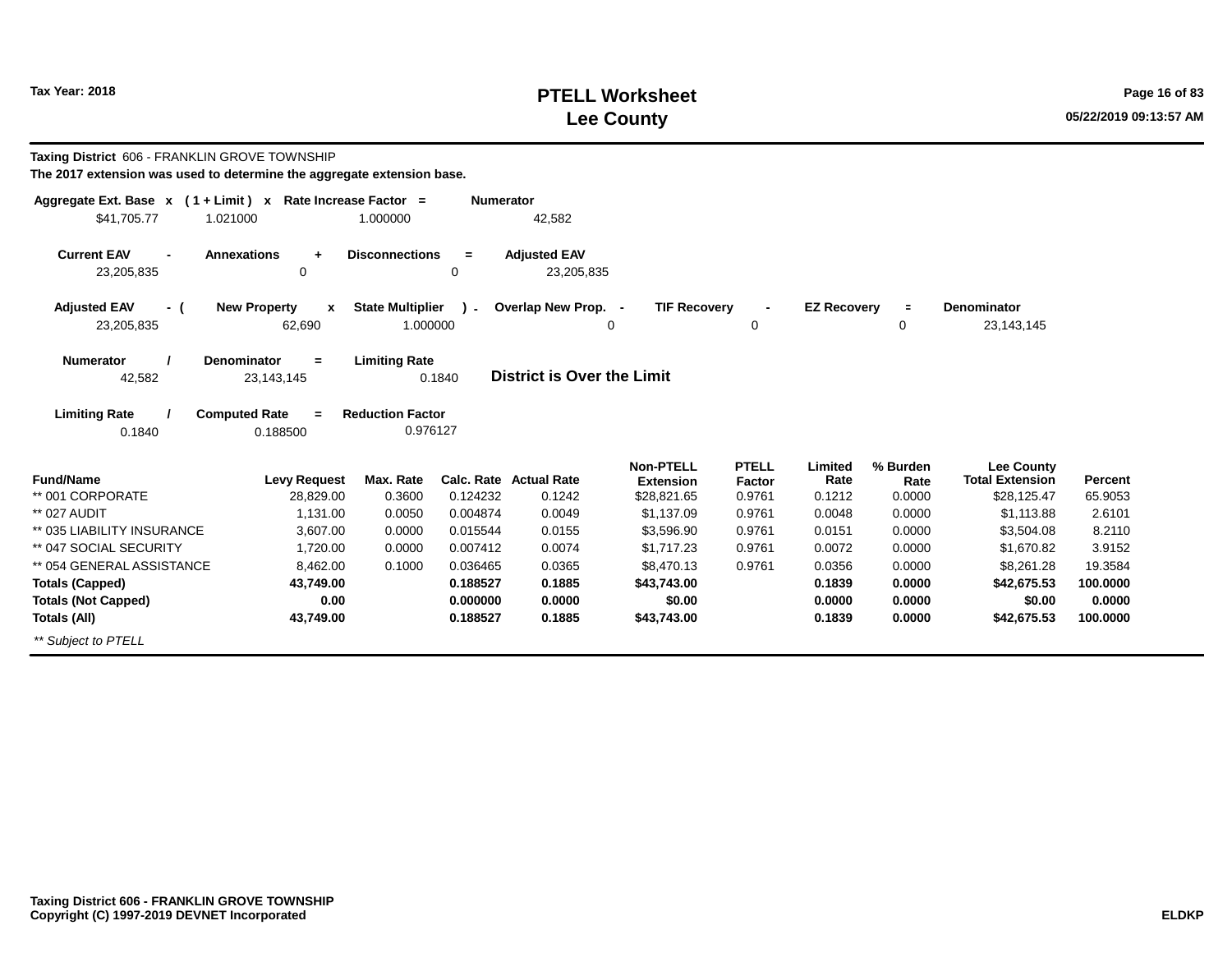# PTELL Worksheet
# Lee County

Tax Year: 2018

**Taxing District** 606 - FRANKLIN GROVE TOWNSHIP
**The 2017 extension was used to determine the aggregate extension base.**

| Aggregate Ext. Base | x | ( 1 + Limit ) | x | Rate Increase Factor | = | Numerator |
|---|---|---|---|---|---|---|
| $41,705.77 | | 1.021000 | | 1.000000 | | 42,582 |

| Current EAV | - | Annexations | + | Disconnections | = | Adjusted EAV |
|---|---|---|---|---|---|---|
| 23,205,835 | | 0 | | 0 | | 23,205,835 |

| Adjusted EAV | - ( | New Property | x | State Multiplier | ) - | Overlap New Prop. | - | TIF Recovery | - | EZ Recovery | = | Denominator |
|---|---|---|---|---|---|---|---|---|---|---|---|---|
| 23,205,835 | | 62,690 | | 1.000000 | | 0 | | 0 | | 0 | | 23,143,145 |

| Numerator | / | Denominator | = | Limiting Rate |
|---|---|---|---|---|
| 42,582 | | 23,143,145 | | 0.1840 |

**District is Over the Limit**

| Limiting Rate | / | Computed Rate | = | Reduction Factor |
|---|---|---|---|---|
| 0.1840 | | 0.188500 | | 0.976127 |

| Fund/Name | Levy Request | Max. Rate | Calc. Rate | Actual Rate | Non-PTELL Extension | PTELL Factor | Limited Rate | % Burden Rate | Lee County Total Extension | Percent |
|---|---|---|---|---|---|---|---|---|---|---|
| ** 001 CORPORATE | 28,829.00 | 0.3600 | 0.124232 | 0.1242 | $28,821.65 | 0.9761 | 0.1212 | 0.0000 | $28,125.47 | 65.9053 |
| ** 027 AUDIT | 1,131.00 | 0.0050 | 0.004874 | 0.0049 | $1,137.09 | 0.9761 | 0.0048 | 0.0000 | $1,113.88 | 2.6101 |
| ** 035 LIABILITY INSURANCE | 3,607.00 | 0.0000 | 0.015544 | 0.0155 | $3,596.90 | 0.9761 | 0.0151 | 0.0000 | $3,504.08 | 8.2110 |
| ** 047 SOCIAL SECURITY | 1,720.00 | 0.0000 | 0.007412 | 0.0074 | $1,717.23 | 0.9761 | 0.0072 | 0.0000 | $1,670.82 | 3.9152 |
| ** 054 GENERAL ASSISTANCE | 8,462.00 | 0.1000 | 0.036465 | 0.0365 | $8,470.13 | 0.9761 | 0.0356 | 0.0000 | $8,261.28 | 19.3584 |
| **Totals (Capped)** | **43,749.00** | | **0.188527** | **0.1885** | **$43,743.00** | | **0.1839** | **0.0000** | **$42,675.53** | **100.0000** |
| **Totals (Not Capped)** | **0.00** | | **0.000000** | **0.0000** | **$0.00** | | **0.0000** | **0.0000** | **$0.00** | **0.0000** |
| **Totals (All)** | **43,749.00** | | **0.188527** | **0.1885** | **$43,743.00** | | **0.1839** | **0.0000** | **$42,675.53** | **100.0000** |

*** Subject to PTELL*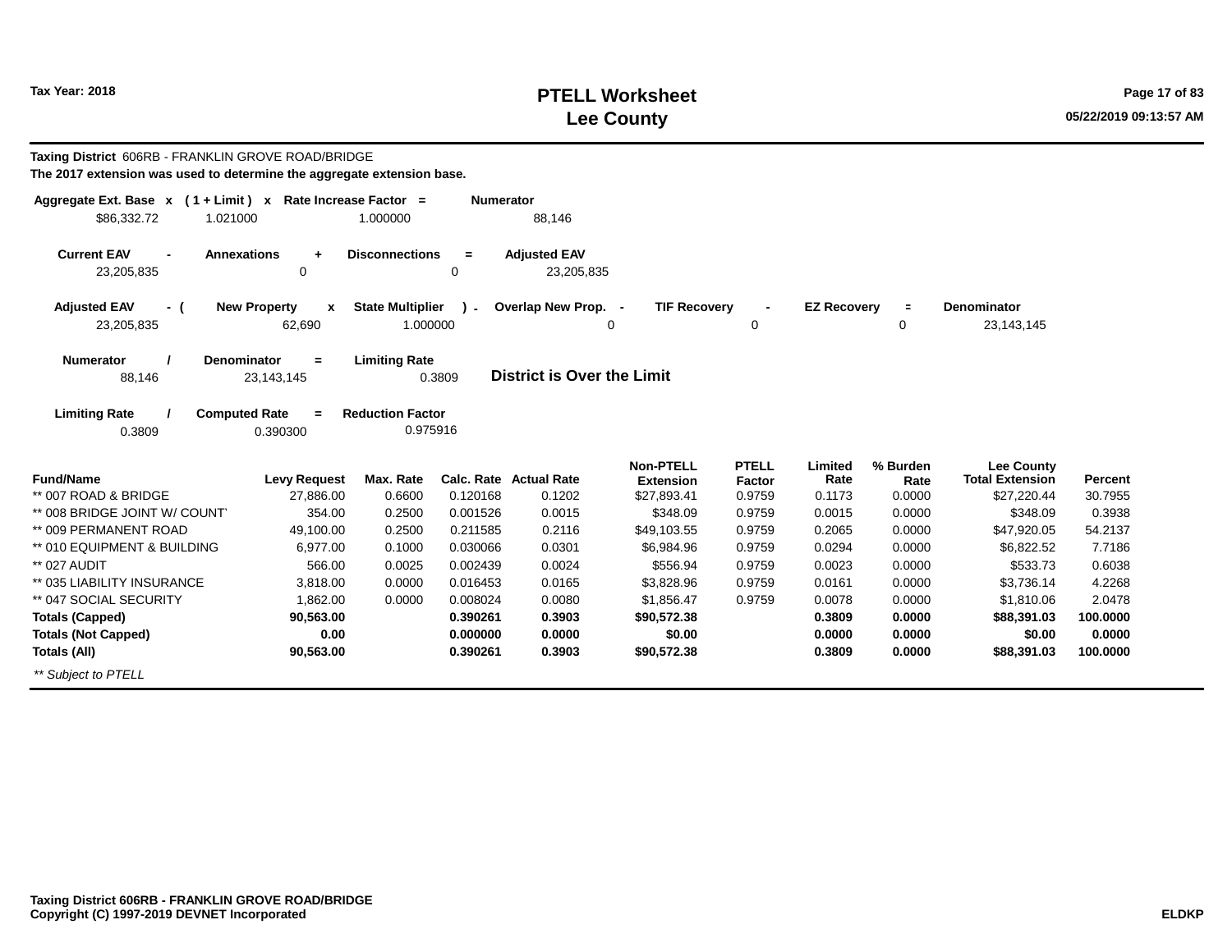# PTELL Worksheet
# Lee County

Tax Year: 2018

**Taxing District** 606RB - FRANKLIN GROVE ROAD/BRIDGE

**The 2017 extension was used to determine the aggregate extension base.**

| Aggregate Ext. Base | x | ( 1 + Limit ) | x | Rate Increase Factor | = | Numerator |
|---|---|---|---|---|---|---|
| $86,332.72 | | 1.021000 | | 1.000000 | | 88,146 |

| Current EAV | - | Annexations | + | Disconnections | = | Adjusted EAV |
|---|---|---|---|---|---|---|
| 23,205,835 | | 0 | | 0 | | 23,205,835 |

| Adjusted EAV | - ( | New Property | x | State Multiplier | ) - | Overlap New Prop. | - | TIF Recovery | - | EZ Recovery | = | Denominator |
|---|---|---|---|---|---|---|---|---|---|---|---|---|
| 23,205,835 | | 62,690 | | 1.000000 | | 0 | | 0 | | 0 | | 23,143,145 |

| Numerator | / | Denominator | = | Limiting Rate |
|---|---|---|---|---|
| 88,146 | | 23,143,145 | | 0.3809 |

**District is Over the Limit**

| Limiting Rate | / | Computed Rate | = | Reduction Factor |
|---|---|---|---|---|
| 0.3809 | | 0.390300 | | 0.975916 |

| Fund/Name | Levy Request | Max. Rate | Calc. Rate | Actual Rate | Non-PTELL Extension | PTELL Factor | Limited Rate | % Burden Rate | Lee County Total Extension | Percent |
|---|---|---|---|---|---|---|---|---|---|---|
| ** 007 ROAD & BRIDGE | 27,886.00 | 0.6600 | 0.120168 | 0.1202 | $27,893.41 | 0.9759 | 0.1173 | 0.0000 | $27,220.44 | 30.7955 |
| ** 008 BRIDGE JOINT W/ COUNTY | 354.00 | 0.2500 | 0.001526 | 0.0015 | $348.09 | 0.9759 | 0.0015 | 0.0000 | $348.09 | 0.3938 |
| ** 009 PERMANENT ROAD | 49,100.00 | 0.2500 | 0.211585 | 0.2116 | $49,103.55 | 0.9759 | 0.2065 | 0.0000 | $47,920.05 | 54.2137 |
| ** 010 EQUIPMENT & BUILDING | 6,977.00 | 0.1000 | 0.030066 | 0.0301 | $6,984.96 | 0.9759 | 0.0294 | 0.0000 | $6,822.52 | 7.7186 |
| ** 027 AUDIT | 566.00 | 0.0025 | 0.002439 | 0.0024 | $556.94 | 0.9759 | 0.0023 | 0.0000 | $533.73 | 0.6038 |
| ** 035 LIABILITY INSURANCE | 3,818.00 | 0.0000 | 0.016453 | 0.0165 | $3,828.96 | 0.9759 | 0.0161 | 0.0000 | $3,736.14 | 4.2268 |
| ** 047 SOCIAL SECURITY | 1,862.00 | 0.0000 | 0.008024 | 0.0080 | $1,856.47 | 0.9759 | 0.0078 | 0.0000 | $1,810.06 | 2.0478 |
| **Totals (Capped)** | **90,563.00** | | **0.390261** | **0.3903** | **$90,572.38** | | **0.3809** | **0.0000** | **$88,391.03** | **100.0000** |
| **Totals (Not Capped)** | **0.00** | | **0.000000** | **0.0000** | **$0.00** | | **0.0000** | **0.0000** | **$0.00** | **0.0000** |
| **Totals (All)** | **90,563.00** | | **0.390261** | **0.3903** | **$90,572.38** | | **0.3809** | **0.0000** | **$88,391.03** | **100.0000** |

*** Subject to PTELL*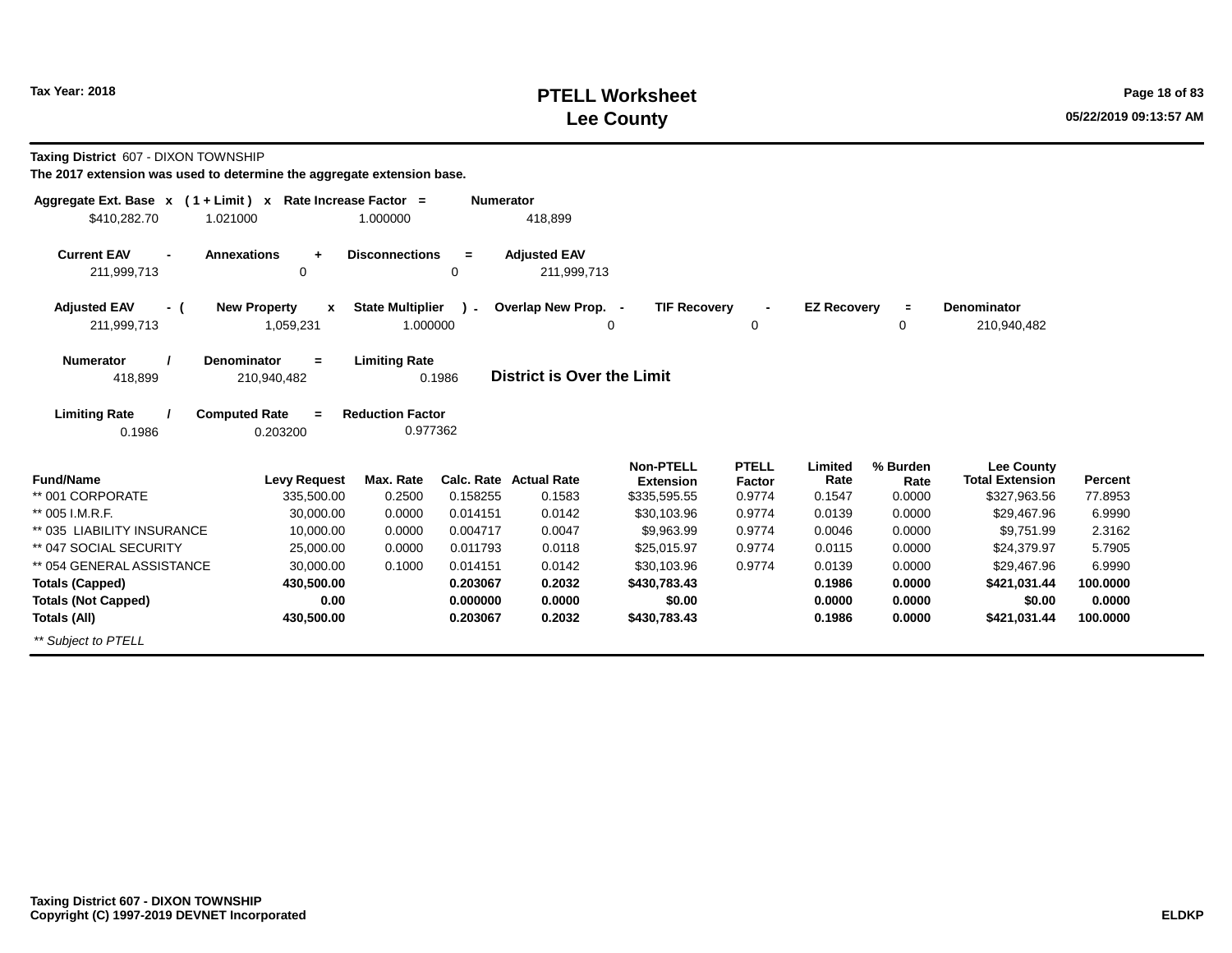# PTELL Worksheet
# Lee County

Tax Year: 2018

05/22/2019 09:13:57 AM

**Taxing District** 607 - DIXON TOWNSHIP

**The 2017 extension was used to determine the aggregate extension base.**

| Aggregate Ext. Base | x | ( 1 + Limit ) | x | Rate Increase Factor | = | Numerator |
|---|---|---|---|---|---|---|
| $410,282.70 | | 1.021000 | | 1.000000 | | 418,899 |

| Current EAV | - | Annexations | + | Disconnections | = | Adjusted EAV |
|---|---|---|---|---|---|---|
| 211,999,713 | | 0 | | 0 | | 211,999,713 |

| Adjusted EAV | - ( | New Property | x | State Multiplier | ) - | Overlap New Prop. | - | TIF Recovery | - | EZ Recovery | = | Denominator |
|---|---|---|---|---|---|---|---|---|---|---|---|---|
| 211,999,713 | | 1,059,231 | | 1.000000 | | 0 | | 0 | | 0 | | 210,940,482 |

| Numerator | / | Denominator | = | Limiting Rate |
|---|---|---|---|---|
| 418,899 | | 210,940,482 | | 0.1986 |

**District is Over the Limit**

| Limiting Rate | / | Computed Rate | = | Reduction Factor |
|---|---|---|---|---|
| 0.1986 | | 0.203200 | | 0.977362 |

| Fund/Name | Levy Request | Max. Rate | Calc. Rate | Actual Rate | Non-PTELL Extension | PTELL Factor | Limited Rate | % Burden Rate | Lee County Total Extension | Percent |
|---|---|---|---|---|---|---|---|---|---|---|
| ** 001 CORPORATE | 335,500.00 | 0.2500 | 0.158255 | 0.1583 | $335,595.55 | 0.9774 | 0.1547 | 0.0000 | $327,963.56 | 77.8953 |
| ** 005 I.M.R.F. | 30,000.00 | 0.0000 | 0.014151 | 0.0142 | $30,103.96 | 0.9774 | 0.0139 | 0.0000 | $29,467.96 | 6.9990 |
| ** 035 LIABILITY INSURANCE | 10,000.00 | 0.0000 | 0.004717 | 0.0047 | $9,963.99 | 0.9774 | 0.0046 | 0.0000 | $9,751.99 | 2.3162 |
| ** 047 SOCIAL SECURITY | 25,000.00 | 0.0000 | 0.011793 | 0.0118 | $25,015.97 | 0.9774 | 0.0115 | 0.0000 | $24,379.97 | 5.7905 |
| ** 054 GENERAL ASSISTANCE | 30,000.00 | 0.1000 | 0.014151 | 0.0142 | $30,103.96 | 0.9774 | 0.0139 | 0.0000 | $29,467.96 | 6.9990 |
| **Totals (Capped)** | **430,500.00** | | **0.203067** | **0.2032** | **$430,783.43** | | **0.1986** | **0.0000** | **$421,031.44** | **100.0000** |
| **Totals (Not Capped)** | **0.00** | | **0.000000** | **0.0000** | **$0.00** | | **0.0000** | **0.0000** | **$0.00** | **0.0000** |
| **Totals (All)** | **430,500.00** | | **0.203067** | **0.2032** | **$430,783.43** | | **0.1986** | **0.0000** | **$421,031.44** | **100.0000** |

*** Subject to PTELL*

**Taxing District 607 - DIXON TOWNSHIP**
**Copyright (C) 1997-2019 DEVNET Incorporated**

**ELDKP**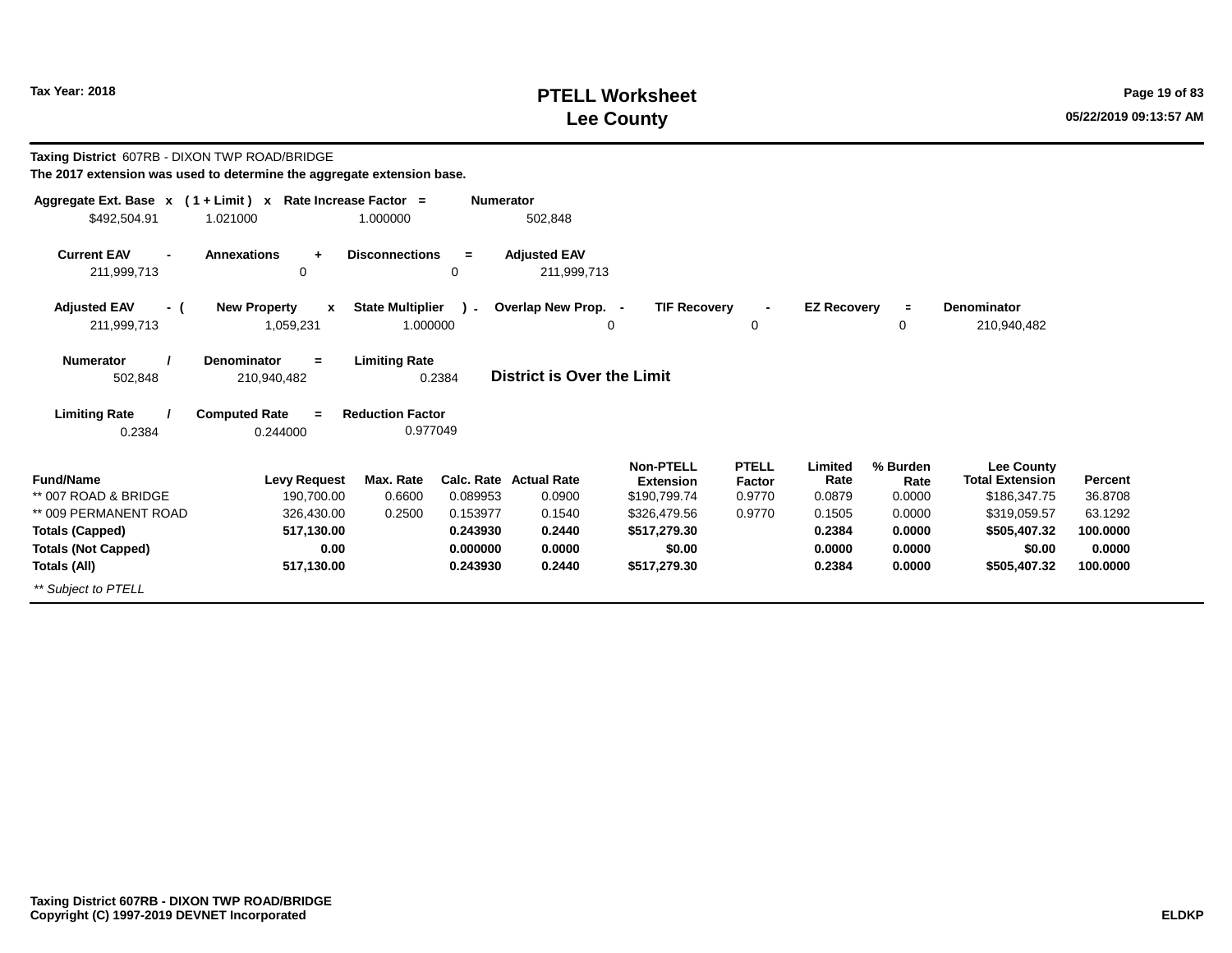# PTELL Worksheet
## Lee County

Tax Year: 2018

**Taxing District** 607RB - DIXON TWP ROAD/BRIDGE

**The 2017 extension was used to determine the aggregate extension base.**

| Aggregate Ext. Base | x | ( 1 + Limit ) | x | Rate Increase Factor | = | Numerator |
|---|---|---|---|---|---|---|
| $492,504.91 | | 1.021000 | | 1.000000 | | 502,848 |

| Current EAV | - | Annexations | + | Disconnections | = | Adjusted EAV |
|---|---|---|---|---|---|---|
| 211,999,713 | | 0 | | 0 | | 211,999,713 |

| Adjusted EAV | - ( | New Property | x | State Multiplier | ) - | Overlap New Prop. | - | TIF Recovery | - | EZ Recovery | = | Denominator |
|---|---|---|---|---|---|---|---|---|---|---|---|---|
| 211,999,713 | | 1,059,231 | | 1.000000 | | 0 | | 0 | | 0 | | 210,940,482 |

| Numerator | / | Denominator | = | Limiting Rate |
|---|---|---|---|---|
| 502,848 | | 210,940,482 | | 0.2384 |

**District is Over the Limit**

| Limiting Rate | / | Computed Rate | = | Reduction Factor |
|---|---|---|---|---|
| 0.2384 | | 0.244000 | | 0.977049 |

| Fund/Name | Levy Request | Max. Rate | Calc. Rate | Actual Rate | Non-PTELL Extension | PTELL Factor | Limited Rate | % Burden Rate | Lee County Total Extension | Percent |
|---|---|---|---|---|---|---|---|---|---|---|
| ** 007 ROAD & BRIDGE | 190,700.00 | 0.6600 | 0.089953 | 0.0900 | $190,799.74 | 0.9770 | 0.0879 | 0.0000 | $186,347.75 | 36.8708 |
| ** 009 PERMANENT ROAD | 326,430.00 | 0.2500 | 0.153977 | 0.1540 | $326,479.56 | 0.9770 | 0.1505 | 0.0000 | $319,059.57 | 63.1292 |
| **Totals (Capped)** | **517,130.00** | | **0.243930** | **0.2440** | **$517,279.30** | | **0.2384** | **0.0000** | **$505,407.32** | **100.0000** |
| **Totals (Not Capped)** | **0.00** | | **0.000000** | **0.0000** | **$0.00** | | **0.0000** | **0.0000** | **$0.00** | **0.0000** |
| **Totals (All)** | **517,130.00** | | **0.243930** | **0.2440** | **$517,279.30** | | **0.2384** | **0.0000** | **$505,407.32** | **100.0000** |

*** Subject to PTELL*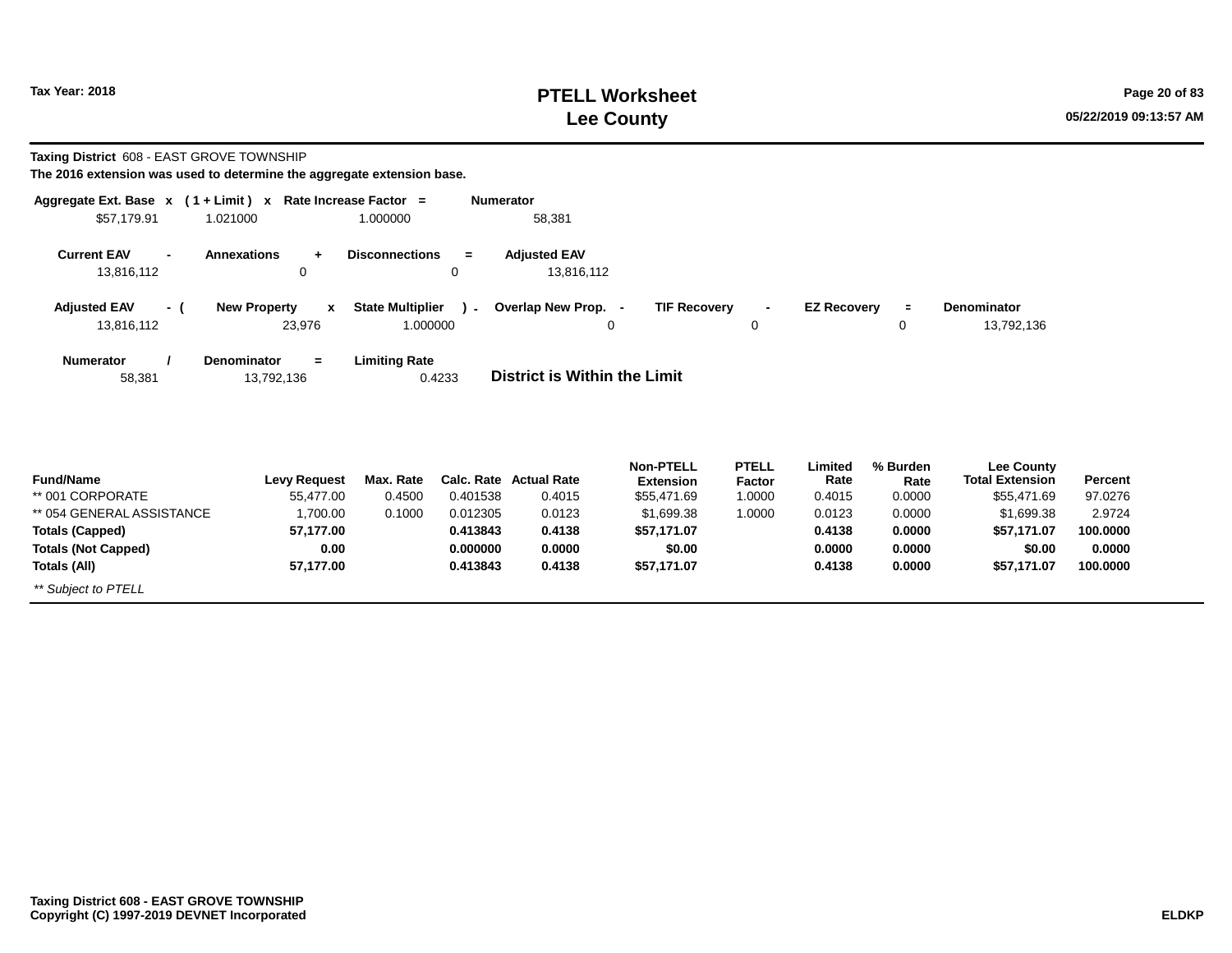Tax Year: 2018

# PTELL Worksheet
## Lee County

05/22/2019 09:13:57 AM

**Taxing District** 608 - EAST GROVE TOWNSHIP

**The 2016 extension was used to determine the aggregate extension base.**

| Aggregate Ext. Base | x | ( 1 + Limit ) | x | Rate Increase Factor | = | Numerator |
|---|---|---|---|---|---|---|
| $57,179.91 | | 1.021000 | | 1.000000 | | 58,381 |

| Current EAV | - | Annexations | + | Disconnections | = | Adjusted EAV |
|---|---|---|---|---|---|---|
| 13,816,112 | | 0 | | 0 | | 13,816,112 |

| Adjusted EAV | - ( | New Property | x | State Multiplier | ) - | Overlap New Prop. | - | TIF Recovery | - | EZ Recovery | = | Denominator |
|---|---|---|---|---|---|---|---|---|---|---|---|---|
| 13,816,112 | | 23,976 | | 1.000000 | | 0 | | 0 | | 0 | | 13,792,136 |

| Numerator | / | Denominator | = | Limiting Rate |
|---|---|---|---|---|
| 58,381 | | 13,792,136 | | 0.4233 |

**District is Within the Limit**

| Fund/Name | Levy Request | Max. Rate | Calc. Rate | Actual Rate | Non-PTELL Extension | PTELL Factor | Limited Rate | % Burden Rate | Lee County Total Extension | Percent |
|---|---|---|---|---|---|---|---|---|---|---|
| ** 001 CORPORATE | 55,477.00 | 0.4500 | 0.401538 | 0.4015 | $55,471.69 | 1.0000 | 0.4015 | 0.0000 | $55,471.69 | 97.0276 |
| ** 054 GENERAL ASSISTANCE | 1,700.00 | 0.1000 | 0.012305 | 0.0123 | $1,699.38 | 1.0000 | 0.0123 | 0.0000 | $1,699.38 | 2.9724 |
| **Totals (Capped)** | **57,177.00** | | **0.413843** | **0.4138** | **$57,171.07** | | **0.4138** | **0.0000** | **$57,171.07** | **100.0000** |
| **Totals (Not Capped)** | **0.00** | | **0.000000** | **0.0000** | **$0.00** | | **0.0000** | **0.0000** | **$0.00** | **0.0000** |
| **Totals (All)** | **57,177.00** | | **0.413843** | **0.4138** | **$57,171.07** | | **0.4138** | **0.0000** | **$57,171.07** | **100.0000** |

*** Subject to PTELL*

**Taxing District 608 - EAST GROVE TOWNSHIP**
**Copyright (C) 1997-2019 DEVNET Incorporated**

**ELDKP**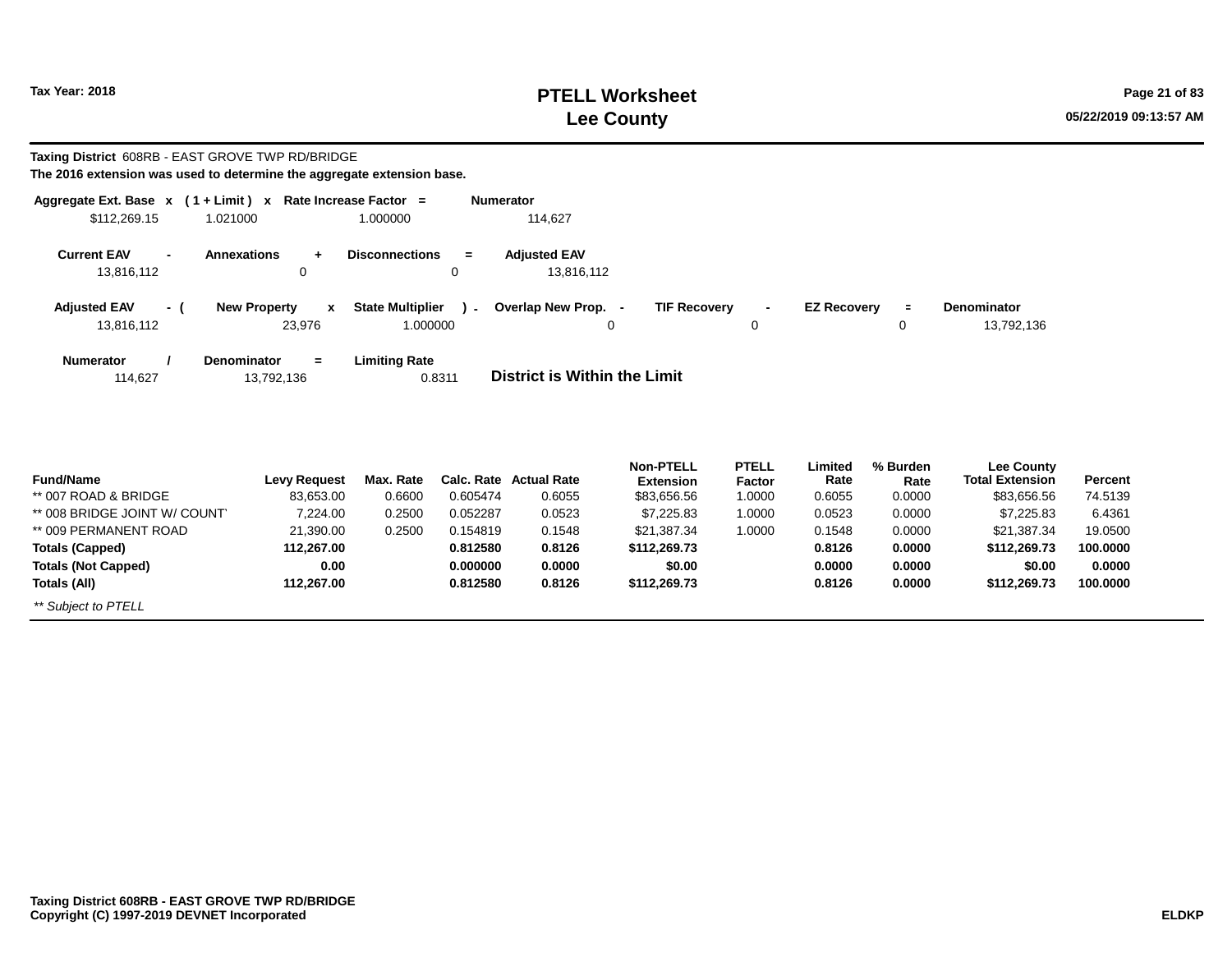# PTELL Worksheet
# Lee County

Tax Year: 2018

05/22/2019 09:13:57 AM

**Taxing District** 608RB - EAST GROVE TWP RD/BRIDGE

**The 2016 extension was used to determine the aggregate extension base.**

| Aggregate Ext. Base | x | ( 1 + Limit ) | x | Rate Increase Factor | = | Numerator |
|---|---|---|---|---|---|---|
| $112,269.15 | | 1.021000 | | 1.000000 | | 114,627 |

| Current EAV | - | Annexations | + | Disconnections | = | Adjusted EAV |
|---|---|---|---|---|---|---|
| 13,816,112 | | 0 | | 0 | | 13,816,112 |

| Adjusted EAV | - ( | New Property | x | State Multiplier | ) - | Overlap New Prop. | - | TIF Recovery | - | EZ Recovery | = | Denominator |
|---|---|---|---|---|---|---|---|---|---|---|---|---|
| 13,816,112 | | 23,976 | | 1.000000 | | 0 | | 0 | | 0 | | 13,792,136 |

| Numerator | / | Denominator | = | Limiting Rate |
|---|---|---|---|---|
| 114,627 | | 13,792,136 | | 0.8311 |

**District is Within the Limit**

| Fund/Name | Levy Request | Max. Rate | Calc. Rate | Actual Rate | Non-PTELL Extension | PTELL Factor | Limited Rate | % Burden Rate | Lee County Total Extension | Percent |
|---|---|---|---|---|---|---|---|---|---|---|
| ** 007 ROAD & BRIDGE | 83,653.00 | 0.6600 | 0.605474 | 0.6055 | $83,656.56 | 1.0000 | 0.6055 | 0.0000 | $83,656.56 | 74.5139 |
| ** 008 BRIDGE JOINT W/ COUNTY | 7,224.00 | 0.2500 | 0.052287 | 0.0523 | $7,225.83 | 1.0000 | 0.0523 | 0.0000 | $7,225.83 | 6.4361 |
| ** 009 PERMANENT ROAD | 21,390.00 | 0.2500 | 0.154819 | 0.1548 | $21,387.34 | 1.0000 | 0.1548 | 0.0000 | $21,387.34 | 19.0500 |
| **Totals (Capped)** | **112,267.00** | | **0.812580** | **0.8126** | **$112,269.73** | | **0.8126** | **0.0000** | **$112,269.73** | **100.0000** |
| **Totals (Not Capped)** | **0.00** | | **0.000000** | **0.0000** | **$0.00** | | **0.0000** | **0.0000** | **$0.00** | **0.0000** |
| **Totals (All)** | **112,267.00** | | **0.812580** | **0.8126** | **$112,269.73** | | **0.8126** | **0.0000** | **$112,269.73** | **100.0000** |

*** Subject to PTELL*

**Taxing District 608RB - EAST GROVE TWP RD/BRIDGE**
**Copyright (C) 1997-2019 DEVNET Incorporated**

**ELDKP**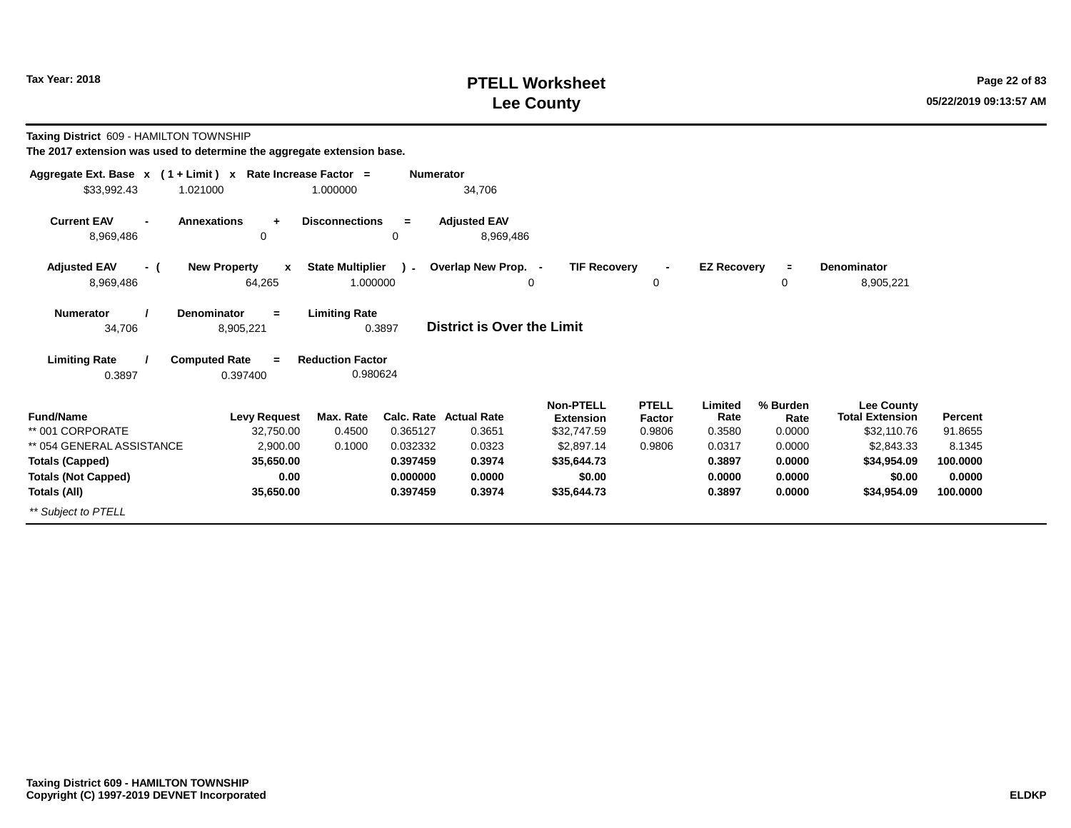**Tax Year: 2018**

# PTELL Worksheet
# Lee County

**Taxing District** 609 - HAMILTON TOWNSHIP

**The 2017 extension was used to determine the aggregate extension base.**

| Aggregate Ext. Base | x | ( 1 + Limit ) | x | Rate Increase Factor | = | Numerator |
|---|---|---|---|---|---|---|
| $33,992.43 | | 1.021000 | | 1.000000 | | 34,706 |

| Current EAV | - | Annexations | + | Disconnections | = | Adjusted EAV |
|---|---|---|---|---|---|---|
| 8,969,486 | | 0 | | 0 | | 8,969,486 |

| Adjusted EAV | - ( | New Property | x | State Multiplier | ) - | Overlap New Prop. | - | TIF Recovery | - | EZ Recovery | = | Denominator |
|---|---|---|---|---|---|---|---|---|---|---|---|---|
| 8,969,486 | | 64,265 | | 1.000000 | | 0 | | 0 | | 0 | | 8,905,221 |

| Numerator | / | Denominator | = | Limiting Rate |
|---|---|---|---|---|
| 34,706 | | 8,905,221 | | 0.3897 |

**District is Over the Limit**

| Limiting Rate | / | Computed Rate | = | Reduction Factor |
|---|---|---|---|---|
| 0.3897 | | 0.397400 | | 0.980624 |

| Fund/Name | Levy Request | Max. Rate | Calc. Rate | Actual Rate | Non-PTELL Extension | PTELL Factor | Limited Rate | % Burden Rate | Lee County Total Extension | Percent |
|---|---|---|---|---|---|---|---|---|---|---|
| ** 001 CORPORATE | 32,750.00 | 0.4500 | 0.365127 | 0.3651 | $32,747.59 | 0.9806 | 0.3580 | 0.0000 | $32,110.76 | 91.8655 |
| ** 054 GENERAL ASSISTANCE | 2,900.00 | 0.1000 | 0.032332 | 0.0323 | $2,897.14 | 0.9806 | 0.0317 | 0.0000 | $2,843.33 | 8.1345 |
| **Totals (Capped)** | **35,650.00** | | **0.397459** | **0.3974** | **$35,644.73** | | **0.3897** | **0.0000** | **$34,954.09** | **100.0000** |
| **Totals (Not Capped)** | **0.00** | | **0.000000** | **0.0000** | **$0.00** | | **0.0000** | **0.0000** | **$0.00** | **0.0000** |
| **Totals (All)** | **35,650.00** | | **0.397459** | **0.3974** | **$35,644.73** | | **0.3897** | **0.0000** | **$34,954.09** | **100.0000** |

*** Subject to PTELL*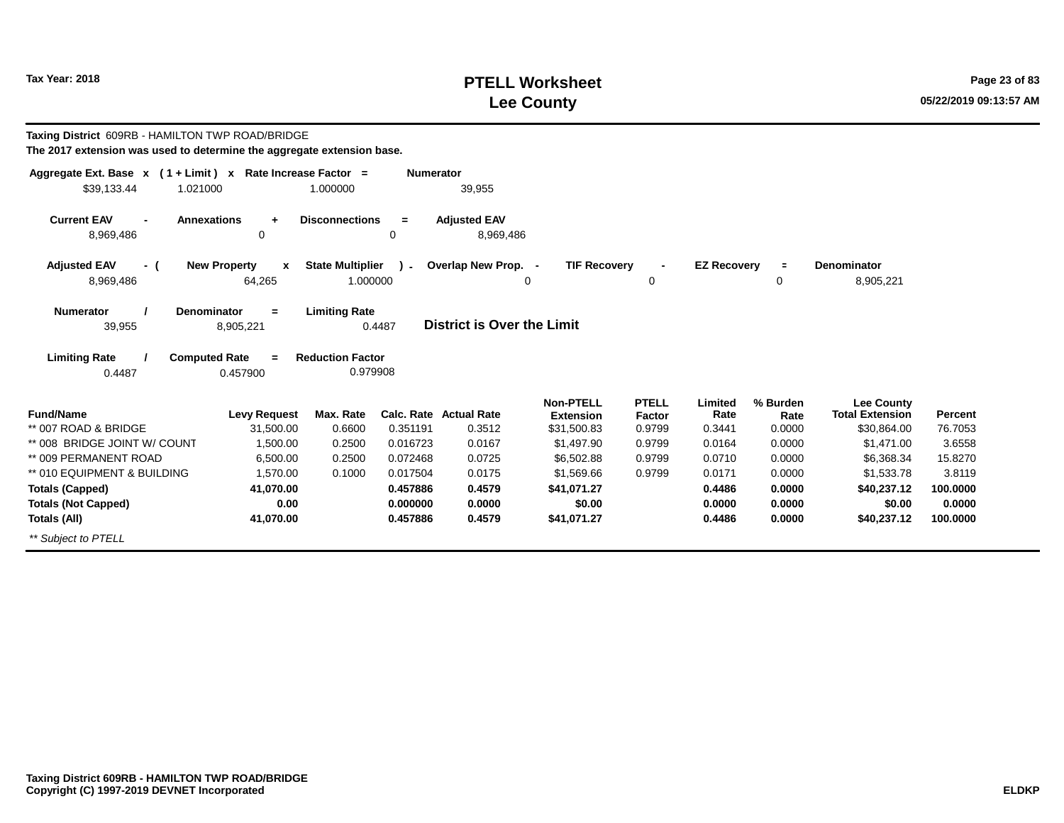Tax Year: 2018

# PTELL Worksheet
# Lee County

**Taxing District** 609RB - HAMILTON TWP ROAD/BRIDGE
**The 2017 extension was used to determine the aggregate extension base.**

| Aggregate Ext. Base | x | ( 1 + Limit ) | x | Rate Increase Factor | = | Numerator |
|---|---|---|---|---|---|---|
| $39,133.44 | | 1.021000 | | 1.000000 | | 39,955 |

| Current EAV | - | Annexations | + | Disconnections | = | Adjusted EAV |
|---|---|---|---|---|---|---|
| 8,969,486 | | 0 | | 0 | | 8,969,486 |

| Adjusted EAV | - ( | New Property | x | State Multiplier | ) - | Overlap New Prop. | - | TIF Recovery | - | EZ Recovery | = | Denominator |
|---|---|---|---|---|---|---|---|---|---|---|---|---|
| 8,969,486 | | 64,265 | | 1.000000 | | 0 | | 0 | | 0 | | 8,905,221 |

| Numerator | / | Denominator | = | Limiting Rate |
|---|---|---|---|---|
| 39,955 | | 8,905,221 | | 0.4487 |

**District is Over the Limit**

| Limiting Rate | / | Computed Rate | = | Reduction Factor |
|---|---|---|---|---|
| 0.4487 | | 0.457900 | | 0.979908 |

| Fund/Name | Levy Request | Max. Rate | Calc. Rate | Actual Rate | Non-PTELL Extension | PTELL Factor | Limited Rate | % Burden Rate | Lee County Total Extension | Percent |
|---|---|---|---|---|---|---|---|---|---|---|
| ** 007 ROAD & BRIDGE | 31,500.00 | 0.6600 | 0.351191 | 0.3512 | $31,500.83 | 0.9799 | 0.3441 | 0.0000 | $30,864.00 | 76.7053 |
| ** 008 BRIDGE JOINT W/ COUNT | 1,500.00 | 0.2500 | 0.016723 | 0.0167 | $1,497.90 | 0.9799 | 0.0164 | 0.0000 | $1,471.00 | 3.6558 |
| ** 009 PERMANENT ROAD | 6,500.00 | 0.2500 | 0.072468 | 0.0725 | $6,502.88 | 0.9799 | 0.0710 | 0.0000 | $6,368.34 | 15.8270 |
| ** 010 EQUIPMENT & BUILDING | 1,570.00 | 0.1000 | 0.017504 | 0.0175 | $1,569.66 | 0.9799 | 0.0171 | 0.0000 | $1,533.78 | 3.8119 |
| **Totals (Capped)** | **41,070.00** | | **0.457886** | **0.4579** | **$41,071.27** | | **0.4486** | **0.0000** | **$40,237.12** | **100.0000** |
| **Totals (Not Capped)** | **0.00** | | **0.000000** | **0.0000** | **$0.00** | | **0.0000** | **0.0000** | **$0.00** | **0.0000** |
| **Totals (All)** | **41,070.00** | | **0.457886** | **0.4579** | **$41,071.27** | | **0.4486** | **0.0000** | **$40,237.12** | **100.0000** |

*** Subject to PTELL*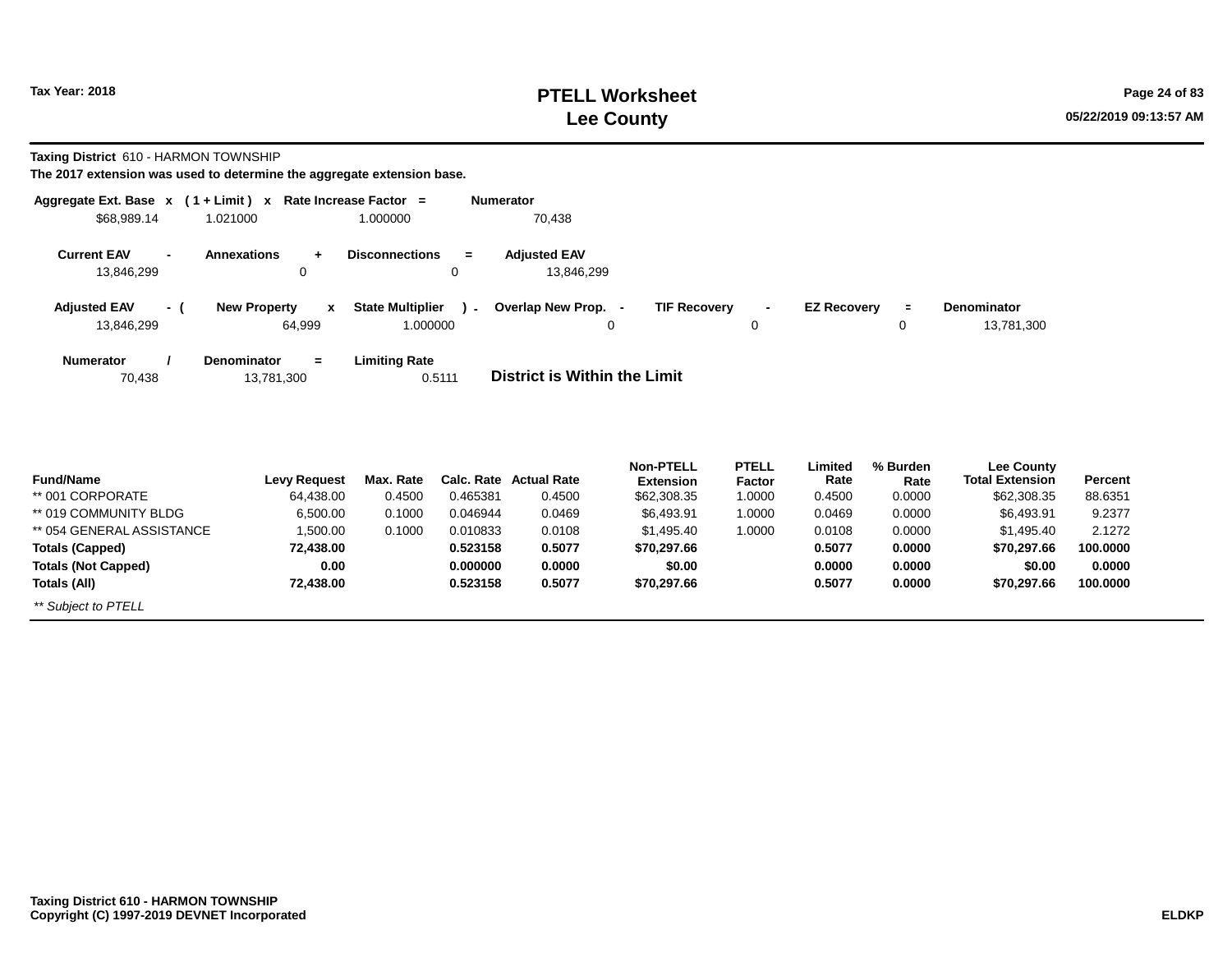Tax Year: 2018

# PTELL Worksheet
# Lee County

**Taxing District** 610 - HARMON TOWNSHIP

**The 2017 extension was used to determine the aggregate extension base.**

| Aggregate Ext. Base | x | ( 1 + Limit ) | x | Rate Increase Factor | = | Numerator |
|---|---|---|---|---|---|---|
| $68,989.14 | | 1.021000 | | 1.000000 | | 70,438 |

| Current EAV | - | Annexations | + | Disconnections | = | Adjusted EAV |
|---|---|---|---|---|---|---|
| 13,846,299 | | 0 | | 0 | | 13,846,299 |

| Adjusted EAV | - ( | New Property | x | State Multiplier | ) - | Overlap New Prop. | - | TIF Recovery | - | EZ Recovery | = | Denominator |
|---|---|---|---|---|---|---|---|---|---|---|---|---|
| 13,846,299 | | 64,999 | | 1.000000 | | 0 | | 0 | | 0 | | 13,781,300 |

| Numerator | / | Denominator | = | Limiting Rate |
|---|---|---|---|---|
| 70,438 | | 13,781,300 | | 0.5111 |

**District is Within the Limit**

| Fund/Name | Levy Request | Max. Rate | Calc. Rate | Actual Rate | Non-PTELL Extension | PTELL Factor | Limited Rate | % Burden Rate | Lee County Total Extension | Percent |
|---|---|---|---|---|---|---|---|---|---|---|
| ** 001 CORPORATE | 64,438.00 | 0.4500 | 0.465381 | 0.4500 | $62,308.35 | 1.0000 | 0.4500 | 0.0000 | $62,308.35 | 88.6351 |
| ** 019 COMMUNITY BLDG | 6,500.00 | 0.1000 | 0.046944 | 0.0469 | $6,493.91 | 1.0000 | 0.0469 | 0.0000 | $6,493.91 | 9.2377 |
| ** 054 GENERAL ASSISTANCE | 1,500.00 | 0.1000 | 0.010833 | 0.0108 | $1,495.40 | 1.0000 | 0.0108 | 0.0000 | $1,495.40 | 2.1272 |
| **Totals (Capped)** | **72,438.00** | | **0.523158** | **0.5077** | **$70,297.66** | | **0.5077** | **0.0000** | **$70,297.66** | **100.0000** |
| **Totals (Not Capped)** | **0.00** | | **0.000000** | **0.0000** | **$0.00** | | **0.0000** | **0.0000** | **$0.00** | **0.0000** |
| **Totals (All)** | **72,438.00** | | **0.523158** | **0.5077** | **$70,297.66** | | **0.5077** | **0.0000** | **$70,297.66** | **100.0000** |

*** Subject to PTELL*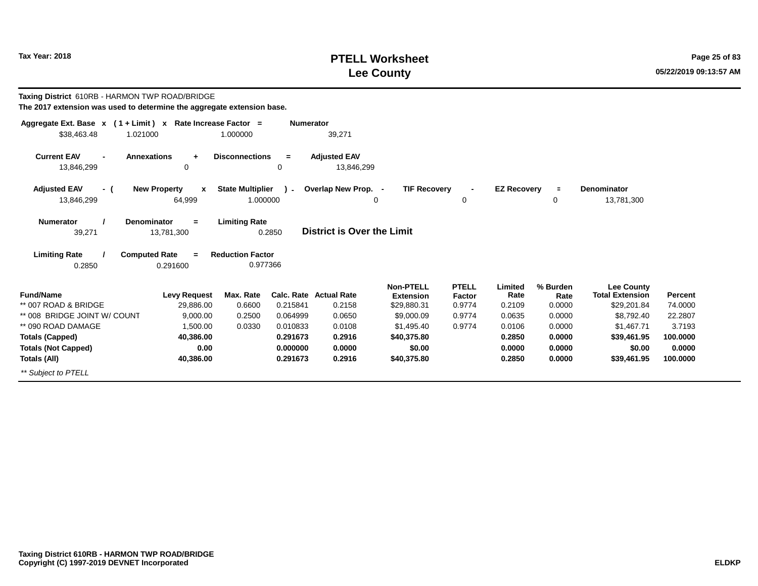**Tax Year: 2018**

# PTELL Worksheet
# Lee County

**Taxing District** 610RB - HARMON TWP ROAD/BRIDGE

**The 2017 extension was used to determine the aggregate extension base.**

| Aggregate Ext. Base | x | ( 1 + Limit ) | x | Rate Increase Factor | = | Numerator |
|---|---|---|---|---|---|---|
| $38,463.48 | | 1.021000 | | 1.000000 | | 39,271 |

| Current EAV | - | Annexations | + | Disconnections | = | Adjusted EAV |
|---|---|---|---|---|---|---|
| 13,846,299 | | 0 | | 0 | | 13,846,299 |

| Adjusted EAV | - ( | New Property | x | State Multiplier | ) - | Overlap New Prop. | - | TIF Recovery | - | EZ Recovery | = | Denominator |
|---|---|---|---|---|---|---|---|---|---|---|---|---|
| 13,846,299 | | 64,999 | | 1.000000 | | 0 | | 0 | | 0 | | 13,781,300 |

| Numerator | / | Denominator | = | Limiting Rate |
|---|---|---|---|---|
| 39,271 | | 13,781,300 | | 0.2850 |

**District is Over the Limit**

| Limiting Rate | / | Computed Rate | = | Reduction Factor |
|---|---|---|---|---|
| 0.2850 | | 0.291600 | | 0.977366 |

| Fund/Name | Levy Request | Max. Rate | Calc. Rate | Actual Rate | Non-PTELL Extension | PTELL Factor | Limited Rate | % Burden Rate | Lee County Total Extension | Percent |
|---|---|---|---|---|---|---|---|---|---|---|
| ** 007 ROAD & BRIDGE | 29,886.00 | 0.6600 | 0.215841 | 0.2158 | $29,880.31 | 0.9774 | 0.2109 | 0.0000 | $29,201.84 | 74.0000 |
| ** 008 BRIDGE JOINT W/ COUNT | 9,000.00 | 0.2500 | 0.064999 | 0.0650 | $9,000.09 | 0.9774 | 0.0635 | 0.0000 | $8,792.40 | 22.2807 |
| ** 090 ROAD DAMAGE | 1,500.00 | 0.0330 | 0.010833 | 0.0108 | $1,495.40 | 0.9774 | 0.0106 | 0.0000 | $1,467.71 | 3.7193 |
| **Totals (Capped)** | **40,386.00** | | **0.291673** | **0.2916** | **$40,375.80** | | **0.2850** | **0.0000** | **$39,461.95** | **100.0000** |
| **Totals (Not Capped)** | **0.00** | | **0.000000** | **0.0000** | **$0.00** | | **0.0000** | **0.0000** | **$0.00** | **0.0000** |
| **Totals (All)** | **40,386.00** | | **0.291673** | **0.2916** | **$40,375.80** | | **0.2850** | **0.0000** | **$39,461.95** | **100.0000** |

*** Subject to PTELL*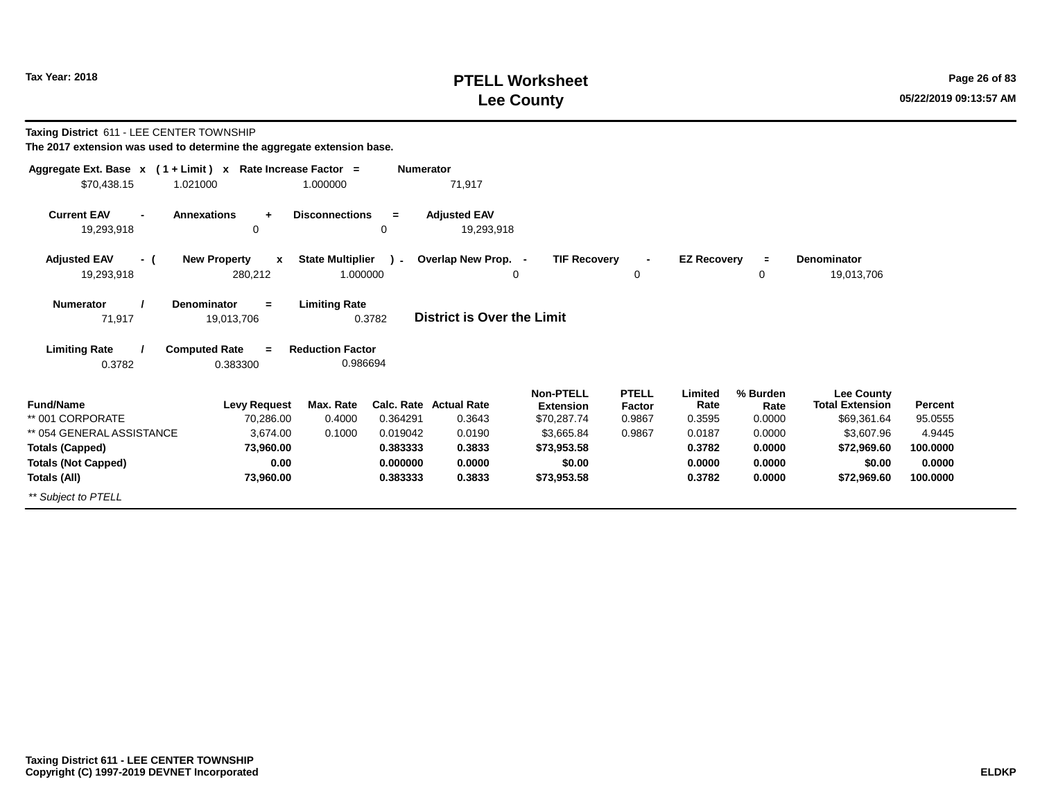**Taxing District** 611 - LEE CENTER TOWNSHIP

**The 2017 extension was used to determine the aggregate extension base.**

| Aggregate Ext. Base | x | ( 1 + Limit ) | x | Rate Increase Factor | = | Numerator |
|---|---|---|---|---|---|---|
| $70,438.15 | | 1.021000 | | 1.000000 | | 71,917 |

| Current EAV | - | Annexations | + | Disconnections | = | Adjusted EAV |
|---|---|---|---|---|---|---|
| 19,293,918 | | 0 | | 0 | | 19,293,918 |

| Adjusted EAV | - ( | New Property | x | State Multiplier | ) - | Overlap New Prop. | - | TIF Recovery | - | EZ Recovery | = | Denominator |
|---|---|---|---|---|---|---|---|---|---|---|---|---|
| 19,293,918 | | 280,212 | | 1.000000 | | 0 | | 0 | | 0 | | 19,013,706 |

| Numerator | / | Denominator | = | Limiting Rate |
|---|---|---|---|---|
| 71,917 | | 19,013,706 | | 0.3782 |

**District is Over the Limit**

| Limiting Rate | / | Computed Rate | = | Reduction Factor |
|---|---|---|---|---|
| 0.3782 | | 0.383300 | | 0.986694 |

| Fund/Name | Levy Request | Max. Rate | Calc. Rate | Actual Rate | Non-PTELL Extension | PTELL Factor | Limited Rate | % Burden Rate | Lee County Total Extension | Percent |
|---|---|---|---|---|---|---|---|---|---|---|
| ** 001 CORPORATE | 70,286.00 | 0.4000 | 0.364291 | 0.3643 | $70,287.74 | 0.9867 | 0.3595 | 0.0000 | $69,361.64 | 95.0555 |
| ** 054 GENERAL ASSISTANCE | 3,674.00 | 0.1000 | 0.019042 | 0.0190 | $3,665.84 | 0.9867 | 0.0187 | 0.0000 | $3,607.96 | 4.9445 |
| **Totals (Capped)** | **73,960.00** | | **0.383333** | **0.3833** | **$73,953.58** | | **0.3782** | **0.0000** | **$72,969.60** | **100.0000** |
| **Totals (Not Capped)** | **0.00** | | **0.000000** | **0.0000** | **$0.00** | | **0.0000** | **0.0000** | **$0.00** | **0.0000** |
| **Totals (All)** | **73,960.00** | | **0.383333** | **0.3833** | **$73,953.58** | | **0.3782** | **0.0000** | **$72,969.60** | **100.0000** |

*** Subject to PTELL*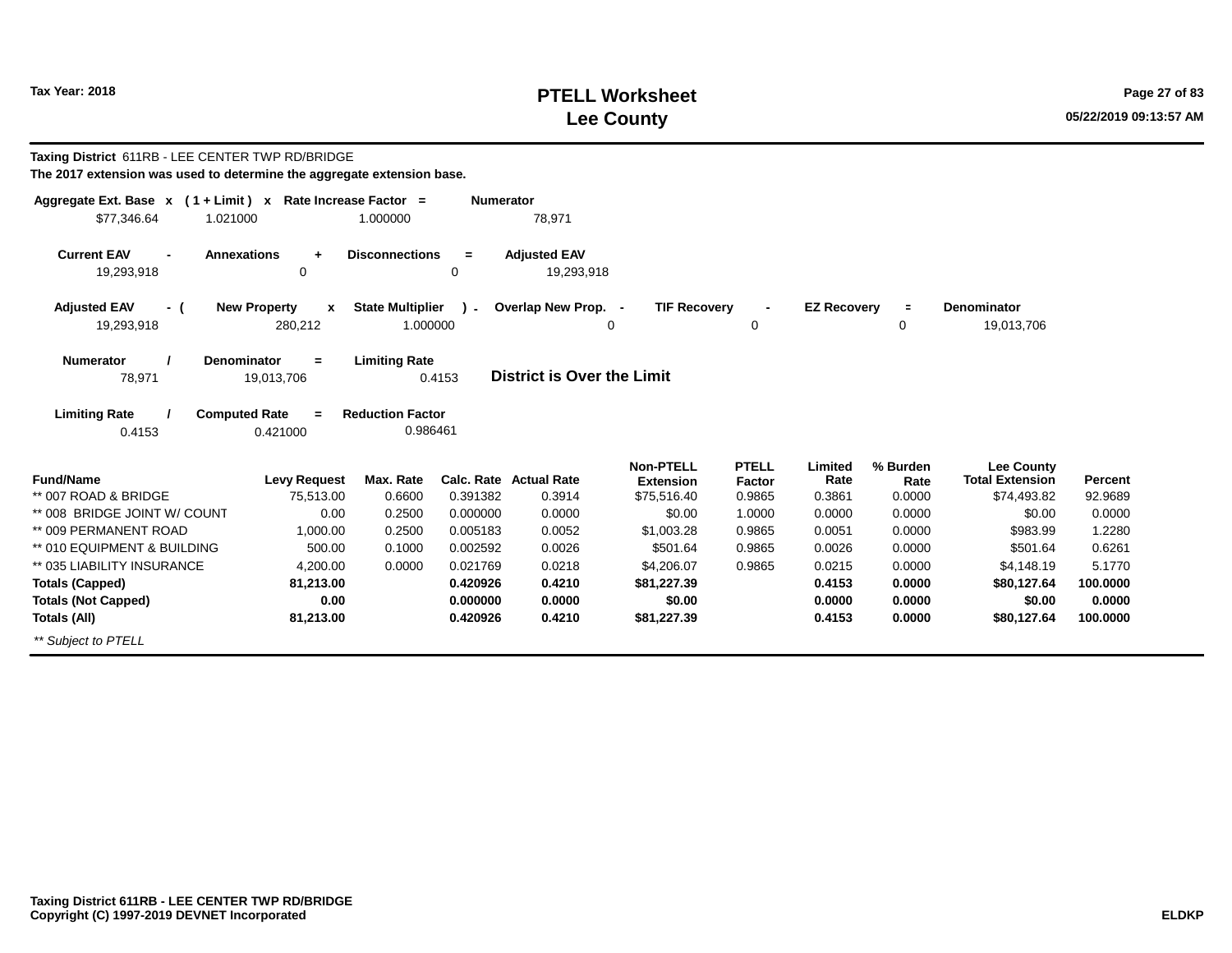Tax Year: 2018

# PTELL Worksheet
# Lee County

**Taxing District** 611RB - LEE CENTER TWP RD/BRIDGE

**The 2017 extension was used to determine the aggregate extension base.**

| Aggregate Ext. Base | x | ( 1 + Limit ) | x | Rate Increase Factor | = | Numerator |
|---|---|---|---|---|---|---|
| $77,346.64 | | 1.021000 | | 1.000000 | | 78,971 |

| Current EAV | - | Annexations | + | Disconnections | = | Adjusted EAV |
|---|---|---|---|---|---|---|
| 19,293,918 | | 0 | | 0 | | 19,293,918 |

| Adjusted EAV | - ( | New Property | x | State Multiplier | ) - | Overlap New Prop. | - | TIF Recovery | - | EZ Recovery | = | Denominator |
|---|---|---|---|---|---|---|---|---|---|---|---|---|
| 19,293,918 | | 280,212 | | 1.000000 | | 0 | | 0 | | 0 | | 19,013,706 |

| Numerator | / | Denominator | = | Limiting Rate |
|---|---|---|---|---|
| 78,971 | | 19,013,706 | | 0.4153 |

**District is Over the Limit**

| Limiting Rate | / | Computed Rate | = | Reduction Factor |
|---|---|---|---|---|
| 0.4153 | | 0.421000 | | 0.986461 |

| Fund/Name | Levy Request | Max. Rate | Calc. Rate | Actual Rate | Non-PTELL Extension | PTELL Factor | Limited Rate | % Burden Rate | Lee County Total Extension | Percent |
|---|---|---|---|---|---|---|---|---|---|---|
| ** 007 ROAD & BRIDGE | 75,513.00 | 0.6600 | 0.391382 | 0.3914 | $75,516.40 | 0.9865 | 0.3861 | 0.0000 | $74,493.82 | 92.9689 |
| ** 008 BRIDGE JOINT W/ COUNT | 0.00 | 0.2500 | 0.000000 | 0.0000 | $0.00 | 1.0000 | 0.0000 | 0.0000 | $0.00 | 0.0000 |
| ** 009 PERMANENT ROAD | 1,000.00 | 0.2500 | 0.005183 | 0.0052 | $1,003.28 | 0.9865 | 0.0051 | 0.0000 | $983.99 | 1.2280 |
| ** 010 EQUIPMENT & BUILDING | 500.00 | 0.1000 | 0.002592 | 0.0026 | $501.64 | 0.9865 | 0.0026 | 0.0000 | $501.64 | 0.6261 |
| ** 035 LIABILITY INSURANCE | 4,200.00 | 0.0000 | 0.021769 | 0.0218 | $4,206.07 | 0.9865 | 0.0215 | 0.0000 | $4,148.19 | 5.1770 |
| **Totals (Capped)** | **81,213.00** | | **0.420926** | **0.4210** | **$81,227.39** | | **0.4153** | **0.0000** | **$80,127.64** | **100.0000** |
| **Totals (Not Capped)** | **0.00** | | **0.000000** | **0.0000** | **$0.00** | | **0.0000** | **0.0000** | **$0.00** | **0.0000** |
| **Totals (All)** | **81,213.00** | | **0.420926** | **0.4210** | **$81,227.39** | | **0.4153** | **0.0000** | **$80,127.64** | **100.0000** |

*** Subject to PTELL*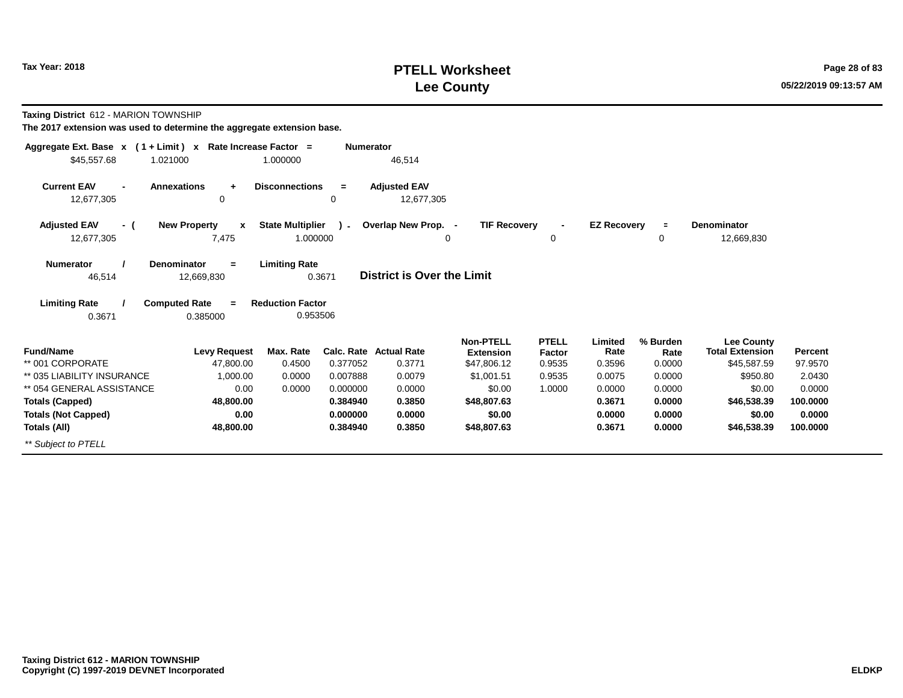# PTELL Worksheet
# Lee County

Tax Year: 2018

**Taxing District** 612 - MARION TOWNSHIP

**The 2017 extension was used to determine the aggregate extension base.**

| Aggregate Ext. Base | x | ( 1 + Limit ) | x | Rate Increase Factor | = | Numerator |
|---|---|---|---|---|---|---|
| $45,557.68 | | 1.021000 | | 1.000000 | | 46,514 |

| Current EAV | - | Annexations | + | Disconnections | = | Adjusted EAV |
|---|---|---|---|---|---|---|
| 12,677,305 | | 0 | | 0 | | 12,677,305 |

| Adjusted EAV | - ( | New Property | x | State Multiplier | ) - | Overlap New Prop. | - | TIF Recovery | - | EZ Recovery | = | Denominator |
|---|---|---|---|---|---|---|---|---|---|---|---|---|
| 12,677,305 | | 7,475 | | 1.000000 | | 0 | | 0 | | 0 | | 12,669,830 |

| Numerator | / | Denominator | = | Limiting Rate |
|---|---|---|---|---|
| 46,514 | | 12,669,830 | | 0.3671 |

**District is Over the Limit**

| Limiting Rate | / | Computed Rate | = | Reduction Factor |
|---|---|---|---|---|
| 0.3671 | | 0.385000 | | 0.953506 |

| Fund/Name | Levy Request | Max. Rate | Calc. Rate | Actual Rate | Non-PTELL Extension | PTELL Factor | Limited Rate | % Burden Rate | Lee County Total Extension | Percent |
|---|---|---|---|---|---|---|---|---|---|---|
| ** 001 CORPORATE | 47,800.00 | 0.4500 | 0.377052 | 0.3771 | $47,806.12 | 0.9535 | 0.3596 | 0.0000 | $45,587.59 | 97.9570 |
| ** 035 LIABILITY INSURANCE | 1,000.00 | 0.0000 | 0.007888 | 0.0079 | $1,001.51 | 0.9535 | 0.0075 | 0.0000 | $950.80 | 2.0430 |
| ** 054 GENERAL ASSISTANCE | 0.00 | 0.0000 | 0.000000 | 0.0000 | $0.00 | 1.0000 | 0.0000 | 0.0000 | $0.00 | 0.0000 |
| **Totals (Capped)** | **48,800.00** | | **0.384940** | **0.3850** | **$48,807.63** | | **0.3671** | **0.0000** | **$46,538.39** | **100.0000** |
| **Totals (Not Capped)** | **0.00** | | **0.000000** | **0.0000** | **$0.00** | | **0.0000** | **0.0000** | **$0.00** | **0.0000** |
| **Totals (All)** | **48,800.00** | | **0.384940** | **0.3850** | **$48,807.63** | | **0.3671** | **0.0000** | **$46,538.39** | **100.0000** |

*\*\* Subject to PTELL*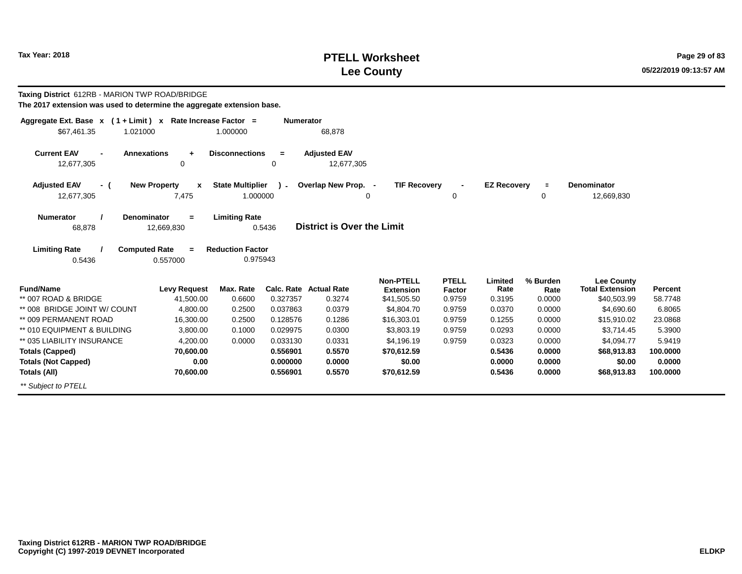Tax Year: 2018

# PTELL Worksheet
# Lee County

05/22/2019 09:13:57 AM

**Taxing District** 612RB - MARION TWP ROAD/BRIDGE

**The 2017 extension was used to determine the aggregate extension base.**

| Aggregate Ext. Base x | ( 1 + Limit ) x | Rate Increase Factor = | Numerator |
|---|---|---|---|
| $67,461.35 | 1.021000 | 1.000000 | 68,878 |

| Current EAV - | Annexations + | Disconnections = | Adjusted EAV |
|---|---|---|---|
| 12,677,305 | 0 | 0 | 12,677,305 |

| Adjusted EAV - ( | New Property x | State Multiplier ) - | Overlap New Prop. - | TIF Recovery - | EZ Recovery = | Denominator |
|---|---|---|---|---|---|---|
| 12,677,305 | 7,475 | 1.000000 | 0 | 0 | 0 | 12,669,830 |

| Numerator / | Denominator = | Limiting Rate | |
|---|---|---|---|
| 68,878 | 12,669,830 | 0.5436 | **District is Over the Limit** |

| Limiting Rate / | Computed Rate = | Reduction Factor |
|---|---|---|
| 0.5436 | 0.557000 | 0.975943 |

| Fund/Name | Levy Request | Max. Rate | Calc. Rate | Actual Rate | Non-PTELL Extension | PTELL Factor | Limited Rate | % Burden Rate | Lee County Total Extension | Percent |
|---|---|---|---|---|---|---|---|---|---|---|
| ** 007 ROAD & BRIDGE | 41,500.00 | 0.6600 | 0.327357 | 0.3274 | $41,505.50 | 0.9759 | 0.3195 | 0.0000 | $40,503.99 | 58.7748 |
| ** 008 BRIDGE JOINT W/ COUNT | 4,800.00 | 0.2500 | 0.037863 | 0.0379 | $4,804.70 | 0.9759 | 0.0370 | 0.0000 | $4,690.60 | 6.8065 |
| ** 009 PERMANENT ROAD | 16,300.00 | 0.2500 | 0.128576 | 0.1286 | $16,303.01 | 0.9759 | 0.1255 | 0.0000 | $15,910.02 | 23.0868 |
| ** 010 EQUIPMENT & BUILDING | 3,800.00 | 0.1000 | 0.029975 | 0.0300 | $3,803.19 | 0.9759 | 0.0293 | 0.0000 | $3,714.45 | 5.3900 |
| ** 035 LIABILITY INSURANCE | 4,200.00 | 0.0000 | 0.033130 | 0.0331 | $4,196.19 | 0.9759 | 0.0323 | 0.0000 | $4,094.77 | 5.9419 |
| **Totals (Capped)** | **70,600.00** | | **0.556901** | **0.5570** | **$70,612.59** | | **0.5436** | **0.0000** | **$68,913.83** | **100.0000** |
| **Totals (Not Capped)** | **0.00** | | **0.000000** | **0.0000** | **$0.00** | | **0.0000** | **0.0000** | **$0.00** | **0.0000** |
| **Totals (All)** | **70,600.00** | | **0.556901** | **0.5570** | **$70,612.59** | | **0.5436** | **0.0000** | **$68,913.83** | **100.0000** |

*** Subject to PTELL*

**Taxing District 612RB - MARION TWP ROAD/BRIDGE**
**Copyright (C) 1997-2019 DEVNET Incorporated**

**ELDKP**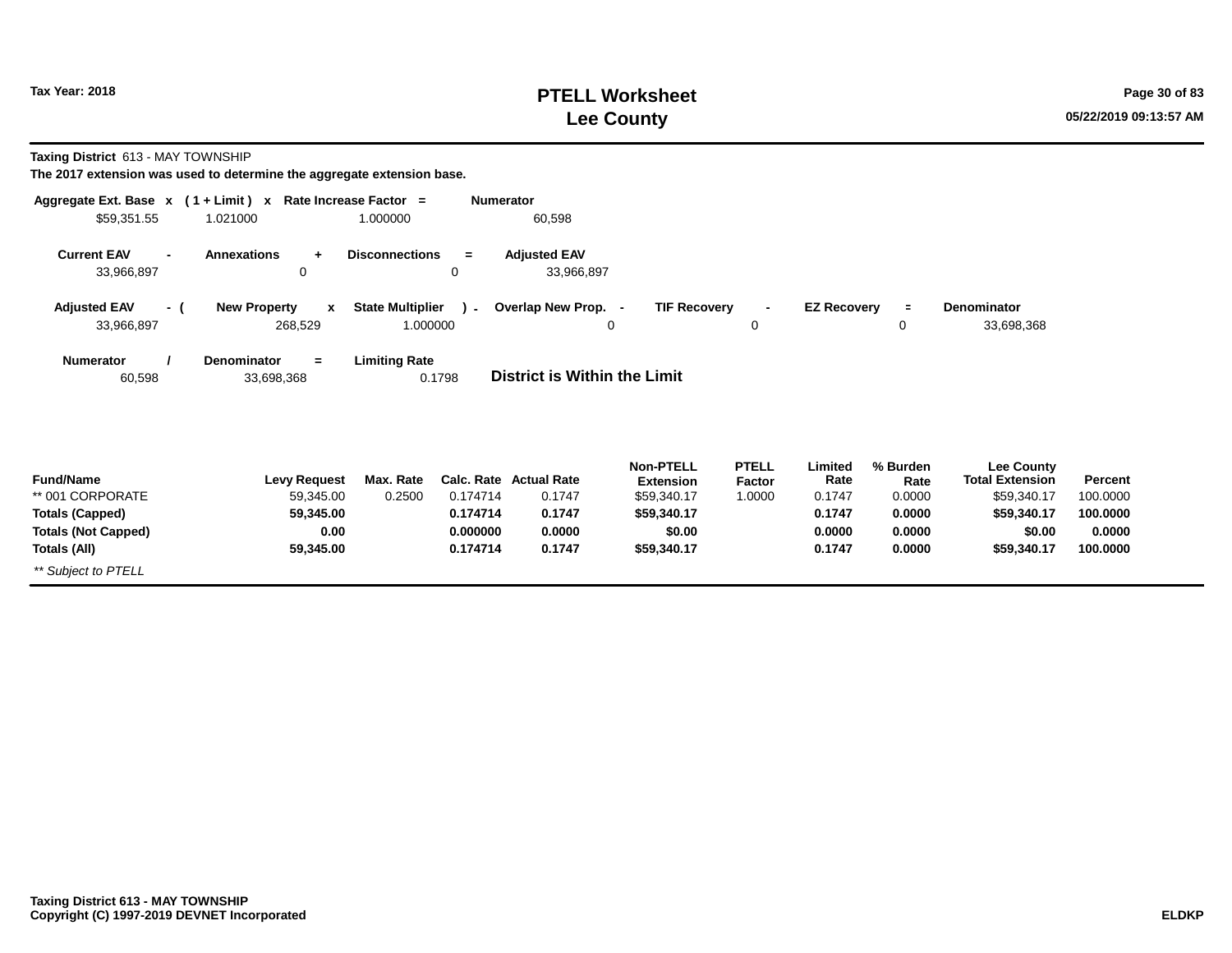Tax Year: 2018

# PTELL Worksheet
# Lee County

**Taxing District** 613 - MAY TOWNSHIP

**The 2017 extension was used to determine the aggregate extension base.**

| Aggregate Ext. Base | x | ( 1 + Limit ) | x | Rate Increase Factor | = | Numerator |
|---|---|---|---|---|---|---|
| $59,351.55 | | 1.021000 | | 1.000000 | | 60,598 |

| Current EAV | - | Annexations | + | Disconnections | = | Adjusted EAV |
|---|---|---|---|---|---|---|
| 33,966,897 | | 0 | | 0 | | 33,966,897 |

| Adjusted EAV | - ( | New Property | x | State Multiplier | ) - | Overlap New Prop. | - | TIF Recovery | - | EZ Recovery | = | Denominator |
|---|---|---|---|---|---|---|---|---|---|---|---|---|
| 33,966,897 | | 268,529 | | 1.000000 | | 0 | | 0 | | 0 | | 33,698,368 |

| Numerator | / | Denominator | = | Limiting Rate |
|---|---|---|---|---|
| 60,598 | | 33,698,368 | | 0.1798 |

**District is Within the Limit**

| Fund/Name | Levy Request | Max. Rate | Calc. Rate | Actual Rate | Non-PTELL Extension | PTELL Factor | Limited Rate | % Burden Rate | Lee County Total Extension | Percent |
|---|---|---|---|---|---|---|---|---|---|---|
| ** 001 CORPORATE | 59,345.00 | 0.2500 | 0.174714 | 0.1747 | $59,340.17 | 1.0000 | 0.1747 | 0.0000 | $59,340.17 | 100.0000 |
| **Totals (Capped)** | **59,345.00** | | **0.174714** | **0.1747** | **$59,340.17** | | **0.1747** | **0.0000** | **$59,340.17** | **100.0000** |
| **Totals (Not Capped)** | **0.00** | | **0.000000** | **0.0000** | **$0.00** | | **0.0000** | **0.0000** | **$0.00** | **0.0000** |
| **Totals (All)** | **59,345.00** | | **0.174714** | **0.1747** | **$59,340.17** | | **0.1747** | **0.0000** | **$59,340.17** | **100.0000** |

*** Subject to PTELL*

**Taxing District 613 - MAY TOWNSHIP**
**Copyright (C) 1997-2019 DEVNET Incorporated**

**ELDKP**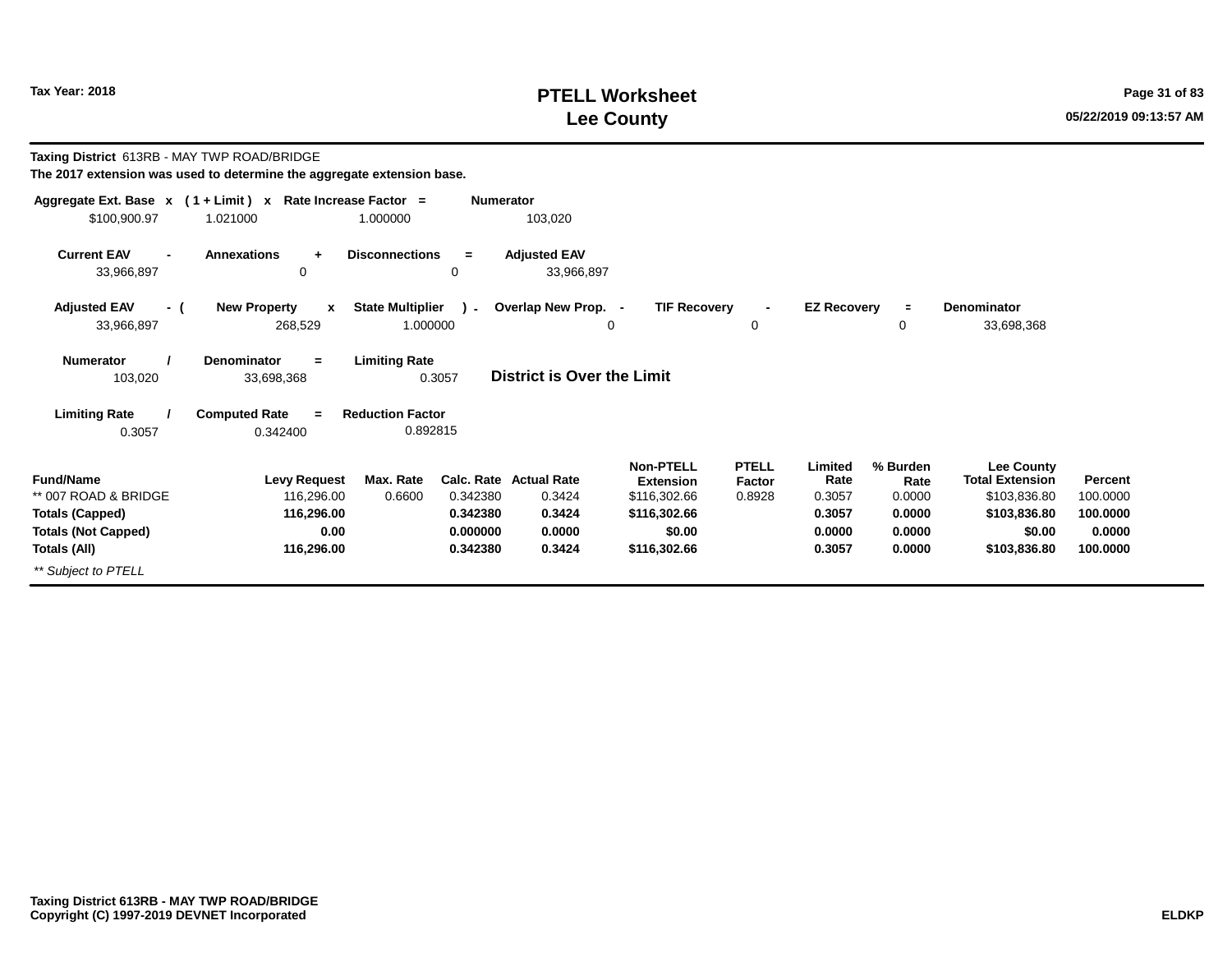Tax Year: 2018

# PTELL Worksheet
# Lee County

05/22/2019 09:13:57 AM

**Taxing District** 613RB - MAY TWP ROAD/BRIDGE
**The 2017 extension was used to determine the aggregate extension base.**

| Aggregate Ext. Base | x | ( 1 + Limit ) | x | Rate Increase Factor | = | Numerator |
|---|---|---|---|---|---|---|
| $100,900.97 | | 1.021000 | | 1.000000 | | 103,020 |

| Current EAV | - | Annexations | + | Disconnections | = | Adjusted EAV |
|---|---|---|---|---|---|---|
| 33,966,897 | | 0 | | 0 | | 33,966,897 |

| Adjusted EAV | - ( | New Property | x | State Multiplier | ) - | Overlap New Prop. | - | TIF Recovery | - | EZ Recovery | = | Denominator |
|---|---|---|---|---|---|---|---|---|---|---|---|---|
| 33,966,897 | | 268,529 | | 1.000000 | | 0 | | 0 | | 0 | | 33,698,368 |

| Numerator | / | Denominator | = | Limiting Rate |
|---|---|---|---|---|
| 103,020 | | 33,698,368 | | 0.3057 |

**District is Over the Limit**

| Limiting Rate | / | Computed Rate | = | Reduction Factor |
|---|---|---|---|---|
| 0.3057 | | 0.342400 | | 0.892815 |

| Fund/Name | Levy Request | Max. Rate | Calc. Rate | Actual Rate | Non-PTELL Extension | PTELL Factor | Limited Rate | % Burden Rate | Lee County Total Extension | Percent |
|---|---|---|---|---|---|---|---|---|---|---|
| ** 007 ROAD & BRIDGE | 116,296.00 | 0.6600 | 0.342380 | 0.3424 | $116,302.66 | 0.8928 | 0.3057 | 0.0000 | $103,836.80 | 100.0000 |
| **Totals (Capped)** | **116,296.00** | | **0.342380** | **0.3424** | **$116,302.66** | | **0.3057** | **0.0000** | **$103,836.80** | **100.0000** |
| **Totals (Not Capped)** | **0.00** | | **0.000000** | **0.0000** | **$0.00** | | **0.0000** | **0.0000** | **$0.00** | **0.0000** |
| **Totals (All)** | **116,296.00** | | **0.342380** | **0.3424** | **$116,302.66** | | **0.3057** | **0.0000** | **$103,836.80** | **100.0000** |

*** Subject to PTELL*

**Taxing District 613RB - MAY TWP ROAD/BRIDGE**
**Copyright (C) 1997-2019 DEVNET Incorporated**

**ELDKP**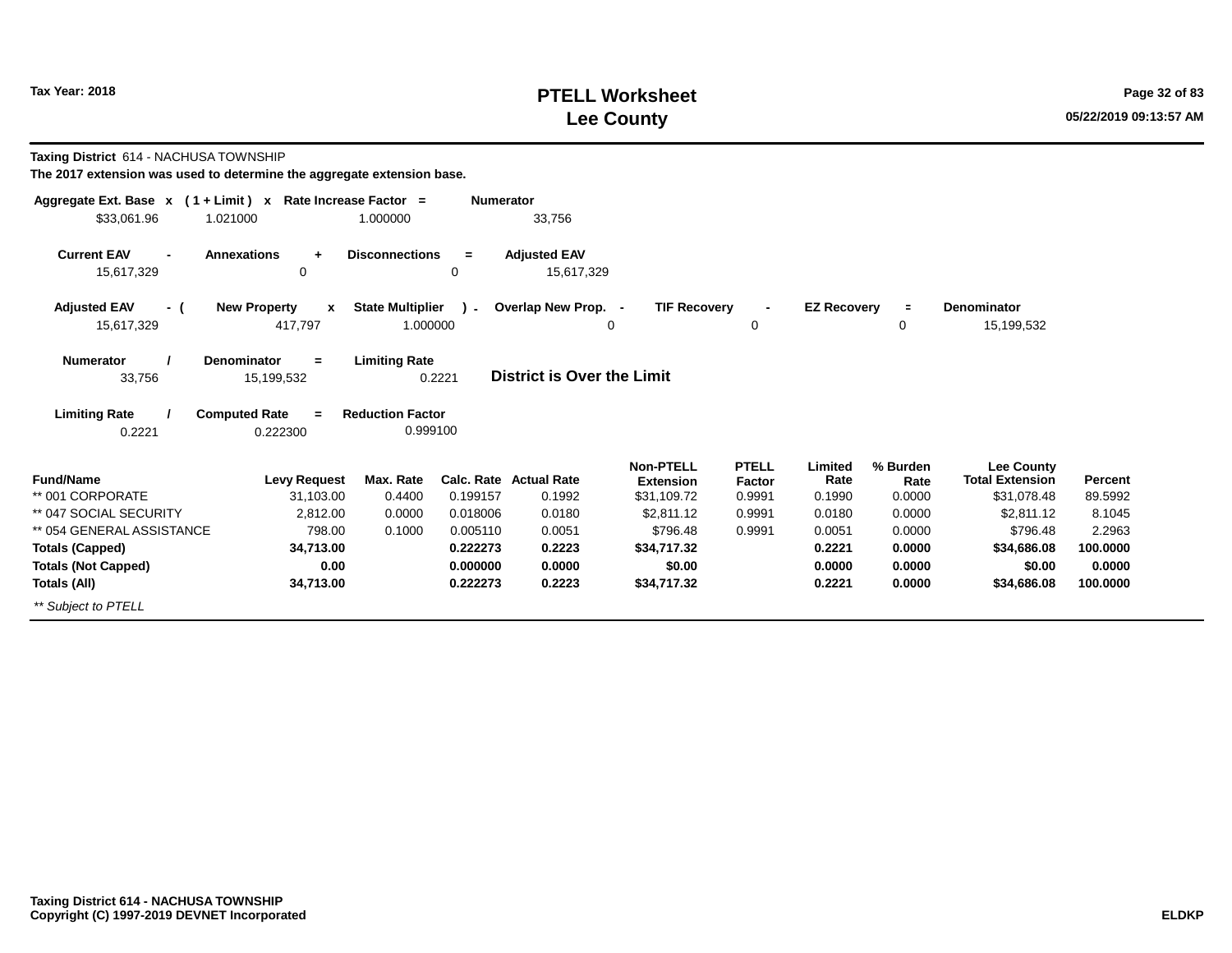# PTELL Worksheet
# Lee County

Tax Year: 2018

05/22/2019 09:13:57 AM

**Taxing District** 614 - NACHUSA TOWNSHIP

**The 2017 extension was used to determine the aggregate extension base.**

| Aggregate Ext. Base | x | ( 1 + Limit ) | x | Rate Increase Factor | = | Numerator |
|---|---|---|---|---|---|---|
| $33,061.96 | | 1.021000 | | 1.000000 | | 33,756 |

| Current EAV | - | Annexations | + | Disconnections | = | Adjusted EAV |
|---|---|---|---|---|---|---|
| 15,617,329 | | 0 | | 0 | | 15,617,329 |

| Adjusted EAV | - ( | New Property | x | State Multiplier | ) - | Overlap New Prop. | - | TIF Recovery | - | EZ Recovery | = | Denominator |
|---|---|---|---|---|---|---|---|---|---|---|---|---|
| 15,617,329 | | 417,797 | | 1.000000 | | 0 | | 0 | | 0 | | 15,199,532 |

| Numerator | / | Denominator | = | Limiting Rate |
|---|---|---|---|---|
| 33,756 | | 15,199,532 | | 0.2221 |

**District is Over the Limit**

| Limiting Rate | / | Computed Rate | = | Reduction Factor |
|---|---|---|---|---|
| 0.2221 | | 0.222300 | | 0.999100 |

| Fund/Name | Levy Request | Max. Rate | Calc. Rate | Actual Rate | Non-PTELL Extension | PTELL Factor | Limited Rate | % Burden Rate | Lee County Total Extension | Percent |
|---|---|---|---|---|---|---|---|---|---|---|
| ** 001 CORPORATE | 31,103.00 | 0.4400 | 0.199157 | 0.1992 | $31,109.72 | 0.9991 | 0.1990 | 0.0000 | $31,078.48 | 89.5992 |
| ** 047 SOCIAL SECURITY | 2,812.00 | 0.0000 | 0.018006 | 0.0180 | $2,811.12 | 0.9991 | 0.0180 | 0.0000 | $2,811.12 | 8.1045 |
| ** 054 GENERAL ASSISTANCE | 798.00 | 0.1000 | 0.005110 | 0.0051 | $796.48 | 0.9991 | 0.0051 | 0.0000 | $796.48 | 2.2963 |
| **Totals (Capped)** | **34,713.00** | | **0.222273** | **0.2223** | **$34,717.32** | | **0.2221** | **0.0000** | **$34,686.08** | **100.0000** |
| **Totals (Not Capped)** | **0.00** | | **0.000000** | **0.0000** | **$0.00** | | **0.0000** | **0.0000** | **$0.00** | **0.0000** |
| **Totals (All)** | **34,713.00** | | **0.222273** | **0.2223** | **$34,717.32** | | **0.2221** | **0.0000** | **$34,686.08** | **100.0000** |

*** Subject to PTELL*

**Taxing District 614 - NACHUSA TOWNSHIP**
**Copyright (C) 1997-2019 DEVNET Incorporated**

**ELDKP**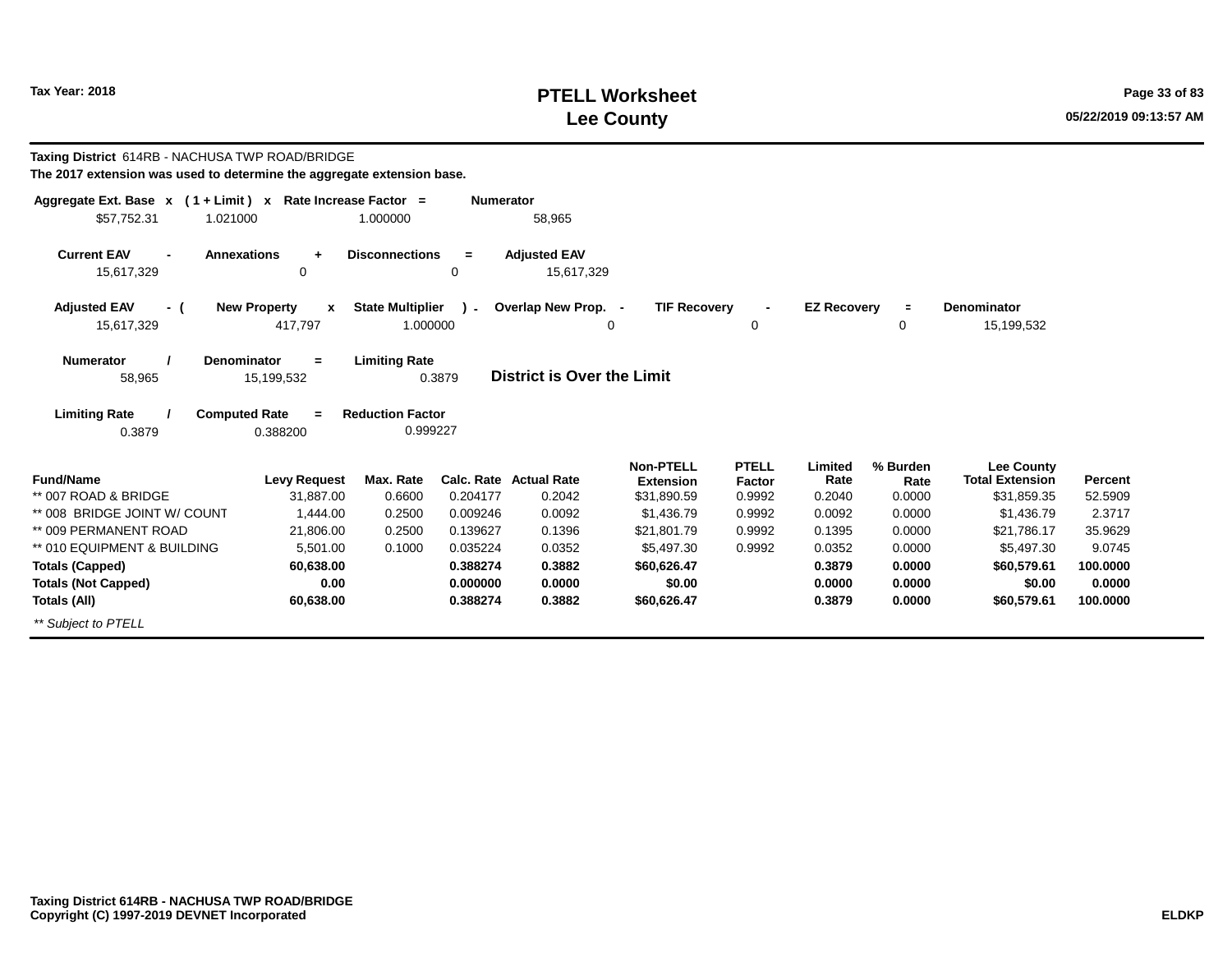# PTELL Worksheet
# Lee County

Tax Year: 2018

**Taxing District** 614RB - NACHUSA TWP ROAD/BRIDGE

**The 2017 extension was used to determine the aggregate extension base.**

| Aggregate Ext. Base | x | ( 1 + Limit ) | x | Rate Increase Factor | = | Numerator |
|---|---|---|---|---|---|---|
| $57,752.31 | | 1.021000 | | 1.000000 | | 58,965 |

| Current EAV | - | Annexations | + | Disconnections | = | Adjusted EAV |
|---|---|---|---|---|---|---|
| 15,617,329 | | 0 | | 0 | | 15,617,329 |

| Adjusted EAV | - ( | New Property | x | State Multiplier | ) - | Overlap New Prop. | - | TIF Recovery | - | EZ Recovery | = | Denominator |
|---|---|---|---|---|---|---|---|---|---|---|---|---|
| 15,617,329 | | 417,797 | | 1.000000 | | 0 | | 0 | | 0 | | 15,199,532 |

| Numerator | / | Denominator | = | Limiting Rate |
|---|---|---|---|---|
| 58,965 | | 15,199,532 | | 0.3879 |

**District is Over the Limit**

| Limiting Rate | / | Computed Rate | = | Reduction Factor |
|---|---|---|---|---|
| 0.3879 | | 0.388200 | | 0.999227 |

| Fund/Name | Levy Request | Max. Rate | Calc. Rate | Actual Rate | Non-PTELL Extension | PTELL Factor | Limited Rate | % Burden Rate | Lee County Total Extension | Percent |
|---|---|---|---|---|---|---|---|---|---|---|
| ** 007 ROAD & BRIDGE | 31,887.00 | 0.6600 | 0.204177 | 0.2042 | $31,890.59 | 0.9992 | 0.2040 | 0.0000 | $31,859.35 | 52.5909 |
| ** 008 BRIDGE JOINT W/ COUNT | 1,444.00 | 0.2500 | 0.009246 | 0.0092 | $1,436.79 | 0.9992 | 0.0092 | 0.0000 | $1,436.79 | 2.3717 |
| ** 009 PERMANENT ROAD | 21,806.00 | 0.2500 | 0.139627 | 0.1396 | $21,801.79 | 0.9992 | 0.1395 | 0.0000 | $21,786.17 | 35.9629 |
| ** 010 EQUIPMENT & BUILDING | 5,501.00 | 0.1000 | 0.035224 | 0.0352 | $5,497.30 | 0.9992 | 0.0352 | 0.0000 | $5,497.30 | 9.0745 |
| **Totals (Capped)** | **60,638.00** | | **0.388274** | **0.3882** | **$60,626.47** | | **0.3879** | **0.0000** | **$60,579.61** | **100.0000** |
| **Totals (Not Capped)** | **0.00** | | **0.000000** | **0.0000** | **$0.00** | | **0.0000** | **0.0000** | **$0.00** | **0.0000** |
| **Totals (All)** | **60,638.00** | | **0.388274** | **0.3882** | **$60,626.47** | | **0.3879** | **0.0000** | **$60,579.61** | **100.0000** |

*** Subject to PTELL*

**Taxing District 614RB - NACHUSA TWP ROAD/BRIDGE**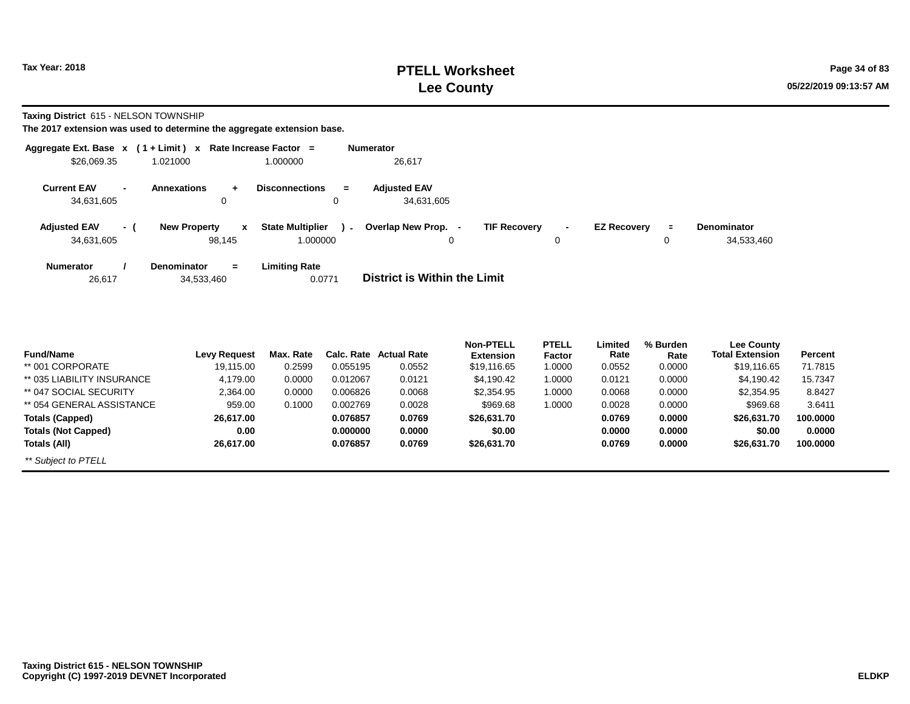**Taxing District** 615 - NELSON TOWNSHIP

**The 2017 extension was used to determine the aggregate extension base.**

| Aggregate Ext. Base | x | ( 1 + Limit ) | x | Rate Increase Factor | = | Numerator |
|---|---|---|---|---|---|---|
| $26,069.35 | | 1.021000 | | 1.000000 | | 26,617 |

| Current EAV | - | Annexations | + | Disconnections | = | Adjusted EAV |
|---|---|---|---|---|---|---|
| 34,631,605 | | 0 | | 0 | | 34,631,605 |

| Adjusted EAV | - ( | New Property | x | State Multiplier | ) - | Overlap New Prop. | - | TIF Recovery | - | EZ Recovery | = | Denominator |
|---|---|---|---|---|---|---|---|---|---|---|---|---|
| 34,631,605 | | 98,145 | | 1.000000 | | 0 | | 0 | | 0 | | 34,533,460 |

| Numerator | / | Denominator | = | Limiting Rate |
|---|---|---|---|---|
| 26,617 | | 34,533,460 | | 0.0771 |

**District is Within the Limit**

| Fund/Name | Levy Request | Max. Rate | Calc. Rate | Actual Rate | Non-PTELL Extension | PTELL Factor | Limited Rate | % Burden Rate | Lee County Total Extension | Percent |
|---|---|---|---|---|---|---|---|---|---|---|
| ** 001 CORPORATE | 19,115.00 | 0.2599 | 0.055195 | 0.0552 | $19,116.65 | 1.0000 | 0.0552 | 0.0000 | $19,116.65 | 71.7815 |
| ** 035 LIABILITY INSURANCE | 4,179.00 | 0.0000 | 0.012067 | 0.0121 | $4,190.42 | 1.0000 | 0.0121 | 0.0000 | $4,190.42 | 15.7347 |
| ** 047 SOCIAL SECURITY | 2,364.00 | 0.0000 | 0.006826 | 0.0068 | $2,354.95 | 1.0000 | 0.0068 | 0.0000 | $2,354.95 | 8.8427 |
| ** 054 GENERAL ASSISTANCE | 959.00 | 0.1000 | 0.002769 | 0.0028 | $969.68 | 1.0000 | 0.0028 | 0.0000 | $969.68 | 3.6411 |
| **Totals (Capped)** | **26,617.00** | | **0.076857** | **0.0769** | **$26,631.70** | | **0.0769** | **0.0000** | **$26,631.70** | **100.0000** |
| **Totals (Not Capped)** | **0.00** | | **0.000000** | **0.0000** | **$0.00** | | **0.0000** | **0.0000** | **$0.00** | **0.0000** |
| **Totals (All)** | **26,617.00** | | **0.076857** | **0.0769** | **$26,631.70** | | **0.0769** | **0.0000** | **$26,631.70** | **100.0000** |

*** Subject to PTELL*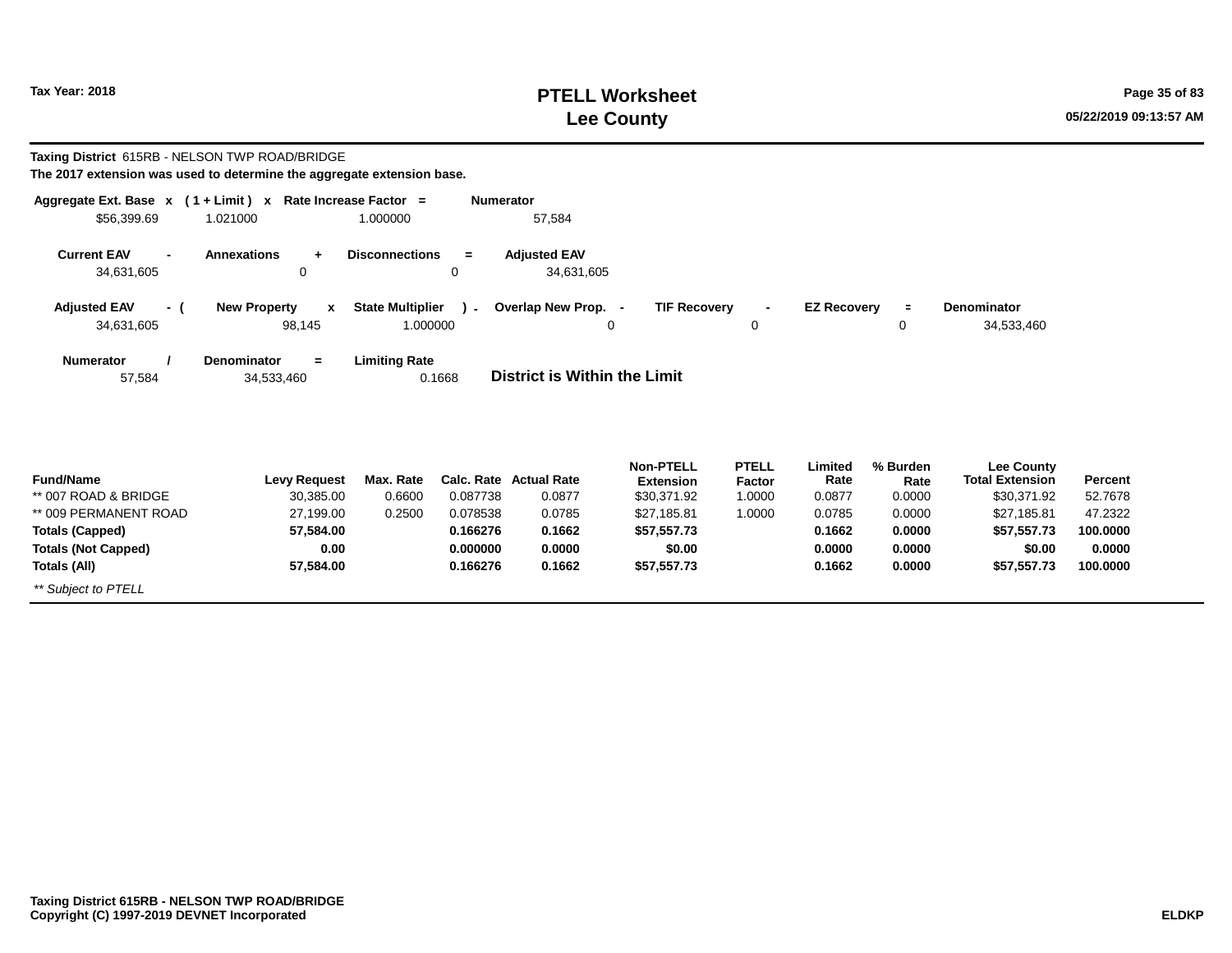# PTELL Worksheet
# Lee County

Tax Year: 2018

**Taxing District** 615RB - NELSON TWP ROAD/BRIDGE

**The 2017 extension was used to determine the aggregate extension base.**

| Aggregate Ext. Base | x | ( 1 + Limit ) | x | Rate Increase Factor | = | Numerator |
|---|---|---|---|---|---|---|
| $56,399.69 | | 1.021000 | | 1.000000 | | 57,584 |

| Current EAV | - | Annexations | + | Disconnections | = | Adjusted EAV |
|---|---|---|---|---|---|---|
| 34,631,605 | | 0 | | 0 | | 34,631,605 |

| Adjusted EAV | - ( | New Property | x | State Multiplier | ) - | Overlap New Prop. | - | TIF Recovery | - | EZ Recovery | = | Denominator |
|---|---|---|---|---|---|---|---|---|---|---|---|---|
| 34,631,605 | | 98,145 | | 1.000000 | | 0 | | 0 | | 0 | | 34,533,460 |

| Numerator | / | Denominator | = | Limiting Rate |
|---|---|---|---|---|
| 57,584 | | 34,533,460 | | 0.1668 |

**District is Within the Limit**

| Fund/Name | Levy Request | Max. Rate | Calc. Rate | Actual Rate | Non-PTELL Extension | PTELL Factor | Limited Rate | % Burden Rate | Lee County Total Extension | Percent |
|---|---|---|---|---|---|---|---|---|---|---|
| ** 007 ROAD & BRIDGE | 30,385.00 | 0.6600 | 0.087738 | 0.0877 | $30,371.92 | 1.0000 | 0.0877 | 0.0000 | $30,371.92 | 52.7678 |
| ** 009 PERMANENT ROAD | 27,199.00 | 0.2500 | 0.078538 | 0.0785 | $27,185.81 | 1.0000 | 0.0785 | 0.0000 | $27,185.81 | 47.2322 |
| **Totals (Capped)** | **57,584.00** | | **0.166276** | **0.1662** | **$57,557.73** | | **0.1662** | **0.0000** | **$57,557.73** | **100.0000** |
| **Totals (Not Capped)** | **0.00** | | **0.000000** | **0.0000** | **$0.00** | | **0.0000** | **0.0000** | **$0.00** | **0.0000** |
| **Totals (All)** | **57,584.00** | | **0.166276** | **0.1662** | **$57,557.73** | | **0.1662** | **0.0000** | **$57,557.73** | **100.0000** |

*** Subject to PTELL*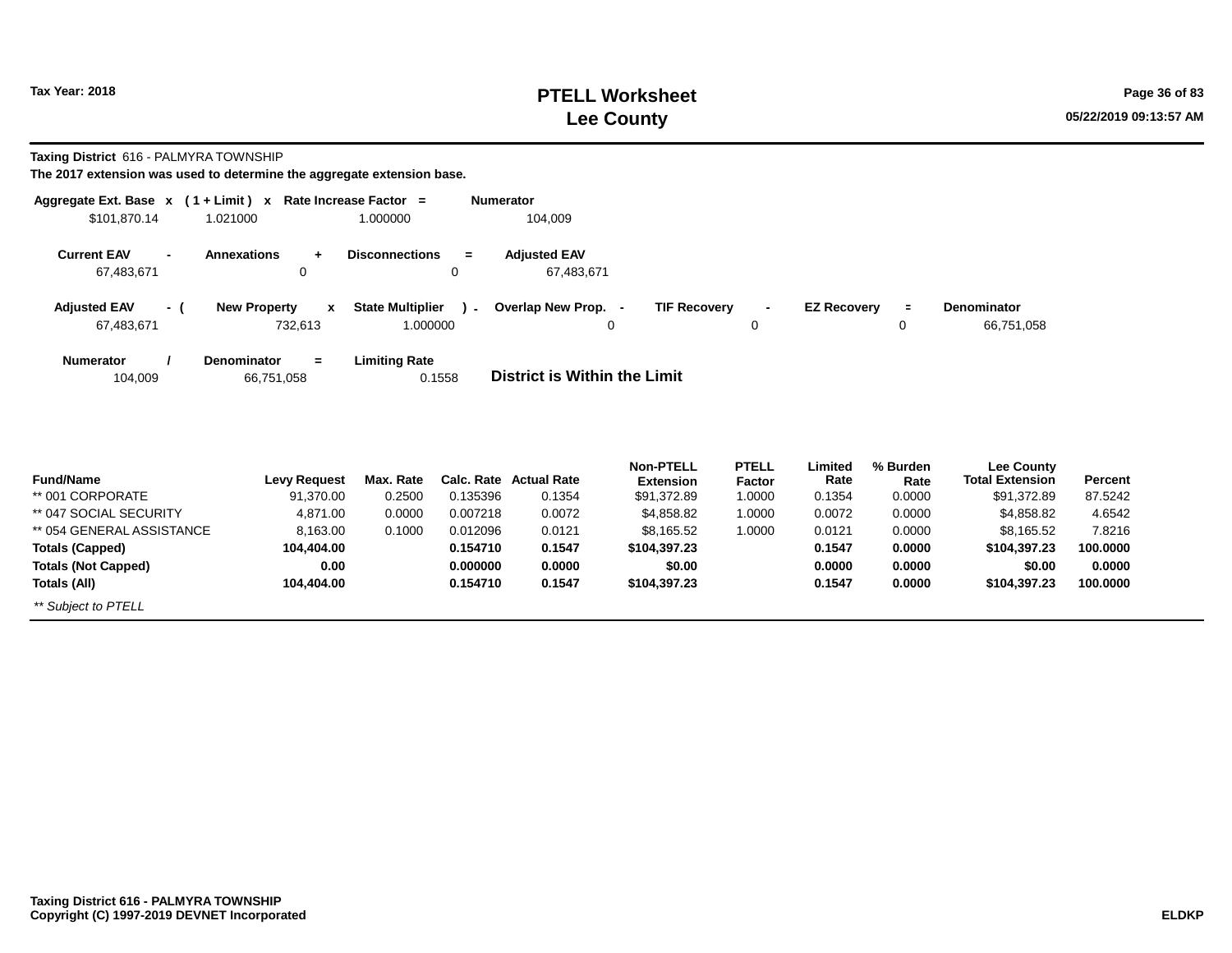# PTELL Worksheet
## Lee County

Tax Year: 2018

05/22/2019 09:13:57 AM

**Taxing District** 616 - PALMYRA TOWNSHIP

**The 2017 extension was used to determine the aggregate extension base.**

| Aggregate Ext. Base | x | ( 1 + Limit ) | x | Rate Increase Factor | = | Numerator |
|---|---|---|---|---|---|---|
| $101,870.14 | | 1.021000 | | 1.000000 | | 104,009 |

| Current EAV | - | Annexations | + | Disconnections | = | Adjusted EAV |
|---|---|---|---|---|---|---|
| 67,483,671 | | 0 | | 0 | | 67,483,671 |

| Adjusted EAV | - ( | New Property | x | State Multiplier | ) - | Overlap New Prop. | - | TIF Recovery | - | EZ Recovery | = | Denominator |
|---|---|---|---|---|---|---|---|---|---|---|---|---|
| 67,483,671 | | 732,613 | | 1.000000 | | 0 | | 0 | | 0 | | 66,751,058 |

| Numerator | / | Denominator | = | Limiting Rate |
|---|---|---|---|---|
| 104,009 | | 66,751,058 | | 0.1558 |

**District is Within the Limit**

| Fund/Name | Levy Request | Max. Rate | Calc. Rate | Actual Rate | Non-PTELL Extension | PTELL Factor | Limited Rate | % Burden Rate | Lee County Total Extension | Percent |
|---|---|---|---|---|---|---|---|---|---|---|
| ** 001 CORPORATE | 91,370.00 | 0.2500 | 0.135396 | 0.1354 | $91,372.89 | 1.0000 | 0.1354 | 0.0000 | $91,372.89 | 87.5242 |
| ** 047 SOCIAL SECURITY | 4,871.00 | 0.0000 | 0.007218 | 0.0072 | $4,858.82 | 1.0000 | 0.0072 | 0.0000 | $4,858.82 | 4.6542 |
| ** 054 GENERAL ASSISTANCE | 8,163.00 | 0.1000 | 0.012096 | 0.0121 | $8,165.52 | 1.0000 | 0.0121 | 0.0000 | $8,165.52 | 7.8216 |
| **Totals (Capped)** | **104,404.00** | | **0.154710** | **0.1547** | **$104,397.23** | | **0.1547** | **0.0000** | **$104,397.23** | **100.0000** |
| **Totals (Not Capped)** | **0.00** | | **0.000000** | **0.0000** | **$0.00** | | **0.0000** | **0.0000** | **$0.00** | **0.0000** |
| **Totals (All)** | **104,404.00** | | **0.154710** | **0.1547** | **$104,397.23** | | **0.1547** | **0.0000** | **$104,397.23** | **100.0000** |

*** Subject to PTELL*

**Taxing District 616 - PALMYRA TOWNSHIP**
**Copyright (C) 1997-2019 DEVNET Incorporated**

**ELDKP**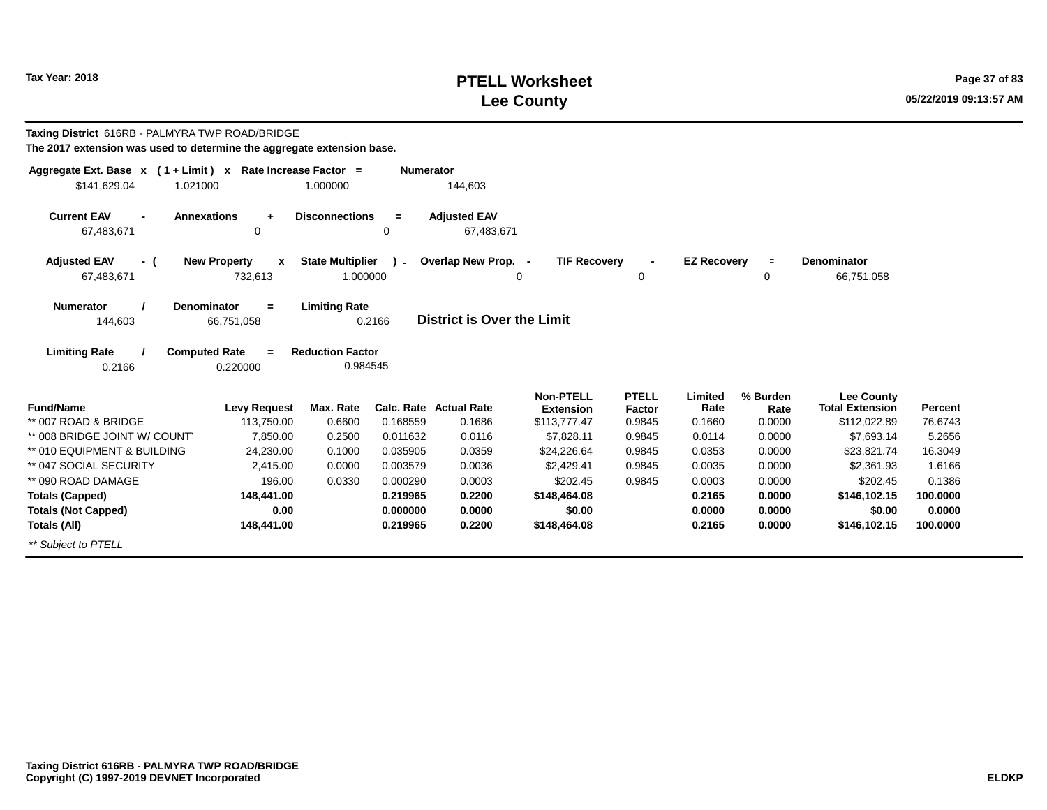# PTELL Worksheet
## Lee County

Tax Year: 2018

**Taxing District** 616RB - PALMYRA TWP ROAD/BRIDGE
**The 2017 extension was used to determine the aggregate extension base.**

| Aggregate Ext. Base | x | ( 1 + Limit ) | x | Rate Increase Factor | = | Numerator |
|---|---|---|---|---|---|---|
| $141,629.04 | | 1.021000 | | 1.000000 | | 144,603 |

| Current EAV | - | Annexations | + | Disconnections | = | Adjusted EAV |
|---|---|---|---|---|---|---|
| 67,483,671 | | 0 | | 0 | | 67,483,671 |

| Adjusted EAV | - ( | New Property | x | State Multiplier | ) - | Overlap New Prop. | - | TIF Recovery | - | EZ Recovery | = | Denominator |
|---|---|---|---|---|---|---|---|---|---|---|---|---|
| 67,483,671 | | 732,613 | | 1.000000 | | 0 | | 0 | | 0 | | 66,751,058 |

| Numerator | / | Denominator | = | Limiting Rate |
|---|---|---|---|---|
| 144,603 | | 66,751,058 | | 0.2166 |

**District is Over the Limit**

| Limiting Rate | / | Computed Rate | = | Reduction Factor |
|---|---|---|---|---|
| 0.2166 | | 0.220000 | | 0.984545 |

| Fund/Name | Levy Request | Max. Rate | Calc. Rate | Actual Rate | Non-PTELL Extension | PTELL Factor | Limited Rate | % Burden Rate | Lee County Total Extension | Percent |
|---|---|---|---|---|---|---|---|---|---|---|
| ** 007 ROAD & BRIDGE | 113,750.00 | 0.6600 | 0.168559 | 0.1686 | $113,777.47 | 0.9845 | 0.1660 | 0.0000 | $112,022.89 | 76.6743 |
| ** 008 BRIDGE JOINT W/ COUNT | 7,850.00 | 0.2500 | 0.011632 | 0.0116 | $7,828.11 | 0.9845 | 0.0114 | 0.0000 | $7,693.14 | 5.2656 |
| ** 010 EQUIPMENT & BUILDING | 24,230.00 | 0.1000 | 0.035905 | 0.0359 | $24,226.64 | 0.9845 | 0.0353 | 0.0000 | $23,821.74 | 16.3049 |
| ** 047 SOCIAL SECURITY | 2,415.00 | 0.0000 | 0.003579 | 0.0036 | $2,429.41 | 0.9845 | 0.0035 | 0.0000 | $2,361.93 | 1.6166 |
| ** 090 ROAD DAMAGE | 196.00 | 0.0330 | 0.000290 | 0.0003 | $202.45 | 0.9845 | 0.0003 | 0.0000 | $202.45 | 0.1386 |
| **Totals (Capped)** | **148,441.00** | | **0.219965** | **0.2200** | **$148,464.08** | | **0.2165** | **0.0000** | **$146,102.15** | **100.0000** |
| **Totals (Not Capped)** | **0.00** | | **0.000000** | **0.0000** | **$0.00** | | **0.0000** | **0.0000** | **$0.00** | **0.0000** |
| **Totals (All)** | **148,441.00** | | **0.219965** | **0.2200** | **$148,464.08** | | **0.2165** | **0.0000** | **$146,102.15** | **100.0000** |

*** Subject to PTELL*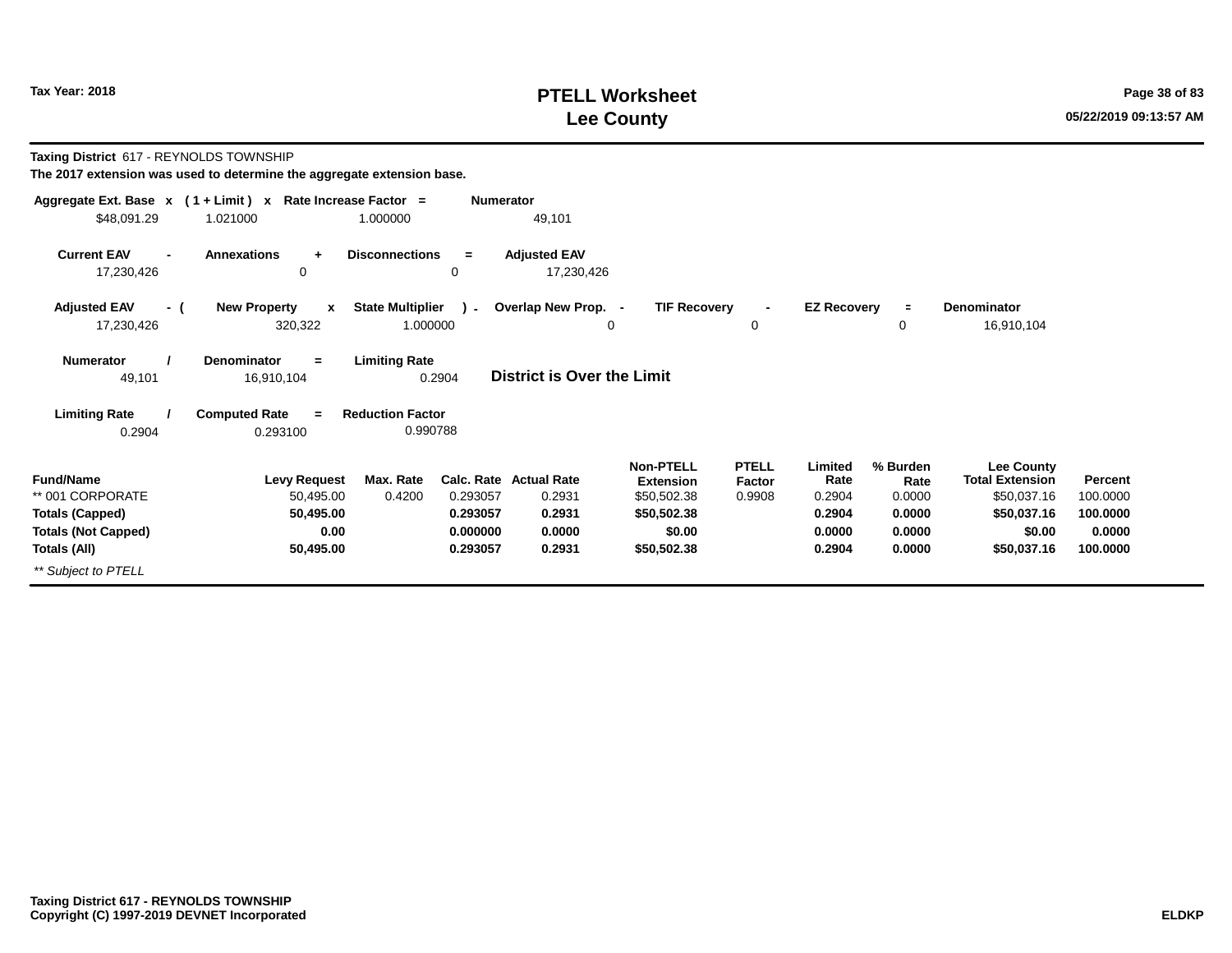## PTELL Worksheet
## Lee County

Tax Year: 2018

**Taxing District** 617 - REYNOLDS TOWNSHIP

**The 2017 extension was used to determine the aggregate extension base.**

| Aggregate Ext. Base | x | ( 1 + Limit ) | x | Rate Increase Factor | = | Numerator |
|---|---|---|---|---|---|---|
| $48,091.29 | | 1.021000 | | 1.000000 | | 49,101 |

| Current EAV | - | Annexations | + | Disconnections | = | Adjusted EAV |
|---|---|---|---|---|---|---|
| 17,230,426 | | 0 | | 0 | | 17,230,426 |

| Adjusted EAV | - ( | New Property | x | State Multiplier | ) - | Overlap New Prop. | - | TIF Recovery | - | EZ Recovery | = | Denominator |
|---|---|---|---|---|---|---|---|---|---|---|---|---|
| 17,230,426 | | 320,322 | | 1.000000 | | 0 | | 0 | | 0 | | 16,910,104 |

| Numerator | / | Denominator | = | Limiting Rate |
|---|---|---|---|---|
| 49,101 | | 16,910,104 | | 0.2904 |

**District is Over the Limit**

| Limiting Rate | / | Computed Rate | = | Reduction Factor |
|---|---|---|---|---|
| 0.2904 | | 0.293100 | | 0.990788 |

| Fund/Name | Levy Request | Max. Rate | Calc. Rate | Actual Rate | Non-PTELL Extension | PTELL Factor | Limited Rate | % Burden Rate | Lee County Total Extension | Percent |
|---|---|---|---|---|---|---|---|---|---|---|
| ** 001 CORPORATE | 50,495.00 | 0.4200 | 0.293057 | 0.2931 | $50,502.38 | 0.9908 | 0.2904 | 0.0000 | $50,037.16 | 100.0000 |
| **Totals (Capped)** | **50,495.00** | | **0.293057** | **0.2931** | **$50,502.38** | | **0.2904** | **0.0000** | **$50,037.16** | **100.0000** |
| **Totals (Not Capped)** | **0.00** | | **0.000000** | **0.0000** | **$0.00** | | **0.0000** | **0.0000** | **$0.00** | **0.0000** |
| **Totals (All)** | **50,495.00** | | **0.293057** | **0.2931** | **$50,502.38** | | **0.2904** | **0.0000** | **$50,037.16** | **100.0000** |

*** Subject to PTELL*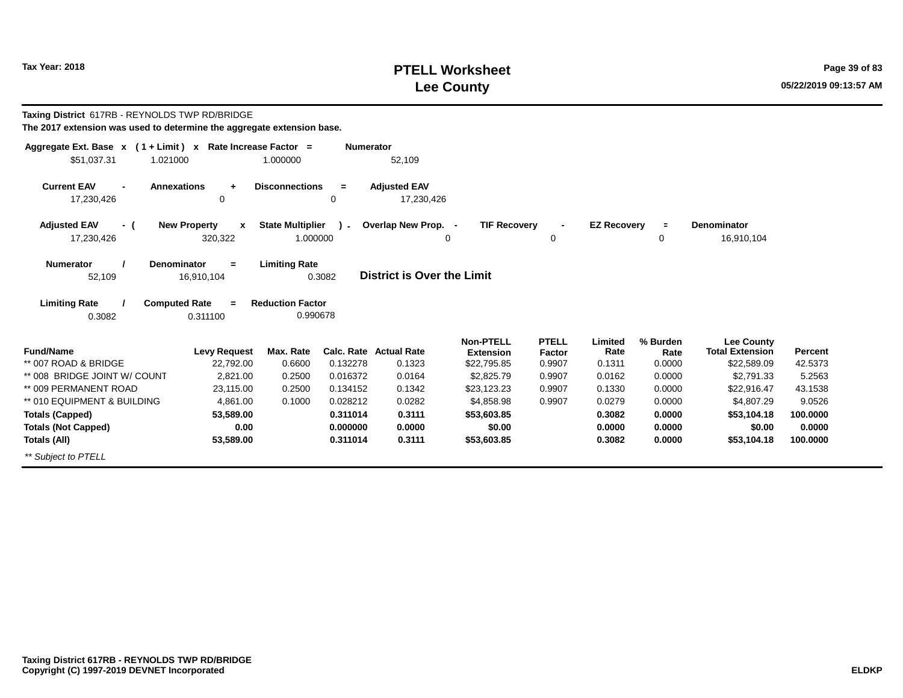# PTELL Worksheet
# Lee County

Tax Year: 2018

05/22/2019 09:13:57 AM

**Taxing District** 617RB - REYNOLDS TWP RD/BRIDGE

**The 2017 extension was used to determine the aggregate extension base.**

| Aggregate Ext. Base | x | ( 1 + Limit ) | x | Rate Increase Factor | = | Numerator |
|---|---|---|---|---|---|---|
| $51,037.31 | | 1.021000 | | 1.000000 | | 52,109 |

| Current EAV | - | Annexations | + | Disconnections | = | Adjusted EAV |
|---|---|---|---|---|---|---|
| 17,230,426 | | 0 | | 0 | | 17,230,426 |

| Adjusted EAV | - ( | New Property | x | State Multiplier | ) - | Overlap New Prop. | - | TIF Recovery | - | EZ Recovery | = | Denominator |
|---|---|---|---|---|---|---|---|---|---|---|---|---|
| 17,230,426 | | 320,322 | | 1.000000 | | 0 | | 0 | | 0 | | 16,910,104 |

| Numerator | / | Denominator | = | Limiting Rate |
|---|---|---|---|---|
| 52,109 | | 16,910,104 | | 0.3082 |

**District is Over the Limit**

| Limiting Rate | / | Computed Rate | = | Reduction Factor |
|---|---|---|---|---|
| 0.3082 | | 0.311100 | | 0.990678 |

| Fund/Name | Levy Request | Max. Rate | Calc. Rate | Actual Rate | Non-PTELL Extension | PTELL Factor | Limited Rate | % Burden Rate | Lee County Total Extension | Percent |
|---|---|---|---|---|---|---|---|---|---|---|
| ** 007 ROAD & BRIDGE | 22,792.00 | 0.6600 | 0.132278 | 0.1323 | $22,795.85 | 0.9907 | 0.1311 | 0.0000 | $22,589.09 | 42.5373 |
| ** 008 BRIDGE JOINT W/ COUNT | 2,821.00 | 0.2500 | 0.016372 | 0.0164 | $2,825.79 | 0.9907 | 0.0162 | 0.0000 | $2,791.33 | 5.2563 |
| ** 009 PERMANENT ROAD | 23,115.00 | 0.2500 | 0.134152 | 0.1342 | $23,123.23 | 0.9907 | 0.1330 | 0.0000 | $22,916.47 | 43.1538 |
| ** 010 EQUIPMENT & BUILDING | 4,861.00 | 0.1000 | 0.028212 | 0.0282 | $4,858.98 | 0.9907 | 0.0279 | 0.0000 | $4,807.29 | 9.0526 |
| **Totals (Capped)** | **53,589.00** | | **0.311014** | **0.3111** | **$53,603.85** | | **0.3082** | **0.0000** | **$53,104.18** | **100.0000** |
| **Totals (Not Capped)** | **0.00** | | **0.000000** | **0.0000** | **$0.00** | | **0.0000** | **0.0000** | **$0.00** | **0.0000** |
| **Totals (All)** | **53,589.00** | | **0.311014** | **0.3111** | **$53,603.85** | | **0.3082** | **0.0000** | **$53,104.18** | **100.0000** |

*** Subject to PTELL*

**Taxing District 617RB - REYNOLDS TWP RD/BRIDGE**
**Copyright (C) 1997-2019 DEVNET Incorporated**

**ELDKP**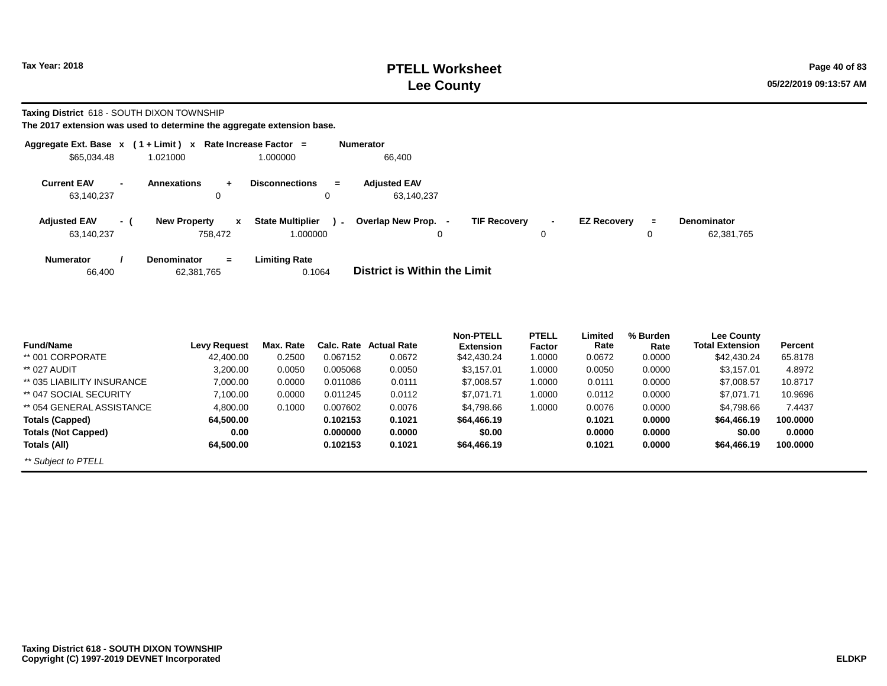# PTELL Worksheet
# Lee County

Tax Year: 2018

**Taxing District** 618 - SOUTH DIXON TOWNSHIP

**The 2017 extension was used to determine the aggregate extension base.**

| Aggregate Ext. Base | x | ( 1 + Limit ) | x | Rate Increase Factor | = | Numerator |
|---|---|---|---|---|---|---|
| $65,034.48 | | 1.021000 | | 1.000000 | | 66,400 |

| Current EAV | - | Annexations | + | Disconnections | = | Adjusted EAV |
|---|---|---|---|---|---|---|
| 63,140,237 | | 0 | | 0 | | 63,140,237 |

| Adjusted EAV | - ( | New Property | x | State Multiplier | ) - | Overlap New Prop. | - | TIF Recovery | - | EZ Recovery | = | Denominator |
|---|---|---|---|---|---|---|---|---|---|---|---|---|
| 63,140,237 | | 758,472 | | 1.000000 | | 0 | | 0 | | 0 | | 62,381,765 |

| Numerator | / | Denominator | = | Limiting Rate |
|---|---|---|---|---|
| 66,400 | | 62,381,765 | | 0.1064 |

**District is Within the Limit**

| Fund/Name | Levy Request | Max. Rate | Calc. Rate | Actual Rate | Non-PTELL Extension | PTELL Factor | Limited Rate | % Burden Rate | Lee County Total Extension | Percent |
|---|---|---|---|---|---|---|---|---|---|---|
| ** 001 CORPORATE | 42,400.00 | 0.2500 | 0.067152 | 0.0672 | $42,430.24 | 1.0000 | 0.0672 | 0.0000 | $42,430.24 | 65.8178 |
| ** 027 AUDIT | 3,200.00 | 0.0050 | 0.005068 | 0.0050 | $3,157.01 | 1.0000 | 0.0050 | 0.0000 | $3,157.01 | 4.8972 |
| ** 035 LIABILITY INSURANCE | 7,000.00 | 0.0000 | 0.011086 | 0.0111 | $7,008.57 | 1.0000 | 0.0111 | 0.0000 | $7,008.57 | 10.8717 |
| ** 047 SOCIAL SECURITY | 7,100.00 | 0.0000 | 0.011245 | 0.0112 | $7,071.71 | 1.0000 | 0.0112 | 0.0000 | $7,071.71 | 10.9696 |
| ** 054 GENERAL ASSISTANCE | 4,800.00 | 0.1000 | 0.007602 | 0.0076 | $4,798.66 | 1.0000 | 0.0076 | 0.0000 | $4,798.66 | 7.4437 |
| **Totals (Capped)** | **64,500.00** | | **0.102153** | **0.1021** | **$64,466.19** | | **0.1021** | **0.0000** | **$64,466.19** | **100.0000** |
| **Totals (Not Capped)** | **0.00** | | **0.000000** | **0.0000** | **$0.00** | | **0.0000** | **0.0000** | **$0.00** | **0.0000** |
| **Totals (All)** | **64,500.00** | | **0.102153** | **0.1021** | **$64,466.19** | | **0.1021** | **0.0000** | **$64,466.19** | **100.0000** |

*** Subject to PTELL*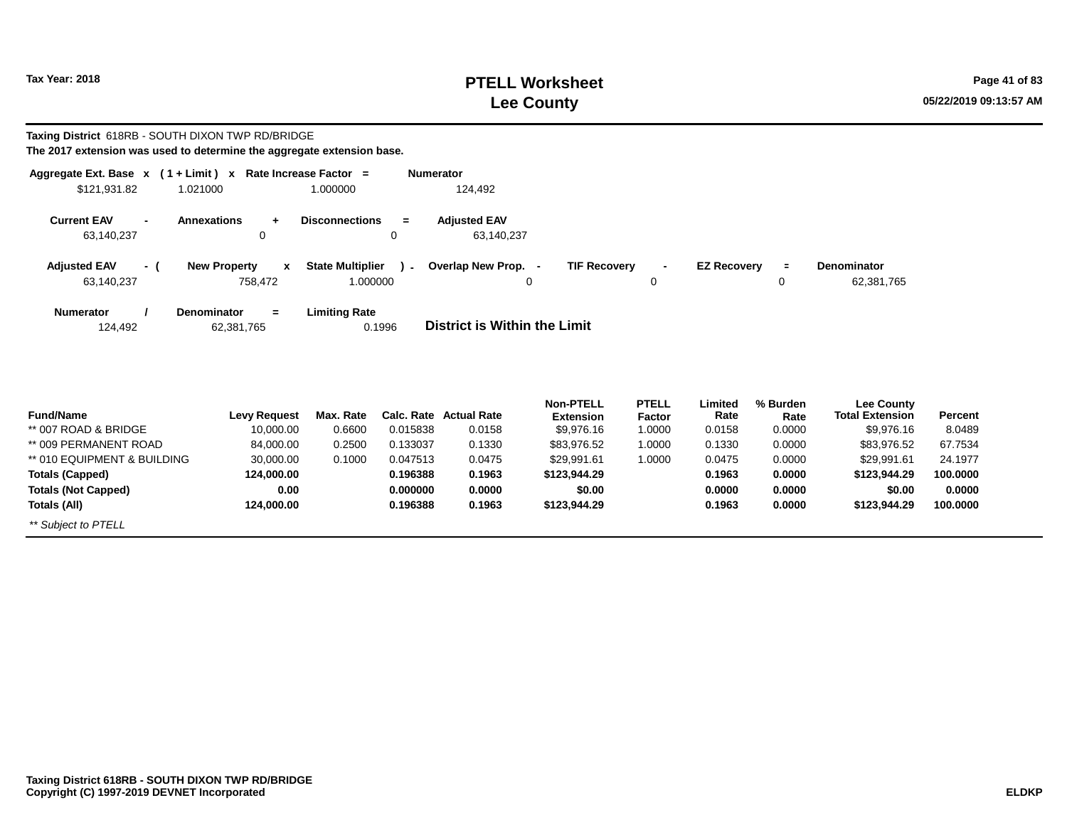**Tax Year: 2018**

# PTELL Worksheet
# Lee County

**Taxing District** 618RB - SOUTH DIXON TWP RD/BRIDGE
**The 2017 extension was used to determine the aggregate extension base.**

| Aggregate Ext. Base | x | ( 1 + Limit ) | x | Rate Increase Factor | = | Numerator |
|---|---|---|---|---|---|---|
| $121,931.82 | | 1.021000 | | 1.000000 | | 124,492 |

| Current EAV | - | Annexations | + | Disconnections | = | Adjusted EAV |
|---|---|---|---|---|---|---|
| 63,140,237 | | 0 | | 0 | | 63,140,237 |

| Adjusted EAV | - ( | New Property | x | State Multiplier | ) - | Overlap New Prop. | - | TIF Recovery | - | EZ Recovery | = | Denominator |
|---|---|---|---|---|---|---|---|---|---|---|---|---|
| 63,140,237 | | 758,472 | | 1.000000 | | 0 | | 0 | | 0 | | 62,381,765 |

| Numerator | / | Denominator | = | Limiting Rate |
|---|---|---|---|---|
| 124,492 | | 62,381,765 | | 0.1996 |

**District is Within the Limit**

| Fund/Name | Levy Request | Max. Rate | Calc. Rate | Actual Rate | Non-PTELL Extension | PTELL Factor | Limited Rate | % Burden Rate | Lee County Total Extension | Percent |
|---|---|---|---|---|---|---|---|---|---|---|
| ** 007 ROAD & BRIDGE | 10,000.00 | 0.6600 | 0.015838 | 0.0158 | $9,976.16 | 1.0000 | 0.0158 | 0.0000 | $9,976.16 | 8.0489 |
| ** 009 PERMANENT ROAD | 84,000.00 | 0.2500 | 0.133037 | 0.1330 | $83,976.52 | 1.0000 | 0.1330 | 0.0000 | $83,976.52 | 67.7534 |
| ** 010 EQUIPMENT & BUILDING | 30,000.00 | 0.1000 | 0.047513 | 0.0475 | $29,991.61 | 1.0000 | 0.0475 | 0.0000 | $29,991.61 | 24.1977 |
| **Totals (Capped)** | **124,000.00** | | **0.196388** | **0.1963** | **$123,944.29** | | **0.1963** | **0.0000** | **$123,944.29** | **100.0000** |
| **Totals (Not Capped)** | **0.00** | | **0.000000** | **0.0000** | **$0.00** | | **0.0000** | **0.0000** | **$0.00** | **0.0000** |
| **Totals (All)** | **124,000.00** | | **0.196388** | **0.1963** | **$123,944.29** | | **0.1963** | **0.0000** | **$123,944.29** | **100.0000** |

*** Subject to PTELL*

**Taxing District 618RB - SOUTH DIXON TWP RD/BRIDGE**
**Copyright (C) 1997-2019 DEVNET Incorporated**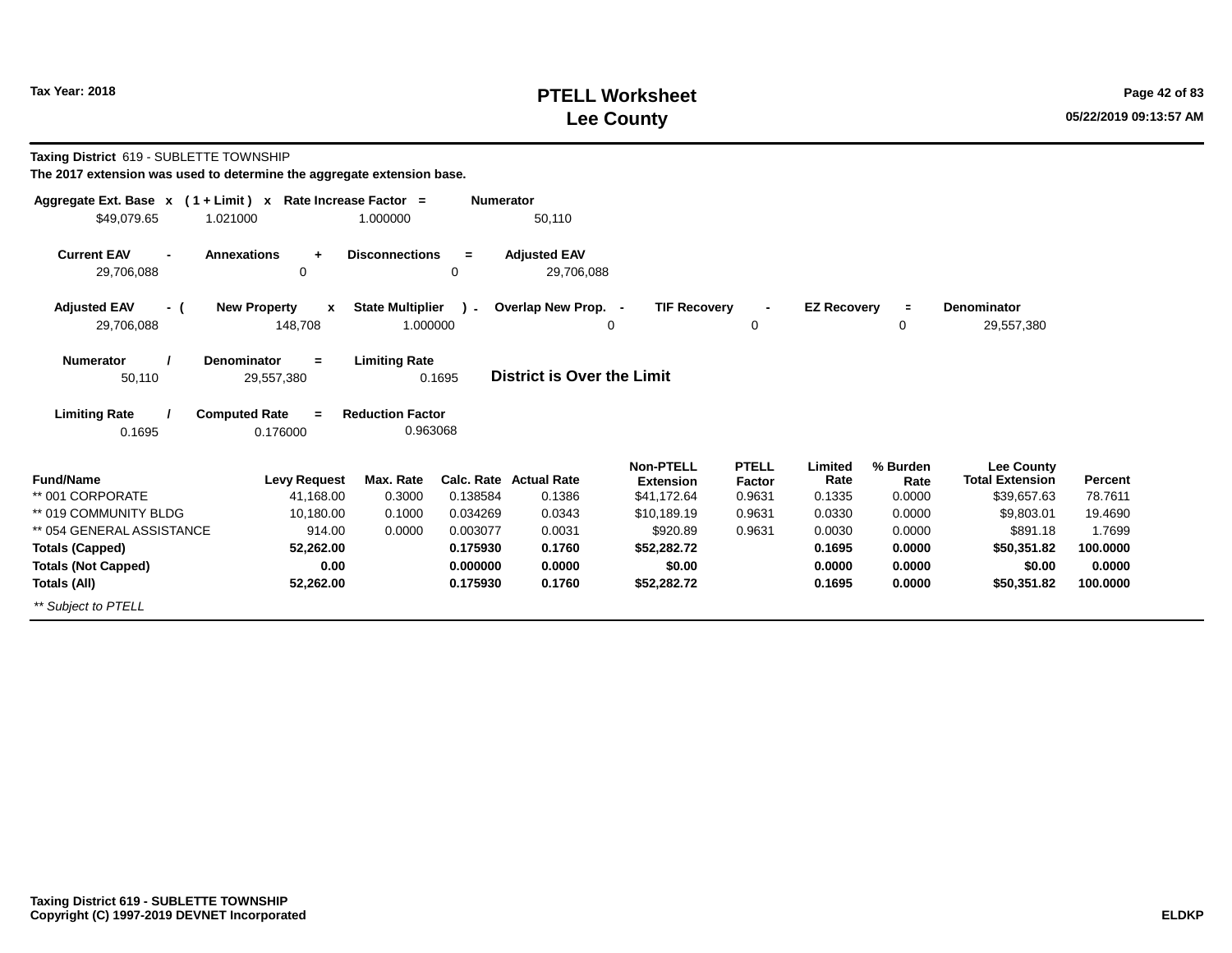# PTELL Worksheet
# Lee County

Tax Year: 2018

**Taxing District** 619 - SUBLETTE TOWNSHIP

**The 2017 extension was used to determine the aggregate extension base.**

| Aggregate Ext. Base | x | ( 1 + Limit ) | x | Rate Increase Factor | = | Numerator |
|---|---|---|---|---|---|---|
| $49,079.65 | | 1.021000 | | 1.000000 | | 50,110 |

| Current EAV | - | Annexations | + | Disconnections | = | Adjusted EAV |
|---|---|---|---|---|---|---|
| 29,706,088 | | 0 | | 0 | | 29,706,088 |

| Adjusted EAV | - ( | New Property | x | State Multiplier | ) - | Overlap New Prop. | - | TIF Recovery | - | EZ Recovery | = | Denominator |
|---|---|---|---|---|---|---|---|---|---|---|---|---|
| 29,706,088 | | 148,708 | | 1.000000 | | 0 | | 0 | | 0 | | 29,557,380 |

| Numerator | / | Denominator | = | Limiting Rate |
|---|---|---|---|---|
| 50,110 | | 29,557,380 | | 0.1695 |

**District is Over the Limit**

| Limiting Rate | / | Computed Rate | = | Reduction Factor |
|---|---|---|---|---|
| 0.1695 | | 0.176000 | | 0.963068 |

| Fund/Name | Levy Request | Max. Rate | Calc. Rate | Actual Rate | Non-PTELL Extension | PTELL Factor | Limited Rate | % Burden Rate | Lee County Total Extension | Percent |
|---|---|---|---|---|---|---|---|---|---|---|
| ** 001 CORPORATE | 41,168.00 | 0.3000 | 0.138584 | 0.1386 | $41,172.64 | 0.9631 | 0.1335 | 0.0000 | $39,657.63 | 78.7611 |
| ** 019 COMMUNITY BLDG | 10,180.00 | 0.1000 | 0.034269 | 0.0343 | $10,189.19 | 0.9631 | 0.0330 | 0.0000 | $9,803.01 | 19.4690 |
| ** 054 GENERAL ASSISTANCE | 914.00 | 0.0000 | 0.003077 | 0.0031 | $920.89 | 0.9631 | 0.0030 | 0.0000 | $891.18 | 1.7699 |
| **Totals (Capped)** | **52,262.00** | | **0.175930** | **0.1760** | **$52,282.72** | | **0.1695** | **0.0000** | **$50,351.82** | **100.0000** |
| **Totals (Not Capped)** | **0.00** | | **0.000000** | **0.0000** | **$0.00** | | **0.0000** | **0.0000** | **$0.00** | **0.0000** |
| **Totals (All)** | **52,262.00** | | **0.175930** | **0.1760** | **$52,282.72** | | **0.1695** | **0.0000** | **$50,351.82** | **100.0000** |

*** Subject to PTELL*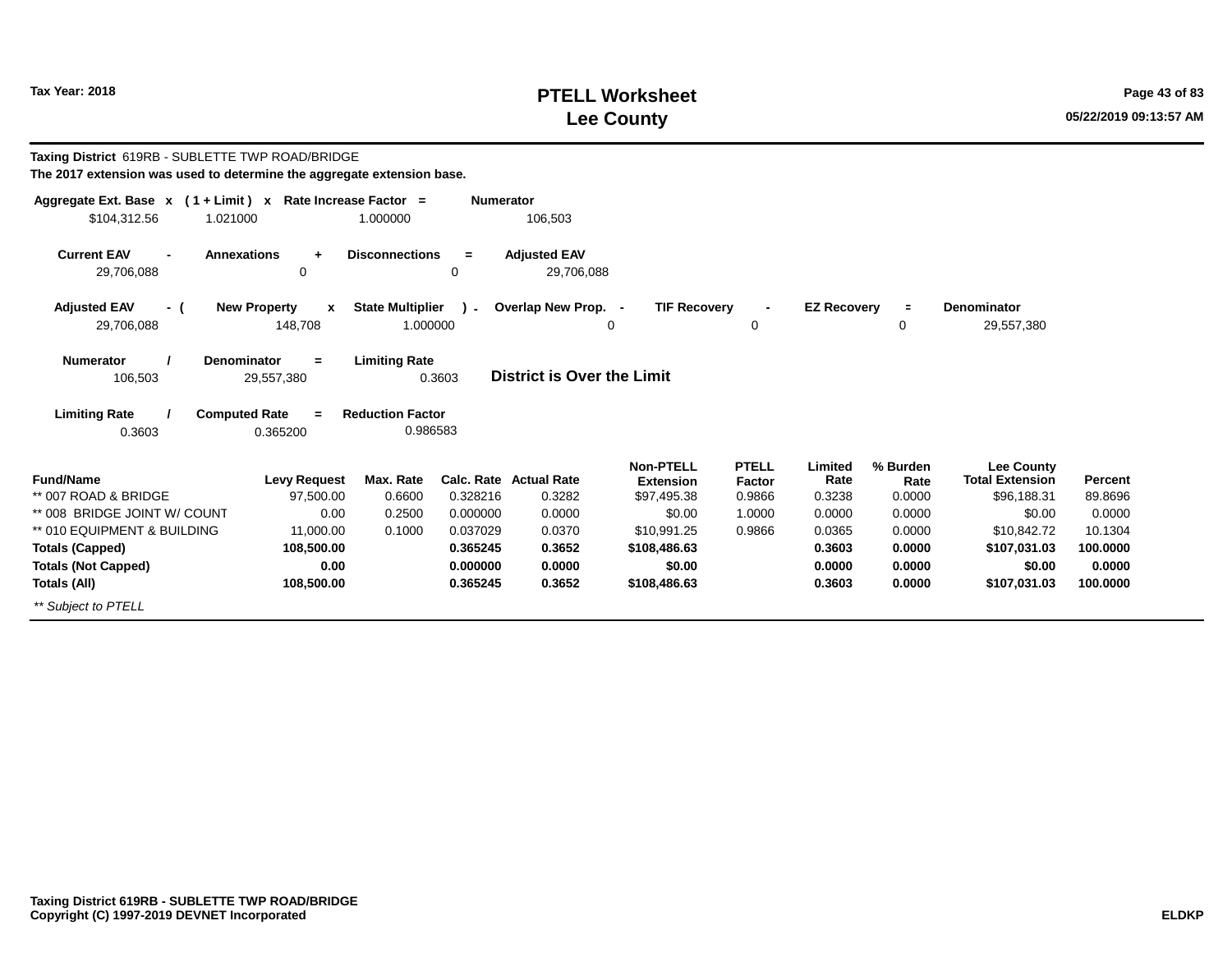# PTELL Worksheet
# Lee County

Tax Year: 2018

**Taxing District** 619RB - SUBLETTE TWP ROAD/BRIDGE

**The 2017 extension was used to determine the aggregate extension base.**

| Aggregate Ext. Base | x | ( 1 + Limit ) | x | Rate Increase Factor | = | Numerator |
|---|---|---|---|---|---|---|
| $104,312.56 | | 1.021000 | | 1.000000 | | 106,503 |

| Current EAV | - | Annexations | + | Disconnections | = | Adjusted EAV |
|---|---|---|---|---|---|---|
| 29,706,088 | | 0 | | 0 | | 29,706,088 |

| Adjusted EAV | - ( | New Property | x | State Multiplier | ) - | Overlap New Prop. | - | TIF Recovery | - | EZ Recovery | = | Denominator |
|---|---|---|---|---|---|---|---|---|---|---|---|---|
| 29,706,088 | | 148,708 | | 1.000000 | | 0 | | 0 | | 0 | | 29,557,380 |

| Numerator | / | Denominator | = | Limiting Rate |
|---|---|---|---|---|
| 106,503 | | 29,557,380 | | 0.3603 |

**District is Over the Limit**

| Limiting Rate | / | Computed Rate | = | Reduction Factor |
|---|---|---|---|---|
| 0.3603 | | 0.365200 | | 0.986583 |

| Fund/Name | Levy Request | Max. Rate | Calc. Rate | Actual Rate | Non-PTELL Extension | PTELL Factor | Limited Rate | % Burden Rate | Lee County Total Extension | Percent |
|---|---|---|---|---|---|---|---|---|---|---|
| ** 007 ROAD & BRIDGE | 97,500.00 | 0.6600 | 0.328216 | 0.3282 | $97,495.38 | 0.9866 | 0.3238 | 0.0000 | $96,188.31 | 89.8696 |
| ** 008 BRIDGE JOINT W/ COUNT | 0.00 | 0.2500 | 0.000000 | 0.0000 | $0.00 | 1.0000 | 0.0000 | 0.0000 | $0.00 | 0.0000 |
| ** 010 EQUIPMENT & BUILDING | 11,000.00 | 0.1000 | 0.037029 | 0.0370 | $10,991.25 | 0.9866 | 0.0365 | 0.0000 | $10,842.72 | 10.1304 |
| **Totals (Capped)** | **108,500.00** | | **0.365245** | **0.3652** | **$108,486.63** | | **0.3603** | **0.0000** | **$107,031.03** | **100.0000** |
| **Totals (Not Capped)** | **0.00** | | **0.000000** | **0.0000** | **$0.00** | | **0.0000** | **0.0000** | **$0.00** | **0.0000** |
| **Totals (All)** | **108,500.00** | | **0.365245** | **0.3652** | **$108,486.63** | | **0.3603** | **0.0000** | **$107,031.03** | **100.0000** |

*** Subject to PTELL*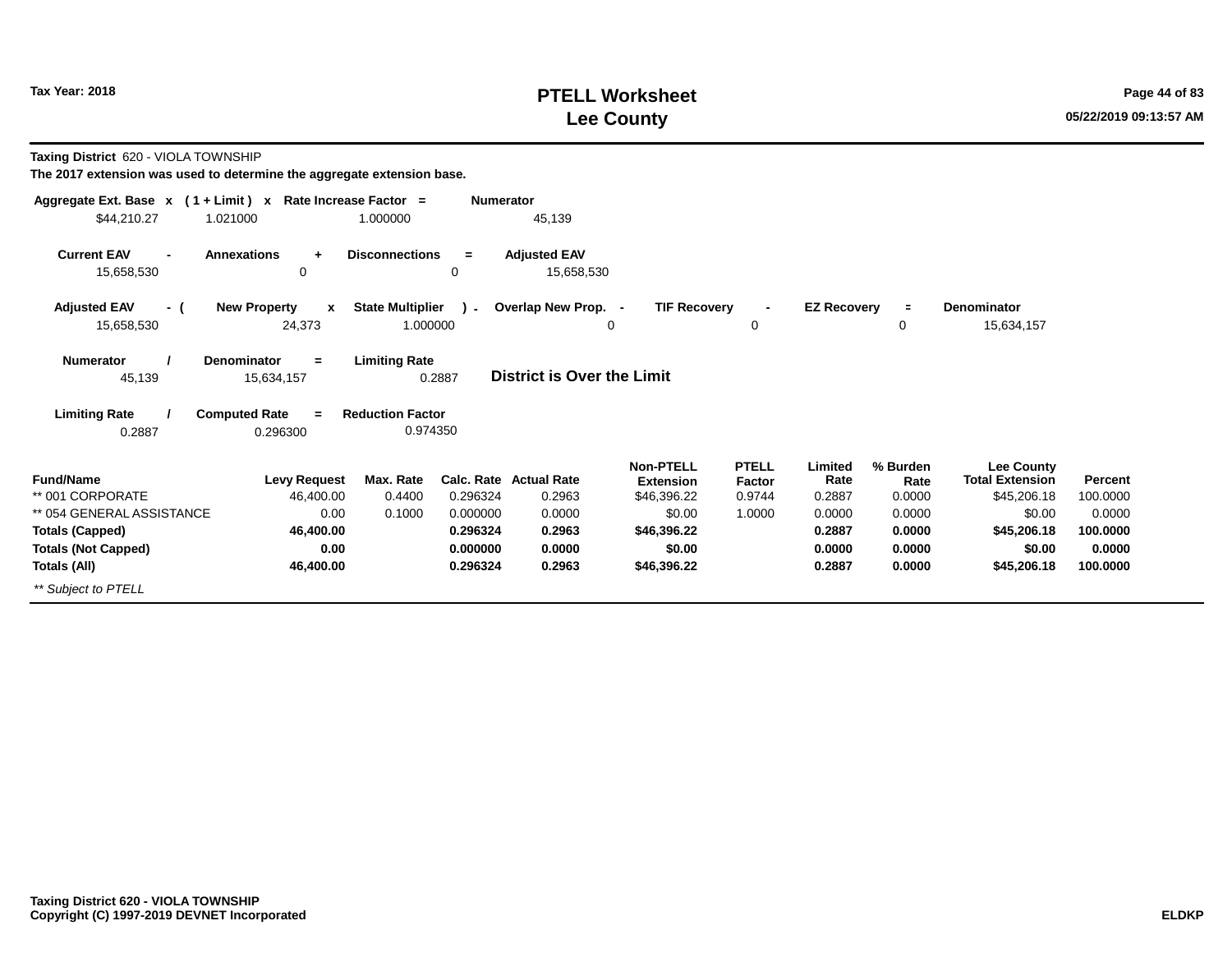# PTELL Worksheet
# Lee County

Tax Year: 2018

**Taxing District** 620 - VIOLA TOWNSHIP

**The 2017 extension was used to determine the aggregate extension base.**

| Aggregate Ext. Base x | ( 1 + Limit ) x | Rate Increase Factor = | Numerator |
|---|---|---|---|
| $44,210.27 | 1.021000 | 1.000000 | 45,139 |

| Current EAV - | Annexations + | Disconnections = | Adjusted EAV |
|---|---|---|---|
| 15,658,530 | 0 | 0 | 15,658,530 |

| Adjusted EAV - ( | New Property x | State Multiplier ) - | Overlap New Prop. - | TIF Recovery - | EZ Recovery = | Denominator |
|---|---|---|---|---|---|---|
| 15,658,530 | 24,373 | 1.000000 | 0 | 0 | 0 | 15,634,157 |

| Numerator / | Denominator = | Limiting Rate |
|---|---|---|
| 45,139 | 15,634,157 | 0.2887 |

**District is Over the Limit**

| Limiting Rate / | Computed Rate = | Reduction Factor |
|---|---|---|
| 0.2887 | 0.296300 | 0.974350 |

| Fund/Name | Levy Request | Max. Rate | Calc. Rate | Actual Rate | Non-PTELL Extension | PTELL Factor | Limited Rate | % Burden Rate | Lee County Total Extension | Percent |
|---|---|---|---|---|---|---|---|---|---|---|
| ** 001 CORPORATE | 46,400.00 | 0.4400 | 0.296324 | 0.2963 | $46,396.22 | 0.9744 | 0.2887 | 0.0000 | $45,206.18 | 100.0000 |
| ** 054 GENERAL ASSISTANCE | 0.00 | 0.1000 | 0.000000 | 0.0000 | $0.00 | 1.0000 | 0.0000 | 0.0000 | $0.00 | 0.0000 |
| **Totals (Capped)** | **46,400.00** | | **0.296324** | **0.2963** | **$46,396.22** | | **0.2887** | **0.0000** | **$45,206.18** | **100.0000** |
| **Totals (Not Capped)** | **0.00** | | **0.000000** | **0.0000** | **$0.00** | | **0.0000** | **0.0000** | **$0.00** | **0.0000** |
| **Totals (All)** | **46,400.00** | | **0.296324** | **0.2963** | **$46,396.22** | | **0.2887** | **0.0000** | **$45,206.18** | **100.0000** |

*** Subject to PTELL*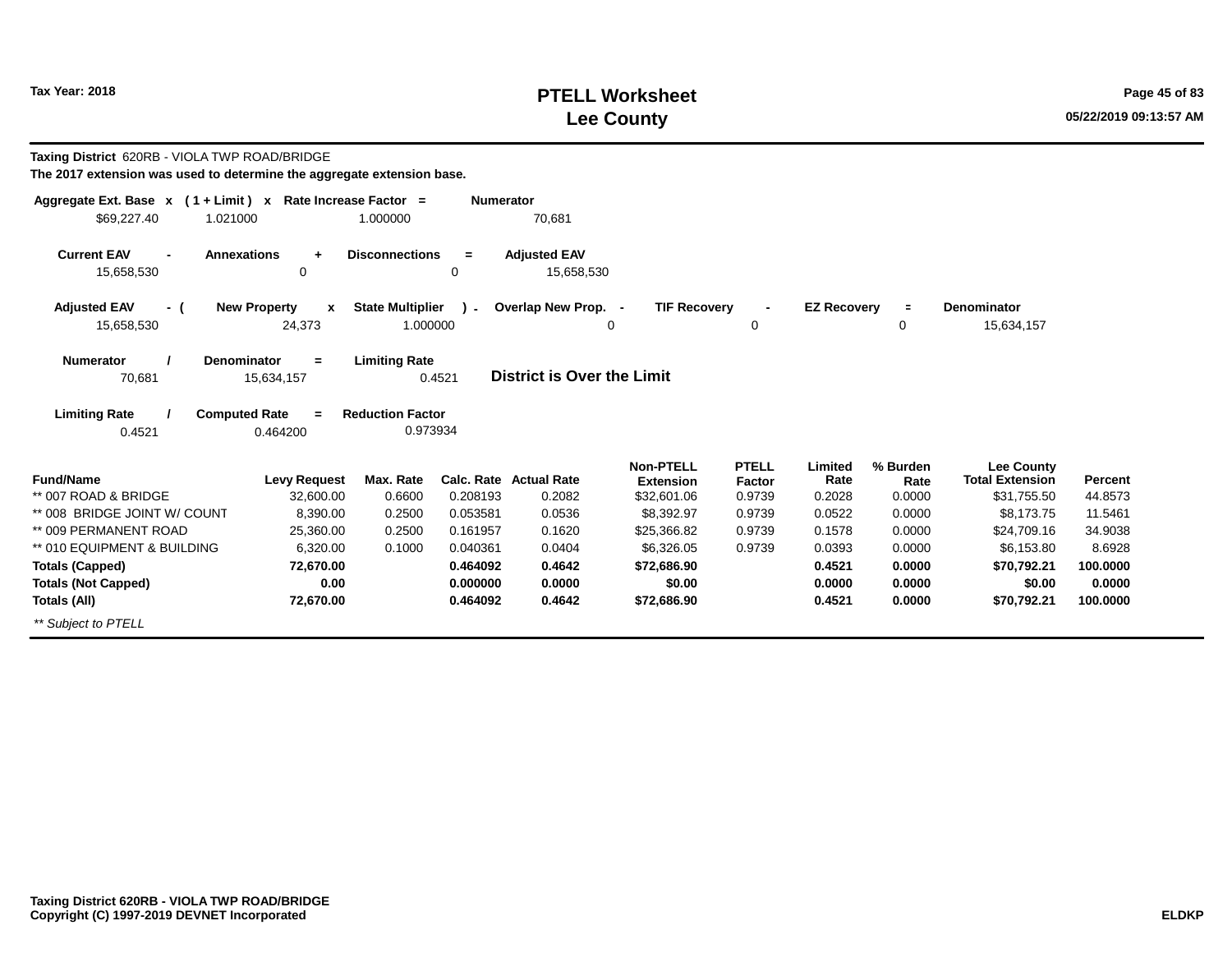Tax Year: 2018

# PTELL Worksheet
# Lee County

**Taxing District** 620RB - VIOLA TWP ROAD/BRIDGE

**The 2017 extension was used to determine the aggregate extension base.**

| Aggregate Ext. Base | x | ( 1 + Limit ) | x | Rate Increase Factor | = | Numerator |
|---|---|---|---|---|---|---|
| $69,227.40 | | 1.021000 | | 1.000000 | | 70,681 |

| Current EAV | - | Annexations | + | Disconnections | = | Adjusted EAV |
|---|---|---|---|---|---|---|
| 15,658,530 | | 0 | | 0 | | 15,658,530 |

| Adjusted EAV | - ( | New Property | x | State Multiplier | ) - | Overlap New Prop. | - | TIF Recovery | - | EZ Recovery | = | Denominator |
|---|---|---|---|---|---|---|---|---|---|---|---|---|
| 15,658,530 | | 24,373 | | 1.000000 | | 0 | | 0 | | 0 | | 15,634,157 |

| Numerator | / | Denominator | = | Limiting Rate |
|---|---|---|---|---|
| 70,681 | | 15,634,157 | | 0.4521 |

**District is Over the Limit**

| Limiting Rate | / | Computed Rate | = | Reduction Factor |
|---|---|---|---|---|
| 0.4521 | | 0.464200 | | 0.973934 |

| Fund/Name | Levy Request | Max. Rate | Calc. Rate | Actual Rate | Non-PTELL Extension | PTELL Factor | Limited Rate | % Burden Rate | Lee County Total Extension | Percent |
|---|---|---|---|---|---|---|---|---|---|---|
| ** 007 ROAD & BRIDGE | 32,600.00 | 0.6600 | 0.208193 | 0.2082 | $32,601.06 | 0.9739 | 0.2028 | 0.0000 | $31,755.50 | 44.8573 |
| ** 008 BRIDGE JOINT W/ COUNT | 8,390.00 | 0.2500 | 0.053581 | 0.0536 | $8,392.97 | 0.9739 | 0.0522 | 0.0000 | $8,173.75 | 11.5461 |
| ** 009 PERMANENT ROAD | 25,360.00 | 0.2500 | 0.161957 | 0.1620 | $25,366.82 | 0.9739 | 0.1578 | 0.0000 | $24,709.16 | 34.9038 |
| ** 010 EQUIPMENT & BUILDING | 6,320.00 | 0.1000 | 0.040361 | 0.0404 | $6,326.05 | 0.9739 | 0.0393 | 0.0000 | $6,153.80 | 8.6928 |
| **Totals (Capped)** | **72,670.00** | | **0.464092** | **0.4642** | **$72,686.90** | | **0.4521** | **0.0000** | **$70,792.21** | **100.0000** |
| **Totals (Not Capped)** | **0.00** | | **0.000000** | **0.0000** | **$0.00** | | **0.0000** | **0.0000** | **$0.00** | **0.0000** |
| **Totals (All)** | **72,670.00** | | **0.464092** | **0.4642** | **$72,686.90** | | **0.4521** | **0.0000** | **$70,792.21** | **100.0000** |

*** Subject to PTELL*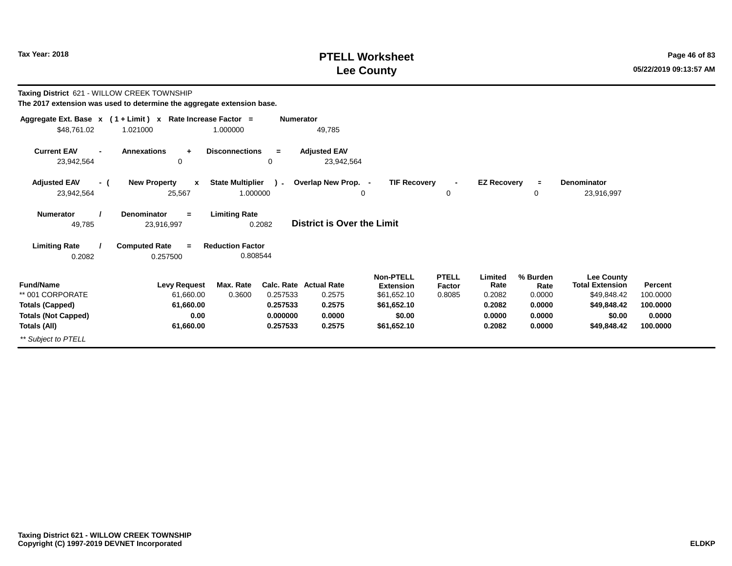# PTELL Worksheet
# Lee County

Tax Year: 2018

**Taxing District** 621 - WILLOW CREEK TOWNSHIP

**The 2017 extension was used to determine the aggregate extension base.**

| Aggregate Ext. Base x | ( 1 + Limit ) x | Rate Increase Factor = | Numerator |
|---|---|---|---|
| $48,761.02 | 1.021000 | 1.000000 | 49,785 |

| Current EAV - | Annexations + | Disconnections = | Adjusted EAV |
|---|---|---|---|
| 23,942,564 | 0 | 0 | 23,942,564 |

| Adjusted EAV - ( | New Property x | State Multiplier ) - | Overlap New Prop. - | TIF Recovery - | EZ Recovery = | Denominator |
|---|---|---|---|---|---|---|
| 23,942,564 | 25,567 | 1.000000 | 0 | 0 | 0 | 23,916,997 |

| Numerator / | Denominator = | Limiting Rate |
|---|---|---|
| 49,785 | 23,916,997 | 0.2082 |

**District is Over the Limit**

| Limiting Rate / | Computed Rate = | Reduction Factor |
|---|---|---|
| 0.2082 | 0.257500 | 0.808544 |

| Fund/Name | Levy Request | Max. Rate | Calc. Rate | Actual Rate | Non-PTELL Extension | PTELL Factor | Limited Rate | % Burden Rate | Lee County Total Extension | Percent |
|---|---|---|---|---|---|---|---|---|---|---|
| ** 001 CORPORATE | 61,660.00 | 0.3600 | 0.257533 | 0.2575 | $61,652.10 | 0.8085 | 0.2082 | 0.0000 | $49,848.42 | 100.0000 |
| **Totals (Capped)** | **61,660.00** | | **0.257533** | **0.2575** | **$61,652.10** | | **0.2082** | **0.0000** | **$49,848.42** | **100.0000** |
| **Totals (Not Capped)** | **0.00** | | **0.000000** | **0.0000** | **$0.00** | | **0.0000** | **0.0000** | **$0.00** | **0.0000** |
| **Totals (All)** | **61,660.00** | | **0.257533** | **0.2575** | **$61,652.10** | | **0.2082** | **0.0000** | **$49,848.42** | **100.0000** |

*** Subject to PTELL*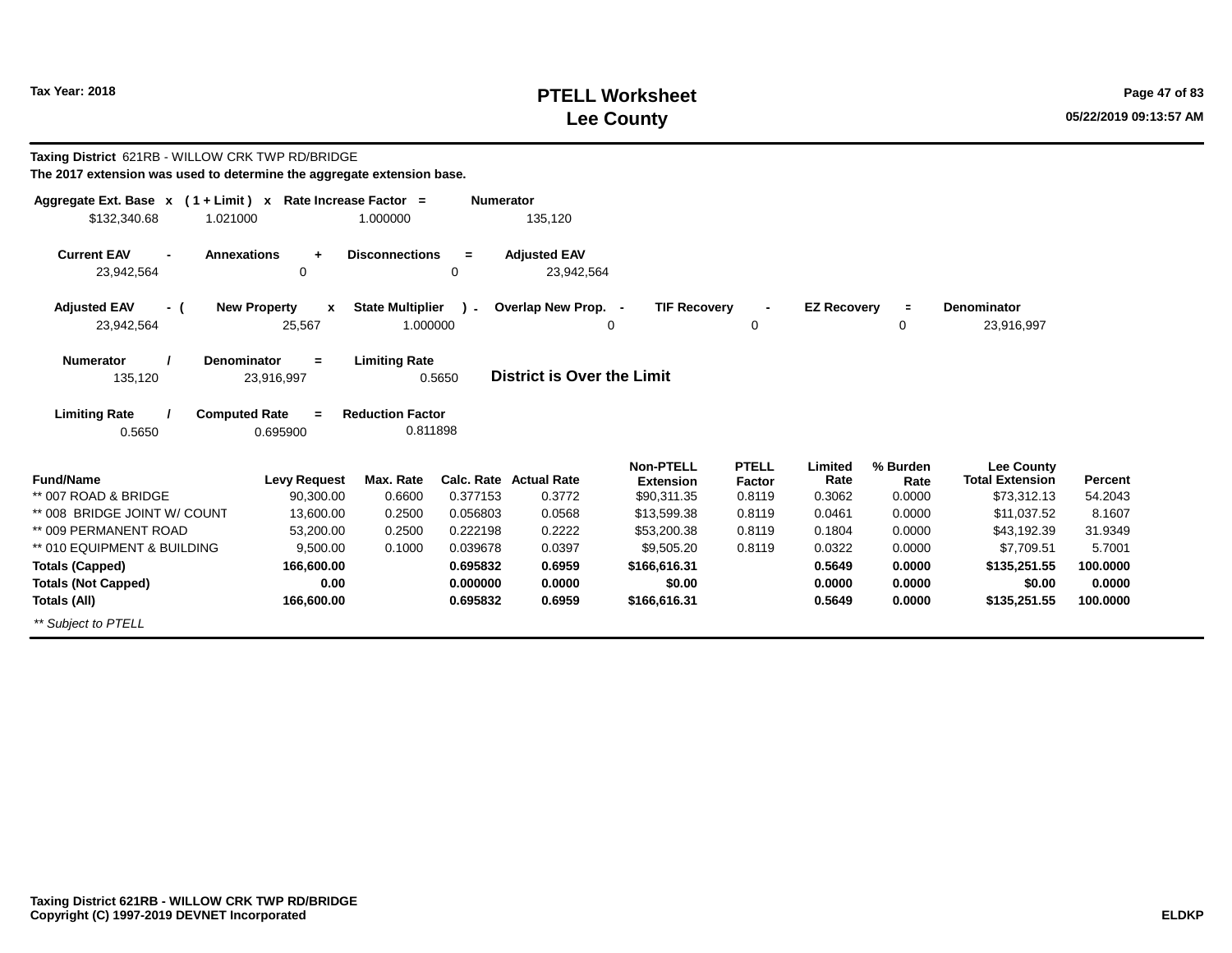# PTELL Worksheet
# Lee County

Tax Year: 2018

**Taxing District** 621RB - WILLOW CRK TWP RD/BRIDGE

**The 2017 extension was used to determine the aggregate extension base.**

| Aggregate Ext. Base | x | ( 1 + Limit ) | x | Rate Increase Factor | = | Numerator |
|---|---|---|---|---|---|---|
| $132,340.68 | | 1.021000 | | 1.000000 | | 135,120 |

| Current EAV | - | Annexations | + | Disconnections | = | Adjusted EAV |
|---|---|---|---|---|---|---|
| 23,942,564 | | 0 | | 0 | | 23,942,564 |

| Adjusted EAV | - ( | New Property | x | State Multiplier | ) - | Overlap New Prop. | - | TIF Recovery | - | EZ Recovery | = | Denominator |
|---|---|---|---|---|---|---|---|---|---|---|---|---|
| 23,942,564 | | 25,567 | | 1.000000 | | 0 | | 0 | | 0 | | 23,916,997 |

| Numerator | / | Denominator | = | Limiting Rate |
|---|---|---|---|---|
| 135,120 | | 23,916,997 | | 0.5650 |

**District is Over the Limit**

| Limiting Rate | / | Computed Rate | = | Reduction Factor |
|---|---|---|---|---|
| 0.5650 | | 0.695900 | | 0.811898 |

| Fund/Name | Levy Request | Max. Rate | Calc. Rate | Actual Rate | Non-PTELL Extension | PTELL Factor | Limited Rate | % Burden Rate | Lee County Total Extension | Percent |
|---|---|---|---|---|---|---|---|---|---|---|
| ** 007 ROAD & BRIDGE | 90,300.00 | 0.6600 | 0.377153 | 0.3772 | $90,311.35 | 0.8119 | 0.3062 | 0.0000 | $73,312.13 | 54.2043 |
| ** 008 BRIDGE JOINT W/ COUNT | 13,600.00 | 0.2500 | 0.056803 | 0.0568 | $13,599.38 | 0.8119 | 0.0461 | 0.0000 | $11,037.52 | 8.1607 |
| ** 009 PERMANENT ROAD | 53,200.00 | 0.2500 | 0.222198 | 0.2222 | $53,200.38 | 0.8119 | 0.1804 | 0.0000 | $43,192.39 | 31.9349 |
| ** 010 EQUIPMENT & BUILDING | 9,500.00 | 0.1000 | 0.039678 | 0.0397 | $9,505.20 | 0.8119 | 0.0322 | 0.0000 | $7,709.51 | 5.7001 |
| **Totals (Capped)** | **166,600.00** | | **0.695832** | **0.6959** | **$166,616.31** | | **0.5649** | **0.0000** | **$135,251.55** | **100.0000** |
| **Totals (Not Capped)** | **0.00** | | **0.000000** | **0.0000** | **$0.00** | | **0.0000** | **0.0000** | **$0.00** | **0.0000** |
| **Totals (All)** | **166,600.00** | | **0.695832** | **0.6959** | **$166,616.31** | | **0.5649** | **0.0000** | **$135,251.55** | **100.0000** |

*** Subject to PTELL*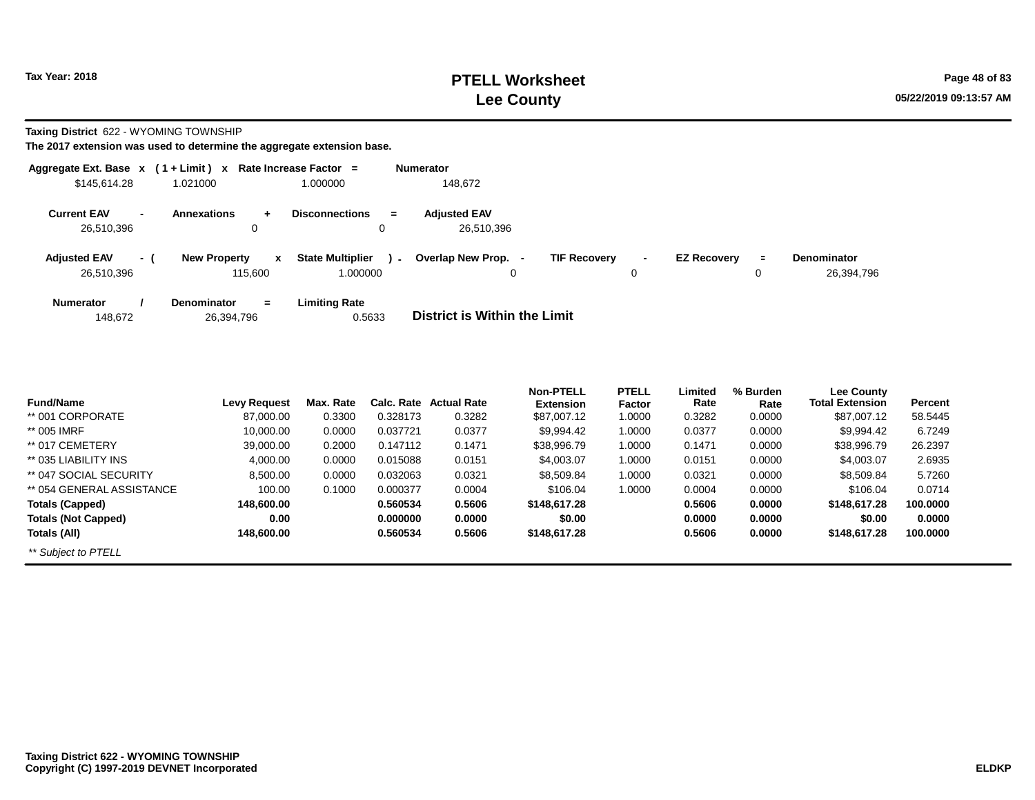**Taxing District** 622 - WYOMING TOWNSHIP

**The 2017 extension was used to determine the aggregate extension base.**

| Aggregate Ext. Base | x | ( 1 + Limit ) | x | Rate Increase Factor | = | Numerator |
|---|---|---|---|---|---|---|
| $145,614.28 | | 1.021000 | | 1.000000 | | 148,672 |

| Current EAV | - | Annexations | + | Disconnections | = | Adjusted EAV |
|---|---|---|---|---|---|---|
| 26,510,396 | | 0 | | 0 | | 26,510,396 |

| Adjusted EAV | - ( | New Property | x | State Multiplier | ) - | Overlap New Prop. | - | TIF Recovery | - | EZ Recovery | = | Denominator |
|---|---|---|---|---|---|---|---|---|---|---|---|---|
| 26,510,396 | | 115,600 | | 1.000000 | | 0 | | 0 | | 0 | | 26,394,796 |

| Numerator | / | Denominator | = | Limiting Rate |
|---|---|---|---|---|
| 148,672 | | 26,394,796 | | 0.5633 |

**District is Within the Limit**

| Fund/Name | Levy Request | Max. Rate | Calc. Rate | Actual Rate | Non-PTELL Extension | PTELL Factor | Limited Rate | % Burden Rate | Lee County Total Extension | Percent |
|---|---|---|---|---|---|---|---|---|---|---|
| ** 001 CORPORATE | 87,000.00 | 0.3300 | 0.328173 | 0.3282 | $87,007.12 | 1.0000 | 0.3282 | 0.0000 | $87,007.12 | 58.5445 |
| ** 005 IMRF | 10,000.00 | 0.0000 | 0.037721 | 0.0377 | $9,994.42 | 1.0000 | 0.0377 | 0.0000 | $9,994.42 | 6.7249 |
| ** 017 CEMETERY | 39,000.00 | 0.2000 | 0.147112 | 0.1471 | $38,996.79 | 1.0000 | 0.1471 | 0.0000 | $38,996.79 | 26.2397 |
| ** 035 LIABILITY INS | 4,000.00 | 0.0000 | 0.015088 | 0.0151 | $4,003.07 | 1.0000 | 0.0151 | 0.0000 | $4,003.07 | 2.6935 |
| ** 047 SOCIAL SECURITY | 8,500.00 | 0.0000 | 0.032063 | 0.0321 | $8,509.84 | 1.0000 | 0.0321 | 0.0000 | $8,509.84 | 5.7260 |
| ** 054 GENERAL ASSISTANCE | 100.00 | 0.1000 | 0.000377 | 0.0004 | $106.04 | 1.0000 | 0.0004 | 0.0000 | $106.04 | 0.0714 |
| **Totals (Capped)** | **148,600.00** | | **0.560534** | **0.5606** | **$148,617.28** | | **0.5606** | **0.0000** | **$148,617.28** | **100.0000** |
| **Totals (Not Capped)** | **0.00** | | **0.000000** | **0.0000** | **$0.00** | | **0.0000** | **0.0000** | **$0.00** | **0.0000** |
| **Totals (All)** | **148,600.00** | | **0.560534** | **0.5606** | **$148,617.28** | | **0.5606** | **0.0000** | **$148,617.28** | **100.0000** |

*** Subject to PTELL*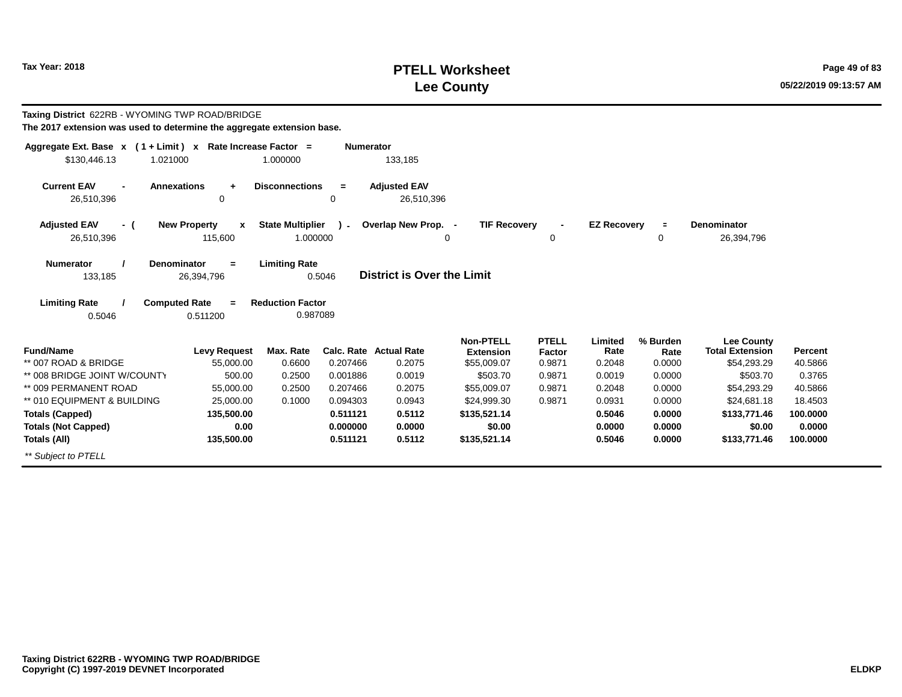Tax Year: 2018

# PTELL Worksheet
# Lee County

**Taxing District** 622RB - WYOMING TWP ROAD/BRIDGE
**The 2017 extension was used to determine the aggregate extension base.**

| Aggregate Ext. Base | x | ( 1 + Limit ) | x | Rate Increase Factor | = | Numerator |
|---|---|---|---|---|---|---|
| $130,446.13 | | 1.021000 | | 1.000000 | | 133,185 |

| Current EAV | - | Annexations | + | Disconnections | = | Adjusted EAV |
|---|---|---|---|---|---|---|
| 26,510,396 | | 0 | | 0 | | 26,510,396 |

| Adjusted EAV | - ( | New Property | x | State Multiplier | ) - | Overlap New Prop. | - | TIF Recovery | - | EZ Recovery | = | Denominator |
|---|---|---|---|---|---|---|---|---|---|---|---|---|
| 26,510,396 | | 115,600 | | 1.000000 | | 0 | | 0 | | 0 | | 26,394,796 |

| Numerator | / | Denominator | = | Limiting Rate |
|---|---|---|---|---|
| 133,185 | | 26,394,796 | | 0.5046 |

**District is Over the Limit**

| Limiting Rate | / | Computed Rate | = | Reduction Factor |
|---|---|---|---|---|
| 0.5046 | | 0.511200 | | 0.987089 |

| Fund/Name | Levy Request | Max. Rate | Calc. Rate | Actual Rate | Non-PTELL Extension | PTELL Factor | Limited Rate | % Burden Rate | Lee County Total Extension | Percent |
|---|---|---|---|---|---|---|---|---|---|---|
| ** 007 ROAD & BRIDGE | 55,000.00 | 0.6600 | 0.207466 | 0.2075 | $55,009.07 | 0.9871 | 0.2048 | 0.0000 | $54,293.29 | 40.5866 |
| ** 008 BRIDGE JOINT W/COUNTY | 500.00 | 0.2500 | 0.001886 | 0.0019 | $503.70 | 0.9871 | 0.0019 | 0.0000 | $503.70 | 0.3765 |
| ** 009 PERMANENT ROAD | 55,000.00 | 0.2500 | 0.207466 | 0.2075 | $55,009.07 | 0.9871 | 0.2048 | 0.0000 | $54,293.29 | 40.5866 |
| ** 010 EQUIPMENT & BUILDING | 25,000.00 | 0.1000 | 0.094303 | 0.0943 | $24,999.30 | 0.9871 | 0.0931 | 0.0000 | $24,681.18 | 18.4503 |
| **Totals (Capped)** | **135,500.00** | | **0.511121** | **0.5112** | **$135,521.14** | | **0.5046** | **0.0000** | **$133,771.46** | **100.0000** |
| **Totals (Not Capped)** | **0.00** | | **0.000000** | **0.0000** | **$0.00** | | **0.0000** | **0.0000** | **$0.00** | **0.0000** |
| **Totals (All)** | **135,500.00** | | **0.511121** | **0.5112** | **$135,521.14** | | **0.5046** | **0.0000** | **$133,771.46** | **100.0000** |

*** Subject to PTELL*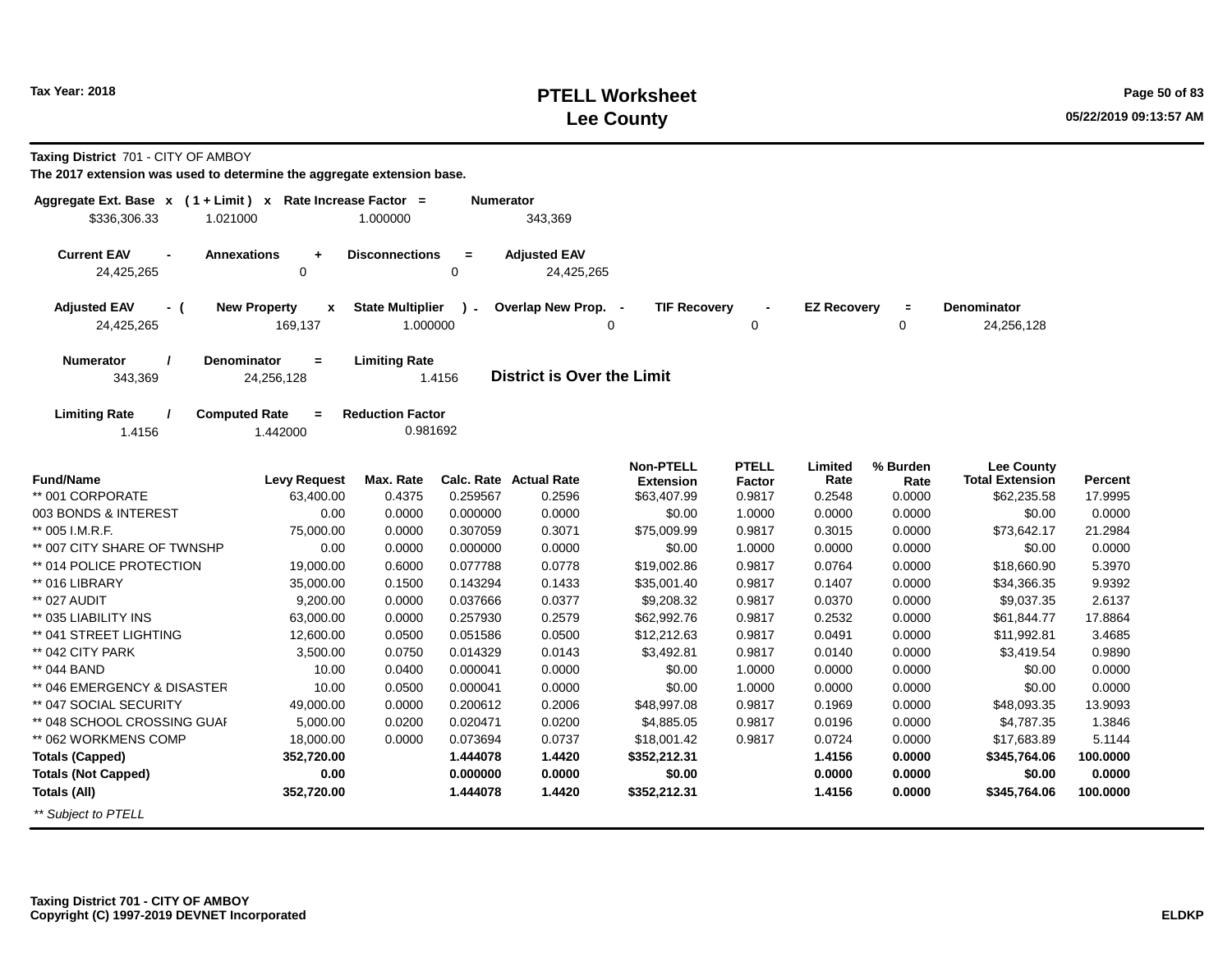# PTELL Worksheet
# Lee County

Tax Year: 2018

05/22/2019 09:13:57 AM

**Taxing District** 701 - CITY OF AMBOY

**The 2017 extension was used to determine the aggregate extension base.**

| Aggregate Ext. Base x | ( 1 + Limit ) x | Rate Increase Factor = | Numerator |
|---|---|---|---|
| $336,306.33 | 1.021000 | 1.000000 | 343,369 |

| Current EAV - | Annexations + | Disconnections = | Adjusted EAV |
|---|---|---|---|
| 24,425,265 | 0 | 0 | 24,425,265 |

| Adjusted EAV - ( | New Property x | State Multiplier ) - | Overlap New Prop. - | TIF Recovery - | EZ Recovery = | Denominator |
|---|---|---|---|---|---|---|
| 24,425,265 | 169,137 | 1.000000 | 0 | 0 | 0 | 24,256,128 |

| Numerator / | Denominator = | Limiting Rate |
|---|---|---|
| 343,369 | 24,256,128 | 1.4156 |

**District is Over the Limit**

| Limiting Rate / | Computed Rate = | Reduction Factor |
|---|---|---|
| 1.4156 | 1.442000 | 0.981692 |

| Fund/Name | Levy Request | Max. Rate | Calc. Rate | Actual Rate | Non-PTELL Extension | PTELL Factor | Limited Rate | % Burden Rate | Lee County Total Extension | Percent |
|---|---|---|---|---|---|---|---|---|---|---|
| ** 001 CORPORATE | 63,400.00 | 0.4375 | 0.259567 | 0.2596 | $63,407.99 | 0.9817 | 0.2548 | 0.0000 | $62,235.58 | 17.9995 |
| 003 BONDS & INTEREST | 0.00 | 0.0000 | 0.000000 | 0.0000 | $0.00 | 1.0000 | 0.0000 | 0.0000 | $0.00 | 0.0000 |
| ** 005 I.M.R.F. | 75,000.00 | 0.0000 | 0.307059 | 0.3071 | $75,009.99 | 0.9817 | 0.3015 | 0.0000 | $73,642.17 | 21.2984 |
| ** 007 CITY SHARE OF TWNSHP | 0.00 | 0.0000 | 0.000000 | 0.0000 | $0.00 | 1.0000 | 0.0000 | 0.0000 | $0.00 | 0.0000 |
| ** 014 POLICE PROTECTION | 19,000.00 | 0.6000 | 0.077788 | 0.0778 | $19,002.86 | 0.9817 | 0.0764 | 0.0000 | $18,660.90 | 5.3970 |
| ** 016 LIBRARY | 35,000.00 | 0.1500 | 0.143294 | 0.1433 | $35,001.40 | 0.9817 | 0.1407 | 0.0000 | $34,366.35 | 9.9392 |
| ** 027 AUDIT | 9,200.00 | 0.0000 | 0.037666 | 0.0377 | $9,208.32 | 0.9817 | 0.0370 | 0.0000 | $9,037.35 | 2.6137 |
| ** 035 LIABILITY INS | 63,000.00 | 0.0000 | 0.257930 | 0.2579 | $62,992.76 | 0.9817 | 0.2532 | 0.0000 | $61,844.77 | 17.8864 |
| ** 041 STREET LIGHTING | 12,600.00 | 0.0500 | 0.051586 | 0.0500 | $12,212.63 | 0.9817 | 0.0491 | 0.0000 | $11,992.81 | 3.4685 |
| ** 042 CITY PARK | 3,500.00 | 0.0750 | 0.014329 | 0.0143 | $3,492.81 | 0.9817 | 0.0140 | 0.0000 | $3,419.54 | 0.9890 |
| ** 044 BAND | 10.00 | 0.0400 | 0.000041 | 0.0000 | $0.00 | 1.0000 | 0.0000 | 0.0000 | $0.00 | 0.0000 |
| ** 046 EMERGENCY & DISASTER | 10.00 | 0.0500 | 0.000041 | 0.0000 | $0.00 | 1.0000 | 0.0000 | 0.0000 | $0.00 | 0.0000 |
| ** 047 SOCIAL SECURITY | 49,000.00 | 0.0000 | 0.200612 | 0.2006 | $48,997.08 | 0.9817 | 0.1969 | 0.0000 | $48,093.35 | 13.9093 |
| ** 048 SCHOOL CROSSING GUAI | 5,000.00 | 0.0200 | 0.020471 | 0.0200 | $4,885.05 | 0.9817 | 0.0196 | 0.0000 | $4,787.35 | 1.3846 |
| ** 062 WORKMENS COMP | 18,000.00 | 0.0000 | 0.073694 | 0.0737 | $18,001.42 | 0.9817 | 0.0724 | 0.0000 | $17,683.89 | 5.1144 |
| **Totals (Capped)** | **352,720.00** | | **1.444078** | **1.4420** | **$352,212.31** | | **1.4156** | **0.0000** | **$345,764.06** | **100.0000** |
| **Totals (Not Capped)** | **0.00** | | **0.000000** | **0.0000** | **$0.00** | | **0.0000** | **0.0000** | **$0.00** | **0.0000** |
| **Totals (All)** | **352,720.00** | | **1.444078** | **1.4420** | **$352,212.31** | | **1.4156** | **0.0000** | **$345,764.06** | **100.0000** |

*\*\* Subject to PTELL*

**Taxing District 701 - CITY OF AMBOY**
**Copyright (C) 1997-2019 DEVNET Incorporated**

**ELDKP**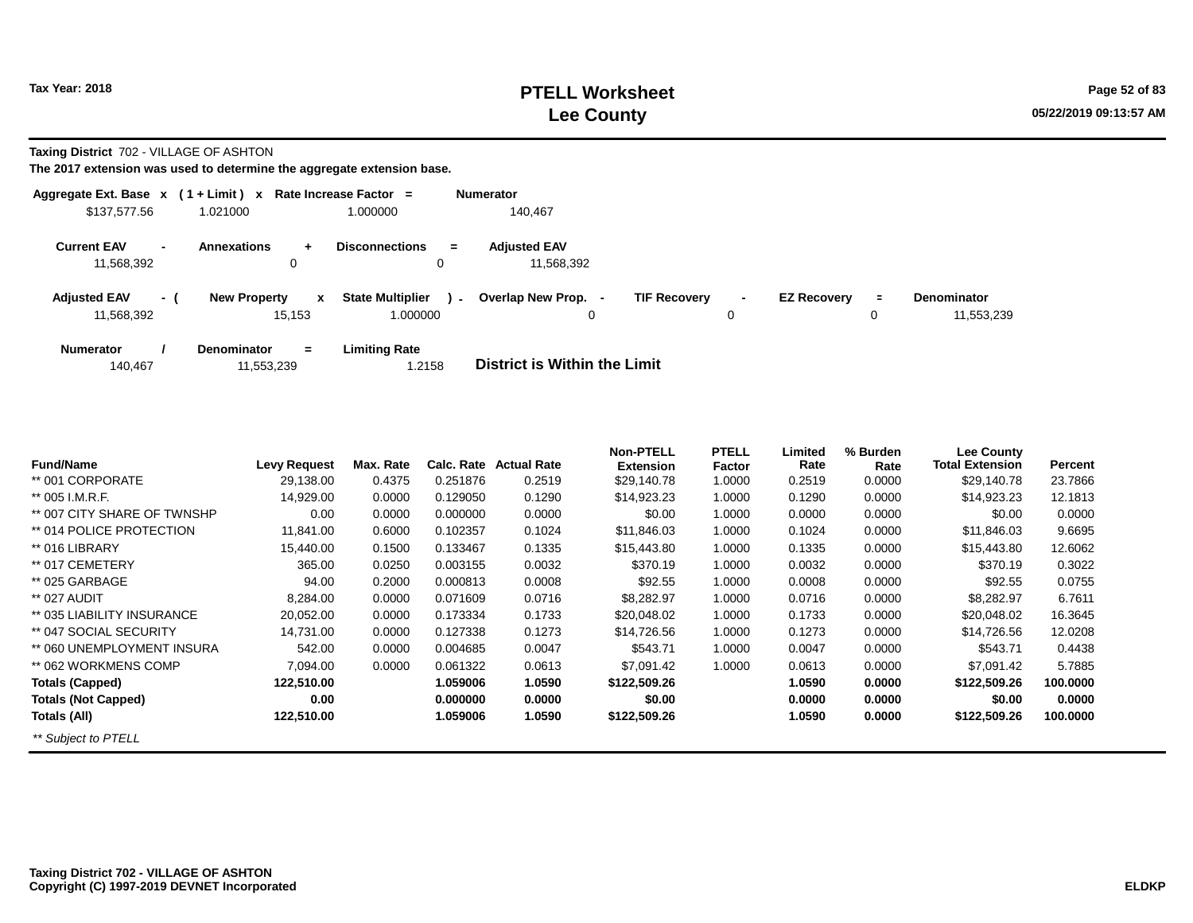Tax Year: 2018

# PTELL Worksheet
# Lee County

**Taxing District** 702 - VILLAGE OF ASHTON

**The 2017 extension was used to determine the aggregate extension base.**

| Aggregate Ext. Base | x | ( 1 + Limit ) | x | Rate Increase Factor | = | Numerator |
|---|---|---|---|---|---|---|
| $137,577.56 | | 1.021000 | | 1.000000 | | 140,467 |

| Current EAV | - | Annexations | + | Disconnections | = | Adjusted EAV |
|---|---|---|---|---|---|---|
| 11,568,392 | | 0 | | 0 | | 11,568,392 |

| Adjusted EAV | - ( | New Property | x | State Multiplier | ) - | Overlap New Prop. | - | TIF Recovery | - | EZ Recovery | = | Denominator |
|---|---|---|---|---|---|---|---|---|---|---|---|---|
| 11,568,392 | | 15,153 | | 1.000000 | | 0 | | 0 | | 0 | | 11,553,239 |

| Numerator | / | Denominator | = | Limiting Rate |
|---|---|---|---|---|
| 140,467 | | 11,553,239 | | 1.2158 |

**District is Within the Limit**

| Fund/Name | Levy Request | Max. Rate | Calc. Rate | Actual Rate | Non-PTELL Extension | PTELL Factor | Limited Rate | % Burden Rate | Lee County Total Extension | Percent |
|---|---|---|---|---|---|---|---|---|---|---|
| ** 001 CORPORATE | 29,138.00 | 0.4375 | 0.251876 | 0.2519 | $29,140.78 | 1.0000 | 0.2519 | 0.0000 | $29,140.78 | 23.7866 |
| ** 005 I.M.R.F. | 14,929.00 | 0.0000 | 0.129050 | 0.1290 | $14,923.23 | 1.0000 | 0.1290 | 0.0000 | $14,923.23 | 12.1813 |
| ** 007 CITY SHARE OF TWNSHP | 0.00 | 0.0000 | 0.000000 | 0.0000 | $0.00 | 1.0000 | 0.0000 | 0.0000 | $0.00 | 0.0000 |
| ** 014 POLICE PROTECTION | 11,841.00 | 0.6000 | 0.102357 | 0.1024 | $11,846.03 | 1.0000 | 0.1024 | 0.0000 | $11,846.03 | 9.6695 |
| ** 016 LIBRARY | 15,440.00 | 0.1500 | 0.133467 | 0.1335 | $15,443.80 | 1.0000 | 0.1335 | 0.0000 | $15,443.80 | 12.6062 |
| ** 017 CEMETERY | 365.00 | 0.0250 | 0.003155 | 0.0032 | $370.19 | 1.0000 | 0.0032 | 0.0000 | $370.19 | 0.3022 |
| ** 025 GARBAGE | 94.00 | 0.2000 | 0.000813 | 0.0008 | $92.55 | 1.0000 | 0.0008 | 0.0000 | $92.55 | 0.0755 |
| ** 027 AUDIT | 8,284.00 | 0.0000 | 0.071609 | 0.0716 | $8,282.97 | 1.0000 | 0.0716 | 0.0000 | $8,282.97 | 6.7611 |
| ** 035 LIABILITY INSURANCE | 20,052.00 | 0.0000 | 0.173334 | 0.1733 | $20,048.02 | 1.0000 | 0.1733 | 0.0000 | $20,048.02 | 16.3645 |
| ** 047 SOCIAL SECURITY | 14,731.00 | 0.0000 | 0.127338 | 0.1273 | $14,726.56 | 1.0000 | 0.1273 | 0.0000 | $14,726.56 | 12.0208 |
| ** 060 UNEMPLOYMENT INSURA | 542.00 | 0.0000 | 0.004685 | 0.0047 | $543.71 | 1.0000 | 0.0047 | 0.0000 | $543.71 | 0.4438 |
| ** 062 WORKMENS COMP | 7,094.00 | 0.0000 | 0.061322 | 0.0613 | $7,091.42 | 1.0000 | 0.0613 | 0.0000 | $7,091.42 | 5.7885 |
| **Totals (Capped)** | **122,510.00** | | **1.059006** | **1.0590** | **$122,509.26** | | **1.0590** | **0.0000** | **$122,509.26** | **100.0000** |
| **Totals (Not Capped)** | **0.00** | | **0.000000** | **0.0000** | **$0.00** | | **0.0000** | **0.0000** | **$0.00** | **0.0000** |
| **Totals (All)** | **122,510.00** | | **1.059006** | **1.0590** | **$122,509.26** | | **1.0590** | **0.0000** | **$122,509.26** | **100.0000** |

*** Subject to PTELL*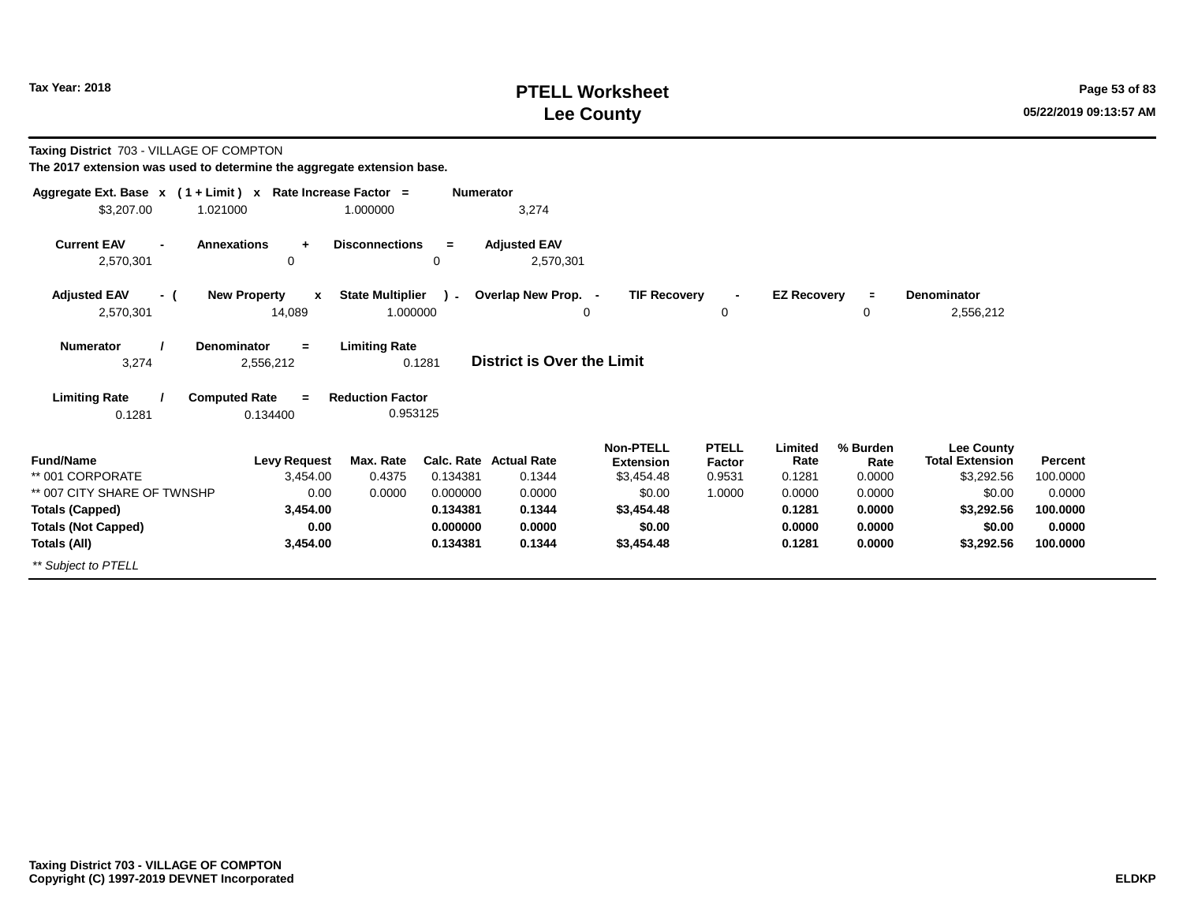# PTELL Worksheet
# Lee County

Tax Year: 2018

**Taxing District** 703 - VILLAGE OF COMPTON

**The 2017 extension was used to determine the aggregate extension base.**

| Aggregate Ext. Base | x | ( 1 + Limit ) | x | Rate Increase Factor | = | Numerator |
|---|---|---|---|---|---|---|
| $3,207.00 | | 1.021000 | | 1.000000 | | 3,274 |

| Current EAV | - | Annexations | + | Disconnections | = | Adjusted EAV |
|---|---|---|---|---|---|---|
| 2,570,301 | | 0 | | 0 | | 2,570,301 |

| Adjusted EAV | - ( | New Property | x | State Multiplier | ) - | Overlap New Prop. | - | TIF Recovery | - | EZ Recovery | = | Denominator |
|---|---|---|---|---|---|---|---|---|---|---|---|---|
| 2,570,301 | | 14,089 | | 1.000000 | | 0 | | 0 | | 0 | | 2,556,212 |

| Numerator | / | Denominator | = | Limiting Rate |
|---|---|---|---|---|
| 3,274 | | 2,556,212 | | 0.1281 |

**District is Over the Limit**

| Limiting Rate | / | Computed Rate | = | Reduction Factor |
|---|---|---|---|---|
| 0.1281 | | 0.134400 | | 0.953125 |

| Fund/Name | Levy Request | Max. Rate | Calc. Rate | Actual Rate | Non-PTELL Extension | PTELL Factor | Limited Rate | % Burden Rate | Lee County Total Extension | Percent |
|---|---|---|---|---|---|---|---|---|---|---|
| ** 001 CORPORATE | 3,454.00 | 0.4375 | 0.134381 | 0.1344 | $3,454.48 | 0.9531 | 0.1281 | 0.0000 | $3,292.56 | 100.0000 |
| ** 007 CITY SHARE OF TWNSHP | 0.00 | 0.0000 | 0.000000 | 0.0000 | $0.00 | 1.0000 | 0.0000 | 0.0000 | $0.00 | 0.0000 |
| **Totals (Capped)** | **3,454.00** | | **0.134381** | **0.1344** | **$3,454.48** | | **0.1281** | **0.0000** | **$3,292.56** | **100.0000** |
| **Totals (Not Capped)** | **0.00** | | **0.000000** | **0.0000** | **$0.00** | | **0.0000** | **0.0000** | **$0.00** | **0.0000** |
| **Totals (All)** | **3,454.00** | | **0.134381** | **0.1344** | **$3,454.48** | | **0.1281** | **0.0000** | **$3,292.56** | **100.0000** |

*** Subject to PTELL*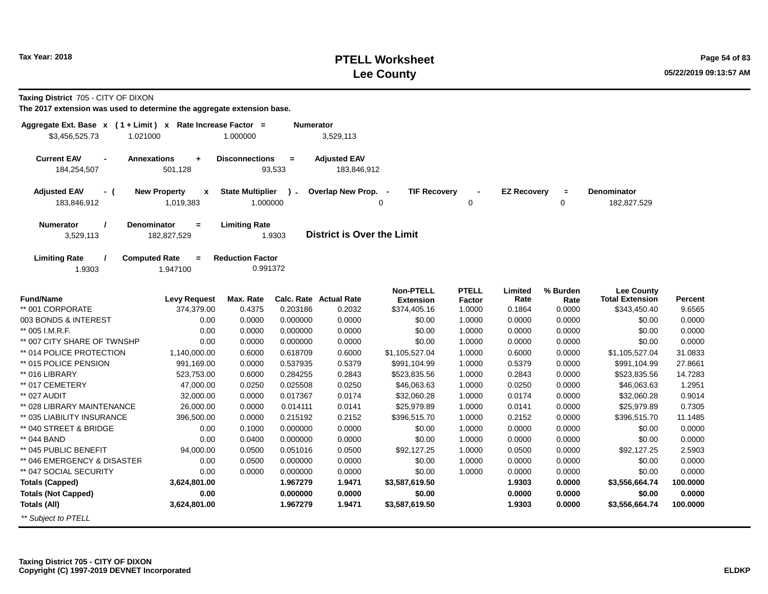# PTELL Worksheet
# Lee County

Tax Year: 2018

**Taxing District** 705 - CITY OF DIXON

**The 2017 extension was used to determine the aggregate extension base.**

| Aggregate Ext. Base | x | ( 1 + Limit ) | x | Rate Increase Factor | = | Numerator |
|---|---|---|---|---|---|---|
| $3,456,525.73 | | 1.021000 | | 1.000000 | | 3,529,113 |

| Current EAV | - | Annexations | + | Disconnections | = | Adjusted EAV |
|---|---|---|---|---|---|---|
| 184,254,507 | | 501,128 | | 93,533 | | 183,846,912 |

| Adjusted EAV | - ( | New Property | x | State Multiplier | ) - | Overlap New Prop. | - | TIF Recovery | - | EZ Recovery | = | Denominator |
|---|---|---|---|---|---|---|---|---|---|---|---|---|
| 183,846,912 | | 1,019,383 | | 1.000000 | | 0 | | 0 | | 0 | | 182,827,529 |

| Numerator | / | Denominator | = | Limiting Rate |
|---|---|---|---|---|
| 3,529,113 | | 182,827,529 | | 1.9303 |

**District is Over the Limit**

| Limiting Rate | / | Computed Rate | = | Reduction Factor |
|---|---|---|---|---|
| 1.9303 | | 1.947100 | | 0.991372 |

| Fund/Name | Levy Request | Max. Rate | Calc. Rate | Actual Rate | Non-PTELL Extension | PTELL Factor | Limited Rate | % Burden Rate | Lee County Total Extension | Percent |
|---|---|---|---|---|---|---|---|---|---|---|
| ** 001 CORPORATE | 374,379.00 | 0.4375 | 0.203186 | 0.2032 | $374,405.16 | 1.0000 | 0.1864 | 0.0000 | $343,450.40 | 9.6565 |
| 003 BONDS & INTEREST | 0.00 | 0.0000 | 0.000000 | 0.0000 | $0.00 | 1.0000 | 0.0000 | 0.0000 | $0.00 | 0.0000 |
| ** 005 I.M.R.F. | 0.00 | 0.0000 | 0.000000 | 0.0000 | $0.00 | 1.0000 | 0.0000 | 0.0000 | $0.00 | 0.0000 |
| ** 007 CITY SHARE OF TWNSHP | 0.00 | 0.0000 | 0.000000 | 0.0000 | $0.00 | 1.0000 | 0.0000 | 0.0000 | $0.00 | 0.0000 |
| ** 014 POLICE PROTECTION | 1,140,000.00 | 0.6000 | 0.618709 | 0.6000 | $1,105,527.04 | 1.0000 | 0.6000 | 0.0000 | $1,105,527.04 | 31.0833 |
| ** 015 POLICE PENSION | 991,169.00 | 0.0000 | 0.537935 | 0.5379 | $991,104.99 | 1.0000 | 0.5379 | 0.0000 | $991,104.99 | 27.8661 |
| ** 016 LIBRARY | 523,753.00 | 0.6000 | 0.284255 | 0.2843 | $523,835.56 | 1.0000 | 0.2843 | 0.0000 | $523,835.56 | 14.7283 |
| ** 017 CEMETERY | 47,000.00 | 0.0250 | 0.025508 | 0.0250 | $46,063.63 | 1.0000 | 0.0250 | 0.0000 | $46,063.63 | 1.2951 |
| ** 027 AUDIT | 32,000.00 | 0.0000 | 0.017367 | 0.0174 | $32,060.28 | 1.0000 | 0.0174 | 0.0000 | $32,060.28 | 0.9014 |
| ** 028 LIBRARY MAINTENANCE | 26,000.00 | 0.0000 | 0.014111 | 0.0141 | $25,979.89 | 1.0000 | 0.0141 | 0.0000 | $25,979.89 | 0.7305 |
| ** 035 LIABILITY INSURANCE | 396,500.00 | 0.0000 | 0.215192 | 0.2152 | $396,515.70 | 1.0000 | 0.2152 | 0.0000 | $396,515.70 | 11.1485 |
| ** 040 STREET & BRIDGE | 0.00 | 0.1000 | 0.000000 | 0.0000 | $0.00 | 1.0000 | 0.0000 | 0.0000 | $0.00 | 0.0000 |
| ** 044 BAND | 0.00 | 0.0400 | 0.000000 | 0.0000 | $0.00 | 1.0000 | 0.0000 | 0.0000 | $0.00 | 0.0000 |
| ** 045 PUBLIC BENEFIT | 94,000.00 | 0.0500 | 0.051016 | 0.0500 | $92,127.25 | 1.0000 | 0.0500 | 0.0000 | $92,127.25 | 2.5903 |
| ** 046 EMERGENCY & DISASTER | 0.00 | 0.0500 | 0.000000 | 0.0000 | $0.00 | 1.0000 | 0.0000 | 0.0000 | $0.00 | 0.0000 |
| ** 047 SOCIAL SECURITY | 0.00 | 0.0000 | 0.000000 | 0.0000 | $0.00 | 1.0000 | 0.0000 | 0.0000 | $0.00 | 0.0000 |
| **Totals (Capped)** | **3,624,801.00** | | **1.967279** | **1.9471** | **$3,587,619.50** | | **1.9303** | **0.0000** | **$3,556,664.74** | **100.0000** |
| **Totals (Not Capped)** | **0.00** | | **0.000000** | **0.0000** | **$0.00** | | **0.0000** | **0.0000** | **$0.00** | **0.0000** |
| **Totals (All)** | **3,624,801.00** | | **1.967279** | **1.9471** | **$3,587,619.50** | | **1.9303** | **0.0000** | **$3,556,664.74** | **100.0000** |

*** Subject to PTELL*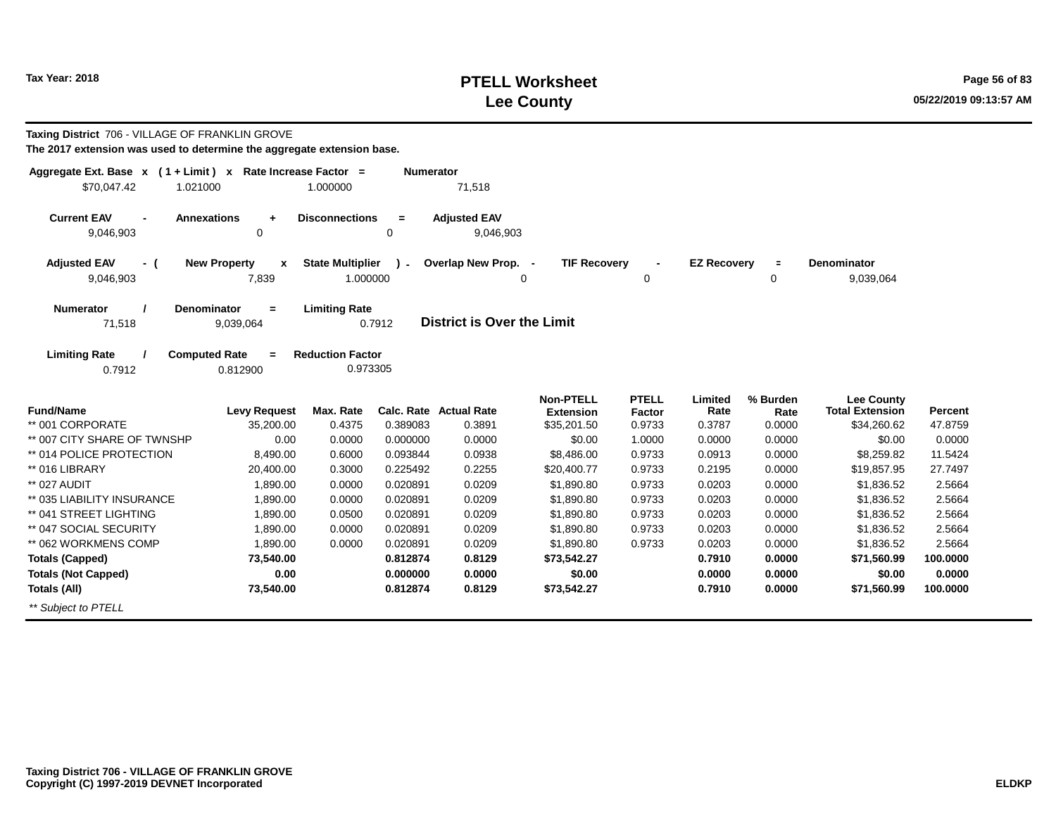# PTELL Worksheet
# Lee County

Tax Year: 2018

05/22/2019 09:13:57 AM

**Taxing District** 706 - VILLAGE OF FRANKLIN GROVE

**The 2017 extension was used to determine the aggregate extension base.**

| Aggregate Ext. Base x | ( 1 + Limit ) x | Rate Increase Factor = | Numerator |
|---|---|---|---|
| $70,047.42 | 1.021000 | 1.000000 | 71,518 |

| Current EAV - | Annexations + | Disconnections = | Adjusted EAV |
|---|---|---|---|
| 9,046,903 | 0 | 0 | 9,046,903 |

| Adjusted EAV - ( | New Property x | State Multiplier ) - | Overlap New Prop. - | TIF Recovery - | EZ Recovery = | Denominator |
|---|---|---|---|---|---|---|
| 9,046,903 | 7,839 | 1.000000 | 0 | 0 | 0 | 9,039,064 |

| Numerator / | Denominator = | Limiting Rate |
|---|---|---|
| 71,518 | 9,039,064 | 0.7912 |

**District is Over the Limit**

| Limiting Rate / | Computed Rate = | Reduction Factor |
|---|---|---|
| 0.7912 | 0.812900 | 0.973305 |

| Fund/Name | Levy Request | Max. Rate | Calc. Rate | Actual Rate | Non-PTELL Extension | PTELL Factor | Limited Rate | % Burden Rate | Lee County Total Extension | Percent |
|---|---|---|---|---|---|---|---|---|---|---|
| ** 001 CORPORATE | 35,200.00 | 0.4375 | 0.389083 | 0.3891 | $35,201.50 | 0.9733 | 0.3787 | 0.0000 | $34,260.62 | 47.8759 |
| ** 007 CITY SHARE OF TWNSHP | 0.00 | 0.0000 | 0.000000 | 0.0000 | $0.00 | 1.0000 | 0.0000 | 0.0000 | $0.00 | 0.0000 |
| ** 014 POLICE PROTECTION | 8,490.00 | 0.6000 | 0.093844 | 0.0938 | $8,486.00 | 0.9733 | 0.0913 | 0.0000 | $8,259.82 | 11.5424 |
| ** 016 LIBRARY | 20,400.00 | 0.3000 | 0.225492 | 0.2255 | $20,400.77 | 0.9733 | 0.2195 | 0.0000 | $19,857.95 | 27.7497 |
| ** 027 AUDIT | 1,890.00 | 0.0000 | 0.020891 | 0.0209 | $1,890.80 | 0.9733 | 0.0203 | 0.0000 | $1,836.52 | 2.5664 |
| ** 035 LIABILITY INSURANCE | 1,890.00 | 0.0000 | 0.020891 | 0.0209 | $1,890.80 | 0.9733 | 0.0203 | 0.0000 | $1,836.52 | 2.5664 |
| ** 041 STREET LIGHTING | 1,890.00 | 0.0500 | 0.020891 | 0.0209 | $1,890.80 | 0.9733 | 0.0203 | 0.0000 | $1,836.52 | 2.5664 |
| ** 047 SOCIAL SECURITY | 1,890.00 | 0.0000 | 0.020891 | 0.0209 | $1,890.80 | 0.9733 | 0.0203 | 0.0000 | $1,836.52 | 2.5664 |
| ** 062 WORKMENS COMP | 1,890.00 | 0.0000 | 0.020891 | 0.0209 | $1,890.80 | 0.9733 | 0.0203 | 0.0000 | $1,836.52 | 2.5664 |
| **Totals (Capped)** | **73,540.00** | | **0.812874** | **0.8129** | **$73,542.27** | | **0.7910** | **0.0000** | **$71,560.99** | **100.0000** |
| **Totals (Not Capped)** | **0.00** | | **0.000000** | **0.0000** | **$0.00** | | **0.0000** | **0.0000** | **$0.00** | **0.0000** |
| **Totals (All)** | **73,540.00** | | **0.812874** | **0.8129** | **$73,542.27** | | **0.7910** | **0.0000** | **$71,560.99** | **100.0000** |

*** Subject to PTELL*

**Taxing District 706 - VILLAGE OF FRANKLIN GROVE**
**Copyright (C) 1997-2019 DEVNET Incorporated**

**ELDKP**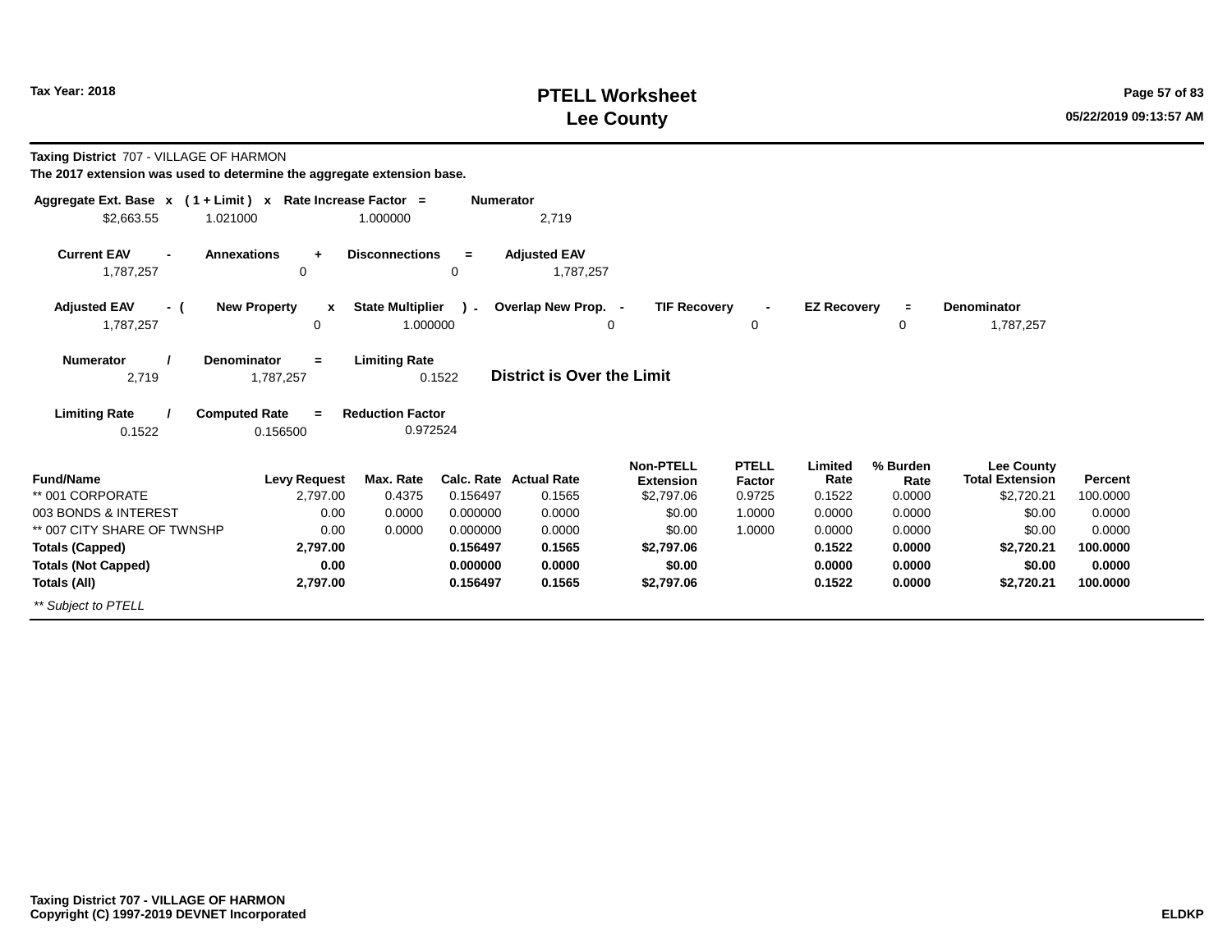**Tax Year: 2018**

# PTELL Worksheet
# Lee County

**Taxing District** 707 - VILLAGE OF HARMON

**The 2017 extension was used to determine the aggregate extension base.**

| Aggregate Ext. Base x | ( 1 + Limit ) x | Rate Increase Factor = | Numerator |
|---|---|---|---|
| $2,663.55 | 1.021000 | 1.000000 | 2,719 |

| Current EAV - | Annexations + | Disconnections = | Adjusted EAV |
|---|---|---|---|
| 1,787,257 | 0 | 0 | 1,787,257 |

| Adjusted EAV - ( | New Property x | State Multiplier ) - | Overlap New Prop. - | TIF Recovery - | EZ Recovery = | Denominator |
|---|---|---|---|---|---|---|
| 1,787,257 | 0 | 1.000000 | 0 | 0 | 0 | 1,787,257 |

| Numerator / | Denominator = | Limiting Rate |
|---|---|---|
| 2,719 | 1,787,257 | 0.1522 |

**District is Over the Limit**

| Limiting Rate / | Computed Rate = | Reduction Factor |
|---|---|---|
| 0.1522 | 0.156500 | 0.972524 |

| Fund/Name | Levy Request | Max. Rate | Calc. Rate | Actual Rate | Non-PTELL Extension | PTELL Factor | Limited Rate | % Burden Rate | Lee County Total Extension | Percent |
|---|---|---|---|---|---|---|---|---|---|---|
| ** 001 CORPORATE | 2,797.00 | 0.4375 | 0.156497 | 0.1565 | $2,797.06 | 0.9725 | 0.1522 | 0.0000 | $2,720.21 | 100.0000 |
| 003 BONDS & INTEREST | 0.00 | 0.0000 | 0.000000 | 0.0000 | $0.00 | 1.0000 | 0.0000 | 0.0000 | $0.00 | 0.0000 |
| ** 007 CITY SHARE OF TWNSHP | 0.00 | 0.0000 | 0.000000 | 0.0000 | $0.00 | 1.0000 | 0.0000 | 0.0000 | $0.00 | 0.0000 |
| **Totals (Capped)** | **2,797.00** | | **0.156497** | **0.1565** | **$2,797.06** | | **0.1522** | **0.0000** | **$2,720.21** | **100.0000** |
| **Totals (Not Capped)** | **0.00** | | **0.000000** | **0.0000** | **$0.00** | | **0.0000** | **0.0000** | **$0.00** | **0.0000** |
| **Totals (All)** | **2,797.00** | | **0.156497** | **0.1565** | **$2,797.06** | | **0.1522** | **0.0000** | **$2,720.21** | **100.0000** |

*** Subject to PTELL*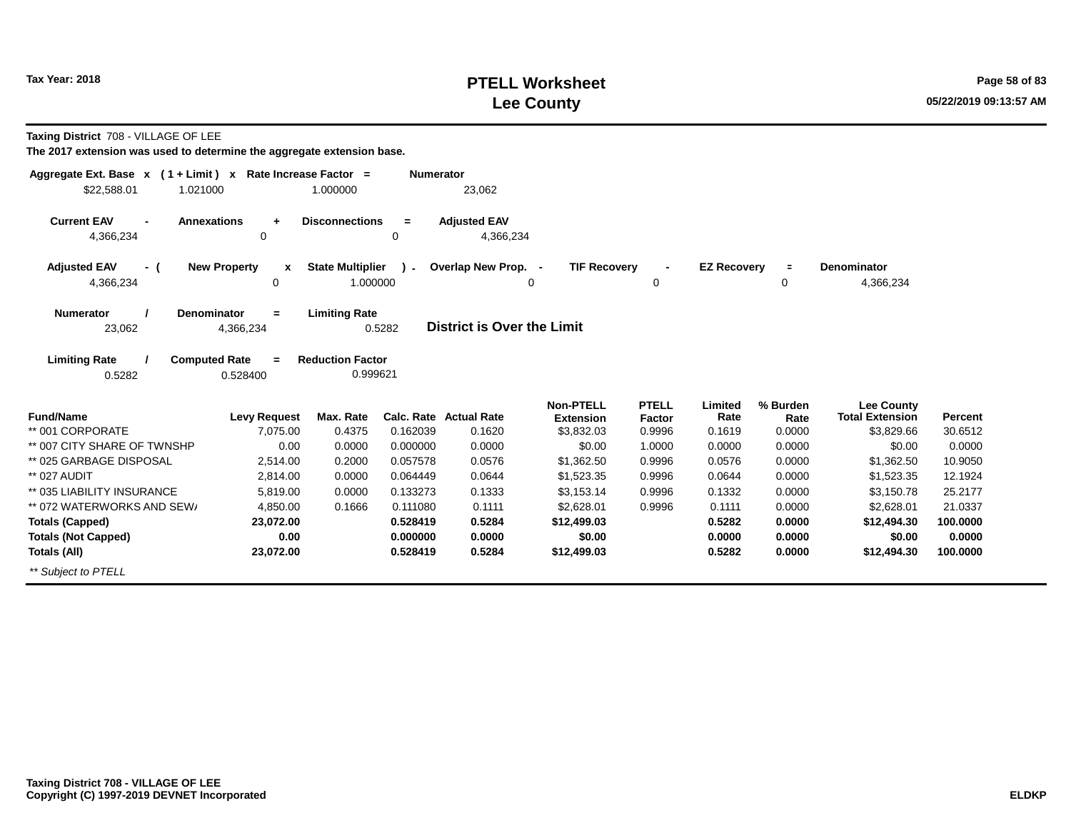Tax Year: 2018

# PTELL Worksheet
# Lee County

**Taxing District** 708 - VILLAGE OF LEE

**The 2017 extension was used to determine the aggregate extension base.**

| Aggregate Ext. Base | x | ( 1 + Limit ) | x | Rate Increase Factor | = | Numerator |
|---|---|---|---|---|---|---|
| $22,588.01 | | 1.021000 | | 1.000000 | | 23,062 |

| Current EAV | - | Annexations | + | Disconnections | = | Adjusted EAV |
|---|---|---|---|---|---|---|
| 4,366,234 | | 0 | | 0 | | 4,366,234 |

| Adjusted EAV | - ( | New Property | x | State Multiplier | ) - | Overlap New Prop. | - | TIF Recovery | - | EZ Recovery | = | Denominator |
|---|---|---|---|---|---|---|---|---|---|---|---|---|
| 4,366,234 | | 0 | | 1.000000 | | 0 | | 0 | | 0 | | 4,366,234 |

| Numerator | / | Denominator | = | Limiting Rate |
|---|---|---|---|---|
| 23,062 | | 4,366,234 | | 0.5282 |

**District is Over the Limit**

| Limiting Rate | / | Computed Rate | = | Reduction Factor |
|---|---|---|---|---|
| 0.5282 | | 0.528400 | | 0.999621 |

| Fund/Name | Levy Request | Max. Rate | Calc. Rate | Actual Rate | Non-PTELL Extension | PTELL Factor | Limited Rate | % Burden Rate | Lee County Total Extension | Percent |
|---|---|---|---|---|---|---|---|---|---|---|
| ** 001 CORPORATE | 7,075.00 | 0.4375 | 0.162039 | 0.1620 | $3,832.03 | 0.9996 | 0.1619 | 0.0000 | $3,829.66 | 30.6512 |
| ** 007 CITY SHARE OF TWNSHP | 0.00 | 0.0000 | 0.000000 | 0.0000 | $0.00 | 1.0000 | 0.0000 | 0.0000 | $0.00 | 0.0000 |
| ** 025 GARBAGE DISPOSAL | 2,514.00 | 0.2000 | 0.057578 | 0.0576 | $1,362.50 | 0.9996 | 0.0576 | 0.0000 | $1,362.50 | 10.9050 |
| ** 027 AUDIT | 2,814.00 | 0.0000 | 0.064449 | 0.0644 | $1,523.35 | 0.9996 | 0.0644 | 0.0000 | $1,523.35 | 12.1924 |
| ** 035 LIABILITY INSURANCE | 5,819.00 | 0.0000 | 0.133273 | 0.1333 | $3,153.14 | 0.9996 | 0.1332 | 0.0000 | $3,150.78 | 25.2177 |
| ** 072 WATERWORKS AND SEW/ | 4,850.00 | 0.1666 | 0.111080 | 0.1111 | $2,628.01 | 0.9996 | 0.1111 | 0.0000 | $2,628.01 | 21.0337 |
| **Totals (Capped)** | **23,072.00** | | **0.528419** | **0.5284** | **$12,499.03** | | **0.5282** | **0.0000** | **$12,494.30** | **100.0000** |
| **Totals (Not Capped)** | **0.00** | | **0.000000** | **0.0000** | **$0.00** | | **0.0000** | **0.0000** | **$0.00** | **0.0000** |
| **Totals (All)** | **23,072.00** | | **0.528419** | **0.5284** | **$12,499.03** | | **0.5282** | **0.0000** | **$12,494.30** | **100.0000** |

*** Subject to PTELL*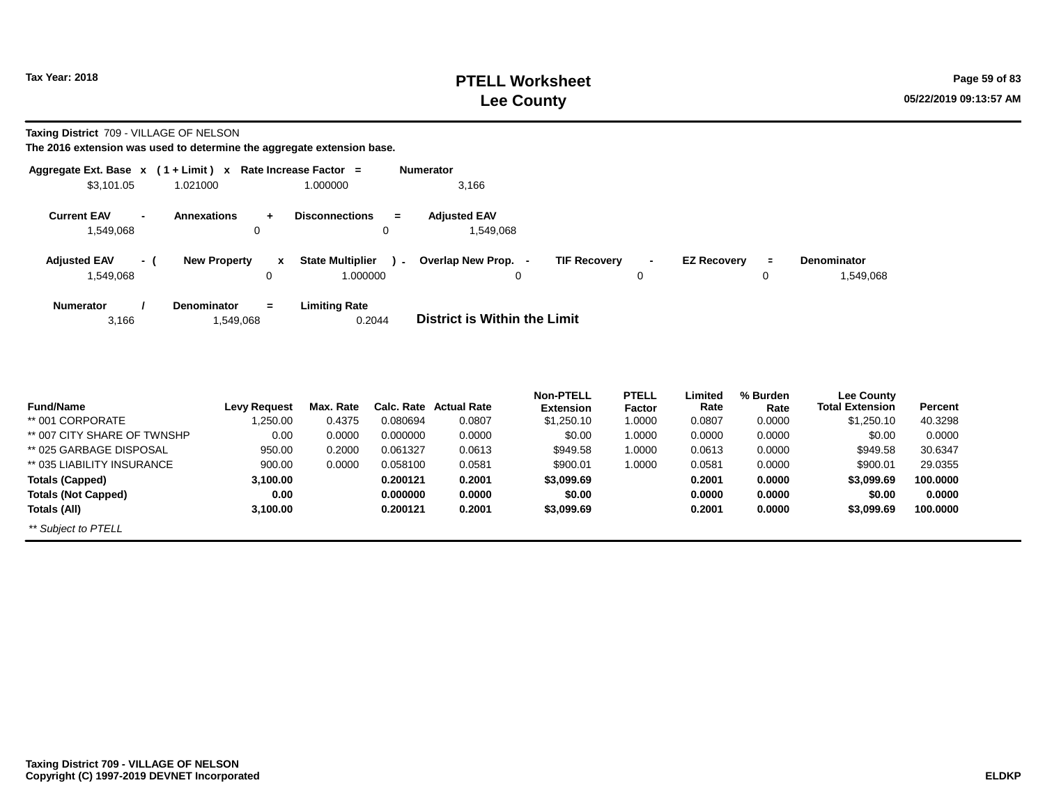Tax Year: 2018

# PTELL Worksheet
# Lee County

05/22/2019 09:13:57 AM

**Taxing District** 709 - VILLAGE OF NELSON

**The 2016 extension was used to determine the aggregate extension base.**

| Aggregate Ext. Base | x | ( 1 + Limit ) | x | Rate Increase Factor | = | Numerator |
|---|---|---|---|---|---|---|
| $3,101.05 | | 1.021000 | | 1.000000 | | 3,166 |

| Current EAV | - | Annexations | + | Disconnections | = | Adjusted EAV |
|---|---|---|---|---|---|---|
| 1,549,068 | | 0 | | 0 | | 1,549,068 |

| Adjusted EAV | - ( | New Property | x | State Multiplier | ) - | Overlap New Prop. | - | TIF Recovery | - | EZ Recovery | = | Denominator |
|---|---|---|---|---|---|---|---|---|---|---|---|---|
| 1,549,068 | | 0 | | 1.000000 | | 0 | | 0 | | 0 | | 1,549,068 |

| Numerator | / | Denominator | = | Limiting Rate |
|---|---|---|---|---|
| 3,166 | | 1,549,068 | | 0.2044 |

**District is Within the Limit**

| Fund/Name | Levy Request | Max. Rate | Calc. Rate | Actual Rate | Non-PTELL Extension | PTELL Factor | Limited Rate | % Burden Rate | Lee County Total Extension | Percent |
|---|---|---|---|---|---|---|---|---|---|---|
| ** 001 CORPORATE | 1,250.00 | 0.4375 | 0.080694 | 0.0807 | $1,250.10 | 1.0000 | 0.0807 | 0.0000 | $1,250.10 | 40.3298 |
| ** 007 CITY SHARE OF TWNSHP | 0.00 | 0.0000 | 0.000000 | 0.0000 | $0.00 | 1.0000 | 0.0000 | 0.0000 | $0.00 | 0.0000 |
| ** 025 GARBAGE DISPOSAL | 950.00 | 0.2000 | 0.061327 | 0.0613 | $949.58 | 1.0000 | 0.0613 | 0.0000 | $949.58 | 30.6347 |
| ** 035 LIABILITY INSURANCE | 900.00 | 0.0000 | 0.058100 | 0.0581 | $900.01 | 1.0000 | 0.0581 | 0.0000 | $900.01 | 29.0355 |
| **Totals (Capped)** | **3,100.00** | | **0.200121** | **0.2001** | **$3,099.69** | | **0.2001** | **0.0000** | **$3,099.69** | **100.0000** |
| **Totals (Not Capped)** | **0.00** | | **0.000000** | **0.0000** | **$0.00** | | **0.0000** | **0.0000** | **$0.00** | **0.0000** |
| **Totals (All)** | **3,100.00** | | **0.200121** | **0.2001** | **$3,099.69** | | **0.2001** | **0.0000** | **$3,099.69** | **100.0000** |

*** Subject to PTELL*

**Taxing District 709 - VILLAGE OF NELSON**
**Copyright (C) 1997-2019 DEVNET Incorporated** **ELDKP**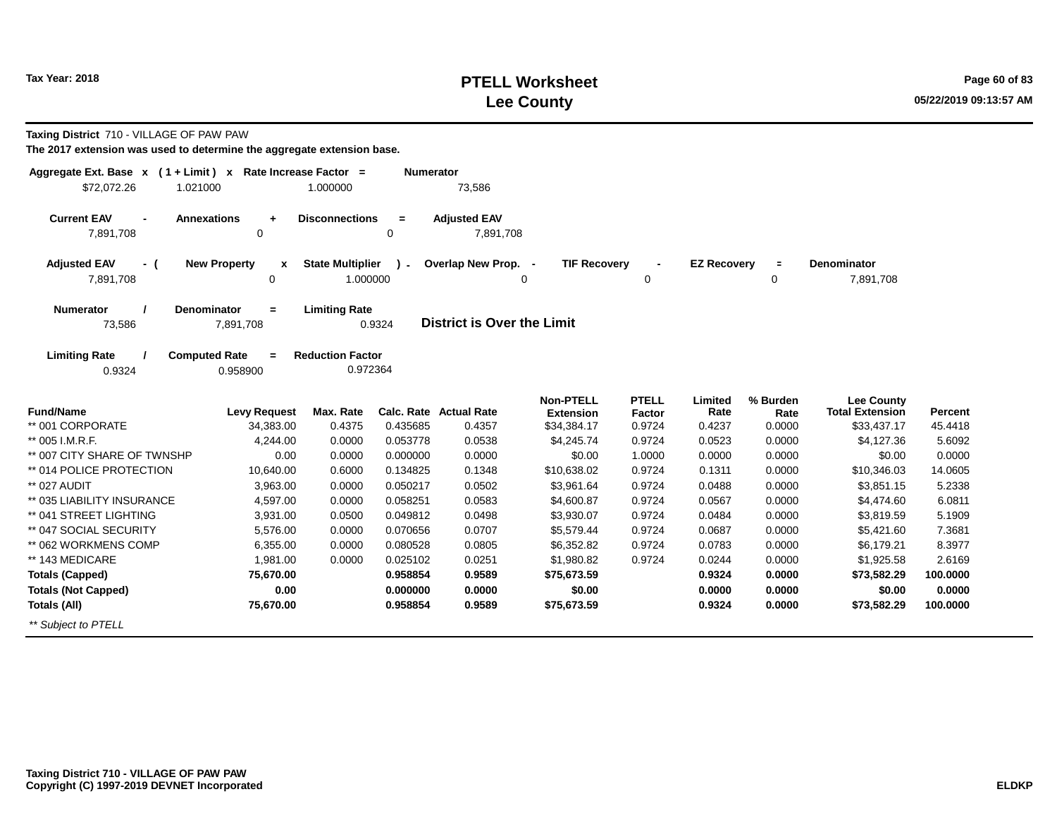# PTELL Worksheet
# Lee County

Tax Year: 2018

**Taxing District** 710 - VILLAGE OF PAW PAW

**The 2017 extension was used to determine the aggregate extension base.**

| Aggregate Ext. Base | x | ( 1 + Limit ) | x | Rate Increase Factor | = | Numerator |
|---|---|---|---|---|---|---|
| $72,072.26 | | 1.021000 | | 1.000000 | | 73,586 |

| Current EAV | - | Annexations | + | Disconnections | = | Adjusted EAV |
|---|---|---|---|---|---|---|
| 7,891,708 | | 0 | | 0 | | 7,891,708 |

| Adjusted EAV | - ( | New Property | x | State Multiplier | ) - | Overlap New Prop. | - | TIF Recovery | - | EZ Recovery | = | Denominator |
|---|---|---|---|---|---|---|---|---|---|---|---|---|
| 7,891,708 | | 0 | | 1.000000 | | 0 | | 0 | | 0 | | 7,891,708 |

| Numerator | / | Denominator | = | Limiting Rate |
|---|---|---|---|---|
| 73,586 | | 7,891,708 | | 0.9324 |

**District is Over the Limit**

| Limiting Rate | / | Computed Rate | = | Reduction Factor |
|---|---|---|---|---|
| 0.9324 | | 0.958900 | | 0.972364 |

| Fund/Name | Levy Request | Max. Rate | Calc. Rate | Actual Rate | Non-PTELL Extension | PTELL Factor | Limited Rate | % Burden Rate | Lee County Total Extension | Percent |
|---|---|---|---|---|---|---|---|---|---|---|
| ** 001 CORPORATE | 34,383.00 | 0.4375 | 0.435685 | 0.4357 | $34,384.17 | 0.9724 | 0.4237 | 0.0000 | $33,437.17 | 45.4418 |
| ** 005 I.M.R.F. | 4,244.00 | 0.0000 | 0.053778 | 0.0538 | $4,245.74 | 0.9724 | 0.0523 | 0.0000 | $4,127.36 | 5.6092 |
| ** 007 CITY SHARE OF TWNSHP | 0.00 | 0.0000 | 0.000000 | 0.0000 | $0.00 | 1.0000 | 0.0000 | 0.0000 | $0.00 | 0.0000 |
| ** 014 POLICE PROTECTION | 10,640.00 | 0.6000 | 0.134825 | 0.1348 | $10,638.02 | 0.9724 | 0.1311 | 0.0000 | $10,346.03 | 14.0605 |
| ** 027 AUDIT | 3,963.00 | 0.0000 | 0.050217 | 0.0502 | $3,961.64 | 0.9724 | 0.0488 | 0.0000 | $3,851.15 | 5.2338 |
| ** 035 LIABILITY INSURANCE | 4,597.00 | 0.0000 | 0.058251 | 0.0583 | $4,600.87 | 0.9724 | 0.0567 | 0.0000 | $4,474.60 | 6.0811 |
| ** 041 STREET LIGHTING | 3,931.00 | 0.0500 | 0.049812 | 0.0498 | $3,930.07 | 0.9724 | 0.0484 | 0.0000 | $3,819.59 | 5.1909 |
| ** 047 SOCIAL SECURITY | 5,576.00 | 0.0000 | 0.070656 | 0.0707 | $5,579.44 | 0.9724 | 0.0687 | 0.0000 | $5,421.60 | 7.3681 |
| ** 062 WORKMENS COMP | 6,355.00 | 0.0000 | 0.080528 | 0.0805 | $6,352.82 | 0.9724 | 0.0783 | 0.0000 | $6,179.21 | 8.3977 |
| ** 143 MEDICARE | 1,981.00 | 0.0000 | 0.025102 | 0.0251 | $1,980.82 | 0.9724 | 0.0244 | 0.0000 | $1,925.58 | 2.6169 |
| **Totals (Capped)** | **75,670.00** | | **0.958854** | **0.9589** | **$75,673.59** | | **0.9324** | **0.0000** | **$73,582.29** | **100.0000** |
| **Totals (Not Capped)** | **0.00** | | **0.000000** | **0.0000** | **$0.00** | | **0.0000** | **0.0000** | **$0.00** | **0.0000** |
| **Totals (All)** | **75,670.00** | | **0.958854** | **0.9589** | **$75,673.59** | | **0.9324** | **0.0000** | **$73,582.29** | **100.0000** |

*** Subject to PTELL*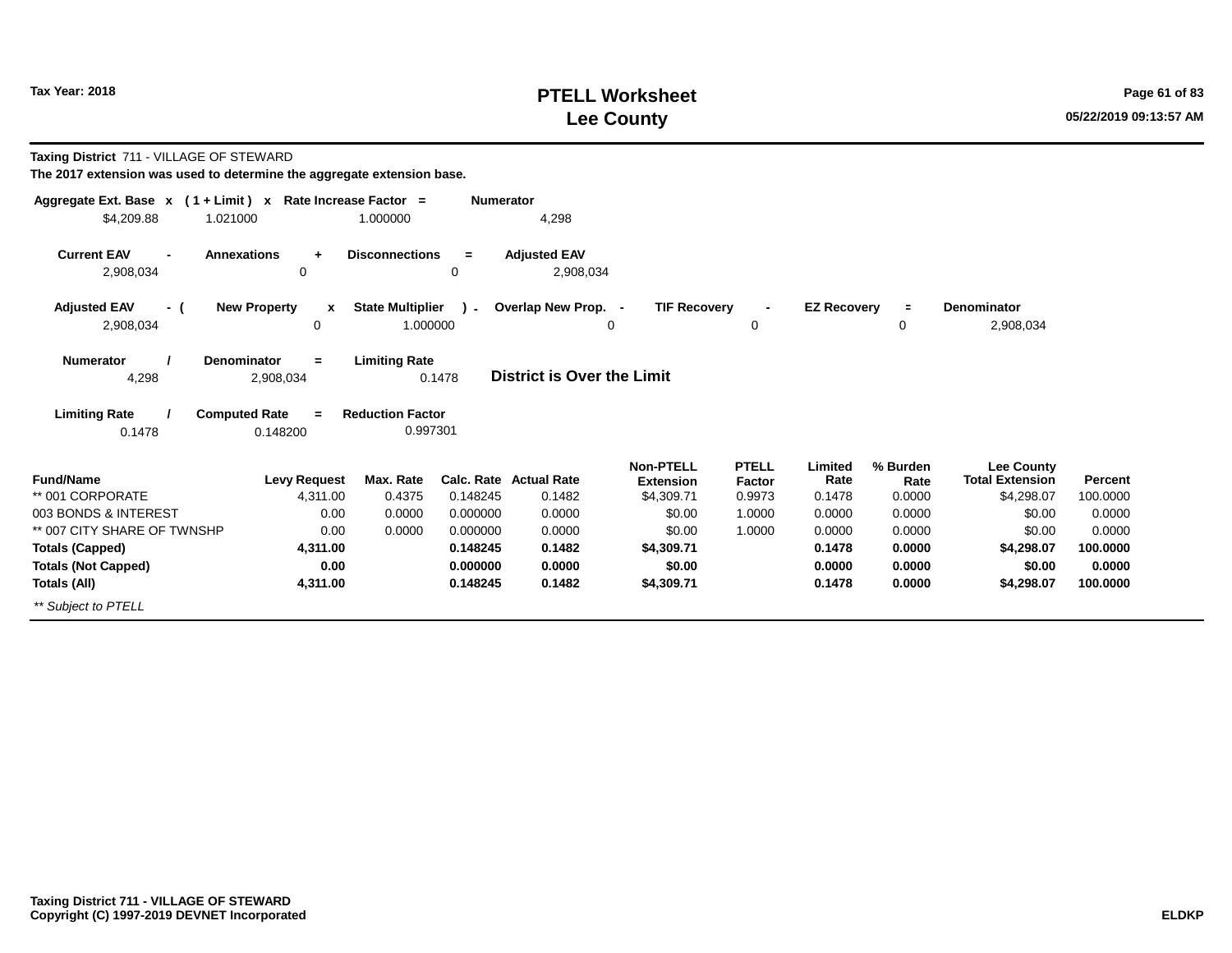# PTELL Worksheet
# Lee County

Tax Year: 2018

**Taxing District** 711 - VILLAGE OF STEWARD
**The 2017 extension was used to determine the aggregate extension base.**

| Aggregate Ext. Base | x | ( 1 + Limit ) | x | Rate Increase Factor | = | Numerator |
|---|---|---|---|---|---|---|
| $4,209.88 | | 1.021000 | | 1.000000 | | 4,298 |

| Current EAV | - | Annexations | + | Disconnections | = | Adjusted EAV |
|---|---|---|---|---|---|---|
| 2,908,034 | | 0 | | 0 | | 2,908,034 |

| Adjusted EAV | - ( | New Property | x | State Multiplier | ) - | Overlap New Prop. | - | TIF Recovery | - | EZ Recovery | = | Denominator |
|---|---|---|---|---|---|---|---|---|---|---|---|---|
| 2,908,034 | | 0 | | 1.000000 | | 0 | | 0 | | 0 | | 2,908,034 |

| Numerator | / | Denominator | = | Limiting Rate |
|---|---|---|---|---|
| 4,298 | | 2,908,034 | | 0.1478 |

**District is Over the Limit**

| Limiting Rate | / | Computed Rate | = | Reduction Factor |
|---|---|---|---|---|
| 0.1478 | | 0.148200 | | 0.997301 |

| Fund/Name | Levy Request | Max. Rate | Calc. Rate | Actual Rate | Non-PTELL Extension | PTELL Factor | Limited Rate | % Burden Rate | Lee County Total Extension | Percent |
|---|---|---|---|---|---|---|---|---|---|---|
| ** 001 CORPORATE | 4,311.00 | 0.4375 | 0.148245 | 0.1482 | $4,309.71 | 0.9973 | 0.1478 | 0.0000 | $4,298.07 | 100.0000 |
| 003 BONDS & INTEREST | 0.00 | 0.0000 | 0.000000 | 0.0000 | $0.00 | 1.0000 | 0.0000 | 0.0000 | $0.00 | 0.0000 |
| ** 007 CITY SHARE OF TWNSHP | 0.00 | 0.0000 | 0.000000 | 0.0000 | $0.00 | 1.0000 | 0.0000 | 0.0000 | $0.00 | 0.0000 |
| **Totals (Capped)** | **4,311.00** | | **0.148245** | **0.1482** | **$4,309.71** | | **0.1478** | **0.0000** | **$4,298.07** | **100.0000** |
| **Totals (Not Capped)** | **0.00** | | **0.000000** | **0.0000** | **$0.00** | | **0.0000** | **0.0000** | **$0.00** | **0.0000** |
| **Totals (All)** | **4,311.00** | | **0.148245** | **0.1482** | **$4,309.71** | | **0.1478** | **0.0000** | **$4,298.07** | **100.0000** |

*** Subject to PTELL*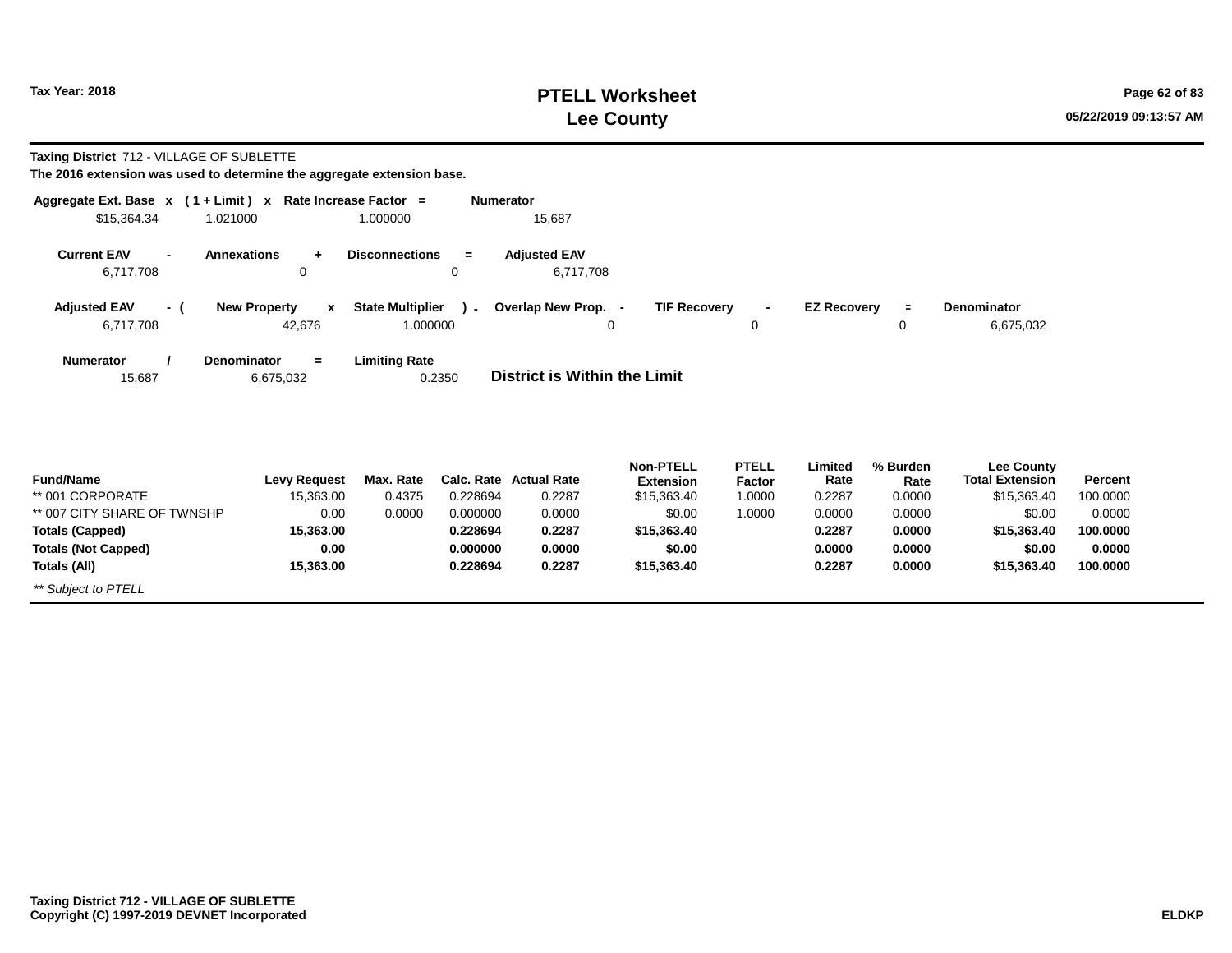# PTELL Worksheet
# Lee County

Tax Year: 2018

**Taxing District** 712 - VILLAGE OF SUBLETTE

**The 2016 extension was used to determine the aggregate extension base.**

| Aggregate Ext. Base | x | ( 1 + Limit ) | x | Rate Increase Factor | = | Numerator |
|---|---|---|---|---|---|---|
| $15,364.34 | | 1.021000 | | 1.000000 | | 15,687 |

| Current EAV | - | Annexations | + | Disconnections | = | Adjusted EAV |
|---|---|---|---|---|---|---|
| 6,717,708 | | 0 | | 0 | | 6,717,708 |

| Adjusted EAV | - ( | New Property | x | State Multiplier | ) - | Overlap New Prop. | - | TIF Recovery | - | EZ Recovery | = | Denominator |
|---|---|---|---|---|---|---|---|---|---|---|---|---|
| 6,717,708 | | 42,676 | | 1.000000 | | 0 | | 0 | | 0 | | 6,675,032 |

| Numerator | / | Denominator | = | Limiting Rate |
|---|---|---|---|---|
| 15,687 | | 6,675,032 | | 0.2350 |

**District is Within the Limit**

| Fund/Name | Levy Request | Max. Rate | Calc. Rate | Actual Rate | Non-PTELL Extension | PTELL Factor | Limited Rate | % Burden Rate | Lee County Total Extension | Percent |
|---|---|---|---|---|---|---|---|---|---|---|
| ** 001 CORPORATE | 15,363.00 | 0.4375 | 0.228694 | 0.2287 | $15,363.40 | 1.0000 | 0.2287 | 0.0000 | $15,363.40 | 100.0000 |
| ** 007 CITY SHARE OF TWNSHP | 0.00 | 0.0000 | 0.000000 | 0.0000 | $0.00 | 1.0000 | 0.0000 | 0.0000 | $0.00 | 0.0000 |
| **Totals (Capped)** | **15,363.00** | | **0.228694** | **0.2287** | **$15,363.40** | | **0.2287** | **0.0000** | **$15,363.40** | **100.0000** |
| **Totals (Not Capped)** | **0.00** | | **0.000000** | **0.0000** | **$0.00** | | **0.0000** | **0.0000** | **$0.00** | **0.0000** |
| **Totals (All)** | **15,363.00** | | **0.228694** | **0.2287** | **$15,363.40** | | **0.2287** | **0.0000** | **$15,363.40** | **100.0000** |

*** Subject to PTELL*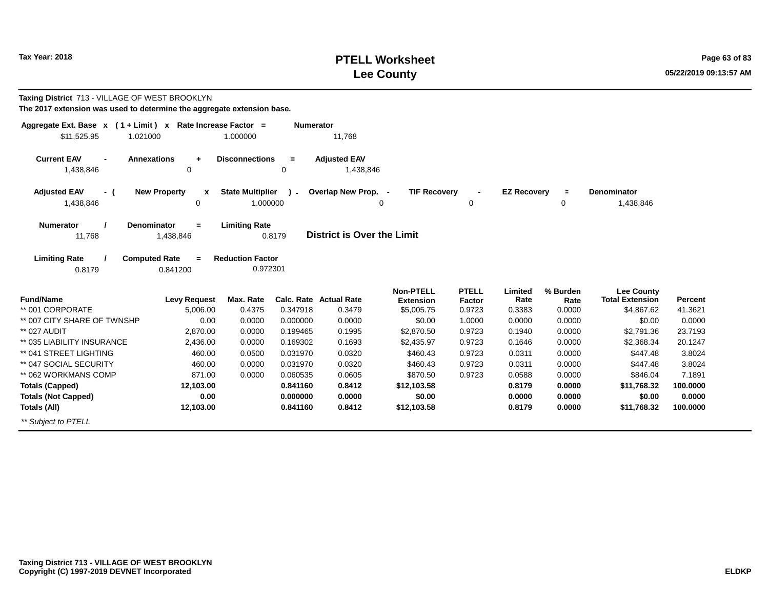# PTELL Worksheet
# Lee County

Tax Year: 2018

05/22/2019 09:13:57 AM

**Taxing District** 713 - VILLAGE OF WEST BROOKLYN

**The 2017 extension was used to determine the aggregate extension base.**

| Aggregate Ext. Base | x | ( 1 + Limit ) | x | Rate Increase Factor | = | Numerator |
|---|---|---|---|---|---|---|
| $11,525.95 | | 1.021000 | | 1.000000 | | 11,768 |

| Current EAV | - | Annexations | + | Disconnections | = | Adjusted EAV |
|---|---|---|---|---|---|---|
| 1,438,846 | | 0 | | 0 | | 1,438,846 |

| Adjusted EAV | - ( | New Property | x | State Multiplier | ) - | Overlap New Prop. | - | TIF Recovery | - | EZ Recovery | = | Denominator |
|---|---|---|---|---|---|---|---|---|---|---|---|---|
| 1,438,846 | | 0 | | 1.000000 | | 0 | | 0 | | 0 | | 1,438,846 |

| Numerator | / | Denominator | = | Limiting Rate |
|---|---|---|---|---|
| 11,768 | | 1,438,846 | | 0.8179 |

**District is Over the Limit**

| Limiting Rate | / | Computed Rate | = | Reduction Factor |
|---|---|---|---|---|
| 0.8179 | | 0.841200 | | 0.972301 |

| Fund/Name | Levy Request | Max. Rate | Calc. Rate | Actual Rate | Non-PTELL Extension | PTELL Factor | Limited Rate | % Burden Rate | Lee County Total Extension | Percent |
|---|---|---|---|---|---|---|---|---|---|---|
| ** 001 CORPORATE | 5,006.00 | 0.4375 | 0.347918 | 0.3479 | $5,005.75 | 0.9723 | 0.3383 | 0.0000 | $4,867.62 | 41.3621 |
| ** 007 CITY SHARE OF TWNSHP | 0.00 | 0.0000 | 0.000000 | 0.0000 | $0.00 | 1.0000 | 0.0000 | 0.0000 | $0.00 | 0.0000 |
| ** 027 AUDIT | 2,870.00 | 0.0000 | 0.199465 | 0.1995 | $2,870.50 | 0.9723 | 0.1940 | 0.0000 | $2,791.36 | 23.7193 |
| ** 035 LIABILITY INSURANCE | 2,436.00 | 0.0000 | 0.169302 | 0.1693 | $2,435.97 | 0.9723 | 0.1646 | 0.0000 | $2,368.34 | 20.1247 |
| ** 041 STREET LIGHTING | 460.00 | 0.0500 | 0.031970 | 0.0320 | $460.43 | 0.9723 | 0.0311 | 0.0000 | $447.48 | 3.8024 |
| ** 047 SOCIAL SECURITY | 460.00 | 0.0000 | 0.031970 | 0.0320 | $460.43 | 0.9723 | 0.0311 | 0.0000 | $447.48 | 3.8024 |
| ** 062 WORKMANS COMP | 871.00 | 0.0000 | 0.060535 | 0.0605 | $870.50 | 0.9723 | 0.0588 | 0.0000 | $846.04 | 7.1891 |
| **Totals (Capped)** | **12,103.00** | | **0.841160** | **0.8412** | **$12,103.58** | | **0.8179** | **0.0000** | **$11,768.32** | **100.0000** |
| **Totals (Not Capped)** | **0.00** | | **0.000000** | **0.0000** | **$0.00** | | **0.0000** | **0.0000** | **$0.00** | **0.0000** |
| **Totals (All)** | **12,103.00** | | **0.841160** | **0.8412** | **$12,103.58** | | **0.8179** | **0.0000** | **$11,768.32** | **100.0000** |

*** Subject to PTELL*

**Taxing District 713 - VILLAGE OF WEST BROOKLYN**
**Copyright (C) 1997-2019 DEVNET Incorporated**

**ELDKP**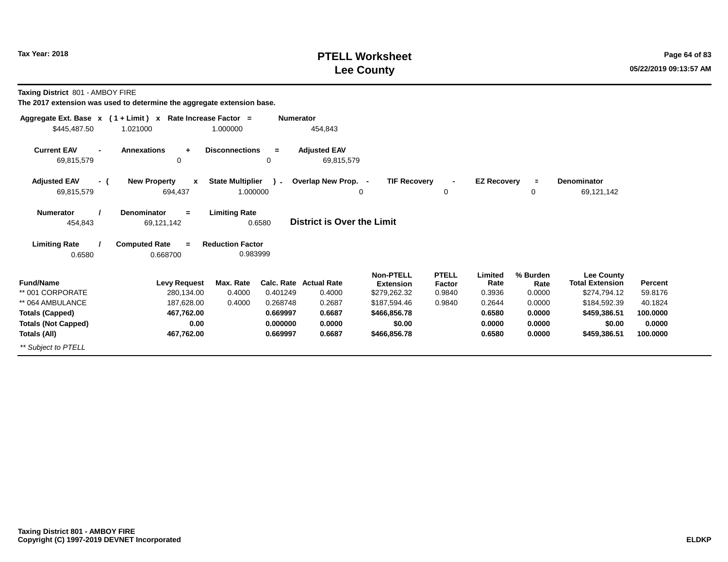# PTELL Worksheet
# Lee County

Tax Year: 2018

**Taxing District** 801 - AMBOY FIRE

**The 2017 extension was used to determine the aggregate extension base.**

| Aggregate Ext. Base | x | ( 1 + Limit ) | x | Rate Increase Factor | = | Numerator |
|---|---|---|---|---|---|---|
| $445,487.50 | | 1.021000 | | 1.000000 | | 454,843 |

| Current EAV | - | Annexations | + | Disconnections | = | Adjusted EAV |
|---|---|---|---|---|---|---|
| 69,815,579 | | 0 | | 0 | | 69,815,579 |

| Adjusted EAV | - ( | New Property | x | State Multiplier | ) - | Overlap New Prop. | - | TIF Recovery | - | EZ Recovery | = | Denominator |
|---|---|---|---|---|---|---|---|---|---|---|---|---|
| 69,815,579 | | 694,437 | | 1.000000 | | 0 | | 0 | | 0 | | 69,121,142 |

| Numerator | / | Denominator | = | Limiting Rate |
|---|---|---|---|---|
| 454,843 | | 69,121,142 | | 0.6580 |

**District is Over the Limit**

| Limiting Rate | / | Computed Rate | = | Reduction Factor |
|---|---|---|---|---|
| 0.6580 | | 0.668700 | | 0.983999 |

| Fund/Name | Levy Request | Max. Rate | Calc. Rate | Actual Rate | Non-PTELL Extension | PTELL Factor | Limited Rate | % Burden Rate | Lee County Total Extension | Percent |
|---|---|---|---|---|---|---|---|---|---|---|
| ** 001 CORPORATE | 280,134.00 | 0.4000 | 0.401249 | 0.4000 | $279,262.32 | 0.9840 | 0.3936 | 0.0000 | $274,794.12 | 59.8176 |
| ** 064 AMBULANCE | 187,628.00 | 0.4000 | 0.268748 | 0.2687 | $187,594.46 | 0.9840 | 0.2644 | 0.0000 | $184,592.39 | 40.1824 |
| **Totals (Capped)** | **467,762.00** | | **0.669997** | **0.6687** | **$466,856.78** | | **0.6580** | **0.0000** | **$459,386.51** | **100.0000** |
| **Totals (Not Capped)** | **0.00** | | **0.000000** | **0.0000** | **$0.00** | | **0.0000** | **0.0000** | **$0.00** | **0.0000** |
| **Totals (All)** | **467,762.00** | | **0.669997** | **0.6687** | **$466,856.78** | | **0.6580** | **0.0000** | **$459,386.51** | **100.0000** |

*** Subject to PTELL*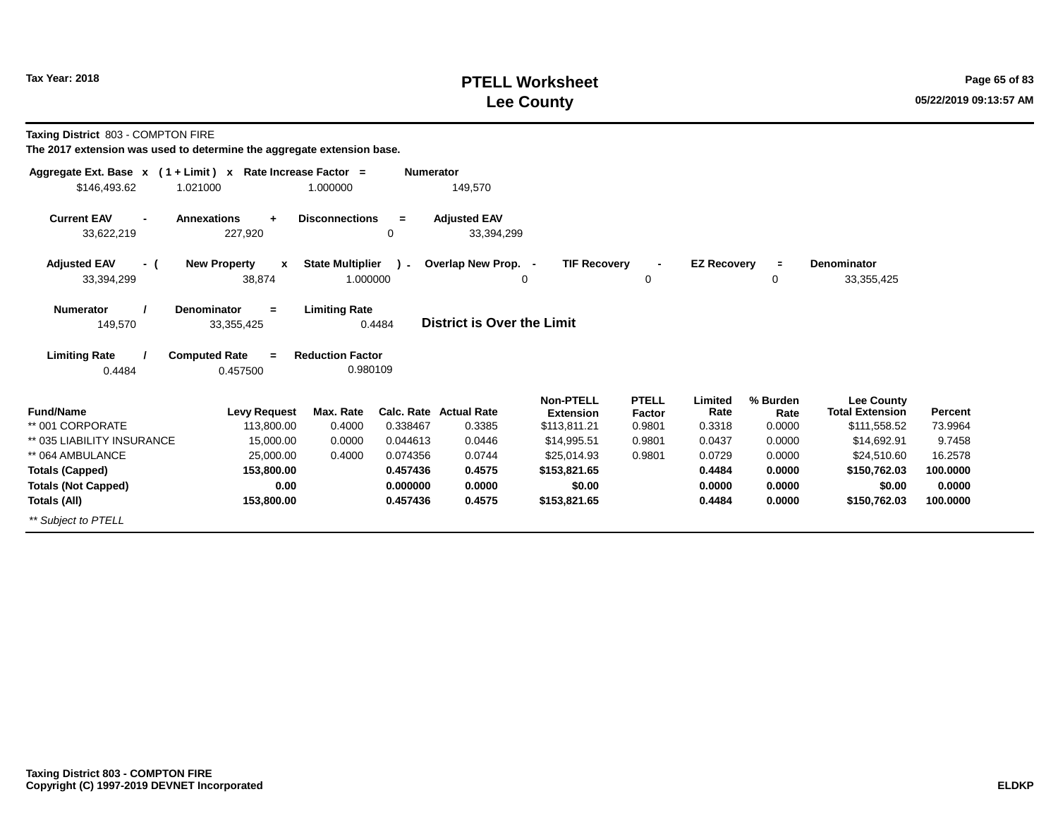# PTELL Worksheet
# Lee County

Tax Year: 2018

05/22/2019 09:13:57 AM

**Taxing District** 803 - COMPTON FIRE

**The 2017 extension was used to determine the aggregate extension base.**

| Aggregate Ext. Base | x | ( 1 + Limit ) | x | Rate Increase Factor | = | Numerator |
|---|---|---|---|---|---|---|
| $146,493.62 | | 1.021000 | | 1.000000 | | 149,570 |

| Current EAV | - | Annexations | + | Disconnections | = | Adjusted EAV |
|---|---|---|---|---|---|---|
| 33,622,219 | | 227,920 | | 0 | | 33,394,299 |

| Adjusted EAV | - ( | New Property | x | State Multiplier | ) - | Overlap New Prop. | - | TIF Recovery | - | EZ Recovery | = | Denominator |
|---|---|---|---|---|---|---|---|---|---|---|---|---|
| 33,394,299 | | 38,874 | | 1.000000 | | 0 | | 0 | | 0 | | 33,355,425 |

| Numerator | / | Denominator | = | Limiting Rate |
|---|---|---|---|---|
| 149,570 | | 33,355,425 | | 0.4484 |

**District is Over the Limit**

| Limiting Rate | / | Computed Rate | = | Reduction Factor |
|---|---|---|---|---|
| 0.4484 | | 0.457500 | | 0.980109 |

| Fund/Name | Levy Request | Max. Rate | Calc. Rate | Actual Rate | Non-PTELL Extension | PTELL Factor | Limited Rate | % Burden Rate | Lee County Total Extension | Percent |
|---|---|---|---|---|---|---|---|---|---|---|
| ** 001 CORPORATE | 113,800.00 | 0.4000 | 0.338467 | 0.3385 | $113,811.21 | 0.9801 | 0.3318 | 0.0000 | $111,558.52 | 73.9964 |
| ** 035 LIABILITY INSURANCE | 15,000.00 | 0.0000 | 0.044613 | 0.0446 | $14,995.51 | 0.9801 | 0.0437 | 0.0000 | $14,692.91 | 9.7458 |
| ** 064 AMBULANCE | 25,000.00 | 0.4000 | 0.074356 | 0.0744 | $25,014.93 | 0.9801 | 0.0729 | 0.0000 | $24,510.60 | 16.2578 |
| **Totals (Capped)** | **153,800.00** | | **0.457436** | **0.4575** | **$153,821.65** | | **0.4484** | **0.0000** | **$150,762.03** | **100.0000** |
| **Totals (Not Capped)** | **0.00** | | **0.000000** | **0.0000** | **$0.00** | | **0.0000** | **0.0000** | **$0.00** | **0.0000** |
| **Totals (All)** | **153,800.00** | | **0.457436** | **0.4575** | **$153,821.65** | | **0.4484** | **0.0000** | **$150,762.03** | **100.0000** |

*** Subject to PTELL*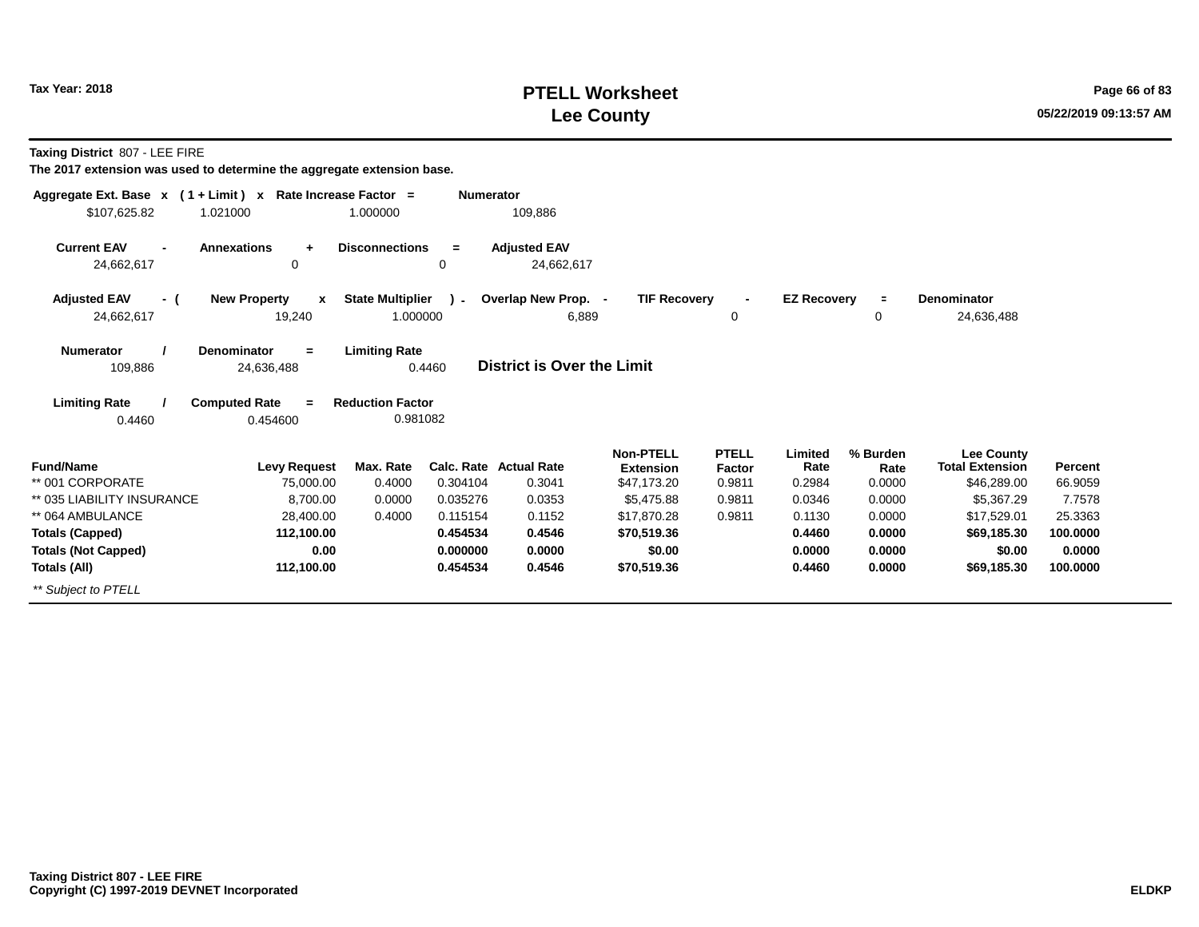**Taxing District** 807 - LEE FIRE

**The 2017 extension was used to determine the aggregate extension base.**

| Aggregate Ext. Base | x | ( 1 + Limit ) | x | Rate Increase Factor | = | Numerator |
|---|---|---|---|---|---|---|
| $107,625.82 | | 1.021000 | | 1.000000 | | 109,886 |

| Current EAV | - | Annexations | + | Disconnections | = | Adjusted EAV |
|---|---|---|---|---|---|---|
| 24,662,617 | | 0 | | 0 | | 24,662,617 |

| Adjusted EAV | - ( | New Property | x | State Multiplier | ) - | Overlap New Prop. | - | TIF Recovery | - | EZ Recovery | = | Denominator |
|---|---|---|---|---|---|---|---|---|---|---|---|---|
| 24,662,617 | | 19,240 | | 1.000000 | | 6,889 | | 0 | | 0 | | 24,636,488 |

| Numerator | / | Denominator | = | Limiting Rate |
|---|---|---|---|---|
| 109,886 | | 24,636,488 | | 0.4460 |

**District is Over the Limit**

| Limiting Rate | / | Computed Rate | = | Reduction Factor |
|---|---|---|---|---|
| 0.4460 | | 0.454600 | | 0.981082 |

| Fund/Name | Levy Request | Max. Rate | Calc. Rate | Actual Rate | Non-PTELL Extension | PTELL Factor | Limited Rate | % Burden Rate | Lee County Total Extension | Percent |
|---|---|---|---|---|---|---|---|---|---|---|
| ** 001 CORPORATE | 75,000.00 | 0.4000 | 0.304104 | 0.3041 | $47,173.20 | 0.9811 | 0.2984 | 0.0000 | $46,289.00 | 66.9059 |
| ** 035 LIABILITY INSURANCE | 8,700.00 | 0.0000 | 0.035276 | 0.0353 | $5,475.88 | 0.9811 | 0.0346 | 0.0000 | $5,367.29 | 7.7578 |
| ** 064 AMBULANCE | 28,400.00 | 0.4000 | 0.115154 | 0.1152 | $17,870.28 | 0.9811 | 0.1130 | 0.0000 | $17,529.01 | 25.3363 |
| **Totals (Capped)** | **112,100.00** | | **0.454534** | **0.4546** | **$70,519.36** | | **0.4460** | **0.0000** | **$69,185.30** | **100.0000** |
| **Totals (Not Capped)** | **0.00** | | **0.000000** | **0.0000** | **$0.00** | | **0.0000** | **0.0000** | **$0.00** | **0.0000** |
| **Totals (All)** | **112,100.00** | | **0.454534** | **0.4546** | **$70,519.36** | | **0.4460** | **0.0000** | **$69,185.30** | **100.0000** |

*** Subject to PTELL*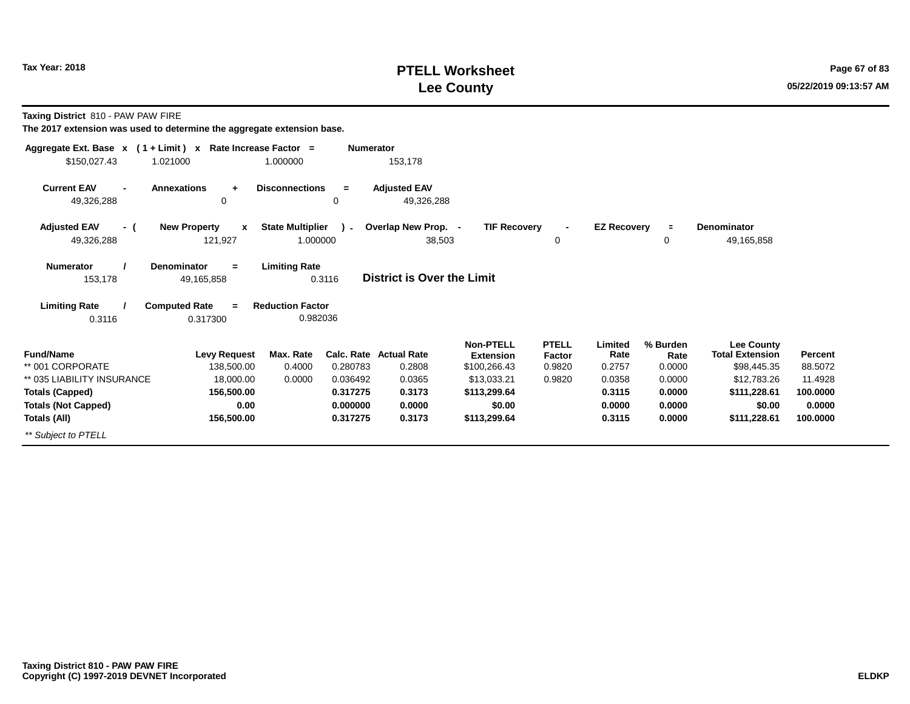# PTELL Worksheet
# Lee County

Tax Year: 2018

**Taxing District** 810 - PAW PAW FIRE

**The 2017 extension was used to determine the aggregate extension base.**

| Aggregate Ext. Base | x | ( 1 + Limit ) | x | Rate Increase Factor | = | Numerator |
|---|---|---|---|---|---|---|
| $150,027.43 | | 1.021000 | | 1.000000 | | 153,178 |

| Current EAV | - | Annexations | + | Disconnections | = | Adjusted EAV |
|---|---|---|---|---|---|---|
| 49,326,288 | | 0 | | 0 | | 49,326,288 |

| Adjusted EAV | - ( | New Property | x | State Multiplier | ) - | Overlap New Prop. | - | TIF Recovery | - | EZ Recovery | = | Denominator |
|---|---|---|---|---|---|---|---|---|---|---|---|---|
| 49,326,288 | | 121,927 | | 1.000000 | | 38,503 | | 0 | | 0 | | 49,165,858 |

| Numerator | / | Denominator | = | Limiting Rate |
|---|---|---|---|---|
| 153,178 | | 49,165,858 | | 0.3116 |

**District is Over the Limit**

| Limiting Rate | / | Computed Rate | = | Reduction Factor |
|---|---|---|---|---|
| 0.3116 | | 0.317300 | | 0.982036 |

| Fund/Name | Levy Request | Max. Rate | Calc. Rate | Actual Rate | Non-PTELL Extension | PTELL Factor | Limited Rate | % Burden Rate | Lee County Total Extension | Percent |
|---|---|---|---|---|---|---|---|---|---|---|
| ** 001 CORPORATE | 138,500.00 | 0.4000 | 0.280783 | 0.2808 | $100,266.43 | 0.9820 | 0.2757 | 0.0000 | $98,445.35 | 88.5072 |
| ** 035 LIABILITY INSURANCE | 18,000.00 | 0.0000 | 0.036492 | 0.0365 | $13,033.21 | 0.9820 | 0.0358 | 0.0000 | $12,783.26 | 11.4928 |
| **Totals (Capped)** | **156,500.00** | | **0.317275** | **0.3173** | **$113,299.64** | | **0.3115** | **0.0000** | **$111,228.61** | **100.0000** |
| **Totals (Not Capped)** | **0.00** | | **0.000000** | **0.0000** | **$0.00** | | **0.0000** | **0.0000** | **$0.00** | **0.0000** |
| **Totals (All)** | **156,500.00** | | **0.317275** | **0.3173** | **$113,299.64** | | **0.3115** | **0.0000** | **$111,228.61** | **100.0000** |

*** Subject to PTELL*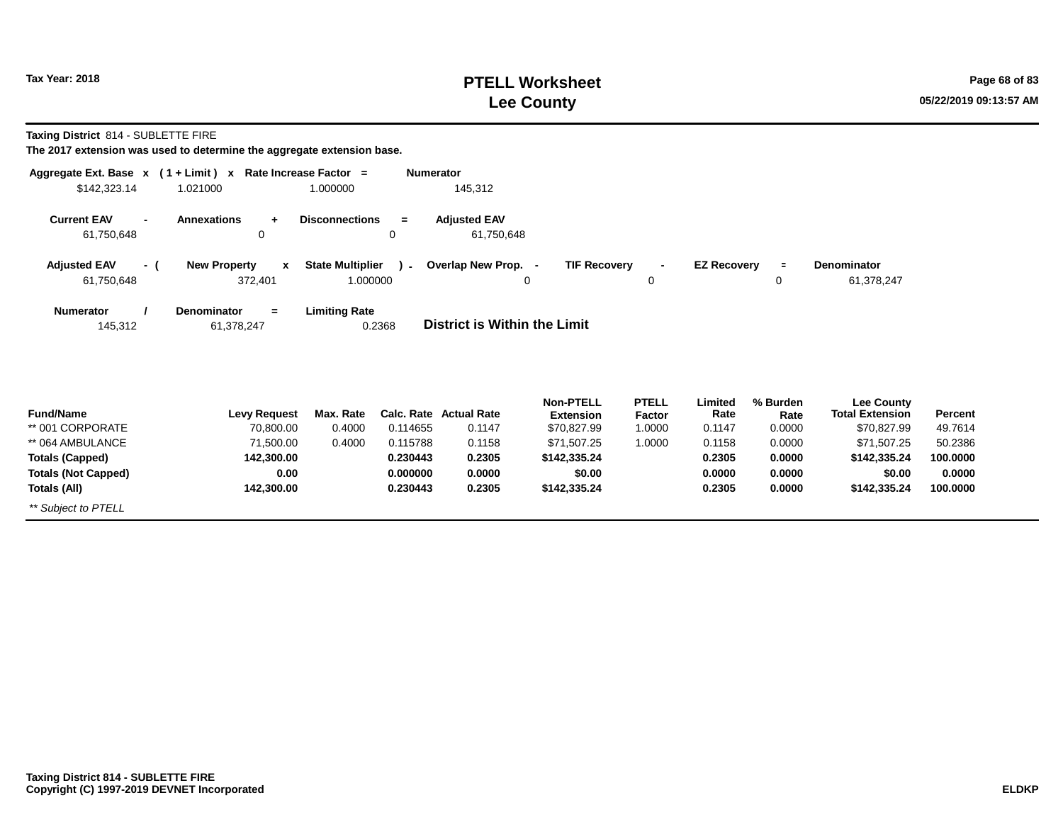Tax Year: 2018

# PTELL Worksheet
## Lee County

**Taxing District** 814 - SUBLETTE FIRE

**The 2017 extension was used to determine the aggregate extension base.**

| Aggregate Ext. Base | x | ( 1 + Limit ) | x | Rate Increase Factor | = | Numerator |
|---|---|---|---|---|---|---|
| $142,323.14 | | 1.021000 | | 1.000000 | | 145,312 |

| Current EAV | - | Annexations | + | Disconnections | = | Adjusted EAV |
|---|---|---|---|---|---|---|
| 61,750,648 | | 0 | | 0 | | 61,750,648 |

| Adjusted EAV | - ( | New Property | x | State Multiplier | ) - | Overlap New Prop. | - | TIF Recovery | - | EZ Recovery | = | Denominator |
|---|---|---|---|---|---|---|---|---|---|---|---|---|
| 61,750,648 | | 372,401 | | 1.000000 | | 0 | | 0 | | 0 | | 61,378,247 |

| Numerator | / | Denominator | = | Limiting Rate |
|---|---|---|---|---|
| 145,312 | | 61,378,247 | | 0.2368 |

**District is Within the Limit**

| Fund/Name | Levy Request | Max. Rate | Calc. Rate | Actual Rate | Non-PTELL Extension | PTELL Factor | Limited Rate | % Burden Rate | Lee County Total Extension | Percent |
|---|---|---|---|---|---|---|---|---|---|---|
| ** 001 CORPORATE | 70,800.00 | 0.4000 | 0.114655 | 0.1147 | $70,827.99 | 1.0000 | 0.1147 | 0.0000 | $70,827.99 | 49.7614 |
| ** 064 AMBULANCE | 71,500.00 | 0.4000 | 0.115788 | 0.1158 | $71,507.25 | 1.0000 | 0.1158 | 0.0000 | $71,507.25 | 50.2386 |
| **Totals (Capped)** | **142,300.00** | | **0.230443** | **0.2305** | **$142,335.24** | | **0.2305** | **0.0000** | **$142,335.24** | **100.0000** |
| **Totals (Not Capped)** | **0.00** | | **0.000000** | **0.0000** | **$0.00** | | **0.0000** | **0.0000** | **$0.00** | **0.0000** |
| **Totals (All)** | **142,300.00** | | **0.230443** | **0.2305** | **$142,335.24** | | **0.2305** | **0.0000** | **$142,335.24** | **100.0000** |

*** Subject to PTELL*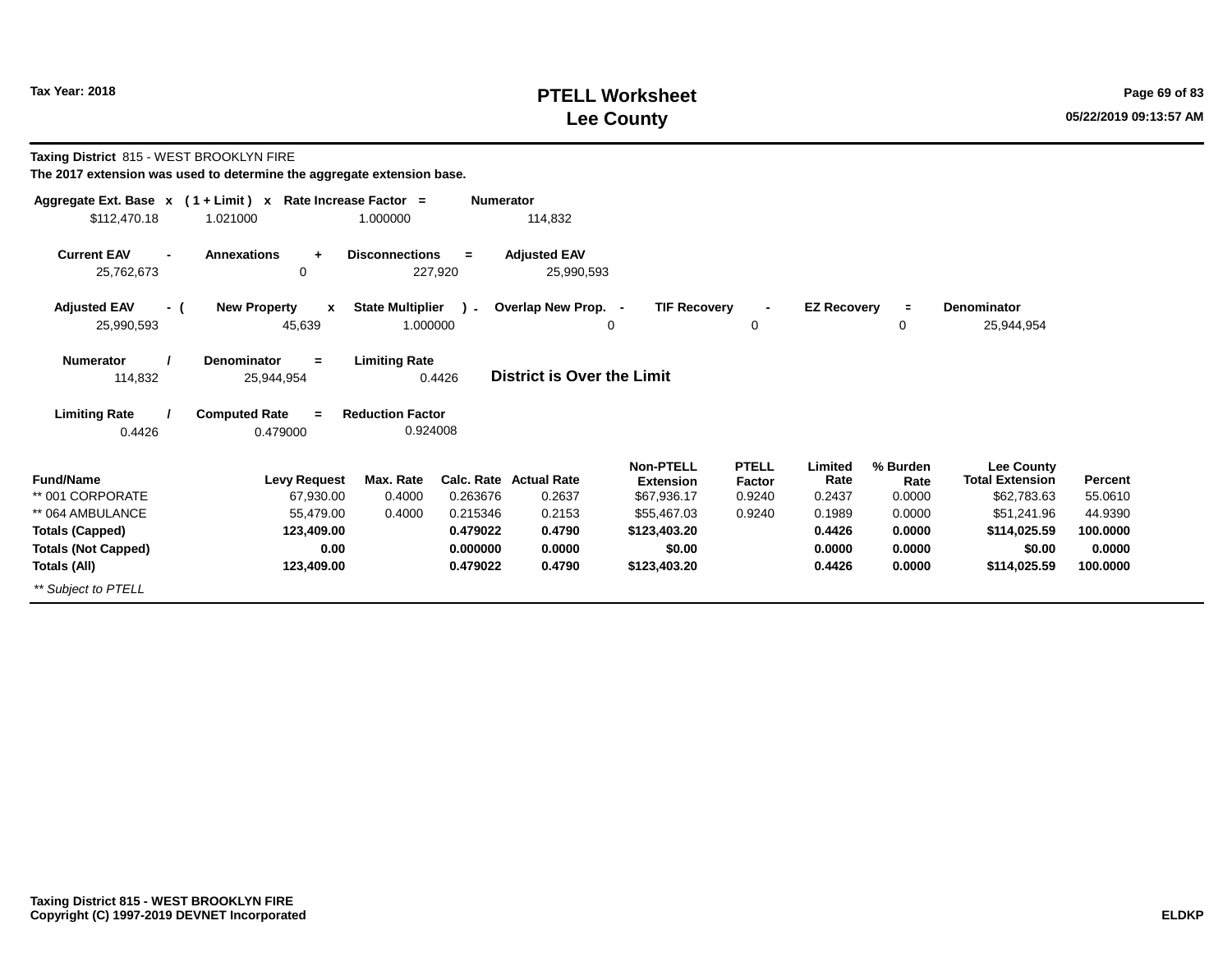# PTELL Worksheet
# Lee County

Tax Year: 2018

05/22/2019 09:13:57 AM

**Taxing District** 815 - WEST BROOKLYN FIRE

**The 2017 extension was used to determine the aggregate extension base.**

| Aggregate Ext. Base x | ( 1 + Limit ) x | Rate Increase Factor = | Numerator |
|---|---|---|---|
| $112,470.18 | 1.021000 | 1.000000 | 114,832 |

| Current EAV - | Annexations + | Disconnections = | Adjusted EAV |
|---|---|---|---|
| 25,762,673 | 0 | 227,920 | 25,990,593 |

| Adjusted EAV - ( | New Property x | State Multiplier ) - | Overlap New Prop. - | TIF Recovery - | EZ Recovery = | Denominator |
|---|---|---|---|---|---|---|
| 25,990,593 | 45,639 | 1.000000 | 0 | 0 | 0 | 25,944,954 |

| Numerator / | Denominator = | Limiting Rate |
|---|---|---|
| 114,832 | 25,944,954 | 0.4426 |

**District is Over the Limit**

| Limiting Rate / | Computed Rate = | Reduction Factor |
|---|---|---|
| 0.4426 | 0.479000 | 0.924008 |

| Fund/Name | Levy Request | Max. Rate | Calc. Rate | Actual Rate | Non-PTELL Extension | PTELL Factor | Limited Rate | % Burden Rate | Lee County Total Extension | Percent |
|---|---|---|---|---|---|---|---|---|---|---|
| ** 001 CORPORATE | 67,930.00 | 0.4000 | 0.263676 | 0.2637 | $67,936.17 | 0.9240 | 0.2437 | 0.0000 | $62,783.63 | 55.0610 |
| ** 064 AMBULANCE | 55,479.00 | 0.4000 | 0.215346 | 0.2153 | $55,467.03 | 0.9240 | 0.1989 | 0.0000 | $51,241.96 | 44.9390 |
| **Totals (Capped)** | **123,409.00** | | **0.479022** | **0.4790** | **$123,403.20** | | **0.4426** | **0.0000** | **$114,025.59** | **100.0000** |
| **Totals (Not Capped)** | **0.00** | | **0.000000** | **0.0000** | **$0.00** | | **0.0000** | **0.0000** | **$0.00** | **0.0000** |
| **Totals (All)** | **123,409.00** | | **0.479022** | **0.4790** | **$123,403.20** | | **0.4426** | **0.0000** | **$114,025.59** | **100.0000** |

*** Subject to PTELL*

**Taxing District 815 - WEST BROOKLYN FIRE**
**Copyright (C) 1997-2019 DEVNET Incorporated**

**ELDKP**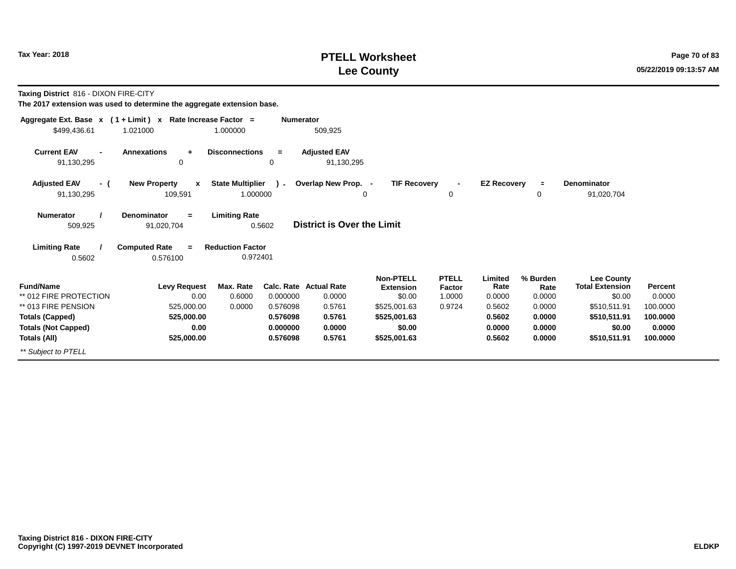# PTELL Worksheet
# Lee County

Tax Year: 2018

**Taxing District** 816 - DIXON FIRE-CITY

**The 2017 extension was used to determine the aggregate extension base.**

| Aggregate Ext. Base | x | ( 1 + Limit ) | x | Rate Increase Factor | = | Numerator |
|---|---|---|---|---|---|---|
| $499,436.61 | | 1.021000 | | 1.000000 | | 509,925 |

| Current EAV | - | Annexations | + | Disconnections | = | Adjusted EAV |
|---|---|---|---|---|---|---|
| 91,130,295 | | 0 | | 0 | | 91,130,295 |

| Adjusted EAV | - ( | New Property | x | State Multiplier | ) - | Overlap New Prop. | - | TIF Recovery | - | EZ Recovery | = | Denominator |
|---|---|---|---|---|---|---|---|---|---|---|---|---|
| 91,130,295 | | 109,591 | | 1.000000 | | 0 | | 0 | | 0 | | 91,020,704 |

| Numerator | / | Denominator | = | Limiting Rate |
|---|---|---|---|---|
| 509,925 | | 91,020,704 | | 0.5602 |

**District is Over the Limit**

| Limiting Rate | / | Computed Rate | = | Reduction Factor |
|---|---|---|---|---|
| 0.5602 | | 0.576100 | | 0.972401 |

| Fund/Name | Levy Request | Max. Rate | Calc. Rate | Actual Rate | Non-PTELL Extension | PTELL Factor | Limited Rate | % Burden Rate | Lee County Total Extension | Percent |
|---|---|---|---|---|---|---|---|---|---|---|
| ** 012 FIRE PROTECTION | 0.00 | 0.6000 | 0.000000 | 0.0000 | $0.00 | 1.0000 | 0.0000 | 0.0000 | $0.00 | 0.0000 |
| ** 013 FIRE PENSION | 525,000.00 | 0.0000 | 0.576098 | 0.5761 | $525,001.63 | 0.9724 | 0.5602 | 0.0000 | $510,511.91 | 100.0000 |
| **Totals (Capped)** | **525,000.00** | | **0.576098** | **0.5761** | **$525,001.63** | | **0.5602** | **0.0000** | **$510,511.91** | **100.0000** |
| **Totals (Not Capped)** | **0.00** | | **0.000000** | **0.0000** | **$0.00** | | **0.0000** | **0.0000** | **$0.00** | **0.0000** |
| **Totals (All)** | **525,000.00** | | **0.576098** | **0.5761** | **$525,001.63** | | **0.5602** | **0.0000** | **$510,511.91** | **100.0000** |

*** Subject to PTELL*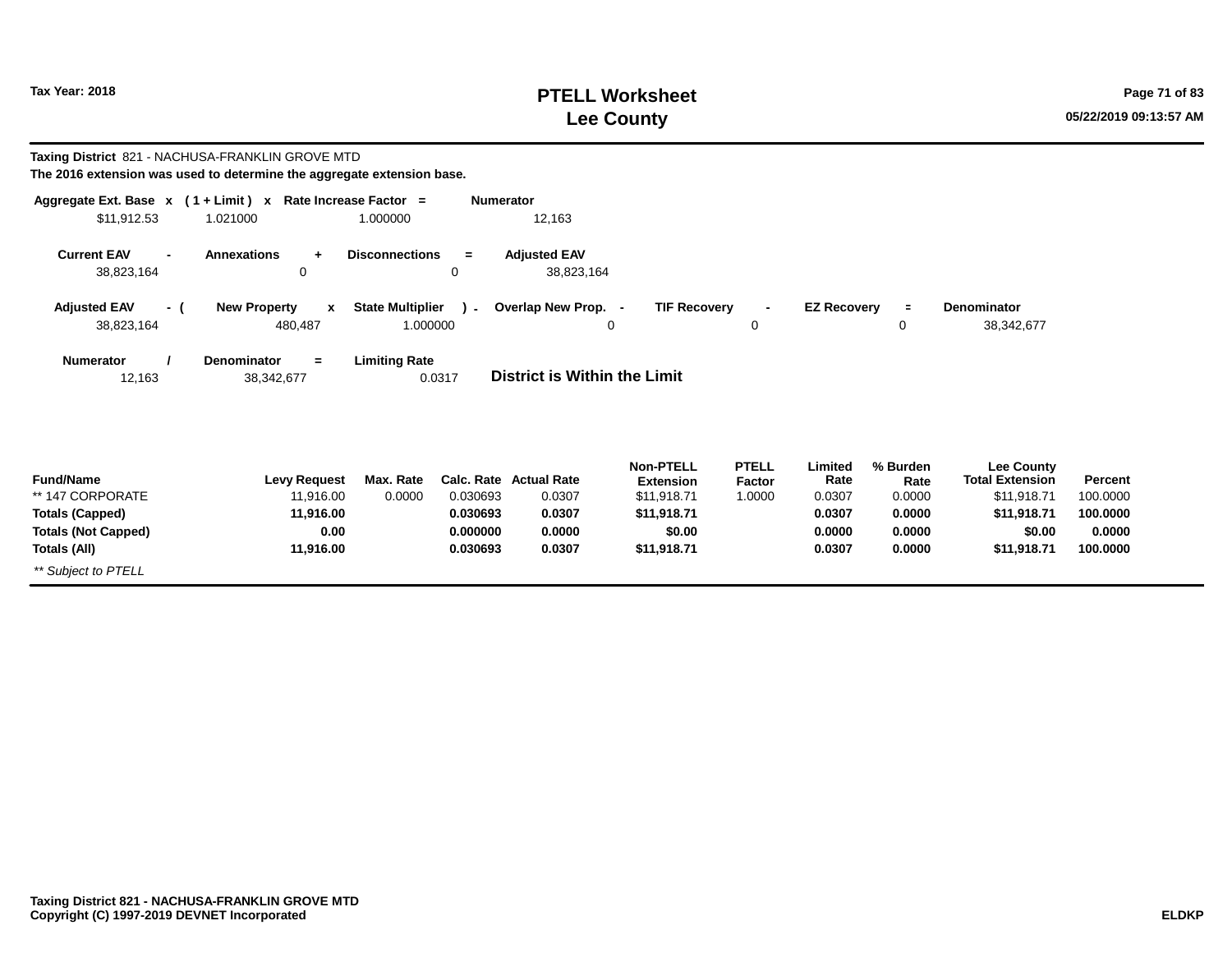**Taxing District** 821 - NACHUSA-FRANKLIN GROVE MTD

**The 2016 extension was used to determine the aggregate extension base.**

| Aggregate Ext. Base | x | ( 1 + Limit ) | x | Rate Increase Factor | = | Numerator |
|---|---|---|---|---|---|---|
| $11,912.53 | | 1.021000 | | 1.000000 | | 12,163 |

| Current EAV | - | Annexations | + | Disconnections | = | Adjusted EAV |
|---|---|---|---|---|---|---|
| 38,823,164 | | 0 | | 0 | | 38,823,164 |

| Adjusted EAV | - ( | New Property | x | State Multiplier | ) - | Overlap New Prop. | - | TIF Recovery | - | EZ Recovery | = | Denominator |
|---|---|---|---|---|---|---|---|---|---|---|---|---|
| 38,823,164 | | 480,487 | | 1.000000 | | 0 | | 0 | | 0 | | 38,342,677 |

| Numerator | / | Denominator | = | Limiting Rate |
|---|---|---|---|---|
| 12,163 | | 38,342,677 | | 0.0317 |

**District is Within the Limit**

| Fund/Name | Levy Request | Max. Rate | Calc. Rate | Actual Rate | Non-PTELL Extension | PTELL Factor | Limited Rate | % Burden Rate | Lee County Total Extension | Percent |
|---|---|---|---|---|---|---|---|---|---|---|
| ** 147 CORPORATE | 11,916.00 | 0.0000 | 0.030693 | 0.0307 | $11,918.71 | 1.0000 | 0.0307 | 0.0000 | $11,918.71 | 100.0000 |
| **Totals (Capped)** | **11,916.00** | | **0.030693** | **0.0307** | **$11,918.71** | | **0.0307** | **0.0000** | **$11,918.71** | **100.0000** |
| **Totals (Not Capped)** | **0.00** | | **0.000000** | **0.0000** | **$0.00** | | **0.0000** | **0.0000** | **$0.00** | **0.0000** |
| **Totals (All)** | **11,916.00** | | **0.030693** | **0.0307** | **$11,918.71** | | **0.0307** | **0.0000** | **$11,918.71** | **100.0000** |

*** Subject to PTELL*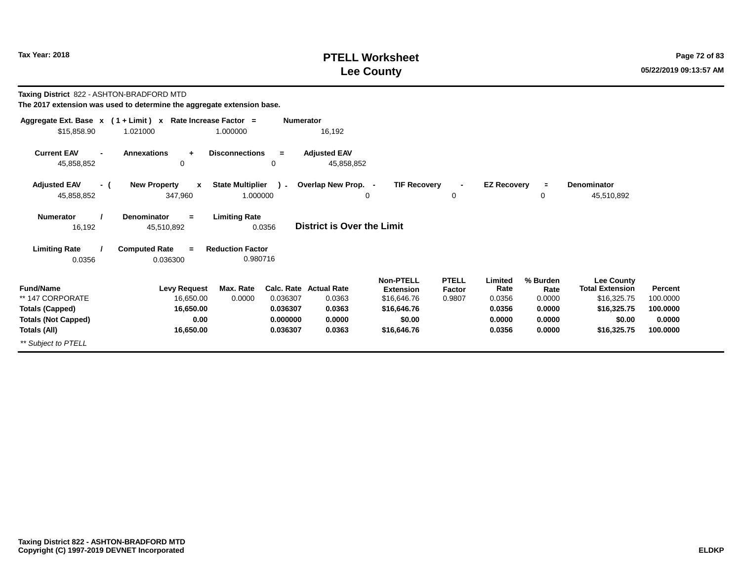# PTELL Worksheet
## Lee County

Tax Year: 2018

**Taxing District** 822 - ASHTON-BRADFORD MTD

**The 2017 extension was used to determine the aggregate extension base.**

| Aggregate Ext. Base | x | ( 1 + Limit ) | x | Rate Increase Factor | = | Numerator |
|---|---|---|---|---|---|---|
| $15,858.90 | | 1.021000 | | 1.000000 | | 16,192 |

| Current EAV | - | Annexations | + | Disconnections | = | Adjusted EAV |
|---|---|---|---|---|---|---|
| 45,858,852 | | 0 | | 0 | | 45,858,852 |

| Adjusted EAV | - ( | New Property | x | State Multiplier | ) - | Overlap New Prop. | - | TIF Recovery | - | EZ Recovery | = | Denominator |
|---|---|---|---|---|---|---|---|---|---|---|---|---|
| 45,858,852 | | 347,960 | | 1.000000 | | 0 | | 0 | | 0 | | 45,510,892 |

| Numerator | / | Denominator | = | Limiting Rate |
|---|---|---|---|---|
| 16,192 | | 45,510,892 | | 0.0356 |

**District is Over the Limit**

| Limiting Rate | / | Computed Rate | = | Reduction Factor |
|---|---|---|---|---|
| 0.0356 | | 0.036300 | | 0.980716 |

| Fund/Name | Levy Request | Max. Rate | Calc. Rate | Actual Rate | Non-PTELL Extension | PTELL Factor | Limited Rate | % Burden Rate | Lee County Total Extension | Percent |
|---|---|---|---|---|---|---|---|---|---|---|
| ** 147 CORPORATE | 16,650.00 | 0.0000 | 0.036307 | 0.0363 | $16,646.76 | 0.9807 | 0.0356 | 0.0000 | $16,325.75 | 100.0000 |
| **Totals (Capped)** | **16,650.00** | | **0.036307** | **0.0363** | **$16,646.76** | | **0.0356** | **0.0000** | **$16,325.75** | **100.0000** |
| **Totals (Not Capped)** | **0.00** | | **0.000000** | **0.0000** | **$0.00** | | **0.0000** | **0.0000** | **$0.00** | **0.0000** |
| **Totals (All)** | **16,650.00** | | **0.036307** | **0.0363** | **$16,646.76** | | **0.0356** | **0.0000** | **$16,325.75** | **100.0000** |

*** Subject to PTELL*

**Taxing District 822 - ASHTON-BRADFORD MTD**
**Copyright (C) 1997-2019 DEVNET Incorporated**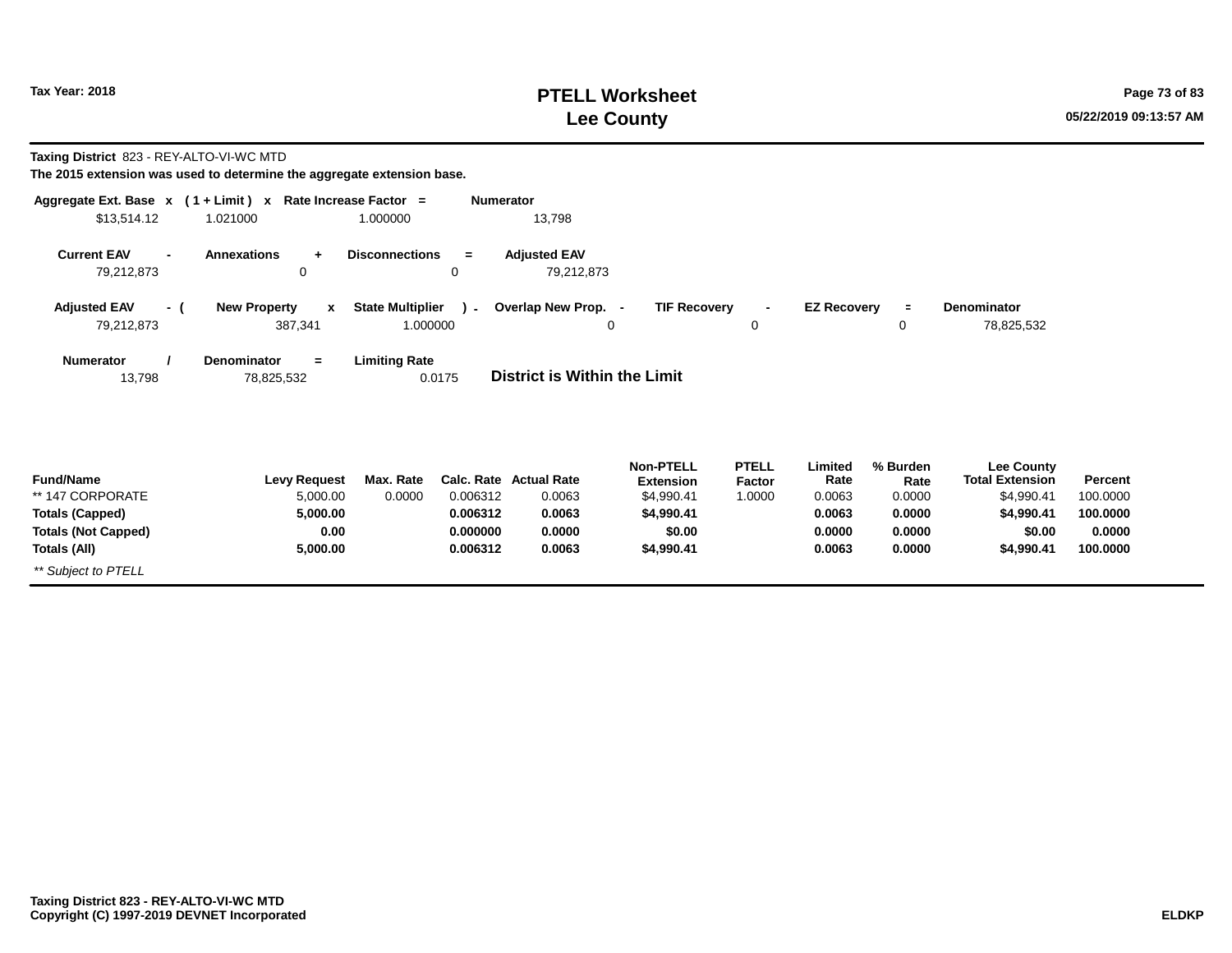# PTELL Worksheet
# Lee County

Tax Year: 2018

**Taxing District** 823 - REY-ALTO-VI-WC MTD

**The 2015 extension was used to determine the aggregate extension base.**

| Aggregate Ext. Base | x | ( 1 + Limit ) | x | Rate Increase Factor | = | Numerator |
|---|---|---|---|---|---|---|
| $13,514.12 | | 1.021000 | | 1.000000 | | 13,798 |

| Current EAV | - | Annexations | + | Disconnections | = | Adjusted EAV |
|---|---|---|---|---|---|---|
| 79,212,873 | | 0 | | 0 | | 79,212,873 |

| Adjusted EAV | - ( | New Property | x | State Multiplier | ) - | Overlap New Prop. | - | TIF Recovery | - | EZ Recovery | = | Denominator |
|---|---|---|---|---|---|---|---|---|---|---|---|---|
| 79,212,873 | | 387,341 | | 1.000000 | | 0 | | 0 | | 0 | | 78,825,532 |

| Numerator | / | Denominator | = | Limiting Rate |
|---|---|---|---|---|
| 13,798 | | 78,825,532 | | 0.0175 |

**District is Within the Limit**

| Fund/Name | Levy Request | Max. Rate | Calc. Rate | Actual Rate | Non-PTELL Extension | PTELL Factor | Limited Rate | % Burden Rate | Lee County Total Extension | Percent |
|---|---|---|---|---|---|---|---|---|---|---|
| ** 147 CORPORATE | 5,000.00 | 0.0000 | 0.006312 | 0.0063 | $4,990.41 | 1.0000 | 0.0063 | 0.0000 | $4,990.41 | 100.0000 |
| **Totals (Capped)** | **5,000.00** | | **0.006312** | **0.0063** | **$4,990.41** | | **0.0063** | **0.0000** | **$4,990.41** | **100.0000** |
| **Totals (Not Capped)** | **0.00** | | **0.000000** | **0.0000** | **$0.00** | | **0.0000** | **0.0000** | **$0.00** | **0.0000** |
| **Totals (All)** | **5,000.00** | | **0.006312** | **0.0063** | **$4,990.41** | | **0.0063** | **0.0000** | **$4,990.41** | **100.0000** |

*** Subject to PTELL*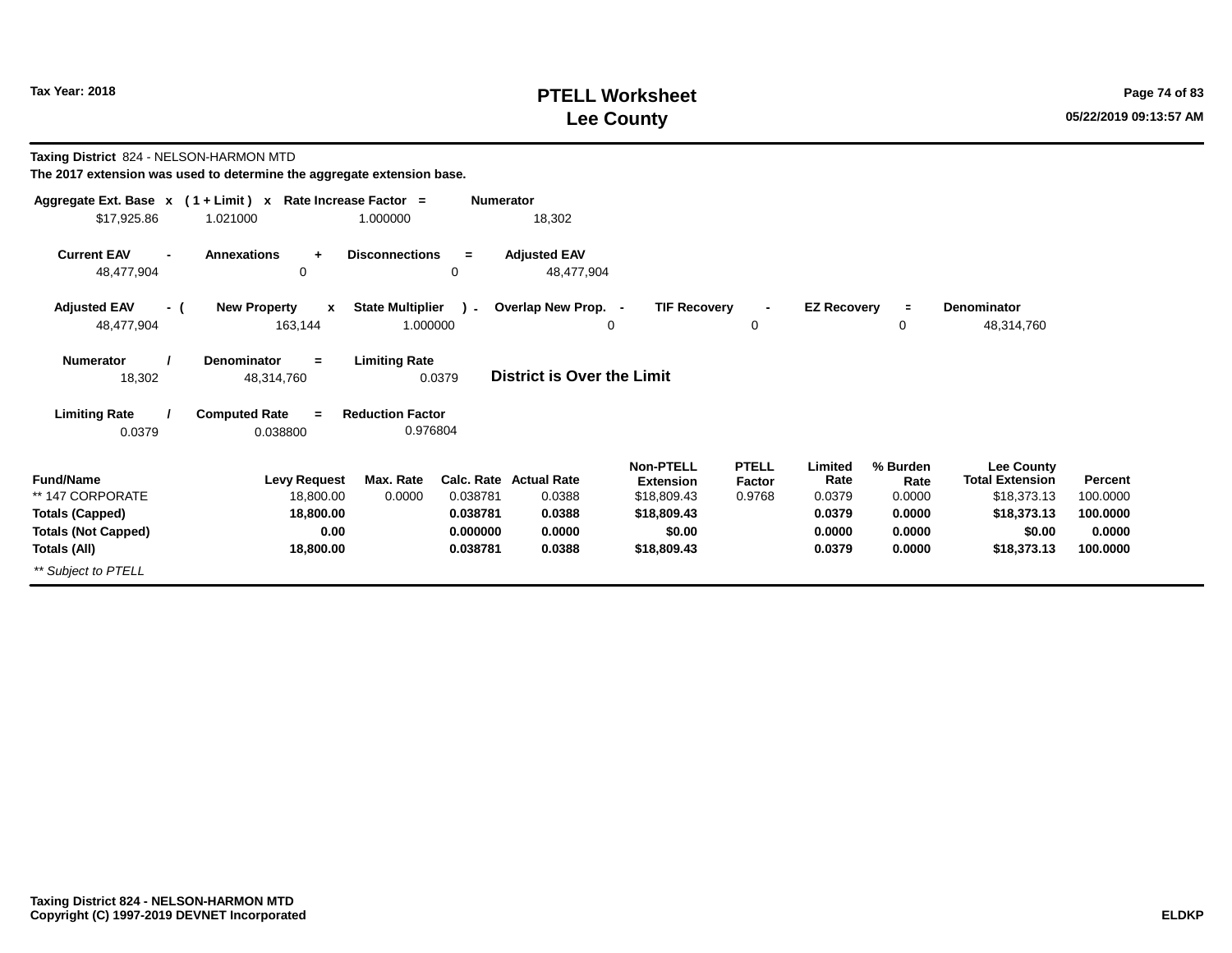Tax Year: 2018

# PTELL Worksheet
# Lee County

05/22/2019 09:13:57 AM

**Taxing District** 824 - NELSON-HARMON MTD

**The 2017 extension was used to determine the aggregate extension base.**

| Aggregate Ext. Base | x | ( 1 + Limit ) | x | Rate Increase Factor | = | Numerator |
|---|---|---|---|---|---|---|
| $17,925.86 | | 1.021000 | | 1.000000 | | 18,302 |

| Current EAV | - | Annexations | + | Disconnections | = | Adjusted EAV |
|---|---|---|---|---|---|---|
| 48,477,904 | | 0 | | 0 | | 48,477,904 |

| Adjusted EAV | - ( | New Property | x | State Multiplier | ) - | Overlap New Prop. | - | TIF Recovery | - | EZ Recovery | = | Denominator |
|---|---|---|---|---|---|---|---|---|---|---|---|---|
| 48,477,904 | | 163,144 | | 1.000000 | | 0 | | 0 | | 0 | | 48,314,760 |

| Numerator | / | Denominator | = | Limiting Rate |
|---|---|---|---|---|
| 18,302 | | 48,314,760 | | 0.0379 |

**District is Over the Limit**

| Limiting Rate | / | Computed Rate | = | Reduction Factor |
|---|---|---|---|---|
| 0.0379 | | 0.038800 | | 0.976804 |

| Fund/Name | Levy Request | Max. Rate | Calc. Rate | Actual Rate | Non-PTELL Extension | PTELL Factor | Limited Rate | % Burden Rate | Lee County Total Extension | Percent |
|---|---|---|---|---|---|---|---|---|---|---|
| ** 147 CORPORATE | 18,800.00 | 0.0000 | 0.038781 | 0.0388 | $18,809.43 | 0.9768 | 0.0379 | 0.0000 | $18,373.13 | 100.0000 |
| **Totals (Capped)** | **18,800.00** | | **0.038781** | **0.0388** | **$18,809.43** | | **0.0379** | **0.0000** | **$18,373.13** | **100.0000** |
| **Totals (Not Capped)** | **0.00** | | **0.000000** | **0.0000** | **$0.00** | | **0.0000** | **0.0000** | **$0.00** | **0.0000** |
| **Totals (All)** | **18,800.00** | | **0.038781** | **0.0388** | **$18,809.43** | | **0.0379** | **0.0000** | **$18,373.13** | **100.0000** |

*** Subject to PTELL*

**Taxing District 824 - NELSON-HARMON MTD**
**Copyright (C) 1997-2019 DEVNET Incorporated**

**ELDKP**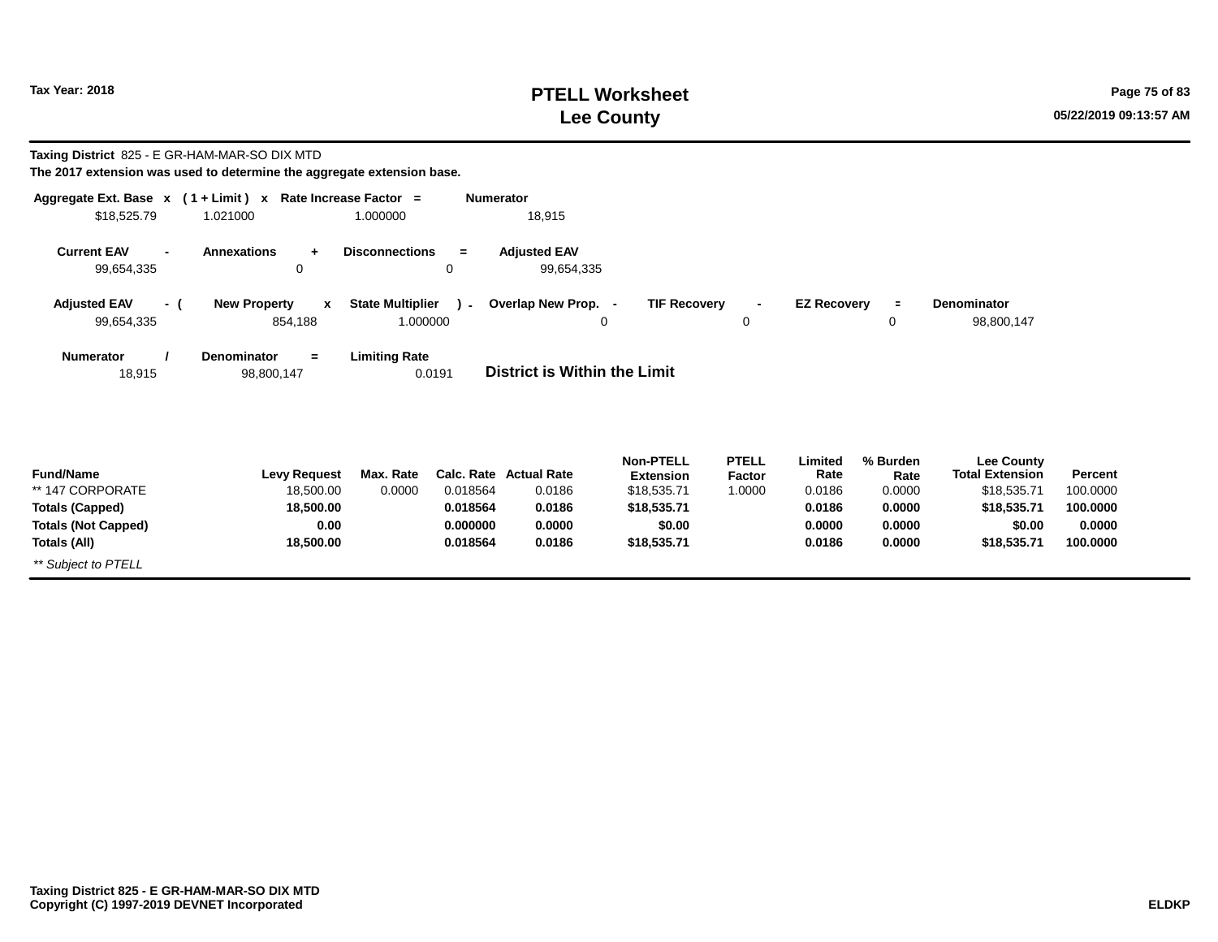Tax Year: 2018

# PTELL Worksheet
# Lee County

05/22/2019 09:13:57 AM

**Taxing District** 825 - E GR-HAM-MAR-SO DIX MTD
**The 2017 extension was used to determine the aggregate extension base.**

| Aggregate Ext. Base | x | ( 1 + Limit ) | x | Rate Increase Factor | = | Numerator |
|---|---|---|---|---|---|---|
| $18,525.79 | | 1.021000 | | 1.000000 | | 18,915 |

| Current EAV | - | Annexations | + | Disconnections | = | Adjusted EAV |
|---|---|---|---|---|---|---|
| 99,654,335 | | 0 | | 0 | | 99,654,335 |

| Adjusted EAV | - ( | New Property | x | State Multiplier | ) - | Overlap New Prop. | - | TIF Recovery | - | EZ Recovery | = | Denominator |
|---|---|---|---|---|---|---|---|---|---|---|---|---|
| 99,654,335 | | 854,188 | | 1.000000 | | 0 | | 0 | | 0 | | 98,800,147 |

| Numerator | / | Denominator | = | Limiting Rate |
|---|---|---|---|---|
| 18,915 | | 98,800,147 | | 0.0191 |

**District is Within the Limit**

| Fund/Name | Levy Request | Max. Rate | Calc. Rate | Actual Rate | Non-PTELL Extension | PTELL Factor | Limited Rate | % Burden Rate | Lee County Total Extension | Percent |
|---|---|---|---|---|---|---|---|---|---|---|
| ** 147 CORPORATE | 18,500.00 | 0.0000 | 0.018564 | 0.0186 | $18,535.71 | 1.0000 | 0.0186 | 0.0000 | $18,535.71 | 100.0000 |
| **Totals (Capped)** | **18,500.00** | | **0.018564** | **0.0186** | **$18,535.71** | | **0.0186** | **0.0000** | **$18,535.71** | **100.0000** |
| **Totals (Not Capped)** | **0.00** | | **0.000000** | **0.0000** | **$0.00** | | **0.0000** | **0.0000** | **$0.00** | **0.0000** |
| **Totals (All)** | **18,500.00** | | **0.018564** | **0.0186** | **$18,535.71** | | **0.0186** | **0.0000** | **$18,535.71** | **100.0000** |

*** Subject to PTELL*

**Taxing District 825 - E GR-HAM-MAR-SO DIX MTD**
**Copyright (C) 1997-2019 DEVNET Incorporated**

**ELDKP**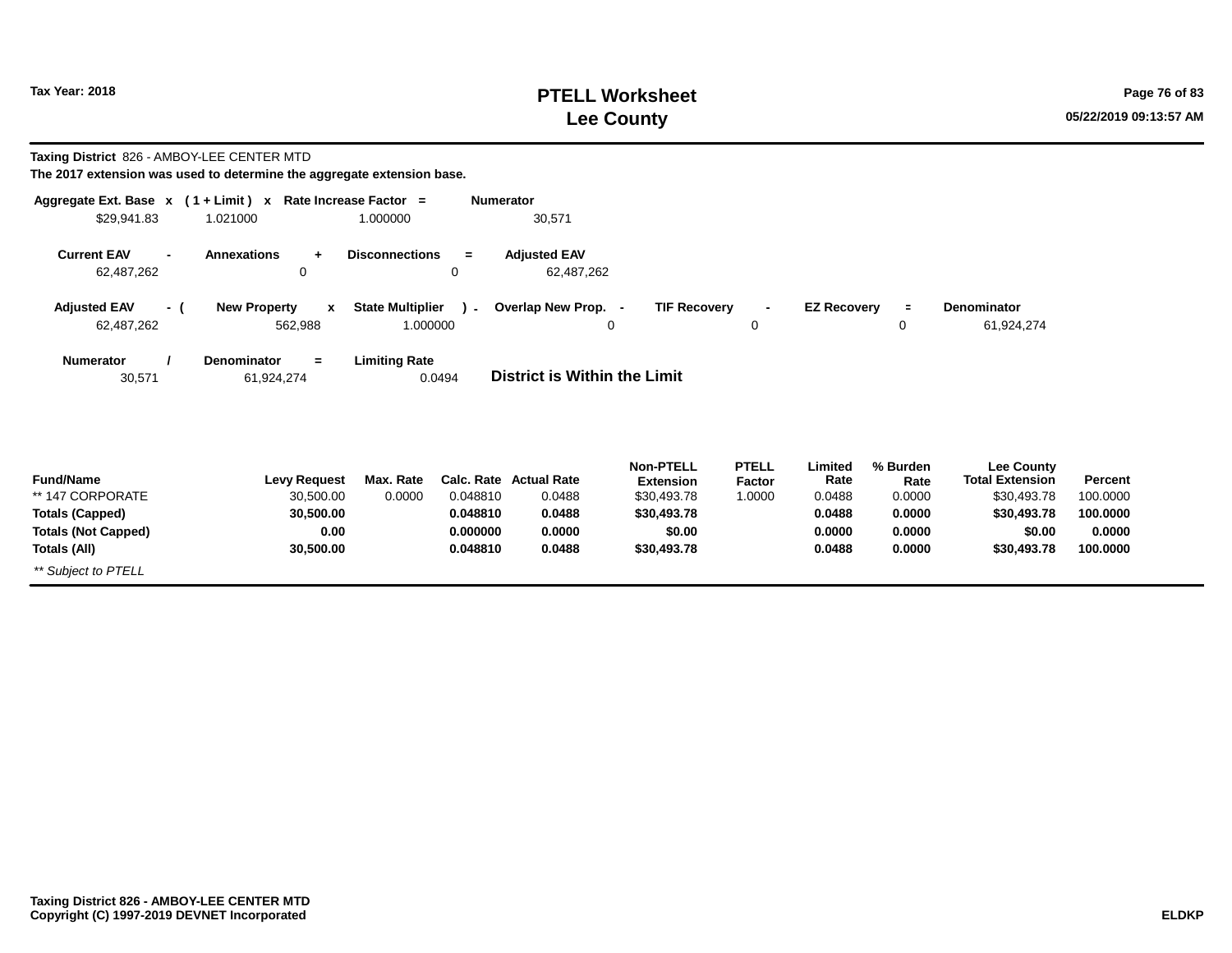**Tax Year: 2018**

# PTELL Worksheet
# Lee County

**Taxing District** 826 - AMBOY-LEE CENTER MTD

**The 2017 extension was used to determine the aggregate extension base.**

| Aggregate Ext. Base | x | ( 1 + Limit ) | x | Rate Increase Factor | = | Numerator |
|---|---|---|---|---|---|---|
| $29,941.83 | | 1.021000 | | 1.000000 | | 30,571 |

| Current EAV | - | Annexations | + | Disconnections | = | Adjusted EAV |
|---|---|---|---|---|---|---|
| 62,487,262 | | 0 | | 0 | | 62,487,262 |

| Adjusted EAV | - ( | New Property | x | State Multiplier | ) - | Overlap New Prop. | - | TIF Recovery | - | EZ Recovery | = | Denominator |
|---|---|---|---|---|---|---|---|---|---|---|---|---|
| 62,487,262 | | 562,988 | | 1.000000 | | 0 | | 0 | | 0 | | 61,924,274 |

| Numerator | / | Denominator | = | Limiting Rate |
|---|---|---|---|---|
| 30,571 | | 61,924,274 | | 0.0494 |

**District is Within the Limit**

| Fund/Name | Levy Request | Max. Rate | Calc. Rate | Actual Rate | Non-PTELL Extension | PTELL Factor | Limited Rate | % Burden Rate | Lee County Total Extension | Percent |
|---|---|---|---|---|---|---|---|---|---|---|
| ** 147 CORPORATE | 30,500.00 | 0.0000 | 0.048810 | 0.0488 | $30,493.78 | 1.0000 | 0.0488 | 0.0000 | $30,493.78 | 100.0000 |
| **Totals (Capped)** | **30,500.00** | | **0.048810** | **0.0488** | **$30,493.78** | | **0.0488** | **0.0000** | **$30,493.78** | **100.0000** |
| **Totals (Not Capped)** | **0.00** | | **0.000000** | **0.0000** | **$0.00** | | **0.0000** | **0.0000** | **$0.00** | **0.0000** |
| **Totals (All)** | **30,500.00** | | **0.048810** | **0.0488** | **$30,493.78** | | **0.0488** | **0.0000** | **$30,493.78** | **100.0000** |

*** Subject to PTELL*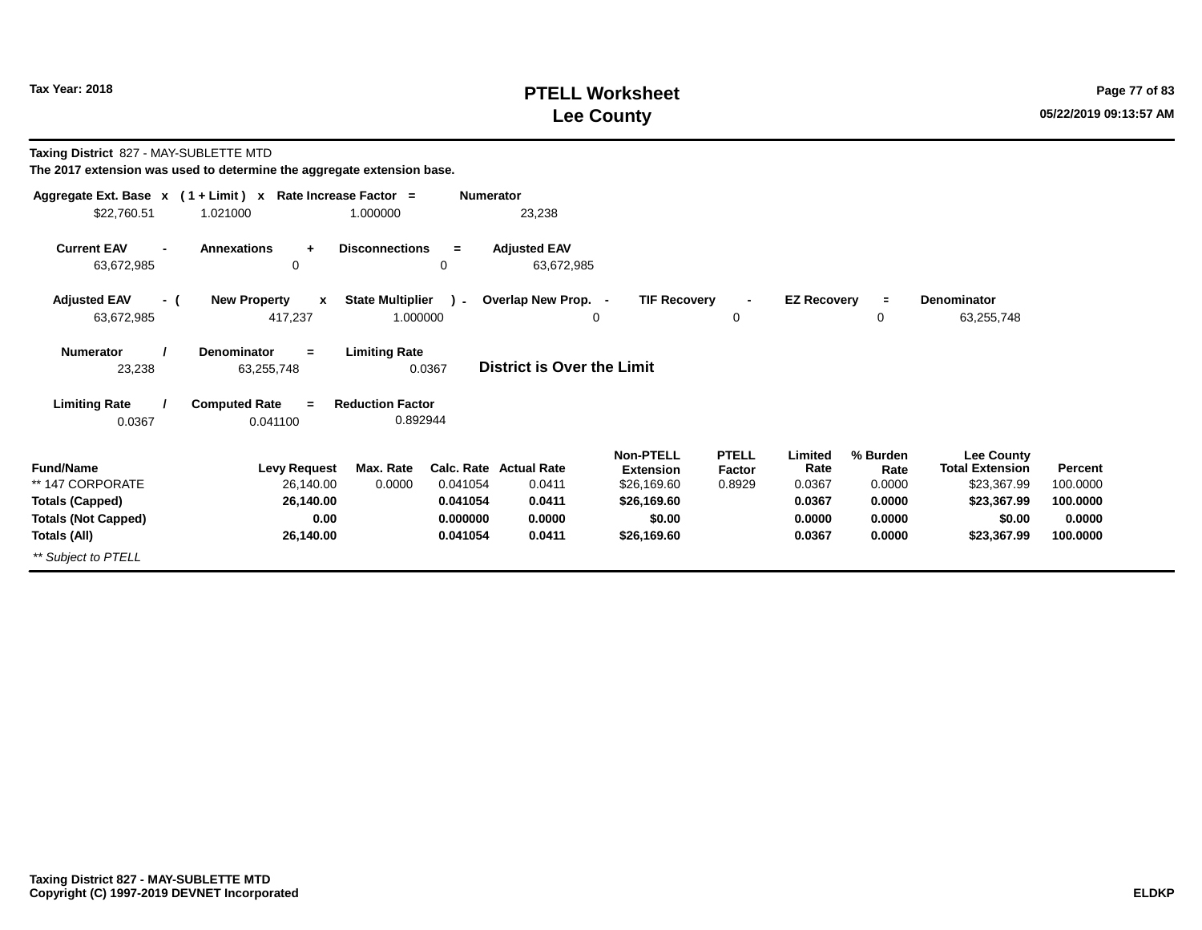# PTELL Worksheet
# Lee County

Tax Year: 2018

**Taxing District** 827 - MAY-SUBLETTE MTD

**The 2017 extension was used to determine the aggregate extension base.**

| Aggregate Ext. Base | x | ( 1 + Limit ) | x | Rate Increase Factor | = | Numerator |
|---|---|---|---|---|---|---|
| $22,760.51 | | 1.021000 | | 1.000000 | | 23,238 |

| Current EAV | - | Annexations | + | Disconnections | = | Adjusted EAV |
|---|---|---|---|---|---|---|
| 63,672,985 | | 0 | | 0 | | 63,672,985 |

| Adjusted EAV | - ( | New Property | x | State Multiplier | ) - | Overlap New Prop. | - | TIF Recovery | - | EZ Recovery | = | Denominator |
|---|---|---|---|---|---|---|---|---|---|---|---|---|
| 63,672,985 | | 417,237 | | 1.000000 | | 0 | | 0 | | 0 | | 63,255,748 |

| Numerator | / | Denominator | = | Limiting Rate |
|---|---|---|---|---|
| 23,238 | | 63,255,748 | | 0.0367 |

**District is Over the Limit**

| Limiting Rate | / | Computed Rate | = | Reduction Factor |
|---|---|---|---|---|
| 0.0367 | | 0.041100 | | 0.892944 |

| Fund/Name | Levy Request | Max. Rate | Calc. Rate | Actual Rate | Non-PTELL Extension | PTELL Factor | Limited Rate | % Burden Rate | Lee County Total Extension | Percent |
|---|---|---|---|---|---|---|---|---|---|---|
| ** 147 CORPORATE | 26,140.00 | 0.0000 | 0.041054 | 0.0411 | $26,169.60 | 0.8929 | 0.0367 | 0.0000 | $23,367.99 | 100.0000 |
| **Totals (Capped)** | **26,140.00** | | **0.041054** | **0.0411** | **$26,169.60** | | **0.0367** | **0.0000** | **$23,367.99** | **100.0000** |
| **Totals (Not Capped)** | **0.00** | | **0.000000** | **0.0000** | **$0.00** | | **0.0000** | **0.0000** | **$0.00** | **0.0000** |
| **Totals (All)** | **26,140.00** | | **0.041054** | **0.0411** | **$26,169.60** | | **0.0367** | **0.0000** | **$23,367.99** | **100.0000** |

*** Subject to PTELL*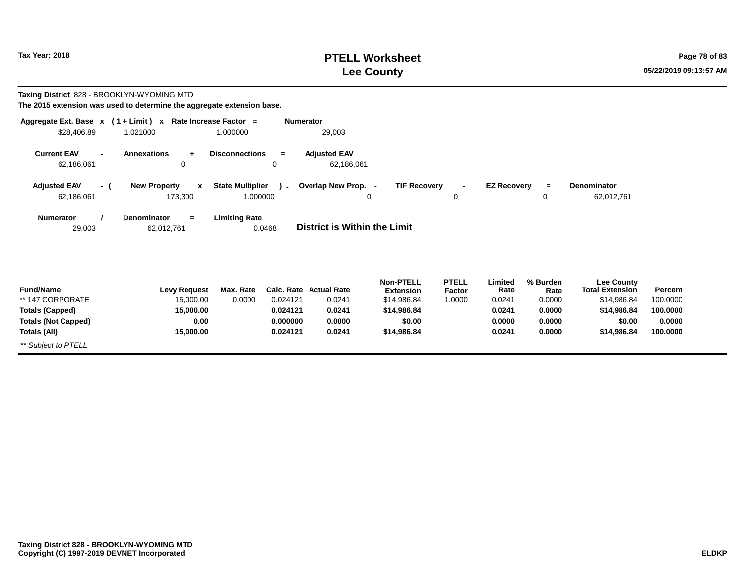**Taxing District** 828 - BROOKLYN-WYOMING MTD

**The 2015 extension was used to determine the aggregate extension base.**

| Aggregate Ext. Base | x | ( 1 + Limit ) | x | Rate Increase Factor | = | Numerator |
|---|---|---|---|---|---|---|
| $28,406.89 | | 1.021000 | | 1.000000 | | 29,003 |

| Current EAV | - | Annexations | + | Disconnections | = | Adjusted EAV |
|---|---|---|---|---|---|---|
| 62,186,061 | | 0 | | 0 | | 62,186,061 |

| Adjusted EAV | - ( | New Property | x | State Multiplier | ) - | Overlap New Prop. | - | TIF Recovery | - | EZ Recovery | = | Denominator |
|---|---|---|---|---|---|---|---|---|---|---|---|---|
| 62,186,061 | | 173,300 | | 1.000000 | | 0 | | 0 | | 0 | | 62,012,761 |

| Numerator | / | Denominator | = | Limiting Rate |
|---|---|---|---|---|
| 29,003 | | 62,012,761 | | 0.0468 |

**District is Within the Limit**

| Fund/Name | Levy Request | Max. Rate | Calc. Rate | Actual Rate | Non-PTELL Extension | PTELL Factor | Limited Rate | % Burden Rate | Lee County Total Extension | Percent |
|---|---|---|---|---|---|---|---|---|---|---|
| ** 147 CORPORATE | 15,000.00 | 0.0000 | 0.024121 | 0.0241 | $14,986.84 | 1.0000 | 0.0241 | 0.0000 | $14,986.84 | 100.0000 |
| **Totals (Capped)** | **15,000.00** | | **0.024121** | **0.0241** | **$14,986.84** | | **0.0241** | **0.0000** | **$14,986.84** | **100.0000** |
| **Totals (Not Capped)** | **0.00** | | **0.000000** | **0.0000** | **$0.00** | | **0.0000** | **0.0000** | **$0.00** | **0.0000** |
| **Totals (All)** | **15,000.00** | | **0.024121** | **0.0241** | **$14,986.84** | | **0.0241** | **0.0000** | **$14,986.84** | **100.0000** |

*** Subject to PTELL*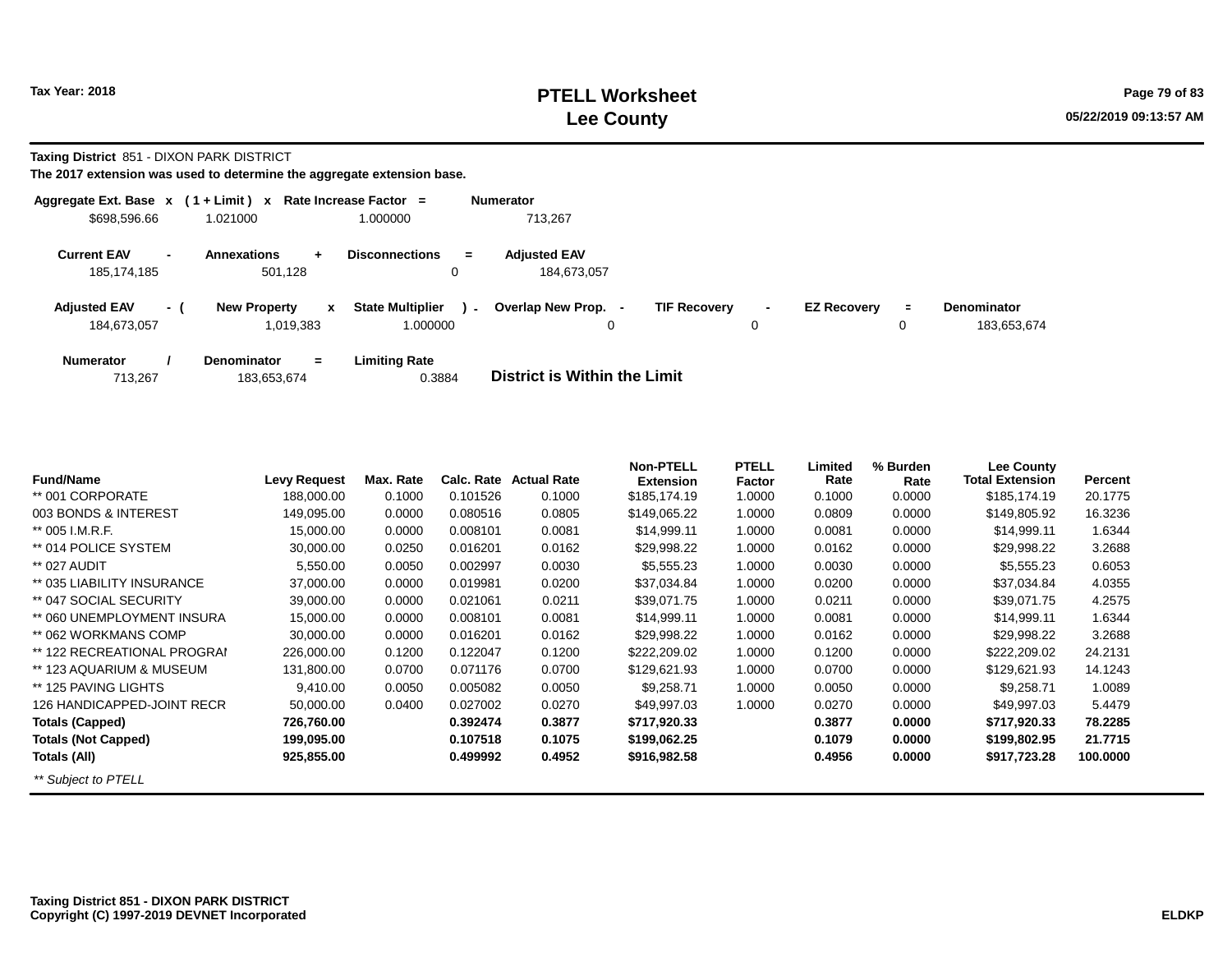# PTELL Worksheet
# Lee County

Tax Year: 2018

**Taxing District** 851 - DIXON PARK DISTRICT

**The 2017 extension was used to determine the aggregate extension base.**

| Aggregate Ext. Base | x | ( 1 + Limit ) | x | Rate Increase Factor | = | Numerator |
|---|---|---|---|---|---|---|
| $698,596.66 | | 1.021000 | | 1.000000 | | 713,267 |

| Current EAV | - | Annexations | + | Disconnections | = | Adjusted EAV |
|---|---|---|---|---|---|---|
| 185,174,185 | | 501,128 | | 0 | | 184,673,057 |

| Adjusted EAV | - ( | New Property | x | State Multiplier | ) - | Overlap New Prop. | - | TIF Recovery | - | EZ Recovery | = | Denominator |
|---|---|---|---|---|---|---|---|---|---|---|---|---|
| 184,673,057 | | 1,019,383 | | 1.000000 | | 0 | | 0 | | 0 | | 183,653,674 |

| Numerator | / | Denominator | = | Limiting Rate |
|---|---|---|---|---|
| 713,267 | | 183,653,674 | | 0.3884 |

**District is Within the Limit**

| Fund/Name | Levy Request | Max. Rate | Calc. Rate | Actual Rate | Non-PTELL Extension | PTELL Factor | Limited Rate | % Burden Rate | Lee County Total Extension | Percent |
|---|---|---|---|---|---|---|---|---|---|---|
| ** 001 CORPORATE | 188,000.00 | 0.1000 | 0.101526 | 0.1000 | $185,174.19 | 1.0000 | 0.1000 | 0.0000 | $185,174.19 | 20.1775 |
| 003 BONDS & INTEREST | 149,095.00 | 0.0000 | 0.080516 | 0.0805 | $149,065.22 | 1.0000 | 0.0809 | 0.0000 | $149,805.92 | 16.3236 |
| ** 005 I.M.R.F. | 15,000.00 | 0.0000 | 0.008101 | 0.0081 | $14,999.11 | 1.0000 | 0.0081 | 0.0000 | $14,999.11 | 1.6344 |
| ** 014 POLICE SYSTEM | 30,000.00 | 0.0250 | 0.016201 | 0.0162 | $29,998.22 | 1.0000 | 0.0162 | 0.0000 | $29,998.22 | 3.2688 |
| ** 027 AUDIT | 5,550.00 | 0.0050 | 0.002997 | 0.0030 | $5,555.23 | 1.0000 | 0.0030 | 0.0000 | $5,555.23 | 0.6053 |
| ** 035 LIABILITY INSURANCE | 37,000.00 | 0.0000 | 0.019981 | 0.0200 | $37,034.84 | 1.0000 | 0.0200 | 0.0000 | $37,034.84 | 4.0355 |
| ** 047 SOCIAL SECURITY | 39,000.00 | 0.0000 | 0.021061 | 0.0211 | $39,071.75 | 1.0000 | 0.0211 | 0.0000 | $39,071.75 | 4.2575 |
| ** 060 UNEMPLOYMENT INSURA | 15,000.00 | 0.0000 | 0.008101 | 0.0081 | $14,999.11 | 1.0000 | 0.0081 | 0.0000 | $14,999.11 | 1.6344 |
| ** 062 WORKMANS COMP | 30,000.00 | 0.0000 | 0.016201 | 0.0162 | $29,998.22 | 1.0000 | 0.0162 | 0.0000 | $29,998.22 | 3.2688 |
| ** 122 RECREATIONAL PROGRAI | 226,000.00 | 0.1200 | 0.122047 | 0.1200 | $222,209.02 | 1.0000 | 0.1200 | 0.0000 | $222,209.02 | 24.2131 |
| ** 123 AQUARIUM & MUSEUM | 131,800.00 | 0.0700 | 0.071176 | 0.0700 | $129,621.93 | 1.0000 | 0.0700 | 0.0000 | $129,621.93 | 14.1243 |
| ** 125 PAVING LIGHTS | 9,410.00 | 0.0050 | 0.005082 | 0.0050 | $9,258.71 | 1.0000 | 0.0050 | 0.0000 | $9,258.71 | 1.0089 |
| 126 HANDICAPPED-JOINT RECR | 50,000.00 | 0.0400 | 0.027002 | 0.0270 | $49,997.03 | 1.0000 | 0.0270 | 0.0000 | $49,997.03 | 5.4479 |
| **Totals (Capped)** | **726,760.00** | | **0.392474** | **0.3877** | **$717,920.33** | | **0.3877** | **0.0000** | **$717,920.33** | **78.2285** |
| **Totals (Not Capped)** | **199,095.00** | | **0.107518** | **0.1075** | **$199,062.25** | | **0.1079** | **0.0000** | **$199,802.95** | **21.7715** |
| **Totals (All)** | **925,855.00** | | **0.499992** | **0.4952** | **$916,982.58** | | **0.4956** | **0.0000** | **$917,723.28** | **100.0000** |

*** Subject to PTELL*

**Taxing District 851 - DIXON PARK DISTRICT**
**Copyright (C) 1997-2019 DEVNET Incorporated**

**ELDKP**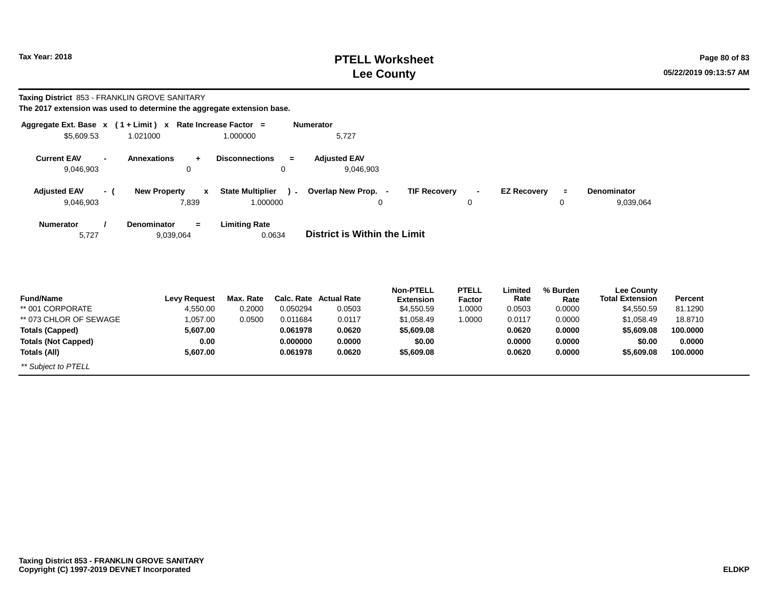# PTELL Worksheet
# Lee County

**Tax Year: 2018**

05/22/2019 09:13:57 AM

**Taxing District** 853 - FRANKLIN GROVE SANITARY

**The 2017 extension was used to determine the aggregate extension base.**

| Aggregate Ext. Base | x | ( 1 + Limit ) | x | Rate Increase Factor | = | Numerator |
|---|---|---|---|---|---|---|
| $5,609.53 | | 1.021000 | | 1.000000 | | 5,727 |

| Current EAV | - | Annexations | + | Disconnections | = | Adjusted EAV |
|---|---|---|---|---|---|---|
| 9,046,903 | | 0 | | 0 | | 9,046,903 |

| Adjusted EAV | - ( | New Property | x | State Multiplier | ) - | Overlap New Prop. | - | TIF Recovery | - | EZ Recovery | = | Denominator |
|---|---|---|---|---|---|---|---|---|---|---|---|---|
| 9,046,903 | | 7,839 | | 1.000000 | | 0 | | 0 | | 0 | | 9,039,064 |

| Numerator | / | Denominator | = | Limiting Rate |
|---|---|---|---|---|
| 5,727 | | 9,039,064 | | 0.0634 |

**District is Within the Limit**

| Fund/Name | Levy Request | Max. Rate | Calc. Rate | Actual Rate | Non-PTELL Extension | PTELL Factor | Limited Rate | % Burden Rate | Lee County Total Extension | Percent |
|---|---|---|---|---|---|---|---|---|---|---|
| ** 001 CORPORATE | 4,550.00 | 0.2000 | 0.050294 | 0.0503 | $4,550.59 | 1.0000 | 0.0503 | 0.0000 | $4,550.59 | 81.1290 |
| ** 073 CHLOR OF SEWAGE | 1,057.00 | 0.0500 | 0.011684 | 0.0117 | $1,058.49 | 1.0000 | 0.0117 | 0.0000 | $1,058.49 | 18.8710 |
| **Totals (Capped)** | **5,607.00** | | **0.061978** | **0.0620** | **$5,609.08** | | **0.0620** | **0.0000** | **$5,609.08** | **100.0000** |
| **Totals (Not Capped)** | **0.00** | | **0.000000** | **0.0000** | **$0.00** | | **0.0000** | **0.0000** | **$0.00** | **0.0000** |
| **Totals (All)** | **5,607.00** | | **0.061978** | **0.0620** | **$5,609.08** | | **0.0620** | **0.0000** | **$5,609.08** | **100.0000** |

*** Subject to PTELL*

**Taxing District 853 - FRANKLIN GROVE SANITARY**
**Copyright (C) 1997-2019 DEVNET Incorporated**

**ELDKP**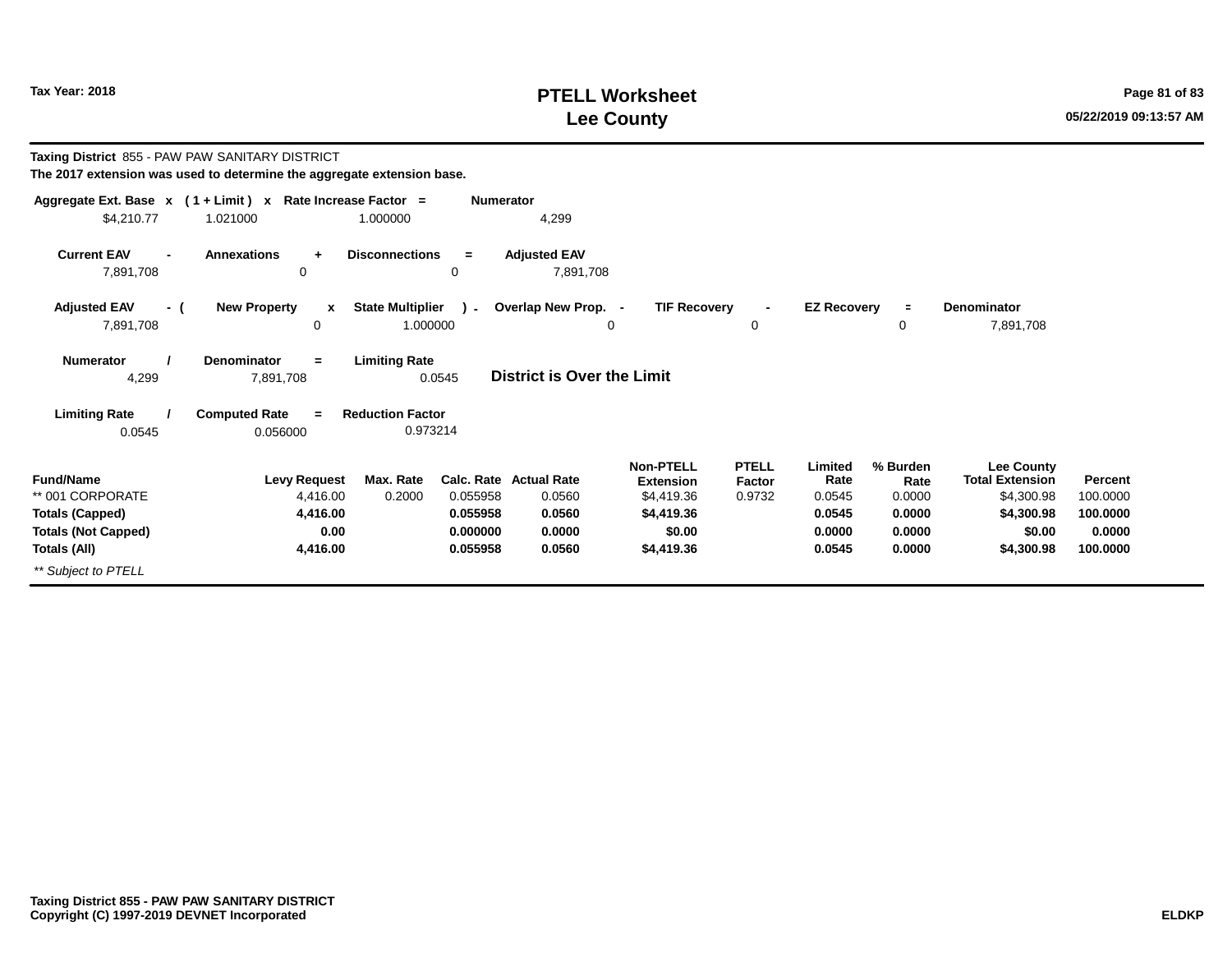# PTELL Worksheet
# Lee County

Tax Year: 2018

**Taxing District** 855 - PAW PAW SANITARY DISTRICT

**The 2017 extension was used to determine the aggregate extension base.**

| Aggregate Ext. Base | x | ( 1 + Limit ) | x | Rate Increase Factor | = | Numerator |
|---|---|---|---|---|---|---|
| $4,210.77 | | 1.021000 | | 1.000000 | | 4,299 |

| Current EAV | - | Annexations | + | Disconnections | = | Adjusted EAV |
|---|---|---|---|---|---|---|
| 7,891,708 | | 0 | | 0 | | 7,891,708 |

| Adjusted EAV | - ( | New Property | x | State Multiplier | ) - | Overlap New Prop. | - | TIF Recovery | - | EZ Recovery | = | Denominator |
|---|---|---|---|---|---|---|---|---|---|---|---|---|
| 7,891,708 | | 0 | | 1.000000 | | 0 | | 0 | | 0 | | 7,891,708 |

| Numerator | / | Denominator | = | Limiting Rate |
|---|---|---|---|---|
| 4,299 | | 7,891,708 | | 0.0545 |

**District is Over the Limit**

| Limiting Rate | / | Computed Rate | = | Reduction Factor |
|---|---|---|---|---|
| 0.0545 | | 0.056000 | | 0.973214 |

| Fund/Name | Levy Request | Max. Rate | Calc. Rate | Actual Rate | Non-PTELL Extension | PTELL Factor | Limited Rate | % Burden Rate | Lee County Total Extension | Percent |
|---|---|---|---|---|---|---|---|---|---|---|
| ** 001 CORPORATE | 4,416.00 | 0.2000 | 0.055958 | 0.0560 | $4,419.36 | 0.9732 | 0.0545 | 0.0000 | $4,300.98 | 100.0000 |
| **Totals (Capped)** | **4,416.00** | | **0.055958** | **0.0560** | **$4,419.36** | | **0.0545** | **0.0000** | **$4,300.98** | **100.0000** |
| **Totals (Not Capped)** | **0.00** | | **0.000000** | **0.0000** | **$0.00** | | **0.0000** | **0.0000** | **$0.00** | **0.0000** |
| **Totals (All)** | **4,416.00** | | **0.055958** | **0.0560** | **$4,419.36** | | **0.0545** | **0.0000** | **$4,300.98** | **100.0000** |

*** Subject to PTELL*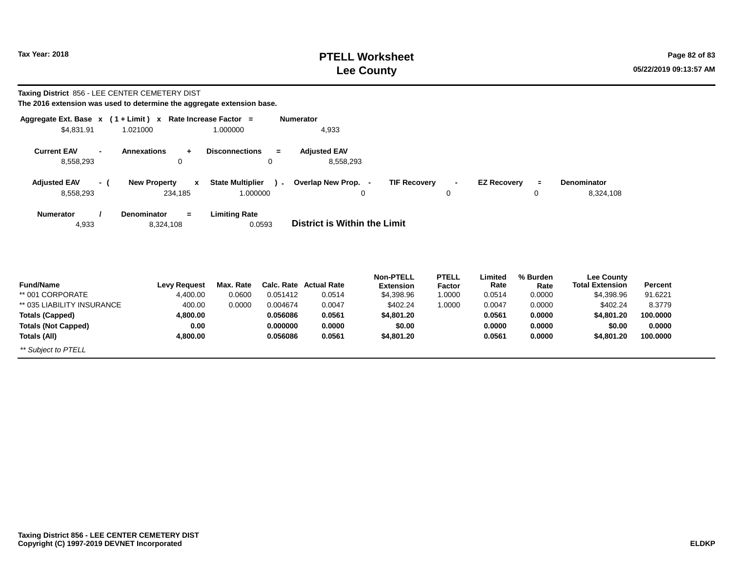**Tax Year: 2018**

# PTELL Worksheet
# Lee County

**Taxing District** 856 - LEE CENTER CEMETERY DIST

**The 2016 extension was used to determine the aggregate extension base.**

| Aggregate Ext. Base | x | ( 1 + Limit ) | x | Rate Increase Factor | = | Numerator |
|---|---|---|---|---|---|---|
| $4,831.91 | | 1.021000 | | 1.000000 | | 4,933 |

| Current EAV | - | Annexations | + | Disconnections | = | Adjusted EAV |
|---|---|---|---|---|---|---|
| 8,558,293 | | 0 | | 0 | | 8,558,293 |

| Adjusted EAV | - ( | New Property | x | State Multiplier | ) - | Overlap New Prop. | - | TIF Recovery | - | EZ Recovery | = | Denominator |
|---|---|---|---|---|---|---|---|---|---|---|---|---|
| 8,558,293 | | 234,185 | | 1.000000 | | 0 | | 0 | | 0 | | 8,324,108 |

| Numerator | / | Denominator | = | Limiting Rate | |
|---|---|---|---|---|---|
| 4,933 | | 8,324,108 | | 0.0593 | **District is Within the Limit** |

| Fund/Name | Levy Request | Max. Rate | Calc. Rate | Actual Rate | Non-PTELL Extension | PTELL Factor | Limited Rate | % Burden Rate | Lee County Total Extension | Percent |
|---|---|---|---|---|---|---|---|---|---|---|
| ** 001 CORPORATE | 4,400.00 | 0.0600 | 0.051412 | 0.0514 | $4,398.96 | 1.0000 | 0.0514 | 0.0000 | $4,398.96 | 91.6221 |
| ** 035 LIABILITY INSURANCE | 400.00 | 0.0000 | 0.004674 | 0.0047 | $402.24 | 1.0000 | 0.0047 | 0.0000 | $402.24 | 8.3779 |
| **Totals (Capped)** | **4,800.00** | | **0.056086** | **0.0561** | **$4,801.20** | | **0.0561** | **0.0000** | **$4,801.20** | **100.0000** |
| **Totals (Not Capped)** | **0.00** | | **0.000000** | **0.0000** | **$0.00** | | **0.0000** | **0.0000** | **$0.00** | **0.0000** |
| **Totals (All)** | **4,800.00** | | **0.056086** | **0.0561** | **$4,801.20** | | **0.0561** | **0.0000** | **$4,801.20** | **100.0000** |

*** Subject to PTELL*

**Taxing District 856 - LEE CENTER CEMETERY DIST**
**Copyright (C) 1997-2019 DEVNET Incorporated**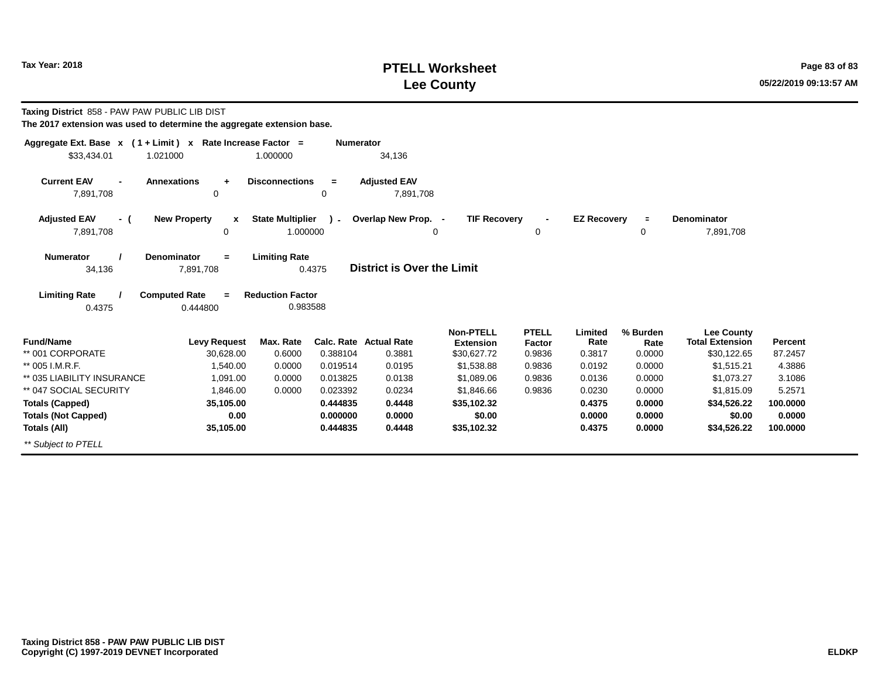**Taxing District** 858 - PAW PAW PUBLIC LIB DIST

**The 2017 extension was used to determine the aggregate extension base.**

| Aggregate Ext. Base | x | ( 1 + Limit ) | x | Rate Increase Factor | = | Numerator |
|---|---|---|---|---|---|---|
| $33,434.01 | | 1.021000 | | 1.000000 | | 34,136 |

| Current EAV | - | Annexations | + | Disconnections | = | Adjusted EAV |
|---|---|---|---|---|---|---|
| 7,891,708 | | 0 | | 0 | | 7,891,708 |

| Adjusted EAV | - ( | New Property | x | State Multiplier | ) - | Overlap New Prop. | - | TIF Recovery | - | EZ Recovery | = | Denominator |
|---|---|---|---|---|---|---|---|---|---|---|---|---|
| 7,891,708 | | 0 | | 1.000000 | | 0 | | 0 | | 0 | | 7,891,708 |

| Numerator | / | Denominator | = | Limiting Rate |
|---|---|---|---|---|
| 34,136 | | 7,891,708 | | 0.4375 |

**District is Over the Limit**

| Limiting Rate | / | Computed Rate | = | Reduction Factor |
|---|---|---|---|---|
| 0.4375 | | 0.444800 | | 0.983588 |

| Fund/Name | Levy Request | Max. Rate | Calc. Rate | Actual Rate | Non-PTELL Extension | PTELL Factor | Limited Rate | % Burden Rate | Lee County Total Extension | Percent |
|---|---|---|---|---|---|---|---|---|---|---|
| ** 001 CORPORATE | 30,628.00 | 0.6000 | 0.388104 | 0.3881 | $30,627.72 | 0.9836 | 0.3817 | 0.0000 | $30,122.65 | 87.2457 |
| ** 005 I.M.R.F. | 1,540.00 | 0.0000 | 0.019514 | 0.0195 | $1,538.88 | 0.9836 | 0.0192 | 0.0000 | $1,515.21 | 4.3886 |
| ** 035 LIABILITY INSURANCE | 1,091.00 | 0.0000 | 0.013825 | 0.0138 | $1,089.06 | 0.9836 | 0.0136 | 0.0000 | $1,073.27 | 3.1086 |
| ** 047 SOCIAL SECURITY | 1,846.00 | 0.0000 | 0.023392 | 0.0234 | $1,846.66 | 0.9836 | 0.0230 | 0.0000 | $1,815.09 | 5.2571 |
| **Totals (Capped)** | **35,105.00** | | **0.444835** | **0.4448** | **$35,102.32** | | **0.4375** | **0.0000** | **$34,526.22** | **100.0000** |
| **Totals (Not Capped)** | **0.00** | | **0.000000** | **0.0000** | **$0.00** | | **0.0000** | **0.0000** | **$0.00** | **0.0000** |
| **Totals (All)** | **35,105.00** | | **0.444835** | **0.4448** | **$35,102.32** | | **0.4375** | **0.0000** | **$34,526.22** | **100.0000** |

*** Subject to PTELL*